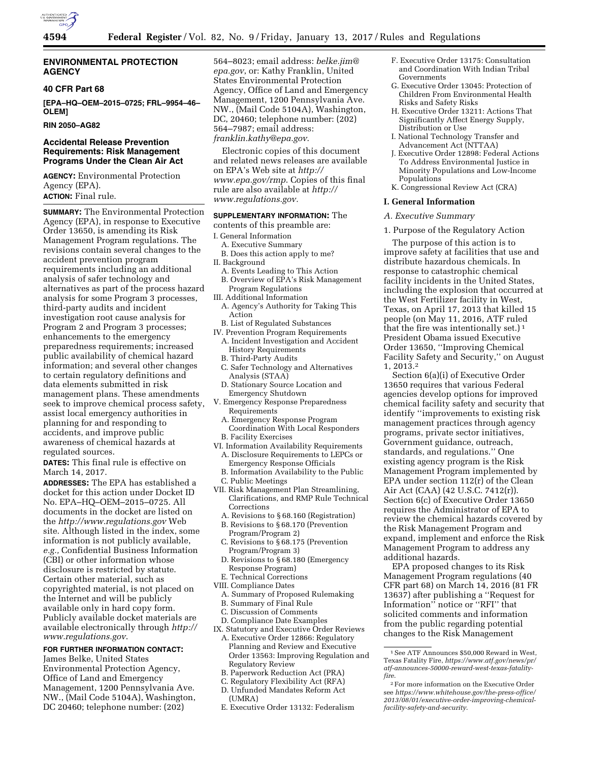**ENVIRONMENTAL PROTECTION AGENCY**

**40 CFR Part 68**

**[EPA–HQ–OEM–2015–0725; FRL–9954–46–OLEM]**

**RIN 2050–AG82**

## Accidental Release Prevention Requirements: Risk Management Programs Under the Clean Air Act

**AGENCY:** Environmental Protection Agency (EPA).

**ACTION:** Final rule.

**SUMMARY:** The Environmental Protection Agency (EPA), in response to Executive Order 13650, is amending its Risk Management Program regulations. The revisions contain several changes to the accident prevention program requirements including an additional analysis of safer technology and alternatives as part of the process hazard analysis for some Program 3 processes, third-party audits and incident investigation root cause analysis for Program 2 and Program 3 processes; enhancements to the emergency preparedness requirements; increased public availability of chemical hazard information; and several other changes to certain regulatory definitions and data elements submitted in risk management plans. These amendments seek to improve chemical process safety, assist local emergency authorities in planning for and responding to accidents, and improve public awareness of chemical hazards at regulated sources.

**DATES:** This final rule is effective on March 14, 2017.

**ADDRESSES:** The EPA has established a docket for this action under Docket ID No. EPA–HQ–OEM–2015–0725. All documents in the docket are listed on the *http://www.regulations.gov* Web site. Although listed in the index, some information is not publicly available, *e.g.,* Confidential Business Information (CBI) or other information whose disclosure is restricted by statute. Certain other material, such as copyrighted material, is not placed on the Internet and will be publicly available only in hard copy form. Publicly available docket materials are available electronically through *http://www.regulations.gov*.

**FOR FURTHER INFORMATION CONTACT:** James Belke, United States Environmental Protection Agency, Office of Land and Emergency Management, 1200 Pennsylvania Ave. NW., (Mail Code 5104A), Washington, DC 20460; telephone number: (202) 564–8023; email address: *belke.jim@epa.gov*, or: Kathy Franklin, United States Environmental Protection Agency, Office of Land and Emergency Management, 1200 Pennsylvania Ave. NW., (Mail Code 5104A), Washington, DC, 20460; telephone number: (202) 564–7987; email address: *franklin.kathy@epa.gov*.

Electronic copies of this document and related news releases are available on EPA's Web site at *http://www.epa.gov/rmp*. Copies of this final rule are also available at *http://www.regulations.gov*.

**SUPPLEMENTARY INFORMATION:** The contents of this preamble are:

I. General Information
  A. Executive Summary
  B. Does this action apply to me?
II. Background
  A. Events Leading to This Action
  B. Overview of EPA's Risk Management Program Regulations
III. Additional Information
  A. Agency's Authority for Taking This Action
  B. List of Regulated Substances
IV. Prevention Program Requirements
  A. Incident Investigation and Accident History Requirements
  B. Third-Party Audits
  C. Safer Technology and Alternatives Analysis (STAA)
  D. Stationary Source Location and Emergency Shutdown
V. Emergency Response Preparedness Requirements
  A. Emergency Response Program Coordination With Local Responders
  B. Facility Exercises
VI. Information Availability Requirements
  A. Disclosure Requirements to LEPCs or Emergency Response Officials
  B. Information Availability to the Public
  C. Public Meetings
VII. Risk Management Plan Streamlining, Clarifications, and RMP Rule Technical Corrections
  A. Revisions to § 68.160 (Registration)
  B. Revisions to § 68.170 (Prevention Program/Program 2)
  C. Revisions to § 68.175 (Prevention Program/Program 3)
  D. Revisions to § 68.180 (Emergency Response Program)
  E. Technical Corrections
VIII. Compliance Dates
  A. Summary of Proposed Rulemaking
  B. Summary of Final Rule
  C. Discussion of Comments
  D. Compliance Date Examples
IX. Statutory and Executive Order Reviews
  A. Executive Order 12866: Regulatory Planning and Review and Executive Order 13563: Improving Regulation and Regulatory Review
  B. Paperwork Reduction Act (PRA)
  C. Regulatory Flexibility Act (RFA)
  D. Unfunded Mandates Reform Act (UMRA)
  E. Executive Order 13132: Federalism
  F. Executive Order 13175: Consultation and Coordination With Indian Tribal Governments
  G. Executive Order 13045: Protection of Children From Environmental Health Risks and Safety Risks
  H. Executive Order 13211: Actions That Significantly Affect Energy Supply, Distribution or Use
  I. National Technology Transfer and Advancement Act (NTTAA)
  J. Executive Order 12898: Federal Actions To Address Environmental Justice in Minority Populations and Low-Income Populations
  K. Congressional Review Act (CRA)

## I. General Information

### *A. Executive Summary*

1. Purpose of the Regulatory Action

The purpose of this action is to improve safety at facilities that use and distribute hazardous chemicals. In response to catastrophic chemical facility incidents in the United States, including the explosion that occurred at the West Fertilizer facility in West, Texas, on April 17, 2013 that killed 15 people (on May 11, 2016, ATF ruled that the fire was intentionally set.)[1] President Obama issued Executive Order 13650, "Improving Chemical Facility Safety and Security," on August 1, 2013.[2]

Section 6(a)(i) of Executive Order 13650 requires that various Federal agencies develop options for improved chemical facility safety and security that identify "improvements to existing risk management practices through agency programs, private sector initiatives, Government guidance, outreach, standards, and regulations." One existing agency program is the Risk Management Program implemented by EPA under section 112(r) of the Clean Air Act (CAA) (42 U.S.C. 7412(r)). Section 6(c) of Executive Order 13650 requires the Administrator of EPA to review the chemical hazards covered by the Risk Management Program and expand, implement and enforce the Risk Management Program to address any additional hazards.

EPA proposed changes to its Risk Management Program regulations (40 CFR part 68) on March 14, 2016 (81 FR 13637) after publishing a "Request for Information" notice or "RFI" that solicited comments and information from the public regarding potential changes to the Risk Management

---

[1] See ATF Announces $50,000 Reward in West, Texas Fatality Fire, *https://www.atf.gov/news/pr/atf-announces-50000-reward-west-texas-fatality-fire*.

[2] For more information on the Executive Order see *https://www.whitehouse.gov/the-press-office/2013/08/01/executive-order-improving-chemical-facility-safety-and-security*.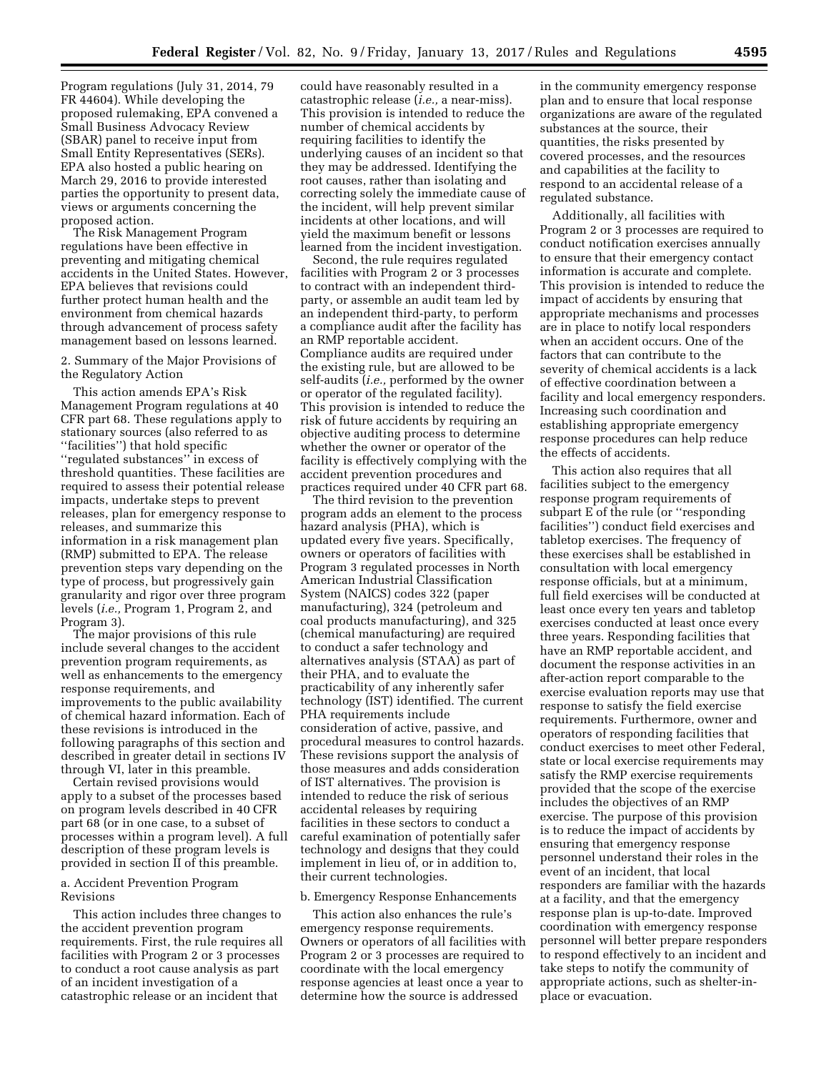Program regulations (July 31, 2014, 79 FR 44604). While developing the proposed rulemaking, EPA convened a Small Business Advocacy Review (SBAR) panel to receive input from Small Entity Representatives (SERs). EPA also hosted a public hearing on March 29, 2016 to provide interested parties the opportunity to present data, views or arguments concerning the proposed action.

The Risk Management Program regulations have been effective in preventing and mitigating chemical accidents in the United States. However, EPA believes that revisions could further protect human health and the environment from chemical hazards through advancement of process safety management based on lessons learned.

2. Summary of the Major Provisions of the Regulatory Action

This action amends EPA's Risk Management Program regulations at 40 CFR part 68. These regulations apply to stationary sources (also referred to as ''facilities'') that hold specific ''regulated substances'' in excess of threshold quantities. These facilities are required to assess their potential release impacts, undertake steps to prevent releases, plan for emergency response to releases, and summarize this information in a risk management plan (RMP) submitted to EPA. The release prevention steps vary depending on the type of process, but progressively gain granularity and rigor over three program levels (*i.e.,* Program 1, Program 2, and Program 3).

The major provisions of this rule include several changes to the accident prevention program requirements, as well as enhancements to the emergency response requirements, and improvements to the public availability of chemical hazard information. Each of these revisions is introduced in the following paragraphs of this section and described in greater detail in sections IV through VI, later in this preamble.

Certain revised provisions would apply to a subset of the processes based on program levels described in 40 CFR part 68 (or in one case, to a subset of processes within a program level). A full description of these program levels is provided in section II of this preamble.

a. Accident Prevention Program Revisions

This action includes three changes to the accident prevention program requirements. First, the rule requires all facilities with Program 2 or 3 processes to conduct a root cause analysis as part of an incident investigation of a catastrophic release or an incident that could have reasonably resulted in a catastrophic release (*i.e.,* a near-miss). This provision is intended to reduce the number of chemical accidents by requiring facilities to identify the underlying causes of an incident so that they may be addressed. Identifying the root causes, rather than isolating and correcting solely the immediate cause of the incident, will help prevent similar incidents at other locations, and will yield the maximum benefit or lessons learned from the incident investigation.

Second, the rule requires regulated facilities with Program 2 or 3 processes to contract with an independent third-party, or assemble an audit team led by an independent third-party, to perform a compliance audit after the facility has an RMP reportable accident. Compliance audits are required under the existing rule, but are allowed to be self-audits (*i.e.,* performed by the owner or operator of the regulated facility). This provision is intended to reduce the risk of future accidents by requiring an objective auditing process to determine whether the owner or operator of the facility is effectively complying with the accident prevention procedures and practices required under 40 CFR part 68.

The third revision to the prevention program adds an element to the process hazard analysis (PHA), which is updated every five years. Specifically, owners or operators of facilities with Program 3 regulated processes in North American Industrial Classification System (NAICS) codes 322 (paper manufacturing), 324 (petroleum and coal products manufacturing), and 325 (chemical manufacturing) are required to conduct a safer technology and alternatives analysis (STAA) as part of their PHA, and to evaluate the practicability of any inherently safer technology (IST) identified. The current PHA requirements include consideration of active, passive, and procedural measures to control hazards. These revisions support the analysis of those measures and adds consideration of IST alternatives. The provision is intended to reduce the risk of serious accidental releases by requiring facilities in these sectors to conduct a careful examination of potentially safer technology and designs that they could implement in lieu of, or in addition to, their current technologies.

b. Emergency Response Enhancements

This action also enhances the rule's emergency response requirements. Owners or operators of all facilities with Program 2 or 3 processes are required to coordinate with the local emergency response agencies at least once a year to determine how the source is addressed in the community emergency response plan and to ensure that local response organizations are aware of the regulated substances at the source, their quantities, the risks presented by covered processes, and the resources and capabilities at the facility to respond to an accidental release of a regulated substance.

Additionally, all facilities with Program 2 or 3 processes are required to conduct notification exercises annually to ensure that their emergency contact information is accurate and complete. This provision is intended to reduce the impact of accidents by ensuring that appropriate mechanisms and processes are in place to notify local responders when an accident occurs. One of the factors that can contribute to the severity of chemical accidents is a lack of effective coordination between a facility and local emergency responders. Increasing such coordination and establishing appropriate emergency response procedures can help reduce the effects of accidents.

This action also requires that all facilities subject to the emergency response program requirements of subpart E of the rule (or ''responding facilities'') conduct field exercises and tabletop exercises. The frequency of these exercises shall be established in consultation with local emergency response officials, but at a minimum, full field exercises will be conducted at least once every ten years and tabletop exercises conducted at least once every three years. Responding facilities that have an RMP reportable accident, and document the response activities in an after-action report comparable to the exercise evaluation reports may use that response to satisfy the field exercise requirements. Furthermore, owner and operators of responding facilities that conduct exercises to meet other Federal, state or local exercise requirements may satisfy the RMP exercise requirements provided that the scope of the exercise includes the objectives of an RMP exercise. The purpose of this provision is to reduce the impact of accidents by ensuring that emergency response personnel understand their roles in the event of an incident, that local responders are familiar with the hazards at a facility, and that the emergency response plan is up-to-date. Improved coordination with emergency response personnel will better prepare responders to respond effectively to an incident and take steps to notify the community of appropriate actions, such as shelter-in-place or evacuation.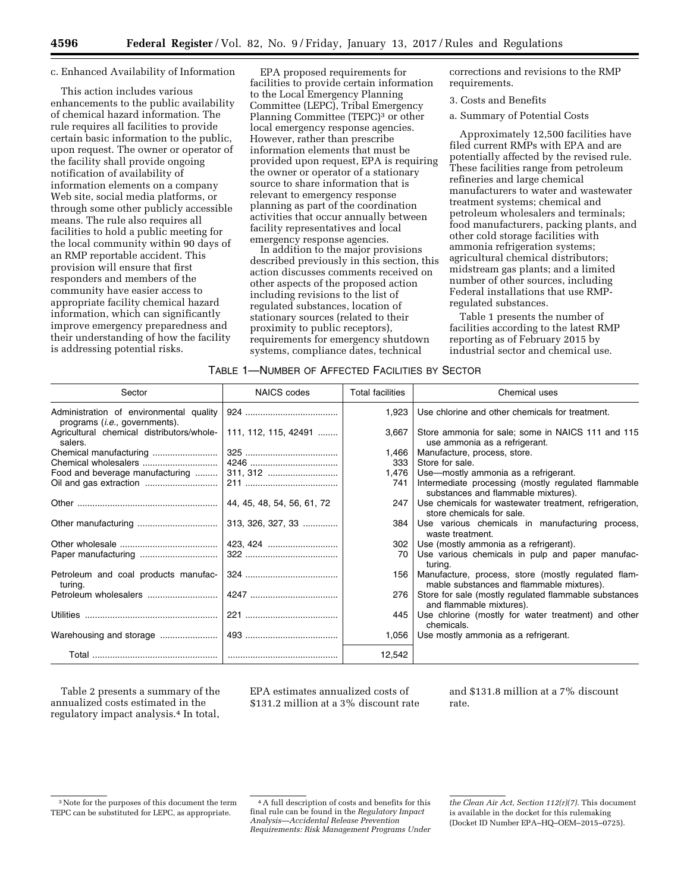c. Enhanced Availability of Information

This action includes various enhancements to the public availability of chemical hazard information. The rule requires all facilities to provide certain basic information to the public, upon request. The owner or operator of the facility shall provide ongoing notification of availability of information elements on a company Web site, social media platforms, or through some other publicly accessible means. The rule also requires all facilities to hold a public meeting for the local community within 90 days of an RMP reportable accident. This provision will ensure that first responders and members of the community have easier access to appropriate facility chemical hazard information, which can significantly improve emergency preparedness and their understanding of how the facility is addressing potential risks.

EPA proposed requirements for facilities to provide certain information to the Local Emergency Planning Committee (LEPC), Tribal Emergency Planning Committee (TEPC)[3] or other local emergency response agencies. However, rather than prescribe information elements that must be provided upon request, EPA is requiring the owner or operator of a stationary source to share information that is relevant to emergency response planning as part of the coordination activities that occur annually between facility representatives and local emergency response agencies.

In addition to the major provisions described previously in this section, this action discusses comments received on other aspects of the proposed action including revisions to the list of regulated substances, location of stationary sources (related to their proximity to public receptors), requirements for emergency shutdown systems, compliance dates, technical corrections and revisions to the RMP requirements.

3. Costs and Benefits

a. Summary of Potential Costs

Approximately 12,500 facilities have filed current RMPs with EPA and are potentially affected by the revised rule. These facilities range from petroleum refineries and large chemical manufacturers to water and wastewater treatment systems; chemical and petroleum wholesalers and terminals; food manufacturers, packing plants, and other cold storage facilities with ammonia refrigeration systems; agricultural chemical distributors; midstream gas plants; and a limited number of other sources, including Federal installations that use RMP-regulated substances.

Table 1 presents the number of facilities according to the latest RMP reporting as of February 2015 by industrial sector and chemical use.

TABLE 1—NUMBER OF AFFECTED FACILITIES BY SECTOR

| Sector | NAICS codes | Total facilities | Chemical uses |
|---|---|---|---|
| Administration of environmental quality programs (*i.e.,* governments). | 924 | 1,923 | Use chlorine and other chemicals for treatment. |
| Agricultural chemical distributors/wholesalers. | 111, 112, 115, 42491 | 3,667 | Store ammonia for sale; some in NAICS 111 and 115 use ammonia as a refrigerant. |
| Chemical manufacturing | 325 | 1,466 | Manufacture, process, store. |
| Chemical wholesalers | 4246 | 333 | Store for sale. |
| Food and beverage manufacturing | 311, 312 | 1,476 | Use—mostly ammonia as a refrigerant. |
| Oil and gas extraction | 211 | 741 | Intermediate processing (mostly regulated flammable substances and flammable mixtures). |
| Other | 44, 45, 48, 54, 56, 61, 72 | 247 | Use chemicals for wastewater treatment, refrigeration, store chemicals for sale. |
| Other manufacturing | 313, 326, 327, 33 | 384 | Use various chemicals in manufacturing process, waste treatment. |
| Other wholesale | 423, 424 | 302 | Use (mostly ammonia as a refrigerant). |
| Paper manufacturing | 322 | 70 | Use various chemicals in pulp and paper manufacturing. |
| Petroleum and coal products manufacturing. | 324 | 156 | Manufacture, process, store (mostly regulated flammable substances and flammable mixtures). |
| Petroleum wholesalers | 4247 | 276 | Store for sale (mostly regulated flammable substances and flammable mixtures). |
| Utilities | 221 | 445 | Use chlorine (mostly for water treatment) and other chemicals. |
| Warehousing and storage | 493 | 1,056 | Use mostly ammonia as a refrigerant. |
| Total | | 12,542 | |

Table 2 presents a summary of the annualized costs estimated in the regulatory impact analysis.[4] In total, EPA estimates annualized costs of $131.2 million at a 3% discount rate and $131.8 million at a 7% discount rate.

[3] Note for the purposes of this document the term TEPC can be substituted for LEPC, as appropriate.

[4] A full description of costs and benefits for this final rule can be found in the *Regulatory Impact Analysis—Accidental Release Prevention Requirements: Risk Management Programs Under the Clean Air Act, Section 112(r)(7)*. This document is available in the docket for this rulemaking (Docket ID Number EPA–HQ–OEM–2015–0725).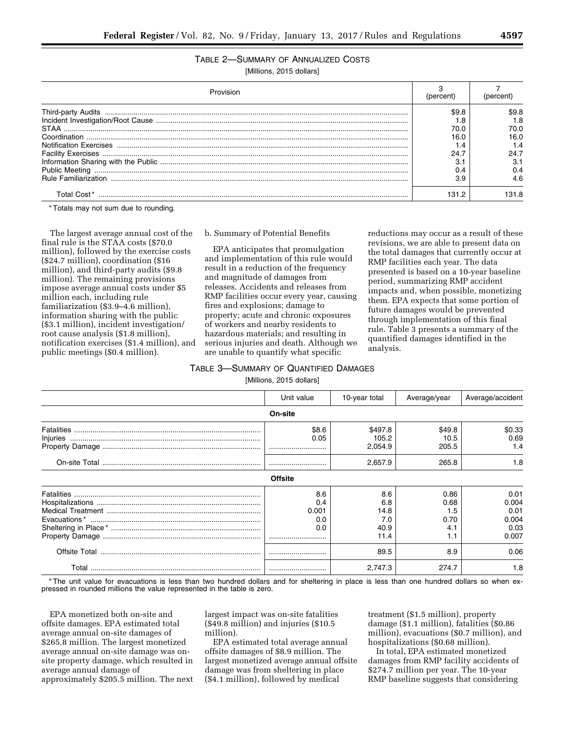TABLE 2—SUMMARY OF ANNUALIZED COSTS

[Millions, 2015 dollars]

| Provision | 3 (percent) | 7 (percent) |
|---|---|---|
| Third-party Audits | $9.8 | $9.8 |
| Incident Investigation/Root Cause | 1.8 | 1.8 |
| STAA | 70.0 | 70.0 |
| Coordination | 16.0 | 16.0 |
| Notification Exercises | 1.4 | 1.4 |
| Facility Exercises | 24.7 | 24.7 |
| Information Sharing with the Public | 3.1 | 3.1 |
| Public Meeting | 0.4 | 0.4 |
| Rule Familiarization | 3.9 | 4.6 |
| Total Cost* | 131.2 | 131.8 |

* Totals may not sum due to rounding.

The largest average annual cost of the final rule is the STAA costs ($70.0 million), followed by the exercise costs ($24.7 million), coordination ($16 million), and third-party audits ($9.8 million). The remaining provisions impose average annual costs under $5 million each, including rule familiarization ($3.9–4.6 million), information sharing with the public ($3.1 million), incident investigation/root cause analysis ($1.8 million), notification exercises ($1.4 million), and public meetings ($0.4 million).

b. Summary of Potential Benefits

EPA anticipates that promulgation and implementation of this rule would result in a reduction of the frequency and magnitude of damages from releases. Accidents and releases from RMP facilities occur every year, causing fires and explosions; damage to property; acute and chronic exposures of workers and nearby residents to hazardous materials; and resulting in serious injuries and death. Although we are unable to quantify what specific reductions may occur as a result of these revisions, we are able to present data on the total damages that currently occur at RMP facilities each year. The data presented is based on a 10-year baseline period, summarizing RMP accident impacts and, when possible, monetizing them. EPA expects that some portion of future damages would be prevented through implementation of this final rule. Table 3 presents a summary of the quantified damages identified in the analysis.

TABLE 3—SUMMARY OF QUANTIFIED DAMAGES

[Millions, 2015 dollars]

| | Unit value | 10-year total | Average/year | Average/accident |
|---|---|---|---|---|
| **On-site** | | | | |
| Fatalities | $8.6 | $497.8 | $49.8 | $0.33 |
| Injuries | 0.05 | 105.2 | 10.5 | 0.69 |
| Property Damage | | 2,054.9 | 205.5 | 1.4 |
| On-site Total | | 2,657.9 | 265.8 | 1.8 |
| **Offsite** | | | | |
| Fatalities | 8.6 | 8.6 | 0.86 | 0.01 |
| Hospitalizations | 0.4 | 6.8 | 0.68 | 0.004 |
| Medical Treatment | 0.001 | 14.8 | 1.5 | 0.01 |
| Evacuations* | 0.0 | 7.0 | 0.70 | 0.004 |
| Sheltering in Place* | 0.0 | 40.9 | 4.1 | 0.03 |
| Property Damage | | 11.4 | 1.1 | 0.007 |
| Offsite Total | | 89.5 | 8.9 | 0.06 |
| Total | | 2,747.3 | 274.7 | 1.8 |

* The unit value for evacuations is less than two hundred dollars and for sheltering in place is less than one hundred dollars so when expressed in rounded millions the value represented in the table is zero.

EPA monetized both on-site and offsite damages. EPA estimated total average annual on-site damages of $265.8 million. The largest monetized average annual on-site damage was on-site property damage, which resulted in average annual damage of approximately $205.5 million. The next largest impact was on-site fatalities ($49.8 million) and injuries ($10.5 million).

EPA estimated total average annual offsite damages of $8.9 million. The largest monetized average annual offsite damage was from sheltering in place ($4.1 million), followed by medical treatment ($1.5 million), property damage ($1.1 million), fatalities ($0.86 million), evacuations ($0.7 million), and hospitalizations ($0.68 million).

In total, EPA estimated monetized damages from RMP facility accidents of $274.7 million per year. The 10-year RMP baseline suggests that considering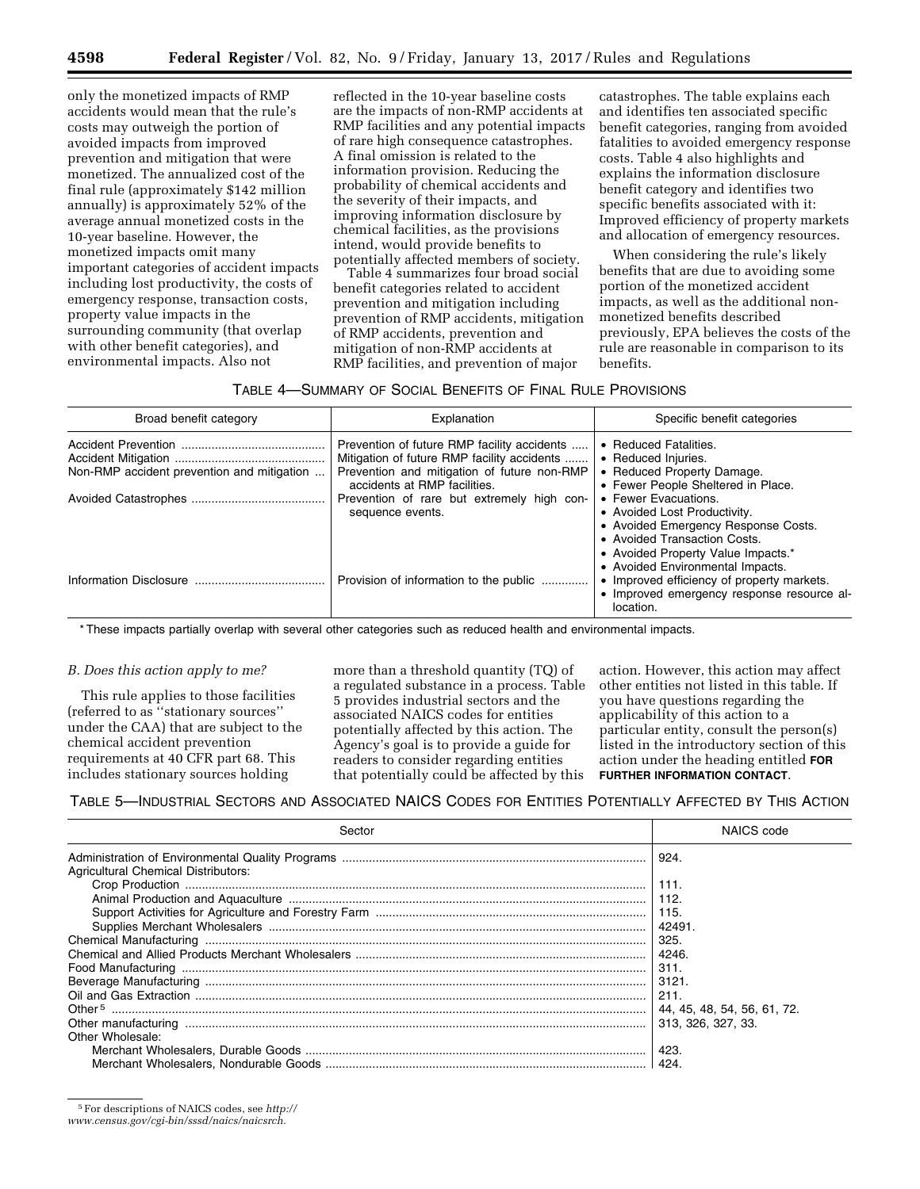only the monetized impacts of RMP accidents would mean that the rule's costs may outweigh the portion of avoided impacts from improved prevention and mitigation that were monetized. The annualized cost of the final rule (approximately $142 million annually) is approximately 52% of the average annual monetized costs in the 10-year baseline. However, the monetized impacts omit many important categories of accident impacts including lost productivity, the costs of emergency response, transaction costs, property value impacts in the surrounding community (that overlap with other benefit categories), and environmental impacts. Also not reflected in the 10-year baseline costs are the impacts of non-RMP accidents at RMP facilities and any potential impacts of rare high consequence catastrophes. A final omission is related to the information provision. Reducing the probability of chemical accidents and the severity of their impacts, and improving information disclosure by chemical facilities, as the provisions intend, would provide benefits to potentially affected members of society.

Table 4 summarizes four broad social benefit categories related to accident prevention and mitigation including prevention of RMP accidents, mitigation of RMP accidents, prevention and mitigation of non-RMP accidents at RMP facilities, and prevention of major catastrophes. The table explains each and identifies ten associated specific benefit categories, ranging from avoided fatalities to avoided emergency response costs. Table 4 also highlights and explains the information disclosure benefit category and identifies two specific benefits associated with it: Improved efficiency of property markets and allocation of emergency resources.

When considering the rule's likely benefits that are due to avoiding some portion of the monetized accident impacts, as well as the additional non-monetized benefits described previously, EPA believes the costs of the rule are reasonable in comparison to its benefits.

TABLE 4—SUMMARY OF SOCIAL BENEFITS OF FINAL RULE PROVISIONS

| Broad benefit category | Explanation | Specific benefit categories |
|---|---|---|
| Accident Prevention<br>Accident Mitigation<br>Non-RMP accident prevention and mitigation<br>Avoided Catastrophes | Prevention of future RMP facility accidents<br>Mitigation of future RMP facility accidents<br>Prevention and mitigation of future non-RMP accidents at RMP facilities.<br>Prevention of rare but extremely high consequence events. | • Reduced Fatalities.<br>• Reduced Injuries.<br>• Reduced Property Damage.<br>• Fewer People Sheltered in Place.<br>• Fewer Evacuations.<br>• Avoided Lost Productivity.<br>• Avoided Emergency Response Costs.<br>• Avoided Transaction Costs.<br>• Avoided Property Value Impacts.*<br>• Avoided Environmental Impacts. |
| Information Disclosure | Provision of information to the public | • Improved efficiency of property markets.<br>• Improved emergency response resource allocation. |

* These impacts partially overlap with several other categories such as reduced health and environmental impacts.

### B. Does this action apply to me?

This rule applies to those facilities (referred to as ''stationary sources'' under the CAA) that are subject to the chemical accident prevention requirements at 40 CFR part 68. This includes stationary sources holding more than a threshold quantity (TQ) of a regulated substance in a process. Table 5 provides industrial sectors and the associated NAICS codes for entities potentially affected by this action. The Agency's goal is to provide a guide for readers to consider regarding entities that potentially could be affected by this action. However, this action may affect other entities not listed in this table. If you have questions regarding the applicability of this action to a particular entity, consult the person(s) listed in the introductory section of this action under the heading entitled **FOR FURTHER INFORMATION CONTACT**.

TABLE 5—INDUSTRIAL SECTORS AND ASSOCIATED NAICS CODES FOR ENTITIES POTENTIALLY AFFECTED BY THIS ACTION

| Sector | NAICS code |
|---|---|
| Administration of Environmental Quality Programs | 924. |
| Agricultural Chemical Distributors: | |
| Crop Production | 111. |
| Animal Production and Aquaculture | 112. |
| Support Activities for Agriculture and Forestry Farm | 115. |
| Supplies Merchant Wholesalers | 42491. |
| Chemical Manufacturing | 325. |
| Chemical and Allied Products Merchant Wholesalers | 4246. |
| Food Manufacturing | 311. |
| Beverage Manufacturing | 3121. |
| Oil and Gas Extraction | 211. |
| Other[5] | 44, 45, 48, 54, 56, 61, 72. |
| Other manufacturing | 313, 326, 327, 33. |
| Other Wholesale: | |
| Merchant Wholesalers, Durable Goods | 423. |
| Merchant Wholesalers, Nondurable Goods | 424. |

[5] For descriptions of NAICS codes, see *http://www.census.gov/cgi-bin/sssd/naics/naicsrch.*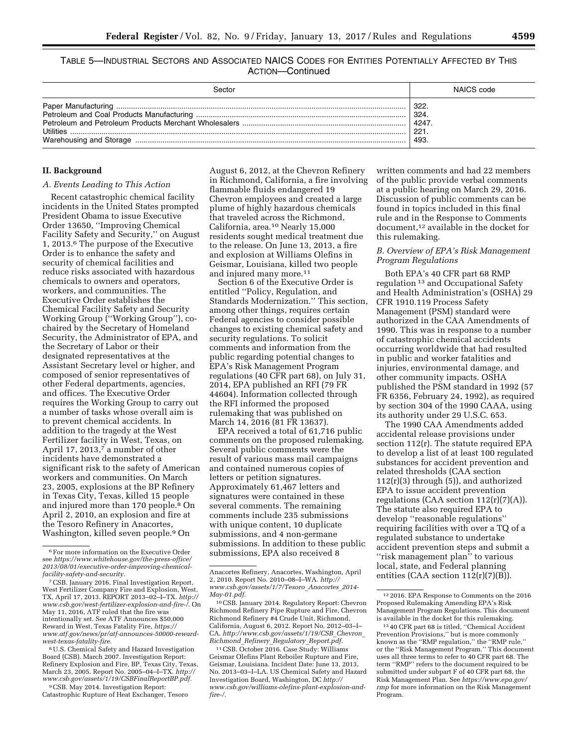TABLE 5—INDUSTRIAL SECTORS AND ASSOCIATED NAICS CODES FOR ENTITIES POTENTIALLY AFFECTED BY THIS ACTION—Continued

| Sector | NAICS code |
| --- | --- |
| Paper Manufacturing | 322. |
| Petroleum and Coal Products Manufacturing | 324. |
| Petroleum and Petroleum Products Merchant Wholesalers | 4247. |
| Utilities | 221. |
| Warehousing and Storage | 493. |

## II. Background

### A. Events Leading to This Action

Recent catastrophic chemical facility incidents in the United States prompted President Obama to issue Executive Order 13650, ''Improving Chemical Facility Safety and Security,'' on August 1, 2013.[6] The purpose of the Executive Order is to enhance the safety and security of chemical facilities and reduce risks associated with hazardous chemicals to owners and operators, workers, and communities. The Executive Order establishes the Chemical Facility Safety and Security Working Group (''Working Group''), co-chaired by the Secretary of Homeland Security, the Administrator of EPA, and the Secretary of Labor or their designated representatives at the Assistant Secretary level or higher, and composed of senior representatives of other Federal departments, agencies, and offices. The Executive Order requires the Working Group to carry out a number of tasks whose overall aim is to prevent chemical accidents. In addition to the tragedy at the West Fertilizer facility in West, Texas, on April 17, 2013,[7] a number of other incidents have demonstrated a significant risk to the safety of American workers and communities. On March 23, 2005, explosions at the BP Refinery in Texas City, Texas, killed 15 people and injured more than 170 people.[8] On April 2, 2010, an explosion and fire at the Tesoro Refinery in Anacortes, Washington, killed seven people.[9] On August 6, 2012, at the Chevron Refinery in Richmond, California, a fire involving flammable fluids endangered 19 Chevron employees and created a large plume of highly hazardous chemicals that traveled across the Richmond, California, area.[10] Nearly 15,000 residents sought medical treatment due to the release. On June 13, 2013, a fire and explosion at Williams Olefins in Geismar, Louisiana, killed two people and injured many more.[11]

Section 6 of the Executive Order is entitled ''Policy, Regulation, and Standards Modernization.'' This section, among other things, requires certain Federal agencies to consider possible changes to existing chemical safety and security regulations. To solicit comments and information from the public regarding potential changes to EPA's Risk Management Program regulations (40 CFR part 68), on July 31, 2014, EPA published an RFI (79 FR 44604). Information collected through the RFI informed the proposed rulemaking that was published on March 14, 2016 (81 FR 13637).

EPA received a total of 61,716 public comments on the proposed rulemaking. Several public comments were the result of various mass mail campaigns and contained numerous copies of letters or petition signatures. Approximately 61,467 letters and signatures were contained in these several comments. The remaining comments include 235 submissions with unique content, 10 duplicate submissions, and 4 non-germane submissions. In addition to these public submissions, EPA also received 8 written comments and had 22 members of the public provide verbal comments at a public hearing on March 29, 2016. Discussion of public comments can be found in topics included in this final rule and in the Response to Comments document,[12] available in the docket for this rulemaking.

### B. Overview of EPA's Risk Management Program Regulations

Both EPA's 40 CFR part 68 RMP regulation[13] and Occupational Safety and Health Administration's (OSHA) 29 CFR 1910.119 Process Safety Management (PSM) standard were authorized in the CAA Amendments of 1990. This was in response to a number of catastrophic chemical accidents occurring worldwide that had resulted in public and worker fatalities and injuries, environmental damage, and other community impacts. OSHA published the PSM standard in 1992 (57 FR 6356, February 24, 1992), as required by section 304 of the 1990 CAAA, using its authority under 29 U.S.C. 653.

The 1990 CAA Amendments added accidental release provisions under section 112(r). The statute required EPA to develop a list of at least 100 regulated substances for accident prevention and related thresholds (CAA section 112(r)(3) through (5)), and authorized EPA to issue accident prevention regulations (CAA section 112(r)(7)(A)). The statute also required EPA to develop ''reasonable regulations'' requiring facilities with over a TQ of a regulated substance to undertake accident prevention steps and submit a ''risk management plan'' to various local, state, and Federal planning entities (CAA section 112(r)(7)(B)).

---

[6] For more information on the Executive Order see *https://www.whitehouse.gov/the-press-office/2013/08/01/executive-order-improving-chemical-facility-safety-and-security.*

[7] CSB. January 2016. Final Investigation Report, West Fertilizer Company Fire and Explosion, West, TX, April 17, 2013. REPORT 2013–02–I–TX. *http://www.csb.gov/west-fertilizer-explosion-and-fire-/.* On May 11, 2016, ATF ruled that the fire was intentionally set. See ATF Announces $50,000 Reward in West, Texas Fatality Fire, *https://www.atf.gov/news/pr/atf-announces-50000-reward-west-texas-fatality-fire.*

[8] U.S. Chemical Safety and Hazard Investigation Board (CSB). March 2007. Investigation Report: Refinery Explosion and Fire, BP, Texas City, Texas, March 23, 2005. Report No. 2005–04–I–TX. *http://www.csb.gov/assets/1/19/CSBFinalReportBP.pdf.*

[9] CSB. May 2014. Investigation Report: Catastrophic Rupture of Heat Exchanger, Tesoro Anacortes Refinery, Anacortes, Washington, April 2, 2010. Report No. 2010–08–I–WA. *http://www.csb.gov/assets/1/7/Tesoro_Anacortes_2014-May-01.pdf.*

[10] CSB. January 2014. Regulatory Report: Chevron Richmond Refinery Pipe Rupture and Fire, Chevron Richmond Refinery #4 Crude Unit, Richmond, California, August 6, 2012. Report No. 2012–03–I–CA. *http://www.csb.gov/assets/1/19/CSB_Chevron_Richmond_Refinery_Regulatory_Report.pdf.*

[11] CSB. October 2016. Case Study: Williams Geismar Olefins Plant Reboiler Rupture and Fire, Geismar, Louisiana. Incident Date: June 13, 2013, No. 2013–03–I–LA. US Chemical Safety and Hazard Investigation Board, Washington, DC *http://www.csb.gov/williams-olefins-plant-explosion-and-fire-/.*

[12] 2016. EPA Response to Comments on the 2016 Proposed Rulemaking Amending EPA's Risk Management Program Regulations. This document is available in the docket for this rulemaking.

[13] 40 CFR part 68 is titled, ''Chemical Accident Prevention Provisions,'' but is more commonly known as the ''RMP regulation,'' the ''RMP rule,'' or the ''Risk Management Program.'' This document uses all three terms to refer to 40 CFR part 68. The term ''RMP'' refers to the document required to be submitted under subpart F of 40 CFR part 68, the Risk Management Plan. See *https://www.epa.gov/rmp* for more information on the Risk Management Program.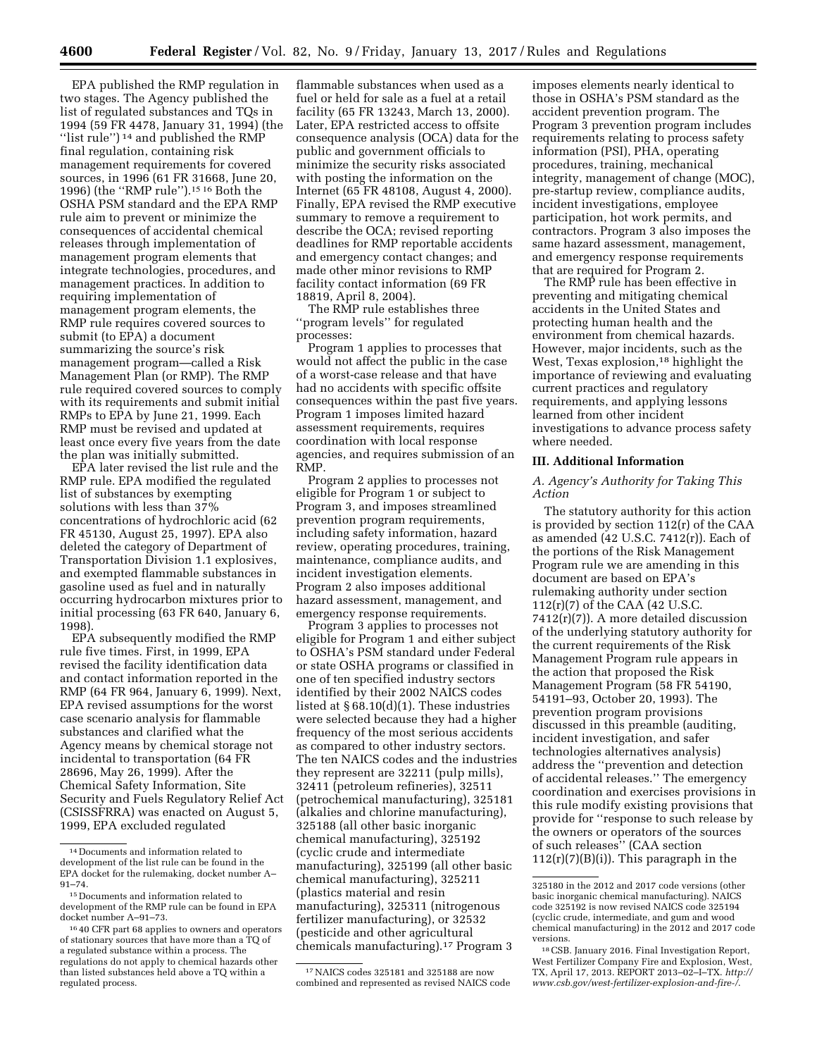EPA published the RMP regulation in two stages. The Agency published the list of regulated substances and TQs in 1994 (59 FR 4478, January 31, 1994) (the "list rule")[14] and published the RMP final regulation, containing risk management requirements for covered sources, in 1996 (61 FR 31668, June 20, 1996) (the "RMP rule").[15 16] Both the OSHA PSM standard and the EPA RMP rule aim to prevent or minimize the consequences of accidental chemical releases through implementation of management program elements that integrate technologies, procedures, and management practices. In addition to requiring implementation of management program elements, the RMP rule requires covered sources to submit (to EPA) a document summarizing the source's risk management program—called a Risk Management Plan (or RMP). The RMP rule required covered sources to comply with its requirements and submit initial RMPs to EPA by June 21, 1999. Each RMP must be revised and updated at least once every five years from the date the plan was initially submitted.

EPA later revised the list rule and the RMP rule. EPA modified the regulated list of substances by exempting solutions with less than 37% concentrations of hydrochloric acid (62 FR 45130, August 25, 1997). EPA also deleted the category of Department of Transportation Division 1.1 explosives, and exempted flammable substances in gasoline used as fuel and in naturally occurring hydrocarbon mixtures prior to initial processing (63 FR 640, January 6, 1998).

EPA subsequently modified the RMP rule five times. First, in 1999, EPA revised the facility identification data and contact information reported in the RMP (64 FR 964, January 6, 1999). Next, EPA revised assumptions for the worst case scenario analysis for flammable substances and clarified what the Agency means by chemical storage not incidental to transportation (64 FR 28696, May 26, 1999). After the Chemical Safety Information, Site Security and Fuels Regulatory Relief Act (CSISSFRRA) was enacted on August 5, 1999, EPA excluded regulated flammable substances when used as a fuel or held for sale as a fuel at a retail facility (65 FR 13243, March 13, 2000). Later, EPA restricted access to offsite consequence analysis (OCA) data for the public and government officials to minimize the security risks associated with posting the information on the Internet (65 FR 48108, August 4, 2000). Finally, EPA revised the RMP executive summary to remove a requirement to describe the OCA; revised reporting deadlines for RMP reportable accidents and emergency contact changes; and made other minor revisions to RMP facility contact information (69 FR 18819, April 8, 2004).

The RMP rule establishes three "program levels" for regulated processes:

Program 1 applies to processes that would not affect the public in the case of a worst-case release and that have had no accidents with specific offsite consequences within the past five years. Program 1 imposes limited hazard assessment requirements, requires coordination with local response agencies, and requires submission of an RMP.

Program 2 applies to processes not eligible for Program 1 or subject to Program 3, and imposes streamlined prevention program requirements, including safety information, hazard review, operating procedures, training, maintenance, compliance audits, and incident investigation elements. Program 2 also imposes additional hazard assessment, management, and emergency response requirements.

Program 3 applies to processes not eligible for Program 1 and either subject to OSHA's PSM standard under Federal or state OSHA programs or classified in one of ten specified industry sectors identified by their 2002 NAICS codes listed at § 68.10(d)(1). These industries were selected because they had a higher frequency of the most serious accidents as compared to other industry sectors. The ten NAICS codes and the industries they represent are 32211 (pulp mills), 32411 (petroleum refineries), 32511 (petrochemical manufacturing), 325181 (alkalies and chlorine manufacturing), 325188 (all other basic inorganic chemical manufacturing), 325192 (cyclic crude and intermediate manufacturing), 325199 (all other basic chemical manufacturing), 325211 (plastics material and resin manufacturing), 325311 (nitrogenous fertilizer manufacturing), or 32532 (pesticide and other agricultural chemicals manufacturing).[17] Program 3 imposes elements nearly identical to those in OSHA's PSM standard as the accident prevention program. The Program 3 prevention program includes requirements relating to process safety information (PSI), PHA, operating procedures, training, mechanical integrity, management of change (MOC), pre-startup review, compliance audits, incident investigations, employee participation, hot work permits, and contractors. Program 3 also imposes the same hazard assessment, management, and emergency response requirements that are required for Program 2.

The RMP rule has been effective in preventing and mitigating chemical accidents in the United States and protecting human health and the environment from chemical hazards. However, major incidents, such as the West, Texas explosion,[18] highlight the importance of reviewing and evaluating current practices and regulatory requirements, and applying lessons learned from other incident investigations to advance process safety where needed.

## III. Additional Information

### *A. Agency's Authority for Taking This Action*

The statutory authority for this action is provided by section 112(r) of the CAA as amended (42 U.S.C. 7412(r)). Each of the portions of the Risk Management Program rule we are amending in this document are based on EPA's rulemaking authority under section 112(r)(7) of the CAA (42 U.S.C. 7412(r)(7)). A more detailed discussion of the underlying statutory authority for the current requirements of the Risk Management Program rule appears in the action that proposed the Risk Management Program (58 FR 54190, 54191–93, October 20, 1993). The prevention program provisions discussed in this preamble (auditing, incident investigation, and safer technologies alternatives analysis) address the "prevention and detection of accidental releases." The emergency coordination and exercises provisions in this rule modify existing provisions that provide for "response to such release by the owners or operators of the sources of such releases" (CAA section 112(r)(7)(B)(i)). This paragraph in the

---

[14] Documents and information related to development of the list rule can be found in the EPA docket for the rulemaking, docket number A–91–74.

[15] Documents and information related to development of the RMP rule can be found in EPA docket number A–91–73.

[16] 40 CFR part 68 applies to owners and operators of stationary sources that have more than a TQ of a regulated substance within a process. The regulations do not apply to chemical hazards other than listed substances held above a TQ within a regulated process.

[17] NAICS codes 325181 and 325188 are now combined and represented as revised NAICS code 325180 in the 2012 and 2017 code versions (other basic inorganic chemical manufacturing). NAICS code 325192 is now revised NAICS code 325194 (cyclic crude, intermediate, and gum and wood chemical manufacturing) in the 2012 and 2017 code versions.

[18] CSB. January 2016. Final Investigation Report, West Fertilizer Company Fire and Explosion, West, TX, April 17, 2013. REPORT 2013–02–I–TX. *http://www.csb.gov/west-fertilizer-explosion-and-fire-/*.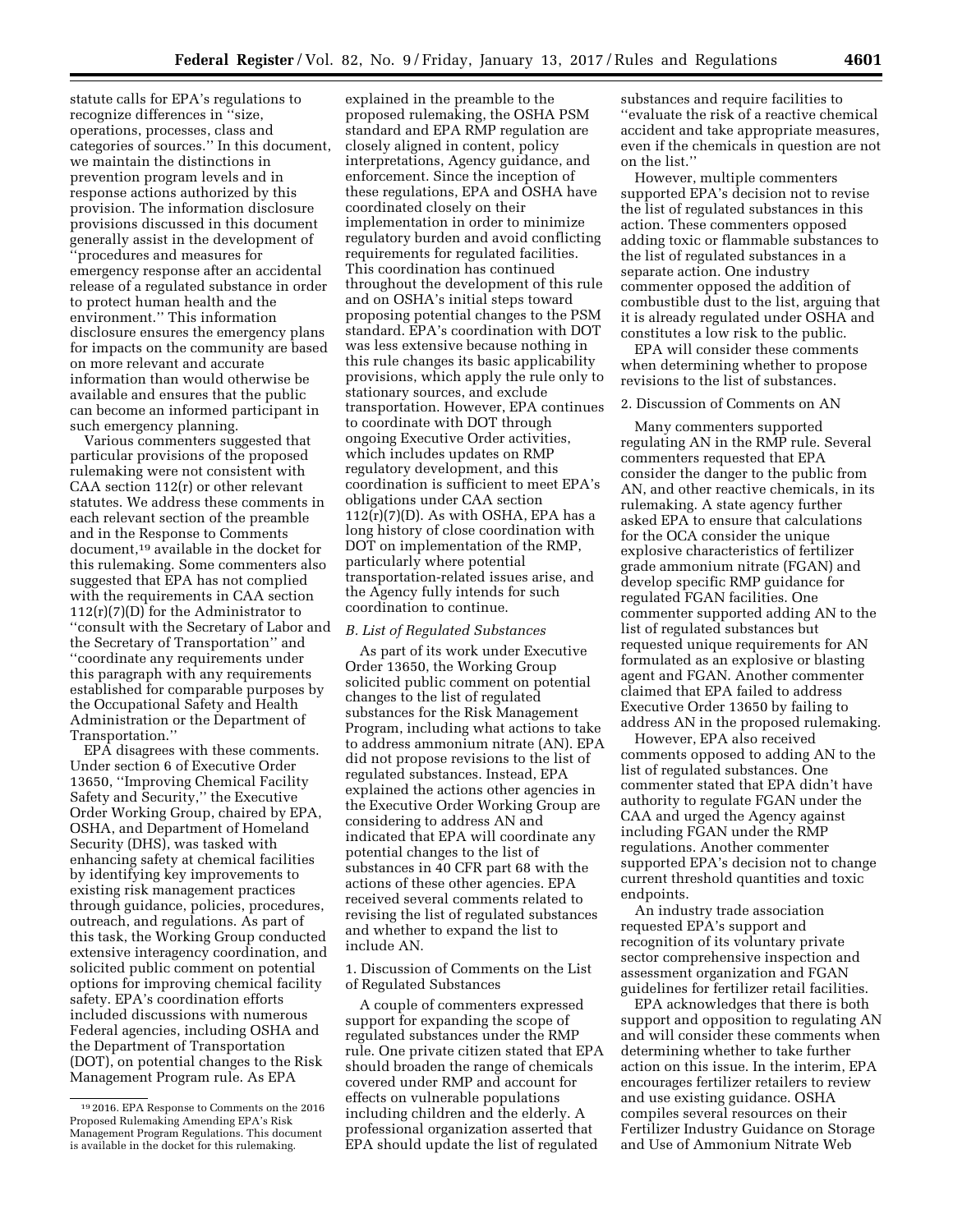statute calls for EPA's regulations to recognize differences in ''size, operations, processes, class and categories of sources.'' In this document, we maintain the distinctions in prevention program levels and in response actions authorized by this provision. The information disclosure provisions discussed in this document generally assist in the development of ''procedures and measures for emergency response after an accidental release of a regulated substance in order to protect human health and the environment.'' This information disclosure ensures the emergency plans for impacts on the community are based on more relevant and accurate information than would otherwise be available and ensures that the public can become an informed participant in such emergency planning.

Various commenters suggested that particular provisions of the proposed rulemaking were not consistent with CAA section 112(r) or other relevant statutes. We address these comments in each relevant section of the preamble and in the Response to Comments document,[19] available in the docket for this rulemaking. Some commenters also suggested that EPA has not complied with the requirements in CAA section 112(r)(7)(D) for the Administrator to ''consult with the Secretary of Labor and the Secretary of Transportation'' and ''coordinate any requirements under this paragraph with any requirements established for comparable purposes by the Occupational Safety and Health Administration or the Department of Transportation.''

EPA disagrees with these comments. Under section 6 of Executive Order 13650, ''Improving Chemical Facility Safety and Security,'' the Executive Order Working Group, chaired by EPA, OSHA, and Department of Homeland Security (DHS), was tasked with enhancing safety at chemical facilities by identifying key improvements to existing risk management practices through guidance, policies, procedures, outreach, and regulations. As part of this task, the Working Group conducted extensive interagency coordination, and solicited public comment on potential options for improving chemical facility safety. EPA's coordination efforts included discussions with numerous Federal agencies, including OSHA and the Department of Transportation (DOT), on potential changes to the Risk Management Program rule. As EPA explained in the preamble to the proposed rulemaking, the OSHA PSM standard and EPA RMP regulation are closely aligned in content, policy interpretations, Agency guidance, and enforcement. Since the inception of these regulations, EPA and OSHA have coordinated closely on their implementation in order to minimize regulatory burden and avoid conflicting requirements for regulated facilities. This coordination has continued throughout the development of this rule and on OSHA's initial steps toward proposing potential changes to the PSM standard. EPA's coordination with DOT was less extensive because nothing in this rule changes its basic applicability provisions, which apply the rule only to stationary sources, and exclude transportation. However, EPA continues to coordinate with DOT through ongoing Executive Order activities, which includes updates on RMP regulatory development, and this coordination is sufficient to meet EPA's obligations under CAA section 112(r)(7)(D). As with OSHA, EPA has a long history of close coordination with DOT on implementation of the RMP, particularly where potential transportation-related issues arise, and the Agency fully intends for such coordination to continue.

*B. List of Regulated Substances*

As part of its work under Executive Order 13650, the Working Group solicited public comment on potential changes to the list of regulated substances for the Risk Management Program, including what actions to take to address ammonium nitrate (AN). EPA did not propose revisions to the list of regulated substances. Instead, EPA explained the actions other agencies in the Executive Order Working Group are considering to address AN and indicated that EPA will coordinate any potential changes to the list of substances in 40 CFR part 68 with the actions of these other agencies. EPA received several comments related to revising the list of regulated substances and whether to expand the list to include AN.

1. Discussion of Comments on the List of Regulated Substances

A couple of commenters expressed support for expanding the scope of regulated substances under the RMP rule. One private citizen stated that EPA should broaden the range of chemicals covered under RMP and account for effects on vulnerable populations including children and the elderly. A professional organization asserted that EPA should update the list of regulated substances and require facilities to ''evaluate the risk of a reactive chemical accident and take appropriate measures, even if the chemicals in question are not on the list.''

However, multiple commenters supported EPA's decision not to revise the list of regulated substances in this action. These commenters opposed adding toxic or flammable substances to the list of regulated substances in a separate action. One industry commenter opposed the addition of combustible dust to the list, arguing that it is already regulated under OSHA and constitutes a low risk to the public.

EPA will consider these comments when determining whether to propose revisions to the list of substances.

2. Discussion of Comments on AN

Many commenters supported regulating AN in the RMP rule. Several commenters requested that EPA consider the danger to the public from AN, and other reactive chemicals, in its rulemaking. A state agency further asked EPA to ensure that calculations for the OCA consider the unique explosive characteristics of fertilizer grade ammonium nitrate (FGAN) and develop specific RMP guidance for regulated FGAN facilities. One commenter supported adding AN to the list of regulated substances but requested unique requirements for AN formulated as an explosive or blasting agent and FGAN. Another commenter claimed that EPA failed to address Executive Order 13650 by failing to address AN in the proposed rulemaking.

However, EPA also received comments opposed to adding AN to the list of regulated substances. One commenter stated that EPA didn't have authority to regulate FGAN under the CAA and urged the Agency against including FGAN under the RMP regulations. Another commenter supported EPA's decision not to change current threshold quantities and toxic endpoints.

An industry trade association requested EPA's support and recognition of its voluntary private sector comprehensive inspection and assessment organization and FGAN guidelines for fertilizer retail facilities.

EPA acknowledges that there is both support and opposition to regulating AN and will consider these comments when determining whether to take further action on this issue. In the interim, EPA encourages fertilizer retailers to review and use existing guidance. OSHA compiles several resources on their Fertilizer Industry Guidance on Storage and Use of Ammonium Nitrate Web

[19] 2016. EPA Response to Comments on the 2016 Proposed Rulemaking Amending EPA's Risk Management Program Regulations. This document is available in the docket for this rulemaking.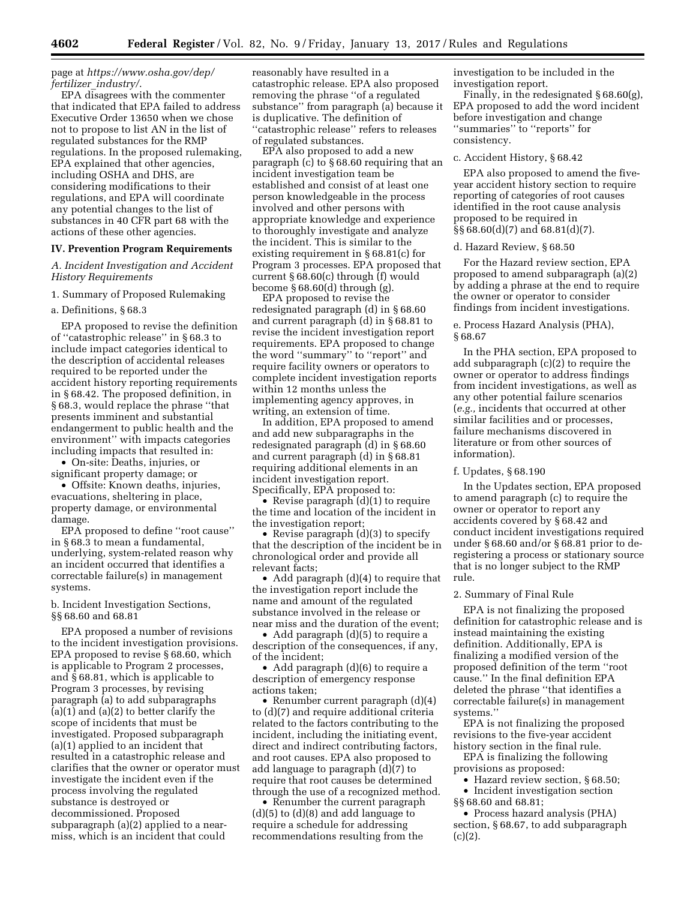page at *https://www.osha.gov/dep/fertilizer_industry/*.

EPA disagrees with the commenter that indicated that EPA failed to address Executive Order 13650 when we chose not to propose to list AN in the list of regulated substances for the RMP regulations. In the proposed rulemaking, EPA explained that other agencies, including OSHA and DHS, are considering modifications to their regulations, and EPA will coordinate any potential changes to the list of substances in 40 CFR part 68 with the actions of these other agencies.

## IV. Prevention Program Requirements

### A. Incident Investigation and Accident History Requirements

#### 1. Summary of Proposed Rulemaking

##### a. Definitions, § 68.3

EPA proposed to revise the definition of ''catastrophic release'' in § 68.3 to include impact categories identical to the description of accidental releases required to be reported under the accident history reporting requirements in § 68.42. The proposed definition, in § 68.3, would replace the phrase ''that presents imminent and substantial endangerment to public health and the environment'' with impacts categories including impacts that resulted in:

- On-site: Deaths, injuries, or significant property damage; or
- Offsite: Known deaths, injuries, evacuations, sheltering in place, property damage, or environmental damage.

EPA proposed to define ''root cause'' in § 68.3 to mean a fundamental, underlying, system-related reason why an incident occurred that identifies a correctable failure(s) in management systems.

##### b. Incident Investigation Sections, §§ 68.60 and 68.81

EPA proposed a number of revisions to the incident investigation provisions. EPA proposed to revise § 68.60, which is applicable to Program 2 processes, and § 68.81, which is applicable to Program 3 processes, by revising paragraph (a) to add subparagraphs (a)(1) and (a)(2) to better clarify the scope of incidents that must be investigated. Proposed subparagraph (a)(1) applied to an incident that resulted in a catastrophic release and clarifies that the owner or operator must investigate the incident even if the process involving the regulated substance is destroyed or decommissioned. Proposed subparagraph (a)(2) applied to a near-miss, which is an incident that could reasonably have resulted in a catastrophic release. EPA also proposed removing the phrase ''of a regulated substance'' from paragraph (a) because it is duplicative. The definition of ''catastrophic release'' refers to releases of regulated substances.

EPA also proposed to add a new paragraph (c) to § 68.60 requiring that an incident investigation team be established and consist of at least one person knowledgeable in the process involved and other persons with appropriate knowledge and experience to thoroughly investigate and analyze the incident. This is similar to the existing requirement in § 68.81(c) for Program 3 processes. EPA proposed that current § 68.60(c) through (f) would become § 68.60(d) through (g).

EPA proposed to revise the redesignated paragraph (d) in § 68.60 and current paragraph (d) in § 68.81 to revise the incident investigation report requirements. EPA proposed to change the word ''summary'' to ''report'' and require facility owners or operators to complete incident investigation reports within 12 months unless the implementing agency approves, in writing, an extension of time.

In addition, EPA proposed to amend and add new subparagraphs in the redesignated paragraph (d) in § 68.60 and current paragraph (d) in § 68.81 requiring additional elements in an incident investigation report. Specifically, EPA proposed to:

- Revise paragraph (d)(1) to require the time and location of the incident in the investigation report;
- Revise paragraph (d)(3) to specify that the description of the incident be in chronological order and provide all relevant facts;
- Add paragraph (d)(4) to require that the investigation report include the name and amount of the regulated substance involved in the release or near miss and the duration of the event;
- Add paragraph (d)(5) to require a description of the consequences, if any, of the incident;
- Add paragraph (d)(6) to require a description of emergency response actions taken;
- Renumber current paragraph (d)(4) to (d)(7) and require additional criteria related to the factors contributing to the incident, including the initiating event, direct and indirect contributing factors, and root causes. EPA also proposed to add language to paragraph (d)(7) to require that root causes be determined through the use of a recognized method.
- Renumber the current paragraph (d)(5) to (d)(8) and add language to require a schedule for addressing recommendations resulting from the investigation to be included in the investigation report.

Finally, in the redesignated § 68.60(g), EPA proposed to add the word incident before investigation and change ''summaries'' to ''reports'' for consistency.

##### c. Accident History, § 68.42

EPA also proposed to amend the five-year accident history section to require reporting of categories of root causes identified in the root cause analysis proposed to be required in §§ 68.60(d)(7) and 68.81(d)(7).

##### d. Hazard Review, § 68.50

For the Hazard review section, EPA proposed to amend subparagraph (a)(2) by adding a phrase at the end to require the owner or operator to consider findings from incident investigations.

##### e. Process Hazard Analysis (PHA), § 68.67

In the PHA section, EPA proposed to add subparagraph (c)(2) to require the owner or operator to address findings from incident investigations, as well as any other potential failure scenarios (*e.g.,* incidents that occurred at other similar facilities and or processes, failure mechanisms discovered in literature or from other sources of information).

##### f. Updates, § 68.190

In the Updates section, EPA proposed to amend paragraph (c) to require the owner or operator to report any accidents covered by § 68.42 and conduct incident investigations required under § 68.60 and/or § 68.81 prior to de-registering a process or stationary source that is no longer subject to the RMP rule.

#### 2. Summary of Final Rule

EPA is not finalizing the proposed definition for catastrophic release and is instead maintaining the existing definition. Additionally, EPA is finalizing a modified version of the proposed definition of the term ''root cause.'' In the final definition EPA deleted the phrase ''that identifies a correctable failure(s) in management systems.''

EPA is not finalizing the proposed revisions to the five-year accident history section in the final rule.

EPA is finalizing the following provisions as proposed:

- Hazard review section, § 68.50;
- Incident investigation section §§ 68.60 and 68.81;
- Process hazard analysis (PHA) section, § 68.67, to add subparagraph (c)(2).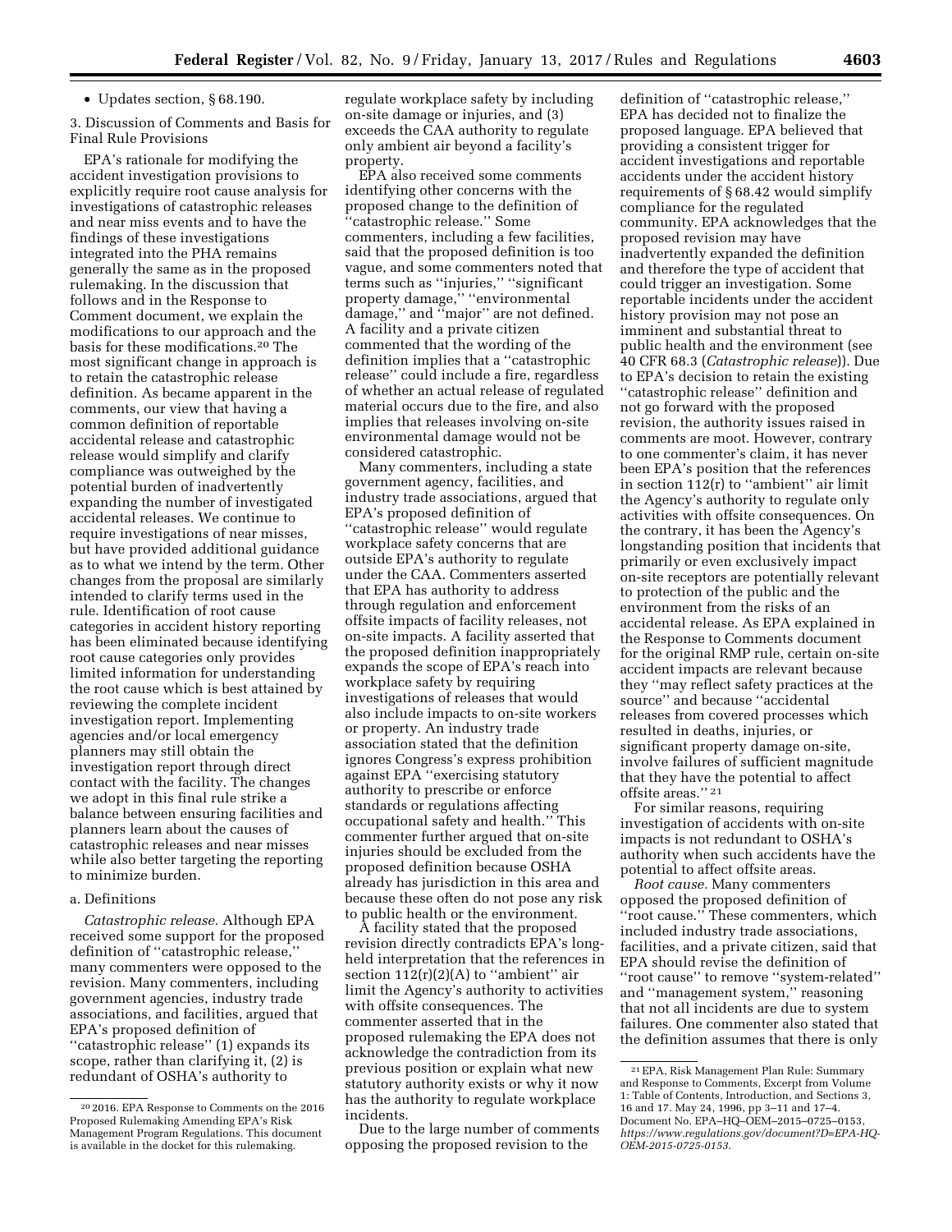- Updates section, § 68.190.

3. Discussion of Comments and Basis for Final Rule Provisions

EPA's rationale for modifying the accident investigation provisions to explicitly require root cause analysis for investigations of catastrophic releases and near miss events and to have the findings of these investigations integrated into the PHA remains generally the same as in the proposed rulemaking. In the discussion that follows and in the Response to Comment document, we explain the modifications to our approach and the basis for these modifications.[20] The most significant change in approach is to retain the catastrophic release definition. As became apparent in the comments, our view that having a common definition of reportable accidental release and catastrophic release would simplify and clarify compliance was outweighed by the potential burden of inadvertently expanding the number of investigated accidental releases. We continue to require investigations of near misses, but have provided additional guidance as to what we intend by the term. Other changes from the proposal are similarly intended to clarify terms used in the rule. Identification of root cause categories in accident history reporting has been eliminated because identifying root cause categories only provides limited information for understanding the root cause which is best attained by reviewing the complete incident investigation report. Implementing agencies and/or local emergency planners may still obtain the investigation report through direct contact with the facility. The changes we adopt in this final rule strike a balance between ensuring facilities and planners learn about the causes of catastrophic releases and near misses while also better targeting the reporting to minimize burden.

a. Definitions

*Catastrophic release.* Although EPA received some support for the proposed definition of ''catastrophic release,'' many commenters were opposed to the revision. Many commenters, including government agencies, industry trade associations, and facilities, argued that EPA's proposed definition of ''catastrophic release'' (1) expands its scope, rather than clarifying it, (2) is redundant of OSHA's authority to regulate workplace safety by including on-site damage or injuries, and (3) exceeds the CAA authority to regulate only ambient air beyond a facility's property.

EPA also received some comments identifying other concerns with the proposed change to the definition of ''catastrophic release.'' Some commenters, including a few facilities, said that the proposed definition is too vague, and some commenters noted that terms such as ''injuries,'' ''significant property damage,'' ''environmental damage,'' and ''major'' are not defined. A facility and a private citizen commented that the wording of the definition implies that a ''catastrophic release'' could include a fire, regardless of whether an actual release of regulated material occurs due to the fire, and also implies that releases involving on-site environmental damage would not be considered catastrophic.

Many commenters, including a state government agency, facilities, and industry trade associations, argued that EPA's proposed definition of ''catastrophic release'' would regulate workplace safety concerns that are outside EPA's authority to regulate under the CAA. Commenters asserted that EPA has authority to address through regulation and enforcement offsite impacts of facility releases, not on-site impacts. A facility asserted that the proposed definition inappropriately expands the scope of EPA's reach into workplace safety by requiring investigations of releases that would also include impacts to on-site workers or property. An industry trade association stated that the definition ignores Congress's express prohibition against EPA ''exercising statutory authority to prescribe or enforce standards or regulations affecting occupational safety and health.'' This commenter further argued that on-site injuries should be excluded from the proposed definition because OSHA already has jurisdiction in this area and because these often do not pose any risk to public health or the environment.

A facility stated that the proposed revision directly contradicts EPA's long-held interpretation that the references in section 112(r)(2)(A) to ''ambient'' air limit the Agency's authority to activities with offsite consequences. The commenter asserted that in the proposed rulemaking the EPA does not acknowledge the contradiction from its previous position or explain what new statutory authority exists or why it now has the authority to regulate workplace incidents.

Due to the large number of comments opposing the proposed revision to the definition of ''catastrophic release,'' EPA has decided not to finalize the proposed language. EPA believed that providing a consistent trigger for accident investigations and reportable accidents under the accident history requirements of § 68.42 would simplify compliance for the regulated community. EPA acknowledges that the proposed revision may have inadvertently expanded the definition and therefore the type of accident that could trigger an investigation. Some reportable incidents under the accident history provision may not pose an imminent and substantial threat to public health and the environment (see 40 CFR 68.3 (*Catastrophic release*)). Due to EPA's decision to retain the existing ''catastrophic release'' definition and not go forward with the proposed revision, the authority issues raised in comments are moot. However, contrary to one commenter's claim, it has never been EPA's position that the references in section 112(r) to ''ambient'' air limit the Agency's authority to regulate only activities with offsite consequences. On the contrary, it has been the Agency's longstanding position that incidents that primarily or even exclusively impact on-site receptors are potentially relevant to protection of the public and the environment from the risks of an accidental release. As EPA explained in the Response to Comments document for the original RMP rule, certain on-site accident impacts are relevant because they ''may reflect safety practices at the source'' and because ''accidental releases from covered processes which resulted in deaths, injuries, or significant property damage on-site, involve failures of sufficient magnitude that they have the potential to affect offsite areas.''[21]

For similar reasons, requiring investigation of accidents with on-site impacts is not redundant to OSHA's authority when such accidents have the potential to affect offsite areas.

*Root cause.* Many commenters opposed the proposed definition of ''root cause.'' These commenters, which included industry trade associations, facilities, and a private citizen, said that EPA should revise the definition of ''root cause'' to remove ''system-related'' and ''management system,'' reasoning that not all incidents are due to system failures. One commenter also stated that the definition assumes that there is only

---

[20] 2016. EPA Response to Comments on the 2016 Proposed Rulemaking Amending EPA's Risk Management Program Regulations. This document is available in the docket for this rulemaking.

[21] EPA, Risk Management Plan Rule: Summary and Response to Comments, Excerpt from Volume 1: Table of Contents, Introduction, and Sections 3, 16 and 17. May 24, 1996, pp 3–11 and 17–4. Document No. EPA–HQ–OEM–2015–0725–0153, *https://www.regulations.gov/document?D=EPA-HQ-OEM-2015-0725-0153.*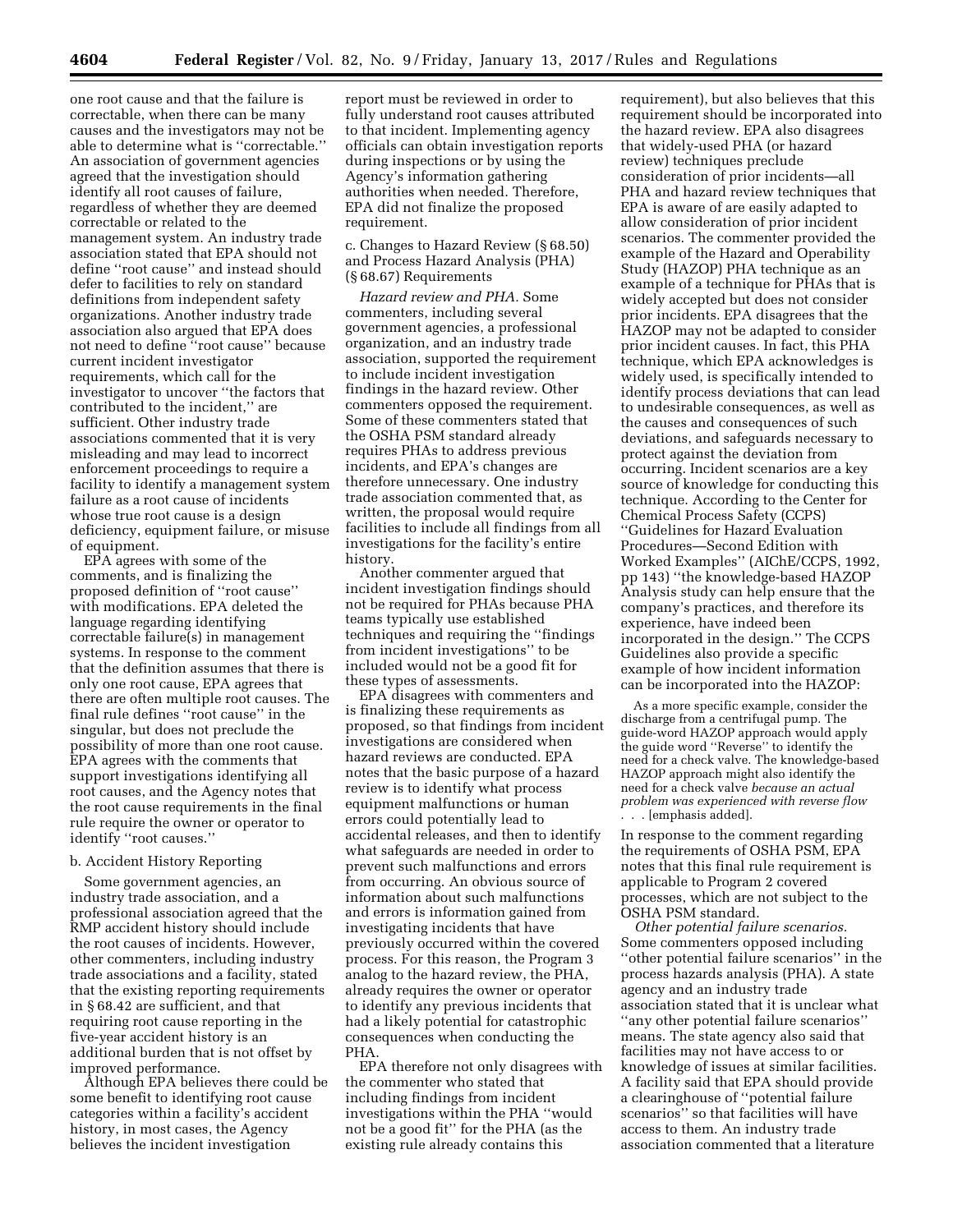one root cause and that the failure is correctable, when there can be many causes and the investigators may not be able to determine what is ''correctable.'' An association of government agencies agreed that the investigation should identify all root causes of failure, regardless of whether they are deemed correctable or related to the management system. An industry trade association stated that EPA should not define ''root cause'' and instead should defer to facilities to rely on standard definitions from independent safety organizations. Another industry trade association also argued that EPA does not need to define ''root cause'' because current incident investigator requirements, which call for the investigator to uncover ''the factors that contributed to the incident,'' are sufficient. Other industry trade associations commented that it is very misleading and may lead to incorrect enforcement proceedings to require a facility to identify a management system failure as a root cause of incidents whose true root cause is a design deficiency, equipment failure, or misuse of equipment.

EPA agrees with some of the comments, and is finalizing the proposed definition of ''root cause'' with modifications. EPA deleted the language regarding identifying correctable failure(s) in management systems. In response to the comment that the definition assumes that there is only one root cause, EPA agrees that there are often multiple root causes. The final rule defines ''root cause'' in the singular, but does not preclude the possibility of more than one root cause. EPA agrees with the comments that support investigations identifying all root causes, and the Agency notes that the root cause requirements in the final rule require the owner or operator to identify ''root causes.''

b. Accident History Reporting

Some government agencies, an industry trade association, and a professional association agreed that the RMP accident history should include the root causes of incidents. However, other commenters, including industry trade associations and a facility, stated that the existing reporting requirements in § 68.42 are sufficient, and that requiring root cause reporting in the five-year accident history is an additional burden that is not offset by improved performance.

Although EPA believes there could be some benefit to identifying root cause categories within a facility's accident history, in most cases, the Agency believes the incident investigation report must be reviewed in order to fully understand root causes attributed to that incident. Implementing agency officials can obtain investigation reports during inspections or by using the Agency's information gathering authorities when needed. Therefore, EPA did not finalize the proposed requirement.

c. Changes to Hazard Review (§ 68.50) and Process Hazard Analysis (PHA) (§ 68.67) Requirements

*Hazard review and PHA.* Some commenters, including several government agencies, a professional organization, and an industry trade association, supported the requirement to include incident investigation findings in the hazard review. Other commenters opposed the requirement. Some of these commenters stated that the OSHA PSM standard already requires PHAs to address previous incidents, and EPA's changes are therefore unnecessary. One industry trade association commented that, as written, the proposal would require facilities to include all findings from all investigations for the facility's entire history.

Another commenter argued that incident investigation findings should not be required for PHAs because PHA teams typically use established techniques and requiring the ''findings from incident investigations'' to be included would not be a good fit for these types of assessments.

EPA disagrees with commenters and is finalizing these requirements as proposed, so that findings from incident investigations are considered when hazard reviews are conducted. EPA notes that the basic purpose of a hazard review is to identify what process equipment malfunctions or human errors could potentially lead to accidental releases, and then to identify what safeguards are needed in order to prevent such malfunctions and errors from occurring. An obvious source of information about such malfunctions and errors is information gained from investigating incidents that have previously occurred within the covered process. For this reason, the Program 3 analog to the hazard review, the PHA, already requires the owner or operator to identify any previous incidents that had a likely potential for catastrophic consequences when conducting the PHA.

EPA therefore not only disagrees with the commenter who stated that including findings from incident investigations within the PHA ''would not be a good fit'' for the PHA (as the existing rule already contains this requirement), but also believes that this requirement should be incorporated into the hazard review. EPA also disagrees that widely-used PHA (or hazard review) techniques preclude consideration of prior incidents—all PHA and hazard review techniques that EPA is aware of are easily adapted to allow consideration of prior incident scenarios. The commenter provided the example of the Hazard and Operability Study (HAZOP) PHA technique as an example of a technique for PHAs that is widely accepted but does not consider prior incidents. EPA disagrees that the HAZOP may not be adapted to consider prior incident causes. In fact, this PHA technique, which EPA acknowledges is widely used, is specifically intended to identify process deviations that can lead to undesirable consequences, as well as the causes and consequences of such deviations, and safeguards necessary to protect against the deviation from occurring. Incident scenarios are a key source of knowledge for conducting this technique. According to the Center for Chemical Process Safety (CCPS) ''Guidelines for Hazard Evaluation Procedures—Second Edition with Worked Examples'' (AIChE/CCPS, 1992, pp 143) ''the knowledge-based HAZOP Analysis study can help ensure that the company's practices, and therefore its experience, have indeed been incorporated in the design.'' The CCPS Guidelines also provide a specific example of how incident information can be incorporated into the HAZOP:

> As a more specific example, consider the discharge from a centrifugal pump. The guide-word HAZOP approach would apply the guide word ''Reverse'' to identify the need for a check valve. The knowledge-based HAZOP approach might also identify the need for a check valve *because an actual problem was experienced with reverse flow* . . . [emphasis added].

In response to the comment regarding the requirements of OSHA PSM, EPA notes that this final rule requirement is applicable to Program 2 covered processes, which are not subject to the OSHA PSM standard.

*Other potential failure scenarios.* Some commenters opposed including ''other potential failure scenarios'' in the process hazards analysis (PHA). A state agency and an industry trade association stated that it is unclear what ''any other potential failure scenarios'' means. The state agency also said that facilities may not have access to or knowledge of issues at similar facilities. A facility said that EPA should provide a clearinghouse of ''potential failure scenarios'' so that facilities will have access to them. An industry trade association commented that a literature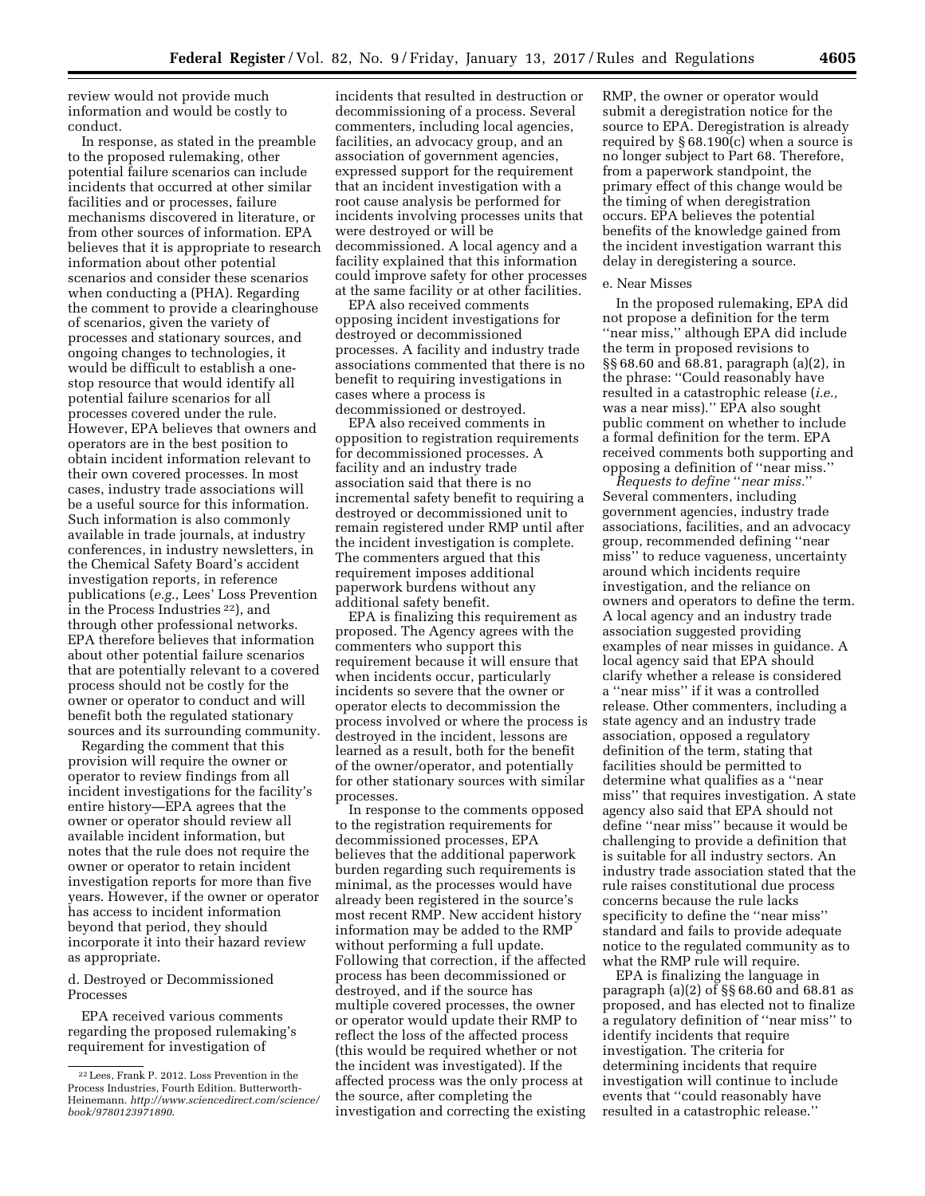review would not provide much information and would be costly to conduct.

In response, as stated in the preamble to the proposed rulemaking, other potential failure scenarios can include incidents that occurred at other similar facilities and or processes, failure mechanisms discovered in literature, or from other sources of information. EPA believes that it is appropriate to research information about other potential scenarios and consider these scenarios when conducting a (PHA). Regarding the comment to provide a clearinghouse of scenarios, given the variety of processes and stationary sources, and ongoing changes to technologies, it would be difficult to establish a one-stop resource that would identify all potential failure scenarios for all processes covered under the rule. However, EPA believes that owners and operators are in the best position to obtain incident information relevant to their own covered processes. In most cases, industry trade associations will be a useful source for this information. Such information is also commonly available in trade journals, at industry conferences, in industry newsletters, in the Chemical Safety Board's accident investigation reports, in reference publications (*e.g.,* Lees' Loss Prevention in the Process Industries [22]), and through other professional networks. EPA therefore believes that information about other potential failure scenarios that are potentially relevant to a covered process should not be costly for the owner or operator to conduct and will benefit both the regulated stationary sources and its surrounding community.

Regarding the comment that this provision will require the owner or operator to review findings from all incident investigations for the facility's entire history—EPA agrees that the owner or operator should review all available incident information, but notes that the rule does not require the owner or operator to retain incident investigation reports for more than five years. However, if the owner or operator has access to incident information beyond that period, they should incorporate it into their hazard review as appropriate.

d. Destroyed or Decommissioned Processes

EPA received various comments regarding the proposed rulemaking's requirement for investigation of incidents that resulted in destruction or decommissioning of a process. Several commenters, including local agencies, facilities, an advocacy group, and an association of government agencies, expressed support for the requirement that an incident investigation with a root cause analysis be performed for incidents involving processes units that were destroyed or will be decommissioned. A local agency and a facility explained that this information could improve safety for other processes at the same facility or at other facilities.

EPA also received comments opposing incident investigations for destroyed or decommissioned processes. A facility and industry trade associations commented that there is no benefit to requiring investigations in cases where a process is decommissioned or destroyed.

EPA also received comments in opposition to registration requirements for decommissioned processes. A facility and an industry trade association said that there is no incremental safety benefit to requiring a destroyed or decommissioned unit to remain registered under RMP until after the incident investigation is complete. The commenters argued that this requirement imposes additional paperwork burdens without any additional safety benefit.

EPA is finalizing this requirement as proposed. The Agency agrees with the commenters who support this requirement because it will ensure that when incidents occur, particularly incidents so severe that the owner or operator elects to decommission the process involved or where the process is destroyed in the incident, lessons are learned as a result, both for the benefit of the owner/operator, and potentially for other stationary sources with similar processes.

In response to the comments opposed to the registration requirements for decommissioned processes, EPA believes that the additional paperwork burden regarding such requirements is minimal, as the processes would have already been registered in the source's most recent RMP. New accident history information may be added to the RMP without performing a full update. Following that correction, if the affected process has been decommissioned or destroyed, and if the source has multiple covered processes, the owner or operator would update their RMP to reflect the loss of the affected process (this would be required whether or not the incident was investigated). If the affected process was the only process at the source, after completing the investigation and correcting the existing RMP, the owner or operator would submit a deregistration notice for the source to EPA. Deregistration is already required by § 68.190(c) when a source is no longer subject to Part 68. Therefore, from a paperwork standpoint, the primary effect of this change would be the timing of when deregistration occurs. EPA believes the potential benefits of the knowledge gained from the incident investigation warrant this delay in deregistering a source.

e. Near Misses

In the proposed rulemaking, EPA did not propose a definition for the term "near miss," although EPA did include the term in proposed revisions to §§ 68.60 and 68.81, paragraph (a)(2), in the phrase: "Could reasonably have resulted in a catastrophic release (*i.e.,* was a near miss)." EPA also sought public comment on whether to include a formal definition for the term. EPA received comments both supporting and opposing a definition of "near miss."

*Requests to define "near miss."* Several commenters, including government agencies, industry trade associations, facilities, and an advocacy group, recommended defining "near miss" to reduce vagueness, uncertainty around which incidents require investigation, and the reliance on owners and operators to define the term. A local agency and an industry trade association suggested providing examples of near misses in guidance. A local agency said that EPA should clarify whether a release is considered a "near miss" if it was a controlled release. Other commenters, including a state agency and an industry trade association, opposed a regulatory definition of the term, stating that facilities should be permitted to determine what qualifies as a "near miss" that requires investigation. A state agency also said that EPA should not define "near miss" because it would be challenging to provide a definition that is suitable for all industry sectors. An industry trade association stated that the rule raises constitutional due process concerns because the rule lacks specificity to define the "near miss" standard and fails to provide adequate notice to the regulated community as to what the RMP rule will require.

EPA is finalizing the language in paragraph (a)(2) of §§ 68.60 and 68.81 as proposed, and has elected not to finalize a regulatory definition of "near miss" to identify incidents that require investigation. The criteria for determining incidents that require investigation will continue to include events that "could reasonably have resulted in a catastrophic release."

[22] Lees, Frank P. 2012. Loss Prevention in the Process Industries, Fourth Edition. Butterworth-Heinemann. *http://www.sciencedirect.com/science/book/9780123971890.*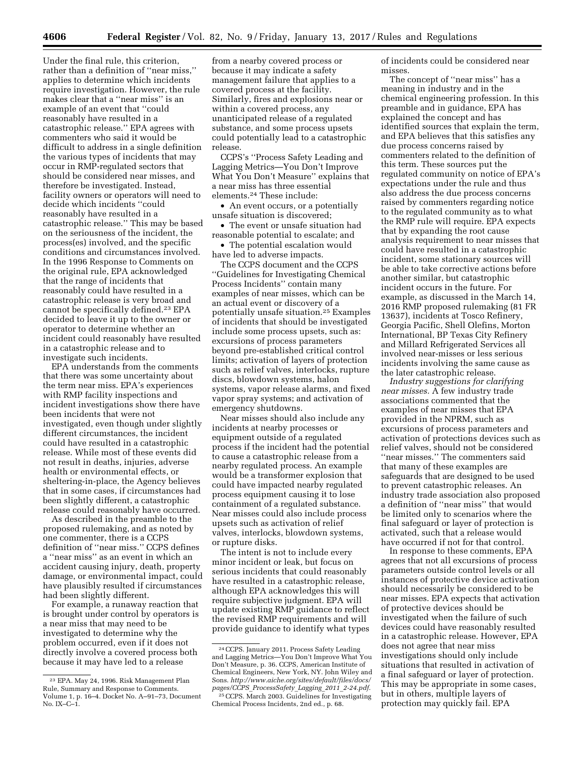Under the final rule, this criterion, rather than a definition of "near miss," applies to determine which incidents require investigation. However, the rule makes clear that a "near miss" is an example of an event that "could reasonably have resulted in a catastrophic release." EPA agrees with commenters who said it would be difficult to address in a single definition the various types of incidents that may occur in RMP-regulated sectors that should be considered near misses, and therefore be investigated. Instead, facility owners or operators will need to decide which incidents "could reasonably have resulted in a catastrophic release." This may be based on the seriousness of the incident, the process(es) involved, and the specific conditions and circumstances involved. In the 1996 Response to Comments on the original rule, EPA acknowledged that the range of incidents that reasonably could have resulted in a catastrophic release is very broad and cannot be specifically defined.[23] EPA decided to leave it up to the owner or operator to determine whether an incident could reasonably have resulted in a catastrophic release and to investigate such incidents.

EPA understands from the comments that there was some uncertainty about the term near miss. EPA's experiences with RMP facility inspections and incident investigations show there have been incidents that were not investigated, even though under slightly different circumstances, the incident could have resulted in a catastrophic release. While most of these events did not result in deaths, injuries, adverse health or environmental effects, or sheltering-in-place, the Agency believes that in some cases, if circumstances had been slightly different, a catastrophic release could reasonably have occurred.

As described in the preamble to the proposed rulemaking, and as noted by one commenter, there is a CCPS definition of "near miss." CCPS defines a "near miss" as an event in which an accident causing injury, death, property damage, or environmental impact, could have plausibly resulted if circumstances had been slightly different.

For example, a runaway reaction that is brought under control by operators is a near miss that may need to be investigated to determine why the problem occurred, even if it does not directly involve a covered process both because it may have led to a release from a nearby covered process or because it may indicate a safety management failure that applies to a covered process at the facility. Similarly, fires and explosions near or within a covered process, any unanticipated release of a regulated substance, and some process upsets could potentially lead to a catastrophic release.

CCPS's "Process Safety Leading and Lagging Metrics—You Don't Improve What You Don't Measure" explains that a near miss has three essential elements.[24] These include:

- An event occurs, or a potentially unsafe situation is discovered;
- The event or unsafe situation had reasonable potential to escalate; and
- The potential escalation would have led to adverse impacts.

The CCPS document and the CCPS "Guidelines for Investigating Chemical Process Incidents" contain many examples of near misses, which can be an actual event or discovery of a potentially unsafe situation.[25] Examples of incidents that should be investigated include some process upsets, such as: excursions of process parameters beyond pre-established critical control limits; activation of layers of protection such as relief valves, interlocks, rupture discs, blowdown systems, halon systems, vapor release alarms, and fixed vapor spray systems; and activation of emergency shutdowns.

Near misses should also include any incidents at nearby processes or equipment outside of a regulated process if the incident had the potential to cause a catastrophic release from a nearby regulated process. An example would be a transformer explosion that could have impacted nearby regulated process equipment causing it to lose containment of a regulated substance. Near misses could also include process upsets such as activation of relief valves, interlocks, blowdown systems, or rupture disks.

The intent is not to include every minor incident or leak, but focus on serious incidents that could reasonably have resulted in a catastrophic release, although EPA acknowledges this will require subjective judgment. EPA will update existing RMP guidance to reflect the revised RMP requirements and will provide guidance to identify what types of incidents could be considered near misses.

The concept of "near miss" has a meaning in industry and in the chemical engineering profession. In this preamble and in guidance, EPA has explained the concept and has identified sources that explain the term, and EPA believes that this satisfies any due process concerns raised by commenters related to the definition of this term. These sources put the regulated community on notice of EPA's expectations under the rule and thus also address the due process concerns raised by commenters regarding notice to the regulated community as to what the RMP rule will require. EPA expects that by expanding the root cause analysis requirement to near misses that could have resulted in a catastrophic incident, some stationary sources will be able to take corrective actions before another similar, but catastrophic incident occurs in the future. For example, as discussed in the March 14, 2016 RMP proposed rulemaking (81 FR 13637), incidents at Tosco Refinery, Georgia Pacific, Shell Olefins, Morton International, BP Texas City Refinery and Millard Refrigerated Services all involved near-misses or less serious incidents involving the same cause as the later catastrophic release.

*Industry suggestions for clarifying near misses.* A few industry trade associations commented that the examples of near misses that EPA provided in the NPRM, such as excursions of process parameters and activation of protections devices such as relief valves, should not be considered "near misses." The commenters said that many of these examples are safeguards that are designed to be used to prevent catastrophic releases. An industry trade association also proposed a definition of "near miss" that would be limited only to scenarios where the final safeguard or layer of protection is activated, such that a release would have occurred if not for that control.

In response to these comments, EPA agrees that not all excursions of process parameters outside control levels or all instances of protective device activation should necessarily be considered to be near misses. EPA expects that activation of protective devices should be investigated when the failure of such devices could have reasonably resulted in a catastrophic release. However, EPA does not agree that near miss investigations should only include situations that resulted in activation of a final safeguard or layer of protection. This may be appropriate in some cases, but in others, multiple layers of protection may quickly fail. EPA

[23] EPA. May 24, 1996. Risk Management Plan Rule, Summary and Response to Comments. Volume 1, p. 16–4. Docket No. A–91–73, Document No. IX–C–1.

[24] CCPS. January 2011. Process Safety Leading and Lagging Metrics—You Don't Improve What You Don't Measure, p. 36. CCPS, American Institute of Chemical Engineers, New York, NY. John Wiley and Sons. *http://www.aiche.org/sites/default/files/docs/pages/CCPS_ProcessSafety_Lagging_2011_2-24.pdf*.

[25] CCPS. March 2003. Guidelines for Investigating Chemical Process Incidents, 2nd ed., p. 68.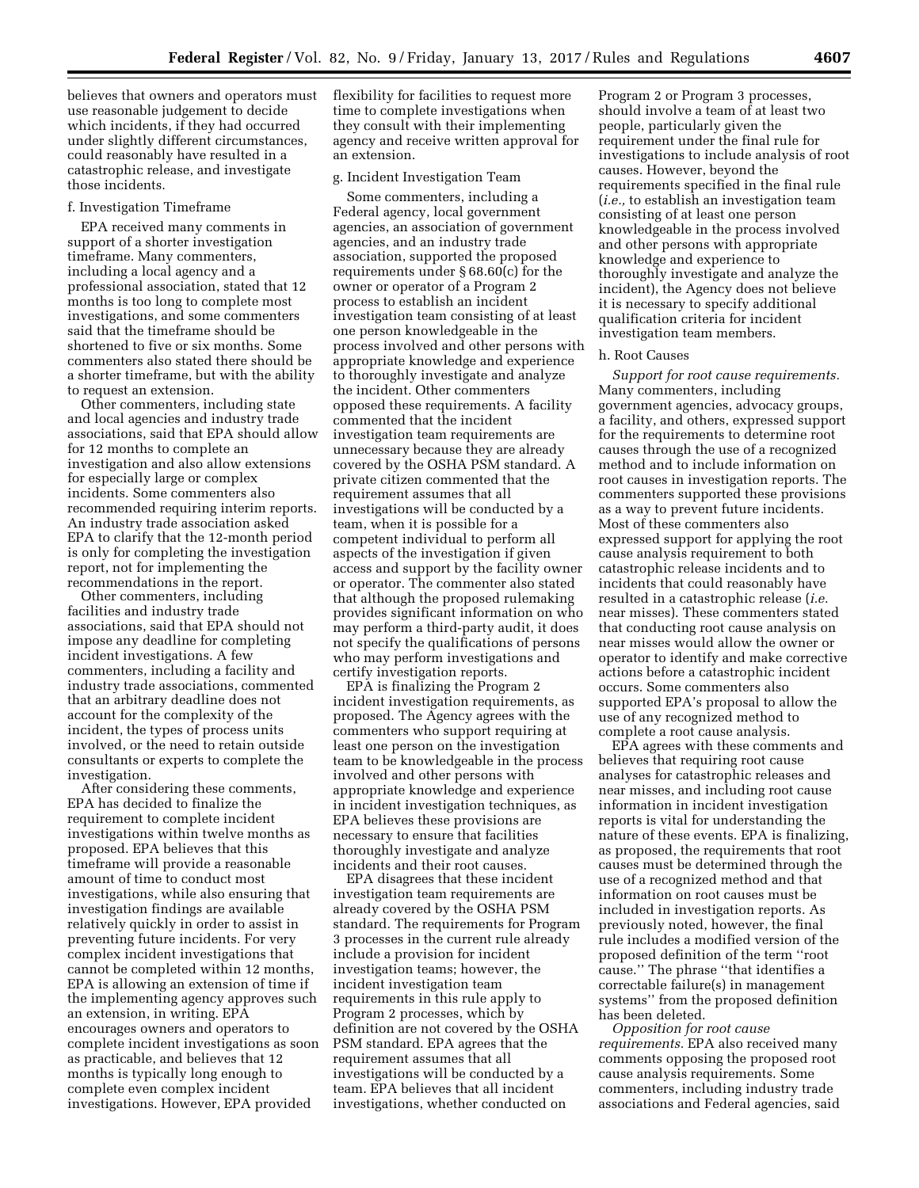believes that owners and operators must use reasonable judgement to decide which incidents, if they had occurred under slightly different circumstances, could reasonably have resulted in a catastrophic release, and investigate those incidents.

#### f. Investigation Timeframe

EPA received many comments in support of a shorter investigation timeframe. Many commenters, including a local agency and a professional association, stated that 12 months is too long to complete most investigations, and some commenters said that the timeframe should be shortened to five or six months. Some commenters also stated there should be a shorter timeframe, but with the ability to request an extension.

Other commenters, including state and local agencies and industry trade associations, said that EPA should allow for 12 months to complete an investigation and also allow extensions for especially large or complex incidents. Some commenters also recommended requiring interim reports. An industry trade association asked EPA to clarify that the 12-month period is only for completing the investigation report, not for implementing the recommendations in the report.

Other commenters, including facilities and industry trade associations, said that EPA should not impose any deadline for completing incident investigations. A few commenters, including a facility and industry trade associations, commented that an arbitrary deadline does not account for the complexity of the incident, the types of process units involved, or the need to retain outside consultants or experts to complete the investigation.

After considering these comments, EPA has decided to finalize the requirement to complete incident investigations within twelve months as proposed. EPA believes that this timeframe will provide a reasonable amount of time to conduct most investigations, while also ensuring that investigation findings are available relatively quickly in order to assist in preventing future incidents. For very complex incident investigations that cannot be completed within 12 months, EPA is allowing an extension of time if the implementing agency approves such an extension, in writing. EPA encourages owners and operators to complete incident investigations as soon as practicable, and believes that 12 months is typically long enough to complete even complex incident investigations. However, EPA provided flexibility for facilities to request more time to complete investigations when they consult with their implementing agency and receive written approval for an extension.

#### g. Incident Investigation Team

Some commenters, including a Federal agency, local government agencies, an association of government agencies, and an industry trade association, supported the proposed requirements under § 68.60(c) for the owner or operator of a Program 2 process to establish an incident investigation team consisting of at least one person knowledgeable in the process involved and other persons with appropriate knowledge and experience to thoroughly investigate and analyze the incident. Other commenters opposed these requirements. A facility commented that the incident investigation team requirements are unnecessary because they are already covered by the OSHA PSM standard. A private citizen commented that the requirement assumes that all investigations will be conducted by a team, when it is possible for a competent individual to perform all aspects of the investigation if given access and support by the facility owner or operator. The commenter also stated that although the proposed rulemaking provides significant information on who may perform a third-party audit, it does not specify the qualifications of persons who may perform investigations and certify investigation reports.

EPA is finalizing the Program 2 incident investigation requirements, as proposed. The Agency agrees with the commenters who support requiring at least one person on the investigation team to be knowledgeable in the process involved and other persons with appropriate knowledge and experience in incident investigation techniques, as EPA believes these provisions are necessary to ensure that facilities thoroughly investigate and analyze incidents and their root causes.

EPA disagrees that these incident investigation team requirements are already covered by the OSHA PSM standard. The requirements for Program 3 processes in the current rule already include a provision for incident investigation teams; however, the incident investigation team requirements in this rule apply to Program 2 processes, which by definition are not covered by the OSHA PSM standard. EPA agrees that the requirement assumes that all investigations will be conducted by a team. EPA believes that all incident investigations, whether conducted on Program 2 or Program 3 processes, should involve a team of at least two people, particularly given the requirement under the final rule for investigations to include analysis of root causes. However, beyond the requirements specified in the final rule (*i.e.,* to establish an investigation team consisting of at least one person knowledgeable in the process involved and other persons with appropriate knowledge and experience to thoroughly investigate and analyze the incident), the Agency does not believe it is necessary to specify additional qualification criteria for incident investigation team members.

#### h. Root Causes

*Support for root cause requirements.* Many commenters, including government agencies, advocacy groups, a facility, and others, expressed support for the requirements to determine root causes through the use of a recognized method and to include information on root causes in investigation reports. The commenters supported these provisions as a way to prevent future incidents. Most of these commenters also expressed support for applying the root cause analysis requirement to both catastrophic release incidents and to incidents that could reasonably have resulted in a catastrophic release (*i.e.* near misses). These commenters stated that conducting root cause analysis on near misses would allow the owner or operator to identify and make corrective actions before a catastrophic incident occurs. Some commenters also supported EPA's proposal to allow the use of any recognized method to complete a root cause analysis.

EPA agrees with these comments and believes that requiring root cause analyses for catastrophic releases and near misses, and including root cause information in incident investigation reports is vital for understanding the nature of these events. EPA is finalizing, as proposed, the requirements that root causes must be determined through the use of a recognized method and that information on root causes must be included in investigation reports. As previously noted, however, the final rule includes a modified version of the proposed definition of the term "root cause." The phrase "that identifies a correctable failure(s) in management systems" from the proposed definition has been deleted.

*Opposition for root cause requirements.* EPA also received many comments opposing the proposed root cause analysis requirements. Some commenters, including industry trade associations and Federal agencies, said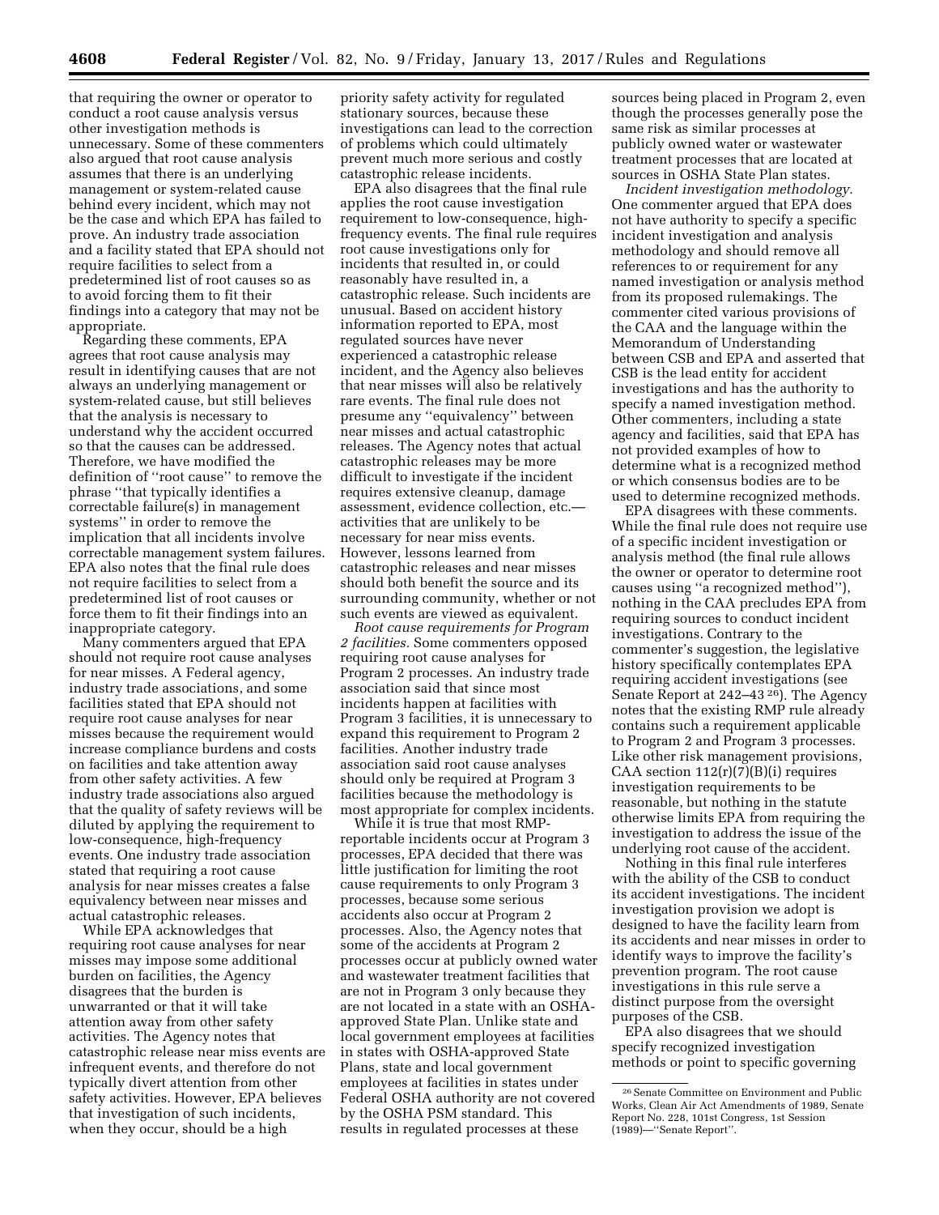that requiring the owner or operator to conduct a root cause analysis versus other investigation methods is unnecessary. Some of these commenters also argued that root cause analysis assumes that there is an underlying management or system-related cause behind every incident, which may not be the case and which EPA has failed to prove. An industry trade association and a facility stated that EPA should not require facilities to select from a predetermined list of root causes so as to avoid forcing them to fit their findings into a category that may not be appropriate.

Regarding these comments, EPA agrees that root cause analysis may result in identifying causes that are not always an underlying management or system-related cause, but still believes that the analysis is necessary to understand why the accident occurred so that the causes can be addressed. Therefore, we have modified the definition of "root cause" to remove the phrase "that typically identifies a correctable failure(s) in management systems" in order to remove the implication that all incidents involve correctable management system failures. EPA also notes that the final rule does not require facilities to select from a predetermined list of root causes or force them to fit their findings into an inappropriate category.

Many commenters argued that EPA should not require root cause analyses for near misses. A Federal agency, industry trade associations, and some facilities stated that EPA should not require root cause analyses for near misses because the requirement would increase compliance burdens and costs on facilities and take attention away from other safety activities. A few industry trade associations also argued that the quality of safety reviews will be diluted by applying the requirement to low-consequence, high-frequency events. One industry trade association stated that requiring a root cause analysis for near misses creates a false equivalency between near misses and actual catastrophic releases.

While EPA acknowledges that requiring root cause analyses for near misses may impose some additional burden on facilities, the Agency disagrees that the burden is unwarranted or that it will take attention away from other safety activities. The Agency notes that catastrophic release near miss events are infrequent events, and therefore do not typically divert attention from other safety activities. However, EPA believes that investigation of such incidents, when they occur, should be a high priority safety activity for regulated stationary sources, because these investigations can lead to the correction of problems which could ultimately prevent much more serious and costly catastrophic release incidents.

EPA also disagrees that the final rule applies the root cause investigation requirement to low-consequence, high-frequency events. The final rule requires root cause investigations only for incidents that resulted in, or could reasonably have resulted in, a catastrophic release. Such incidents are unusual. Based on accident history information reported to EPA, most regulated sources have never experienced a catastrophic release incident, and the Agency also believes that near misses will also be relatively rare events. The final rule does not presume any "equivalency" between near misses and actual catastrophic releases. The Agency notes that actual catastrophic releases may be more difficult to investigate if the incident requires extensive cleanup, damage assessment, evidence collection, etc.—activities that are unlikely to be necessary for near miss events. However, lessons learned from catastrophic releases and near misses should both benefit the source and its surrounding community, whether or not such events are viewed as equivalent.

*Root cause requirements for Program 2 facilities.* Some commenters opposed requiring root cause analyses for Program 2 processes. An industry trade association said that since most incidents happen at facilities with Program 3 facilities, it is unnecessary to expand this requirement to Program 2 facilities. Another industry trade association said root cause analyses should only be required at Program 3 facilities because the methodology is most appropriate for complex incidents.

While it is true that most RMP-reportable incidents occur at Program 3 processes, EPA decided that there was little justification for limiting the root cause requirements to only Program 3 processes, because some serious accidents also occur at Program 2 processes. Also, the Agency notes that some of the accidents at Program 2 processes occur at publicly owned water and wastewater treatment facilities that are not in Program 3 only because they are not located in a state with an OSHA-approved State Plan. Unlike state and local government employees at facilities in states with OSHA-approved State Plans, state and local government employees at facilities in states under Federal OSHA authority are not covered by the OSHA PSM standard. This results in regulated processes at these sources being placed in Program 2, even though the processes generally pose the same risk as similar processes at publicly owned water or wastewater treatment processes that are located at sources in OSHA State Plan states.

*Incident investigation methodology.* One commenter argued that EPA does not have authority to specify a specific incident investigation and analysis methodology and should remove all references to or requirement for any named investigation or analysis method from its proposed rulemakings. The commenter cited various provisions of the CAA and the language within the Memorandum of Understanding between CSB and EPA and asserted that CSB is the lead entity for accident investigations and has the authority to specify a named investigation method. Other commenters, including a state agency and facilities, said that EPA has not provided examples of how to determine what is a recognized method or which consensus bodies are to be used to determine recognized methods.

EPA disagrees with these comments. While the final rule does not require use of a specific incident investigation or analysis method (the final rule allows the owner or operator to determine root causes using "a recognized method"), nothing in the CAA precludes EPA from requiring sources to conduct incident investigations. Contrary to the commenter's suggestion, the legislative history specifically contemplates EPA requiring accident investigations (see Senate Report at 242–43 [26]). The Agency notes that the existing RMP rule already contains such a requirement applicable to Program 2 and Program 3 processes. Like other risk management provisions, CAA section 112(r)(7)(B)(i) requires investigation requirements to be reasonable, but nothing in the statute otherwise limits EPA from requiring the investigation to address the issue of the underlying root cause of the accident.

Nothing in this final rule interferes with the ability of the CSB to conduct its accident investigations. The incident investigation provision we adopt is designed to have the facility learn from its accidents and near misses in order to identify ways to improve the facility's prevention program. The root cause investigations in this rule serve a distinct purpose from the oversight purposes of the CSB.

EPA also disagrees that we should specify recognized investigation methods or point to specific governing

[26] Senate Committee on Environment and Public Works, Clean Air Act Amendments of 1989, Senate Report No. 228, 101st Congress, 1st Session (1989)—"Senate Report".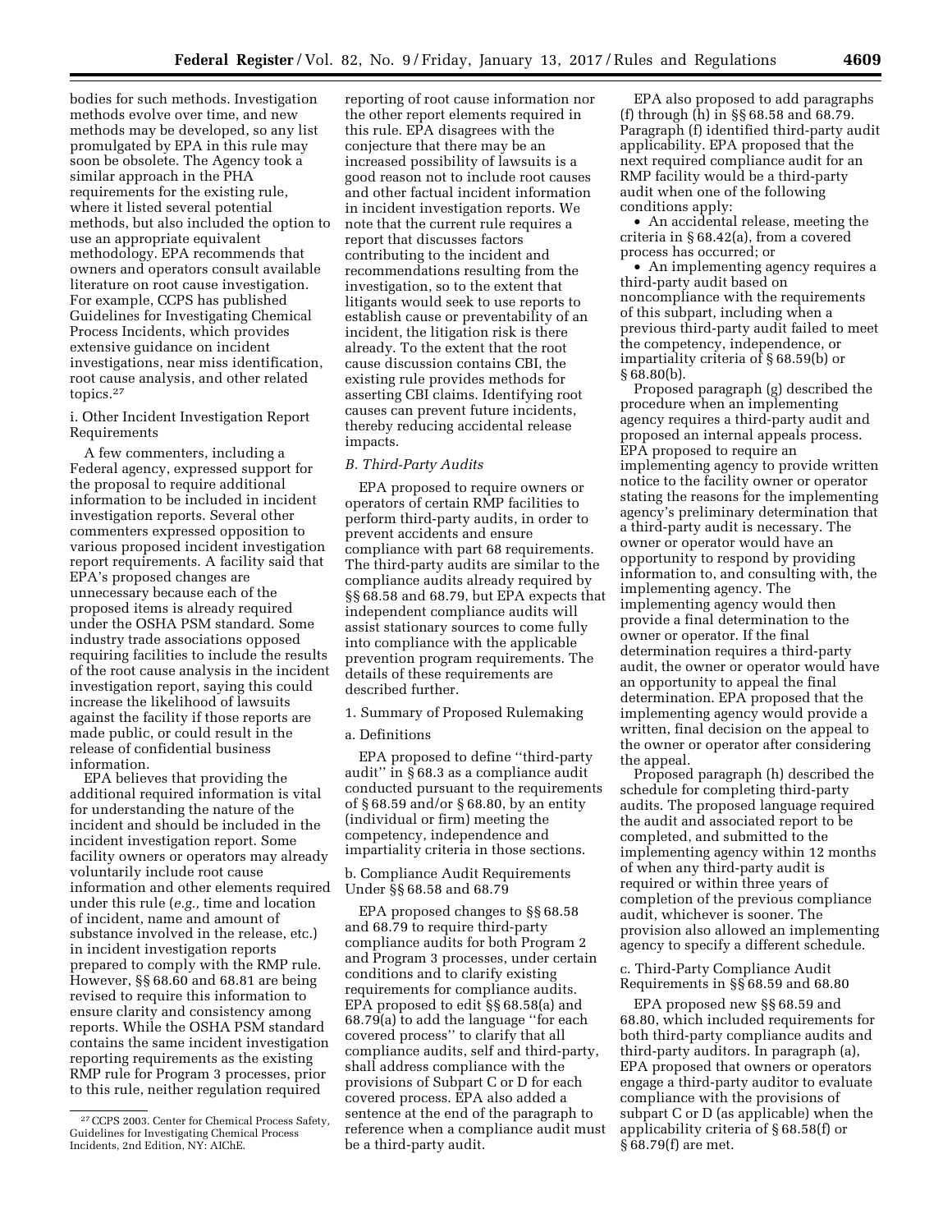bodies for such methods. Investigation methods evolve over time, and new methods may be developed, so any list promulgated by EPA in this rule may soon be obsolete. The Agency took a similar approach in the PHA requirements for the existing rule, where it listed several potential methods, but also included the option to use an appropriate equivalent methodology. EPA recommends that owners and operators consult available literature on root cause investigation. For example, CCPS has published Guidelines for Investigating Chemical Process Incidents, which provides extensive guidance on incident investigations, near miss identification, root cause analysis, and other related topics.[27]

i. Other Incident Investigation Report Requirements

A few commenters, including a Federal agency, expressed support for the proposal to require additional information to be included in incident investigation reports. Several other commenters expressed opposition to various proposed incident investigation report requirements. A facility said that EPA's proposed changes are unnecessary because each of the proposed items is already required under the OSHA PSM standard. Some industry trade associations opposed requiring facilities to include the results of the root cause analysis in the incident investigation report, saying this could increase the likelihood of lawsuits against the facility if those reports are made public, or could result in the release of confidential business information.

EPA believes that providing the additional required information is vital for understanding the nature of the incident and should be included in the incident investigation report. Some facility owners or operators may already voluntarily include root cause information and other elements required under this rule (*e.g.,* time and location of incident, name and amount of substance involved in the release, etc.) in incident investigation reports prepared to comply with the RMP rule. However, §§ 68.60 and 68.81 are being revised to require this information to ensure clarity and consistency among reports. While the OSHA PSM standard contains the same incident investigation reporting requirements as the existing RMP rule for Program 3 processes, prior to this rule, neither regulation required reporting of root cause information nor the other report elements required in this rule. EPA disagrees with the conjecture that there may be an increased possibility of lawsuits is a good reason not to include root causes and other factual incident information in incident investigation reports. We note that the current rule requires a report that discusses factors contributing to the incident and recommendations resulting from the investigation, so to the extent that litigants would seek to use reports to establish cause or preventability of an incident, the litigation risk is there already. To the extent that the root cause discussion contains CBI, the existing rule provides methods for asserting CBI claims. Identifying root causes can prevent future incidents, thereby reducing accidental release impacts.

### *B. Third-Party Audits*

EPA proposed to require owners or operators of certain RMP facilities to perform third-party audits, in order to prevent accidents and ensure compliance with part 68 requirements. The third-party audits are similar to the compliance audits already required by §§ 68.58 and 68.79, but EPA expects that independent compliance audits will assist stationary sources to come fully into compliance with the applicable prevention program requirements. The details of these requirements are described further.

1. Summary of Proposed Rulemaking

a. Definitions

EPA proposed to define ''third-party audit'' in § 68.3 as a compliance audit conducted pursuant to the requirements of § 68.59 and/or § 68.80, by an entity (individual or firm) meeting the competency, independence and impartiality criteria in those sections.

b. Compliance Audit Requirements Under §§ 68.58 and 68.79

EPA proposed changes to §§ 68.58 and 68.79 to require third-party compliance audits for both Program 2 and Program 3 processes, under certain conditions and to clarify existing requirements for compliance audits. EPA proposed to edit §§ 68.58(a) and 68.79(a) to add the language ''for each covered process'' to clarify that all compliance audits, self and third-party, shall address compliance with the provisions of Subpart C or D for each covered process. EPA also added a sentence at the end of the paragraph to reference when a compliance audit must be a third-party audit.

EPA also proposed to add paragraphs (f) through (h) in §§ 68.58 and 68.79. Paragraph (f) identified third-party audit applicability. EPA proposed that the next required compliance audit for an RMP facility would be a third-party audit when one of the following conditions apply:

- An accidental release, meeting the criteria in § 68.42(a), from a covered process has occurred; or
- An implementing agency requires a third-party audit based on noncompliance with the requirements of this subpart, including when a previous third-party audit failed to meet the competency, independence, or impartiality criteria of § 68.59(b) or § 68.80(b).

Proposed paragraph (g) described the procedure when an implementing agency requires a third-party audit and proposed an internal appeals process. EPA proposed to require an implementing agency to provide written notice to the facility owner or operator stating the reasons for the implementing agency's preliminary determination that a third-party audit is necessary. The owner or operator would have an opportunity to respond by providing information to, and consulting with, the implementing agency. The implementing agency would then provide a final determination to the owner or operator. If the final determination requires a third-party audit, the owner or operator would have an opportunity to appeal the final determination. EPA proposed that the implementing agency would provide a written, final decision on the appeal to the owner or operator after considering the appeal.

Proposed paragraph (h) described the schedule for completing third-party audits. The proposed language required the audit and associated report to be completed, and submitted to the implementing agency within 12 months of when any third-party audit is required or within three years of completion of the previous compliance audit, whichever is sooner. The provision also allowed an implementing agency to specify a different schedule.

c. Third-Party Compliance Audit Requirements in §§ 68.59 and 68.80

EPA proposed new §§ 68.59 and 68.80, which included requirements for both third-party compliance audits and third-party auditors. In paragraph (a), EPA proposed that owners or operators engage a third-party auditor to evaluate compliance with the provisions of subpart C or D (as applicable) when the applicability criteria of § 68.58(f) or § 68.79(f) are met.

[27] CCPS 2003. Center for Chemical Process Safety, Guidelines for Investigating Chemical Process Incidents, 2nd Edition, NY: AIChE.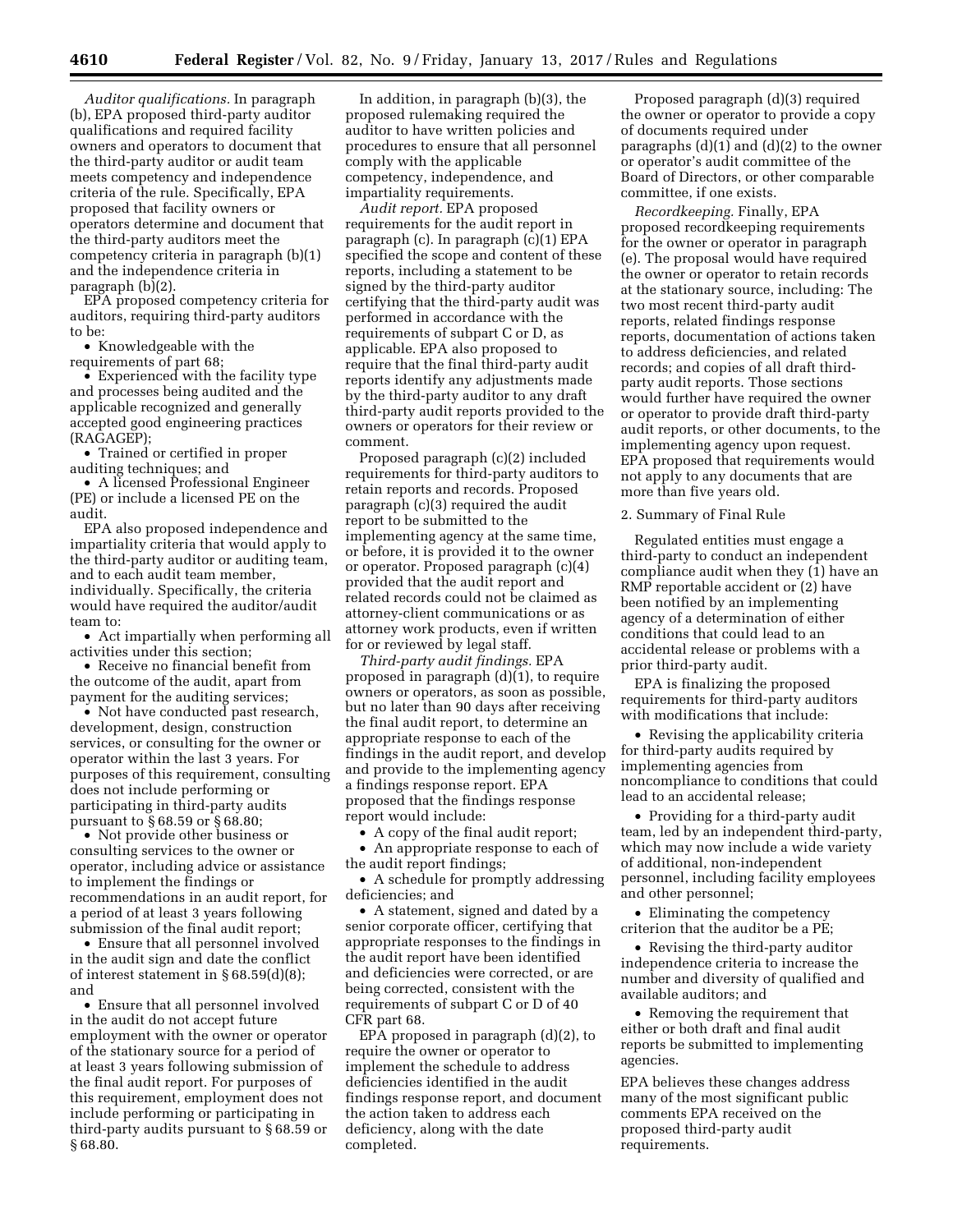*Auditor qualifications.* In paragraph (b), EPA proposed third-party auditor qualifications and required facility owners and operators to document that the third-party auditor or audit team meets competency and independence criteria of the rule. Specifically, EPA proposed that facility owners or operators determine and document that the third-party auditors meet the competency criteria in paragraph (b)(1) and the independence criteria in paragraph (b)(2).

EPA proposed competency criteria for auditors, requiring third-party auditors to be:

- Knowledgeable with the requirements of part 68;
- Experienced with the facility type and processes being audited and the applicable recognized and generally accepted good engineering practices (RAGAGEP);
- Trained or certified in proper auditing techniques; and
- A licensed Professional Engineer (PE) or include a licensed PE on the audit.

EPA also proposed independence and impartiality criteria that would apply to the third-party auditor or auditing team, and to each audit team member, individually. Specifically, the criteria would have required the auditor/audit team to:

- Act impartially when performing all activities under this section;
- Receive no financial benefit from the outcome of the audit, apart from payment for the auditing services;
- Not have conducted past research, development, design, construction services, or consulting for the owner or operator within the last 3 years. For purposes of this requirement, consulting does not include performing or participating in third-party audits pursuant to § 68.59 or § 68.80;
- Not provide other business or consulting services to the owner or operator, including advice or assistance to implement the findings or recommendations in an audit report, for a period of at least 3 years following submission of the final audit report;
- Ensure that all personnel involved in the audit sign and date the conflict of interest statement in § 68.59(d)(8); and
- Ensure that all personnel involved in the audit do not accept future employment with the owner or operator of the stationary source for a period of at least 3 years following submission of the final audit report. For purposes of this requirement, employment does not include performing or participating in third-party audits pursuant to § 68.59 or § 68.80.

In addition, in paragraph (b)(3), the proposed rulemaking required the auditor to have written policies and procedures to ensure that all personnel comply with the applicable competency, independence, and impartiality requirements.

*Audit report.* EPA proposed requirements for the audit report in paragraph (c). In paragraph (c)(1) EPA specified the scope and content of these reports, including a statement to be signed by the third-party auditor certifying that the third-party audit was performed in accordance with the requirements of subpart C or D, as applicable. EPA also proposed to require that the final third-party audit reports identify any adjustments made by the third-party auditor to any draft third-party audit reports provided to the owners or operators for their review or comment.

Proposed paragraph (c)(2) included requirements for third-party auditors to retain reports and records. Proposed paragraph (c)(3) required the audit report to be submitted to the implementing agency at the same time, or before, it is provided it to the owner or operator. Proposed paragraph (c)(4) provided that the audit report and related records could not be claimed as attorney-client communications or as attorney work products, even if written for or reviewed by legal staff.

*Third-party audit findings.* EPA proposed in paragraph (d)(1), to require owners or operators, as soon as possible, but no later than 90 days after receiving the final audit report, to determine an appropriate response to each of the findings in the audit report, and develop and provide to the implementing agency a findings response report. EPA proposed that the findings response report would include:

- A copy of the final audit report;
- An appropriate response to each of the audit report findings;
- A schedule for promptly addressing deficiencies; and
- A statement, signed and dated by a senior corporate officer, certifying that appropriate responses to the findings in the audit report have been identified and deficiencies were corrected, or are being corrected, consistent with the requirements of subpart C or D of 40 CFR part 68.

EPA proposed in paragraph (d)(2), to require the owner or operator to implement the schedule to address deficiencies identified in the audit findings response report, and document the action taken to address each deficiency, along with the date completed.

Proposed paragraph (d)(3) required the owner or operator to provide a copy of documents required under paragraphs (d)(1) and (d)(2) to the owner or operator's audit committee of the Board of Directors, or other comparable committee, if one exists.

*Recordkeeping.* Finally, EPA proposed recordkeeping requirements for the owner or operator in paragraph (e). The proposal would have required the owner or operator to retain records at the stationary source, including: The two most recent third-party audit reports, related findings response reports, documentation of actions taken to address deficiencies, and related records; and copies of all draft third-party audit reports. Those sections would further have required the owner or operator to provide draft third-party audit reports, or other documents, to the implementing agency upon request. EPA proposed that requirements would not apply to any documents that are more than five years old.

2. Summary of Final Rule

Regulated entities must engage a third-party to conduct an independent compliance audit when they (1) have an RMP reportable accident or (2) have been notified by an implementing agency of a determination of either conditions that could lead to an accidental release or problems with a prior third-party audit.

EPA is finalizing the proposed requirements for third-party auditors with modifications that include:

- Revising the applicability criteria for third-party audits required by implementing agencies from noncompliance to conditions that could lead to an accidental release;
- Providing for a third-party audit team, led by an independent third-party, which may now include a wide variety of additional, non-independent personnel, including facility employees and other personnel;
- Eliminating the competency criterion that the auditor be a PE;
- Revising the third-party auditor independence criteria to increase the number and diversity of qualified and available auditors; and
- Removing the requirement that either or both draft and final audit reports be submitted to implementing agencies.

EPA believes these changes address many of the most significant public comments EPA received on the proposed third-party audit requirements.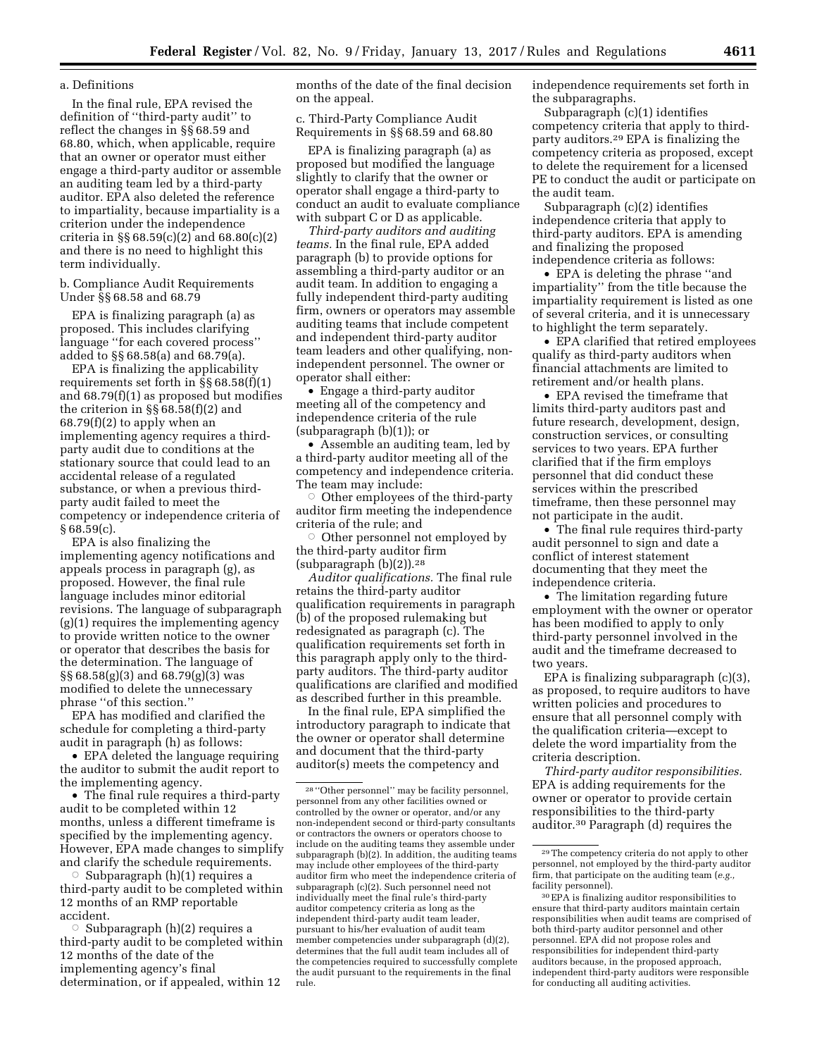a. Definitions

In the final rule, EPA revised the definition of ''third-party audit'' to reflect the changes in §§ 68.59 and 68.80, which, when applicable, require that an owner or operator must either engage a third-party auditor or assemble an auditing team led by a third-party auditor. EPA also deleted the reference to impartiality, because impartiality is a criterion under the independence criteria in §§ 68.59(c)(2) and 68.80(c)(2) and there is no need to highlight this term individually.

b. Compliance Audit Requirements Under §§ 68.58 and 68.79

EPA is finalizing paragraph (a) as proposed. This includes clarifying language ''for each covered process'' added to §§ 68.58(a) and 68.79(a).

EPA is finalizing the applicability requirements set forth in §§ 68.58(f)(1) and 68.79(f)(1) as proposed but modifies the criterion in §§ 68.58(f)(2) and 68.79(f)(2) to apply when an implementing agency requires a third-party audit due to conditions at the stationary source that could lead to an accidental release of a regulated substance, or when a previous third-party audit failed to meet the competency or independence criteria of § 68.59(c).

EPA is also finalizing the implementing agency notifications and appeals process in paragraph (g), as proposed. However, the final rule language includes minor editorial revisions. The language of subparagraph (g)(1) requires the implementing agency to provide written notice to the owner or operator that describes the basis for the determination. The language of §§ 68.58(g)(3) and 68.79(g)(3) was modified to delete the unnecessary phrase ''of this section.''

EPA has modified and clarified the schedule for completing a third-party audit in paragraph (h) as follows:

- EPA deleted the language requiring the auditor to submit the audit report to the implementing agency.
- The final rule requires a third-party audit to be completed within 12 months, unless a different timeframe is specified by the implementing agency. However, EPA made changes to simplify and clarify the schedule requirements.
  - Subparagraph (h)(1) requires a third-party audit to be completed within 12 months of an RMP reportable accident.
  - Subparagraph (h)(2) requires a third-party audit to be completed within 12 months of the date of the implementing agency's final determination, or if appealed, within 12 months of the date of the final decision on the appeal.

c. Third-Party Compliance Audit Requirements in §§ 68.59 and 68.80

EPA is finalizing paragraph (a) as proposed but modified the language slightly to clarify that the owner or operator shall engage a third-party to conduct an audit to evaluate compliance with subpart C or D as applicable.

*Third-party auditors and auditing teams.* In the final rule, EPA added paragraph (b) to provide options for assembling a third-party auditor or an audit team. In addition to engaging a fully independent third-party auditing firm, owners or operators may assemble auditing teams that include competent and independent third-party auditor team leaders and other qualifying, non-independent personnel. The owner or operator shall either:

- Engage a third-party auditor meeting all of the competency and independence criteria of the rule (subparagraph (b)(1)); or
- Assemble an auditing team, led by a third-party auditor meeting all of the competency and independence criteria. The team may include:
  - Other employees of the third-party auditor firm meeting the independence criteria of the rule; and
  - Other personnel not employed by the third-party auditor firm (subparagraph (b)(2)).[28]

*Auditor qualifications.* The final rule retains the third-party auditor qualification requirements in paragraph (b) of the proposed rulemaking but redesignated as paragraph (c). The qualification requirements set forth in this paragraph apply only to the third-party auditors. The third-party auditor qualifications are clarified and modified as described further in this preamble.

In the final rule, EPA simplified the introductory paragraph to indicate that the owner or operator shall determine and document that the third-party auditor(s) meets the competency and independence requirements set forth in the subparagraphs.

Subparagraph (c)(1) identifies competency criteria that apply to third-party auditors.[29] EPA is finalizing the competency criteria as proposed, except to delete the requirement for a licensed PE to conduct the audit or participate on the audit team.

Subparagraph (c)(2) identifies independence criteria that apply to third-party auditors. EPA is amending and finalizing the proposed independence criteria as follows:

- EPA is deleting the phrase ''and impartiality'' from the title because the impartiality requirement is listed as one of several criteria, and it is unnecessary to highlight the term separately.
- EPA clarified that retired employees qualify as third-party auditors when financial attachments are limited to retirement and/or health plans.
- EPA revised the timeframe that limits third-party auditors past and future research, development, design, construction services, or consulting services to two years. EPA further clarified that if the firm employs personnel that did conduct these services within the prescribed timeframe, then these personnel may not participate in the audit.
- The final rule requires third-party audit personnel to sign and date a conflict of interest statement documenting that they meet the independence criteria.
- The limitation regarding future employment with the owner or operator has been modified to apply to only third-party personnel involved in the audit and the timeframe decreased to two years.

EPA is finalizing subparagraph (c)(3), as proposed, to require auditors to have written policies and procedures to ensure that all personnel comply with the qualification criteria—except to delete the word impartiality from the criteria description.

*Third-party auditor responsibilities.* EPA is adding requirements for the owner or operator to provide certain responsibilities to the third-party auditor.[30] Paragraph (d) requires the

[28] ''Other personnel'' may be facility personnel, personnel from any other facilities owned or controlled by the owner or operator, and/or any non-independent second or third-party consultants or contractors the owners or operators choose to include on the auditing teams they assemble under subparagraph (b)(2). In addition, the auditing teams may include other employees of the third-party auditor firm who meet the independence criteria of subparagraph (c)(2). Such personnel need not individually meet the final rule's third-party auditor competency criteria as long as the independent third-party audit team leader, pursuant to his/her evaluation of audit team member competencies under subparagraph (d)(2), determines that the full audit team includes all of the competencies required to successfully complete the audit pursuant to the requirements in the final rule.

[29] The competency criteria do not apply to other personnel, not employed by the third-party auditor firm, that participate on the auditing team (*e.g.,* facility personnel).

[30] EPA is finalizing auditor responsibilities to ensure that third-party auditors maintain certain responsibilities when audit teams are comprised of both third-party auditor personnel and other personnel. EPA did not propose roles and responsibilities for independent third-party auditors because, in the proposed approach, independent third-party auditors were responsible for conducting all auditing activities.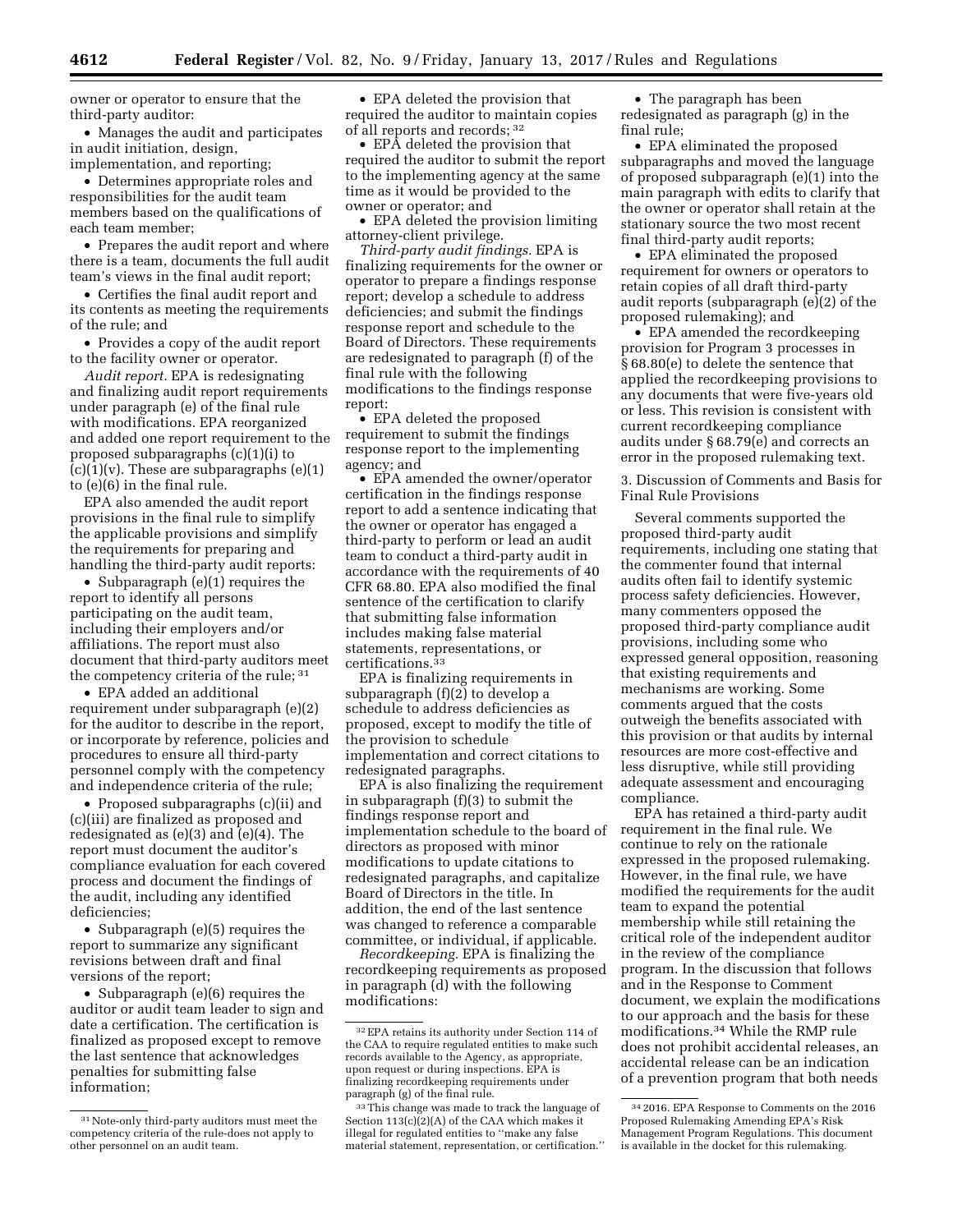owner or operator to ensure that the third-party auditor:

- Manages the audit and participates in audit initiation, design, implementation, and reporting;
- Determines appropriate roles and responsibilities for the audit team members based on the qualifications of each team member;
- Prepares the audit report and where there is a team, documents the full audit team's views in the final audit report;
- Certifies the final audit report and its contents as meeting the requirements of the rule; and
- Provides a copy of the audit report to the facility owner or operator.

*Audit report.* EPA is redesignating and finalizing audit report requirements under paragraph (e) of the final rule with modifications. EPA reorganized and added one report requirement to the proposed subparagraphs (c)(1)(i) to (c)(1)(v). These are subparagraphs (e)(1) to (e)(6) in the final rule.

EPA also amended the audit report provisions in the final rule to simplify the applicable provisions and simplify the requirements for preparing and handling the third-party audit reports:

- Subparagraph (e)(1) requires the report to identify all persons participating on the audit team, including their employers and/or affiliations. The report must also document that third-party auditors meet the competency criteria of the rule; [31]
- EPA added an additional requirement under subparagraph (e)(2) for the auditor to describe in the report, or incorporate by reference, policies and procedures to ensure all third-party personnel comply with the competency and independence criteria of the rule;
- Proposed subparagraphs (c)(ii) and (c)(iii) are finalized as proposed and redesignated as (e)(3) and (e)(4). The report must document the auditor's compliance evaluation for each covered process and document the findings of the audit, including any identified deficiencies;
- Subparagraph (e)(5) requires the report to summarize any significant revisions between draft and final versions of the report;
- Subparagraph (e)(6) requires the auditor or audit team leader to sign and date a certification. The certification is finalized as proposed except to remove the last sentence that acknowledges penalties for submitting false information;
- EPA deleted the provision that required the auditor to maintain copies of all reports and records; [32]
- EPA deleted the provision that required the auditor to submit the report to the implementing agency at the same time as it would be provided to the owner or operator; and
- EPA deleted the provision limiting attorney-client privilege.

*Third-party audit findings.* EPA is finalizing requirements for the owner or operator to prepare a findings response report; develop a schedule to address deficiencies; and submit the findings response report and schedule to the Board of Directors. These requirements are redesignated to paragraph (f) of the final rule with the following modifications to the findings response report:

- EPA deleted the proposed requirement to submit the findings response report to the implementing agency; and
- EPA amended the owner/operator certification in the findings response report to add a sentence indicating that the owner or operator has engaged a third-party to perform or lead an audit team to conduct a third-party audit in accordance with the requirements of 40 CFR 68.80. EPA also modified the final sentence of the certification to clarify that submitting false information includes making false material statements, representations, or certifications.[33]

EPA is finalizing requirements in subparagraph (f)(2) to develop a schedule to address deficiencies as proposed, except to modify the title of the provision to schedule implementation and correct citations to redesignated paragraphs.

EPA is also finalizing the requirement in subparagraph (f)(3) to submit the findings response report and implementation schedule to the board of directors as proposed with minor modifications to update citations to redesignated paragraphs, and capitalize Board of Directors in the title. In addition, the end of the last sentence was changed to reference a comparable committee, or individual, if applicable.

*Recordkeeping.* EPA is finalizing the recordkeeping requirements as proposed in paragraph (d) with the following modifications:

- The paragraph has been redesignated as paragraph (g) in the final rule;
- EPA eliminated the proposed subparagraphs and moved the language of proposed subparagraph (e)(1) into the main paragraph with edits to clarify that the owner or operator shall retain at the stationary source the two most recent final third-party audit reports;
- EPA eliminated the proposed requirement for owners or operators to retain copies of all draft third-party audit reports (subparagraph (e)(2) of the proposed rulemaking); and
- EPA amended the recordkeeping provision for Program 3 processes in § 68.80(e) to delete the sentence that applied the recordkeeping provisions to any documents that were five-years old or less. This revision is consistent with current recordkeeping compliance audits under § 68.79(e) and corrects an error in the proposed rulemaking text.

3. Discussion of Comments and Basis for Final Rule Provisions

Several comments supported the proposed third-party audit requirements, including one stating that the commenter found that internal audits often fail to identify systemic process safety deficiencies. However, many commenters opposed the proposed third-party compliance audit provisions, including some who expressed general opposition, reasoning that existing requirements and mechanisms are working. Some comments argued that the costs outweigh the benefits associated with this provision or that audits by internal resources are more cost-effective and less disruptive, while still providing adequate assessment and encouraging compliance.

EPA has retained a third-party audit requirement in the final rule. We continue to rely on the rationale expressed in the proposed rulemaking. However, in the final rule, we have modified the requirements for the audit team to expand the potential membership while still retaining the critical role of the independent auditor in the review of the compliance program. In the discussion that follows and in the Response to Comment document, we explain the modifications to our approach and the basis for these modifications.[34] While the RMP rule does not prohibit accidental releases, an accidental release can be an indication of a prevention program that both needs

---

[31] Note-only third-party auditors must meet the competency criteria of the rule-does not apply to other personnel on an audit team.

[32] EPA retains its authority under Section 114 of the CAA to require regulated entities to make such records available to the Agency, as appropriate, upon request or during inspections. EPA is finalizing recordkeeping requirements under paragraph (g) of the final rule.

[33] This change was made to track the language of Section 113(c)(2)(A) of the CAA which makes it illegal for regulated entities to "make any false material statement, representation, or certification."

[34] 2016. EPA Response to Comments on the 2016 Proposed Rulemaking Amending EPA's Risk Management Program Regulations. This document is available in the docket for this rulemaking.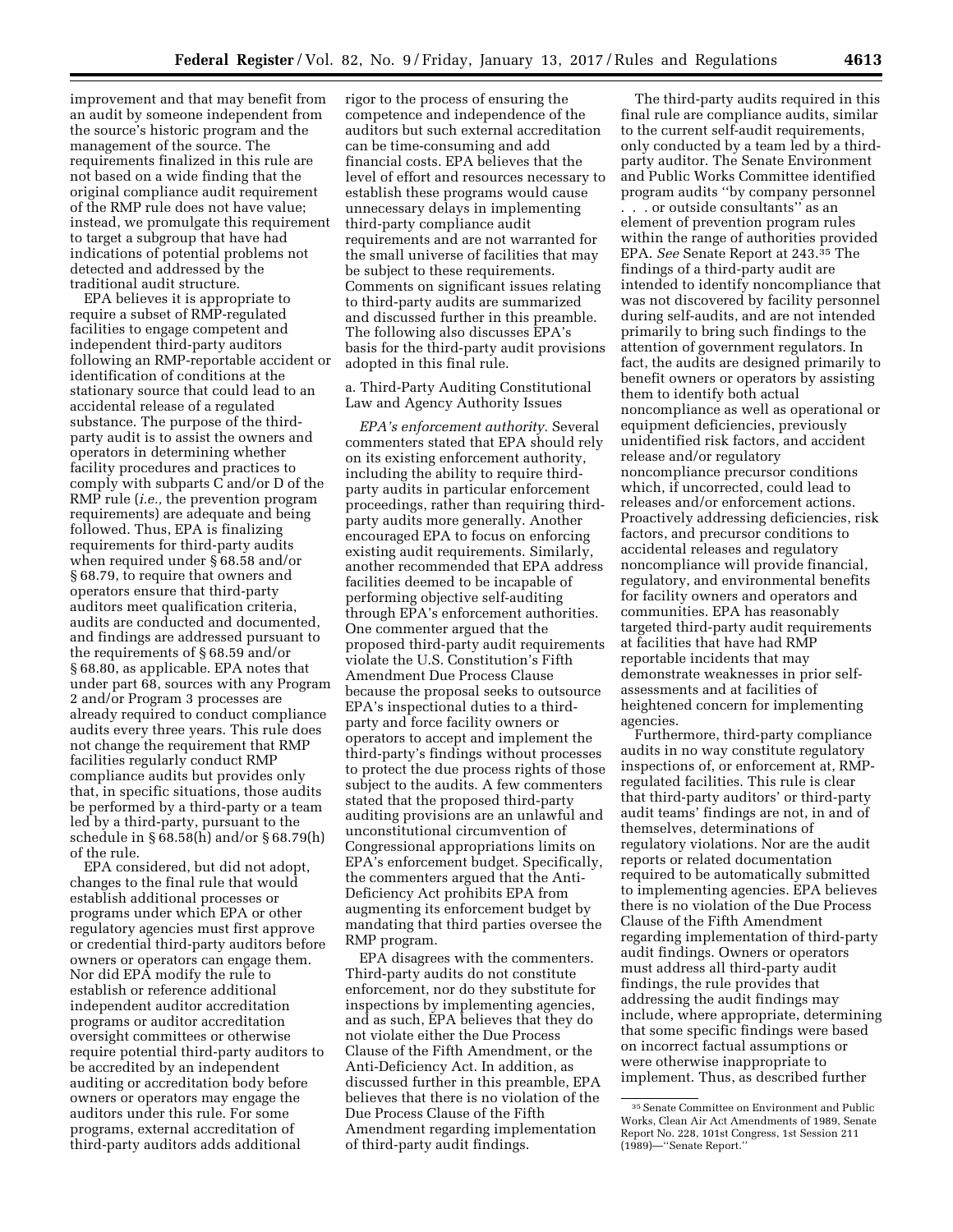improvement and that may benefit from an audit by someone independent from the source's historic program and the management of the source. The requirements finalized in this rule are not based on a wide finding that the original compliance audit requirement of the RMP rule does not have value; instead, we promulgate this requirement to target a subgroup that have had indications of potential problems not detected and addressed by the traditional audit structure.

EPA believes it is appropriate to require a subset of RMP-regulated facilities to engage competent and independent third-party auditors following an RMP-reportable accident or identification of conditions at the stationary source that could lead to an accidental release of a regulated substance. The purpose of the third-party audit is to assist the owners and operators in determining whether facility procedures and practices to comply with subparts C and/or D of the RMP rule (*i.e.,* the prevention program requirements) are adequate and being followed. Thus, EPA is finalizing requirements for third-party audits when required under § 68.58 and/or § 68.79, to require that owners and operators ensure that third-party auditors meet qualification criteria, audits are conducted and documented, and findings are addressed pursuant to the requirements of § 68.59 and/or § 68.80, as applicable. EPA notes that under part 68, sources with any Program 2 and/or Program 3 processes are already required to conduct compliance audits every three years. This rule does not change the requirement that RMP facilities regularly conduct RMP compliance audits but provides only that, in specific situations, those audits be performed by a third-party or a team led by a third-party, pursuant to the schedule in § 68.58(h) and/or § 68.79(h) of the rule.

EPA considered, but did not adopt, changes to the final rule that would establish additional processes or programs under which EPA or other regulatory agencies must first approve or credential third-party auditors before owners or operators can engage them. Nor did EPA modify the rule to establish or reference additional independent auditor accreditation programs or auditor accreditation oversight committees or otherwise require potential third-party auditors to be accredited by an independent auditing or accreditation body before owners or operators may engage the auditors under this rule. For some programs, external accreditation of third-party auditors adds additional rigor to the process of ensuring the competence and independence of the auditors but such external accreditation can be time-consuming and add financial costs. EPA believes that the level of effort and resources necessary to establish these programs would cause unnecessary delays in implementing third-party compliance audit requirements and are not warranted for the small universe of facilities that may be subject to these requirements. Comments on significant issues relating to third-party audits are summarized and discussed further in this preamble. The following also discusses EPA's basis for the third-party audit provisions adopted in this final rule.

a. Third-Party Auditing Constitutional Law and Agency Authority Issues

*EPA's enforcement authority*. Several commenters stated that EPA should rely on its existing enforcement authority, including the ability to require third-party audits in particular enforcement proceedings, rather than requiring third-party audits more generally. Another encouraged EPA to focus on enforcing existing audit requirements. Similarly, another recommended that EPA address facilities deemed to be incapable of performing objective self-auditing through EPA's enforcement authorities. One commenter argued that the proposed third-party audit requirements violate the U.S. Constitution's Fifth Amendment Due Process Clause because the proposal seeks to outsource EPA's inspectional duties to a third-party and force facility owners or operators to accept and implement the third-party's findings without processes to protect the due process rights of those subject to the audits. A few commenters stated that the proposed third-party auditing provisions are an unlawful and unconstitutional circumvention of Congressional appropriations limits on EPA's enforcement budget. Specifically, the commenters argued that the Anti-Deficiency Act prohibits EPA from augmenting its enforcement budget by mandating that third parties oversee the RMP program.

EPA disagrees with the commenters. Third-party audits do not constitute enforcement, nor do they substitute for inspections by implementing agencies, and as such, EPA believes that they do not violate either the Due Process Clause of the Fifth Amendment, or the Anti-Deficiency Act. In addition, as discussed further in this preamble, EPA believes that there is no violation of the Due Process Clause of the Fifth Amendment regarding implementation of third-party audit findings.

The third-party audits required in this final rule are compliance audits, similar to the current self-audit requirements, only conducted by a team led by a third-party auditor. The Senate Environment and Public Works Committee identified program audits "by company personnel . . . or outside consultants" as an element of prevention program rules within the range of authorities provided EPA. *See* Senate Report at 243.[35] The findings of a third-party audit are intended to identify noncompliance that was not discovered by facility personnel during self-audits, and are not intended primarily to bring such findings to the attention of government regulators. In fact, the audits are designed primarily to benefit owners or operators by assisting them to identify both actual noncompliance as well as operational or equipment deficiencies, previously unidentified risk factors, and accident release and/or regulatory noncompliance precursor conditions which, if uncorrected, could lead to releases and/or enforcement actions. Proactively addressing deficiencies, risk factors, and precursor conditions to accidental releases and regulatory noncompliance will provide financial, regulatory, and environmental benefits for facility owners and operators and communities. EPA has reasonably targeted third-party audit requirements at facilities that have had RMP reportable incidents that may demonstrate weaknesses in prior self-assessments and at facilities of heightened concern for implementing agencies.

Furthermore, third-party compliance audits in no way constitute regulatory inspections of, or enforcement at, RMP-regulated facilities. This rule is clear that third-party auditors' or third-party audit teams' findings are not, in and of themselves, determinations of regulatory violations. Nor are the audit reports or related documentation required to be automatically submitted to implementing agencies. EPA believes there is no violation of the Due Process Clause of the Fifth Amendment regarding implementation of third-party audit findings. Owners or operators must address all third-party audit findings, the rule provides that addressing the audit findings may include, where appropriate, determining that some specific findings were based on incorrect factual assumptions or were otherwise inappropriate to implement. Thus, as described further

[35] Senate Committee on Environment and Public Works, Clean Air Act Amendments of 1989, Senate Report No. 228, 101st Congress, 1st Session 211 (1989)—"Senate Report."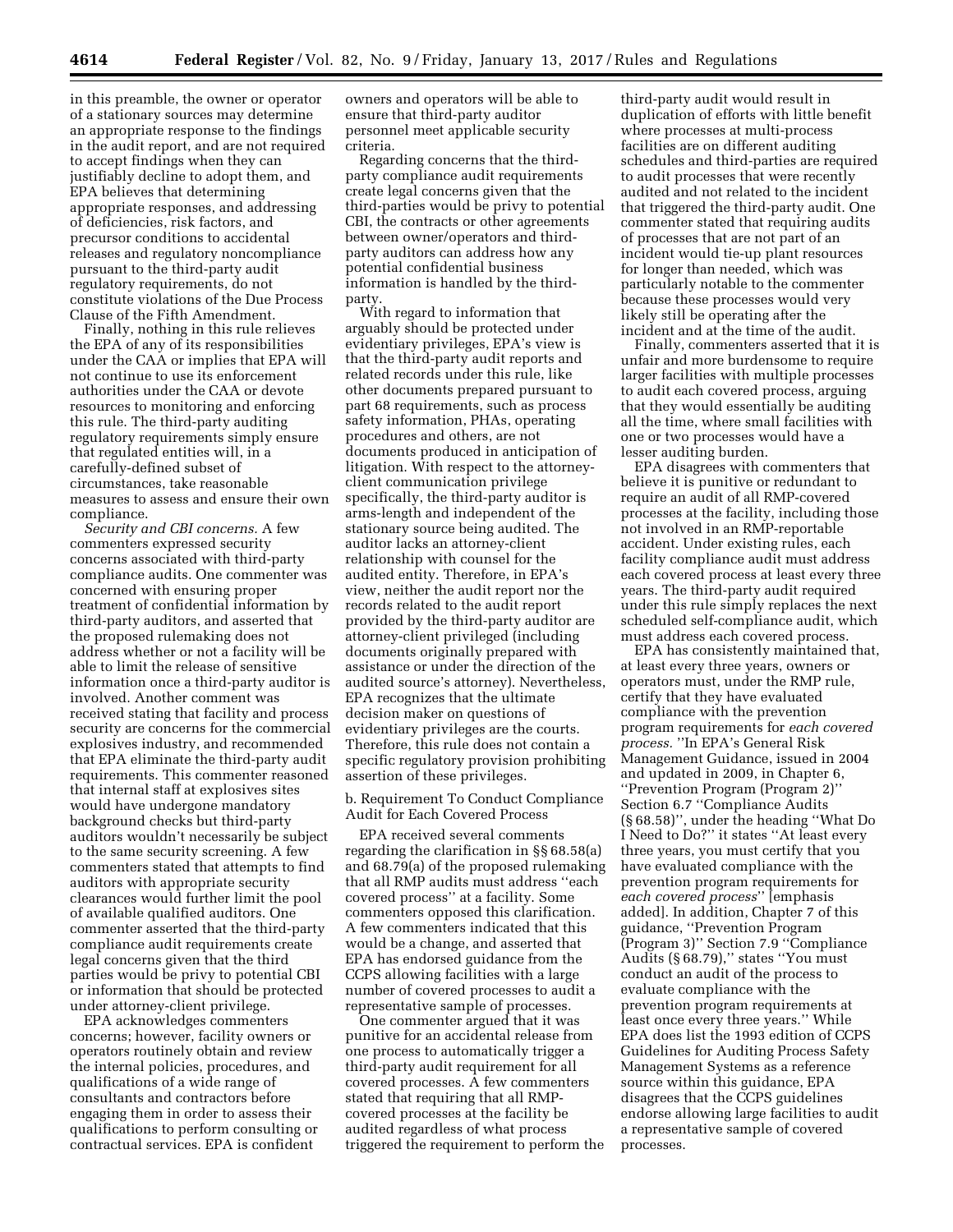in this preamble, the owner or operator of a stationary sources may determine an appropriate response to the findings in the audit report, and are not required to accept findings when they can justifiably decline to adopt them, and EPA believes that determining appropriate responses, and addressing of deficiencies, risk factors, and precursor conditions to accidental releases and regulatory noncompliance pursuant to the third-party audit regulatory requirements, do not constitute violations of the Due Process Clause of the Fifth Amendment.

Finally, nothing in this rule relieves the EPA of any of its responsibilities under the CAA or implies that EPA will not continue to use its enforcement authorities under the CAA or devote resources to monitoring and enforcing this rule. The third-party auditing regulatory requirements simply ensure that regulated entities will, in a carefully-defined subset of circumstances, take reasonable measures to assess and ensure their own compliance.

*Security and CBI concerns.* A few commenters expressed security concerns associated with third-party compliance audits. One commenter was concerned with ensuring proper treatment of confidential information by third-party auditors, and asserted that the proposed rulemaking does not address whether or not a facility will be able to limit the release of sensitive information once a third-party auditor is involved. Another comment was received stating that facility and process security are concerns for the commercial explosives industry, and recommended that EPA eliminate the third-party audit requirements. This commenter reasoned that internal staff at explosives sites would have undergone mandatory background checks but third-party auditors wouldn't necessarily be subject to the same security screening. A few commenters stated that attempts to find auditors with appropriate security clearances would further limit the pool of available qualified auditors. One commenter asserted that the third-party compliance audit requirements create legal concerns given that the third parties would be privy to potential CBI or information that should be protected under attorney-client privilege.

EPA acknowledges commenters concerns; however, facility owners or operators routinely obtain and review the internal policies, procedures, and qualifications of a wide range of consultants and contractors before engaging them in order to assess their qualifications to perform consulting or contractual services. EPA is confident owners and operators will be able to ensure that third-party auditor personnel meet applicable security criteria.

Regarding concerns that the third-party compliance audit requirements create legal concerns given that the third-parties would be privy to potential CBI, the contracts or other agreements between owner/operators and third-party auditors can address how any potential confidential business information is handled by the third-party.

With regard to information that arguably should be protected under evidentiary privileges, EPA's view is that the third-party audit reports and related records under this rule, like other documents prepared pursuant to part 68 requirements, such as process safety information, PHAs, operating procedures and others, are not documents produced in anticipation of litigation. With respect to the attorney-client communication privilege specifically, the third-party auditor is arms-length and independent of the stationary source being audited. The auditor lacks an attorney-client relationship with counsel for the audited entity. Therefore, in EPA's view, neither the audit report nor the records related to the audit report provided by the third-party auditor are attorney-client privileged (including documents originally prepared with assistance or under the direction of the audited source's attorney). Nevertheless, EPA recognizes that the ultimate decision maker on questions of evidentiary privileges are the courts. Therefore, this rule does not contain a specific regulatory provision prohibiting assertion of these privileges.

b. Requirement To Conduct Compliance Audit for Each Covered Process

EPA received several comments regarding the clarification in §§ 68.58(a) and 68.79(a) of the proposed rulemaking that all RMP audits must address "each covered process" at a facility. Some commenters opposed this clarification. A few commenters indicated that this would be a change, and asserted that EPA has endorsed guidance from the CCPS allowing facilities with a large number of covered processes to audit a representative sample of processes.

One commenter argued that it was punitive for an accidental release from one process to automatically trigger a third-party audit requirement for all covered processes. A few commenters stated that requiring that all RMP-covered processes at the facility be audited regardless of what process triggered the requirement to perform the third-party audit would result in duplication of efforts with little benefit where processes at multi-process facilities are on different auditing schedules and third-parties are required to audit processes that were recently audited and not related to the incident that triggered the third-party audit. One commenter stated that requiring audits of processes that are not part of an incident would tie-up plant resources for longer than needed, which was particularly notable to the commenter because these processes would very likely still be operating after the incident and at the time of the audit.

Finally, commenters asserted that it is unfair and more burdensome to require larger facilities with multiple processes to audit each covered process, arguing that they would essentially be auditing all the time, where small facilities with one or two processes would have a lesser auditing burden.

EPA disagrees with commenters that believe it is punitive or redundant to require an audit of all RMP-covered processes at the facility, including those not involved in an RMP-reportable accident. Under existing rules, each facility compliance audit must address each covered process at least every three years. The third-party audit required under this rule simply replaces the next scheduled self-compliance audit, which must address each covered process.

EPA has consistently maintained that, at least every three years, owners or operators must, under the RMP rule, certify that they have evaluated compliance with the prevention program requirements for *each covered process.* "In EPA's General Risk Management Guidance, issued in 2004 and updated in 2009, in Chapter 6, "Prevention Program (Program 2)" Section 6.7 "Compliance Audits (§ 68.58)", under the heading "What Do I Need to Do?" it states "At least every three years, you must certify that you have evaluated compliance with the prevention program requirements for *each covered process*" [emphasis added]. In addition, Chapter 7 of this guidance, "Prevention Program (Program 3)" Section 7.9 "Compliance Audits (§ 68.79)," states "You must conduct an audit of the process to evaluate compliance with the prevention program requirements at least once every three years." While EPA does list the 1993 edition of CCPS Guidelines for Auditing Process Safety Management Systems as a reference source within this guidance, EPA disagrees that the CCPS guidelines endorse allowing large facilities to audit a representative sample of covered processes.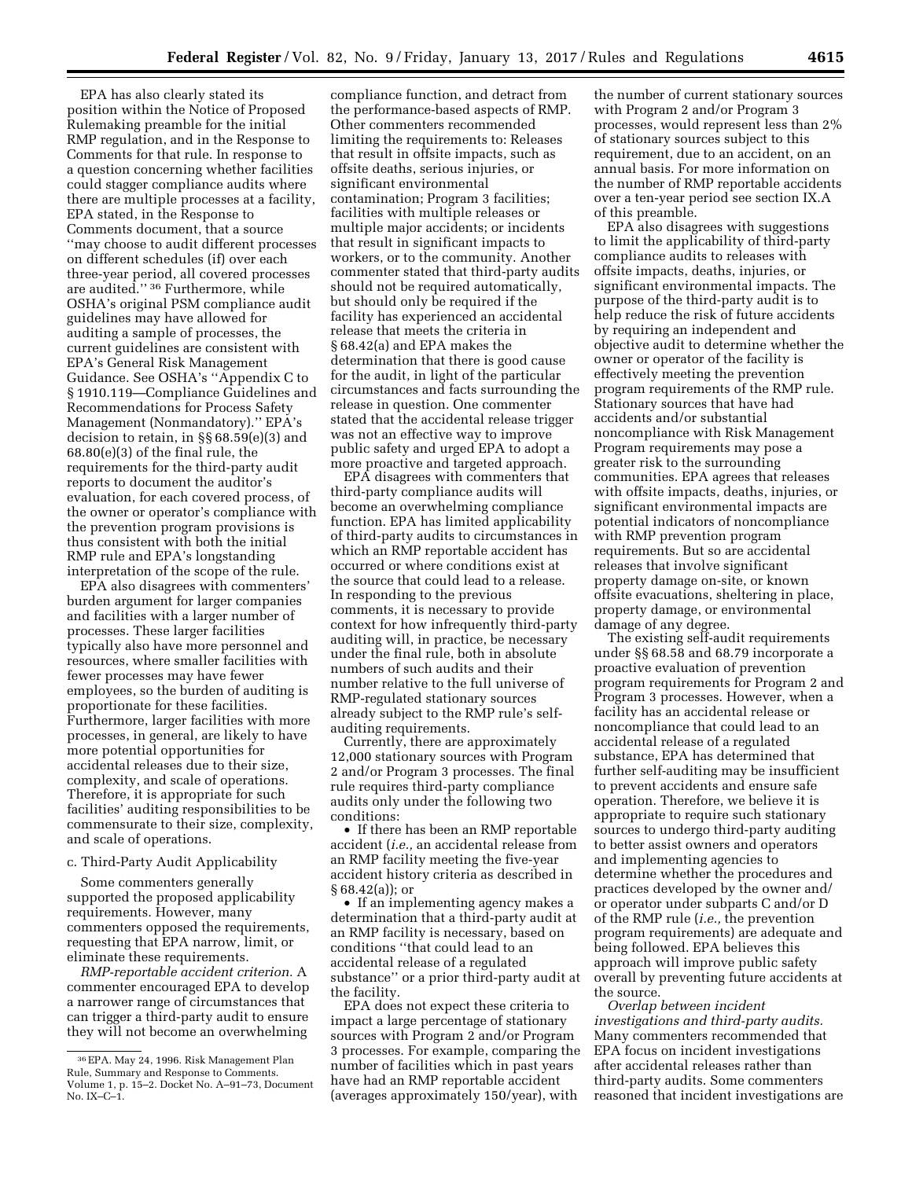EPA has also clearly stated its position within the Notice of Proposed Rulemaking preamble for the initial RMP regulation, and in the Response to Comments for that rule. In response to a question concerning whether facilities could stagger compliance audits where there are multiple processes at a facility, EPA stated, in the Response to Comments document, that a source ''may choose to audit different processes on different schedules (if) over each three-year period, all covered processes are audited.'' [36] Furthermore, while OSHA's original PSM compliance audit guidelines may have allowed for auditing a sample of processes, the current guidelines are consistent with EPA's General Risk Management Guidance. See OSHA's ''Appendix C to § 1910.119—Compliance Guidelines and Recommendations for Process Safety Management (Nonmandatory).'' EPA's decision to retain, in §§ 68.59(e)(3) and 68.80(e)(3) of the final rule, the requirements for the third-party audit reports to document the auditor's evaluation, for each covered process, of the owner or operator's compliance with the prevention program provisions is thus consistent with both the initial RMP rule and EPA's longstanding interpretation of the scope of the rule.

EPA also disagrees with commenters' burden argument for larger companies and facilities with a larger number of processes. These larger facilities typically also have more personnel and resources, where smaller facilities with fewer processes may have fewer employees, so the burden of auditing is proportionate for these facilities. Furthermore, larger facilities with more processes, in general, are likely to have more potential opportunities for accidental releases due to their size, complexity, and scale of operations. Therefore, it is appropriate for such facilities' auditing responsibilities to be commensurate to their size, complexity, and scale of operations.

c. Third-Party Audit Applicability

Some commenters generally supported the proposed applicability requirements. However, many commenters opposed the requirements, requesting that EPA narrow, limit, or eliminate these requirements.

*RMP-reportable accident criterion.* A commenter encouraged EPA to develop a narrower range of circumstances that can trigger a third-party audit to ensure they will not become an overwhelming compliance function, and detract from the performance-based aspects of RMP. Other commenters recommended limiting the requirements to: Releases that result in offsite impacts, such as offsite deaths, serious injuries, or significant environmental contamination; Program 3 facilities; facilities with multiple releases or multiple major accidents; or incidents that result in significant impacts to workers, or to the community. Another commenter stated that third-party audits should not be required automatically, but should only be required if the facility has experienced an accidental release that meets the criteria in § 68.42(a) and EPA makes the determination that there is good cause for the audit, in light of the particular circumstances and facts surrounding the release in question. One commenter stated that the accidental release trigger was not an effective way to improve public safety and urged EPA to adopt a more proactive and targeted approach.

EPA disagrees with commenters that third-party compliance audits will become an overwhelming compliance function. EPA has limited applicability of third-party audits to circumstances in which an RMP reportable accident has occurred or where conditions exist at the source that could lead to a release. In responding to the previous comments, it is necessary to provide context for how infrequently third-party auditing will, in practice, be necessary under the final rule, both in absolute numbers of such audits and their number relative to the full universe of RMP-regulated stationary sources already subject to the RMP rule's self-auditing requirements.

Currently, there are approximately 12,000 stationary sources with Program 2 and/or Program 3 processes. The final rule requires third-party compliance audits only under the following two conditions:

- If there has been an RMP reportable accident (*i.e.,* an accidental release from an RMP facility meeting the five-year accident history criteria as described in § 68.42(a)); or
- If an implementing agency makes a determination that a third-party audit at an RMP facility is necessary, based on conditions ''that could lead to an accidental release of a regulated substance'' or a prior third-party audit at the facility.

EPA does not expect these criteria to impact a large percentage of stationary sources with Program 2 and/or Program 3 processes. For example, comparing the number of facilities which in past years have had an RMP reportable accident (averages approximately 150/year), with the number of current stationary sources with Program 2 and/or Program 3 processes, would represent less than 2% of stationary sources subject to this requirement, due to an accident, on an annual basis. For more information on the number of RMP reportable accidents over a ten-year period see section IX.A of this preamble.

EPA also disagrees with suggestions to limit the applicability of third-party compliance audits to releases with offsite impacts, deaths, injuries, or significant environmental impacts. The purpose of the third-party audit is to help reduce the risk of future accidents by requiring an independent and objective audit to determine whether the owner or operator of the facility is effectively meeting the prevention program requirements of the RMP rule. Stationary sources that have had accidents and/or substantial noncompliance with Risk Management Program requirements may pose a greater risk to the surrounding communities. EPA agrees that releases with offsite impacts, deaths, injuries, or significant environmental impacts are potential indicators of noncompliance with RMP prevention program requirements. But so are accidental releases that involve significant property damage on-site, or known offsite evacuations, sheltering in place, property damage, or environmental damage of any degree.

The existing self-audit requirements under §§ 68.58 and 68.79 incorporate a proactive evaluation of prevention program requirements for Program 2 and Program 3 processes. However, when a facility has an accidental release or noncompliance that could lead to an accidental release of a regulated substance, EPA has determined that further self-auditing may be insufficient to prevent accidents and ensure safe operation. Therefore, we believe it is appropriate to require such stationary sources to undergo third-party auditing to better assist owners and operators and implementing agencies to determine whether the procedures and practices developed by the owner and/or operator under subparts C and/or D of the RMP rule (*i.e.,* the prevention program requirements) are adequate and being followed. EPA believes this approach will improve public safety overall by preventing future accidents at the source.

*Overlap between incident investigations and third-party audits.* Many commenters recommended that EPA focus on incident investigations after accidental releases rather than third-party audits. Some commenters reasoned that incident investigations are

[36] EPA. May 24, 1996. Risk Management Plan Rule, Summary and Response to Comments. Volume 1, p. 15–2. Docket No. A–91–73, Document No. IX–C–1.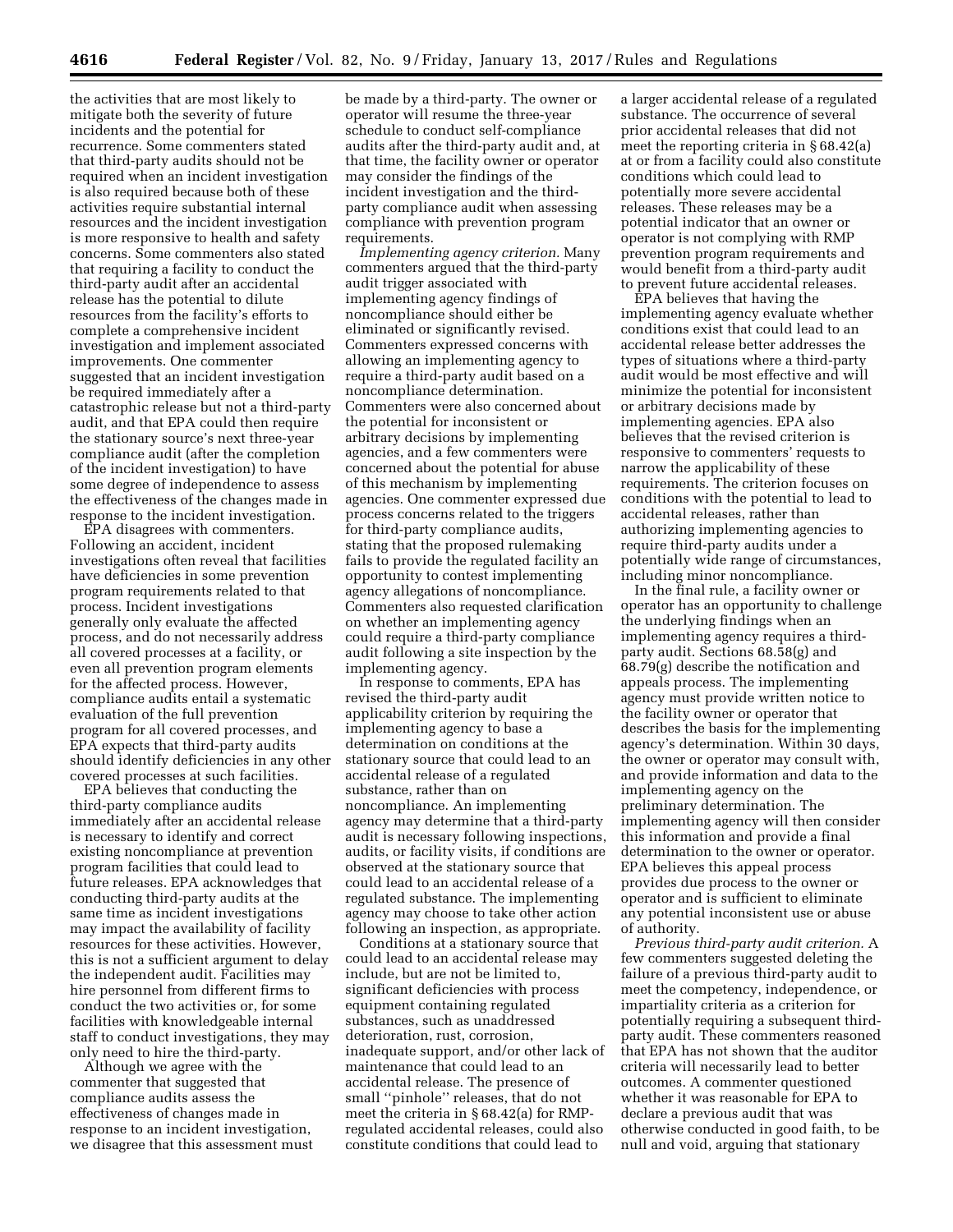the activities that are most likely to mitigate both the severity of future incidents and the potential for recurrence. Some commenters stated that third-party audits should not be required when an incident investigation is also required because both of these activities require substantial internal resources and the incident investigation is more responsive to health and safety concerns. Some commenters also stated that requiring a facility to conduct the third-party audit after an accidental release has the potential to dilute resources from the facility's efforts to complete a comprehensive incident investigation and implement associated improvements. One commenter suggested that an incident investigation be required immediately after a catastrophic release but not a third-party audit, and that EPA could then require the stationary source's next three-year compliance audit (after the completion of the incident investigation) to have some degree of independence to assess the effectiveness of the changes made in response to the incident investigation.

EPA disagrees with commenters. Following an accident, incident investigations often reveal that facilities have deficiencies in some prevention program requirements related to that process. Incident investigations generally only evaluate the affected process, and do not necessarily address all covered processes at a facility, or even all prevention program elements for the affected process. However, compliance audits entail a systematic evaluation of the full prevention program for all covered processes, and EPA expects that third-party audits should identify deficiencies in any other covered processes at such facilities.

EPA believes that conducting the third-party compliance audits immediately after an accidental release is necessary to identify and correct existing noncompliance at prevention program facilities that could lead to future releases. EPA acknowledges that conducting third-party audits at the same time as incident investigations may impact the availability of facility resources for these activities. However, this is not a sufficient argument to delay the independent audit. Facilities may hire personnel from different firms to conduct the two activities or, for some facilities with knowledgeable internal staff to conduct investigations, they may only need to hire the third-party.

Although we agree with the commenter that suggested that compliance audits assess the effectiveness of changes made in response to an incident investigation, we disagree that this assessment must be made by a third-party. The owner or operator will resume the three-year schedule to conduct self-compliance audits after the third-party audit and, at that time, the facility owner or operator may consider the findings of the incident investigation and the third-party compliance audit when assessing compliance with prevention program requirements.

*Implementing agency criterion.* Many commenters argued that the third-party audit trigger associated with implementing agency findings of noncompliance should either be eliminated or significantly revised. Commenters expressed concerns with allowing an implementing agency to require a third-party audit based on a noncompliance determination. Commenters were also concerned about the potential for inconsistent or arbitrary decisions by implementing agencies, and a few commenters were concerned about the potential for abuse of this mechanism by implementing agencies. One commenter expressed due process concerns related to the triggers for third-party compliance audits, stating that the proposed rulemaking fails to provide the regulated facility an opportunity to contest implementing agency allegations of noncompliance. Commenters also requested clarification on whether an implementing agency could require a third-party compliance audit following a site inspection by the implementing agency.

In response to comments, EPA has revised the third-party audit applicability criterion by requiring the implementing agency to base a determination on conditions at the stationary source that could lead to an accidental release of a regulated substance, rather than on noncompliance. An implementing agency may determine that a third-party audit is necessary following inspections, audits, or facility visits, if conditions are observed at the stationary source that could lead to an accidental release of a regulated substance. The implementing agency may choose to take other action following an inspection, as appropriate.

Conditions at a stationary source that could lead to an accidental release may include, but are not be limited to, significant deficiencies with process equipment containing regulated substances, such as unaddressed deterioration, rust, corrosion, inadequate support, and/or other lack of maintenance that could lead to an accidental release. The presence of small "pinhole" releases, that do not meet the criteria in § 68.42(a) for RMP-regulated accidental releases, could also constitute conditions that could lead to a larger accidental release of a regulated substance. The occurrence of several prior accidental releases that did not meet the reporting criteria in § 68.42(a) at or from a facility could also constitute conditions which could lead to potentially more severe accidental releases. These releases may be a potential indicator that an owner or operator is not complying with RMP prevention program requirements and would benefit from a third-party audit to prevent future accidental releases.

EPA believes that having the implementing agency evaluate whether conditions exist that could lead to an accidental release better addresses the types of situations where a third-party audit would be most effective and will minimize the potential for inconsistent or arbitrary decisions made by implementing agencies. EPA also believes that the revised criterion is responsive to commenters' requests to narrow the applicability of these requirements. The criterion focuses on conditions with the potential to lead to accidental releases, rather than authorizing implementing agencies to require third-party audits under a potentially wide range of circumstances, including minor noncompliance.

In the final rule, a facility owner or operator has an opportunity to challenge the underlying findings when an implementing agency requires a third-party audit. Sections 68.58(g) and 68.79(g) describe the notification and appeals process. The implementing agency must provide written notice to the facility owner or operator that describes the basis for the implementing agency's determination. Within 30 days, the owner or operator may consult with, and provide information and data to the implementing agency on the preliminary determination. The implementing agency will then consider this information and provide a final determination to the owner or operator. EPA believes this appeal process provides due process to the owner or operator and is sufficient to eliminate any potential inconsistent use or abuse of authority.

*Previous third-party audit criterion.* A few commenters suggested deleting the failure of a previous third-party audit to meet the competency, independence, or impartiality criteria as a criterion for potentially requiring a subsequent third-party audit. These commenters reasoned that EPA has not shown that the auditor criteria will necessarily lead to better outcomes. A commenter questioned whether it was reasonable for EPA to declare a previous audit that was otherwise conducted in good faith, to be null and void, arguing that stationary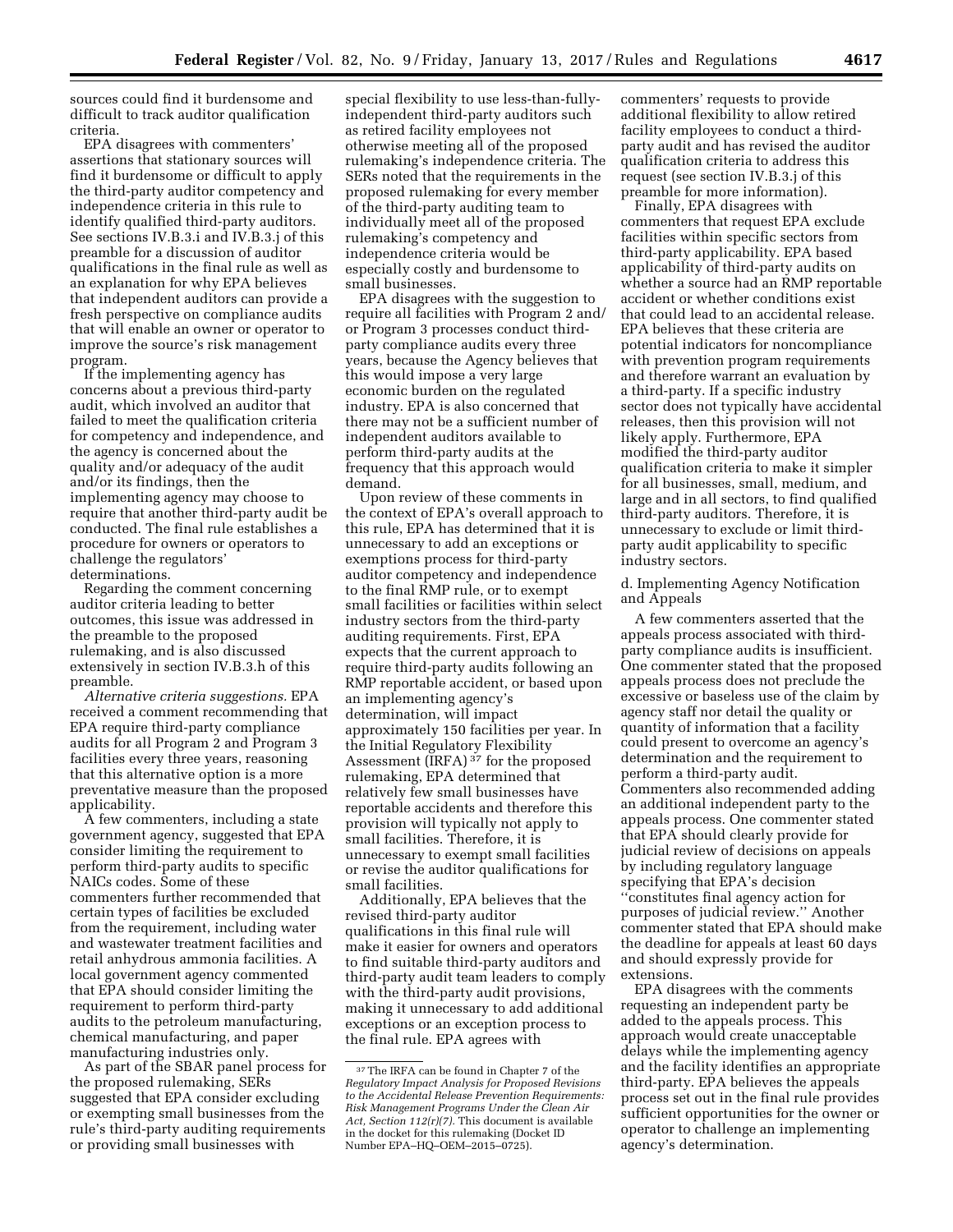sources could find it burdensome and difficult to track auditor qualification criteria.

EPA disagrees with commenters' assertions that stationary sources will find it burdensome or difficult to apply the third-party auditor competency and independence criteria in this rule to identify qualified third-party auditors. See sections IV.B.3.i and IV.B.3.j of this preamble for a discussion of auditor qualifications in the final rule as well as an explanation for why EPA believes that independent auditors can provide a fresh perspective on compliance audits that will enable an owner or operator to improve the source's risk management program.

If the implementing agency has concerns about a previous third-party audit, which involved an auditor that failed to meet the qualification criteria for competency and independence, and the agency is concerned about the quality and/or adequacy of the audit and/or its findings, then the implementing agency may choose to require that another third-party audit be conducted. The final rule establishes a procedure for owners or operators to challenge the regulators' determinations.

Regarding the comment concerning auditor criteria leading to better outcomes, this issue was addressed in the preamble to the proposed rulemaking, and is also discussed extensively in section IV.B.3.h of this preamble.

*Alternative criteria suggestions.* EPA received a comment recommending that EPA require third-party compliance audits for all Program 2 and Program 3 facilities every three years, reasoning that this alternative option is a more preventative measure than the proposed applicability.

A few commenters, including a state government agency, suggested that EPA consider limiting the requirement to perform third-party audits to specific NAICs codes. Some of these commenters further recommended that certain types of facilities be excluded from the requirement, including water and wastewater treatment facilities and retail anhydrous ammonia facilities. A local government agency commented that EPA should consider limiting the requirement to perform third-party audits to the petroleum manufacturing, chemical manufacturing, and paper manufacturing industries only.

As part of the SBAR panel process for the proposed rulemaking, SERs suggested that EPA consider excluding or exempting small businesses from the rule's third-party auditing requirements or providing small businesses with special flexibility to use less-than-fully-independent third-party auditors such as retired facility employees not otherwise meeting all of the proposed rulemaking's independence criteria. The SERs noted that the requirements in the proposed rulemaking for every member of the third-party auditing team to individually meet all of the proposed rulemaking's competency and independence criteria would be especially costly and burdensome to small businesses.

EPA disagrees with the suggestion to require all facilities with Program 2 and/or Program 3 processes conduct third-party compliance audits every three years, because the Agency believes that this would impose a very large economic burden on the regulated industry. EPA is also concerned that there may not be a sufficient number of independent auditors available to perform third-party audits at the frequency that this approach would demand.

Upon review of these comments in the context of EPA's overall approach to this rule, EPA has determined that it is unnecessary to add an exceptions or exemptions process for third-party auditor competency and independence to the final RMP rule, or to exempt small facilities or facilities within select industry sectors from the third-party auditing requirements. First, EPA expects that the current approach to require third-party audits following an RMP reportable accident, or based upon an implementing agency's determination, will impact approximately 150 facilities per year. In the Initial Regulatory Flexibility Assessment (IRFA) [37] for the proposed rulemaking, EPA determined that relatively few small businesses have reportable accidents and therefore this provision will typically not apply to small facilities. Therefore, it is unnecessary to exempt small facilities or revise the auditor qualifications for small facilities.

Additionally, EPA believes that the revised third-party auditor qualifications in this final rule will make it easier for owners and operators to find suitable third-party auditors and third-party audit team leaders to comply with the third-party audit provisions, making it unnecessary to add additional exceptions or an exception process to the final rule. EPA agrees with commenters' requests to provide additional flexibility to allow retired facility employees to conduct a third-party audit and has revised the auditor qualification criteria to address this request (see section IV.B.3.j of this preamble for more information).

Finally, EPA disagrees with commenters that request EPA exclude facilities within specific sectors from third-party applicability. EPA based applicability of third-party audits on whether a source had an RMP reportable accident or whether conditions exist that could lead to an accidental release. EPA believes that these criteria are potential indicators for noncompliance with prevention program requirements and therefore warrant an evaluation by a third-party. If a specific industry sector does not typically have accidental releases, then this provision will not likely apply. Furthermore, EPA modified the third-party auditor qualification criteria to make it simpler for all businesses, small, medium, and large and in all sectors, to find qualified third-party auditors. Therefore, it is unnecessary to exclude or limit third-party audit applicability to specific industry sectors.

d. Implementing Agency Notification and Appeals

A few commenters asserted that the appeals process associated with third-party compliance audits is insufficient. One commenter stated that the proposed appeals process does not preclude the excessive or baseless use of the claim by agency staff nor detail the quality or quantity of information that a facility could present to overcome an agency's determination and the requirement to perform a third-party audit. Commenters also recommended adding an additional independent party to the appeals process. One commenter stated that EPA should clearly provide for judicial review of decisions on appeals by including regulatory language specifying that EPA's decision "constitutes final agency action for purposes of judicial review." Another commenter stated that EPA should make the deadline for appeals at least 60 days and should expressly provide for extensions.

EPA disagrees with the comments requesting an independent party be added to the appeals process. This approach would create unacceptable delays while the implementing agency and the facility identifies an appropriate third-party. EPA believes the appeals process set out in the final rule provides sufficient opportunities for the owner or operator to challenge an implementing agency's determination.

[37] The IRFA can be found in Chapter 7 of the *Regulatory Impact Analysis for Proposed Revisions to the Accidental Release Prevention Requirements: Risk Management Programs Under the Clean Air Act, Section 112(r)(7).* This document is available in the docket for this rulemaking (Docket ID Number EPA–HQ–OEM–2015–0725).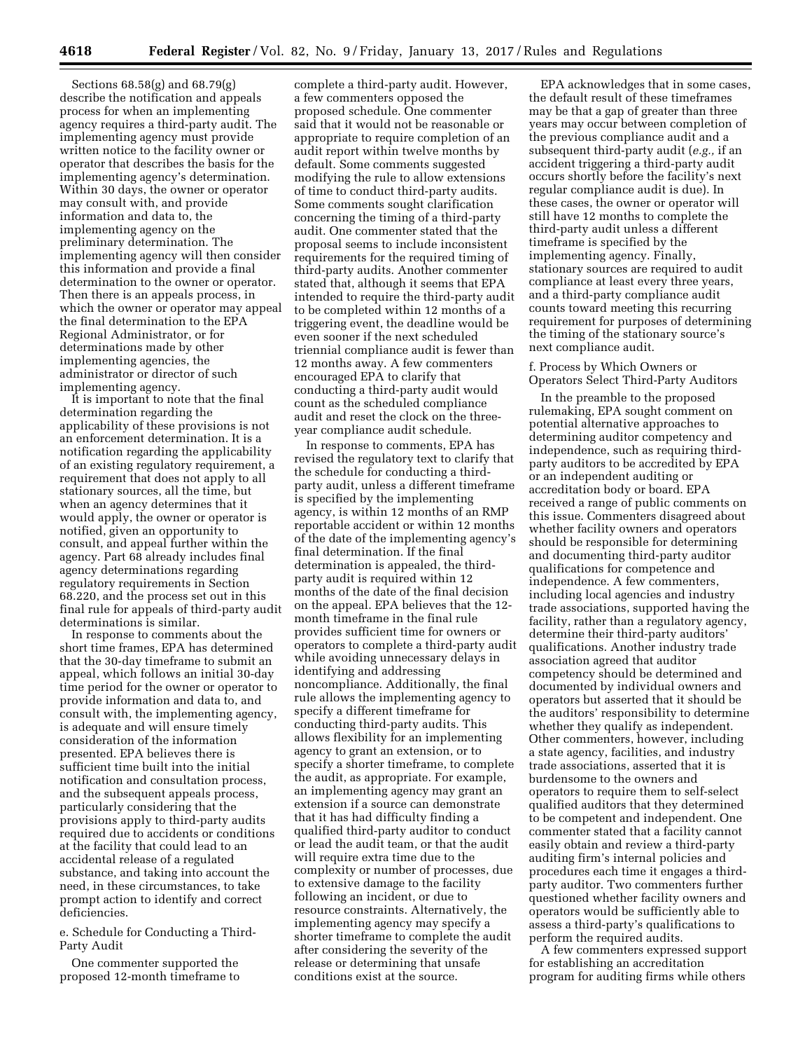Sections 68.58(g) and 68.79(g) describe the notification and appeals process for when an implementing agency requires a third-party audit. The implementing agency must provide written notice to the facility owner or operator that describes the basis for the implementing agency's determination. Within 30 days, the owner or operator may consult with, and provide information and data to, the implementing agency on the preliminary determination. The implementing agency will then consider this information and provide a final determination to the owner or operator. Then there is an appeals process, in which the owner or operator may appeal the final determination to the EPA Regional Administrator, or for determinations made by other implementing agencies, the administrator or director of such implementing agency.

It is important to note that the final determination regarding the applicability of these provisions is not an enforcement determination. It is a notification regarding the applicability of an existing regulatory requirement, a requirement that does not apply to all stationary sources, all the time, but when an agency determines that it would apply, the owner or operator is notified, given an opportunity to consult, and appeal further within the agency. Part 68 already includes final agency determinations regarding regulatory requirements in Section 68.220, and the process set out in this final rule for appeals of third-party audit determinations is similar.

In response to comments about the short time frames, EPA has determined that the 30-day timeframe to submit an appeal, which follows an initial 30-day time period for the owner or operator to provide information and data to, and consult with, the implementing agency, is adequate and will ensure timely consideration of the information presented. EPA believes there is sufficient time built into the initial notification and consultation process, and the subsequent appeals process, particularly considering that the provisions apply to third-party audits required due to accidents or conditions at the facility that could lead to an accidental release of a regulated substance, and taking into account the need, in these circumstances, to take prompt action to identify and correct deficiencies.

e. Schedule for Conducting a Third-Party Audit

One commenter supported the proposed 12-month timeframe to complete a third-party audit. However, a few commenters opposed the proposed schedule. One commenter said that it would not be reasonable or appropriate to require completion of an audit report within twelve months by default. Some comments suggested modifying the rule to allow extensions of time to conduct third-party audits. Some comments sought clarification concerning the timing of a third-party audit. One commenter stated that the proposal seems to include inconsistent requirements for the required timing of third-party audits. Another commenter stated that, although it seems that EPA intended to require the third-party audit to be completed within 12 months of a triggering event, the deadline would be even sooner if the next scheduled triennial compliance audit is fewer than 12 months away. A few commenters encouraged EPA to clarify that conducting a third-party audit would count as the scheduled compliance audit and reset the clock on the three-year compliance audit schedule.

In response to comments, EPA has revised the regulatory text to clarify that the schedule for conducting a third-party audit, unless a different timeframe is specified by the implementing agency, is within 12 months of an RMP reportable accident or within 12 months of the date of the implementing agency's final determination. If the final determination is appealed, the third-party audit is required within 12 months of the date of the final decision on the appeal. EPA believes that the 12-month timeframe in the final rule provides sufficient time for owners or operators to complete a third-party audit while avoiding unnecessary delays in identifying and addressing noncompliance. Additionally, the final rule allows the implementing agency to specify a different timeframe for conducting third-party audits. This allows flexibility for an implementing agency to grant an extension, or to specify a shorter timeframe, to complete the audit, as appropriate. For example, an implementing agency may grant an extension if a source can demonstrate that it has had difficulty finding a qualified third-party auditor to conduct or lead the audit team, or that the audit will require extra time due to the complexity or number of processes, due to extensive damage to the facility following an incident, or due to resource constraints. Alternatively, the implementing agency may specify a shorter timeframe to complete the audit after considering the severity of the release or determining that unsafe conditions exist at the source.

EPA acknowledges that in some cases, the default result of these timeframes may be that a gap of greater than three years may occur between completion of the previous compliance audit and a subsequent third-party audit (*e.g.,* if an accident triggering a third-party audit occurs shortly before the facility's next regular compliance audit is due). In these cases, the owner or operator will still have 12 months to complete the third-party audit unless a different timeframe is specified by the implementing agency. Finally, stationary sources are required to audit compliance at least every three years, and a third-party compliance audit counts toward meeting this recurring requirement for purposes of determining the timing of the stationary source's next compliance audit.

f. Process by Which Owners or Operators Select Third-Party Auditors

In the preamble to the proposed rulemaking, EPA sought comment on potential alternative approaches to determining auditor competency and independence, such as requiring third-party auditors to be accredited by EPA or an independent auditing or accreditation body or board. EPA received a range of public comments on this issue. Commenters disagreed about whether facility owners and operators should be responsible for determining and documenting third-party auditor qualifications for competence and independence. A few commenters, including local agencies and industry trade associations, supported having the facility, rather than a regulatory agency, determine their third-party auditors' qualifications. Another industry trade association agreed that auditor competency should be determined and documented by individual owners and operators but asserted that it should be the auditors' responsibility to determine whether they qualify as independent. Other commenters, however, including a state agency, facilities, and industry trade associations, asserted that it is burdensome to the owners and operators to require them to self-select qualified auditors that they determined to be competent and independent. One commenter stated that a facility cannot easily obtain and review a third-party auditing firm's internal policies and procedures each time it engages a third-party auditor. Two commenters further questioned whether facility owners and operators would be sufficiently able to assess a third-party's qualifications to perform the required audits.

A few commenters expressed support for establishing an accreditation program for auditing firms while others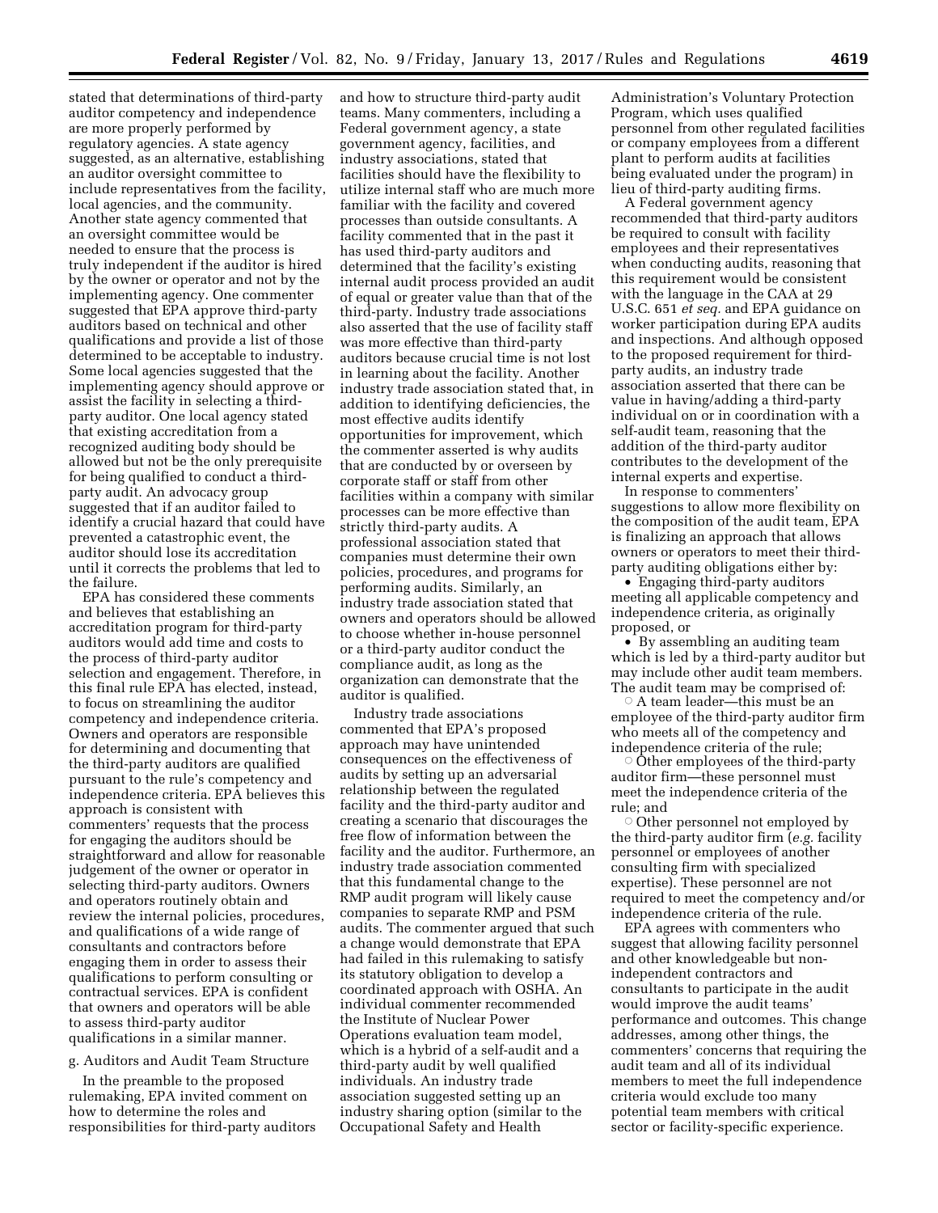stated that determinations of third-party auditor competency and independence are more properly performed by regulatory agencies. A state agency suggested, as an alternative, establishing an auditor oversight committee to include representatives from the facility, local agencies, and the community. Another state agency commented that an oversight committee would be needed to ensure that the process is truly independent if the auditor is hired by the owner or operator and not by the implementing agency. One commenter suggested that EPA approve third-party auditors based on technical and other qualifications and provide a list of those determined to be acceptable to industry. Some local agencies suggested that the implementing agency should approve or assist the facility in selecting a third-party auditor. One local agency stated that existing accreditation from a recognized auditing body should be allowed but not be the only prerequisite for being qualified to conduct a third-party audit. An advocacy group suggested that if an auditor failed to identify a crucial hazard that could have prevented a catastrophic event, the auditor should lose its accreditation until it corrects the problems that led to the failure.

EPA has considered these comments and believes that establishing an accreditation program for third-party auditors would add time and costs to the process of third-party auditor selection and engagement. Therefore, in this final rule EPA has elected, instead, to focus on streamlining the auditor competency and independence criteria. Owners and operators are responsible for determining and documenting that the third-party auditors are qualified pursuant to the rule's competency and independence criteria. EPA believes this approach is consistent with commenters' requests that the process for engaging the auditors should be straightforward and allow for reasonable judgement of the owner or operator in selecting third-party auditors. Owners and operators routinely obtain and review the internal policies, procedures, and qualifications of a wide range of consultants and contractors before engaging them in order to assess their qualifications to perform consulting or contractual services. EPA is confident that owners and operators will be able to assess third-party auditor qualifications in a similar manner.

g. Auditors and Audit Team Structure

In the preamble to the proposed rulemaking, EPA invited comment on how to determine the roles and responsibilities for third-party auditors and how to structure third-party audit teams. Many commenters, including a Federal government agency, a state government agency, facilities, and industry associations, stated that facilities should have the flexibility to utilize internal staff who are much more familiar with the facility and covered processes than outside consultants. A facility commented that in the past it has used third-party auditors and determined that the facility's existing internal audit process provided an audit of equal or greater value than that of the third-party. Industry trade associations also asserted that the use of facility staff was more effective than third-party auditors because crucial time is not lost in learning about the facility. Another industry trade association stated that, in addition to identifying deficiencies, the most effective audits identify opportunities for improvement, which the commenter asserted is why audits that are conducted by or overseen by corporate staff or staff from other facilities within a company with similar processes can be more effective than strictly third-party audits. A professional association stated that companies must determine their own policies, procedures, and programs for performing audits. Similarly, an industry trade association stated that owners and operators should be allowed to choose whether in-house personnel or a third-party auditor conduct the compliance audit, as long as the organization can demonstrate that the auditor is qualified.

Industry trade associations commented that EPA's proposed approach may have unintended consequences on the effectiveness of audits by setting up an adversarial relationship between the regulated facility and the third-party auditor and creating a scenario that discourages the free flow of information between the facility and the auditor. Furthermore, an industry trade association commented that this fundamental change to the RMP audit program will likely cause companies to separate RMP and PSM audits. The commenter argued that such a change would demonstrate that EPA had failed in this rulemaking to satisfy its statutory obligation to develop a coordinated approach with OSHA. An individual commenter recommended the Institute of Nuclear Power Operations evaluation team model, which is a hybrid of a self-audit and a third-party audit by well qualified individuals. An industry trade association suggested setting up an industry sharing option (similar to the Occupational Safety and Health Administration's Voluntary Protection Program, which uses qualified personnel from other regulated facilities or company employees from a different plant to perform audits at facilities being evaluated under the program) in lieu of third-party auditing firms.

A Federal government agency recommended that third-party auditors be required to consult with facility employees and their representatives when conducting audits, reasoning that this requirement would be consistent with the language in the CAA at 29 U.S.C. 651 *et seq.* and EPA guidance on worker participation during EPA audits and inspections. And although opposed to the proposed requirement for third-party audits, an industry trade association asserted that there can be value in having/adding a third-party individual on or in coordination with a self-audit team, reasoning that the addition of the third-party auditor contributes to the development of the internal experts and expertise.

In response to commenters' suggestions to allow more flexibility on the composition of the audit team, EPA is finalizing an approach that allows owners or operators to meet their third-party auditing obligations either by:

- Engaging third-party auditors meeting all applicable competency and independence criteria, as originally proposed, or
- By assembling an auditing team which is led by a third-party auditor but may include other audit team members. The audit team may be comprised of:
  - A team leader—this must be an employee of the third-party auditor firm who meets all of the competency and independence criteria of the rule;
  - Other employees of the third-party auditor firm—these personnel must meet the independence criteria of the rule; and
  - Other personnel not employed by the third-party auditor firm (*e.g.* facility personnel or employees of another consulting firm with specialized expertise). These personnel are not required to meet the competency and/or independence criteria of the rule.

EPA agrees with commenters who suggest that allowing facility personnel and other knowledgeable but non-independent contractors and consultants to participate in the audit would improve the audit teams' performance and outcomes. This change addresses, among other things, the commenters' concerns that requiring the audit team and all of its individual members to meet the full independence criteria would exclude too many potential team members with critical sector or facility-specific experience.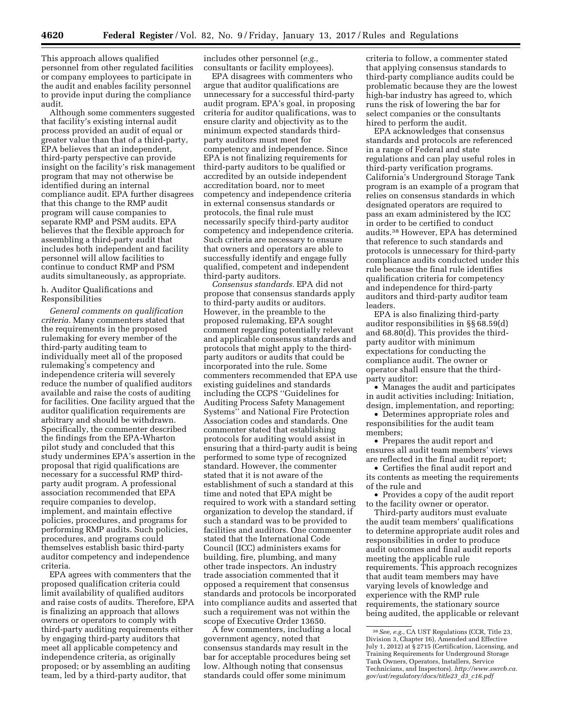This approach allows qualified personnel from other regulated facilities or company employees to participate in the audit and enables facility personnel to provide input during the compliance audit.

Although some commenters suggested that facility's existing internal audit process provided an audit of equal or greater value than that of a third-party, EPA believes that an independent, third-party perspective can provide insight on the facility's risk management program that may not otherwise be identified during an internal compliance audit. EPA further disagrees that this change to the RMP audit program will cause companies to separate RMP and PSM audits. EPA believes that the flexible approach for assembling a third-party audit that includes both independent and facility personnel will allow facilities to continue to conduct RMP and PSM audits simultaneously, as appropriate.

### h. Auditor Qualifications and Responsibilities

*General comments on qualification criteria.* Many commenters stated that the requirements in the proposed rulemaking for every member of the third-party auditing team to individually meet all of the proposed rulemaking's competency and independence criteria will severely reduce the number of qualified auditors available and raise the costs of auditing for facilities. One facility argued that the auditor qualification requirements are arbitrary and should be withdrawn. Specifically, the commenter described the findings from the EPA-Wharton pilot study and concluded that this study undermines EPA's assertion in the proposal that rigid qualifications are necessary for a successful RMP third-party audit program. A professional association recommended that EPA require companies to develop, implement, and maintain effective policies, procedures, and programs for performing RMP audits. Such policies, procedures, and programs could themselves establish basic third-party auditor competency and independence criteria.

EPA agrees with commenters that the proposed qualification criteria could limit availability of qualified auditors and raise costs of audits. Therefore, EPA is finalizing an approach that allows owners or operators to comply with third-party auditing requirements either by engaging third-party auditors that meet all applicable competency and independence criteria, as originally proposed; or by assembling an auditing team, led by a third-party auditor, that includes other personnel (*e.g.,* consultants or facility employees).

EPA disagrees with commenters who argue that auditor qualifications are unnecessary for a successful third-party audit program. EPA's goal, in proposing criteria for auditor qualifications, was to ensure clarity and objectivity as to the minimum expected standards third-party auditors must meet for competency and independence. Since EPA is not finalizing requirements for third-party auditors to be qualified or accredited by an outside independent accreditation board, nor to meet competency and independence criteria in external consensus standards or protocols, the final rule must necessarily specify third-party auditor competency and independence criteria. Such criteria are necessary to ensure that owners and operators are able to successfully identify and engage fully qualified, competent and independent third-party auditors.

*Consensus standards.* EPA did not propose that consensus standards apply to third-party audits or auditors. However, in the preamble to the proposed rulemaking, EPA sought comment regarding potentially relevant and applicable consensus standards and protocols that might apply to the third-party auditors or audits that could be incorporated into the rule. Some commenters recommended that EPA use existing guidelines and standards including the CCPS "Guidelines for Auditing Process Safety Management Systems" and National Fire Protection Association codes and standards. One commenter stated that establishing protocols for auditing would assist in ensuring that a third-party audit is being performed to some type of recognized standard. However, the commenter stated that it is not aware of the establishment of such a standard at this time and noted that EPA might be required to work with a standard setting organization to develop the standard, if such a standard was to be provided to facilities and auditors. One commenter stated that the International Code Council (ICC) administers exams for building, fire, plumbing, and many other trade inspectors. An industry trade association commented that it opposed a requirement that consensus standards and protocols be incorporated into compliance audits and asserted that such a requirement was not within the scope of Executive Order 13650.

A few commenters, including a local government agency, noted that consensus standards may result in the bar for acceptable procedures being set low. Although noting that consensus standards could offer some minimum criteria to follow, a commenter stated that applying consensus standards to third-party compliance audits could be problematic because they are the lowest high-bar industry has agreed to, which runs the risk of lowering the bar for select companies or the consultants hired to perform the audit.

EPA acknowledges that consensus standards and protocols are referenced in a range of Federal and state regulations and can play useful roles in third-party verification programs. California's Underground Storage Tank program is an example of a program that relies on consensus standards in which designated operators are required to pass an exam administered by the ICC in order to be certified to conduct audits.[38] However, EPA has determined that reference to such standards and protocols is unnecessary for third-party compliance audits conducted under this rule because the final rule identifies qualification criteria for competency and independence for third-party auditors and third-party auditor team leaders.

EPA is also finalizing third-party auditor responsibilities in §§ 68.59(d) and 68.80(d). This provides the third-party auditor with minimum expectations for conducting the compliance audit. The owner or operator shall ensure that the third-party auditor:

- Manages the audit and participates in audit activities including: Initiation, design, implementation, and reporting;
- Determines appropriate roles and responsibilities for the audit team members;
- Prepares the audit report and ensures all audit team members' views are reflected in the final audit report;
- Certifies the final audit report and its contents as meeting the requirements of the rule and
- Provides a copy of the audit report to the facility owner or operator.

Third-party auditors must evaluate the audit team members' qualifications to determine appropriate audit roles and responsibilities in order to produce audit outcomes and final audit reports meeting the applicable rule requirements. This approach recognizes that audit team members may have varying levels of knowledge and experience with the RMP rule requirements, the stationary source being audited, the applicable or relevant

---

[38] *See, e.g.,* CA UST Regulations (CCR, Title 23, Division 3, Chapter 16), Amended and Effective July 1, 2012) at § 2715 (Certification, Licensing, and Training Requirements for Underground Storage Tank Owners, Operators, Installers, Service Technicians, and Inspectors). *http://www.swrcb.ca.gov/ust/regulatory/docs/title23_d3_c16.pdf*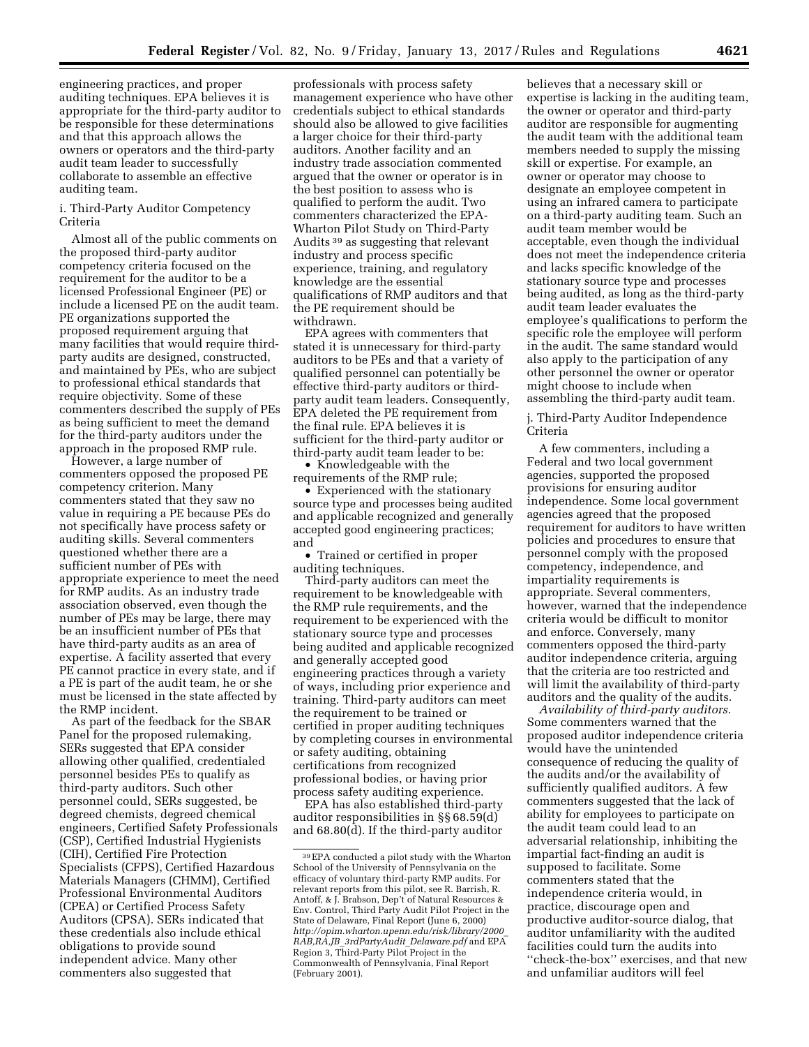engineering practices, and proper auditing techniques. EPA believes it is appropriate for the third-party auditor to be responsible for these determinations and that this approach allows the owners or operators and the third-party audit team leader to successfully collaborate to assemble an effective auditing team.

i. Third-Party Auditor Competency Criteria

Almost all of the public comments on the proposed third-party auditor competency criteria focused on the requirement for the auditor to be a licensed Professional Engineer (PE) or include a licensed PE on the audit team. PE organizations supported the proposed requirement arguing that many facilities that would require third-party audits are designed, constructed, and maintained by PEs, who are subject to professional ethical standards that require objectivity. Some of these commenters described the supply of PEs as being sufficient to meet the demand for the third-party auditors under the approach in the proposed RMP rule.

However, a large number of commenters opposed the proposed PE competency criterion. Many commenters stated that they saw no value in requiring a PE because PEs do not specifically have process safety or auditing skills. Several commenters questioned whether there are a sufficient number of PEs with appropriate experience to meet the need for RMP audits. As an industry trade association observed, even though the number of PEs may be large, there may be an insufficient number of PEs that have third-party audits as an area of expertise. A facility asserted that every PE cannot practice in every state, and if a PE is part of the audit team, he or she must be licensed in the state affected by the RMP incident.

As part of the feedback for the SBAR Panel for the proposed rulemaking, SERs suggested that EPA consider allowing other qualified, credentialed personnel besides PEs to qualify as third-party auditors. Such other personnel could, SERs suggested, be degreed chemists, degreed chemical engineers, Certified Safety Professionals (CSP), Certified Industrial Hygienists (CIH), Certified Fire Protection Specialists (CFPS), Certified Hazardous Materials Managers (CHMM), Certified Professional Environmental Auditors (CPEA) or Certified Process Safety Auditors (CPSA). SERs indicated that these credentials also include ethical obligations to provide sound independent advice. Many other commenters also suggested that professionals with process safety management experience who have other credentials subject to ethical standards should also be allowed to give facilities a larger choice for their third-party auditors. Another facility and an industry trade association commented argued that the owner or operator is in the best position to assess who is qualified to perform the audit. Two commenters characterized the EPA-Wharton Pilot Study on Third-Party Audits [39] as suggesting that relevant industry and process specific experience, training, and regulatory knowledge are the essential qualifications of RMP auditors and that the PE requirement should be withdrawn.

EPA agrees with commenters that stated it is unnecessary for third-party auditors to be PEs and that a variety of qualified personnel can potentially be effective third-party auditors or third-party audit team leaders. Consequently, EPA deleted the PE requirement from the final rule. EPA believes it is sufficient for the third-party auditor or third-party audit team leader to be:

- Knowledgeable with the requirements of the RMP rule;
- Experienced with the stationary source type and processes being audited and applicable recognized and generally accepted good engineering practices; and
- Trained or certified in proper auditing techniques.

Third-party auditors can meet the requirement to be knowledgeable with the RMP rule requirements, and the requirement to be experienced with the stationary source type and processes being audited and applicable recognized and generally accepted good engineering practices through a variety of ways, including prior experience and training. Third-party auditors can meet the requirement to be trained or certified in proper auditing techniques by completing courses in environmental or safety auditing, obtaining certifications from recognized professional bodies, or having prior process safety auditing experience.

EPA has also established third-party auditor responsibilities in §§ 68.59(d) and 68.80(d). If the third-party auditor believes that a necessary skill or expertise is lacking in the auditing team, the owner or operator and third-party auditor are responsible for augmenting the audit team with the additional team members needed to supply the missing skill or expertise. For example, an owner or operator may choose to designate an employee competent in using an infrared camera to participate on a third-party auditing team. Such an audit team member would be acceptable, even though the individual does not meet the independence criteria and lacks specific knowledge of the stationary source type and processes being audited, as long as the third-party audit team leader evaluates the employee's qualifications to perform the specific role the employee will perform in the audit. The same standard would also apply to the participation of any other personnel the owner or operator might choose to include when assembling the third-party audit team.

j. Third-Party Auditor Independence Criteria

A few commenters, including a Federal and two local government agencies, supported the proposed provisions for ensuring auditor independence. Some local government agencies agreed that the proposed requirement for auditors to have written policies and procedures to ensure that personnel comply with the proposed competency, independence, and impartiality requirements is appropriate. Several commenters, however, warned that the independence criteria would be difficult to monitor and enforce. Conversely, many commenters opposed the third-party auditor independence criteria, arguing that the criteria are too restricted and will limit the availability of third-party auditors and the quality of the audits.

*Availability of third-party auditors.* Some commenters warned that the proposed auditor independence criteria would have the unintended consequence of reducing the quality of the audits and/or the availability of sufficiently qualified auditors. A few commenters suggested that the lack of ability for employees to participate on the audit team could lead to an adversarial relationship, inhibiting the impartial fact-finding an audit is supposed to facilitate. Some commenters stated that the independence criteria would, in practice, discourage open and productive auditor-source dialog, that auditor unfamiliarity with the audited facilities could turn the audits into "check-the-box" exercises, and that new and unfamiliar auditors will feel

[39] EPA conducted a pilot study with the Wharton School of the University of Pennsylvania on the efficacy of voluntary third-party RMP audits. For relevant reports from this pilot, see R. Barrish, R. Antoff, & J. Brabson, Dep't of Natural Resources & Env. Control, Third Party Audit Pilot Project in the State of Delaware, Final Report (June 6, 2000) *http://opim.wharton.upenn.edu/risk/library/2000_RAB,RA,JB_3rdPartyAudit_Delaware.pdf* and EPA Region 3, Third-Party Pilot Project in the Commonwealth of Pennsylvania, Final Report (February 2001).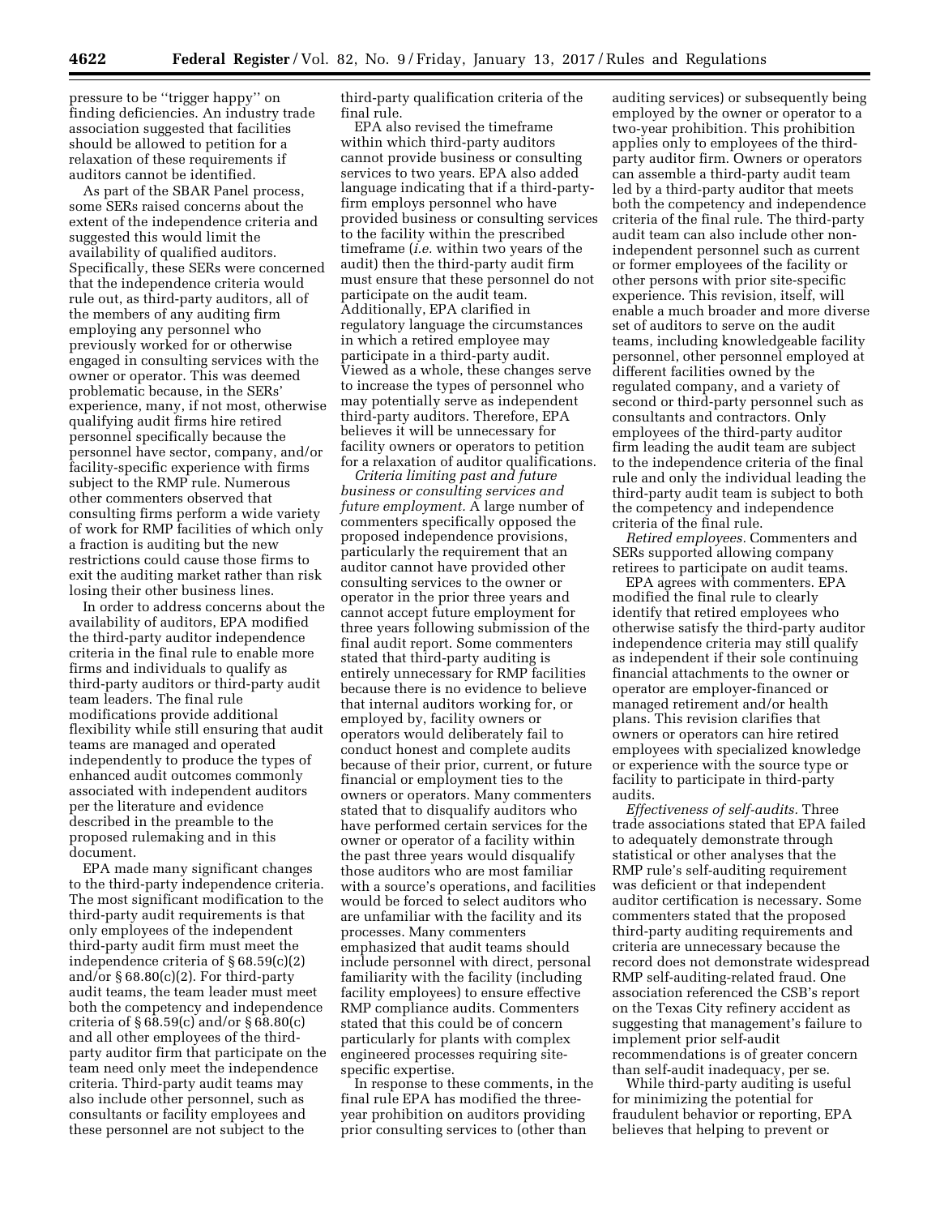pressure to be ''trigger happy'' on finding deficiencies. An industry trade association suggested that facilities should be allowed to petition for a relaxation of these requirements if auditors cannot be identified.

As part of the SBAR Panel process, some SERs raised concerns about the extent of the independence criteria and suggested this would limit the availability of qualified auditors. Specifically, these SERs were concerned that the independence criteria would rule out, as third-party auditors, all of the members of any auditing firm employing any personnel who previously worked for or otherwise engaged in consulting services with the owner or operator. This was deemed problematic because, in the SERs' experience, many, if not most, otherwise qualifying audit firms hire retired personnel specifically because the personnel have sector, company, and/or facility-specific experience with firms subject to the RMP rule. Numerous other commenters observed that consulting firms perform a wide variety of work for RMP facilities of which only a fraction is auditing but the new restrictions could cause those firms to exit the auditing market rather than risk losing their other business lines.

In order to address concerns about the availability of auditors, EPA modified the third-party auditor independence criteria in the final rule to enable more firms and individuals to qualify as third-party auditors or third-party audit team leaders. The final rule modifications provide additional flexibility while still ensuring that audit teams are managed and operated independently to produce the types of enhanced audit outcomes commonly associated with independent auditors per the literature and evidence described in the preamble to the proposed rulemaking and in this document.

EPA made many significant changes to the third-party independence criteria. The most significant modification to the third-party audit requirements is that only employees of the independent third-party audit firm must meet the independence criteria of § 68.59(c)(2) and/or § 68.80(c)(2). For third-party audit teams, the team leader must meet both the competency and independence criteria of § 68.59(c) and/or § 68.80(c) and all other employees of the third-party auditor firm that participate on the team need only meet the independence criteria. Third-party audit teams may also include other personnel, such as consultants or facility employees and these personnel are not subject to the third-party qualification criteria of the final rule.

EPA also revised the timeframe within which third-party auditors cannot provide business or consulting services to two years. EPA also added language indicating that if a third-party-firm employs personnel who have provided business or consulting services to the facility within the prescribed timeframe (*i.e.* within two years of the audit) then the third-party audit firm must ensure that these personnel do not participate on the audit team. Additionally, EPA clarified in regulatory language the circumstances in which a retired employee may participate in a third-party audit. Viewed as a whole, these changes serve to increase the types of personnel who may potentially serve as independent third-party auditors. Therefore, EPA believes it will be unnecessary for facility owners or operators to petition for a relaxation of auditor qualifications.

*Criteria limiting past and future business or consulting services and future employment.* A large number of commenters specifically opposed the proposed independence provisions, particularly the requirement that an auditor cannot have provided other consulting services to the owner or operator in the prior three years and cannot accept future employment for three years following submission of the final audit report. Some commenters stated that third-party auditing is entirely unnecessary for RMP facilities because there is no evidence to believe that internal auditors working for, or employed by, facility owners or operators would deliberately fail to conduct honest and complete audits because of their prior, current, or future financial or employment ties to the owners or operators. Many commenters stated that to disqualify auditors who have performed certain services for the owner or operator of a facility within the past three years would disqualify those auditors who are most familiar with a source's operations, and facilities would be forced to select auditors who are unfamiliar with the facility and its processes. Many commenters emphasized that audit teams should include personnel with direct, personal familiarity with the facility (including facility employees) to ensure effective RMP compliance audits. Commenters stated that this could be of concern particularly for plants with complex engineered processes requiring site-specific expertise.

In response to these comments, in the final rule EPA has modified the three-year prohibition on auditors providing prior consulting services to (other than auditing services) or subsequently being employed by the owner or operator to a two-year prohibition. This prohibition applies only to employees of the third-party auditor firm. Owners or operators can assemble a third-party audit team led by a third-party auditor that meets both the competency and independence criteria of the final rule. The third-party audit team can also include other non-independent personnel such as current or former employees of the facility or other persons with prior site-specific experience. This revision, itself, will enable a much broader and more diverse set of auditors to serve on the audit teams, including knowledgeable facility personnel, other personnel employed at different facilities owned by the regulated company, and a variety of second or third-party personnel such as consultants and contractors. Only employees of the third-party auditor firm leading the audit team are subject to the independence criteria of the final rule and only the individual leading the third-party audit team is subject to both the competency and independence criteria of the final rule.

*Retired employees.* Commenters and SERs supported allowing company retirees to participate on audit teams.

EPA agrees with commenters. EPA modified the final rule to clearly identify that retired employees who otherwise satisfy the third-party auditor independence criteria may still qualify as independent if their sole continuing financial attachments to the owner or operator are employer-financed or managed retirement and/or health plans. This revision clarifies that owners or operators can hire retired employees with specialized knowledge or experience with the source type or facility to participate in third-party audits.

*Effectiveness of self-audits.* Three trade associations stated that EPA failed to adequately demonstrate through statistical or other analyses that the RMP rule's self-auditing requirement was deficient or that independent auditor certification is necessary. Some commenters stated that the proposed third-party auditing requirements and criteria are unnecessary because the record does not demonstrate widespread RMP self-auditing-related fraud. One association referenced the CSB's report on the Texas City refinery accident as suggesting that management's failure to implement prior self-audit recommendations is of greater concern than self-audit inadequacy, per se.

While third-party auditing is useful for minimizing the potential for fraudulent behavior or reporting, EPA believes that helping to prevent or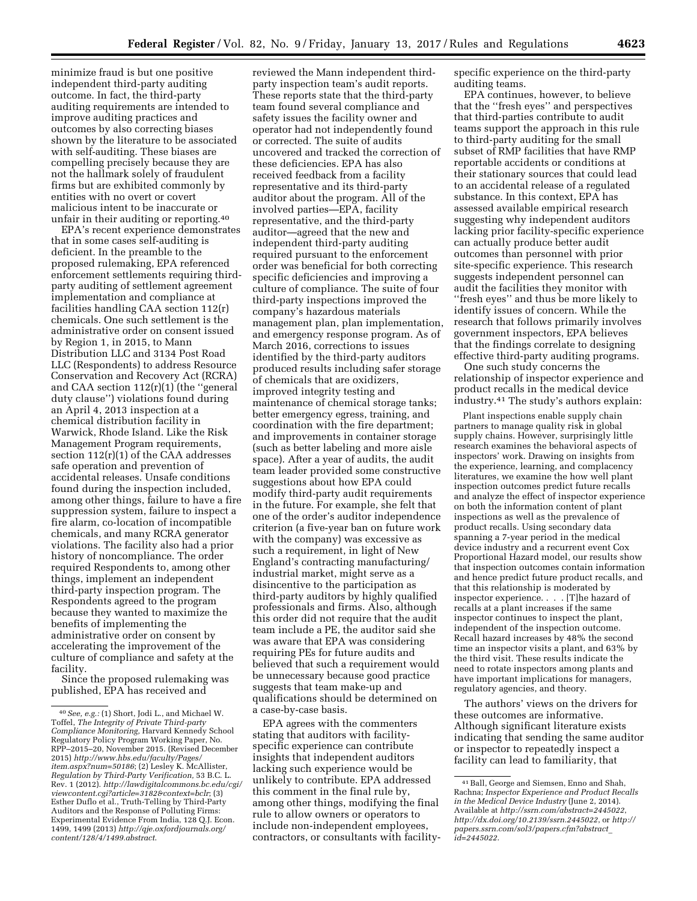minimize fraud is but one positive independent third-party auditing outcome. In fact, the third-party auditing requirements are intended to improve auditing practices and outcomes by also correcting biases shown by the literature to be associated with self-auditing. These biases are compelling precisely because they are not the hallmark solely of fraudulent firms but are exhibited commonly by entities with no overt or covert malicious intent to be inaccurate or unfair in their auditing or reporting.[40]

EPA's recent experience demonstrates that in some cases self-auditing is deficient. In the preamble to the proposed rulemaking, EPA referenced enforcement settlements requiring third-party auditing of settlement agreement implementation and compliance at facilities handling CAA section 112(r) chemicals. One such settlement is the administrative order on consent issued by Region 1, in 2015, to Mann Distribution LLC and 3134 Post Road LLC (Respondents) to address Resource Conservation and Recovery Act (RCRA) and CAA section 112(r)(1) (the ''general duty clause'') violations found during an April 4, 2013 inspection at a chemical distribution facility in Warwick, Rhode Island. Like the Risk Management Program requirements, section 112(r)(1) of the CAA addresses safe operation and prevention of accidental releases. Unsafe conditions found during the inspection included, among other things, failure to have a fire suppression system, failure to inspect a fire alarm, co-location of incompatible chemicals, and many RCRA generator violations. The facility also had a prior history of noncompliance. The order required Respondents to, among other things, implement an independent third-party inspection program. The Respondents agreed to the program because they wanted to maximize the benefits of implementing the administrative order on consent by accelerating the improvement of the culture of compliance and safety at the facility.

Since the proposed rulemaking was published, EPA has received and reviewed the Mann independent third-party inspection team's audit reports. These reports state that the third-party team found several compliance and safety issues the facility owner and operator had not independently found or corrected. The suite of audits uncovered and tracked the correction of these deficiencies. EPA has also received feedback from a facility representative and its third-party auditor about the program. All of the involved parties—EPA, facility representative, and the third-party auditor—agreed that the new and independent third-party auditing required pursuant to the enforcement order was beneficial for both correcting specific deficiencies and improving a culture of compliance. The suite of four third-party inspections improved the company's hazardous materials management plan, plan implementation, and emergency response program. As of March 2016, corrections to issues identified by the third-party auditors produced results including safer storage of chemicals that are oxidizers, improved integrity testing and maintenance of chemical storage tanks; better emergency egress, training, and coordination with the fire department; and improvements in container storage (such as better labeling and more aisle space). After a year of audits, the audit team leader provided some constructive suggestions about how EPA could modify third-party audit requirements in the future. For example, she felt that one of the order's auditor independence criterion (a five-year ban on future work with the company) was excessive as such a requirement, in light of New England's contracting manufacturing/industrial market, might serve as a disincentive to the participation as third-party auditors by highly qualified professionals and firms. Also, although this order did not require that the audit team include a PE, the auditor said she was aware that EPA was considering requiring PEs for future audits and believed that such a requirement would be unnecessary because good practice suggests that team make-up and qualifications should be determined on a case-by-case basis.

EPA agrees with the commenters stating that auditors with facility-specific experience can contribute insights that independent auditors lacking such experience would be unlikely to contribute. EPA addressed this comment in the final rule by, among other things, modifying the final rule to allow owners or operators to include non-independent employees, contractors, or consultants with facility-specific experience on the third-party auditing teams.

EPA continues, however, to believe that the ''fresh eyes'' and perspectives that third-parties contribute to audit teams support the approach in this rule to third-party auditing for the small subset of RMP facilities that have RMP reportable accidents or conditions at their stationary sources that could lead to an accidental release of a regulated substance. In this context, EPA has assessed available empirical research suggesting why independent auditors lacking prior facility-specific experience can actually produce better audit outcomes than personnel with prior site-specific experience. This research suggests independent personnel can audit the facilities they monitor with ''fresh eyes'' and thus be more likely to identify issues of concern. While the research that follows primarily involves government inspectors, EPA believes that the findings correlate to designing effective third-party auditing programs.

One such study concerns the relationship of inspector experience and product recalls in the medical device industry.[41] The study's authors explain:

> Plant inspections enable supply chain partners to manage quality risk in global supply chains. However, surprisingly little research examines the behavioral aspects of inspectors' work. Drawing on insights from the experience, learning, and complacency literatures, we examine the how well plant inspection outcomes predict future recalls and analyze the effect of inspector experience on both the information content of plant inspections as well as the prevalence of product recalls. Using secondary data spanning a 7-year period in the medical device industry and a recurrent event Cox Proportional Hazard model, our results show that inspection outcomes contain information and hence predict future product recalls, and that this relationship is moderated by inspector experience. . . . [T]he hazard of recalls at a plant increases if the same inspector continues to inspect the plant, independent of the inspection outcome. Recall hazard increases by 48% the second time an inspector visits a plant, and 63% by the third visit. These results indicate the need to rotate inspectors among plants and have important implications for managers, regulatory agencies, and theory.

The authors' views on the drivers for these outcomes are informative. Although significant literature exists indicating that sending the same auditor or inspector to repeatedly inspect a facility can lead to familiarity, that

---

[40] *See, e.g.:* (1) Short, Jodi L., and Michael W. Toffel, *The Integrity of Private Third-party Compliance Monitoring,* Harvard Kennedy School Regulatory Policy Program Working Paper, No. RPP–2015–20, November 2015. (Revised December 2015) *http://www.hbs.edu/faculty/Pages/item.aspx?num=50186*; (2) Lesley K. McAllister, *Regulation by Third-Party Verification,* 53 B.C. L. Rev. 1 (2012). *http://lawdigitalcommons.bc.edu/cgi/viewcontent.cgi?article=3182&context=bclr*; (3) Esther Duflo et al., Truth-Telling by Third-Party Auditors and the Response of Polluting Firms: Experimental Evidence From India, 128 Q.J. Econ. 1499, 1499 (2013) *http://qje.oxfordjournals.org/content/128/4/1499.abstract.*

[41] Ball, George and Siemsen, Enno and Shah, Rachna; *Inspector Experience and Product Recalls in the Medical Device Industry* (June 2, 2014). Available at *http://ssrn.com/abstract=2445022*, *http://dx.doi.org/10.2139/ssrn.2445022*, or *http://papers.ssrn.com/sol3/papers.cfm?abstract_id=2445022.*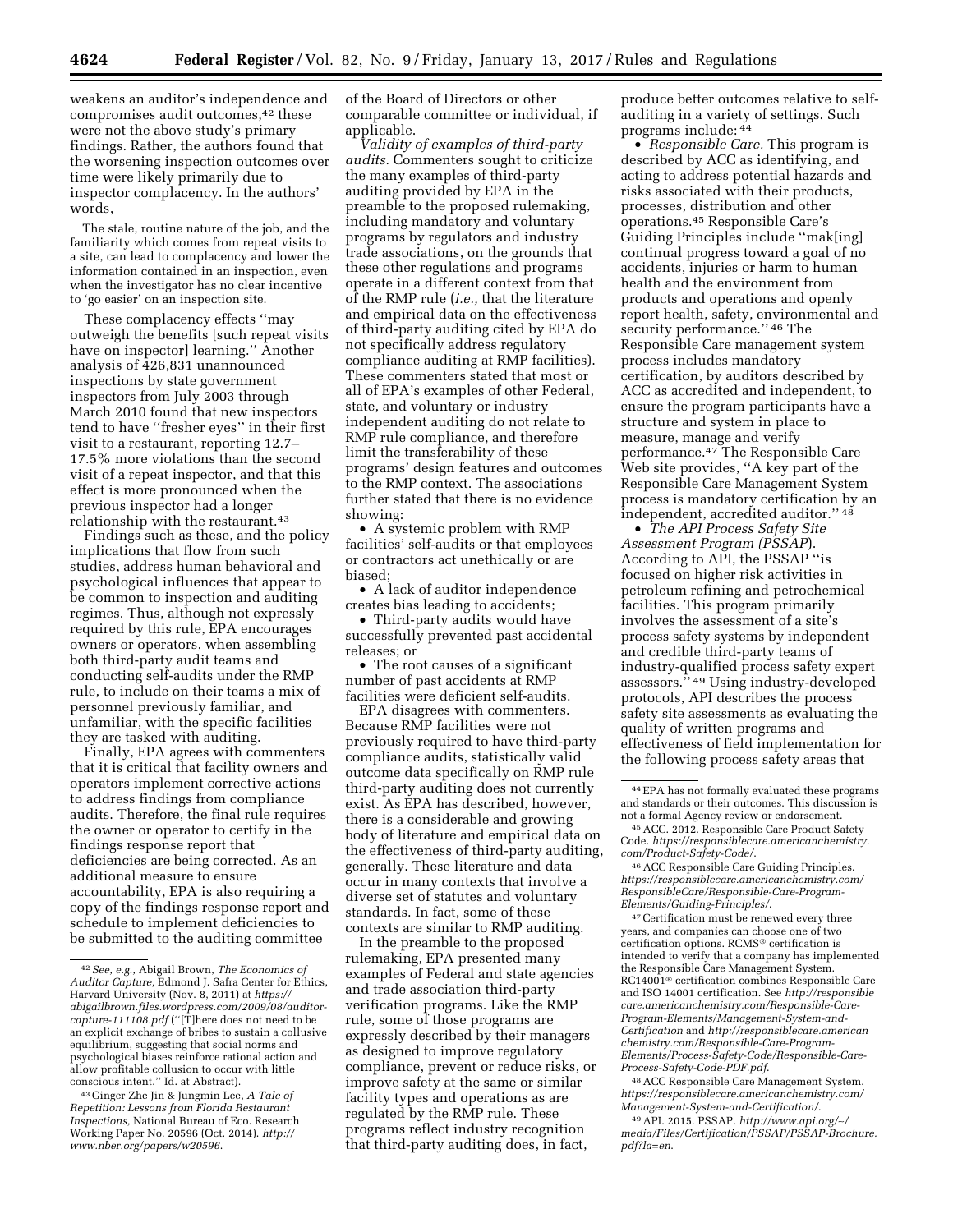weakens an auditor's independence and compromises audit outcomes,[42] these were not the above study's primary findings. Rather, the authors found that the worsening inspection outcomes over time were likely primarily due to inspector complacency. In the authors' words,

> The stale, routine nature of the job, and the familiarity which comes from repeat visits to a site, can lead to complacency and lower the information contained in an inspection, even when the investigator has no clear incentive to 'go easier' on an inspection site.

These complacency effects ''may outweigh the benefits [such repeat visits have on inspector] learning.'' Another analysis of 426,831 unannounced inspections by state government inspectors from July 2003 through March 2010 found that new inspectors tend to have ''fresher eyes'' in their first visit to a restaurant, reporting 12.7–17.5% more violations than the second visit of a repeat inspector, and that this effect is more pronounced when the previous inspector had a longer relationship with the restaurant.[43]

Findings such as these, and the policy implications that flow from such studies, address human behavioral and psychological influences that appear to be common to inspection and auditing regimes. Thus, although not expressly required by this rule, EPA encourages owners or operators, when assembling both third-party audit teams and conducting self-audits under the RMP rule, to include on their teams a mix of personnel previously familiar, and unfamiliar, with the specific facilities they are tasked with auditing.

Finally, EPA agrees with commenters that it is critical that facility owners and operators implement corrective actions to address findings from compliance audits. Therefore, the final rule requires the owner or operator to certify in the findings response report that deficiencies are being corrected. As an additional measure to ensure accountability, EPA is also requiring a copy of the findings response report and schedule to implement deficiencies to be submitted to the auditing committee of the Board of Directors or other comparable committee or individual, if applicable.

*Validity of examples of third-party audits.* Commenters sought to criticize the many examples of third-party auditing provided by EPA in the preamble to the proposed rulemaking, including mandatory and voluntary programs by regulators and industry trade associations, on the grounds that these other regulations and programs operate in a different context from that of the RMP rule (*i.e.,* that the literature and empirical data on the effectiveness of third-party auditing cited by EPA do not specifically address regulatory compliance auditing at RMP facilities). These commenters stated that most or all of EPA's examples of other Federal, state, and voluntary or industry independent auditing do not relate to RMP rule compliance, and therefore limit the transferability of these programs' design features and outcomes to the RMP context. The associations further stated that there is no evidence showing:

- A systemic problem with RMP facilities' self-audits or that employees or contractors act unethically or are biased;
- A lack of auditor independence creates bias leading to accidents;
- Third-party audits would have successfully prevented past accidental releases; or
- The root causes of a significant number of past accidents at RMP facilities were deficient self-audits.

EPA disagrees with commenters. Because RMP facilities were not previously required to have third-party compliance audits, statistically valid outcome data specifically on RMP rule third-party auditing does not currently exist. As EPA has described, however, there is a considerable and growing body of literature and empirical data on the effectiveness of third-party auditing, generally. These literature and data occur in many contexts that involve a diverse set of statutes and voluntary standards. In fact, some of these contexts are similar to RMP auditing.

In the preamble to the proposed rulemaking, EPA presented many examples of Federal and state agencies and trade association third-party verification programs. Like the RMP rule, some of those programs are expressly described by their managers as designed to improve regulatory compliance, prevent or reduce risks, or improve safety at the same or similar facility types and operations as are regulated by the RMP rule. These programs reflect industry recognition that third-party auditing does, in fact, produce better outcomes relative to self-auditing in a variety of settings. Such programs include:[44]

- *Responsible Care.* This program is described by ACC as identifying, and acting to address potential hazards and risks associated with their products, processes, distribution and other operations.[45] Responsible Care's Guiding Principles include ''mak[ing] continual progress toward a goal of no accidents, injuries or harm to human health and the environment from products and operations and openly report health, safety, environmental and security performance.''[46] The Responsible Care management system process includes mandatory certification, by auditors described by ACC as accredited and independent, to ensure the program participants have a structure and system in place to measure, manage and verify performance.[47] The Responsible Care Web site provides, ''A key part of the Responsible Care Management System process is mandatory certification by an independent, accredited auditor.''[48]
- *The API Process Safety Site Assessment Program (PSSAP*). According to API, the PSSAP ''is focused on higher risk activities in petroleum refining and petrochemical facilities. This program primarily involves the assessment of a site's process safety systems by independent and credible third-party teams of industry-qualified process safety expert assessors.''[49] Using industry-developed protocols, API describes the process safety site assessments as evaluating the quality of written programs and effectiveness of field implementation for the following process safety areas that

---

[42] *See, e.g.,* Abigail Brown, *The Economics of Auditor Capture,* Edmond J. Safra Center for Ethics, Harvard University (Nov. 8, 2011) at *https://abigailbrown.files.wordpress.com/2009/08/auditor-capture-111108.pdf* (''[T]here does not need to be an explicit exchange of bribes to sustain a collusive equilibrium, suggesting that social norms and psychological biases reinforce rational action and allow profitable collusion to occur with little conscious intent.'' Id. at Abstract).

[43] Ginger Zhe Jin & Jungmin Lee, *A Tale of Repetition: Lessons from Florida Restaurant Inspections,* National Bureau of Eco. Research Working Paper No. 20596 (Oct. 2014). *http://www.nber.org/papers/w20596.*

[44] EPA has not formally evaluated these programs and standards or their outcomes. This discussion is not a formal Agency review or endorsement.

[45] ACC. 2012. Responsible Care Product Safety Code. *https://responsiblecare.americanchemistry.com/Product-Safety-Code/.*

[46] ACC Responsible Care Guiding Principles. *https://responsiblecare.americanchemistry.com/ResponsibleCare/Responsible-Care-Program-Elements/Guiding-Principles/.*

[47] Certification must be renewed every three years, and companies can choose one of two certification options. RCMS® certification is intended to verify that a company has implemented the Responsible Care Management System. RC14001® certification combines Responsible Care and ISO 14001 certification. See *http://responsiblecare.americanchemistry.com/Responsible-Care-Program-Elements/Management-System-and-Certification* and *http://responsiblecare.americanchemistry.com/Responsible-Care-Program-Elements/Process-Safety-Code/Responsible-Care-Process-Safety-Code-PDF.pdf.*

[48] ACC Responsible Care Management System. *https://responsiblecare.americanchemistry.com/Management-System-and-Certification/.*

[49] API. 2015. PSSAP. *http://www.api.org/~/media/Files/Certification/PSSAP/PSSAP-Brochure.pdf?la=en.*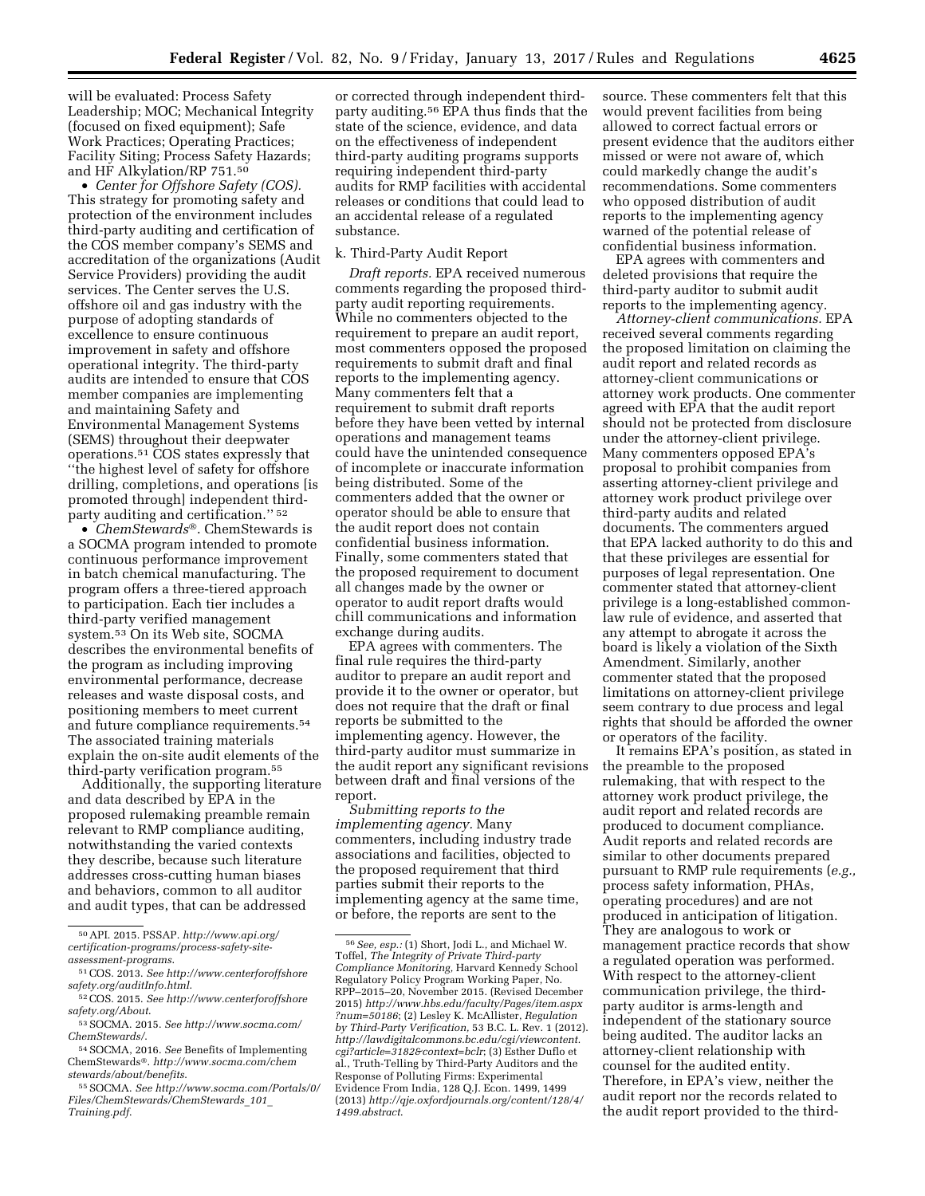will be evaluated: Process Safety Leadership; MOC; Mechanical Integrity (focused on fixed equipment); Safe Work Practices; Operating Practices; Facility Siting; Process Safety Hazards; and HF Alkylation/RP 751.[50]

- *Center for Offshore Safety (COS).* This strategy for promoting safety and protection of the environment includes third-party auditing and certification of the COS member company's SEMS and accreditation of the organizations (Audit Service Providers) providing the audit services. The Center serves the U.S. offshore oil and gas industry with the purpose of adopting standards of excellence to ensure continuous improvement in safety and offshore operational integrity. The third-party audits are intended to ensure that COS member companies are implementing and maintaining Safety and Environmental Management Systems (SEMS) throughout their deepwater operations.[51] COS states expressly that ''the highest level of safety for offshore drilling, completions, and operations [is promoted through] independent third-party auditing and certification.'' [52]
- *ChemStewards®.* ChemStewards is a SOCMA program intended to promote continuous performance improvement in batch chemical manufacturing. The program offers a three-tiered approach to participation. Each tier includes a third-party verified management system.[53] On its Web site, SOCMA describes the environmental benefits of the program as including improving environmental performance, decrease releases and waste disposal costs, and positioning members to meet current and future compliance requirements.[54] The associated training materials explain the on-site audit elements of the third-party verification program.[55]

Additionally, the supporting literature and data described by EPA in the proposed rulemaking preamble remain relevant to RMP compliance auditing, notwithstanding the varied contexts they describe, because such literature addresses cross-cutting human biases and behaviors, common to all auditor and audit types, that can be addressed or corrected through independent third-party auditing.[56] EPA thus finds that the state of the science, evidence, and data on the effectiveness of independent third-party auditing programs supports requiring independent third-party audits for RMP facilities with accidental releases or conditions that could lead to an accidental release of a regulated substance.

### k. Third-Party Audit Report

*Draft reports.* EPA received numerous comments regarding the proposed third-party audit reporting requirements. While no commenters objected to the requirement to prepare an audit report, most commenters opposed the proposed requirements to submit draft and final reports to the implementing agency. Many commenters felt that a requirement to submit draft reports before they have been vetted by internal operations and management teams could have the unintended consequence of incomplete or inaccurate information being distributed. Some of the commenters added that the owner or operator should be able to ensure that the audit report does not contain confidential business information. Finally, some commenters stated that the proposed requirement to document all changes made by the owner or operator to audit report drafts would chill communications and information exchange during audits.

EPA agrees with commenters. The final rule requires the third-party auditor to prepare an audit report and provide it to the owner or operator, but does not require that the draft or final reports be submitted to the implementing agency. However, the third-party auditor must summarize in the audit report any significant revisions between draft and final versions of the report.

*Submitting reports to the implementing agency.* Many commenters, including industry trade associations and facilities, objected to the proposed requirement that third parties submit their reports to the implementing agency at the same time, or before, the reports are sent to the source. These commenters felt that this would prevent facilities from being allowed to correct factual errors or present evidence that the auditors either missed or were not aware of, which could markedly change the audit's recommendations. Some commenters who opposed distribution of audit reports to the implementing agency warned of the potential release of confidential business information.

EPA agrees with commenters and deleted provisions that require the third-party auditor to submit audit reports to the implementing agency.

*Attorney-client communications.* EPA received several comments regarding the proposed limitation on claiming the audit report and related records as attorney-client communications or attorney work products. One commenter agreed with EPA that the audit report should not be protected from disclosure under the attorney-client privilege. Many commenters opposed EPA's proposal to prohibit companies from asserting attorney-client privilege and attorney work product privilege over third-party audits and related documents. The commenters argued that EPA lacked authority to do this and that these privileges are essential for purposes of legal representation. One commenter stated that attorney-client privilege is a long-established common-law rule of evidence, and asserted that any attempt to abrogate it across the board is likely a violation of the Sixth Amendment. Similarly, another commenter stated that the proposed limitations on attorney-client privilege seem contrary to due process and legal rights that should be afforded the owner or operators of the facility.

It remains EPA's position, as stated in the preamble to the proposed rulemaking, that with respect to the attorney work product privilege, the audit report and related records are produced to document compliance. Audit reports and related records are similar to other documents prepared pursuant to RMP rule requirements (*e.g.,* process safety information, PHAs, operating procedures) and are not produced in anticipation of litigation. They are analogous to work or management practice records that show a regulated operation was performed. With respect to the attorney-client communication privilege, the third-party auditor is arms-length and independent of the stationary source being audited. The auditor lacks an attorney-client relationship with counsel for the audited entity. Therefore, in EPA's view, neither the audit report nor the records related to the audit report provided to the third-

---

[50] API. 2015. PSSAP. *http://www.api.org/certification-programs/process-safety-site-assessment-programs.*

[51] COS. 2013. *See http://www.centerforoffshoresafety.org/auditInfo.html.*

[52] COS. 2015. *See http://www.centerforoffshoresafety.org/About.*

[53] SOCMA. 2015. *See http://www.socma.com/ChemStewards/.*

[54] SOCMA, 2016. *See* Benefits of Implementing ChemStewards®. *http://www.socma.com/chemstewards/about/benefits.*

[55] SOCMA. *See http://www.socma.com/Portals/0/Files/ChemStewards/ChemStewards_101_Training.pdf.*

[56] *See, esp.:* (1) Short, Jodi L., and Michael W. Toffel, *The Integrity of Private Third-party Compliance Monitoring,* Harvard Kennedy School Regulatory Policy Program Working Paper, No. RPP–2015–20, November 2015. (Revised December 2015) *http://www.hbs.edu/faculty/Pages/item.aspx?num=50186*; (2) Lesley K. McAllister, *Regulation by Third-Party Verification,* 53 B.C. L. Rev. 1 (2012). *http://lawdigitalcommons.bc.edu/cgi/viewcontent.cgi?article=3182&context=bclr*; (3) Esther Duflo et al., Truth-Telling by Third-Party Auditors and the Response of Polluting Firms: Experimental Evidence From India, 128 Q.J. Econ. 1499, 1499 (2013) *http://qje.oxfordjournals.org/content/128/4/1499.abstract.*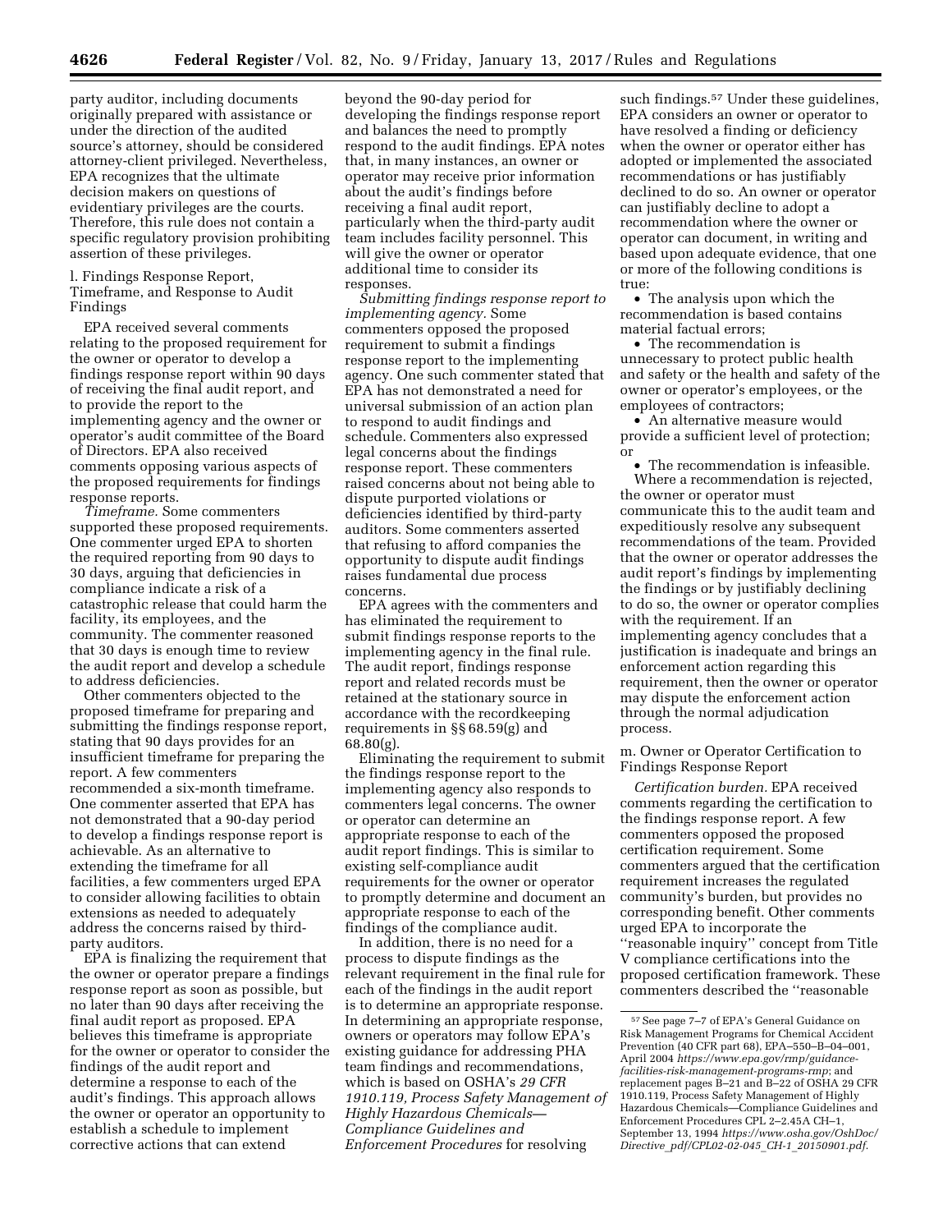party auditor, including documents originally prepared with assistance or under the direction of the audited source's attorney, should be considered attorney-client privileged. Nevertheless, EPA recognizes that the ultimate decision makers on questions of evidentiary privileges are the courts. Therefore, this rule does not contain a specific regulatory provision prohibiting assertion of these privileges.

l. Findings Response Report, Timeframe, and Response to Audit Findings

EPA received several comments relating to the proposed requirement for the owner or operator to develop a findings response report within 90 days of receiving the final audit report, and to provide the report to the implementing agency and the owner or operator's audit committee of the Board of Directors. EPA also received comments opposing various aspects of the proposed requirements for findings response reports.

*Timeframe.* Some commenters supported these proposed requirements. One commenter urged EPA to shorten the required reporting from 90 days to 30 days, arguing that deficiencies in compliance indicate a risk of a catastrophic release that could harm the facility, its employees, and the community. The commenter reasoned that 30 days is enough time to review the audit report and develop a schedule to address deficiencies.

Other commenters objected to the proposed timeframe for preparing and submitting the findings response report, stating that 90 days provides for an insufficient timeframe for preparing the report. A few commenters recommended a six-month timeframe. One commenter asserted that EPA has not demonstrated that a 90-day period to develop a findings response report is achievable. As an alternative to extending the timeframe for all facilities, a few commenters urged EPA to consider allowing facilities to obtain extensions as needed to adequately address the concerns raised by third-party auditors.

EPA is finalizing the requirement that the owner or operator prepare a findings response report as soon as possible, but no later than 90 days after receiving the final audit report as proposed. EPA believes this timeframe is appropriate for the owner or operator to consider the findings of the audit report and determine a response to each of the audit's findings. This approach allows the owner or operator an opportunity to establish a schedule to implement corrective actions that can extend beyond the 90-day period for developing the findings response report and balances the need to promptly respond to the audit findings. EPA notes that, in many instances, an owner or operator may receive prior information about the audit's findings before receiving a final audit report, particularly when the third-party audit team includes facility personnel. This will give the owner or operator additional time to consider its responses.

*Submitting findings response report to implementing agency.* Some commenters opposed the proposed requirement to submit a findings response report to the implementing agency. One such commenter stated that EPA has not demonstrated a need for universal submission of an action plan to respond to audit findings and schedule. Commenters also expressed legal concerns about the findings response report. These commenters raised concerns about not being able to dispute purported violations or deficiencies identified by third-party auditors. Some commenters asserted that refusing to afford companies the opportunity to dispute audit findings raises fundamental due process concerns.

EPA agrees with the commenters and has eliminated the requirement to submit findings response reports to the implementing agency in the final rule. The audit report, findings response report and related records must be retained at the stationary source in accordance with the recordkeeping requirements in §§ 68.59(g) and 68.80(g).

Eliminating the requirement to submit the findings response report to the implementing agency also responds to commenters legal concerns. The owner or operator can determine an appropriate response to each of the audit report findings. This is similar to existing self-compliance audit requirements for the owner or operator to promptly determine and document an appropriate response to each of the findings of the compliance audit.

In addition, there is no need for a process to dispute findings as the relevant requirement in the final rule for each of the findings in the audit report is to determine an appropriate response. In determining an appropriate response, owners or operators may follow EPA's existing guidance for addressing PHA team findings and recommendations, which is based on OSHA's *29 CFR 1910.119, Process Safety Management of Highly Hazardous Chemicals—Compliance Guidelines and Enforcement Procedures* for resolving such findings.[57] Under these guidelines, EPA considers an owner or operator to have resolved a finding or deficiency when the owner or operator either has adopted or implemented the associated recommendations or has justifiably declined to do so. An owner or operator can justifiably decline to adopt a recommendation where the owner or operator can document, in writing and based upon adequate evidence, that one or more of the following conditions is true:

- The analysis upon which the recommendation is based contains material factual errors;
- The recommendation is unnecessary to protect public health and safety or the health and safety of the owner or operator's employees, or the employees of contractors;
- An alternative measure would provide a sufficient level of protection; or
- The recommendation is infeasible.

Where a recommendation is rejected, the owner or operator must communicate this to the audit team and expeditiously resolve any subsequent recommendations of the team. Provided that the owner or operator addresses the audit report's findings by implementing the findings or by justifiably declining to do so, the owner or operator complies with the requirement. If an implementing agency concludes that a justification is inadequate and brings an enforcement action regarding this requirement, then the owner or operator may dispute the enforcement action through the normal adjudication process.

m. Owner or Operator Certification to Findings Response Report

*Certification burden.* EPA received comments regarding the certification to the findings response report. A few commenters opposed the proposed certification requirement. Some commenters argued that the certification requirement increases the regulated community's burden, but provides no corresponding benefit. Other comments urged EPA to incorporate the "reasonable inquiry" concept from Title V compliance certifications into the proposed certification framework. These commenters described the "reasonable

[57] See page 7–7 of EPA's General Guidance on Risk Management Programs for Chemical Accident Prevention (40 CFR part 68), EPA–550–B–04–001, April 2004 *https://www.epa.gov/rmp/guidance-facilities-risk-management-programs-rmp*; and replacement pages B–21 and B–22 of OSHA 29 CFR 1910.119, Process Safety Management of Highly Hazardous Chemicals—Compliance Guidelines and Enforcement Procedures CPL 2–2.45A CH–1, September 13, 1994 *https://www.osha.gov/OshDoc/Directive_pdf/CPL02-02-045_CH-1_20150901.pdf*.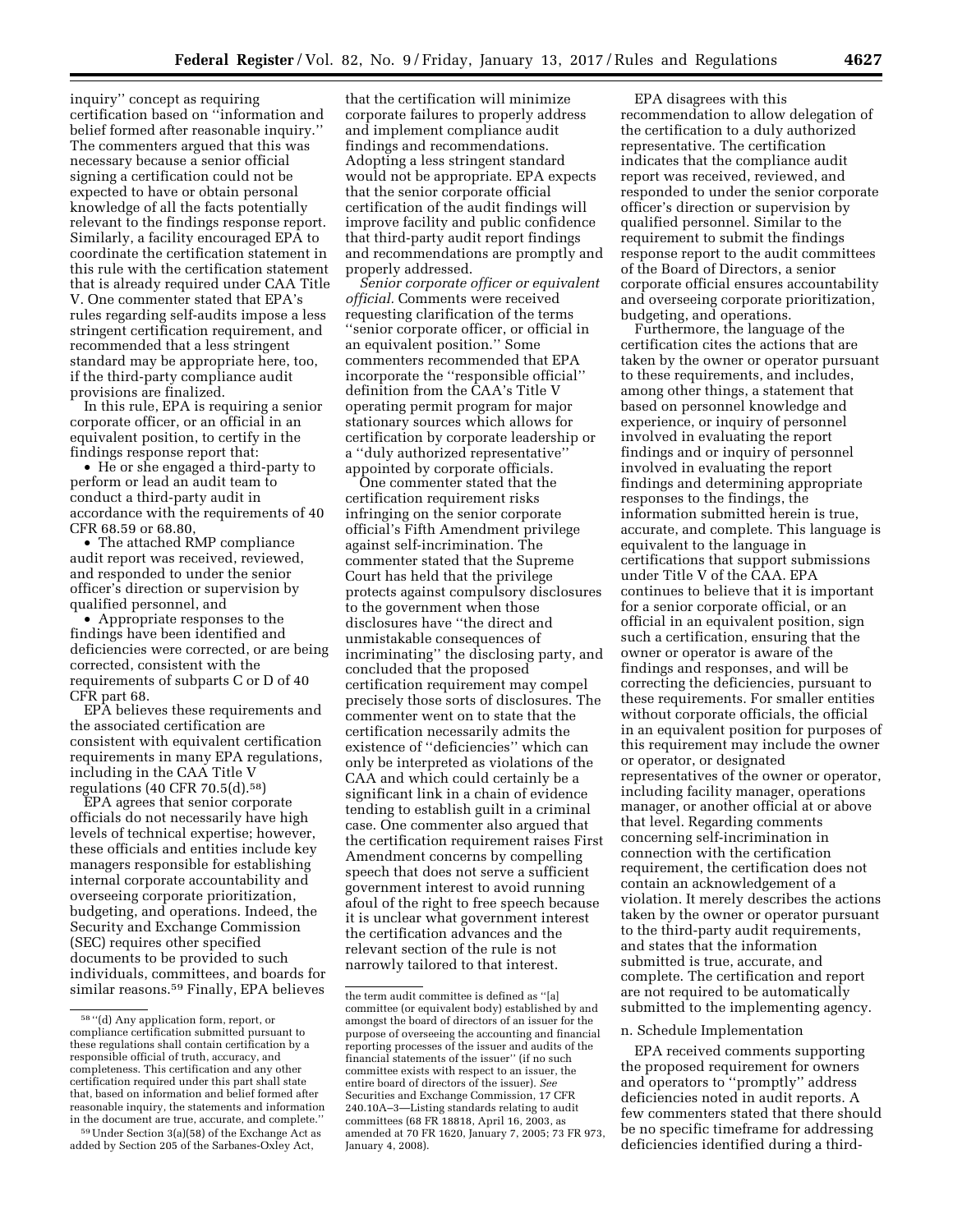inquiry'' concept as requiring certification based on ''information and belief formed after reasonable inquiry.'' The commenters argued that this was necessary because a senior official signing a certification could not be expected to have or obtain personal knowledge of all the facts potentially relevant to the findings response report. Similarly, a facility encouraged EPA to coordinate the certification statement in this rule with the certification statement that is already required under CAA Title V. One commenter stated that EPA's rules regarding self-audits impose a less stringent certification requirement, and recommended that a less stringent standard may be appropriate here, too, if the third-party compliance audit provisions are finalized.

In this rule, EPA is requiring a senior corporate officer, or an official in an equivalent position, to certify in the findings response report that:

- He or she engaged a third-party to perform or lead an audit team to conduct a third-party audit in accordance with the requirements of 40 CFR 68.59 or 68.80,
- The attached RMP compliance audit report was received, reviewed, and responded to under the senior officer's direction or supervision by qualified personnel, and
- Appropriate responses to the findings have been identified and deficiencies were corrected, or are being corrected, consistent with the requirements of subparts C or D of 40 CFR part 68.

EPA believes these requirements and the associated certification are consistent with equivalent certification requirements in many EPA regulations, including in the CAA Title V regulations (40 CFR 70.5(d).[58])

EPA agrees that senior corporate officials do not necessarily have high levels of technical expertise; however, these officials and entities include key managers responsible for establishing internal corporate accountability and overseeing corporate prioritization, budgeting, and operations. Indeed, the Security and Exchange Commission (SEC) requires other specified documents to be provided to such individuals, committees, and boards for similar reasons.[59] Finally, EPA believes that the certification will minimize corporate failures to properly address and implement compliance audit findings and recommendations. Adopting a less stringent standard would not be appropriate. EPA expects that the senior corporate official certification of the audit findings will improve facility and public confidence that third-party audit report findings and recommendations are promptly and properly addressed.

*Senior corporate officer or equivalent official.* Comments were received requesting clarification of the terms ''senior corporate officer, or official in an equivalent position.'' Some commenters recommended that EPA incorporate the ''responsible official'' definition from the CAA's Title V operating permit program for major stationary sources which allows for certification by corporate leadership or a ''duly authorized representative'' appointed by corporate officials.

One commenter stated that the certification requirement risks infringing on the senior corporate official's Fifth Amendment privilege against self-incrimination. The commenter stated that the Supreme Court has held that the privilege protects against compulsory disclosures to the government when those disclosures have ''the direct and unmistakable consequences of incriminating'' the disclosing party, and concluded that the proposed certification requirement may compel precisely those sorts of disclosures. The commenter went on to state that the certification necessarily admits the existence of ''deficiencies'' which can only be interpreted as violations of the CAA and which could certainly be a significant link in a chain of evidence tending to establish guilt in a criminal case. One commenter also argued that the certification requirement raises First Amendment concerns by compelling speech that does not serve a sufficient government interest to avoid running afoul of the right to free speech because it is unclear what government interest the certification advances and the relevant section of the rule is not narrowly tailored to that interest.

EPA disagrees with this recommendation to allow delegation of the certification to a duly authorized representative. The certification indicates that the compliance audit report was received, reviewed, and responded to under the senior corporate officer's direction or supervision by qualified personnel. Similar to the requirement to submit the findings response report to the audit committees of the Board of Directors, a senior corporate official ensures accountability and overseeing corporate prioritization, budgeting, and operations.

Furthermore, the language of the certification cites the actions that are taken by the owner or operator pursuant to these requirements, and includes, among other things, a statement that based on personnel knowledge and experience, or inquiry of personnel involved in evaluating the report findings and or inquiry of personnel involved in evaluating the report findings and determining appropriate responses to the findings, the information submitted herein is true, accurate, and complete. This language is equivalent to the language in certifications that support submissions under Title V of the CAA. EPA continues to believe that it is important for a senior corporate official, or an official in an equivalent position, sign such a certification, ensuring that the owner or operator is aware of the findings and responses, and will be correcting the deficiencies, pursuant to these requirements. For smaller entities without corporate officials, the official in an equivalent position for purposes of this requirement may include the owner or operator, or designated representatives of the owner or operator, including facility manager, operations manager, or another official at or above that level. Regarding comments concerning self-incrimination in connection with the certification requirement, the certification does not contain an acknowledgement of a violation. It merely describes the actions taken by the owner or operator pursuant to the third-party audit requirements, and states that the information submitted is true, accurate, and complete. The certification and report are not required to be automatically submitted to the implementing agency.

n. Schedule Implementation

EPA received comments supporting the proposed requirement for owners and operators to ''promptly'' address deficiencies noted in audit reports. A few commenters stated that there should be no specific timeframe for addressing deficiencies identified during a third-

---

[58] ''(d) Any application form, report, or compliance certification submitted pursuant to these regulations shall contain certification by a responsible official of truth, accuracy, and completeness. This certification and any other certification required under this part shall state that, based on information and belief formed after reasonable inquiry, the statements and information in the document are true, accurate, and complete.''

[59] Under Section 3(a)(58) of the Exchange Act as added by Section 205 of the Sarbanes-Oxley Act, the term audit committee is defined as ''[a] committee (or equivalent body) established by and amongst the board of directors of an issuer for the purpose of overseeing the accounting and financial reporting processes of the issuer and audits of the financial statements of the issuer'' (if no such committee exists with respect to an issuer, the entire board of directors of the issuer). *See* Securities and Exchange Commission, 17 CFR 240.10A–3—Listing standards relating to audit committees (68 FR 18818, April 16, 2003, as amended at 70 FR 1620, January 7, 2005; 73 FR 973, January 4, 2008).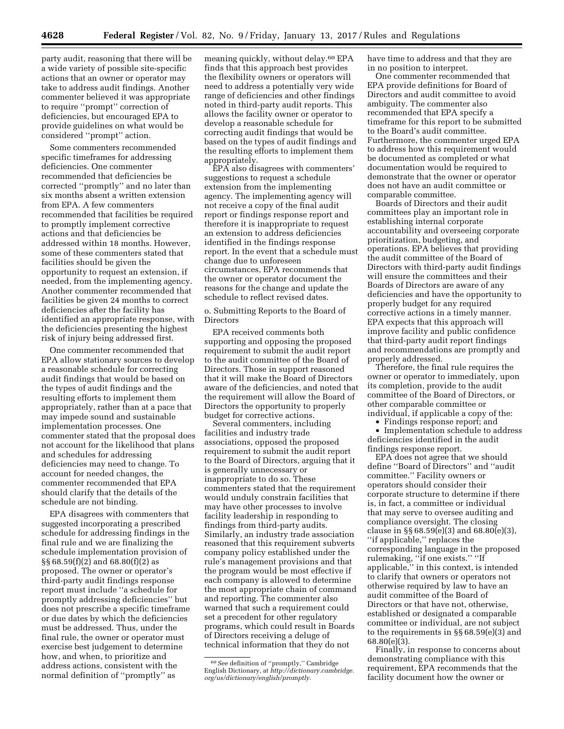party audit, reasoning that there will be a wide variety of possible site-specific actions that an owner or operator may take to address audit findings. Another commenter believed it was appropriate to require "prompt" correction of deficiencies, but encouraged EPA to provide guidelines on what would be considered "prompt" action.

Some commenters recommended specific timeframes for addressing deficiencies. One commenter recommended that deficiencies be corrected "promptly" and no later than six months absent a written extension from EPA. A few commenters recommended that facilities be required to promptly implement corrective actions and that deficiencies be addressed within 18 months. However, some of these commenters stated that facilities should be given the opportunity to request an extension, if needed, from the implementing agency. Another commenter recommended that facilities be given 24 months to correct deficiencies after the facility has identified an appropriate response, with the deficiencies presenting the highest risk of injury being addressed first.

One commenter recommended that EPA allow stationary sources to develop a reasonable schedule for correcting audit findings that would be based on the types of audit findings and the resulting efforts to implement them appropriately, rather than at a pace that may impede sound and sustainable implementation processes. One commenter stated that the proposal does not account for the likelihood that plans and schedules for addressing deficiencies may need to change. To account for needed changes, the commenter recommended that EPA should clarify that the details of the schedule are not binding.

EPA disagrees with commenters that suggested incorporating a prescribed schedule for addressing findings in the final rule and we are finalizing the schedule implementation provision of §§ 68.59(f)(2) and 68.80(f)(2) as proposed. The owner or operator's third-party audit findings response report must include "a schedule for promptly addressing deficiencies" but does not prescribe a specific timeframe or due dates by which the deficiencies must be addressed. Thus, under the final rule, the owner or operator must exercise best judgement to determine how, and when, to prioritize and address actions, consistent with the normal definition of "promptly" as meaning quickly, without delay.[60] EPA finds that this approach best provides the flexibility owners or operators will need to address a potentially very wide range of deficiencies and other findings noted in third-party audit reports. This allows the facility owner or operator to develop a reasonable schedule for correcting audit findings that would be based on the types of audit findings and the resulting efforts to implement them appropriately.

EPA also disagrees with commenters' suggestions to request a schedule extension from the implementing agency. The implementing agency will not receive a copy of the final audit report or findings response report and therefore it is inappropriate to request an extension to address deficiencies identified in the findings response report. In the event that a schedule must change due to unforeseen circumstances, EPA recommends that the owner or operator document the reasons for the change and update the schedule to reflect revised dates.

o. Submitting Reports to the Board of Directors

EPA received comments both supporting and opposing the proposed requirement to submit the audit report to the audit committee of the Board of Directors. Those in support reasoned that it will make the Board of Directors aware of the deficiencies, and noted that the requirement will allow the Board of Directors the opportunity to properly budget for corrective actions.

Several commenters, including facilities and industry trade associations, opposed the proposed requirement to submit the audit report to the Board of Directors, arguing that it is generally unnecessary or inappropriate to do so. These commenters stated that the requirement would unduly constrain facilities that may have other processes to involve facility leadership in responding to findings from third-party audits. Similarly, an industry trade association reasoned that this requirement subverts company policy established under the rule's management provisions and that the program would be most effective if each company is allowed to determine the most appropriate chain of command and reporting. The commenter also warned that such a requirement could set a precedent for other regulatory programs, which could result in Boards of Directors receiving a deluge of technical information that they do not have time to address and that they are in no position to interpret.

One commenter recommended that EPA provide definitions for Board of Directors and audit committee to avoid ambiguity. The commenter also recommended that EPA specify a timeframe for this report to be submitted to the Board's audit committee. Furthermore, the commenter urged EPA to address how this requirement would be documented as completed or what documentation would be required to demonstrate that the owner or operator does not have an audit committee or comparable committee.

Boards of Directors and their audit committees play an important role in establishing internal corporate accountability and overseeing corporate prioritization, budgeting, and operations. EPA believes that providing the audit committee of the Board of Directors with third-party audit findings will ensure the committees and their Boards of Directors are aware of any deficiencies and have the opportunity to properly budget for any required corrective actions in a timely manner. EPA expects that this approach will improve facility and public confidence that third-party audit report findings and recommendations are promptly and properly addressed.

Therefore, the final rule requires the owner or operator to immediately, upon its completion, provide to the audit committee of the Board of Directors, or other comparable committee or individual, if applicable a copy of the:

- Findings response report; and
- Implementation schedule to address deficiencies identified in the audit findings response report.

EPA does not agree that we should define "Board of Directors" and "audit committee." Facility owners or operators should consider their corporate structure to determine if there is, in fact, a committee or individual that may serve to oversee auditing and compliance oversight. The closing clause in §§ 68.59(e)(3) and 68.80(e)(3), "if applicable," replaces the corresponding language in the proposed rulemaking, "if one exists." "If applicable," in this context, is intended to clarify that owners or operators not otherwise required by law to have an audit committee of the Board of Directors or that have not, otherwise, established or designated a comparable committee or individual, are not subject to the requirements in §§ 68.59(e)(3) and 68.80(e)(3).

Finally, in response to concerns about demonstrating compliance with this requirement, EPA recommends that the facility document how the owner or

[60] *See* definition of "promptly," Cambridge English Dictionary, at *http://dictionary.cambridge.org/us/dictionary/english/promptly*.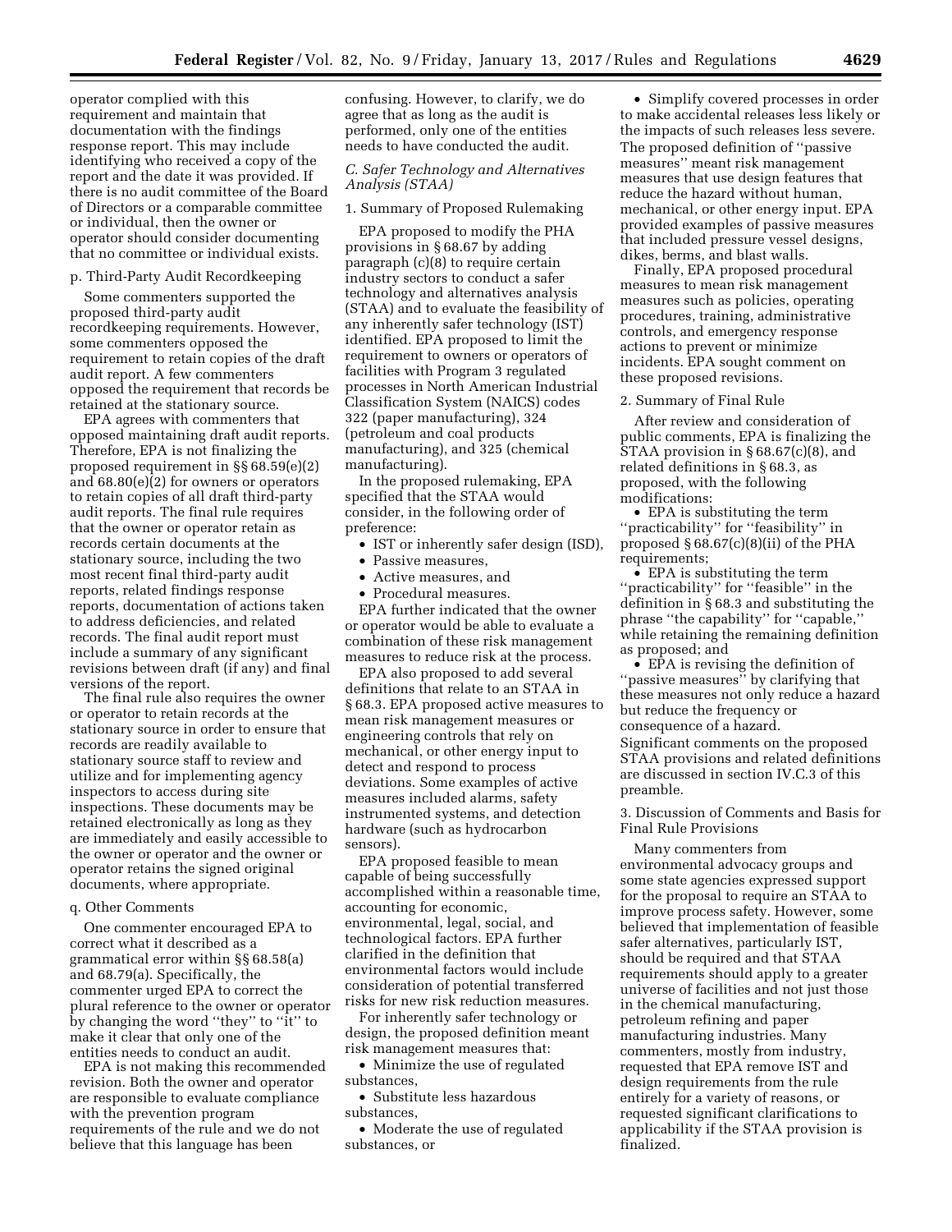operator complied with this requirement and maintain that documentation with the findings response report. This may include identifying who received a copy of the report and the date it was provided. If there is no audit committee of the Board of Directors or a comparable committee or individual, then the owner or operator should consider documenting that no committee or individual exists.

p. Third-Party Audit Recordkeeping

Some commenters supported the proposed third-party audit recordkeeping requirements. However, some commenters opposed the requirement to retain copies of the draft audit report. A few commenters opposed the requirement that records be retained at the stationary source.

EPA agrees with commenters that opposed maintaining draft audit reports. Therefore, EPA is not finalizing the proposed requirement in §§ 68.59(e)(2) and 68.80(e)(2) for owners or operators to retain copies of all draft third-party audit reports. The final rule requires that the owner or operator retain as records certain documents at the stationary source, including the two most recent final third-party audit reports, related findings response reports, documentation of actions taken to address deficiencies, and related records. The final audit report must include a summary of any significant revisions between draft (if any) and final versions of the report.

The final rule also requires the owner or operator to retain records at the stationary source in order to ensure that records are readily available to stationary source staff to review and utilize and for implementing agency inspectors to access during site inspections. These documents may be retained electronically as long as they are immediately and easily accessible to the owner or operator and the owner or operator retains the signed original documents, where appropriate.

q. Other Comments

One commenter encouraged EPA to correct what it described as a grammatical error within §§ 68.58(a) and 68.79(a). Specifically, the commenter urged EPA to correct the plural reference to the owner or operator by changing the word ''they'' to ''it'' to make it clear that only one of the entities needs to conduct an audit.

EPA is not making this recommended revision. Both the owner and operator are responsible to evaluate compliance with the prevention program requirements of the rule and we do not believe that this language has been confusing. However, to clarify, we do agree that as long as the audit is performed, only one of the entities needs to have conducted the audit.

*C. Safer Technology and Alternatives Analysis (STAA)*

1. Summary of Proposed Rulemaking

EPA proposed to modify the PHA provisions in § 68.67 by adding paragraph (c)(8) to require certain industry sectors to conduct a safer technology and alternatives analysis (STAA) and to evaluate the feasibility of any inherently safer technology (IST) identified. EPA proposed to limit the requirement to owners or operators of facilities with Program 3 regulated processes in North American Industrial Classification System (NAICS) codes 322 (paper manufacturing), 324 (petroleum and coal products manufacturing), and 325 (chemical manufacturing).

In the proposed rulemaking, EPA specified that the STAA would consider, in the following order of preference:

- IST or inherently safer design (ISD),
- Passive measures,
- Active measures, and
- Procedural measures.

EPA further indicated that the owner or operator would be able to evaluate a combination of these risk management measures to reduce risk at the process.

EPA also proposed to add several definitions that relate to an STAA in § 68.3. EPA proposed active measures to mean risk management measures or engineering controls that rely on mechanical, or other energy input to detect and respond to process deviations. Some examples of active measures included alarms, safety instrumented systems, and detection hardware (such as hydrocarbon sensors).

EPA proposed feasible to mean capable of being successfully accomplished within a reasonable time, accounting for economic, environmental, legal, social, and technological factors. EPA further clarified in the definition that environmental factors would include consideration of potential transferred risks for new risk reduction measures.

For inherently safer technology or design, the proposed definition meant risk management measures that:

- Minimize the use of regulated substances,
- Substitute less hazardous substances,
- Moderate the use of regulated substances, or
- Simplify covered processes in order to make accidental releases less likely or the impacts of such releases less severe.

The proposed definition of ''passive measures'' meant risk management measures that use design features that reduce the hazard without human, mechanical, or other energy input. EPA provided examples of passive measures that included pressure vessel designs, dikes, berms, and blast walls.

Finally, EPA proposed procedural measures to mean risk management measures such as policies, operating procedures, training, administrative controls, and emergency response actions to prevent or minimize incidents. EPA sought comment on these proposed revisions.

2. Summary of Final Rule

After review and consideration of public comments, EPA is finalizing the STAA provision in § 68.67(c)(8), and related definitions in § 68.3, as proposed, with the following modifications:

- EPA is substituting the term ''practicability'' for ''feasibility'' in proposed § 68.67(c)(8)(ii) of the PHA requirements;
- EPA is substituting the term ''practicability'' for ''feasible'' in the definition in § 68.3 and substituting the phrase ''the capability'' for ''capable,'' while retaining the remaining definition as proposed; and
- EPA is revising the definition of ''passive measures'' by clarifying that these measures not only reduce a hazard but reduce the frequency or consequence of a hazard.

Significant comments on the proposed STAA provisions and related definitions are discussed in section IV.C.3 of this preamble.

3. Discussion of Comments and Basis for Final Rule Provisions

Many commenters from environmental advocacy groups and some state agencies expressed support for the proposal to require an STAA to improve process safety. However, some believed that implementation of feasible safer alternatives, particularly IST, should be required and that STAA requirements should apply to a greater universe of facilities and not just those in the chemical manufacturing, petroleum refining and paper manufacturing industries. Many commenters, mostly from industry, requested that EPA remove IST and design requirements from the rule entirely for a variety of reasons, or requested significant clarifications to applicability if the STAA provision is finalized.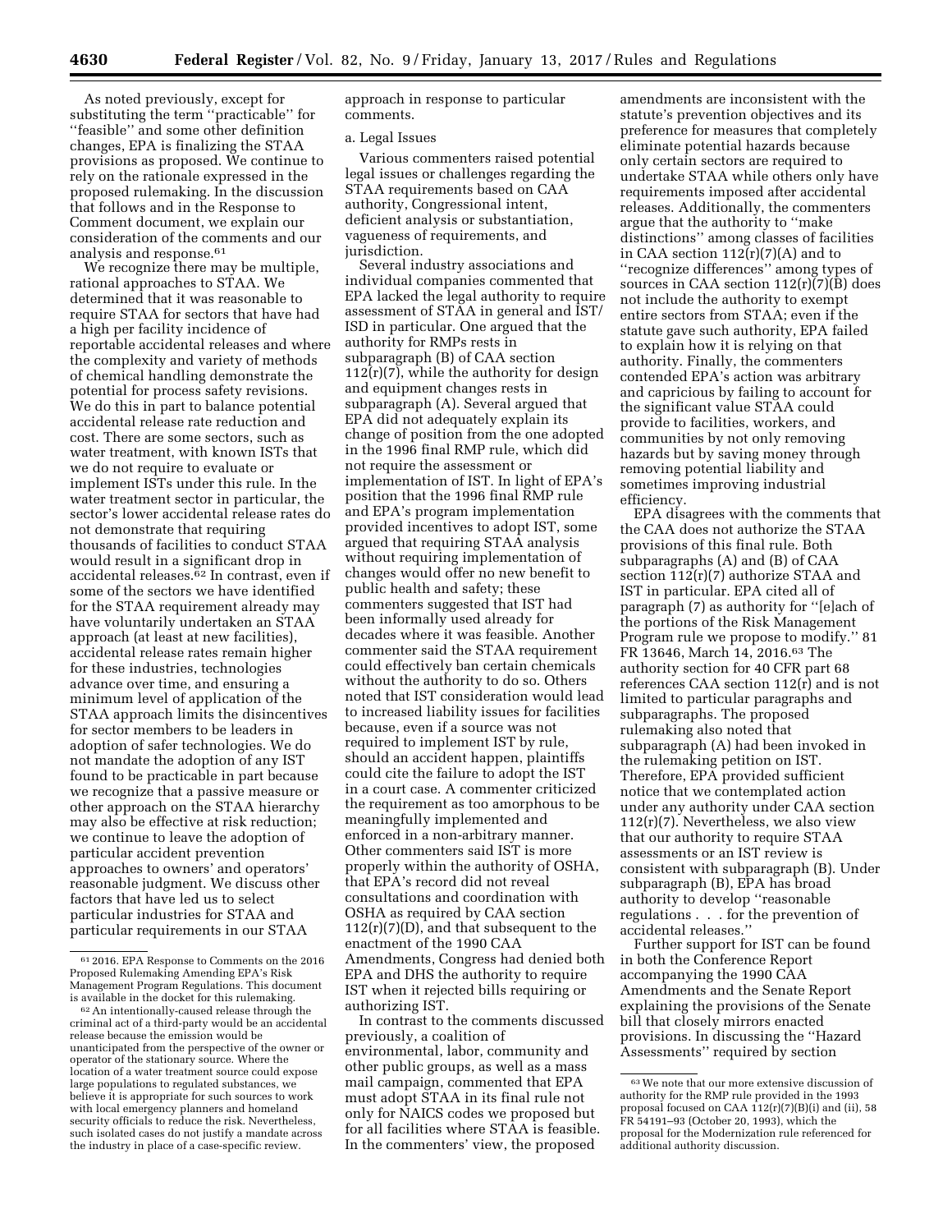As noted previously, except for substituting the term "practicable" for "feasible" and some other definition changes, EPA is finalizing the STAA provisions as proposed. We continue to rely on the rationale expressed in the proposed rulemaking. In the discussion that follows and in the Response to Comment document, we explain our consideration of the comments and our analysis and response.[61]

We recognize there may be multiple, rational approaches to STAA. We determined that it was reasonable to require STAA for sectors that have had a high per facility incidence of reportable accidental releases and where the complexity and variety of methods of chemical handling demonstrate the potential for process safety revisions. We do this in part to balance potential accidental release rate reduction and cost. There are some sectors, such as water treatment, with known ISTs that we do not require to evaluate or implement ISTs under this rule. In the water treatment sector in particular, the sector's lower accidental release rates do not demonstrate that requiring thousands of facilities to conduct STAA would result in a significant drop in accidental releases.[62] In contrast, even if some of the sectors we have identified for the STAA requirement already may have voluntarily undertaken an STAA approach (at least at new facilities), accidental release rates remain higher for these industries, technologies advance over time, and ensuring a minimum level of application of the STAA approach limits the disincentives for sector members to be leaders in adoption of safer technologies. We do not mandate the adoption of any IST found to be practicable in part because we recognize that a passive measure or other approach on the STAA hierarchy may also be effective at risk reduction; we continue to leave the adoption of particular accident prevention approaches to owners' and operators' reasonable judgment. We discuss other factors that have led us to select particular industries for STAA and particular requirements in our STAA approach in response to particular comments.

a. Legal Issues

Various commenters raised potential legal issues or challenges regarding the STAA requirements based on CAA authority, Congressional intent, deficient analysis or substantiation, vagueness of requirements, and jurisdiction.

Several industry associations and individual companies commented that EPA lacked the legal authority to require assessment of STAA in general and IST/ISD in particular. One argued that the authority for RMPs rests in subparagraph (B) of CAA section 112(r)(7), while the authority for design and equipment changes rests in subparagraph (A). Several argued that EPA did not adequately explain its change of position from the one adopted in the 1996 final RMP rule, which did not require the assessment or implementation of IST. In light of EPA's position that the 1996 final RMP rule and EPA's program implementation provided incentives to adopt IST, some argued that requiring STAA analysis without requiring implementation of changes would offer no new benefit to public health and safety; these commenters suggested that IST had been informally used already for decades where it was feasible. Another commenter said the STAA requirement could effectively ban certain chemicals without the authority to do so. Others noted that IST consideration would lead to increased liability issues for facilities because, even if a source was not required to implement IST by rule, should an accident happen, plaintiffs could cite the failure to adopt the IST in a court case. A commenter criticized the requirement as too amorphous to be meaningfully implemented and enforced in a non-arbitrary manner. Other commenters said IST is more properly within the authority of OSHA, that EPA's record did not reveal consultations and coordination with OSHA as required by CAA section 112(r)(7)(D), and that subsequent to the enactment of the 1990 CAA Amendments, Congress had denied both EPA and DHS the authority to require IST when it rejected bills requiring or authorizing IST.

In contrast to the comments discussed previously, a coalition of environmental, labor, community and other public groups, as well as a mass mail campaign, commented that EPA must adopt STAA in its final rule not only for NAICS codes we proposed but for all facilities where STAA is feasible. In the commenters' view, the proposed amendments are inconsistent with the statute's prevention objectives and its preference for measures that completely eliminate potential hazards because only certain sectors are required to undertake STAA while others only have requirements imposed after accidental releases. Additionally, the commenters argue that the authority to "make distinctions" among classes of facilities in CAA section 112(r)(7)(A) and to "recognize differences" among types of sources in CAA section 112(r)(7)(B) does not include the authority to exempt entire sectors from STAA; even if the statute gave such authority, EPA failed to explain how it is relying on that authority. Finally, the commenters contended EPA's action was arbitrary and capricious by failing to account for the significant value STAA could provide to facilities, workers, and communities by not only removing hazards but by saving money through removing potential liability and sometimes improving industrial efficiency.

EPA disagrees with the comments that the CAA does not authorize the STAA provisions of this final rule. Both subparagraphs (A) and (B) of CAA section 112(r)(7) authorize STAA and IST in particular. EPA cited all of paragraph (7) as authority for "[e]ach of the portions of the Risk Management Program rule we propose to modify." 81 FR 13646, March 14, 2016.[63] The authority section for 40 CFR part 68 references CAA section 112(r) and is not limited to particular paragraphs and subparagraphs. The proposed rulemaking also noted that subparagraph (A) had been invoked in the rulemaking petition on IST. Therefore, EPA provided sufficient notice that we contemplated action under any authority under CAA section 112(r)(7). Nevertheless, we also view that our authority to require STAA assessments or an IST review is consistent with subparagraph (B). Under subparagraph (B), EPA has broad authority to develop "reasonable regulations . . . for the prevention of accidental releases."

Further support for IST can be found in both the Conference Report accompanying the 1990 CAA Amendments and the Senate Report explaining the provisions of the Senate bill that closely mirrors enacted provisions. In discussing the "Hazard Assessments" required by section

[61] 2016. EPA Response to Comments on the 2016 Proposed Rulemaking Amending EPA's Risk Management Program Regulations. This document is available in the docket for this rulemaking.

[62] An intentionally-caused release through the criminal act of a third-party would be an accidental release because the emission would be unanticipated from the perspective of the owner or operator of the stationary source. Where the location of a water treatment source could expose large populations to regulated substances, we believe it is appropriate for such sources to work with local emergency planners and homeland security officials to reduce the risk. Nevertheless, such isolated cases do not justify a mandate across the industry in place of a case-specific review.

[63] We note that our more extensive discussion of authority for the RMP rule provided in the 1993 proposal focused on CAA 112(r)(7)(B)(i) and (ii), 58 FR 54191–93 (October 20, 1993), which the proposal for the Modernization rule referenced for additional authority discussion.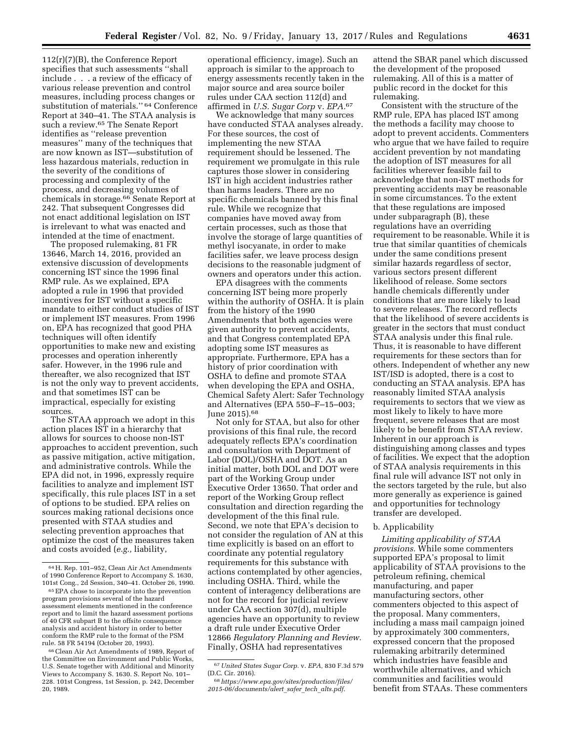112(r)(7)(B), the Conference Report specifies that such assessments ''shall include . . . a review of the efficacy of various release prevention and control measures, including process changes or substitution of materials.'' [64] Conference Report at 340–41. The STAA analysis is such a review.[65] The Senate Report identifies as ''release prevention measures'' many of the techniques that are now known as IST—substitution of less hazardous materials, reduction in the severity of the conditions of processing and complexity of the process, and decreasing volumes of chemicals in storage.[66] Senate Report at 242. That subsequent Congresses did not enact additional legislation on IST is irrelevant to what was enacted and intended at the time of enactment.

The proposed rulemaking, 81 FR 13646, March 14, 2016, provided an extensive discussion of developments concerning IST since the 1996 final RMP rule. As we explained, EPA adopted a rule in 1996 that provided incentives for IST without a specific mandate to either conduct studies of IST or implement IST measures. From 1996 on, EPA has recognized that good PHA techniques will often identify opportunities to make new and existing processes and operation inherently safer. However, in the 1996 rule and thereafter, we also recognized that IST is not the only way to prevent accidents, and that sometimes IST can be impractical, especially for existing sources.

The STAA approach we adopt in this action places IST in a hierarchy that allows for sources to choose non-IST approaches to accident prevention, such as passive mitigation, active mitigation, and administrative controls. While the EPA did not, in 1996, expressly require facilities to analyze and implement IST specifically, this rule places IST in a set of options to be studied. EPA relies on sources making rational decisions once presented with STAA studies and selecting prevention approaches that optimize the cost of the measures taken and costs avoided (*e.g.,* liability, operational efficiency, image). Such an approach is similar to the approach to energy assessments recently taken in the major source and area source boiler rules under CAA section 112(d) and affirmed in *U.S. Sugar Corp* v. *EPA.*[67]

We acknowledge that many sources have conducted STAA analyses already. For these sources, the cost of implementing the new STAA requirement should be lessened. The requirement we promulgate in this rule captures those slower in considering IST in high accident industries rather than harms leaders. There are no specific chemicals banned by this final rule. While we recognize that companies have moved away from certain processes, such as those that involve the storage of large quantities of methyl isocyanate, in order to make facilities safer, we leave process design decisions to the reasonable judgment of owners and operators under this action.

EPA disagrees with the comments concerning IST being more properly within the authority of OSHA. It is plain from the history of the 1990 Amendments that both agencies were given authority to prevent accidents, and that Congress contemplated EPA adopting some IST measures as appropriate. Furthermore, EPA has a history of prior coordination with OSHA to define and promote STAA when developing the EPA and OSHA, Chemical Safety Alert: Safer Technology and Alternatives (EPA 550–F–15–003; June 2015).[68]

Not only for STAA, but also for other provisions of this final rule, the record adequately reflects EPA's coordination and consultation with Department of Labor (DOL)/OSHA and DOT. As an initial matter, both DOL and DOT were part of the Working Group under Executive Order 13650. That order and report of the Working Group reflect consultation and direction regarding the development of the this final rule. Second, we note that EPA's decision to not consider the regulation of AN at this time explicitly is based on an effort to coordinate any potential regulatory requirements for this substance with actions contemplated by other agencies, including OSHA. Third, while the content of interagency deliberations are not for the record for judicial review under CAA section 307(d), multiple agencies have an opportunity to review a draft rule under Executive Order 12866 *Regulatory Planning and Review.* Finally, OSHA had representatives attend the SBAR panel which discussed the development of the proposed rulemaking. All of this is a matter of public record in the docket for this rulemaking.

Consistent with the structure of the RMP rule, EPA has placed IST among the methods a facility may choose to adopt to prevent accidents. Commenters who argue that we have failed to require accident prevention by not mandating the adoption of IST measures for all facilities wherever feasible fail to acknowledge that non-IST methods for preventing accidents may be reasonable in some circumstances. To the extent that these regulations are imposed under subparagraph (B), these regulations have an overriding requirement to be reasonable. While it is true that similar quantities of chemicals under the same conditions present similar hazards regardless of sector, various sectors present different likelihood of release. Some sectors handle chemicals differently under conditions that are more likely to lead to severe releases. The record reflects that the likelihood of severe accidents is greater in the sectors that must conduct STAA analysis under this final rule. Thus, it is reasonable to have different requirements for these sectors than for others. Independent of whether any new IST/ISD is adopted, there is a cost to conducting an STAA analysis. EPA has reasonably limited STAA analysis requirements to sectors that we view as most likely to likely to have more frequent, severe releases that are most likely to be benefit from STAA review. Inherent in our approach is distinguishing among classes and types of facilities. We expect that the adoption of STAA analysis requirements in this final rule will advance IST not only in the sectors targeted by the rule, but also more generally as experience is gained and opportunities for technology transfer are developed.

b. Applicability

*Limiting applicability of STAA provisions.* While some commenters supported EPA's proposal to limit applicability of STAA provisions to the petroleum refining, chemical manufacturing, and paper manufacturing sectors, other commenters objected to this aspect of the proposal. Many commenters, including a mass mail campaign joined by approximately 300 commenters, expressed concern that the proposed rulemaking arbitrarily determined which industries have feasible and worthwhile alternatives, and which communities and facilities would benefit from STAAs. These commenters

---

[64] H. Rep. 101–952, Clean Air Act Amendments of 1990 Conference Report to Accompany S. 1630, 101st Cong., 2d Session, 340–41. October 26, 1990.

[65] EPA chose to incorporate into the prevention program provisions several of the hazard assessment elements mentioned in the conference report and to limit the hazard assessment portions of 40 CFR subpart B to the offsite consequence analysis and accident history in order to better conform the RMP rule to the format of the PSM rule. 58 FR 54194 (October 20, 1993).

[66] Clean Air Act Amendments of 1989, Report of the Committee on Environment and Public Works, U.S. Senate together with Additional and Minority Views to Accompany S. 1630. S. Report No. 101–228. 101st Congress, 1st Session, p. 242, December 20, 1989.

[67] *United States Sugar Corp.* v. *EPA,* 830 F.3d 579 (D.C. Cir. 2016).

[68] *https://www.epa.gov/sites/production/files/2015-06/documents/alert_safer_tech_alts.pdf.*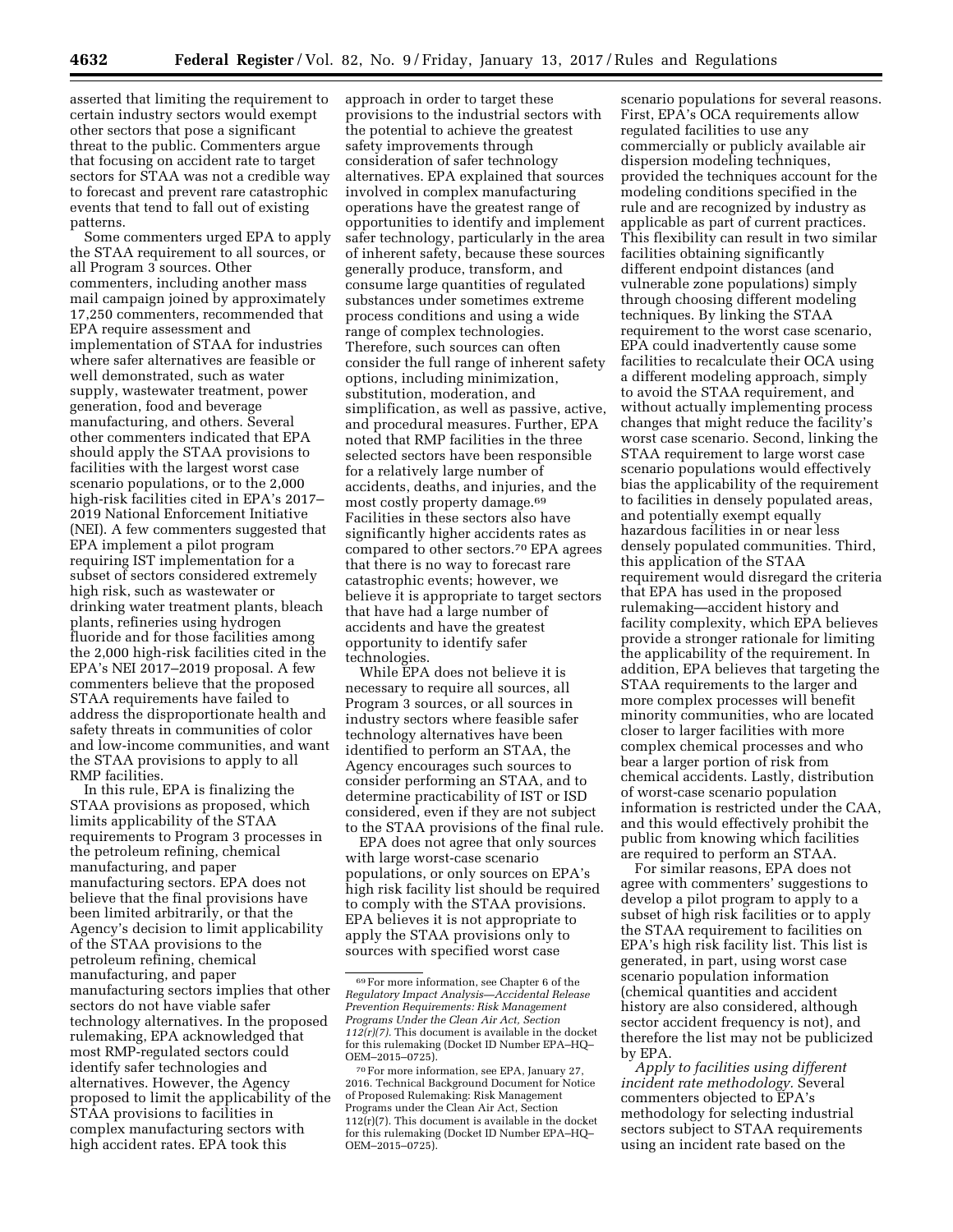asserted that limiting the requirement to certain industry sectors would exempt other sectors that pose a significant threat to the public. Commenters argue that focusing on accident rate to target sectors for STAA was not a credible way to forecast and prevent rare catastrophic events that tend to fall out of existing patterns.

Some commenters urged EPA to apply the STAA requirement to all sources, or all Program 3 sources. Other commenters, including another mass mail campaign joined by approximately 17,250 commenters, recommended that EPA require assessment and implementation of STAA for industries where safer alternatives are feasible or well demonstrated, such as water supply, wastewater treatment, power generation, food and beverage manufacturing, and others. Several other commenters indicated that EPA should apply the STAA provisions to facilities with the largest worst case scenario populations, or to the 2,000 high-risk facilities cited in EPA's 2017–2019 National Enforcement Initiative (NEI). A few commenters suggested that EPA implement a pilot program requiring IST implementation for a subset of sectors considered extremely high risk, such as wastewater or drinking water treatment plants, bleach plants, refineries using hydrogen fluoride and for those facilities among the 2,000 high-risk facilities cited in the EPA's NEI 2017–2019 proposal. A few commenters believe that the proposed STAA requirements have failed to address the disproportionate health and safety threats in communities of color and low-income communities, and want the STAA provisions to apply to all RMP facilities.

In this rule, EPA is finalizing the STAA provisions as proposed, which limits applicability of the STAA requirements to Program 3 processes in the petroleum refining, chemical manufacturing, and paper manufacturing sectors. EPA does not believe that the final provisions have been limited arbitrarily, or that the Agency's decision to limit applicability of the STAA provisions to the petroleum refining, chemical manufacturing, and paper manufacturing sectors implies that other sectors do not have viable safer technology alternatives. In the proposed rulemaking, EPA acknowledged that most RMP-regulated sectors could identify safer technologies and alternatives. However, the Agency proposed to limit the applicability of the STAA provisions to facilities in complex manufacturing sectors with high accident rates. EPA took this approach in order to target these provisions to the industrial sectors with the potential to achieve the greatest safety improvements through consideration of safer technology alternatives. EPA explained that sources involved in complex manufacturing operations have the greatest range of opportunities to identify and implement safer technology, particularly in the area of inherent safety, because these sources generally produce, transform, and consume large quantities of regulated substances under sometimes extreme process conditions and using a wide range of complex technologies. Therefore, such sources can often consider the full range of inherent safety options, including minimization, substitution, moderation, and simplification, as well as passive, active, and procedural measures. Further, EPA noted that RMP facilities in the three selected sectors have been responsible for a relatively large number of accidents, deaths, and injuries, and the most costly property damage.[69] Facilities in these sectors also have significantly higher accidents rates as compared to other sectors.[70] EPA agrees that there is no way to forecast rare catastrophic events; however, we believe it is appropriate to target sectors that have had a large number of accidents and have the greatest opportunity to identify safer technologies.

While EPA does not believe it is necessary to require all sources, all Program 3 sources, or all sources in industry sectors where feasible safer technology alternatives have been identified to perform an STAA, the Agency encourages such sources to consider performing an STAA, and to determine practicability of IST or ISD considered, even if they are not subject to the STAA provisions of the final rule.

EPA does not agree that only sources with large worst-case scenario populations, or only sources on EPA's high risk facility list should be required to comply with the STAA provisions. EPA believes it is not appropriate to apply the STAA provisions only to sources with specified worst case scenario populations for several reasons. First, EPA's OCA requirements allow regulated facilities to use any commercially or publicly available air dispersion modeling techniques, provided the techniques account for the modeling conditions specified in the rule and are recognized by industry as applicable as part of current practices. This flexibility can result in two similar facilities obtaining significantly different endpoint distances (and vulnerable zone populations) simply through choosing different modeling techniques. By linking the STAA requirement to the worst case scenario, EPA could inadvertently cause some facilities to recalculate their OCA using a different modeling approach, simply to avoid the STAA requirement, and without actually implementing process changes that might reduce the facility's worst case scenario. Second, linking the STAA requirement to large worst case scenario populations would effectively bias the applicability of the requirement to facilities in densely populated areas, and potentially exempt equally hazardous facilities in or near less densely populated communities. Third, this application of the STAA requirement would disregard the criteria that EPA has used in the proposed rulemaking—accident history and facility complexity, which EPA believes provide a stronger rationale for limiting the applicability of the requirement. In addition, EPA believes that targeting the STAA requirements to the larger and more complex processes will benefit minority communities, who are located closer to larger facilities with more complex chemical processes and who bear a larger portion of risk from chemical accidents. Lastly, distribution of worst-case scenario population information is restricted under the CAA, and this would effectively prohibit the public from knowing which facilities are required to perform an STAA.

For similar reasons, EPA does not agree with commenters' suggestions to develop a pilot program to apply to a subset of high risk facilities or to apply the STAA requirement to facilities on EPA's high risk facility list. This list is generated, in part, using worst case scenario population information (chemical quantities and accident history are also considered, although sector accident frequency is not), and therefore the list may not be publicized by EPA.

*Apply to facilities using different incident rate methodology.* Several commenters objected to EPA's methodology for selecting industrial sectors subject to STAA requirements using an incident rate based on the

[69] For more information, see Chapter 6 of the *Regulatory Impact Analysis—Accidental Release Prevention Requirements: Risk Management Programs Under the Clean Air Act, Section 112(r)(7).* This document is available in the docket for this rulemaking (Docket ID Number EPA–HQ–OEM–2015–0725).

[70] For more information, see EPA, January 27, 2016. Technical Background Document for Notice of Proposed Rulemaking: Risk Management Programs under the Clean Air Act, Section 112(r)(7). This document is available in the docket for this rulemaking (Docket ID Number EPA–HQ–OEM–2015–0725).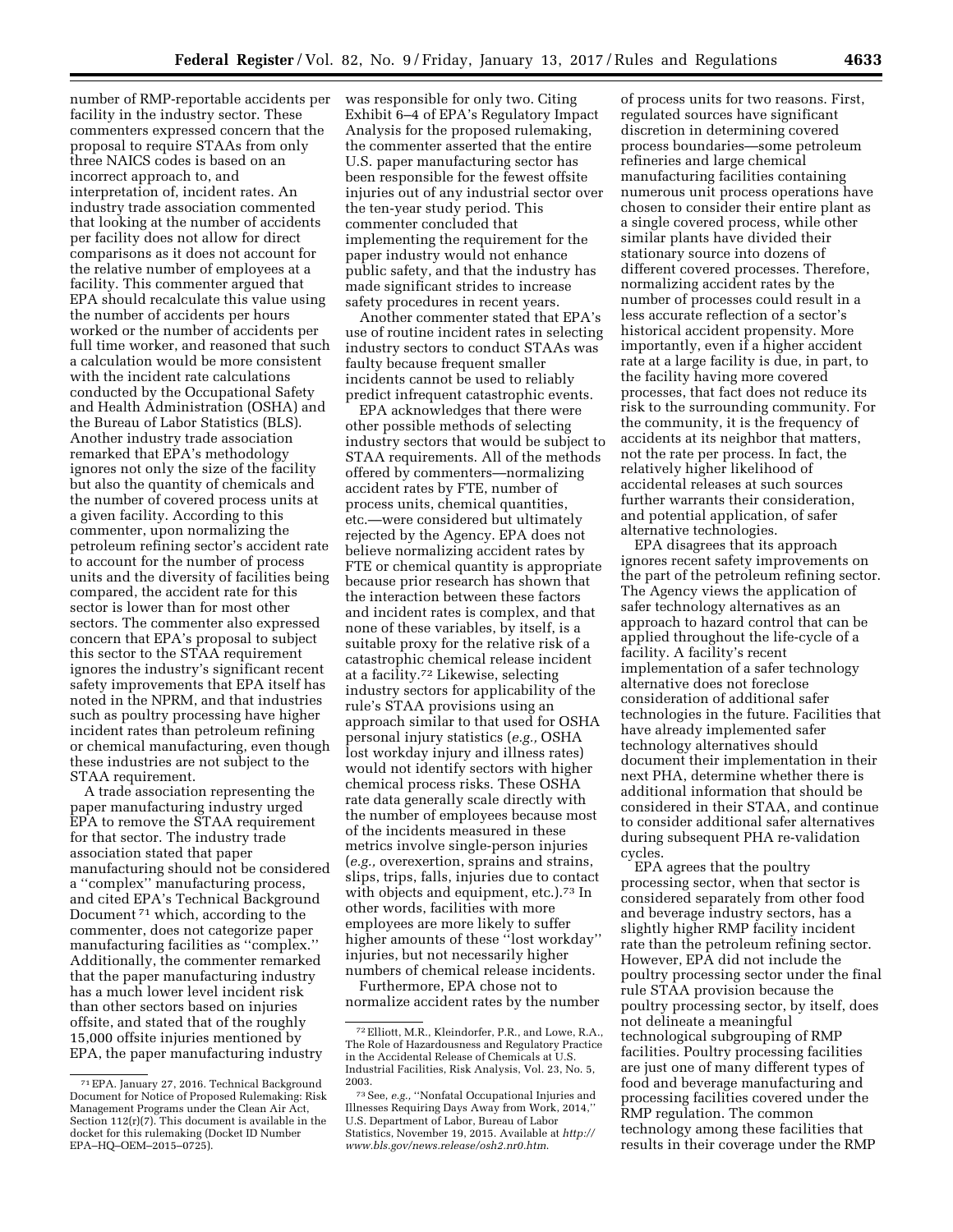number of RMP-reportable accidents per facility in the industry sector. These commenters expressed concern that the proposal to require STAAs from only three NAICS codes is based on an incorrect approach to, and interpretation of, incident rates. An industry trade association commented that looking at the number of accidents per facility does not allow for direct comparisons as it does not account for the relative number of employees at a facility. This commenter argued that EPA should recalculate this value using the number of accidents per hours worked or the number of accidents per full time worker, and reasoned that such a calculation would be more consistent with the incident rate calculations conducted by the Occupational Safety and Health Administration (OSHA) and the Bureau of Labor Statistics (BLS). Another industry trade association remarked that EPA's methodology ignores not only the size of the facility but also the quantity of chemicals and the number of covered process units at a given facility. According to this commenter, upon normalizing the petroleum refining sector's accident rate to account for the number of process units and the diversity of facilities being compared, the accident rate for this sector is lower than for most other sectors. The commenter also expressed concern that EPA's proposal to subject this sector to the STAA requirement ignores the industry's significant recent safety improvements that EPA itself has noted in the NPRM, and that industries such as poultry processing have higher incident rates than petroleum refining or chemical manufacturing, even though these industries are not subject to the STAA requirement.

A trade association representing the paper manufacturing industry urged EPA to remove the STAA requirement for that sector. The industry trade association stated that paper manufacturing should not be considered a ''complex'' manufacturing process, and cited EPA's Technical Background Document[71] which, according to the commenter, does not categorize paper manufacturing facilities as ''complex.'' Additionally, the commenter remarked that the paper manufacturing industry has a much lower level incident risk than other sectors based on injuries offsite, and stated that of the roughly 15,000 offsite injuries mentioned by EPA, the paper manufacturing industry was responsible for only two. Citing Exhibit 6–4 of EPA's Regulatory Impact Analysis for the proposed rulemaking, the commenter asserted that the entire U.S. paper manufacturing sector has been responsible for the fewest offsite injuries out of any industrial sector over the ten-year study period. This commenter concluded that implementing the requirement for the paper industry would not enhance public safety, and that the industry has made significant strides to increase safety procedures in recent years.

Another commenter stated that EPA's use of routine incident rates in selecting industry sectors to conduct STAAs was faulty because frequent smaller incidents cannot be used to reliably predict infrequent catastrophic events.

EPA acknowledges that there were other possible methods of selecting industry sectors that would be subject to STAA requirements. All of the methods offered by commenters—normalizing accident rates by FTE, number of process units, chemical quantities, etc.—were considered but ultimately rejected by the Agency. EPA does not believe normalizing accident rates by FTE or chemical quantity is appropriate because prior research has shown that the interaction between these factors and incident rates is complex, and that none of these variables, by itself, is a suitable proxy for the relative risk of a catastrophic chemical release incident at a facility.[72] Likewise, selecting industry sectors for applicability of the rule's STAA provisions using an approach similar to that used for OSHA personal injury statistics (*e.g.,* OSHA lost workday injury and illness rates) would not identify sectors with higher chemical process risks. These OSHA rate data generally scale directly with the number of employees because most of the incidents measured in these metrics involve single-person injuries (*e.g.,* overexertion, sprains and strains, slips, trips, falls, injuries due to contact with objects and equipment, etc.).[73] In other words, facilities with more employees are more likely to suffer higher amounts of these ''lost workday'' injuries, but not necessarily higher numbers of chemical release incidents.

Furthermore, EPA chose not to normalize accident rates by the number of process units for two reasons. First, regulated sources have significant discretion in determining covered process boundaries—some petroleum refineries and large chemical manufacturing facilities containing numerous unit process operations have chosen to consider their entire plant as a single covered process, while other similar plants have divided their stationary source into dozens of different covered processes. Therefore, normalizing accident rates by the number of processes could result in a less accurate reflection of a sector's historical accident propensity. More importantly, even if a higher accident rate at a large facility is due, in part, to the facility having more covered processes, that fact does not reduce its risk to the surrounding community. For the community, it is the frequency of accidents at its neighbor that matters, not the rate per process. In fact, the relatively higher likelihood of accidental releases at such sources further warrants their consideration, and potential application, of safer alternative technologies.

EPA disagrees that its approach ignores recent safety improvements on the part of the petroleum refining sector. The Agency views the application of safer technology alternatives as an approach to hazard control that can be applied throughout the life-cycle of a facility. A facility's recent implementation of a safer technology alternative does not foreclose consideration of additional safer technologies in the future. Facilities that have already implemented safer technology alternatives should document their implementation in their next PHA, determine whether there is additional information that should be considered in their STAA, and continue to consider additional safer alternatives during subsequent PHA re-validation cycles.

EPA agrees that the poultry processing sector, when that sector is considered separately from other food and beverage industry sectors, has a slightly higher RMP facility incident rate than the petroleum refining sector. However, EPA did not include the poultry processing sector under the final rule STAA provision because the poultry processing sector, by itself, does not delineate a meaningful technological subgrouping of RMP facilities. Poultry processing facilities are just one of many different types of food and beverage manufacturing and processing facilities covered under the RMP regulation. The common technology among these facilities that results in their coverage under the RMP

---

[71] EPA. January 27, 2016. Technical Background Document for Notice of Proposed Rulemaking: Risk Management Programs under the Clean Air Act, Section 112(r)(7). This document is available in the docket for this rulemaking (Docket ID Number EPA–HQ–OEM–2015–0725).

[72] Elliott, M.R., Kleindorfer, P.R., and Lowe, R.A., The Role of Hazardousness and Regulatory Practice in the Accidental Release of Chemicals at U.S. Industrial Facilities, Risk Analysis, Vol. 23, No. 5, 2003.

[73] See, *e.g.,* ''Nonfatal Occupational Injuries and Illnesses Requiring Days Away from Work, 2014,'' U.S. Department of Labor, Bureau of Labor Statistics, November 19, 2015. Available at *http://www.bls.gov/news.release/osh2.nr0.htm.*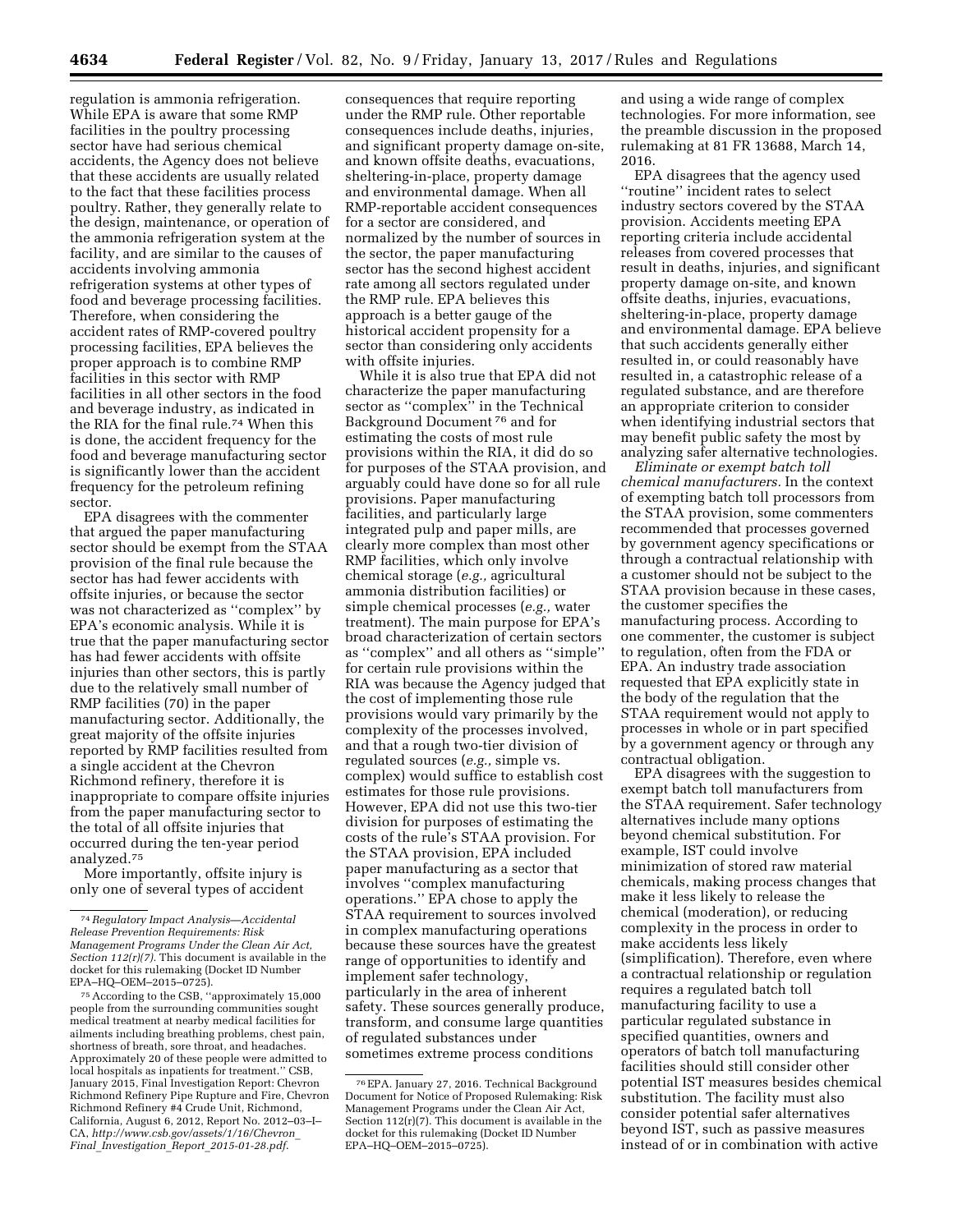regulation is ammonia refrigeration. While EPA is aware that some RMP facilities in the poultry processing sector have had serious chemical accidents, the Agency does not believe that these accidents are usually related to the fact that these facilities process poultry. Rather, they generally relate to the design, maintenance, or operation of the ammonia refrigeration system at the facility, and are similar to the causes of accidents involving ammonia refrigeration systems at other types of food and beverage processing facilities. Therefore, when considering the accident rates of RMP-covered poultry processing facilities, EPA believes the proper approach is to combine RMP facilities in this sector with RMP facilities in all other sectors in the food and beverage industry, as indicated in the RIA for the final rule.[74] When this is done, the accident frequency for the food and beverage manufacturing sector is significantly lower than the accident frequency for the petroleum refining sector.

EPA disagrees with the commenter that argued the paper manufacturing sector should be exempt from the STAA provision of the final rule because the sector has had fewer accidents with offsite injuries, or because the sector was not characterized as "complex" by EPA's economic analysis. While it is true that the paper manufacturing sector has had fewer accidents with offsite injuries than other sectors, this is partly due to the relatively small number of RMP facilities (70) in the paper manufacturing sector. Additionally, the great majority of the offsite injuries reported by RMP facilities resulted from a single accident at the Chevron Richmond refinery, therefore it is inappropriate to compare offsite injuries from the paper manufacturing sector to the total of all offsite injuries that occurred during the ten-year period analyzed.[75]

More importantly, offsite injury is only one of several types of accident consequences that require reporting under the RMP rule. Other reportable consequences include deaths, injuries, and significant property damage on-site, and known offsite deaths, evacuations, sheltering-in-place, property damage and environmental damage. When all RMP-reportable accident consequences for a sector are considered, and normalized by the number of sources in the sector, the paper manufacturing sector has the second highest accident rate among all sectors regulated under the RMP rule. EPA believes this approach is a better gauge of the historical accident propensity for a sector than considering only accidents with offsite injuries.

While it is also true that EPA did not characterize the paper manufacturing sector as "complex" in the Technical Background Document[76] and for estimating the costs of most rule provisions within the RIA, it did do so for purposes of the STAA provision, and arguably could have done so for all rule provisions. Paper manufacturing facilities, and particularly large integrated pulp and paper mills, are clearly more complex than most other RMP facilities, which only involve chemical storage (*e.g.,* agricultural ammonia distribution facilities) or simple chemical processes (*e.g.,* water treatment). The main purpose for EPA's broad characterization of certain sectors as "complex" and all others as "simple" for certain rule provisions within the RIA was because the Agency judged that the cost of implementing those rule provisions would vary primarily by the complexity of the processes involved, and that a rough two-tier division of regulated sources (*e.g.,* simple vs. complex) would suffice to establish cost estimates for those rule provisions. However, EPA did not use this two-tier division for purposes of estimating the costs of the rule's STAA provision. For the STAA provision, EPA included paper manufacturing as a sector that involves "complex manufacturing operations." EPA chose to apply the STAA requirement to sources involved in complex manufacturing operations because these sources have the greatest range of opportunities to identify and implement safer technology, particularly in the area of inherent safety. These sources generally produce, transform, and consume large quantities of regulated substances under sometimes extreme process conditions and using a wide range of complex technologies. For more information, see the preamble discussion in the proposed rulemaking at 81 FR 13688, March 14, 2016.

EPA disagrees that the agency used "routine" incident rates to select industry sectors covered by the STAA provision. Accidents meeting EPA reporting criteria include accidental releases from covered processes that result in deaths, injuries, and significant property damage on-site, and known offsite deaths, injuries, evacuations, sheltering-in-place, property damage and environmental damage. EPA believe that such accidents generally either resulted in, or could reasonably have resulted in, a catastrophic release of a regulated substance, and are therefore an appropriate criterion to consider when identifying industrial sectors that may benefit public safety the most by analyzing safer alternative technologies.

*Eliminate or exempt batch toll chemical manufacturers.* In the context of exempting batch toll processors from the STAA provision, some commenters recommended that processes governed by government agency specifications or through a contractual relationship with a customer should not be subject to the STAA provision because in these cases, the customer specifies the manufacturing process. According to one commenter, the customer is subject to regulation, often from the FDA or EPA. An industry trade association requested that EPA explicitly state in the body of the regulation that the STAA requirement would not apply to processes in whole or in part specified by a government agency or through any contractual obligation.

EPA disagrees with the suggestion to exempt batch toll manufacturers from the STAA requirement. Safer technology alternatives include many options beyond chemical substitution. For example, IST could involve minimization of stored raw material chemicals, making process changes that make it less likely to release the chemical (moderation), or reducing complexity in the process in order to make accidents less likely (simplification). Therefore, even where a contractual relationship or regulation requires a regulated batch toll manufacturing facility to use a particular regulated substance in specified quantities, owners and operators of batch toll manufacturing facilities should still consider other potential IST measures besides chemical substitution. The facility must also consider potential safer alternatives beyond IST, such as passive measures instead of or in combination with active

---

[74] *Regulatory Impact Analysis—Accidental Release Prevention Requirements: Risk Management Programs Under the Clean Air Act, Section 112(r)(7).* This document is available in the docket for this rulemaking (Docket ID Number EPA–HQ–OEM–2015–0725).

[75] According to the CSB, "approximately 15,000 people from the surrounding communities sought medical treatment at nearby medical facilities for ailments including breathing problems, chest pain, shortness of breath, sore throat, and headaches. Approximately 20 of these people were admitted to local hospitals as inpatients for treatment." CSB, January 2015, Final Investigation Report: Chevron Richmond Refinery Pipe Rupture and Fire, Chevron Richmond Refinery #4 Crude Unit, Richmond, California, August 6, 2012, Report No. 2012–03–I–CA, *http://www.csb.gov/assets/1/16/Chevron_Final_Investigation_Report_2015-01-28.pdf*.

[76] EPA. January 27, 2016. Technical Background Document for Notice of Proposed Rulemaking: Risk Management Programs under the Clean Air Act, Section 112(r)(7). This document is available in the docket for this rulemaking (Docket ID Number EPA–HQ–OEM–2015–0725).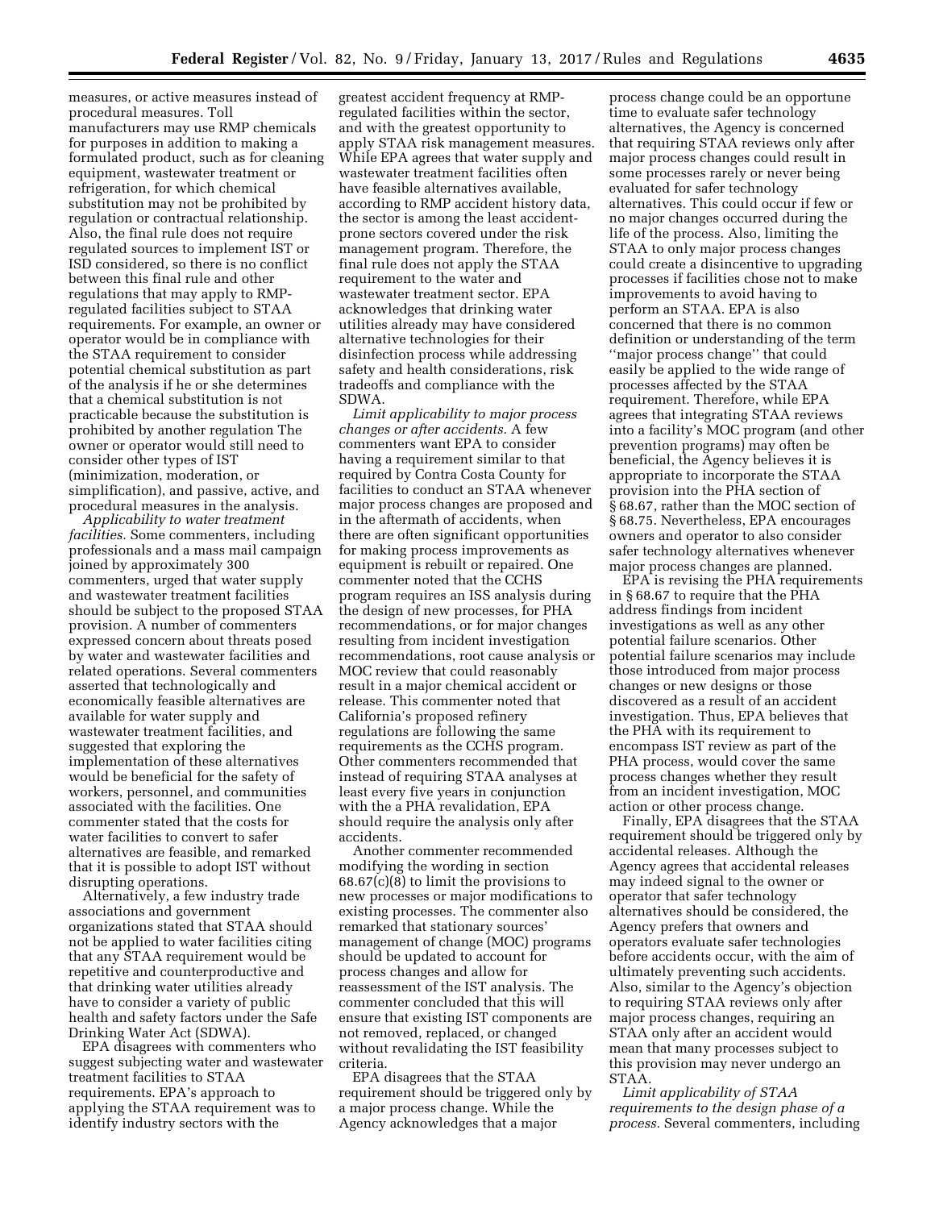measures, or active measures instead of procedural measures. Toll manufacturers may use RMP chemicals for purposes in addition to making a formulated product, such as for cleaning equipment, wastewater treatment or refrigeration, for which chemical substitution may not be prohibited by regulation or contractual relationship. Also, the final rule does not require regulated sources to implement IST or ISD considered, so there is no conflict between this final rule and other regulations that may apply to RMP-regulated facilities subject to STAA requirements. For example, an owner or operator would be in compliance with the STAA requirement to consider potential chemical substitution as part of the analysis if he or she determines that a chemical substitution is not practicable because the substitution is prohibited by another regulation The owner or operator would still need to consider other types of IST (minimization, moderation, or simplification), and passive, active, and procedural measures in the analysis.

*Applicability to water treatment facilities.* Some commenters, including professionals and a mass mail campaign joined by approximately 300 commenters, urged that water supply and wastewater treatment facilities should be subject to the proposed STAA provision. A number of commenters expressed concern about threats posed by water and wastewater facilities and related operations. Several commenters asserted that technologically and economically feasible alternatives are available for water supply and wastewater treatment facilities, and suggested that exploring the implementation of these alternatives would be beneficial for the safety of workers, personnel, and communities associated with the facilities. One commenter stated that the costs for water facilities to convert to safer alternatives are feasible, and remarked that it is possible to adopt IST without disrupting operations.

Alternatively, a few industry trade associations and government organizations stated that STAA should not be applied to water facilities citing that any STAA requirement would be repetitive and counterproductive and that drinking water utilities already have to consider a variety of public health and safety factors under the Safe Drinking Water Act (SDWA).

EPA disagrees with commenters who suggest subjecting water and wastewater treatment facilities to STAA requirements. EPA's approach to applying the STAA requirement was to identify industry sectors with the greatest accident frequency at RMP-regulated facilities within the sector, and with the greatest opportunity to apply STAA risk management measures. While EPA agrees that water supply and wastewater treatment facilities often have feasible alternatives available, according to RMP accident history data, the sector is among the least accident-prone sectors covered under the risk management program. Therefore, the final rule does not apply the STAA requirement to the water and wastewater treatment sector. EPA acknowledges that drinking water utilities already may have considered alternative technologies for their disinfection process while addressing safety and health considerations, risk tradeoffs and compliance with the SDWA.

*Limit applicability to major process changes or after accidents.* A few commenters want EPA to consider having a requirement similar to that required by Contra Costa County for facilities to conduct an STAA whenever major process changes are proposed and in the aftermath of accidents, when there are often significant opportunities for making process improvements as equipment is rebuilt or repaired. One commenter noted that the CCHS program requires an ISS analysis during the design of new processes, for PHA recommendations, or for major changes resulting from incident investigation recommendations, root cause analysis or MOC review that could reasonably result in a major chemical accident or release. This commenter noted that California's proposed refinery regulations are following the same requirements as the CCHS program. Other commenters recommended that instead of requiring STAA analyses at least every five years in conjunction with a PHA revalidation, EPA should require the analysis only after accidents.

Another commenter recommended modifying the wording in section 68.67(c)(8) to limit the provisions to new processes or major modifications to existing processes. The commenter also remarked that stationary sources' management of change (MOC) programs should be updated to account for process changes and allow for reassessment of the IST analysis. The commenter concluded that this will ensure that existing IST components are not removed, replaced, or changed without revalidating the IST feasibility criteria.

EPA disagrees that the STAA requirement should be triggered only by a major process change. While the Agency acknowledges that a major process change could be an opportune time to evaluate safer technology alternatives, the Agency is concerned that requiring STAA reviews only after major process changes could result in some processes rarely or never being evaluated for safer technology alternatives. This could occur if few or no major changes occurred during the life of the process. Also, limiting the STAA to only major process changes could create a disincentive to upgrading processes if facilities chose not to make improvements to avoid having to perform an STAA. EPA is also concerned that there is no common definition or understanding of the term ''major process change'' that could easily be applied to the wide range of processes affected by the STAA requirement. Therefore, while EPA agrees that integrating STAA reviews into a facility's MOC program (and other prevention programs) may often be beneficial, the Agency believes it is appropriate to incorporate the STAA provision into the PHA section of § 68.67, rather than the MOC section of § 68.75. Nevertheless, EPA encourages owners and operator to also consider safer technology alternatives whenever major process changes are planned.

EPA is revising the PHA requirements in § 68.67 to require that the PHA address findings from incident investigations as well as any other potential failure scenarios. Other potential failure scenarios may include those introduced from major process changes or new designs or those discovered as a result of an accident investigation. Thus, EPA believes that the PHA with its requirement to encompass IST review as part of the PHA process, would cover the same process changes whether they result from an incident investigation, MOC action or other process change.

Finally, EPA disagrees that the STAA requirement should be triggered only by accidental releases. Although the Agency agrees that accidental releases may indeed signal to the owner or operator that safer technology alternatives should be considered, the Agency prefers that owners and operators evaluate safer technologies before accidents occur, with the aim of ultimately preventing such accidents. Also, similar to the Agency's objection to requiring STAA reviews only after major process changes, requiring an STAA only after an accident would mean that many processes subject to this provision may never undergo an STAA.

*Limit applicability of STAA requirements to the design phase of a process.* Several commenters, including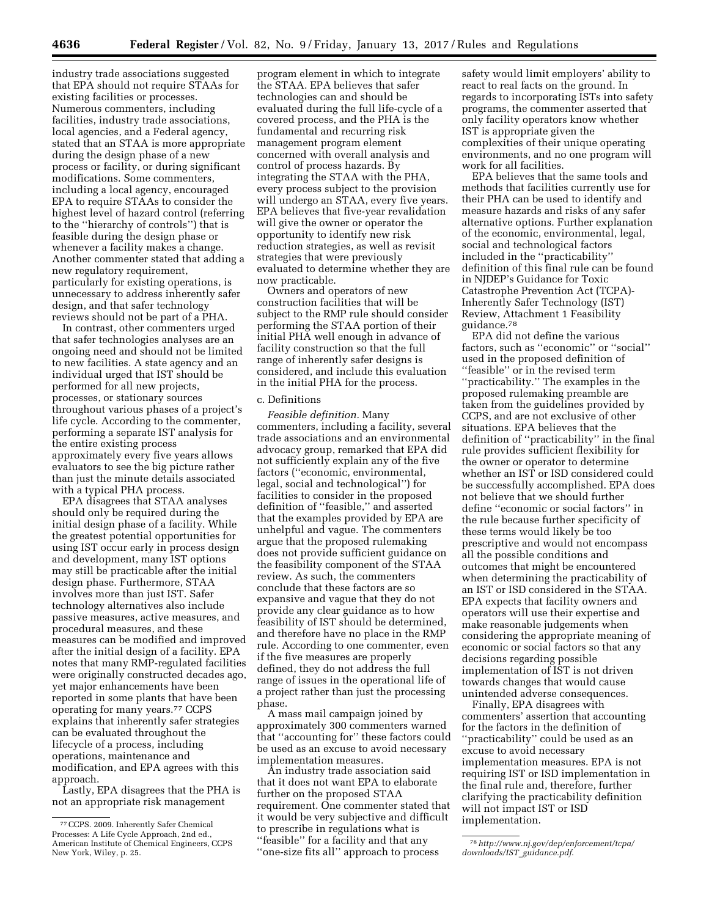industry trade associations suggested that EPA should not require STAAs for existing facilities or processes. Numerous commenters, including facilities, industry trade associations, local agencies, and a Federal agency, stated that an STAA is more appropriate during the design phase of a new process or facility, or during significant modifications. Some commenters, including a local agency, encouraged EPA to require STAAs to consider the highest level of hazard control (referring to the ''hierarchy of controls'') that is feasible during the design phase or whenever a facility makes a change. Another commenter stated that adding a new regulatory requirement, particularly for existing operations, is unnecessary to address inherently safer design, and that safer technology reviews should not be part of a PHA.

In contrast, other commenters urged that safer technologies analyses are an ongoing need and should not be limited to new facilities. A state agency and an individual urged that IST should be performed for all new projects, processes, or stationary sources throughout various phases of a project's life cycle. According to the commenter, performing a separate IST analysis for the entire existing process approximately every five years allows evaluators to see the big picture rather than just the minute details associated with a typical PHA process.

EPA disagrees that STAA analyses should only be required during the initial design phase of a facility. While the greatest potential opportunities for using IST occur early in process design and development, many IST options may still be practicable after the initial design phase. Furthermore, STAA involves more than just IST. Safer technology alternatives also include passive measures, active measures, and procedural measures, and these measures can be modified and improved after the initial design of a facility. EPA notes that many RMP-regulated facilities were originally constructed decades ago, yet major enhancements have been reported in some plants that have been operating for many years.[77] CCPS explains that inherently safer strategies can be evaluated throughout the lifecycle of a process, including operations, maintenance and modification, and EPA agrees with this approach.

Lastly, EPA disagrees that the PHA is not an appropriate risk management program element in which to integrate the STAA. EPA believes that safer technologies can and should be evaluated during the full life-cycle of a covered process, and the PHA is the fundamental and recurring risk management program element concerned with overall analysis and control of process hazards. By integrating the STAA with the PHA, every process subject to the provision will undergo an STAA, every five years. EPA believes that five-year revalidation will give the owner or operator the opportunity to identify new risk reduction strategies, as well as revisit strategies that were previously evaluated to determine whether they are now practicable.

Owners and operators of new construction facilities that will be subject to the RMP rule should consider performing the STAA portion of their initial PHA well enough in advance of facility construction so that the full range of inherently safer designs is considered, and include this evaluation in the initial PHA for the process.

c. Definitions

*Feasible definition.* Many commenters, including a facility, several trade associations and an environmental advocacy group, remarked that EPA did not sufficiently explain any of the five factors (''economic, environmental, legal, social and technological'') for facilities to consider in the proposed definition of ''feasible,'' and asserted that the examples provided by EPA are unhelpful and vague. The commenters argue that the proposed rulemaking does not provide sufficient guidance on the feasibility component of the STAA review. As such, the commenters conclude that these factors are so expansive and vague that they do not provide any clear guidance as to how feasibility of IST should be determined, and therefore have no place in the RMP rule. According to one commenter, even if the five measures are properly defined, they do not address the full range of issues in the operational life of a project rather than just the processing phase.

A mass mail campaign joined by approximately 300 commenters warned that ''accounting for'' these factors could be used as an excuse to avoid necessary implementation measures.

An industry trade association said that it does not want EPA to elaborate further on the proposed STAA requirement. One commenter stated that it would be very subjective and difficult to prescribe in regulations what is ''feasible'' for a facility and that any ''one-size fits all'' approach to process safety would limit employers' ability to react to real facts on the ground. In regards to incorporating ISTs into safety programs, the commenter asserted that only facility operators know whether IST is appropriate given the complexities of their unique operating environments, and no one program will work for all facilities.

EPA believes that the same tools and methods that facilities currently use for their PHA can be used to identify and measure hazards and risks of any safer alternative options. Further explanation of the economic, environmental, legal, social and technological factors included in the ''practicability'' definition of this final rule can be found in NJDEP's Guidance for Toxic Catastrophe Prevention Act (TCPA)-Inherently Safer Technology (IST) Review, Attachment 1 Feasibility guidance.[78]

EPA did not define the various factors, such as ''economic'' or ''social'' used in the proposed definition of ''feasible'' or in the revised term ''practicability.'' The examples in the proposed rulemaking preamble are taken from the guidelines provided by CCPS, and are not exclusive of other situations. EPA believes that the definition of ''practicability'' in the final rule provides sufficient flexibility for the owner or operator to determine whether an IST or ISD considered could be successfully accomplished. EPA does not believe that we should further define ''economic or social factors'' in the rule because further specificity of these terms would likely be too prescriptive and would not encompass all the possible conditions and outcomes that might be encountered when determining the practicability of an IST or ISD considered in the STAA. EPA expects that facility owners and operators will use their expertise and make reasonable judgements when considering the appropriate meaning of economic or social factors so that any decisions regarding possible implementation of IST is not driven towards changes that would cause unintended adverse consequences.

Finally, EPA disagrees with commenters' assertion that accounting for the factors in the definition of ''practicability'' could be used as an excuse to avoid necessary implementation measures. EPA is not requiring IST or ISD implementation in the final rule and, therefore, further clarifying the practicability definition will not impact IST or ISD implementation.

[77] CCPS. 2009. Inherently Safer Chemical Processes: A Life Cycle Approach, 2nd ed., American Institute of Chemical Engineers, CCPS New York, Wiley, p. 25.

[78] *http://www.nj.gov/dep/enforcement/tcpa/downloads/IST_guidance.pdf.*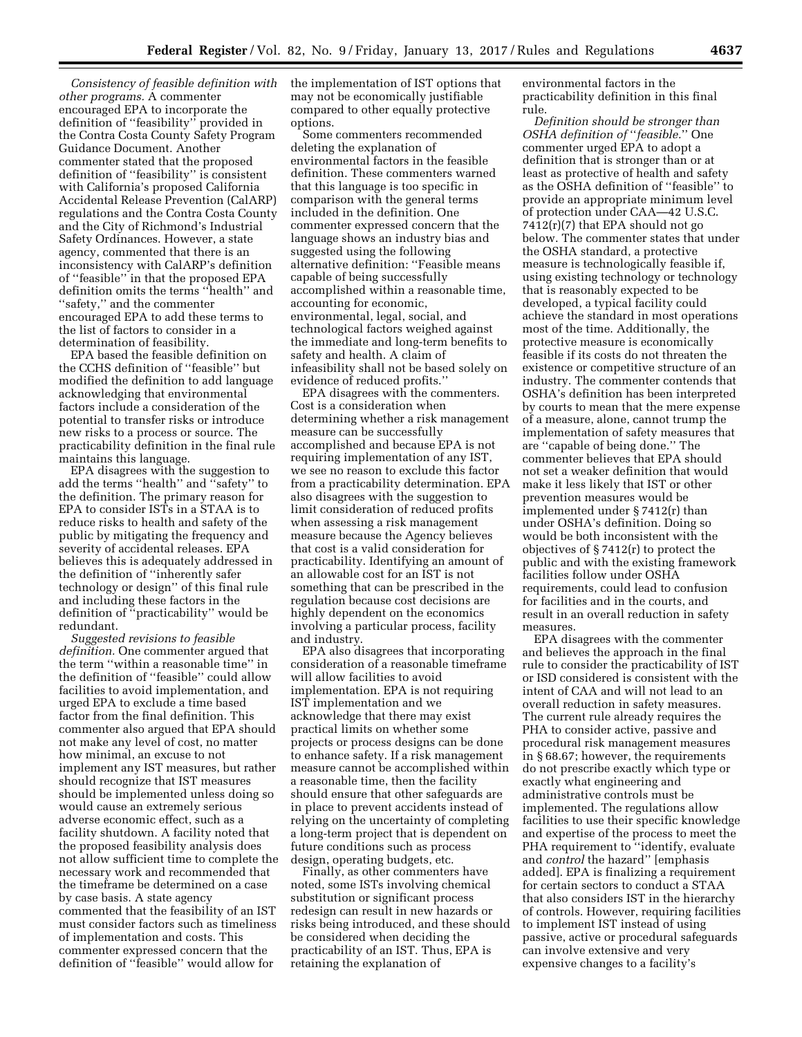*Consistency of feasible definition with other programs.* A commenter encouraged EPA to incorporate the definition of ''feasibility'' provided in the Contra Costa County Safety Program Guidance Document. Another commenter stated that the proposed definition of ''feasibility'' is consistent with California's proposed California Accidental Release Prevention (CalARP) regulations and the Contra Costa County and the City of Richmond's Industrial Safety Ordinances. However, a state agency, commented that there is an inconsistency with CalARP's definition of ''feasible'' in that the proposed EPA definition omits the terms ''health'' and ''safety,'' and the commenter encouraged EPA to add these terms to the list of factors to consider in a determination of feasibility.

EPA based the feasible definition on the CCHS definition of ''feasible'' but modified the definition to add language acknowledging that environmental factors include a consideration of the potential to transfer risks or introduce new risks to a process or source. The practicability definition in the final rule maintains this language.

EPA disagrees with the suggestion to add the terms ''health'' and ''safety'' to the definition. The primary reason for EPA to consider ISTs in a STAA is to reduce risks to health and safety of the public by mitigating the frequency and severity of accidental releases. EPA believes this is adequately addressed in the definition of ''inherently safer technology or design'' of this final rule and including these factors in the definition of ''practicability'' would be redundant.

*Suggested revisions to feasible definition.* One commenter argued that the term ''within a reasonable time'' in the definition of ''feasible'' could allow facilities to avoid implementation, and urged EPA to exclude a time based factor from the final definition. This commenter also argued that EPA should not make any level of cost, no matter how minimal, an excuse to not implement any IST measures, but rather should recognize that IST measures should be implemented unless doing so would cause an extremely serious adverse economic effect, such as a facility shutdown. A facility noted that the proposed feasibility analysis does not allow sufficient time to complete the necessary work and recommended that the timeframe be determined on a case by case basis. A state agency commented that the feasibility of an IST must consider factors such as timeliness of implementation and costs. This commenter expressed concern that the definition of ''feasible'' would allow for the implementation of IST options that may not be economically justifiable compared to other equally protective options.

Some commenters recommended deleting the explanation of environmental factors in the feasible definition. These commenters warned that this language is too specific in comparison with the general terms included in the definition. One commenter expressed concern that the language shows an industry bias and suggested using the following alternative definition: ''Feasible means capable of being successfully accomplished within a reasonable time, accounting for economic, environmental, legal, social, and technological factors weighed against the immediate and long-term benefits to safety and health. A claim of infeasibility shall not be based solely on evidence of reduced profits.''

EPA disagrees with the commenters. Cost is a consideration when determining whether a risk management measure can be successfully accomplished and because EPA is not requiring implementation of any IST, we see no reason to exclude this factor from a practicability determination. EPA also disagrees with the suggestion to limit consideration of reduced profits when assessing a risk management measure because the Agency believes that cost is a valid consideration for practicability. Identifying an amount of an allowable cost for an IST is not something that can be prescribed in the regulation because cost decisions are highly dependent on the economics involving a particular process, facility and industry.

EPA also disagrees that incorporating consideration of a reasonable timeframe will allow facilities to avoid implementation. EPA is not requiring IST implementation and we acknowledge that there may exist practical limits on whether some projects or process designs can be done to enhance safety. If a risk management measure cannot be accomplished within a reasonable time, then the facility should ensure that other safeguards are in place to prevent accidents instead of relying on the uncertainty of completing a long-term project that is dependent on future conditions such as process design, operating budgets, etc.

Finally, as other commenters have noted, some ISTs involving chemical substitution or significant process redesign can result in new hazards or risks being introduced, and these should be considered when deciding the practicability of an IST. Thus, EPA is retaining the explanation of environmental factors in the practicability definition in this final rule.

*Definition should be stronger than OSHA definition of ''feasible.''* One commenter urged EPA to adopt a definition that is stronger than or at least as protective of health and safety as the OSHA definition of ''feasible'' to provide an appropriate minimum level of protection under CAA—42 U.S.C. 7412(r)(7) that EPA should not go below. The commenter states that under the OSHA standard, a protective measure is technologically feasible if, using existing technology or technology that is reasonably expected to be developed, a typical facility could achieve the standard in most operations most of the time. Additionally, the protective measure is economically feasible if its costs do not threaten the existence or competitive structure of an industry. The commenter contends that OSHA's definition has been interpreted by courts to mean that the mere expense of a measure, alone, cannot trump the implementation of safety measures that are ''capable of being done.'' The commenter believes that EPA should not set a weaker definition that would make it less likely that IST or other prevention measures would be implemented under § 7412(r) than under OSHA's definition. Doing so would be both inconsistent with the objectives of § 7412(r) to protect the public and with the existing framework facilities follow under OSHA requirements, could lead to confusion for facilities and in the courts, and result in an overall reduction in safety measures.

EPA disagrees with the commenter and believes the approach in the final rule to consider the practicability of IST or ISD considered is consistent with the intent of CAA and will not lead to an overall reduction in safety measures. The current rule already requires the PHA to consider active, passive and procedural risk management measures in § 68.67; however, the requirements do not prescribe exactly which type or exactly what engineering and administrative controls must be implemented. The regulations allow facilities to use their specific knowledge and expertise of the process to meet the PHA requirement to ''identify, evaluate and *control* the hazard'' [emphasis added]. EPA is finalizing a requirement for certain sectors to conduct a STAA that also considers IST in the hierarchy of controls. However, requiring facilities to implement IST instead of using passive, active or procedural safeguards can involve extensive and very expensive changes to a facility's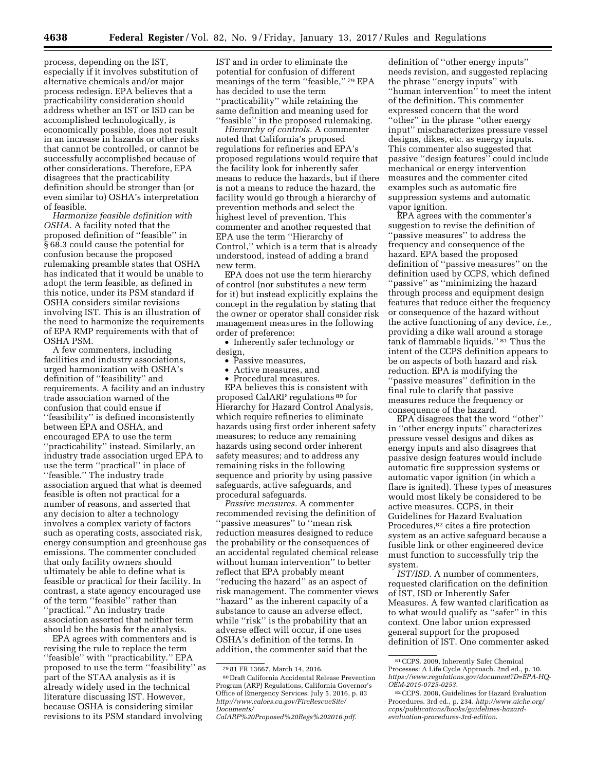process, depending on the IST, especially if it involves substitution of alternative chemicals and/or major process redesign. EPA believes that a practicability consideration should address whether an IST or ISD can be accomplished technologically, is economically possible, does not result in an increase in hazards or other risks that cannot be controlled, or cannot be successfully accomplished because of other considerations. Therefore, EPA disagrees that the practicability definition should be stronger than (or even similar to) OSHA's interpretation of feasible.

*Harmonize feasible definition with OSHA.* A facility noted that the proposed definition of ''feasible'' in § 68.3 could cause the potential for confusion because the proposed rulemaking preamble states that OSHA has indicated that it would be unable to adopt the term feasible, as defined in this notice, under its PSM standard if OSHA considers similar revisions involving IST. This is an illustration of the need to harmonize the requirements of EPA RMP requirements with that of OSHA PSM.

A few commenters, including facilities and industry associations, urged harmonization with OSHA's definition of ''feasibility'' and requirements. A facility and an industry trade association warned of the confusion that could ensue if ''feasibility'' is defined inconsistently between EPA and OSHA, and encouraged EPA to use the term ''practicability'' instead. Similarly, an industry trade association urged EPA to use the term ''practical'' in place of ''feasible.'' The industry trade association argued that what is deemed feasible is often not practical for a number of reasons, and asserted that any decision to alter a technology involves a complex variety of factors such as operating costs, associated risk, energy consumption and greenhouse gas emissions. The commenter concluded that only facility owners should ultimately be able to define what is feasible or practical for their facility. In contrast, a state agency encouraged use of the term ''feasible'' rather than ''practical.'' An industry trade association asserted that neither term should be the basis for the analysis.

EPA agrees with commenters and is revising the rule to replace the term ''feasible'' with ''practicability.'' EPA proposed to use the term ''feasibility'' as part of the STAA analysis as it is already widely used in the technical literature discussing IST. However, because OSHA is considering similar revisions to its PSM standard involving IST and in order to eliminate the potential for confusion of different meanings of the term ''feasible,''[79] EPA has decided to use the term ''practicability'' while retaining the same definition and meaning used for ''feasible'' in the proposed rulemaking.

*Hierarchy of controls.* A commenter noted that California's proposed regulations for refineries and EPA's proposed regulations would require that the facility look for inherently safer means to reduce the hazards, but if there is not a means to reduce the hazard, the facility would go through a hierarchy of prevention methods and select the highest level of prevention. This commenter and another requested that EPA use the term ''Hierarchy of Control,'' which is a term that is already understood, instead of adding a brand new term.

EPA does not use the term hierarchy of control (nor substitutes a new term for it) but instead explicitly explains the concept in the regulation by stating that the owner or operator shall consider risk management measures in the following order of preference:

- Inherently safer technology or design,
- Passive measures,
- Active measures, and
- Procedural measures.

EPA believes this is consistent with proposed CalARP regulations[80] for Hierarchy for Hazard Control Analysis, which require refineries to eliminate hazards using first order inherent safety measures; to reduce any remaining hazards using second order inherent safety measures; and to address any remaining risks in the following sequence and priority by using passive safeguards, active safeguards, and procedural safeguards.

*Passive measures.* A commenter recommended revising the definition of ''passive measures'' to ''mean risk reduction measures designed to reduce the probability or the consequences of an accidental regulated chemical release without human intervention'' to better reflect that EPA probably meant ''reducing the hazard'' as an aspect of risk management. The commenter views ''hazard'' as the inherent capacity of a substance to cause an adverse effect, while ''risk'' is the probability that an adverse effect will occur, if one uses OSHA's definition of the terms. In addition, the commenter said that the definition of ''other energy inputs'' needs revision, and suggested replacing the phrase ''energy inputs'' with ''human intervention'' to meet the intent of the definition. This commenter expressed concern that the word ''other'' in the phrase ''other energy input'' mischaracterizes pressure vessel designs, dikes, etc. as energy inputs. This commenter also suggested that passive ''design features'' could include mechanical or energy intervention measures and the commenter cited examples such as automatic fire suppression systems and automatic vapor ignition.

EPA agrees with the commenter's suggestion to revise the definition of ''passive measures'' to address the frequency and consequence of the hazard. EPA based the proposed definition of ''passive measures'' on the definition used by CCPS, which defined ''passive'' as ''minimizing the hazard through process and equipment design features that reduce either the frequency or consequence of the hazard without the active functioning of any device, *i.e.,* providing a dike wall around a storage tank of flammable liquids.''[81] Thus the intent of the CCPS definition appears to be on aspects of both hazard and risk reduction. EPA is modifying the ''passive measures'' definition in the final rule to clarify that passive measures reduce the frequency or consequence of the hazard.

EPA disagrees that the word ''other'' in ''other energy inputs'' characterizes pressure vessel designs and dikes as energy inputs and also disagrees that passive design features would include automatic fire suppression systems or automatic vapor ignition (in which a flare is ignited). These types of measures would most likely be considered to be active measures. CCPS, in their Guidelines for Hazard Evaluation Procedures,[82] cites a fire protection system as an active safeguard because a fusible link or other engineered device must function to successfully trip the system.

*IST/ISD.* A number of commenters, requested clarification on the definition of IST, ISD or Inherently Safer Measures. A few wanted clarification as to what would qualify as ''safer'' in this context. One labor union expressed general support for the proposed definition of IST. One commenter asked

---

[79] 81 FR 13667, March 14, 2016.

[80] Draft California Accidental Release Prevention Program (ARP) Regulations, California Governor's Office of Emergency Services. July 5, 2016, p. 83 *http://www.caloes.ca.gov/FireRescueSite/Documents/CalARP%20Proposed%20Regs%202016.pdf.*

[81] CCPS. 2009, Inherently Safer Chemical Processes: A Life Cycle Approach. 2nd ed., p. 10. *https://www.regulations.gov/document?D=EPA-HQ-OEM-2015-0725-0253.*

[82] CCPS. 2008, Guidelines for Hazard Evaluation Procedures. 3rd ed., p. 234. *http://www.aiche.org/ccps/publications/books/guidelines-hazard-evaluation-procedures-3rd-edition.*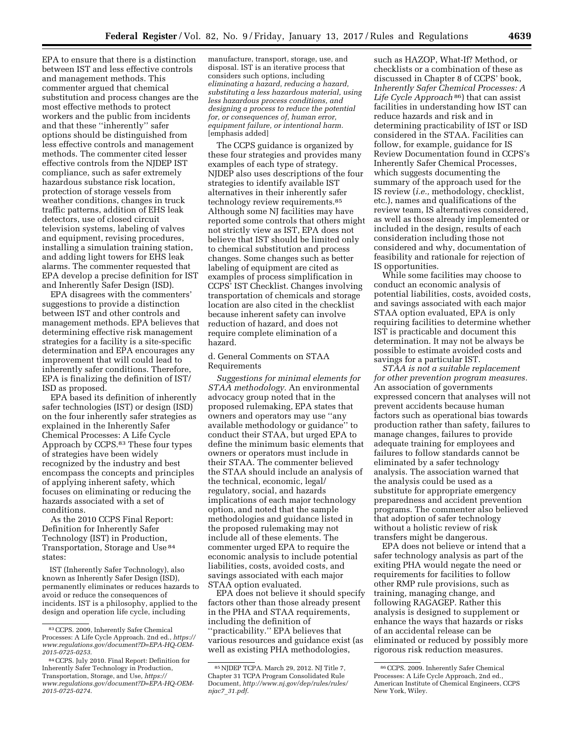EPA to ensure that there is a distinction between IST and less effective controls and management methods. This commenter argued that chemical substitution and process changes are the most effective methods to protect workers and the public from incidents and that these ''inherently'' safer options should be distinguished from less effective controls and management methods. The commenter cited lesser effective controls from the NJDEP IST compliance, such as safer extremely hazardous substance risk location, protection of storage vessels from weather conditions, changes in truck traffic patterns, addition of EHS leak detectors, use of closed circuit television systems, labeling of valves and equipment, revising procedures, installing a simulation training station, and adding light towers for EHS leak alarms. The commenter requested that EPA develop a precise definition for IST and Inherently Safer Design (ISD).

EPA disagrees with the commenters' suggestions to provide a distinction between IST and other controls and management methods. EPA believes that determining effective risk management strategies for a facility is a site-specific determination and EPA encourages any improvement that will could lead to inherently safer conditions. Therefore, EPA is finalizing the definition of IST/ISD as proposed.

EPA based its definition of inherently safer technologies (IST) or design (ISD) on the four inherently safer strategies as explained in the Inherently Safer Chemical Processes: A Life Cycle Approach by CCPS.[83] These four types of strategies have been widely recognized by the industry and best encompass the concepts and principles of applying inherent safety, which focuses on eliminating or reducing the hazards associated with a set of conditions.

As the 2010 CCPS Final Report: Definition for Inherently Safer Technology (IST) in Production, Transportation, Storage and Use[84] states:

> IST (Inherently Safer Technology), also known as Inherently Safer Design (ISD), permanently eliminates or reduces hazards to avoid or reduce the consequences of incidents. IST is a philosophy, applied to the design and operation life cycle, including manufacture, transport, storage, use, and disposal. IST is an iterative process that considers such options, including *eliminating a hazard, reducing a hazard, substituting a less hazardous material, using less hazardous process conditions, and designing a process to reduce the potential for, or consequences of, human error, equipment failure, or intentional harm.* [emphasis added]

The CCPS guidance is organized by these four strategies and provides many examples of each type of strategy. NJDEP also uses descriptions of the four strategies to identify available IST alternatives in their inherently safer technology review requirements.[85] Although some NJ facilities may have reported some controls that others might not strictly view as IST, EPA does not believe that IST should be limited only to chemical substitution and process changes. Some changes such as better labeling of equipment are cited as examples of process simplification in CCPS' IST Checklist. Changes involving transportation of chemicals and storage location are also cited in the checklist because inherent safety can involve reduction of hazard, and does not require complete elimination of a hazard.

### d. General Comments on STAA Requirements

*Suggestions for minimal elements for STAA methodology.* An environmental advocacy group noted that in the proposed rulemaking, EPA states that owners and operators may use ''any available methodology or guidance'' to conduct their STAA, but urged EPA to define the minimum basic elements that owners or operators must include in their STAA. The commenter believed the STAA should include an analysis of the technical, economic, legal/regulatory, social, and hazards implications of each major technology option, and noted that the sample methodologies and guidance listed in the proposed rulemaking may not include all of these elements. The commenter urged EPA to require the economic analysis to include potential liabilities, costs, avoided costs, and savings associated with each major STAA option evaluated.

EPA does not believe it should specify factors other than those already present in the PHA and STAA requirements, including the definition of ''practicability.'' EPA believes that various resources and guidance exist (as well as existing PHA methodologies, such as HAZOP, What-If? Method, or checklists or a combination of these as discussed in Chapter 8 of CCPS' book, *Inherently Safer Chemical Processes: A Life Cycle Approach*[86]) that can assist facilities in understanding how IST can reduce hazards and risk and in determining practicability of IST or ISD considered in the STAA. Facilities can follow, for example, guidance for IS Review Documentation found in CCPS's Inherently Safer Chemical Processes, which suggests documenting the summary of the approach used for the IS review (*i.e.,* methodology, checklist, etc.), names and qualifications of the review team, IS alternatives considered, as well as those already implemented or included in the design, results of each consideration including those not considered and why, documentation of feasibility and rationale for rejection of IS opportunities.

While some facilities may choose to conduct an economic analysis of potential liabilities, costs, avoided costs, and savings associated with each major STAA option evaluated, EPA is only requiring facilities to determine whether IST is practicable and document this determination. It may not be always be possible to estimate avoided costs and savings for a particular IST.

*STAA is not a suitable replacement for other prevention program measures.* An association of governments expressed concern that analyses will not prevent accidents because human factors such as operational bias towards production rather than safety, failures to manage changes, failures to provide adequate training for employees and failures to follow standards cannot be eliminated by a safer technology analysis. The association warned that the analysis could be used as a substitute for appropriate emergency preparedness and accident prevention programs. The commenter also believed that adoption of safer technology without a holistic review of risk transfers might be dangerous.

EPA does not believe or intend that a safer technology analysis as part of the exiting PHA would negate the need or requirements for facilities to follow other RMP rule provisions, such as training, managing change, and following RAGAGEP. Rather this analysis is designed to supplement or enhance the ways that hazards or risks of an accidental release can be eliminated or reduced by possibly more rigorous risk reduction measures.

---

[83] CCPS. 2009, Inherently Safer Chemical Processes: A Life Cycle Approach. 2nd ed., *https://www.regulations.gov/document?D=EPA-HQ-OEM-2015-0725-0253.*

[84] CCPS. July 2010. Final Report: Definition for Inherently Safer Technology in Production, Transportation, Storage, and Use, *https://www.regulations.gov/document?D=EPA-HQ-OEM-2015-0725-0274.*

[85] NJDEP TCPA. March 29, 2012. NJ Title 7, Chapter 31 TCPA Program Consolidated Rule Document, *http://www.nj.gov/dep/rules/rules/njac7_31.pdf.*

[86] CCPS. 2009. Inherently Safer Chemical Processes: A Life Cycle Approach, 2nd ed., American Institute of Chemical Engineers, CCPS New York, Wiley.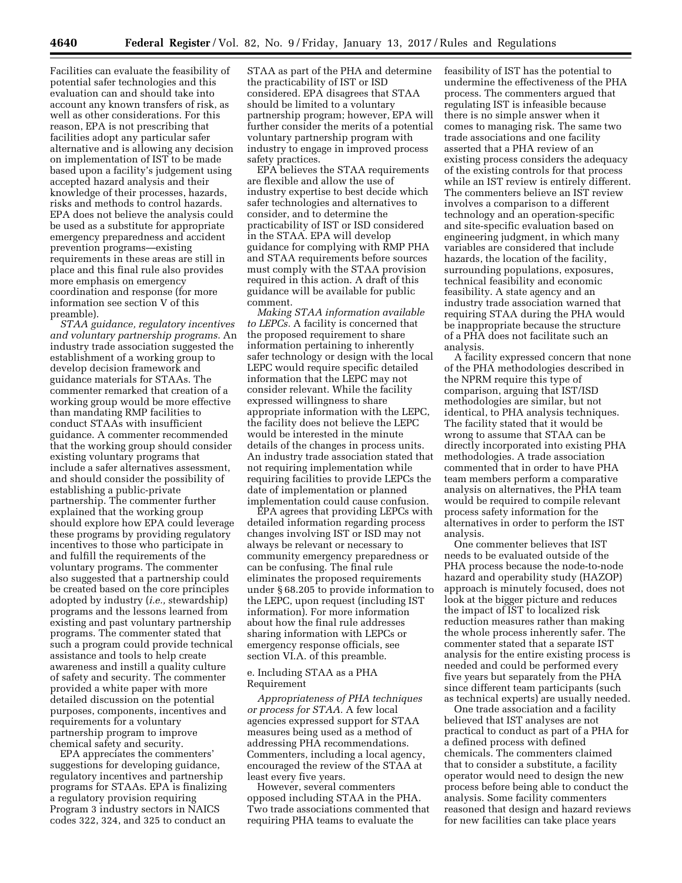Facilities can evaluate the feasibility of potential safer technologies and this evaluation can and should take into account any known transfers of risk, as well as other considerations. For this reason, EPA is not prescribing that facilities adopt any particular safer alternative and is allowing any decision on implementation of IST to be made based upon a facility's judgement using accepted hazard analysis and their knowledge of their processes, hazards, risks and methods to control hazards. EPA does not believe the analysis could be used as a substitute for appropriate emergency preparedness and accident prevention programs—existing requirements in these areas are still in place and this final rule also provides more emphasis on emergency coordination and response (for more information see section V of this preamble).

*STAA guidance, regulatory incentives and voluntary partnership programs.* An industry trade association suggested the establishment of a working group to develop decision framework and guidance materials for STAAs. The commenter remarked that creation of a working group would be more effective than mandating RMP facilities to conduct STAAs with insufficient guidance. A commenter recommended that the working group should consider existing voluntary programs that include a safer alternatives assessment, and should consider the possibility of establishing a public-private partnership. The commenter further explained that the working group should explore how EPA could leverage these programs by providing regulatory incentives to those who participate in and fulfill the requirements of the voluntary programs. The commenter also suggested that a partnership could be created based on the core principles adopted by industry (*i.e.,* stewardship) programs and the lessons learned from existing and past voluntary partnership programs. The commenter stated that such a program could provide technical assistance and tools to help create awareness and instill a quality culture of safety and security. The commenter provided a white paper with more detailed discussion on the potential purposes, components, incentives and requirements for a voluntary partnership program to improve chemical safety and security.

EPA appreciates the commenters' suggestions for developing guidance, regulatory incentives and partnership programs for STAAs. EPA is finalizing a regulatory provision requiring Program 3 industry sectors in NAICS codes 322, 324, and 325 to conduct an STAA as part of the PHA and determine the practicability of IST or ISD considered. EPA disagrees that STAA should be limited to a voluntary partnership program; however, EPA will further consider the merits of a potential voluntary partnership program with industry to engage in improved process safety practices.

EPA believes the STAA requirements are flexible and allow the use of industry expertise to best decide which safer technologies and alternatives to consider, and to determine the practicability of IST or ISD considered in the STAA. EPA will develop guidance for complying with RMP PHA and STAA requirements before sources must comply with the STAA provision required in this action. A draft of this guidance will be available for public comment.

*Making STAA information available to LEPCs.* A facility is concerned that the proposed requirement to share information pertaining to inherently safer technology or design with the local LEPC would require specific detailed information that the LEPC may not consider relevant. While the facility expressed willingness to share appropriate information with the LEPC, the facility does not believe the LEPC would be interested in the minute details of the changes in process units. An industry trade association stated that not requiring implementation while requiring facilities to provide LEPCs the date of implementation or planned implementation could cause confusion.

EPA agrees that providing LEPCs with detailed information regarding process changes involving IST or ISD may not always be relevant or necessary to community emergency preparedness or can be confusing. The final rule eliminates the proposed requirements under § 68.205 to provide information to the LEPC, upon request (including IST information). For more information about how the final rule addresses sharing information with LEPCs or emergency response officials, see section VI.A. of this preamble.

e. Including STAA as a PHA Requirement

*Appropriateness of PHA techniques or process for STAA.* A few local agencies expressed support for STAA measures being used as a method of addressing PHA recommendations. Commenters, including a local agency, encouraged the review of the STAA at least every five years.

However, several commenters opposed including STAA in the PHA. Two trade associations commented that requiring PHA teams to evaluate the feasibility of IST has the potential to undermine the effectiveness of the PHA process. The commenters argued that regulating IST is infeasible because there is no simple answer when it comes to managing risk. The same two trade associations and one facility asserted that a PHA review of an existing process considers the adequacy of the existing controls for that process while an IST review is entirely different. The commenters believe an IST review involves a comparison to a different technology and an operation-specific and site-specific evaluation based on engineering judgment, in which many variables are considered that include hazards, the location of the facility, surrounding populations, exposures, technical feasibility and economic feasibility. A state agency and an industry trade association warned that requiring STAA during the PHA would be inappropriate because the structure of a PHA does not facilitate such an analysis.

A facility expressed concern that none of the PHA methodologies described in the NPRM require this type of comparison, arguing that IST/ISD methodologies are similar, but not identical, to PHA analysis techniques. The facility stated that it would be wrong to assume that STAA can be directly incorporated into existing PHA methodologies. A trade association commented that in order to have PHA team members perform a comparative analysis on alternatives, the PHA team would be required to compile relevant process safety information for the alternatives in order to perform the IST analysis.

One commenter believes that IST needs to be evaluated outside of the PHA process because the node-to-node hazard and operability study (HAZOP) approach is minutely focused, does not look at the bigger picture and reduces the impact of IST to localized risk reduction measures rather than making the whole process inherently safer. The commenter stated that a separate IST analysis for the entire existing process is needed and could be performed every five years but separately from the PHA since different team participants (such as technical experts) are usually needed.

One trade association and a facility believed that IST analyses are not practical to conduct as part of a PHA for a defined process with defined chemicals. The commenters claimed that to consider a substitute, a facility operator would need to design the new process before being able to conduct the analysis. Some facility commenters reasoned that design and hazard reviews for new facilities can take place years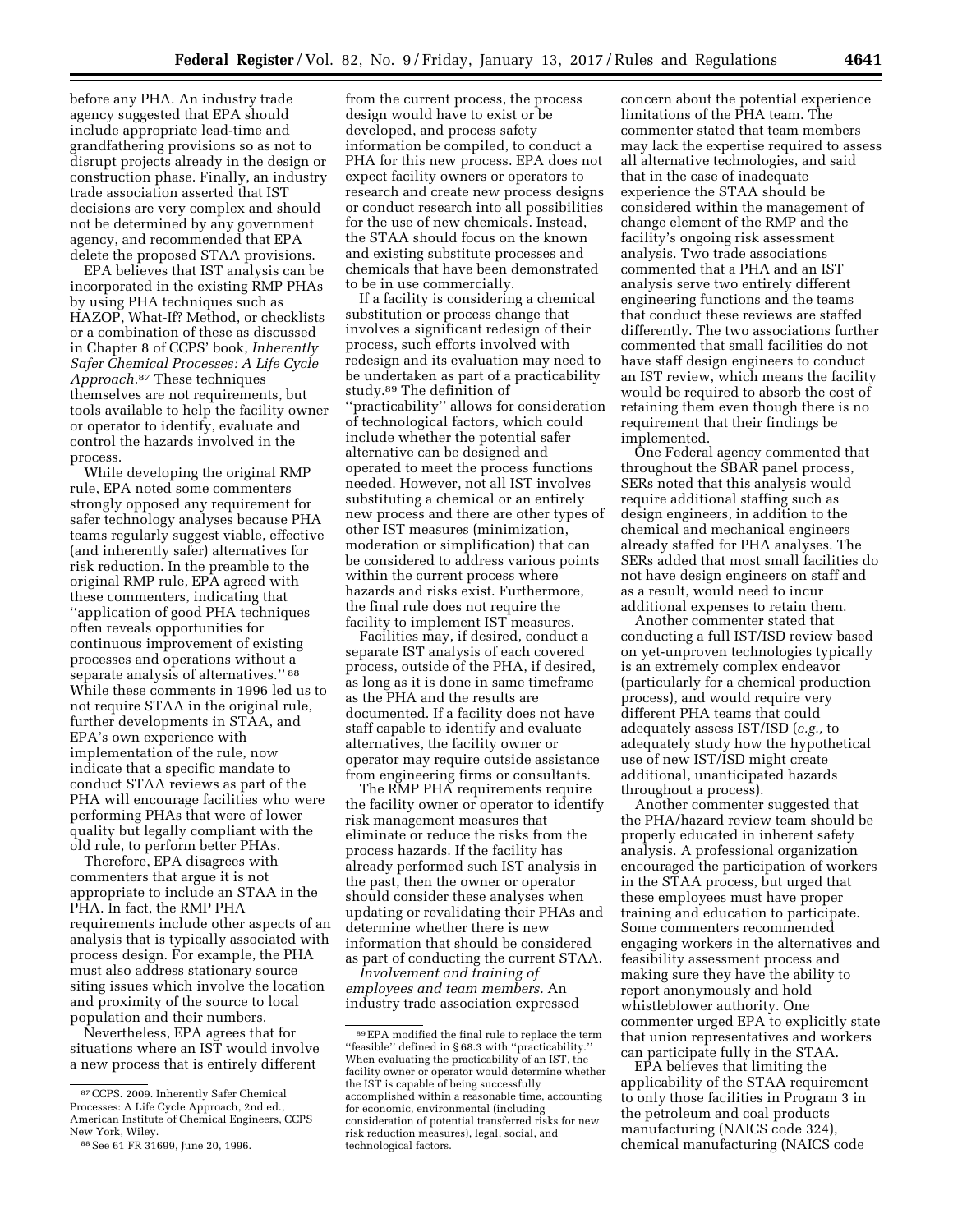before any PHA. An industry trade agency suggested that EPA should include appropriate lead-time and grandfathering provisions so as not to disrupt projects already in the design or construction phase. Finally, an industry trade association asserted that IST decisions are very complex and should not be determined by any government agency, and recommended that EPA delete the proposed STAA provisions.

EPA believes that IST analysis can be incorporated in the existing RMP PHAs by using PHA techniques such as HAZOP, What-If? Method, or checklists or a combination of these as discussed in Chapter 8 of CCPS' book, *Inherently Safer Chemical Processes: A Life Cycle Approach*.[87] These techniques themselves are not requirements, but tools available to help the facility owner or operator to identify, evaluate and control the hazards involved in the process.

While developing the original RMP rule, EPA noted some commenters strongly opposed any requirement for safer technology analyses because PHA teams regularly suggest viable, effective (and inherently safer) alternatives for risk reduction. In the preamble to the original RMP rule, EPA agreed with these commenters, indicating that ''application of good PHA techniques often reveals opportunities for continuous improvement of existing processes and operations without a separate analysis of alternatives.''[88] While these comments in 1996 led us to not require STAA in the original rule, further developments in STAA, and EPA's own experience with implementation of the rule, now indicate that a specific mandate to conduct STAA reviews as part of the PHA will encourage facilities who were performing PHAs that were of lower quality but legally compliant with the old rule, to perform better PHAs.

Therefore, EPA disagrees with commenters that argue it is not appropriate to include an STAA in the PHA. In fact, the RMP PHA requirements include other aspects of an analysis that is typically associated with process design. For example, the PHA must also address stationary source siting issues which involve the location and proximity of the source to local population and their numbers.

Nevertheless, EPA agrees that for situations where an IST would involve a new process that is entirely different from the current process, the process design would have to exist or be developed, and process safety information be compiled, to conduct a PHA for this new process. EPA does not expect facility owners or operators to research and create new process designs or conduct research into all possibilities for the use of new chemicals. Instead, the STAA should focus on the known and existing substitute processes and chemicals that have been demonstrated to be in use commercially.

If a facility is considering a chemical substitution or process change that involves a significant redesign of their process, such efforts involved with redesign and its evaluation may need to be undertaken as part of a practicability study.[89] The definition of ''practicability'' allows for consideration of technological factors, which could include whether the potential safer alternative can be designed and operated to meet the process functions needed. However, not all IST involves substituting a chemical or an entirely new process and there are other types of other IST measures (minimization, moderation or simplification) that can be considered to address various points within the current process where hazards and risks exist. Furthermore, the final rule does not require the facility to implement IST measures.

Facilities may, if desired, conduct a separate IST analysis of each covered process, outside of the PHA, if desired, as long as it is done in same timeframe as the PHA and the results are documented. If a facility does not have staff capable to identify and evaluate alternatives, the facility owner or operator may require outside assistance from engineering firms or consultants.

The RMP PHA requirements require the facility owner or operator to identify risk management measures that eliminate or reduce the risks from the process hazards. If the facility has already performed such IST analysis in the past, then the owner or operator should consider these analyses when updating or revalidating their PHAs and determine whether there is new information that should be considered as part of conducting the current STAA.

*Involvement and training of employees and team members.* An industry trade association expressed concern about the potential experience limitations of the PHA team. The commenter stated that team members may lack the expertise required to assess all alternative technologies, and said that in the case of inadequate experience the STAA should be considered within the management of change element of the RMP and the facility's ongoing risk assessment analysis. Two trade associations commented that a PHA and an IST analysis serve two entirely different engineering functions and the teams that conduct these reviews are staffed differently. The two associations further commented that small facilities do not have staff design engineers to conduct an IST review, which means the facility would be required to absorb the cost of retaining them even though there is no requirement that their findings be implemented.

One Federal agency commented that throughout the SBAR panel process, SERs noted that this analysis would require additional staffing such as design engineers, in addition to the chemical and mechanical engineers already staffed for PHA analyses. The SERs added that most small facilities do not have design engineers on staff and as a result, would need to incur additional expenses to retain them.

Another commenter stated that conducting a full IST/ISD review based on yet-unproven technologies typically is an extremely complex endeavor (particularly for a chemical production process), and would require very different PHA teams that could adequately assess IST/ISD (*e.g.,* to adequately study how the hypothetical use of new IST/ISD might create additional, unanticipated hazards throughout a process).

Another commenter suggested that the PHA/hazard review team should be properly educated in inherent safety analysis. A professional organization encouraged the participation of workers in the STAA process, but urged that these employees must have proper training and education to participate. Some commenters recommended engaging workers in the alternatives and feasibility assessment process and making sure they have the ability to report anonymously and hold whistleblower authority. One commenter urged EPA to explicitly state that union representatives and workers can participate fully in the STAA.

EPA believes that limiting the applicability of the STAA requirement to only those facilities in Program 3 in the petroleum and coal products manufacturing (NAICS code 324), chemical manufacturing (NAICS code

---

[87] CCPS. 2009. Inherently Safer Chemical Processes: A Life Cycle Approach, 2nd ed., American Institute of Chemical Engineers, CCPS New York, Wiley.

[88] See 61 FR 31699, June 20, 1996.

[89] EPA modified the final rule to replace the term ''feasible'' defined in § 68.3 with ''practicability.'' When evaluating the practicability of an IST, the facility owner or operator would determine whether the IST is capable of being successfully accomplished within a reasonable time, accounting for economic, environmental (including consideration of potential transferred risks for new risk reduction measures), legal, social, and technological factors.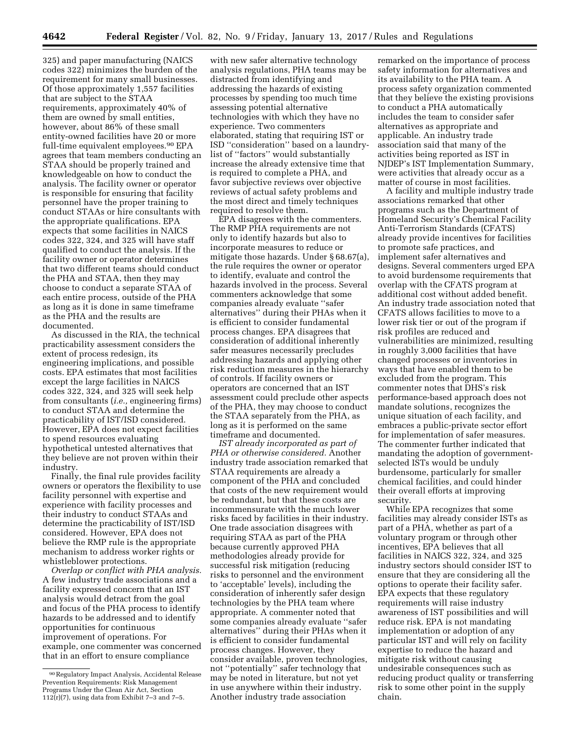325) and paper manufacturing (NAICS codes 322) minimizes the burden of the requirement for many small businesses. Of those approximately 1,557 facilities that are subject to the STAA requirements, approximately 40% of them are owned by small entities, however, about 86% of these small entity-owned facilities have 20 or more full-time equivalent employees.[90] EPA agrees that team members conducting an STAA should be properly trained and knowledgeable on how to conduct the analysis. The facility owner or operator is responsible for ensuring that facility personnel have the proper training to conduct STAAs or hire consultants with the appropriate qualifications. EPA expects that some facilities in NAICS codes 322, 324, and 325 will have staff qualified to conduct the analysis. If the facility owner or operator determines that two different teams should conduct the PHA and STAA, then they may choose to conduct a separate STAA of each entire process, outside of the PHA as long as it is done in same timeframe as the PHA and the results are documented.

As discussed in the RIA, the technical practicability assessment considers the extent of process redesign, its engineering implications, and possible costs. EPA estimates that most facilities except the large facilities in NAICS codes 322, 324, and 325 will seek help from consultants (*i.e.,* engineering firms) to conduct STAA and determine the practicability of IST/ISD considered. However, EPA does not expect facilities to spend resources evaluating hypothetical untested alternatives that they believe are not proven within their industry.

Finally, the final rule provides facility owners or operators the flexibility to use facility personnel with expertise and experience with facility processes and their industry to conduct STAAs and determine the practicability of IST/ISD considered. However, EPA does not believe the RMP rule is the appropriate mechanism to address worker rights or whistleblower protections.

*Overlap or conflict with PHA analysis.* A few industry trade associations and a facility expressed concern that an IST analysis would detract from the goal and focus of the PHA process to identify hazards to be addressed and to identify opportunities for continuous improvement of operations. For example, one commenter was concerned that in an effort to ensure compliance with new safer alternative technology analysis regulations, PHA teams may be distracted from identifying and addressing the hazards of existing processes by spending too much time assessing potential alternative technologies with which they have no experience. Two commenters elaborated, stating that requiring IST or ISD ''consideration'' based on a laundry-list of ''factors'' would substantially increase the already extensive time that is required to complete a PHA, and favor subjective reviews over objective reviews of actual safety problems and the most direct and timely techniques required to resolve them.

EPA disagrees with the commenters. The RMP PHA requirements are not only to identify hazards but also to incorporate measures to reduce or mitigate those hazards. Under § 68.67(a), the rule requires the owner or operator to identify, evaluate and control the hazards involved in the process. Several commenters acknowledge that some companies already evaluate ''safer alternatives'' during their PHAs when it is efficient to consider fundamental process changes. EPA disagrees that consideration of additional inherently safer measures necessarily precludes addressing hazards and applying other risk reduction measures in the hierarchy of controls. If facility owners or operators are concerned that an IST assessment could preclude other aspects of the PHA, they may choose to conduct the STAA separately from the PHA, as long as it is performed on the same timeframe and documented.

*IST already incorporated as part of PHA or otherwise considered.* Another industry trade association remarked that STAA requirements are already a component of the PHA and concluded that costs of the new requirement would be redundant, but that these costs are incommensurate with the much lower risks faced by facilities in their industry. One trade association disagrees with requiring STAA as part of the PHA because currently approved PHA methodologies already provide for successful risk mitigation (reducing risks to personnel and the environment to 'acceptable' levels), including the consideration of inherently safer design technologies by the PHA team where appropriate. A commenter noted that some companies already evaluate ''safer alternatives'' during their PHAs when it is efficient to consider fundamental process changes. However, they consider available, proven technologies, not ''potentially'' safer technology that may be noted in literature, but not yet in use anywhere within their industry. Another industry trade association remarked on the importance of process safety information for alternatives and its availability to the PHA team. A process safety organization commented that they believe the existing provisions to conduct a PHA automatically includes the team to consider safer alternatives as appropriate and applicable. An industry trade association said that many of the activities being reported as IST in NJDEP's IST Implementation Summary, were activities that already occur as a matter of course in most facilities.

A facility and multiple industry trade associations remarked that other programs such as the Department of Homeland Security's Chemical Facility Anti-Terrorism Standards (CFATS) already provide incentives for facilities to promote safe practices, and implement safer alternatives and designs. Several commenters urged EPA to avoid burdensome requirements that overlap with the CFATS program at additional cost without added benefit. An industry trade association noted that CFATS allows facilities to move to a lower risk tier or out of the program if risk profiles are reduced and vulnerabilities are minimized, resulting in roughly 3,000 facilities that have changed processes or inventories in ways that have enabled them to be excluded from the program. This commenter notes that DHS's risk performance-based approach does not mandate solutions, recognizes the unique situation of each facility, and embraces a public-private sector effort for implementation of safer measures. The commenter further indicated that mandating the adoption of government-selected ISTs would be unduly burdensome, particularly for smaller chemical facilities, and could hinder their overall efforts at improving security.

While EPA recognizes that some facilities may already consider ISTs as part of a PHA, whether as part of a voluntary program or through other incentives, EPA believes that all facilities in NAICS 322, 324, and 325 industry sectors should consider IST to ensure that they are considering all the options to operate their facility safer. EPA expects that these regulatory requirements will raise industry awareness of IST possibilities and will reduce risk. EPA is not mandating implementation or adoption of any particular IST and will rely on facility expertise to reduce the hazard and mitigate risk without causing undesirable consequences such as reducing product quality or transferring risk to some other point in the supply chain.

[90] Regulatory Impact Analysis, Accidental Release Prevention Requirements: Risk Management Programs Under the Clean Air Act, Section 112(r)(7), using data from Exhibit 7–3 and 7–5.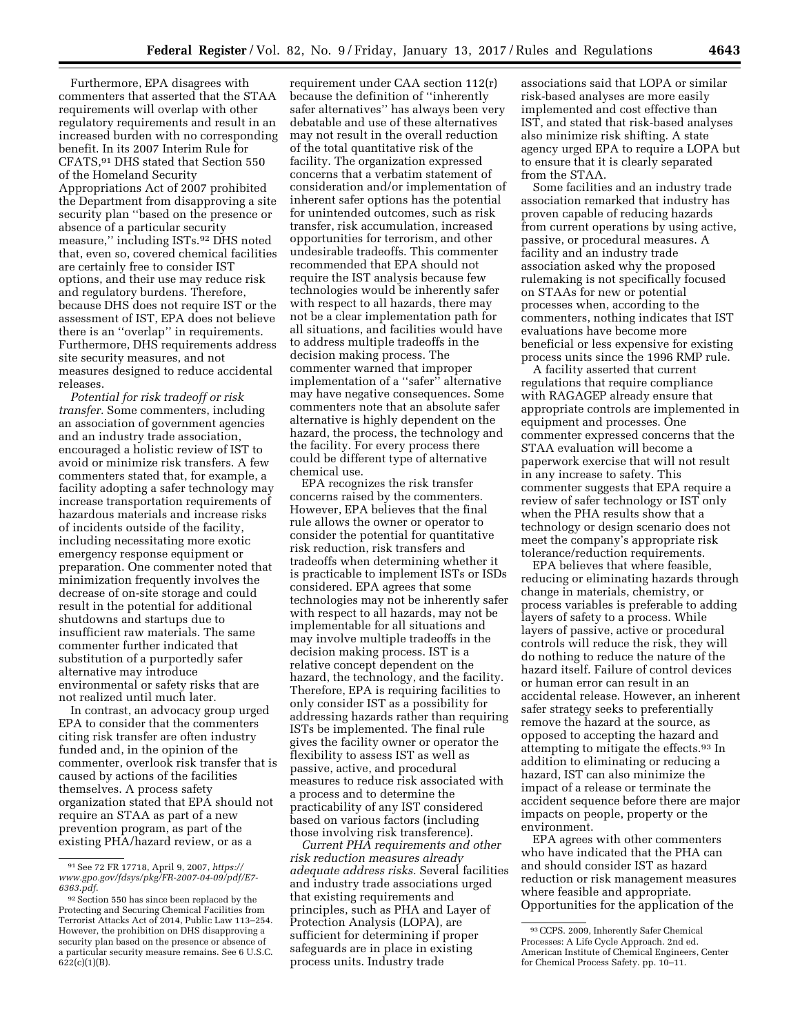Furthermore, EPA disagrees with commenters that asserted that the STAA requirements will overlap with other regulatory requirements and result in an increased burden with no corresponding benefit. In its 2007 Interim Rule for CFATS,[91] DHS stated that Section 550 of the Homeland Security Appropriations Act of 2007 prohibited the Department from disapproving a site security plan ''based on the presence or absence of a particular security measure,'' including ISTs.[92] DHS noted that, even so, covered chemical facilities are certainly free to consider IST options, and their use may reduce risk and regulatory burdens. Therefore, because DHS does not require IST or the assessment of IST, EPA does not believe there is an ''overlap'' in requirements. Furthermore, DHS requirements address site security measures, and not measures designed to reduce accidental releases.

*Potential for risk tradeoff or risk transfer.* Some commenters, including an association of government agencies and an industry trade association, encouraged a holistic review of IST to avoid or minimize risk transfers. A few commenters stated that, for example, a facility adopting a safer technology may increase transportation requirements of hazardous materials and increase risks of incidents outside of the facility, including necessitating more exotic emergency response equipment or preparation. One commenter noted that minimization frequently involves the decrease of on-site storage and could result in the potential for additional shutdowns and startups due to insufficient raw materials. The same commenter further indicated that substitution of a purportedly safer alternative may introduce environmental or safety risks that are not realized until much later.

In contrast, an advocacy group urged EPA to consider that the commenters citing risk transfer are often industry funded and, in the opinion of the commenter, overlook risk transfer that is caused by actions of the facilities themselves. A process safety organization stated that EPA should not require an STAA as part of a new prevention program, as part of the existing PHA/hazard review, or as a requirement under CAA section 112(r) because the definition of ''inherently safer alternatives'' has always been very debatable and use of these alternatives may not result in the overall reduction of the total quantitative risk of the facility. The organization expressed concerns that a verbatim statement of consideration and/or implementation of inherent safer options has the potential for unintended outcomes, such as risk transfer, risk accumulation, increased opportunities for terrorism, and other undesirable tradeoffs. This commenter recommended that EPA should not require the IST analysis because few technologies would be inherently safer with respect to all hazards, there may not be a clear implementation path for all situations, and facilities would have to address multiple tradeoffs in the decision making process. The commenter warned that improper implementation of a ''safer'' alternative may have negative consequences. Some commenters note that an absolute safer alternative is highly dependent on the hazard, the process, the technology and the facility. For every process there could be different type of alternative chemical use.

EPA recognizes the risk transfer concerns raised by the commenters. However, EPA believes that the final rule allows the owner or operator to consider the potential for quantitative risk reduction, risk transfers and tradeoffs when determining whether it is practicable to implement ISTs or ISDs considered. EPA agrees that some technologies may not be inherently safer with respect to all hazards, may not be implementable for all situations and may involve multiple tradeoffs in the decision making process. IST is a relative concept dependent on the hazard, the technology, and the facility. Therefore, EPA is requiring facilities to only consider IST as a possibility for addressing hazards rather than requiring ISTs be implemented. The final rule gives the facility owner or operator the flexibility to assess IST as well as passive, active, and procedural measures to reduce risk associated with a process and to determine the practicability of any IST considered based on various factors (including those involving risk transference).

*Current PHA requirements and other risk reduction measures already adequate address risks.* Several facilities and industry trade associations urged that existing requirements and principles, such as PHA and Layer of Protection Analysis (LOPA), are sufficient for determining if proper safeguards are in place in existing process units. Industry trade associations said that LOPA or similar risk-based analyses are more easily implemented and cost effective than IST, and stated that risk-based analyses also minimize risk shifting. A state agency urged EPA to require a LOPA but to ensure that it is clearly separated from the STAA.

Some facilities and an industry trade association remarked that industry has proven capable of reducing hazards from current operations by using active, passive, or procedural measures. A facility and an industry trade association asked why the proposed rulemaking is not specifically focused on STAAs for new or potential processes when, according to the commenters, nothing indicates that IST evaluations have become more beneficial or less expensive for existing process units since the 1996 RMP rule.

A facility asserted that current regulations that require compliance with RAGAGEP already ensure that appropriate controls are implemented in equipment and processes. One commenter expressed concerns that the STAA evaluation will become a paperwork exercise that will not result in any increase to safety. This commenter suggests that EPA require a review of safer technology or IST only when the PHA results show that a technology or design scenario does not meet the company's appropriate risk tolerance/reduction requirements.

EPA believes that where feasible, reducing or eliminating hazards through change in materials, chemistry, or process variables is preferable to adding layers of safety to a process. While layers of passive, active or procedural controls will reduce the risk, they will do nothing to reduce the nature of the hazard itself. Failure of control devices or human error can result in an accidental release. However, an inherent safer strategy seeks to preferentially remove the hazard at the source, as opposed to accepting the hazard and attempting to mitigate the effects.[93] In addition to eliminating or reducing a hazard, IST can also minimize the impact of a release or terminate the accident sequence before there are major impacts on people, property or the environment.

EPA agrees with other commenters who have indicated that the PHA can and should consider IST as hazard reduction or risk management measures where feasible and appropriate. Opportunities for the application of the

---

[91] See 72 FR 17718, April 9, 2007, *https://www.gpo.gov/fdsys/pkg/FR-2007-04-09/pdf/E7-6363.pdf.*

[92] Section 550 has since been replaced by the Protecting and Securing Chemical Facilities from Terrorist Attacks Act of 2014, Public Law 113–254. However, the prohibition on DHS disapproving a security plan based on the presence or absence of a particular security measure remains. See 6 U.S.C. 622(c)(1)(B).

[93] CCPS. 2009, Inherently Safer Chemical Processes: A Life Cycle Approach. 2nd ed. American Institute of Chemical Engineers, Center for Chemical Process Safety. pp. 10–11.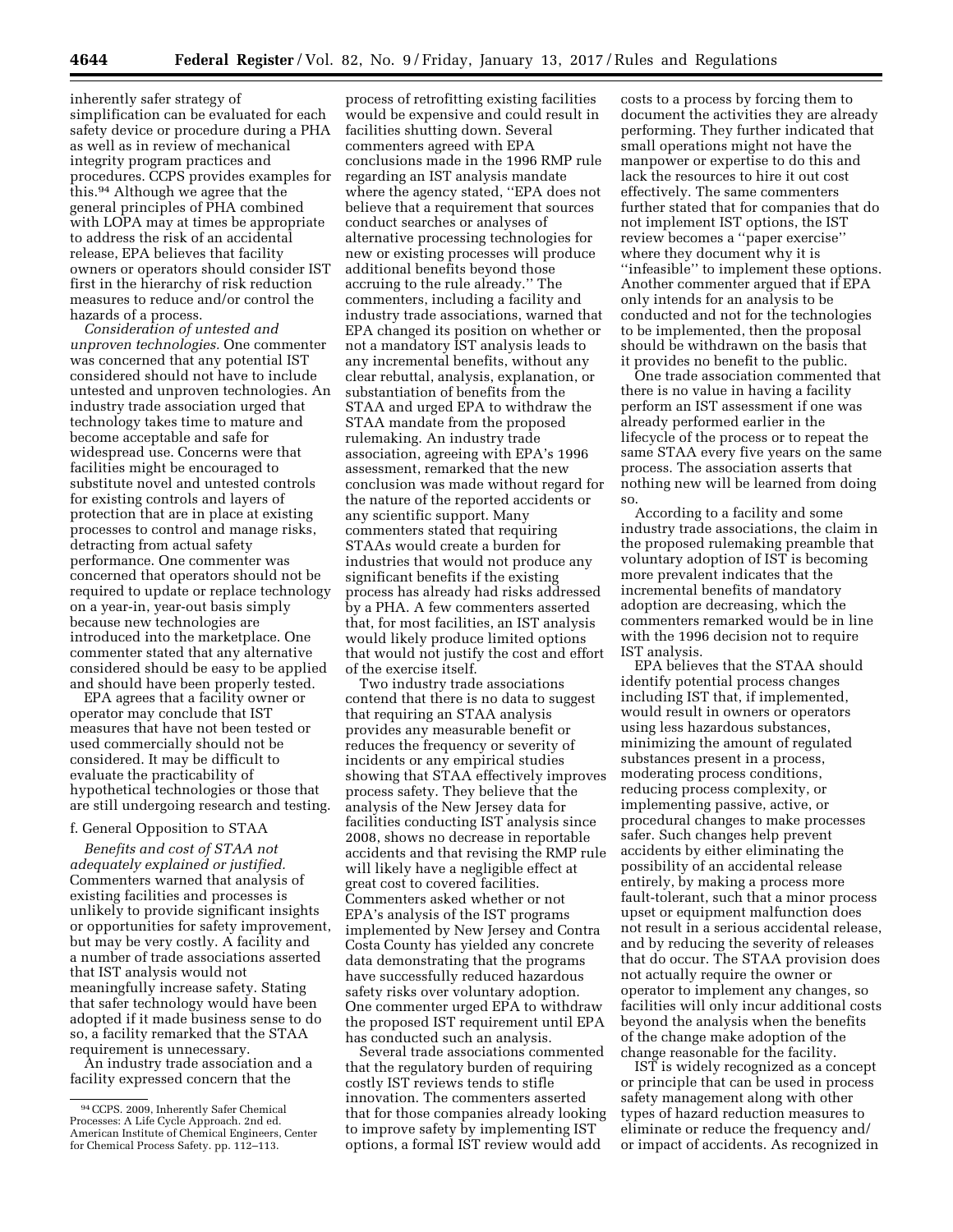inherently safer strategy of simplification can be evaluated for each safety device or procedure during a PHA as well as in review of mechanical integrity program practices and procedures. CCPS provides examples for this.[94] Although we agree that the general principles of PHA combined with LOPA may at times be appropriate to address the risk of an accidental release, EPA believes that facility owners or operators should consider IST first in the hierarchy of risk reduction measures to reduce and/or control the hazards of a process.

*Consideration of untested and unproven technologies.* One commenter was concerned that any potential IST considered should not have to include untested and unproven technologies. An industry trade association urged that technology takes time to mature and become acceptable and safe for widespread use. Concerns were that facilities might be encouraged to substitute novel and untested controls for existing controls and layers of protection that are in place at existing processes to control and manage risks, detracting from actual safety performance. One commenter was concerned that operators should not be required to update or replace technology on a year-in, year-out basis simply because new technologies are introduced into the marketplace. One commenter stated that any alternative considered should be easy to be applied and should have been properly tested.

EPA agrees that a facility owner or operator may conclude that IST measures that have not been tested or used commercially should not be considered. It may be difficult to evaluate the practicability of hypothetical technologies or those that are still undergoing research and testing.

f. General Opposition to STAA

*Benefits and cost of STAA not adequately explained or justified.* Commenters warned that analysis of existing facilities and processes is unlikely to provide significant insights or opportunities for safety improvement, but may be very costly. A facility and a number of trade associations asserted that IST analysis would not meaningfully increase safety. Stating that safer technology would have been adopted if it made business sense to do so, a facility remarked that the STAA requirement is unnecessary.

An industry trade association and a facility expressed concern that the process of retrofitting existing facilities would be expensive and could result in facilities shutting down. Several commenters agreed with EPA conclusions made in the 1996 RMP rule regarding an IST analysis mandate where the agency stated, ''EPA does not believe that a requirement that sources conduct searches or analyses of alternative processing technologies for new or existing processes will produce additional benefits beyond those accruing to the rule already.'' The commenters, including a facility and industry trade associations, warned that EPA changed its position on whether or not a mandatory IST analysis leads to any incremental benefits, without any clear rebuttal, analysis, explanation, or substantiation of benefits from the STAA and urged EPA to withdraw the STAA mandate from the proposed rulemaking. An industry trade association, agreeing with EPA's 1996 assessment, remarked that the new conclusion was made without regard for the nature of the reported accidents or any scientific support. Many commenters stated that requiring STAAs would create a burden for industries that would not produce any significant benefits if the existing process has already had risks addressed by a PHA. A few commenters asserted that, for most facilities, an IST analysis would likely produce limited options that would not justify the cost and effort of the exercise itself.

Two industry trade associations contend that there is no data to suggest that requiring an STAA analysis provides any measurable benefit or reduces the frequency or severity of incidents or any empirical studies showing that STAA effectively improves process safety. They believe that the analysis of the New Jersey data for facilities conducting IST analysis since 2008, shows no decrease in reportable accidents and that revising the RMP rule will likely have a negligible effect at great cost to covered facilities. Commenters asked whether or not EPA's analysis of the IST programs implemented by New Jersey and Contra Costa County has yielded any concrete data demonstrating that the programs have successfully reduced hazardous safety risks over voluntary adoption. One commenter urged EPA to withdraw the proposed IST requirement until EPA has conducted such an analysis.

Several trade associations commented that the regulatory burden of requiring costly IST reviews tends to stifle innovation. The commenters asserted that for those companies already looking to improve safety by implementing IST options, a formal IST review would add costs to a process by forcing them to document the activities they are already performing. They further indicated that small operations might not have the manpower or expertise to do this and lack the resources to hire it out cost effectively. The same commenters further stated that for companies that do not implement IST options, the IST review becomes a ''paper exercise'' where they document why it is ''infeasible'' to implement these options. Another commenter argued that if EPA only intends for an analysis to be conducted and not for the technologies to be implemented, then the proposal should be withdrawn on the basis that it provides no benefit to the public.

One trade association commented that there is no value in having a facility perform an IST assessment if one was already performed earlier in the lifecycle of the process or to repeat the same STAA every five years on the same process. The association asserts that nothing new will be learned from doing so.

According to a facility and some industry trade associations, the claim in the proposed rulemaking preamble that voluntary adoption of IST is becoming more prevalent indicates that the incremental benefits of mandatory adoption are decreasing, which the commenters remarked would be in line with the 1996 decision not to require IST analysis.

EPA believes that the STAA should identify potential process changes including IST that, if implemented, would result in owners or operators using less hazardous substances, minimizing the amount of regulated substances present in a process, moderating process conditions, reducing process complexity, or implementing passive, active, or procedural changes to make processes safer. Such changes help prevent accidents by either eliminating the possibility of an accidental release entirely, by making a process more fault-tolerant, such that a minor process upset or equipment malfunction does not result in a serious accidental release, and by reducing the severity of releases that do occur. The STAA provision does not actually require the owner or operator to implement any changes, so facilities will only incur additional costs beyond the analysis when the benefits of the change make adoption of the change reasonable for the facility.

IST is widely recognized as a concept or principle that can be used in process safety management along with other types of hazard reduction measures to eliminate or reduce the frequency and/or impact of accidents. As recognized in

[94] CCPS. 2009, Inherently Safer Chemical Processes: A Life Cycle Approach. 2nd ed. American Institute of Chemical Engineers, Center for Chemical Process Safety. pp. 112–113.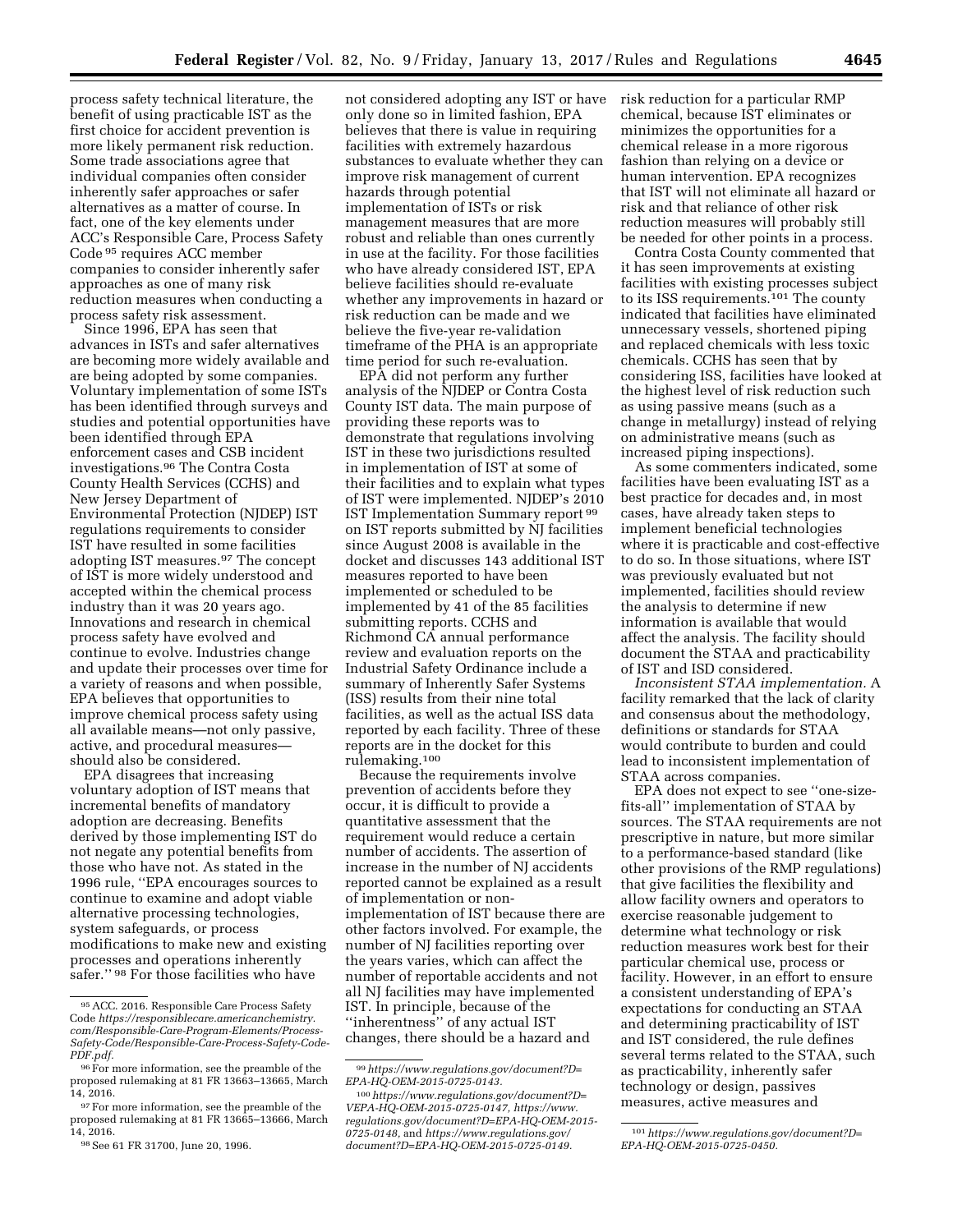process safety technical literature, the benefit of using practicable IST as the first choice for accident prevention is more likely permanent risk reduction. Some trade associations agree that individual companies often consider inherently safer approaches or safer alternatives as a matter of course. In fact, one of the key elements under ACC's Responsible Care, Process Safety Code [95] requires ACC member companies to consider inherently safer approaches as one of many risk reduction measures when conducting a process safety risk assessment.

Since 1996, EPA has seen that advances in ISTs and safer alternatives are becoming more widely available and are being adopted by some companies. Voluntary implementation of some ISTs has been identified through surveys and studies and potential opportunities have been identified through EPA enforcement cases and CSB incident investigations.[96] The Contra Costa County Health Services (CCHS) and New Jersey Department of Environmental Protection (NJDEP) IST regulations requirements to consider IST have resulted in some facilities adopting IST measures.[97] The concept of IST is more widely understood and accepted within the chemical process industry than it was 20 years ago. Innovations and research in chemical process safety have evolved and continue to evolve. Industries change and update their processes over time for a variety of reasons and when possible, EPA believes that opportunities to improve chemical process safety using all available means—not only passive, active, and procedural measures—should also be considered.

EPA disagrees that increasing voluntary adoption of IST means that incremental benefits of mandatory adoption are decreasing. Benefits derived by those implementing IST do not negate any potential benefits from those who have not. As stated in the 1996 rule, ''EPA encourages sources to continue to examine and adopt viable alternative processing technologies, system safeguards, or process modifications to make new and existing processes and operations inherently safer.'' [98] For those facilities who have not considered adopting any IST or have only done so in limited fashion, EPA believes that there is value in requiring facilities with extremely hazardous substances to evaluate whether they can improve risk management of current hazards through potential implementation of ISTs or risk management measures that are more robust and reliable than ones currently in use at the facility. For those facilities who have already considered IST, EPA believe facilities should re-evaluate whether any improvements in hazard or risk reduction can be made and we believe the five-year re-validation timeframe of the PHA is an appropriate time period for such re-evaluation.

EPA did not perform any further analysis of the NJDEP or Contra Costa County IST data. The main purpose of providing these reports was to demonstrate that regulations involving IST in these two jurisdictions resulted in implementation of IST at some of their facilities and to explain what types of IST were implemented. NJDEP's 2010 IST Implementation Summary report [99] on IST reports submitted by NJ facilities since August 2008 is available in the docket and discusses 143 additional IST measures reported to have been implemented or scheduled to be implemented by 41 of the 85 facilities submitting reports. CCHS and Richmond CA annual performance review and evaluation reports on the Industrial Safety Ordinance include a summary of Inherently Safer Systems (ISS) results from their nine total facilities, as well as the actual ISS data reported by each facility. Three of these reports are in the docket for this rulemaking.[100]

Because the requirements involve prevention of accidents before they occur, it is difficult to provide a quantitative assessment that the requirement would reduce a certain number of accidents. The assertion of increase in the number of NJ accidents reported cannot be explained as a result of implementation or non-implementation of IST because there are other factors involved. For example, the number of NJ facilities reporting over the years varies, which can affect the number of reportable accidents and not all NJ facilities may have implemented IST. In principle, because of the ''inherentness'' of any actual IST changes, there should be a hazard and risk reduction for a particular RMP chemical, because IST eliminates or minimizes the opportunities for a chemical release in a more rigorous fashion than relying on a device or human intervention. EPA recognizes that IST will not eliminate all hazard or risk and that reliance of other risk reduction measures will probably still be needed for other points in a process.

Contra Costa County commented that it has seen improvements at existing facilities with existing processes subject to its ISS requirements.[101] The county indicated that facilities have eliminated unnecessary vessels, shortened piping and replaced chemicals with less toxic chemicals. CCHS has seen that by considering ISS, facilities have looked at the highest level of risk reduction such as using passive means (such as a change in metallurgy) instead of relying on administrative means (such as increased piping inspections).

As some commenters indicated, some facilities have been evaluating IST as a best practice for decades and, in most cases, have already taken steps to implement beneficial technologies where it is practicable and cost-effective to do so. In those situations, where IST was previously evaluated but not implemented, facilities should review the analysis to determine if new information is available that would affect the analysis. The facility should document the STAA and practicability of IST and ISD considered.

*Inconsistent STAA implementation.* A facility remarked that the lack of clarity and consensus about the methodology, definitions or standards for STAA would contribute to burden and could lead to inconsistent implementation of STAA across companies.

EPA does not expect to see ''one-size-fits-all'' implementation of STAA by sources. The STAA requirements are not prescriptive in nature, but more similar to a performance-based standard (like other provisions of the RMP regulations) that give facilities the flexibility and allow facility owners and operators to exercise reasonable judgement to determine what technology or risk reduction measures work best for their particular chemical use, process or facility. However, in an effort to ensure a consistent understanding of EPA's expectations for conducting an STAA and determining practicability of IST and IST considered, the rule defines several terms related to the STAA, such as practicability, inherently safer technology or design, passives measures, active measures and

---

[95] ACC. 2016. Responsible Care Process Safety Code *https://responsiblecare.americanchemistry.com/Responsible-Care-Program-Elements/Process-Safety-Code/Responsible-Care-Process-Safety-Code-PDF.pdf.*

[96] For more information, see the preamble of the proposed rulemaking at 81 FR 13663–13665, March 14, 2016.

[97] For more information, see the preamble of the proposed rulemaking at 81 FR 13665–13666, March 14, 2016.

[98] See 61 FR 31700, June 20, 1996.

[99] *https://www.regulations.gov/document?D=EPA-HQ-OEM-2015-0725-0143.*

[100] *https://www.regulations.gov/document?D=VEPA-HQ-OEM-2015-0725-0147, https://www.regulations.gov/document?D=EPA-HQ-OEM-2015-0725-0148,* and *https://www.regulations.gov/document?D=EPA-HQ-OEM-2015-0725-0149.*

[101] *https://www.regulations.gov/document?D=EPA-HQ-OEM-2015-0725-0450.*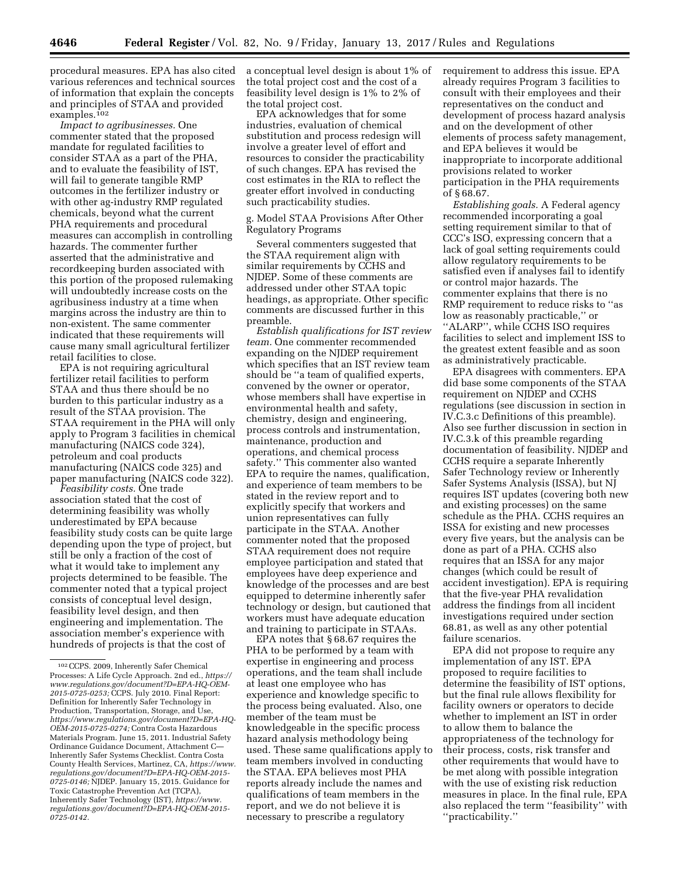procedural measures. EPA has also cited various references and technical sources of information that explain the concepts and principles of STAA and provided examples.[102]

*Impact to agribusinesses.* One commenter stated that the proposed mandate for regulated facilities to consider STAA as a part of the PHA, and to evaluate the feasibility of IST, will fail to generate tangible RMP outcomes in the fertilizer industry or with other ag-industry RMP regulated chemicals, beyond what the current PHA requirements and procedural measures can accomplish in controlling hazards. The commenter further asserted that the administrative and recordkeeping burden associated with this portion of the proposed rulemaking will undoubtedly increase costs on the agribusiness industry at a time when margins across the industry are thin to non-existent. The same commenter indicated that these requirements will cause many small agricultural fertilizer retail facilities to close.

EPA is not requiring agricultural fertilizer retail facilities to perform STAA and thus there should be no burden to this particular industry as a result of the STAA provision. The STAA requirement in the PHA will only apply to Program 3 facilities in chemical manufacturing (NAICS code 324), petroleum and coal products manufacturing (NAICS code 325) and paper manufacturing (NAICS code 322).

*Feasibility costs.* One trade association stated that the cost of determining feasibility was wholly underestimated by EPA because feasibility study costs can be quite large depending upon the type of project, but still be only a fraction of the cost of what it would take to implement any projects determined to be feasible. The commenter noted that a typical project consists of conceptual level design, feasibility level design, and then engineering and implementation. The association member's experience with hundreds of projects is that the cost of a conceptual level design is about 1% of the total project cost and the cost of a feasibility level design is 1% to 2% of the total project cost.

EPA acknowledges that for some industries, evaluation of chemical substitution and process redesign will involve a greater level of effort and resources to consider the practicability of such changes. EPA has revised the cost estimates in the RIA to reflect the greater effort involved in conducting such practicability studies.

g. Model STAA Provisions After Other Regulatory Programs

Several commenters suggested that the STAA requirement align with similar requirements by CCHS and NJDEP. Some of these comments are addressed under other STAA topic headings, as appropriate. Other specific comments are discussed further in this preamble.

*Establish qualifications for IST review team.* One commenter recommended expanding on the NJDEP requirement which specifies that an IST review team should be "a team of qualified experts, convened by the owner or operator, whose members shall have expertise in environmental health and safety, chemistry, design and engineering, process controls and instrumentation, maintenance, production and operations, and chemical process safety." This commenter also wanted EPA to require the names, qualification, and experience of team members to be stated in the review report and to explicitly specify that workers and union representatives can fully participate in the STAA. Another commenter noted that the proposed STAA requirement does not require employee participation and stated that employees have deep experience and knowledge of the processes and are best equipped to determine inherently safer technology or design, but cautioned that workers must have adequate education and training to participate in STAAs.

EPA notes that § 68.67 requires the PHA to be performed by a team with expertise in engineering and process operations, and the team shall include at least one employee who has experience and knowledge specific to the process being evaluated. Also, one member of the team must be knowledgeable in the specific process hazard analysis methodology being used. These same qualifications apply to team members involved in conducting the STAA. EPA believes most PHA reports already include the names and qualifications of team members in the report, and we do not believe it is necessary to prescribe a regulatory requirement to address this issue. EPA already requires Program 3 facilities to consult with their employees and their representatives on the conduct and development of process hazard analysis and on the development of other elements of process safety management, and EPA believes it would be inappropriate to incorporate additional provisions related to worker participation in the PHA requirements of § 68.67.

*Establishing goals.* A Federal agency recommended incorporating a goal setting requirement similar to that of CCC's ISO, expressing concern that a lack of goal setting requirements could allow regulatory requirements to be satisfied even if analyses fail to identify or control major hazards. The commenter explains that there is no RMP requirement to reduce risks to "as low as reasonably practicable," or "ALARP", while CCHS ISO requires facilities to select and implement ISS to the greatest extent feasible and as soon as administratively practicable.

EPA disagrees with commenters. EPA did base some components of the STAA requirement on NJDEP and CCHS regulations (see discussion in section in IV.C.3.c Definitions of this preamble). Also see further discussion in section in IV.C.3.k of this preamble regarding documentation of feasibility. NJDEP and CCHS require a separate Inherently Safer Technology review or Inherently Safer Systems Analysis (ISSA), but NJ requires IST updates (covering both new and existing processes) on the same schedule as the PHA. CCHS requires an ISSA for existing and new processes every five years, but the analysis can be done as part of a PHA. CCHS also requires that an ISSA for any major changes (which could be result of accident investigation). EPA is requiring that the five-year PHA revalidation address the findings from all incident investigations required under section 68.81, as well as any other potential failure scenarios.

EPA did not propose to require any implementation of any IST. EPA proposed to require facilities to determine the feasibility of IST options, but the final rule allows flexibility for facility owners or operators to decide whether to implement an IST in order to allow them to balance the appropriateness of the technology for their process, costs, risk transfer and other requirements that would have to be met along with possible integration with the use of existing risk reduction measures in place. In the final rule, EPA also replaced the term "feasibility" with "practicability."

---

[102] CCPS. 2009, Inherently Safer Chemical Processes: A Life Cycle Approach. 2nd ed., *https://www.regulations.gov/document?D=EPA-HQ-OEM-2015-0725-0253;* CCPS. July 2010. Final Report: Definition for Inherently Safer Technology in Production, Transportation, Storage, and Use, *https://www.regulations.gov/document?D=EPA-HQ-OEM-2015-0725-0274;* Contra Costa Hazardous Materials Program. June 15, 2011. Industrial Safety Ordinance Guidance Document, Attachment C—Inherently Safer Systems Checklist. Contra Costa County Health Services, Martinez, CA, *https://www.regulations.gov/document?D=EPA-HQ-OEM-2015-0725-0146;* NJDEP. January 15, 2015. Guidance for Toxic Catastrophe Prevention Act (TCPA), Inherently Safer Technology (IST), *https://www.regulations.gov/document?D=EPA-HQ-OEM-2015-0725-0142.*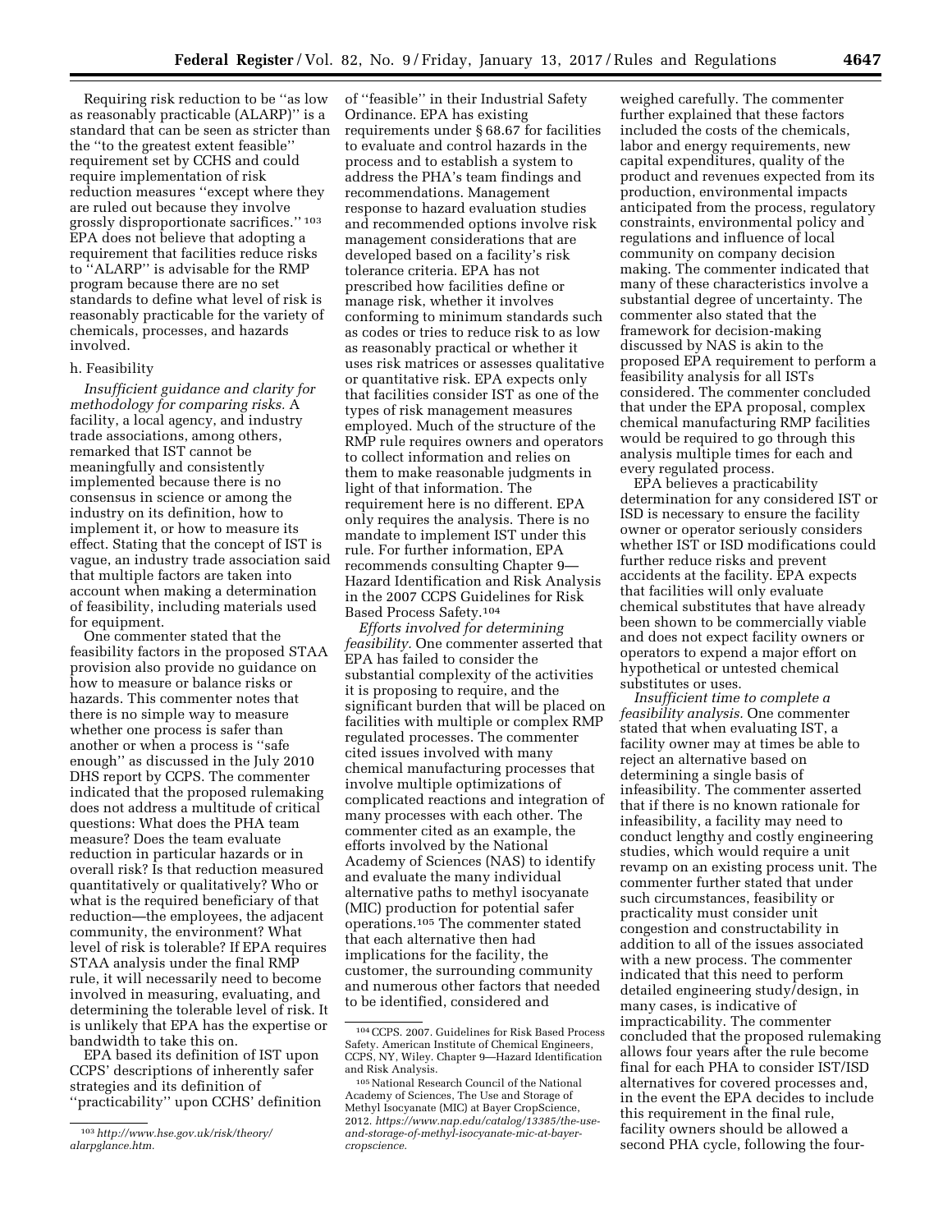Requiring risk reduction to be "as low as reasonably practicable (ALARP)" is a standard that can be seen as stricter than the "to the greatest extent feasible" requirement set by CCHS and could require implementation of risk reduction measures "except where they are ruled out because they involve grossly disproportionate sacrifices."[103] EPA does not believe that adopting a requirement that facilities reduce risks to "ALARP" is advisable for the RMP program because there are no set standards to define what level of risk is reasonably practicable for the variety of chemicals, processes, and hazards involved.

h. Feasibility

*Insufficient guidance and clarity for methodology for comparing risks.* A facility, a local agency, and industry trade associations, among others, remarked that IST cannot be meaningfully and consistently implemented because there is no consensus in science or among the industry on its definition, how to implement it, or how to measure its effect. Stating that the concept of IST is vague, an industry trade association said that multiple factors are taken into account when making a determination of feasibility, including materials used for equipment.

One commenter stated that the feasibility factors in the proposed STAA provision also provide no guidance on how to measure or balance risks or hazards. This commenter notes that there is no simple way to measure whether one process is safer than another or when a process is "safe enough" as discussed in the July 2010 DHS report by CCPS. The commenter indicated that the proposed rulemaking does not address a multitude of critical questions: What does the PHA team measure? Does the team evaluate reduction in particular hazards or in overall risk? Is that reduction measured quantitatively or qualitatively? Who or what is the required beneficiary of that reduction—the employees, the adjacent community, the environment? What level of risk is tolerable? If EPA requires STAA analysis under the final RMP rule, it will necessarily need to become involved in measuring, evaluating, and determining the tolerable level of risk. It is unlikely that EPA has the expertise or bandwidth to take this on.

EPA based its definition of IST upon CCPS' descriptions of inherently safer strategies and its definition of "practicability" upon CCHS' definition of "feasible" in their Industrial Safety Ordinance. EPA has existing requirements under § 68.67 for facilities to evaluate and control hazards in the process and to establish a system to address the PHA's team findings and recommendations. Management response to hazard evaluation studies and recommended options involve risk management considerations that are developed based on a facility's risk tolerance criteria. EPA has not prescribed how facilities define or manage risk, whether it involves conforming to minimum standards such as codes or tries to reduce risk to as low as reasonably practical or whether it uses risk matrices or assesses qualitative or quantitative risk. EPA expects only that facilities consider IST as one of the types of risk management measures employed. Much of the structure of the RMP rule requires owners and operators to collect information and relies on them to make reasonable judgments in light of that information. The requirement here is no different. EPA only requires the analysis. There is no mandate to implement IST under this rule. For further information, EPA recommends consulting Chapter 9—Hazard Identification and Risk Analysis in the 2007 CCPS Guidelines for Risk Based Process Safety.[104]

*Efforts involved for determining feasibility.* One commenter asserted that EPA has failed to consider the substantial complexity of the activities it is proposing to require, and the significant burden that will be placed on facilities with multiple or complex RMP regulated processes. The commenter cited issues involved with many chemical manufacturing processes that involve multiple optimizations of complicated reactions and integration of many processes with each other. The commenter cited as an example, the efforts involved by the National Academy of Sciences (NAS) to identify and evaluate the many individual alternative paths to methyl isocyanate (MIC) production for potential safer operations.[105] The commenter stated that each alternative then had implications for the facility, the customer, the surrounding community and numerous other factors that needed to be identified, considered and weighed carefully. The commenter further explained that these factors included the costs of the chemicals, labor and energy requirements, new capital expenditures, quality of the product and revenues expected from its production, environmental impacts anticipated from the process, regulatory constraints, environmental policy and regulations and influence of local community on company decision making. The commenter indicated that many of these characteristics involve a substantial degree of uncertainty. The commenter also stated that the framework for decision-making discussed by NAS is akin to the proposed EPA requirement to perform a feasibility analysis for all ISTs considered. The commenter concluded that under the EPA proposal, complex chemical manufacturing RMP facilities would be required to go through this analysis multiple times for each and every regulated process.

EPA believes a practicability determination for any considered IST or ISD is necessary to ensure the facility owner or operator seriously considers whether IST or ISD modifications could further reduce risks and prevent accidents at the facility. EPA expects that facilities will only evaluate chemical substitutes that have already been shown to be commercially viable and does not expect facility owners or operators to expend a major effort on hypothetical or untested chemical substitutes or uses.

*Insufficient time to complete a feasibility analysis.* One commenter stated that when evaluating IST, a facility owner may at times be able to reject an alternative based on determining a single basis of infeasibility. The commenter asserted that if there is no known rationale for infeasibility, a facility may need to conduct lengthy and costly engineering studies, which would require a unit revamp on an existing process unit. The commenter further stated that under such circumstances, feasibility or practicality must consider unit congestion and constructability in addition to all of the issues associated with a new process. The commenter indicated that this need to perform detailed engineering study/design, in many cases, is indicative of impracticability. The commenter concluded that the proposed rulemaking allows four years after the rule become final for each PHA to consider IST/ISD alternatives for covered processes and, in the event the EPA decides to include this requirement in the final rule, facility owners should be allowed a second PHA cycle, following the four-

---

[103] http://www.hse.gov.uk/risk/theory/alarpglance.htm.

[104] CCPS. 2007. Guidelines for Risk Based Process Safety. American Institute of Chemical Engineers, CCPS, NY, Wiley. Chapter 9—Hazard Identification and Risk Analysis.

[105] National Research Council of the National Academy of Sciences, The Use and Storage of Methyl Isocyanate (MIC) at Bayer CropScience, 2012. https://www.nap.edu/catalog/13385/the-use-and-storage-of-methyl-isocyanate-mic-at-bayer-cropscience.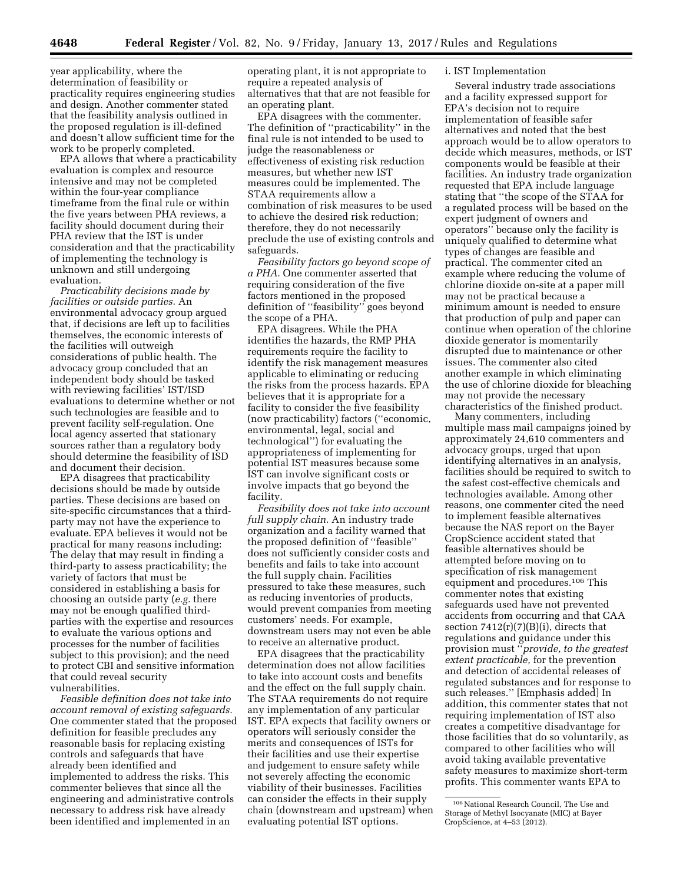year applicability, where the determination of feasibility or practicality requires engineering studies and design. Another commenter stated that the feasibility analysis outlined in the proposed regulation is ill-defined and doesn't allow sufficient time for the work to be properly completed.

EPA allows that where a practicability evaluation is complex and resource intensive and may not be completed within the four-year compliance timeframe from the final rule or within the five years between PHA reviews, a facility should document during their PHA review that the IST is under consideration and that the practicability of implementing the technology is unknown and still undergoing evaluation.

*Practicability decisions made by facilities or outside parties.* An environmental advocacy group argued that, if decisions are left up to facilities themselves, the economic interests of the facilities will outweigh considerations of public health. The advocacy group concluded that an independent body should be tasked with reviewing facilities' IST/ISD evaluations to determine whether or not such technologies are feasible and to prevent facility self-regulation. One local agency asserted that stationary sources rather than a regulatory body should determine the feasibility of ISD and document their decision.

EPA disagrees that practicability decisions should be made by outside parties. These decisions are based on site-specific circumstances that a third-party may not have the experience to evaluate. EPA believes it would not be practical for many reasons including: The delay that may result in finding a third-party to assess practicability; the variety of factors that must be considered in establishing a basis for choosing an outside party (*e.g.* there may not be enough qualified third-parties with the expertise and resources to evaluate the various options and processes for the number of facilities subject to this provision); and the need to protect CBI and sensitive information that could reveal security vulnerabilities.

*Feasible definition does not take into account removal of existing safeguards.* One commenter stated that the proposed definition for feasible precludes any reasonable basis for replacing existing controls and safeguards that have already been identified and implemented to address the risks. This commenter believes that since all the engineering and administrative controls necessary to address risk have already been identified and implemented in an operating plant, it is not appropriate to require a repeated analysis of alternatives that that are not feasible for an operating plant.

EPA disagrees with the commenter. The definition of "practicability" in the final rule is not intended to be used to judge the reasonableness or effectiveness of existing risk reduction measures, but whether new IST measures could be implemented. The STAA requirements allow a combination of risk measures to be used to achieve the desired risk reduction; therefore, they do not necessarily preclude the use of existing controls and safeguards.

*Feasibility factors go beyond scope of a PHA.* One commenter asserted that requiring consideration of the five factors mentioned in the proposed definition of "feasibility" goes beyond the scope of a PHA.

EPA disagrees. While the PHA identifies the hazards, the RMP PHA requirements require the facility to identify the risk management measures applicable to eliminating or reducing the risks from the process hazards. EPA believes that it is appropriate for a facility to consider the five feasibility (now practicability) factors ("economic, environmental, legal, social and technological") for evaluating the appropriateness of implementing for potential IST measures because some IST can involve significant costs or involve impacts that go beyond the facility.

*Feasibility does not take into account full supply chain.* An industry trade organization and a facility warned that the proposed definition of "feasible" does not sufficiently consider costs and benefits and fails to take into account the full supply chain. Facilities pressured to take these measures, such as reducing inventories of products, would prevent companies from meeting customers' needs. For example, downstream users may not even be able to receive an alternative product.

EPA disagrees that the practicability determination does not allow facilities to take into account costs and benefits and the effect on the full supply chain. The STAA requirements do not require any implementation of any particular IST. EPA expects that facility owners or operators will seriously consider the merits and consequences of ISTs for their facilities and use their expertise and judgement to ensure safety while not severely affecting the economic viability of their businesses. Facilities can consider the effects in their supply chain (downstream and upstream) when evaluating potential IST options.

i. IST Implementation

Several industry trade associations and a facility expressed support for EPA's decision not to require implementation of feasible safer alternatives and noted that the best approach would be to allow operators to decide which measures, methods, or IST components would be feasible at their facilities. An industry trade organization requested that EPA include language stating that "the scope of the STAA for a regulated process will be based on the expert judgment of owners and operators" because only the facility is uniquely qualified to determine what types of changes are feasible and practical. The commenter cited an example where reducing the volume of chlorine dioxide on-site at a paper mill may not be practical because a minimum amount is needed to ensure that production of pulp and paper can continue when operation of the chlorine dioxide generator is momentarily disrupted due to maintenance or other issues. The commenter also cited another example in which eliminating the use of chlorine dioxide for bleaching may not provide the necessary characteristics of the finished product.

Many commenters, including multiple mass mail campaigns joined by approximately 24,610 commenters and advocacy groups, urged that upon identifying alternatives in an analysis, facilities should be required to switch to the safest cost-effective chemicals and technologies available. Among other reasons, one commenter cited the need to implement feasible alternatives because the NAS report on the Bayer CropScience accident stated that feasible alternatives should be attempted before moving on to specification of risk management equipment and procedures.[106] This commenter notes that existing safeguards used have not prevented accidents from occurring and that CAA section 7412(r)(7)(B)(i), directs that regulations and guidance under this provision must "*provide, to the greatest extent practicable,* for the prevention and detection of accidental releases of regulated substances and for response to such releases." [Emphasis added] In addition, this commenter states that not requiring implementation of IST also creates a competitive disadvantage for those facilities that do so voluntarily, as compared to other facilities who will avoid taking available preventative safety measures to maximize short-term profits. This commenter wants EPA to

[106] National Research Council, The Use and Storage of Methyl Isocyanate (MIC) at Bayer CropScience, at 4–53 (2012).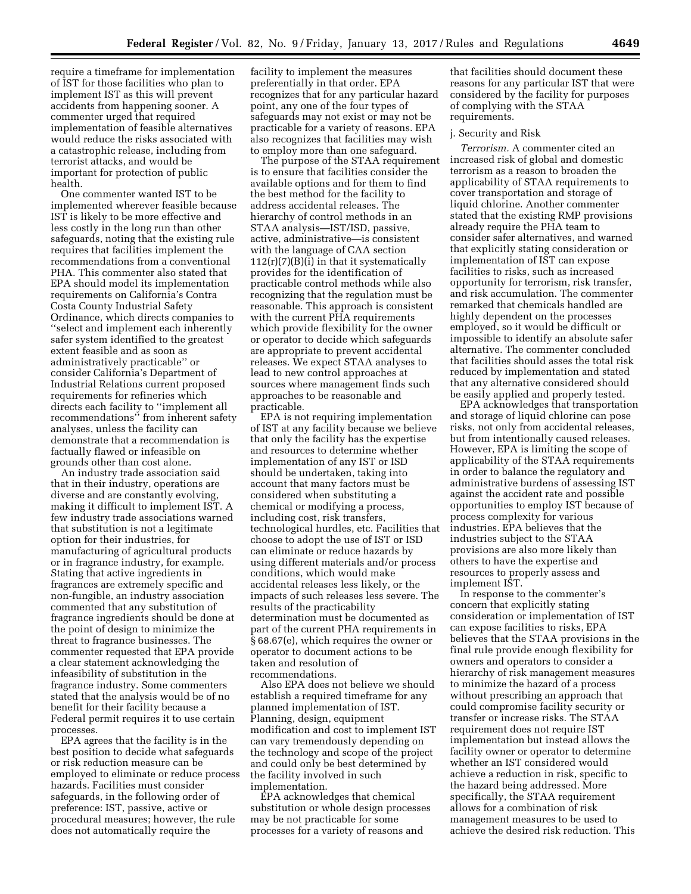require a timeframe for implementation of IST for those facilities who plan to implement IST as this will prevent accidents from happening sooner. A commenter urged that required implementation of feasible alternatives would reduce the risks associated with a catastrophic release, including from terrorist attacks, and would be important for protection of public health.

One commenter wanted IST to be implemented wherever feasible because IST is likely to be more effective and less costly in the long run than other safeguards, noting that the existing rule requires that facilities implement the recommendations from a conventional PHA. This commenter also stated that EPA should model its implementation requirements on California's Contra Costa County Industrial Safety Ordinance, which directs companies to ''select and implement each inherently safer system identified to the greatest extent feasible and as soon as administratively practicable'' or consider California's Department of Industrial Relations current proposed requirements for refineries which directs each facility to ''implement all recommendations'' from inherent safety analyses, unless the facility can demonstrate that a recommendation is factually flawed or infeasible on grounds other than cost alone.

An industry trade association said that in their industry, operations are diverse and are constantly evolving, making it difficult to implement IST. A few industry trade associations warned that substitution is not a legitimate option for their industries, for manufacturing of agricultural products or in fragrance industry, for example. Stating that active ingredients in fragrances are extremely specific and non-fungible, an industry association commented that any substitution of fragrance ingredients should be done at the point of design to minimize the threat to fragrance businesses. The commenter requested that EPA provide a clear statement acknowledging the infeasibility of substitution in the fragrance industry. Some commenters stated that the analysis would be of no benefit for their facility because a Federal permit requires it to use certain processes.

EPA agrees that the facility is in the best position to decide what safeguards or risk reduction measure can be employed to eliminate or reduce process hazards. Facilities must consider safeguards, in the following order of preference: IST, passive, active or procedural measures; however, the rule does not automatically require the facility to implement the measures preferentially in that order. EPA recognizes that for any particular hazard point, any one of the four types of safeguards may not exist or may not be practicable for a variety of reasons. EPA also recognizes that facilities may wish to employ more than one safeguard.

The purpose of the STAA requirement is to ensure that facilities consider the available options and for them to find the best method for the facility to address accidental releases. The hierarchy of control methods in an STAA analysis—IST/ISD, passive, active, administrative—is consistent with the language of CAA section 112(r)(7)(B)(i) in that it systematically provides for the identification of practicable control methods while also recognizing that the regulation must be reasonable. This approach is consistent with the current PHA requirements which provide flexibility for the owner or operator to decide which safeguards are appropriate to prevent accidental releases. We expect STAA analyses to lead to new control approaches at sources where management finds such approaches to be reasonable and practicable.

EPA is not requiring implementation of IST at any facility because we believe that only the facility has the expertise and resources to determine whether implementation of any IST or ISD should be undertaken, taking into account that many factors must be considered when substituting a chemical or modifying a process, including cost, risk transfers, technological hurdles, etc. Facilities that choose to adopt the use of IST or ISD can eliminate or reduce hazards by using different materials and/or process conditions, which would make accidental releases less likely, or the impacts of such releases less severe. The results of the practicability determination must be documented as part of the current PHA requirements in § 68.67(e), which requires the owner or operator to document actions to be taken and resolution of recommendations.

Also EPA does not believe we should establish a required timeframe for any planned implementation of IST. Planning, design, equipment modification and cost to implement IST can vary tremendously depending on the technology and scope of the project and could only be best determined by the facility involved in such implementation.

EPA acknowledges that chemical substitution or whole design processes may be not practicable for some processes for a variety of reasons and that facilities should document these reasons for any particular IST that were considered by the facility for purposes of complying with the STAA requirements.

j. Security and Risk

*Terrorism.* A commenter cited an increased risk of global and domestic terrorism as a reason to broaden the applicability of STAA requirements to cover transportation and storage of liquid chlorine. Another commenter stated that the existing RMP provisions already require the PHA team to consider safer alternatives, and warned that explicitly stating consideration or implementation of IST can expose facilities to risks, such as increased opportunity for terrorism, risk transfer, and risk accumulation. The commenter remarked that chemicals handled are highly dependent on the processes employed, so it would be difficult or impossible to identify an absolute safer alternative. The commenter concluded that facilities should asses the total risk reduced by implementation and stated that any alternative considered should be easily applied and properly tested.

EPA acknowledges that transportation and storage of liquid chlorine can pose risks, not only from accidental releases, but from intentionally caused releases. However, EPA is limiting the scope of applicability of the STAA requirements in order to balance the regulatory and administrative burdens of assessing IST against the accident rate and possible opportunities to employ IST because of process complexity for various industries. EPA believes that the industries subject to the STAA provisions are also more likely than others to have the expertise and resources to properly assess and implement IST.

In response to the commenter's concern that explicitly stating consideration or implementation of IST can expose facilities to risks, EPA believes that the STAA provisions in the final rule provide enough flexibility for owners and operators to consider a hierarchy of risk management measures to minimize the hazard of a process without prescribing an approach that could compromise facility security or transfer or increase risks. The STAA requirement does not require IST implementation but instead allows the facility owner or operator to determine whether an IST considered would achieve a reduction in risk, specific to the hazard being addressed. More specifically, the STAA requirement allows for a combination of risk management measures to be used to achieve the desired risk reduction. This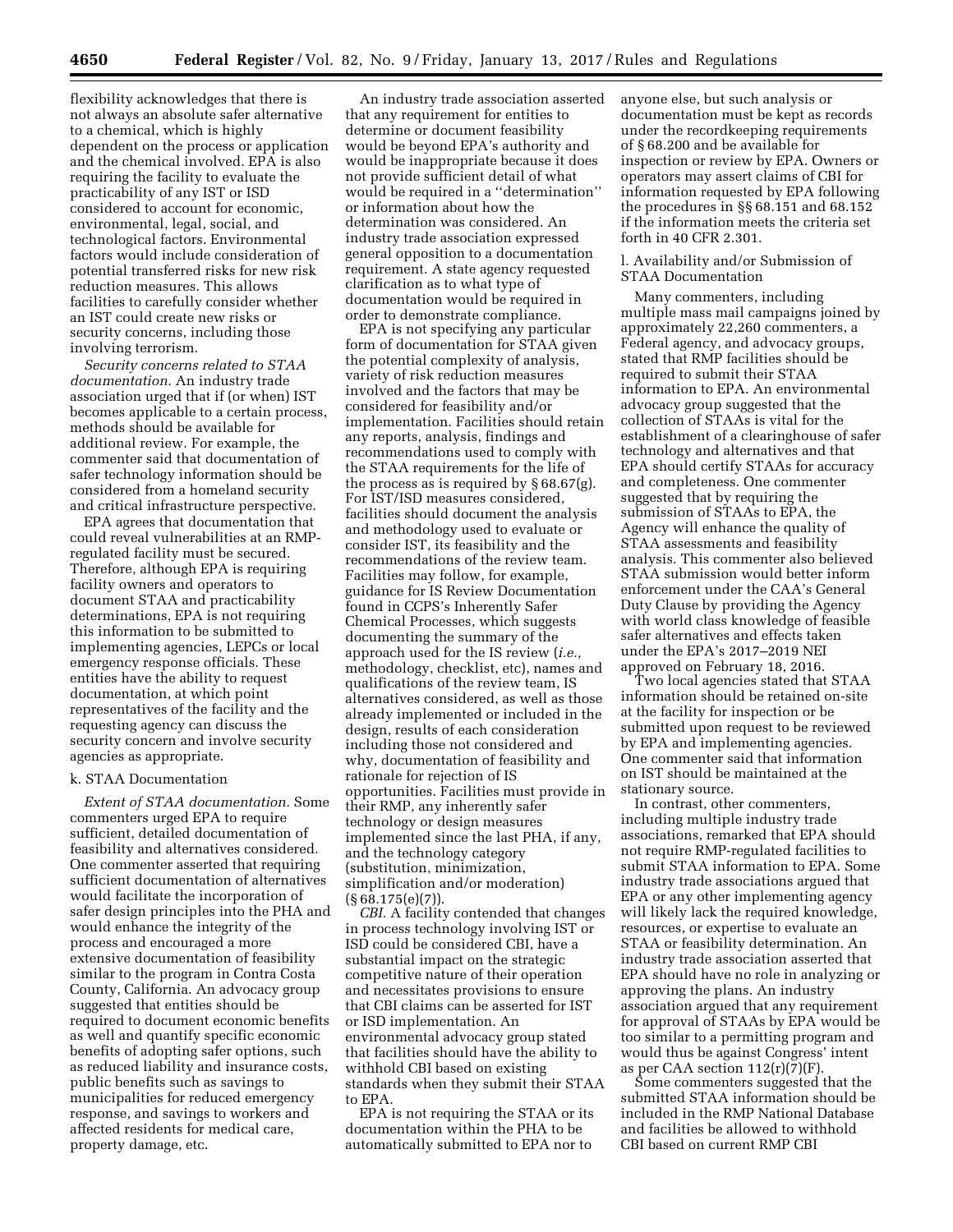flexibility acknowledges that there is not always an absolute safer alternative to a chemical, which is highly dependent on the process or application and the chemical involved. EPA is also requiring the facility to evaluate the practicability of any IST or ISD considered to account for economic, environmental, legal, social, and technological factors. Environmental factors would include consideration of potential transferred risks for new risk reduction measures. This allows facilities to carefully consider whether an IST could create new risks or security concerns, including those involving terrorism.

*Security concerns related to STAA documentation.* An industry trade association urged that if (or when) IST becomes applicable to a certain process, methods should be available for additional review. For example, the commenter said that documentation of safer technology information should be considered from a homeland security and critical infrastructure perspective.

EPA agrees that documentation that could reveal vulnerabilities at an RMP-regulated facility must be secured. Therefore, although EPA is requiring facility owners and operators to document STAA and practicability determinations, EPA is not requiring this information to be submitted to implementing agencies, LEPCs or local emergency response officials. These entities have the ability to request documentation, at which point representatives of the facility and the requesting agency can discuss the security concern and involve security agencies as appropriate.

### k. STAA Documentation

*Extent of STAA documentation.* Some commenters urged EPA to require sufficient, detailed documentation of feasibility and alternatives considered. One commenter asserted that requiring sufficient documentation of alternatives would facilitate the incorporation of safer design principles into the PHA and would enhance the integrity of the process and encouraged a more extensive documentation of feasibility similar to the program in Contra Costa County, California. An advocacy group suggested that entities should be required to document economic benefits as well and quantify specific economic benefits of adopting safer options, such as reduced liability and insurance costs, public benefits such as savings to municipalities for reduced emergency response, and savings to workers and affected residents for medical care, property damage, etc.

An industry trade association asserted that any requirement for entities to determine or document feasibility would be beyond EPA's authority and would be inappropriate because it does not provide sufficient detail of what would be required in a "determination" or information about how the determination was considered. An industry trade association expressed general opposition to a documentation requirement. A state agency requested clarification as to what type of documentation would be required in order to demonstrate compliance.

EPA is not specifying any particular form of documentation for STAA given the potential complexity of analysis, variety of risk reduction measures involved and the factors that may be considered for feasibility and/or implementation. Facilities should retain any reports, analysis, findings and recommendations used to comply with the STAA requirements for the life of the process as is required by § 68.67(g). For IST/ISD measures considered, facilities should document the analysis and methodology used to evaluate or consider IST, its feasibility and the recommendations of the review team. Facilities may follow, for example, guidance for IS Review Documentation found in CCPS's Inherently Safer Chemical Processes, which suggests documenting the summary of the approach used for the IS review (*i.e.,* methodology, checklist, etc), names and qualifications of the review team, IS alternatives considered, as well as those already implemented or included in the design, results of each consideration including those not considered and why, documentation of feasibility and rationale for rejection of IS opportunities. Facilities must provide in their RMP, any inherently safer technology or design measures implemented since the last PHA, if any, and the technology category (substitution, minimization, simplification and/or moderation) (§ 68.175(e)(7)).

*CBI.* A facility contended that changes in process technology involving IST or ISD could be considered CBI, have a substantial impact on the strategic competitive nature of their operation and necessitates provisions to ensure that CBI claims can be asserted for IST or ISD implementation. An environmental advocacy group stated that facilities should have the ability to withhold CBI based on existing standards when they submit their STAA to EPA.

EPA is not requiring the STAA or its documentation within the PHA to be automatically submitted to EPA nor to anyone else, but such analysis or documentation must be kept as records under the recordkeeping requirements of § 68.200 and be available for inspection or review by EPA. Owners or operators may assert claims of CBI for information requested by EPA following the procedures in §§ 68.151 and 68.152 if the information meets the criteria set forth in 40 CFR 2.301.

### l. Availability and/or Submission of STAA Documentation

Many commenters, including multiple mass mail campaigns joined by approximately 22,260 commenters, a Federal agency, and advocacy groups, stated that RMP facilities should be required to submit their STAA information to EPA. An environmental advocacy group suggested that the collection of STAAs is vital for the establishment of a clearinghouse of safer technology and alternatives and that EPA should certify STAAs for accuracy and completeness. One commenter suggested that by requiring the submission of STAAs to EPA, the Agency will enhance the quality of STAA assessments and feasibility analysis. This commenter also believed STAA submission would better inform enforcement under the CAA's General Duty Clause by providing the Agency with world class knowledge of feasible safer alternatives and effects taken under the EPA's 2017–2019 NEI approved on February 18, 2016.

Two local agencies stated that STAA information should be retained on-site at the facility for inspection or be submitted upon request to be reviewed by EPA and implementing agencies. One commenter said that information on IST should be maintained at the stationary source.

In contrast, other commenters, including multiple industry trade associations, remarked that EPA should not require RMP-regulated facilities to submit STAA information to EPA. Some industry trade associations argued that EPA or any other implementing agency will likely lack the required knowledge, resources, or expertise to evaluate an STAA or feasibility determination. An industry trade association asserted that EPA should have no role in analyzing or approving the plans. An industry association argued that any requirement for approval of STAAs by EPA would be too similar to a permitting program and would thus be against Congress' intent as per CAA section 112(r)(7)(F).

Some commenters suggested that the submitted STAA information should be included in the RMP National Database and facilities be allowed to withhold CBI based on current RMP CBI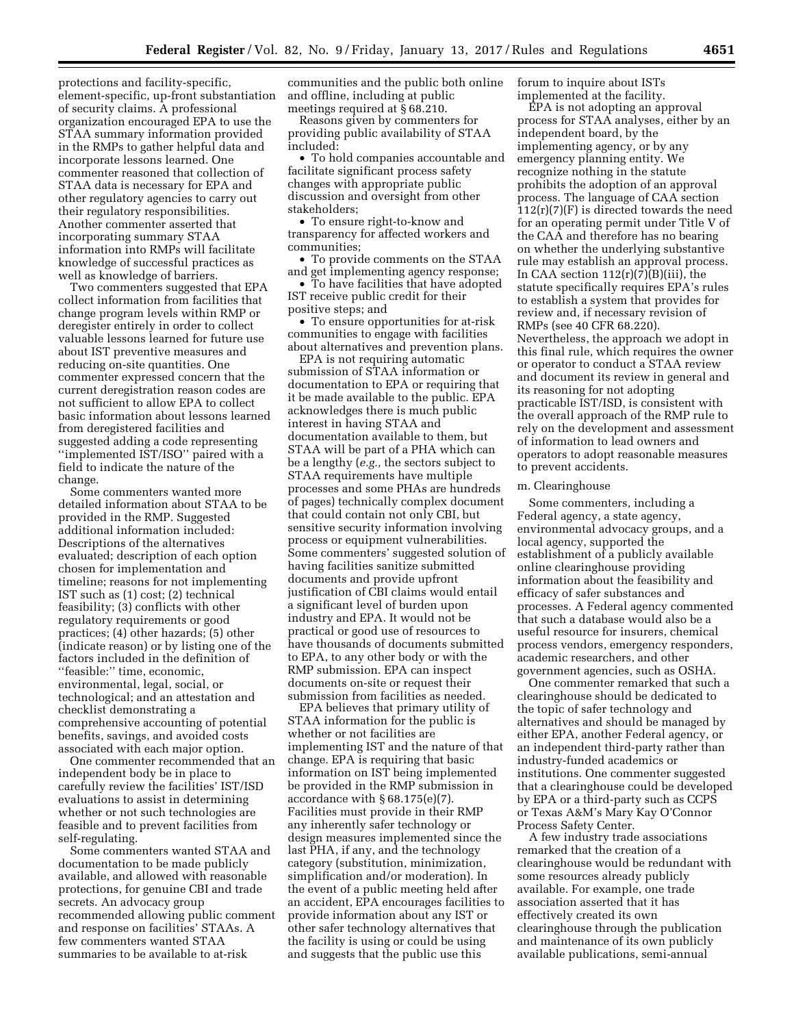protections and facility-specific, element-specific, up-front substantiation of security claims. A professional organization encouraged EPA to use the STAA summary information provided in the RMPs to gather helpful data and incorporate lessons learned. One commenter reasoned that collection of STAA data is necessary for EPA and other regulatory agencies to carry out their regulatory responsibilities. Another commenter asserted that incorporating summary STAA information into RMPs will facilitate knowledge of successful practices as well as knowledge of barriers.

Two commenters suggested that EPA collect information from facilities that change program levels within RMP or deregister entirely in order to collect valuable lessons learned for future use about IST preventive measures and reducing on-site quantities. One commenter expressed concern that the current deregistration reason codes are not sufficient to allow EPA to collect basic information about lessons learned from deregistered facilities and suggested adding a code representing ''implemented IST/ISO'' paired with a field to indicate the nature of the change.

Some commenters wanted more detailed information about STAA to be provided in the RMP. Suggested additional information included: Descriptions of the alternatives evaluated; description of each option chosen for implementation and timeline; reasons for not implementing IST such as (1) cost; (2) technical feasibility; (3) conflicts with other regulatory requirements or good practices; (4) other hazards; (5) other (indicate reason) or by listing one of the factors included in the definition of ''feasible:'' time, economic, environmental, legal, social, or technological; and an attestation and checklist demonstrating a comprehensive accounting of potential benefits, savings, and avoided costs associated with each major option.

One commenter recommended that an independent body be in place to carefully review the facilities' IST/ISD evaluations to assist in determining whether or not such technologies are feasible and to prevent facilities from self-regulating.

Some commenters wanted STAA and documentation to be made publicly available, and allowed with reasonable protections, for genuine CBI and trade secrets. An advocacy group recommended allowing public comment and response on facilities' STAAs. A few commenters wanted STAA summaries to be available to at-risk communities and the public both online and offline, including at public meetings required at § 68.210.

Reasons given by commenters for providing public availability of STAA included:

- To hold companies accountable and facilitate significant process safety changes with appropriate public discussion and oversight from other stakeholders;
- To ensure right-to-know and transparency for affected workers and communities;
- To provide comments on the STAA and get implementing agency response;
- To have facilities that have adopted IST receive public credit for their positive steps; and
- To ensure opportunities for at-risk communities to engage with facilities about alternatives and prevention plans.

EPA is not requiring automatic submission of STAA information or documentation to EPA or requiring that it be made available to the public. EPA acknowledges there is much public interest in having STAA and documentation available to them, but STAA will be part of a PHA which can be a lengthy (*e.g.,* the sectors subject to STAA requirements have multiple processes and some PHAs are hundreds of pages) technically complex document that could contain not only CBI, but sensitive security information involving process or equipment vulnerabilities. Some commenters' suggested solution of having facilities sanitize submitted documents and provide upfront justification of CBI claims would entail a significant level of burden upon industry and EPA. It would not be practical or good use of resources to have thousands of documents submitted to EPA, to any other body or with the RMP submission. EPA can inspect documents on-site or request their submission from facilities as needed.

EPA believes that primary utility of STAA information for the public is whether or not facilities are implementing IST and the nature of that change. EPA is requiring that basic information on IST being implemented be provided in the RMP submission in accordance with § 68.175(e)(7). Facilities must provide in their RMP any inherently safer technology or design measures implemented since the last PHA, if any, and the technology category (substitution, minimization, simplification and/or moderation). In the event of a public meeting held after an accident, EPA encourages facilities to provide information about any IST or other safer technology alternatives that the facility is using or could be using and suggests that the public use this forum to inquire about ISTs implemented at the facility.

EPA is not adopting an approval process for STAA analyses, either by an independent board, by the implementing agency, or by any emergency planning entity. We recognize nothing in the statute prohibits the adoption of an approval process. The language of CAA section 112(r)(7)(F) is directed towards the need for an operating permit under Title V of the CAA and therefore has no bearing on whether the underlying substantive rule may establish an approval process. In CAA section 112(r)(7)(B)(iii), the statute specifically requires EPA's rules to establish a system that provides for review and, if necessary revision of RMPs (see 40 CFR 68.220). Nevertheless, the approach we adopt in this final rule, which requires the owner or operator to conduct a STAA review and document its review in general and its reasoning for not adopting practicable IST/ISD, is consistent with the overall approach of the RMP rule to rely on the development and assessment of information to lead owners and operators to adopt reasonable measures to prevent accidents.

m. Clearinghouse

Some commenters, including a Federal agency, a state agency, environmental advocacy groups, and a local agency, supported the establishment of a publicly available online clearinghouse providing information about the feasibility and efficacy of safer substances and processes. A Federal agency commented that such a database would also be a useful resource for insurers, chemical process vendors, emergency responders, academic researchers, and other government agencies, such as OSHA.

One commenter remarked that such a clearinghouse should be dedicated to the topic of safer technology and alternatives and should be managed by either EPA, another Federal agency, or an independent third-party rather than industry-funded academics or institutions. One commenter suggested that a clearinghouse could be developed by EPA or a third-party such as CCPS or Texas A&M's Mary Kay O'Connor Process Safety Center.

A few industry trade associations remarked that the creation of a clearinghouse would be redundant with some resources already publicly available. For example, one trade association asserted that it has effectively created its own clearinghouse through the publication and maintenance of its own publicly available publications, semi-annual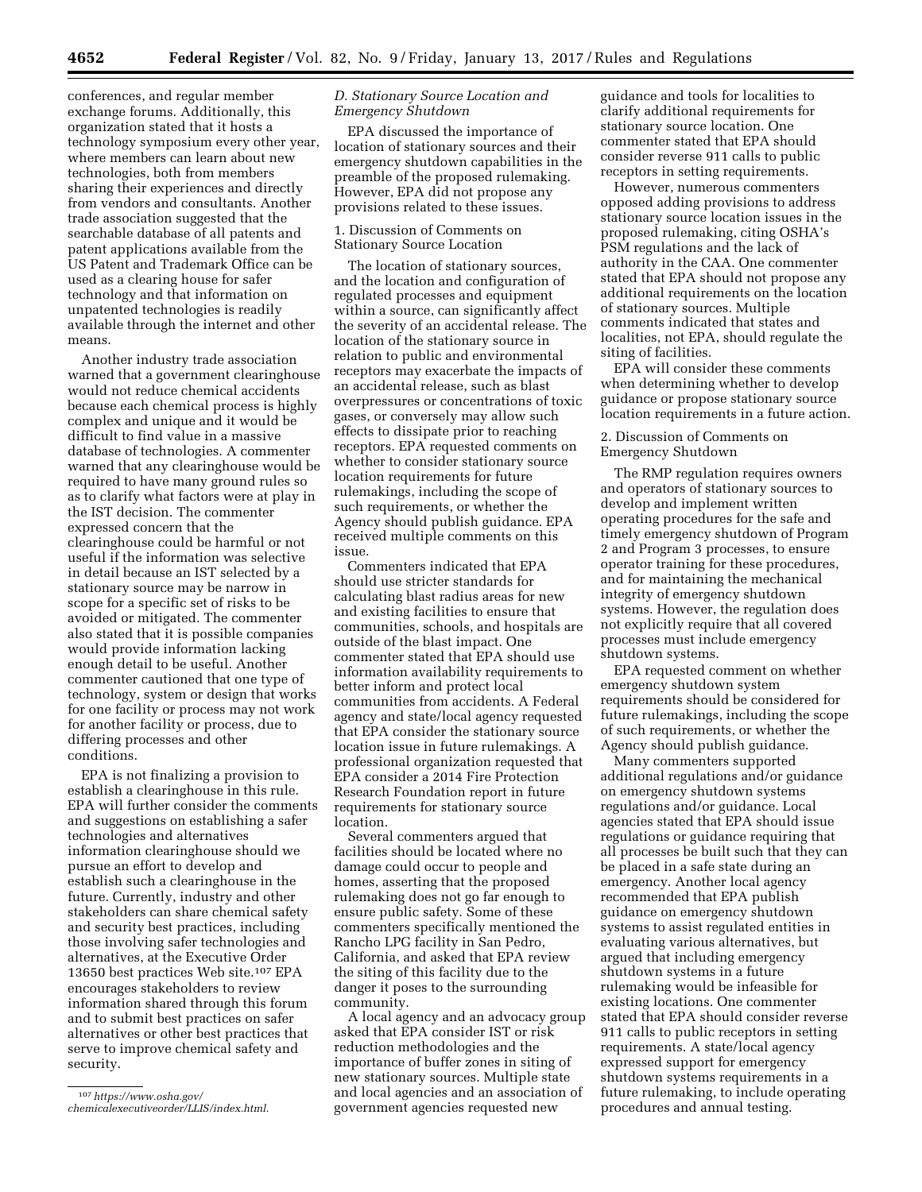conferences, and regular member exchange forums. Additionally, this organization stated that it hosts a technology symposium every other year, where members can learn about new technologies, both from members sharing their experiences and directly from vendors and consultants. Another trade association suggested that the searchable database of all patents and patent applications available from the US Patent and Trademark Office can be used as a clearing house for safer technology and that information on unpatented technologies is readily available through the internet and other means.

Another industry trade association warned that a government clearinghouse would not reduce chemical accidents because each chemical process is highly complex and unique and it would be difficult to find value in a massive database of technologies. A commenter warned that any clearinghouse would be required to have many ground rules so as to clarify what factors were at play in the IST decision. The commenter expressed concern that the clearinghouse could be harmful or not useful if the information was selective in detail because an IST selected by a stationary source may be narrow in scope for a specific set of risks to be avoided or mitigated. The commenter also stated that it is possible companies would provide information lacking enough detail to be useful. Another commenter cautioned that one type of technology, system or design that works for one facility or process may not work for another facility or process, due to differing processes and other conditions.

EPA is not finalizing a provision to establish a clearinghouse in this rule. EPA will further consider the comments and suggestions on establishing a safer technologies and alternatives information clearinghouse should we pursue an effort to develop and establish such a clearinghouse in the future. Currently, industry and other stakeholders can share chemical safety and security best practices, including those involving safer technologies and alternatives, at the Executive Order 13650 best practices Web site.[107] EPA encourages stakeholders to review information shared through this forum and to submit best practices on safer alternatives or other best practices that serve to improve chemical safety and security.

[107] *https://www.osha.gov/chemicalexecutiveorder/LLIS/index.html.*

### *D. Stationary Source Location and Emergency Shutdown*

EPA discussed the importance of location of stationary sources and their emergency shutdown capabilities in the preamble of the proposed rulemaking. However, EPA did not propose any provisions related to these issues.

#### 1. Discussion of Comments on Stationary Source Location

The location of stationary sources, and the location and configuration of regulated processes and equipment within a source, can significantly affect the severity of an accidental release. The location of the stationary source in relation to public and environmental receptors may exacerbate the impacts of an accidental release, such as blast overpressures or concentrations of toxic gases, or conversely may allow such effects to dissipate prior to reaching receptors. EPA requested comments on whether to consider stationary source location requirements for future rulemakings, including the scope of such requirements, or whether the Agency should publish guidance. EPA received multiple comments on this issue.

Commenters indicated that EPA should use stricter standards for calculating blast radius areas for new and existing facilities to ensure that communities, schools, and hospitals are outside of the blast impact. One commenter stated that EPA should use information availability requirements to better inform and protect local communities from accidents. A Federal agency and state/local agency requested that EPA consider the stationary source location issue in future rulemakings. A professional organization requested that EPA consider a 2014 Fire Protection Research Foundation report in future requirements for stationary source location.

Several commenters argued that facilities should be located where no damage could occur to people and homes, asserting that the proposed rulemaking does not go far enough to ensure public safety. Some of these commenters specifically mentioned the Rancho LPG facility in San Pedro, California, and asked that EPA review the siting of this facility due to the danger it poses to the surrounding community.

A local agency and an advocacy group asked that EPA consider IST or risk reduction methodologies and the importance of buffer zones in siting of new stationary sources. Multiple state and local agencies and an association of government agencies requested new guidance and tools for localities to clarify additional requirements for stationary source location. One commenter stated that EPA should consider reverse 911 calls to public receptors in setting requirements.

However, numerous commenters opposed adding provisions to address stationary source location issues in the proposed rulemaking, citing OSHA's PSM regulations and the lack of authority in the CAA. One commenter stated that EPA should not propose any additional requirements on the location of stationary sources. Multiple comments indicated that states and localities, not EPA, should regulate the siting of facilities.

EPA will consider these comments when determining whether to develop guidance or propose stationary source location requirements in a future action.

#### 2. Discussion of Comments on Emergency Shutdown

The RMP regulation requires owners and operators of stationary sources to develop and implement written operating procedures for the safe and timely emergency shutdown of Program 2 and Program 3 processes, to ensure operator training for these procedures, and for maintaining the mechanical integrity of emergency shutdown systems. However, the regulation does not explicitly require that all covered processes must include emergency shutdown systems.

EPA requested comment on whether emergency shutdown system requirements should be considered for future rulemakings, including the scope of such requirements, or whether the Agency should publish guidance.

Many commenters supported additional regulations and/or guidance on emergency shutdown systems regulations and/or guidance. Local agencies stated that EPA should issue regulations or guidance requiring that all processes be built such that they can be placed in a safe state during an emergency. Another local agency recommended that EPA publish guidance on emergency shutdown systems to assist regulated entities in evaluating various alternatives, but argued that including emergency shutdown systems in a future rulemaking would be infeasible for existing locations. One commenter stated that EPA should consider reverse 911 calls to public receptors in setting requirements. A state/local agency expressed support for emergency shutdown systems requirements in a future rulemaking, to include operating procedures and annual testing.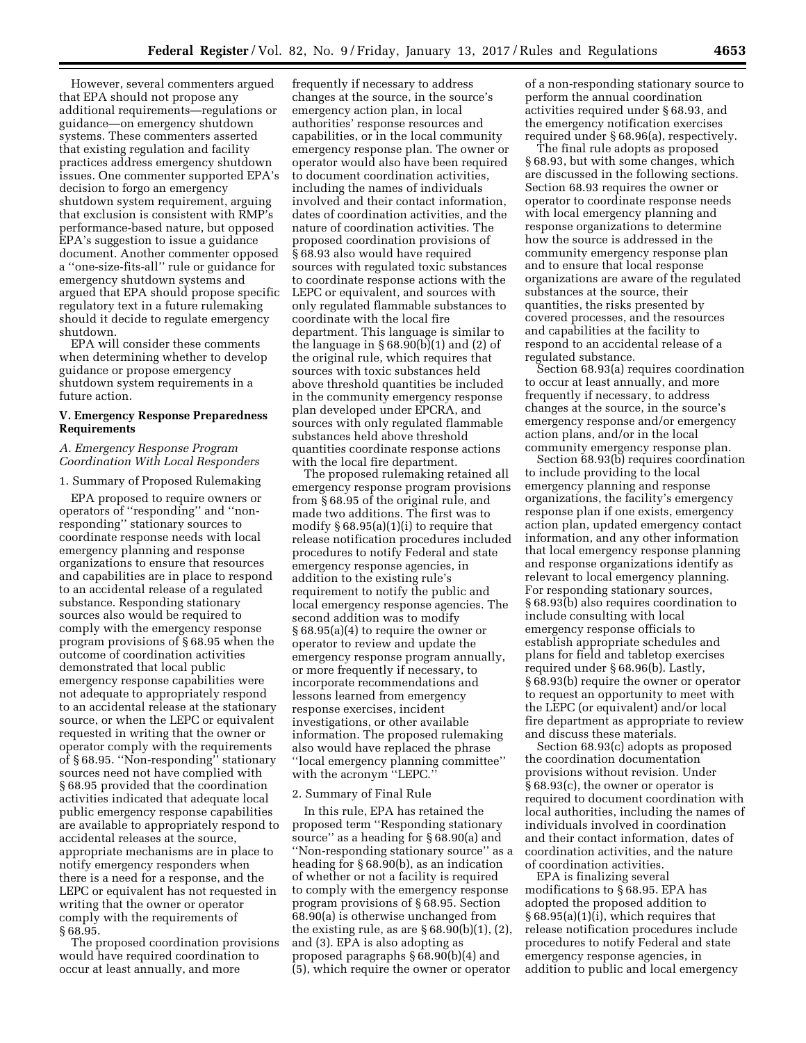However, several commenters argued that EPA should not propose any additional requirements—regulations or guidance—on emergency shutdown systems. These commenters asserted that existing regulation and facility practices address emergency shutdown issues. One commenter supported EPA's decision to forgo an emergency shutdown system requirement, arguing that exclusion is consistent with RMP's performance-based nature, but opposed EPA's suggestion to issue a guidance document. Another commenter opposed a ''one-size-fits-all'' rule or guidance for emergency shutdown systems and argued that EPA should propose specific regulatory text in a future rulemaking should it decide to regulate emergency shutdown.

EPA will consider these comments when determining whether to develop guidance or propose emergency shutdown system requirements in a future action.

## V. Emergency Response Preparedness Requirements

### *A. Emergency Response Program Coordination With Local Responders*

#### 1. Summary of Proposed Rulemaking

EPA proposed to require owners or operators of ''responding'' and ''non-responding'' stationary sources to coordinate response needs with local emergency planning and response organizations to ensure that resources and capabilities are in place to respond to an accidental release of a regulated substance. Responding stationary sources also would be required to comply with the emergency response program provisions of § 68.95 when the outcome of coordination activities demonstrated that local public emergency response capabilities were not adequate to appropriately respond to an accidental release at the stationary source, or when the LEPC or equivalent requested in writing that the owner or operator comply with the requirements of § 68.95. ''Non-responding'' stationary sources need not have complied with § 68.95 provided that the coordination activities indicated that adequate local public emergency response capabilities are available to appropriately respond to accidental releases at the source, appropriate mechanisms are in place to notify emergency responders when there is a need for a response, and the LEPC or equivalent has not requested in writing that the owner or operator comply with the requirements of § 68.95.

The proposed coordination provisions would have required coordination to occur at least annually, and more frequently if necessary to address changes at the source, in the source's emergency action plan, in local authorities' response resources and capabilities, or in the local community emergency response plan. The owner or operator would also have been required to document coordination activities, including the names of individuals involved and their contact information, dates of coordination activities, and the nature of coordination activities. The proposed coordination provisions of § 68.93 also would have required sources with regulated toxic substances to coordinate response actions with the LEPC or equivalent, and sources with only regulated flammable substances to coordinate with the local fire department. This language is similar to the language in § 68.90(b)(1) and (2) of the original rule, which requires that sources with toxic substances held above threshold quantities be included in the community emergency response plan developed under EPCRA, and sources with only regulated flammable substances held above threshold quantities coordinate response actions with the local fire department.

The proposed rulemaking retained all emergency response program provisions from § 68.95 of the original rule, and made two additions. The first was to modify § 68.95(a)(1)(i) to require that release notification procedures included procedures to notify Federal and state emergency response agencies, in addition to the existing rule's requirement to notify the public and local emergency response agencies. The second addition was to modify § 68.95(a)(4) to require the owner or operator to review and update the emergency response program annually, or more frequently if necessary, to incorporate recommendations and lessons learned from emergency response exercises, incident investigations, or other available information. The proposed rulemaking also would have replaced the phrase ''local emergency planning committee'' with the acronym ''LEPC.''

#### 2. Summary of Final Rule

In this rule, EPA has retained the proposed term ''Responding stationary source'' as a heading for § 68.90(a) and ''Non-responding stationary source'' as a heading for § 68.90(b), as an indication of whether or not a facility is required to comply with the emergency response program provisions of § 68.95. Section 68.90(a) is otherwise unchanged from the existing rule, as are § 68.90(b)(1), (2), and (3). EPA is also adopting as proposed paragraphs § 68.90(b)(4) and (5), which require the owner or operator of a non-responding stationary source to perform the annual coordination activities required under § 68.93, and the emergency notification exercises required under § 68.96(a), respectively.

The final rule adopts as proposed § 68.93, but with some changes, which are discussed in the following sections. Section 68.93 requires the owner or operator to coordinate response needs with local emergency planning and response organizations to determine how the source is addressed in the community emergency response plan and to ensure that local response organizations are aware of the regulated substances at the source, their quantities, the risks presented by covered processes, and the resources and capabilities at the facility to respond to an accidental release of a regulated substance.

Section 68.93(a) requires coordination to occur at least annually, and more frequently if necessary, to address changes at the source, in the source's emergency response and/or emergency action plans, and/or in the local community emergency response plan.

Section 68.93(b) requires coordination to include providing to the local emergency planning and response organizations, the facility's emergency response plan if one exists, emergency action plan, updated emergency contact information, and any other information that local emergency response planning and response organizations identify as relevant to local emergency planning. For responding stationary sources, § 68.93(b) also requires coordination to include consulting with local emergency response officials to establish appropriate schedules and plans for field and tabletop exercises required under § 68.96(b). Lastly, § 68.93(b) require the owner or operator to request an opportunity to meet with the LEPC (or equivalent) and/or local fire department as appropriate to review and discuss these materials.

Section 68.93(c) adopts as proposed the coordination documentation provisions without revision. Under § 68.93(c), the owner or operator is required to document coordination with local authorities, including the names of individuals involved in coordination and their contact information, dates of coordination activities, and the nature of coordination activities.

EPA is finalizing several modifications to § 68.95. EPA has adopted the proposed addition to § 68.95(a)(1)(i), which requires that release notification procedures include procedures to notify Federal and state emergency response agencies, in addition to public and local emergency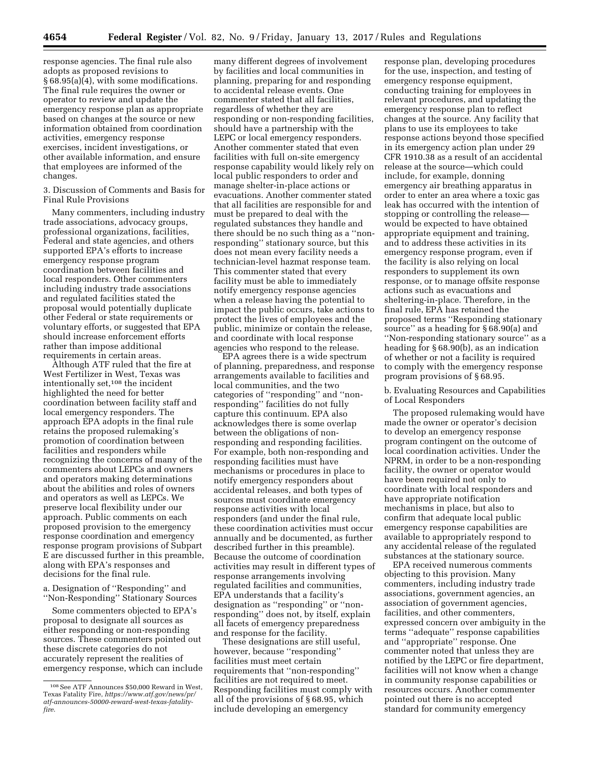response agencies. The final rule also adopts as proposed revisions to § 68.95(a)(4), with some modifications. The final rule requires the owner or operator to review and update the emergency response plan as appropriate based on changes at the source or new information obtained from coordination activities, emergency response exercises, incident investigations, or other available information, and ensure that employees are informed of the changes.

3. Discussion of Comments and Basis for Final Rule Provisions

Many commenters, including industry trade associations, advocacy groups, professional organizations, facilities, Federal and state agencies, and others supported EPA's efforts to increase emergency response program coordination between facilities and local responders. Other commenters including industry trade associations and regulated facilities stated the proposal would potentially duplicate other Federal or state requirements or voluntary efforts, or suggested that EPA should increase enforcement efforts rather than impose additional requirements in certain areas.

Although ATF ruled that the fire at West Fertilizer in West, Texas was intentionally set,[108] the incident highlighted the need for better coordination between facility staff and local emergency responders. The approach EPA adopts in the final rule retains the proposed rulemaking's promotion of coordination between facilities and responders while recognizing the concerns of many of the commenters about LEPCs and owners and operators making determinations about the abilities and roles of owners and operators as well as LEPCs. We preserve local flexibility under our approach. Public comments on each proposed provision to the emergency response coordination and emergency response program provisions of Subpart E are discussed further in this preamble, along with EPA's responses and decisions for the final rule.

a. Designation of ''Responding'' and ''Non-Responding'' Stationary Sources

Some commenters objected to EPA's proposal to designate all sources as either responding or non-responding sources. These commenters pointed out these discrete categories do not accurately represent the realities of emergency response, which can include many different degrees of involvement by facilities and local communities in planning, preparing for and responding to accidental release events. One commenter stated that all facilities, regardless of whether they are responding or non-responding facilities, should have a partnership with the LEPC or local emergency responders. Another commenter stated that even facilities with full on-site emergency response capability would likely rely on local public responders to order and manage shelter-in-place actions or evacuations. Another commenter stated that all facilities are responsible for and must be prepared to deal with the regulated substances they handle and there should be no such thing as a ''non-responding'' stationary source, but this does not mean every facility needs a technician-level hazmat response team. This commenter stated that every facility must be able to immediately notify emergency response agencies when a release having the potential to impact the public occurs, take actions to protect the lives of employees and the public, minimize or contain the release, and coordinate with local response agencies who respond to the release.

EPA agrees there is a wide spectrum of planning, preparedness, and response arrangements available to facilities and local communities, and the two categories of ''responding'' and ''non-responding'' facilities do not fully capture this continuum. EPA also acknowledges there is some overlap between the obligations of non-responding and responding facilities. For example, both non-responding and responding facilities must have mechanisms or procedures in place to notify emergency responders about accidental releases, and both types of sources must coordinate emergency response activities with local responders (and under the final rule, these coordination activities must occur annually and be documented, as further described further in this preamble). Because the outcome of coordination activities may result in different types of response arrangements involving regulated facilities and communities, EPA understands that a facility's designation as ''responding'' or ''non-responding'' does not, by itself, explain all facets of emergency preparedness and response for the facility.

These designations are still useful, however, because ''responding'' facilities must meet certain requirements that ''non-responding'' facilities are not required to meet. Responding facilities must comply with all of the provisions of § 68.95, which include developing an emergency response plan, developing procedures for the use, inspection, and testing of emergency response equipment, conducting training for employees in relevant procedures, and updating the emergency response plan to reflect changes at the source. Any facility that plans to use its employees to take response actions beyond those specified in its emergency action plan under 29 CFR 1910.38 as a result of an accidental release at the source—which could include, for example, donning emergency air breathing apparatus in order to enter an area where a toxic gas leak has occurred with the intention of stopping or controlling the release—would be expected to have obtained appropriate equipment and training, and to address these activities in its emergency response program, even if the facility is also relying on local responders to supplement its own response, or to manage offsite response actions such as evacuations and sheltering-in-place. Therefore, in the final rule, EPA has retained the proposed terms ''Responding stationary source'' as a heading for § 68.90(a) and ''Non-responding stationary source'' as a heading for § 68.90(b), as an indication of whether or not a facility is required to comply with the emergency response program provisions of § 68.95.

b. Evaluating Resources and Capabilities of Local Responders

The proposed rulemaking would have made the owner or operator's decision to develop an emergency response program contingent on the outcome of local coordination activities. Under the NPRM, in order to be a non-responding facility, the owner or operator would have been required not only to coordinate with local responders and have appropriate notification mechanisms in place, but also to confirm that adequate local public emergency response capabilities are available to appropriately respond to any accidental release of the regulated substances at the stationary source.

EPA received numerous comments objecting to this provision. Many commenters, including industry trade associations, government agencies, an association of government agencies, facilities, and other commenters, expressed concern over ambiguity in the terms ''adequate'' response capabilities and ''appropriate'' response. One commenter noted that unless they are notified by the LEPC or fire department, facilities will not know when a change in community response capabilities or resources occurs. Another commenter pointed out there is no accepted standard for community emergency

[108] See ATF Announces $50,000 Reward in West, Texas Fatality Fire, *https://www.atf.gov/news/pr/atf-announces-50000-reward-west-texas-fatality-fire*.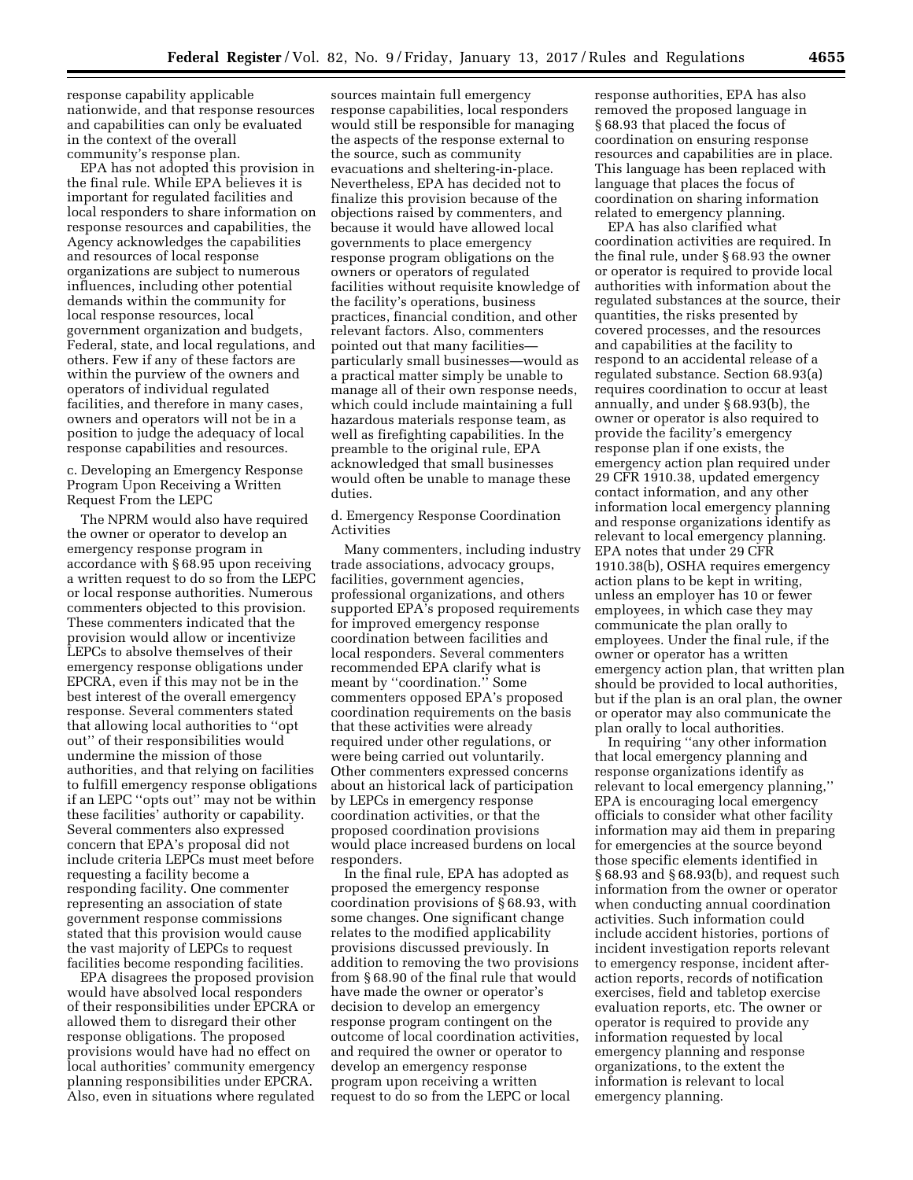response capability applicable nationwide, and that response resources and capabilities can only be evaluated in the context of the overall community's response plan.

EPA has not adopted this provision in the final rule. While EPA believes it is important for regulated facilities and local responders to share information on response resources and capabilities, the Agency acknowledges the capabilities and resources of local response organizations are subject to numerous influences, including other potential demands within the community for local response resources, local government organization and budgets, Federal, state, and local regulations, and others. Few if any of these factors are within the purview of the owners and operators of individual regulated facilities, and therefore in many cases, owners and operators will not be in a position to judge the adequacy of local response capabilities and resources.

c. Developing an Emergency Response Program Upon Receiving a Written Request From the LEPC

The NPRM would also have required the owner or operator to develop an emergency response program in accordance with § 68.95 upon receiving a written request to do so from the LEPC or local response authorities. Numerous commenters objected to this provision. These commenters indicated that the provision would allow or incentivize LEPCs to absolve themselves of their emergency response obligations under EPCRA, even if this may not be in the best interest of the overall emergency response. Several commenters stated that allowing local authorities to ''opt out'' of their responsibilities would undermine the mission of those authorities, and that relying on facilities to fulfill emergency response obligations if an LEPC ''opts out'' may not be within these facilities' authority or capability. Several commenters also expressed concern that EPA's proposal did not include criteria LEPCs must meet before requesting a facility become a responding facility. One commenter representing an association of state government response commissions stated that this provision would cause the vast majority of LEPCs to request facilities become responding facilities.

EPA disagrees the proposed provision would have absolved local responders of their responsibilities under EPCRA or allowed them to disregard their other response obligations. The proposed provisions would have had no effect on local authorities' community emergency planning responsibilities under EPCRA. Also, even in situations where regulated sources maintain full emergency response capabilities, local responders would still be responsible for managing the aspects of the response external to the source, such as community evacuations and sheltering-in-place. Nevertheless, EPA has decided not to finalize this provision because of the objections raised by commenters, and because it would have allowed local governments to place emergency response program obligations on the owners or operators of regulated facilities without requisite knowledge of the facility's operations, business practices, financial condition, and other relevant factors. Also, commenters pointed out that many facilities—particularly small businesses—would as a practical matter simply be unable to manage all of their own response needs, which could include maintaining a full hazardous materials response team, as well as firefighting capabilities. In the preamble to the original rule, EPA acknowledged that small businesses would often be unable to manage these duties.

d. Emergency Response Coordination Activities

Many commenters, including industry trade associations, advocacy groups, facilities, government agencies, professional organizations, and others supported EPA's proposed requirements for improved emergency response coordination between facilities and local responders. Several commenters recommended EPA clarify what is meant by ''coordination.'' Some commenters opposed EPA's proposed coordination requirements on the basis that these activities were already required under other regulations, or were being carried out voluntarily. Other commenters expressed concerns about an historical lack of participation by LEPCs in emergency response coordination activities, or that the proposed coordination provisions would place increased burdens on local responders.

In the final rule, EPA has adopted as proposed the emergency response coordination provisions of § 68.93, with some changes. One significant change relates to the modified applicability provisions discussed previously. In addition to removing the two provisions from § 68.90 of the final rule that would have made the owner or operator's decision to develop an emergency response program contingent on the outcome of local coordination activities, and required the owner or operator to develop an emergency response program upon receiving a written request to do so from the LEPC or local response authorities, EPA has also removed the proposed language in § 68.93 that placed the focus of coordination on ensuring response resources and capabilities are in place. This language has been replaced with language that places the focus of coordination on sharing information related to emergency planning.

EPA has also clarified what coordination activities are required. In the final rule, under § 68.93 the owner or operator is required to provide local authorities with information about the regulated substances at the source, their quantities, the risks presented by covered processes, and the resources and capabilities at the facility to respond to an accidental release of a regulated substance. Section 68.93(a) requires coordination to occur at least annually, and under § 68.93(b), the owner or operator is also required to provide the facility's emergency response plan if one exists, the emergency action plan required under 29 CFR 1910.38, updated emergency contact information, and any other information local emergency planning and response organizations identify as relevant to local emergency planning. EPA notes that under 29 CFR 1910.38(b), OSHA requires emergency action plans to be kept in writing, unless an employer has 10 or fewer employees, in which case they may communicate the plan orally to employees. Under the final rule, if the owner or operator has a written emergency action plan, that written plan should be provided to local authorities, but if the plan is an oral plan, the owner or operator may also communicate the plan orally to local authorities.

In requiring ''any other information that local emergency planning and response organizations identify as relevant to local emergency planning,'' EPA is encouraging local emergency officials to consider what other facility information may aid them in preparing for emergencies at the source beyond those specific elements identified in § 68.93 and § 68.93(b), and request such information from the owner or operator when conducting annual coordination activities. Such information could include accident histories, portions of incident investigation reports relevant to emergency response, incident after-action reports, records of notification exercises, field and tabletop exercise evaluation reports, etc. The owner or operator is required to provide any information requested by local emergency planning and response organizations, to the extent the information is relevant to local emergency planning.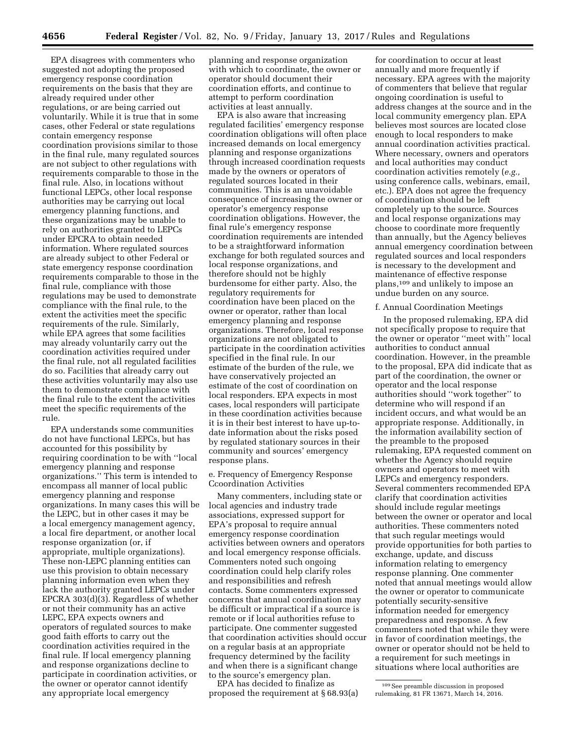EPA disagrees with commenters who suggested not adopting the proposed emergency response coordination requirements on the basis that they are already required under other regulations, or are being carried out voluntarily. While it is true that in some cases, other Federal or state regulations contain emergency response coordination provisions similar to those in the final rule, many regulated sources are not subject to other regulations with requirements comparable to those in the final rule. Also, in locations without functional LEPCs, other local response authorities may be carrying out local emergency planning functions, and these organizations may be unable to rely on authorities granted to LEPCs under EPCRA to obtain needed information. Where regulated sources are already subject to other Federal or state emergency response coordination requirements comparable to those in the final rule, compliance with those regulations may be used to demonstrate compliance with the final rule, to the extent the activities meet the specific requirements of the rule. Similarly, while EPA agrees that some facilities may already voluntarily carry out the coordination activities required under the final rule, not all regulated facilities do so. Facilities that already carry out these activities voluntarily may also use them to demonstrate compliance with the final rule to the extent the activities meet the specific requirements of the rule.

EPA understands some communities do not have functional LEPCs, but has accounted for this possibility by requiring coordination to be with ''local emergency planning and response organizations.'' This term is intended to encompass all manner of local public emergency planning and response organizations. In many cases this will be the LEPC, but in other cases it may be a local emergency management agency, a local fire department, or another local response organization (or, if appropriate, multiple organizations). These non-LEPC planning entities can use this provision to obtain necessary planning information even when they lack the authority granted LEPCs under EPCRA 303(d)(3). Regardless of whether or not their community has an active LEPC, EPA expects owners and operators of regulated sources to make good faith efforts to carry out the coordination activities required in the final rule. If local emergency planning and response organizations decline to participate in coordination activities, or the owner or operator cannot identify any appropriate local emergency planning and response organization with which to coordinate, the owner or operator should document their coordination efforts, and continue to attempt to perform coordination activities at least annually.

EPA is also aware that increasing regulated facilities' emergency response coordination obligations will often place increased demands on local emergency planning and response organizations through increased coordination requests made by the owners or operators of regulated sources located in their communities. This is an unavoidable consequence of increasing the owner or operator's emergency response coordination obligations. However, the final rule's emergency response coordination requirements are intended to be a straightforward information exchange for both regulated sources and local response organizations, and therefore should not be highly burdensome for either party. Also, the regulatory requirements for coordination have been placed on the owner or operator, rather than local emergency planning and response organizations. Therefore, local response organizations are not obligated to participate in the coordination activities specified in the final rule. In our estimate of the burden of the rule, we have conservatively projected an estimate of the cost of coordination on local responders. EPA expects in most cases, local responders will participate in these coordination activities because it is in their best interest to have up-to-date information about the risks posed by regulated stationary sources in their community and sources' emergency response plans.

e. Frequency of Emergency Response Ccoordination Activities

Many commenters, including state or local agencies and industry trade associations, expressed support for EPA's proposal to require annual emergency response coordination activities between owners and operators and local emergency response officials. Commenters noted such ongoing coordination could help clarify roles and responsibilities and refresh contacts. Some commenters expressed concerns that annual coordination may be difficult or impractical if a source is remote or if local authorities refuse to participate. One commenter suggested that coordination activities should occur on a regular basis at an appropriate frequency determined by the facility and when there is a significant change to the source's emergency plan.

EPA has decided to finalize as proposed the requirement at § 68.93(a) for coordination to occur at least annually and more frequently if necessary. EPA agrees with the majority of commenters that believe that regular ongoing coordination is useful to address changes at the source and in the local community emergency plan. EPA believes most sources are located close enough to local responders to make annual coordination activities practical. Where necessary, owners and operators and local authorities may conduct coordination activities remotely (*e.g.,* using conference calls, webinars, email, etc.). EPA does not agree the frequency of coordination should be left completely up to the source. Sources and local response organizations may choose to coordinate more frequently than annually, but the Agency believes annual emergency coordination between regulated sources and local responders is necessary to the development and maintenance of effective response plans,[109] and unlikely to impose an undue burden on any source.

f. Annual Coordination Meetings

In the proposed rulemaking, EPA did not specifically propose to require that the owner or operator ''meet with'' local authorities to conduct annual coordination. However, in the preamble to the proposal, EPA did indicate that as part of the coordination, the owner or operator and the local response authorities should ''work together'' to determine who will respond if an incident occurs, and what would be an appropriate response. Additionally, in the information availability section of the preamble to the proposed rulemaking, EPA requested comment on whether the Agency should require owners and operators to meet with LEPCs and emergency responders. Several commenters recommended EPA clarify that coordination activities should include regular meetings between the owner or operator and local authorities. These commenters noted that such regular meetings would provide opportunities for both parties to exchange, update, and discuss information relating to emergency response planning. One commenter noted that annual meetings would allow the owner or operator to communicate potentially security-sensitive information needed for emergency preparedness and response. A few commenters noted that while they were in favor of coordination meetings, the owner or operator should not be held to a requirement for such meetings in situations where local authorities are

[109] See preamble discussion in proposed rulemaking, 81 FR 13671, March 14, 2016.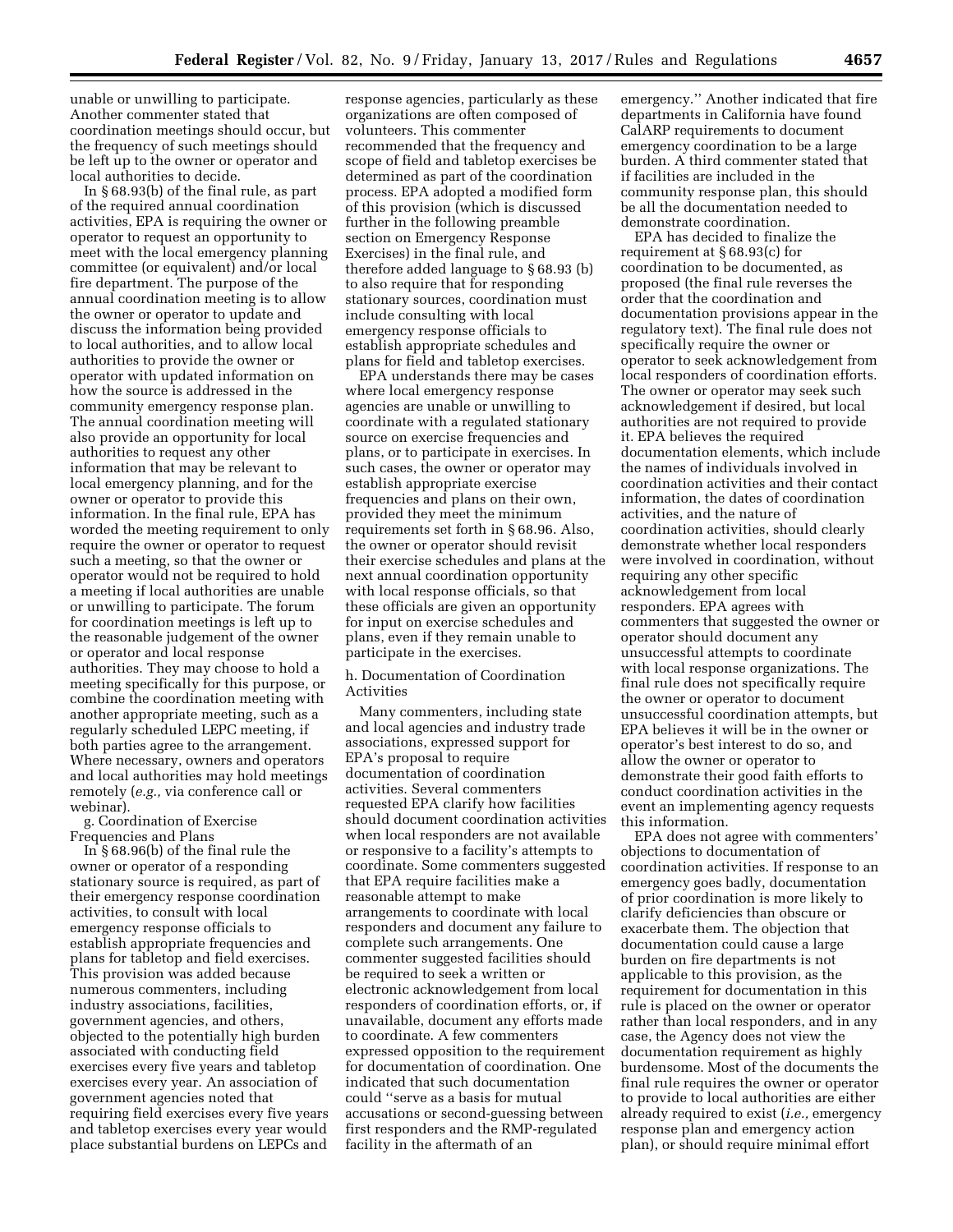unable or unwilling to participate. Another commenter stated that coordination meetings should occur, but the frequency of such meetings should be left up to the owner or operator and local authorities to decide.

In § 68.93(b) of the final rule, as part of the required annual coordination activities, EPA is requiring the owner or operator to request an opportunity to meet with the local emergency planning committee (or equivalent) and/or local fire department. The purpose of the annual coordination meeting is to allow the owner or operator to update and discuss the information being provided to local authorities, and to allow local authorities to provide the owner or operator with updated information on how the source is addressed in the community emergency response plan. The annual coordination meeting will also provide an opportunity for local authorities to request any other information that may be relevant to local emergency planning, and for the owner or operator to provide this information. In the final rule, EPA has worded the meeting requirement to only require the owner or operator to request such a meeting, so that the owner or operator would not be required to hold a meeting if local authorities are unable or unwilling to participate. The forum for coordination meetings is left up to the reasonable judgement of the owner or operator and local response authorities. They may choose to hold a meeting specifically for this purpose, or combine the coordination meeting with another appropriate meeting, such as a regularly scheduled LEPC meeting, if both parties agree to the arrangement. Where necessary, owners and operators and local authorities may hold meetings remotely (*e.g.,* via conference call or webinar).

g. Coordination of Exercise Frequencies and Plans

In § 68.96(b) of the final rule the owner or operator of a responding stationary source is required, as part of their emergency response coordination activities, to consult with local emergency response officials to establish appropriate frequencies and plans for tabletop and field exercises. This provision was added because numerous commenters, including industry associations, facilities, government agencies, and others, objected to the potentially high burden associated with conducting field exercises every five years and tabletop exercises every year. An association of government agencies noted that requiring field exercises every five years and tabletop exercises every year would place substantial burdens on LEPCs and response agencies, particularly as these organizations are often composed of volunteers. This commenter recommended that the frequency and scope of field and tabletop exercises be determined as part of the coordination process. EPA adopted a modified form of this provision (which is discussed further in the following preamble section on Emergency Response Exercises) in the final rule, and therefore added language to § 68.93 (b) to also require that for responding stationary sources, coordination must include consulting with local emergency response officials to establish appropriate schedules and plans for field and tabletop exercises.

EPA understands there may be cases where local emergency response agencies are unable or unwilling to coordinate with a regulated stationary source on exercise frequencies and plans, or to participate in exercises. In such cases, the owner or operator may establish appropriate exercise frequencies and plans on their own, provided they meet the minimum requirements set forth in § 68.96. Also, the owner or operator should revisit their exercise schedules and plans at the next annual coordination opportunity with local response officials, so that these officials are given an opportunity for input on exercise schedules and plans, even if they remain unable to participate in the exercises.

h. Documentation of Coordination Activities

Many commenters, including state and local agencies and industry trade associations, expressed support for EPA's proposal to require documentation of coordination activities. Several commenters requested EPA clarify how facilities should document coordination activities when local responders are not available or responsive to a facility's attempts to coordinate. Some commenters suggested that EPA require facilities make a reasonable attempt to make arrangements to coordinate with local responders and document any failure to complete such arrangements. One commenter suggested facilities should be required to seek a written or electronic acknowledgement from local responders of coordination efforts, or, if unavailable, document any efforts made to coordinate. A few commenters expressed opposition to the requirement for documentation of coordination. One indicated that such documentation could ''serve as a basis for mutual accusations or second-guessing between first responders and the RMP-regulated facility in the aftermath of an emergency.'' Another indicated that fire departments in California have found CalARP requirements to document emergency coordination to be a large burden. A third commenter stated that if facilities are included in the community response plan, this should be all the documentation needed to demonstrate coordination.

EPA has decided to finalize the requirement at § 68.93(c) for coordination to be documented, as proposed (the final rule reverses the order that the coordination and documentation provisions appear in the regulatory text). The final rule does not specifically require the owner or operator to seek acknowledgement from local responders of coordination efforts. The owner or operator may seek such acknowledgement if desired, but local authorities are not required to provide it. EPA believes the required documentation elements, which include the names of individuals involved in coordination activities and their contact information, the dates of coordination activities, and the nature of coordination activities, should clearly demonstrate whether local responders were involved in coordination, without requiring any other specific acknowledgement from local responders. EPA agrees with commenters that suggested the owner or operator should document any unsuccessful attempts to coordinate with local response organizations. The final rule does not specifically require the owner or operator to document unsuccessful coordination attempts, but EPA believes it will be in the owner or operator's best interest to do so, and allow the owner or operator to demonstrate their good faith efforts to conduct coordination activities in the event an implementing agency requests this information.

EPA does not agree with commenters' objections to documentation of coordination activities. If response to an emergency goes badly, documentation of prior coordination is more likely to clarify deficiencies than obscure or exacerbate them. The objection that documentation could cause a large burden on fire departments is not applicable to this provision, as the requirement for documentation in this rule is placed on the owner or operator rather than local responders, and in any case, the Agency does not view the documentation requirement as highly burdensome. Most of the documents the final rule requires the owner or operator to provide to local authorities are either already required to exist (*i.e.,* emergency response plan and emergency action plan), or should require minimal effort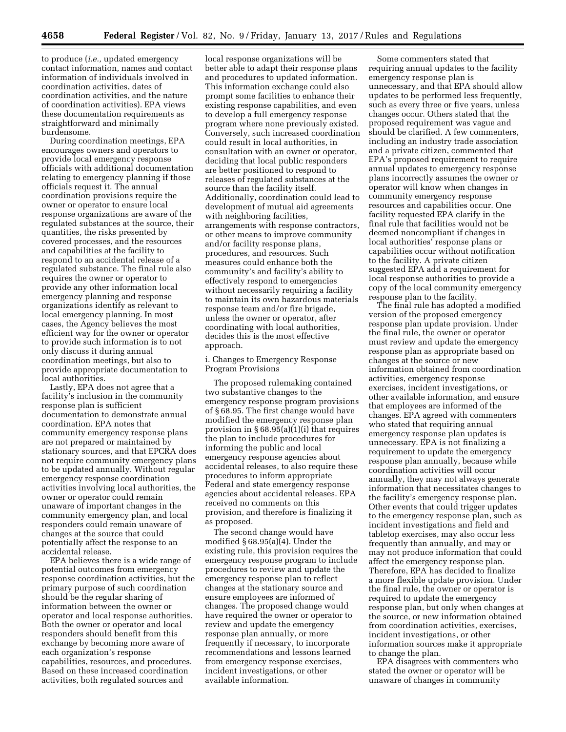to produce (*i.e.,* updated emergency contact information, names and contact information of individuals involved in coordination activities, dates of coordination activities, and the nature of coordination activities). EPA views these documentation requirements as straightforward and minimally burdensome.

During coordination meetings, EPA encourages owners and operators to provide local emergency response officials with additional documentation relating to emergency planning if those officials request it. The annual coordination provisions require the owner or operator to ensure local response organizations are aware of the regulated substances at the source, their quantities, the risks presented by covered processes, and the resources and capabilities at the facility to respond to an accidental release of a regulated substance. The final rule also requires the owner or operator to provide any other information local emergency planning and response organizations identify as relevant to local emergency planning. In most cases, the Agency believes the most efficient way for the owner or operator to provide such information is to not only discuss it during annual coordination meetings, but also to provide appropriate documentation to local authorities.

Lastly, EPA does not agree that a facility's inclusion in the community response plan is sufficient documentation to demonstrate annual coordination. EPA notes that community emergency response plans are not prepared or maintained by stationary sources, and that EPCRA does not require community emergency plans to be updated annually. Without regular emergency response coordination activities involving local authorities, the owner or operator could remain unaware of important changes in the community emergency plan, and local responders could remain unaware of changes at the source that could potentially affect the response to an accidental release.

EPA believes there is a wide range of potential outcomes from emergency response coordination activities, but the primary purpose of such coordination should be the regular sharing of information between the owner or operator and local response authorities. Both the owner or operator and local responders should benefit from this exchange by becoming more aware of each organization's response capabilities, resources, and procedures. Based on these increased coordination activities, both regulated sources and local response organizations will be better able to adapt their response plans and procedures to updated information. This information exchange could also prompt some facilities to enhance their existing response capabilities, and even to develop a full emergency response program where none previously existed. Conversely, such increased coordination could result in local authorities, in consultation with an owner or operator, deciding that local public responders are better positioned to respond to releases of regulated substances at the source than the facility itself. Additionally, coordination could lead to development of mutual aid agreements with neighboring facilities, arrangements with response contractors, or other means to improve community and/or facility response plans, procedures, and resources. Such measures could enhance both the community's and facility's ability to effectively respond to emergencies without necessarily requiring a facility to maintain its own hazardous materials response team and/or fire brigade, unless the owner or operator, after coordinating with local authorities, decides this is the most effective approach.

i. Changes to Emergency Response Program Provisions

The proposed rulemaking contained two substantive changes to the emergency response program provisions of § 68.95. The first change would have modified the emergency response plan provision in § 68.95(a)(1)(i) that requires the plan to include procedures for informing the public and local emergency response agencies about accidental releases, to also require these procedures to inform appropriate Federal and state emergency response agencies about accidental releases. EPA received no comments on this provision, and therefore is finalizing it as proposed.

The second change would have modified § 68.95(a)(4). Under the existing rule, this provision requires the emergency response program to include procedures to review and update the emergency response plan to reflect changes at the stationary source and ensure employees are informed of changes. The proposed change would have required the owner or operator to review and update the emergency response plan annually, or more frequently if necessary, to incorporate recommendations and lessons learned from emergency response exercises, incident investigations, or other available information.

Some commenters stated that requiring annual updates to the facility emergency response plan is unnecessary, and that EPA should allow updates to be performed less frequently, such as every three or five years, unless changes occur. Others stated that the proposed requirement was vague and should be clarified. A few commenters, including an industry trade association and a private citizen, commented that EPA's proposed requirement to require annual updates to emergency response plans incorrectly assumes the owner or operator will know when changes in community emergency response resources and capabilities occur. One facility requested EPA clarify in the final rule that facilities would not be deemed noncompliant if changes in local authorities' response plans or capabilities occur without notification to the facility. A private citizen suggested EPA add a requirement for local response authorities to provide a copy of the local community emergency response plan to the facility.

The final rule has adopted a modified version of the proposed emergency response plan update provision. Under the final rule, the owner or operator must review and update the emergency response plan as appropriate based on changes at the source or new information obtained from coordination activities, emergency response exercises, incident investigations, or other available information, and ensure that employees are informed of the changes. EPA agreed with commenters who stated that requiring annual emergency response plan updates is unnecessary. EPA is not finalizing a requirement to update the emergency response plan annually, because while coordination activities will occur annually, they may not always generate information that necessitates changes to the facility's emergency response plan. Other events that could trigger updates to the emergency response plan, such as incident investigations and field and tabletop exercises, may also occur less frequently than annually, and may or may not produce information that could affect the emergency response plan. Therefore, EPA has decided to finalize a more flexible update provision. Under the final rule, the owner or operator is required to update the emergency response plan, but only when changes at the source, or new information obtained from coordination activities, exercises, incident investigations, or other information sources make it appropriate to change the plan.

EPA disagrees with commenters who stated the owner or operator will be unaware of changes in community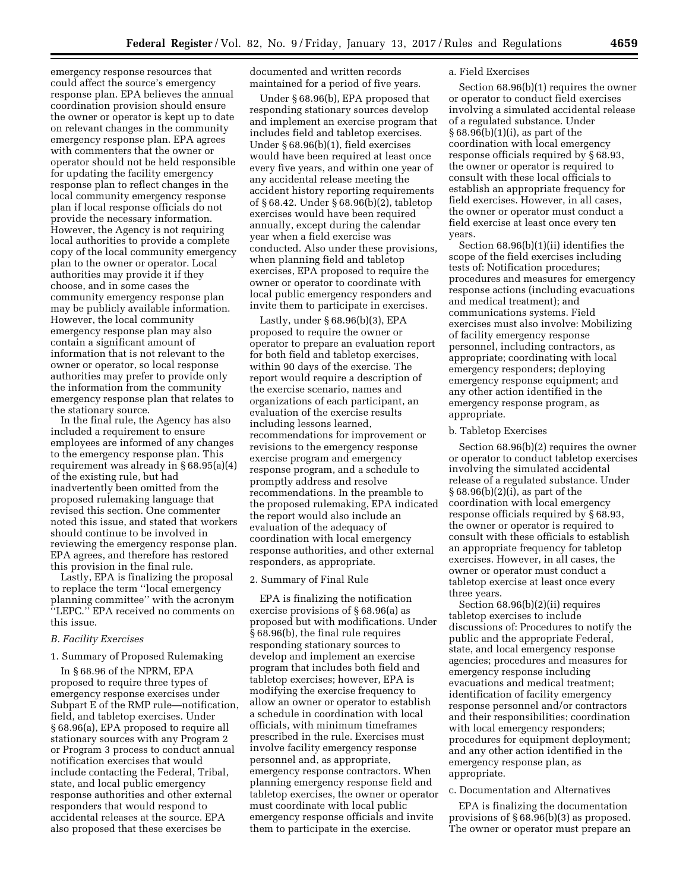emergency response resources that could affect the source's emergency response plan. EPA believes the annual coordination provision should ensure the owner or operator is kept up to date on relevant changes in the community emergency response plan. EPA agrees with commenters that the owner or operator should not be held responsible for updating the facility emergency response plan to reflect changes in the local community emergency response plan if local response officials do not provide the necessary information. However, the Agency is not requiring local authorities to provide a complete copy of the local community emergency plan to the owner or operator. Local authorities may provide it if they choose, and in some cases the community emergency response plan may be publicly available information. However, the local community emergency response plan may also contain a significant amount of information that is not relevant to the owner or operator, so local response authorities may prefer to provide only the information from the community emergency response plan that relates to the stationary source.

In the final rule, the Agency has also included a requirement to ensure employees are informed of any changes to the emergency response plan. This requirement was already in § 68.95(a)(4) of the existing rule, but had inadvertently been omitted from the proposed rulemaking language that revised this section. One commenter noted this issue, and stated that workers should continue to be involved in reviewing the emergency response plan. EPA agrees, and therefore has restored this provision in the final rule.

Lastly, EPA is finalizing the proposal to replace the term ''local emergency planning committee'' with the acronym ''LEPC.'' EPA received no comments on this issue.

### *B. Facility Exercises*

1. Summary of Proposed Rulemaking

In § 68.96 of the NPRM, EPA proposed to require three types of emergency response exercises under Subpart E of the RMP rule—notification, field, and tabletop exercises. Under § 68.96(a), EPA proposed to require all stationary sources with any Program 2 or Program 3 process to conduct annual notification exercises that would include contacting the Federal, Tribal, state, and local public emergency response authorities and other external responders that would respond to accidental releases at the source. EPA also proposed that these exercises be documented and written records maintained for a period of five years.

Under § 68.96(b), EPA proposed that responding stationary sources develop and implement an exercise program that includes field and tabletop exercises. Under § 68.96(b)(1), field exercises would have been required at least once every five years, and within one year of any accidental release meeting the accident history reporting requirements of § 68.42. Under § 68.96(b)(2), tabletop exercises would have been required annually, except during the calendar year when a field exercise was conducted. Also under these provisions, when planning field and tabletop exercises, EPA proposed to require the owner or operator to coordinate with local public emergency responders and invite them to participate in exercises.

Lastly, under § 68.96(b)(3), EPA proposed to require the owner or operator to prepare an evaluation report for both field and tabletop exercises, within 90 days of the exercise. The report would require a description of the exercise scenario, names and organizations of each participant, an evaluation of the exercise results including lessons learned, recommendations for improvement or revisions to the emergency response exercise program and emergency response program, and a schedule to promptly address and resolve recommendations. In the preamble to the proposed rulemaking, EPA indicated the report would also include an evaluation of the adequacy of coordination with local emergency response authorities, and other external responders, as appropriate.

2. Summary of Final Rule

EPA is finalizing the notification exercise provisions of § 68.96(a) as proposed but with modifications. Under § 68.96(b), the final rule requires responding stationary sources to develop and implement an exercise program that includes both field and tabletop exercises; however, EPA is modifying the exercise frequency to allow an owner or operator to establish a schedule in coordination with local officials, with minimum timeframes prescribed in the rule. Exercises must involve facility emergency response personnel and, as appropriate, emergency response contractors. When planning emergency response field and tabletop exercises, the owner or operator must coordinate with local public emergency response officials and invite them to participate in the exercise.

a. Field Exercises

Section 68.96(b)(1) requires the owner or operator to conduct field exercises involving a simulated accidental release of a regulated substance. Under § 68.96(b)(1)(i), as part of the coordination with local emergency response officials required by § 68.93, the owner or operator is required to consult with these local officials to establish an appropriate frequency for field exercises. However, in all cases, the owner or operator must conduct a field exercise at least once every ten years.

Section 68.96(b)(1)(ii) identifies the scope of the field exercises including tests of: Notification procedures; procedures and measures for emergency response actions (including evacuations and medical treatment); and communications systems. Field exercises must also involve: Mobilizing of facility emergency response personnel, including contractors, as appropriate; coordinating with local emergency responders; deploying emergency response equipment; and any other action identified in the emergency response program, as appropriate.

b. Tabletop Exercises

Section 68.96(b)(2) requires the owner or operator to conduct tabletop exercises involving the simulated accidental release of a regulated substance. Under § 68.96(b)(2)(i), as part of the coordination with local emergency response officials required by § 68.93, the owner or operator is required to consult with these officials to establish an appropriate frequency for tabletop exercises. However, in all cases, the owner or operator must conduct a tabletop exercise at least once every three years.

Section 68.96(b)(2)(ii) requires tabletop exercises to include discussions of: Procedures to notify the public and the appropriate Federal, state, and local emergency response agencies; procedures and measures for emergency response including evacuations and medical treatment; identification of facility emergency response personnel and/or contractors and their responsibilities; coordination with local emergency responders; procedures for equipment deployment; and any other action identified in the emergency response plan, as appropriate.

c. Documentation and Alternatives

EPA is finalizing the documentation provisions of § 68.96(b)(3) as proposed. The owner or operator must prepare an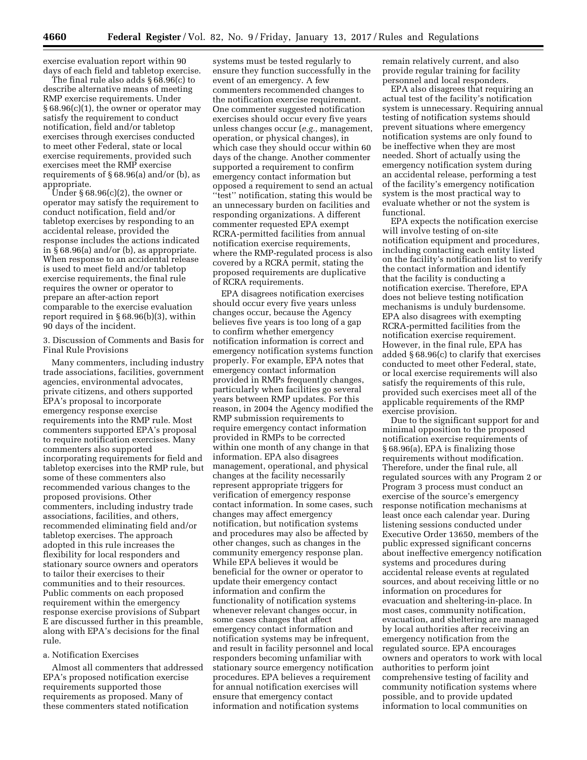exercise evaluation report within 90 days of each field and tabletop exercise.

The final rule also adds § 68.96(c) to describe alternative means of meeting RMP exercise requirements. Under § 68.96(c)(1), the owner or operator may satisfy the requirement to conduct notification, field and/or tabletop exercises through exercises conducted to meet other Federal, state or local exercise requirements, provided such exercises meet the RMP exercise requirements of § 68.96(a) and/or (b), as appropriate.

Under § 68.96(c)(2), the owner or operator may satisfy the requirement to conduct notification, field and/or tabletop exercises by responding to an accidental release, provided the response includes the actions indicated in § 68.96(a) and/or (b), as appropriate. When response to an accidental release is used to meet field and/or tabletop exercise requirements, the final rule requires the owner or operator to prepare an after-action report comparable to the exercise evaluation report required in § 68.96(b)(3), within 90 days of the incident.

3. Discussion of Comments and Basis for Final Rule Provisions

Many commenters, including industry trade associations, facilities, government agencies, environmental advocates, private citizens, and others supported EPA's proposal to incorporate emergency response exercise requirements into the RMP rule. Most commenters supported EPA's proposal to require notification exercises. Many commenters also supported incorporating requirements for field and tabletop exercises into the RMP rule, but some of these commenters also recommended various changes to the proposed provisions. Other commenters, including industry trade associations, facilities, and others, recommended eliminating field and/or tabletop exercises. The approach adopted in this rule increases the flexibility for local responders and stationary source owners and operators to tailor their exercises to their communities and to their resources. Public comments on each proposed requirement within the emergency response exercise provisions of Subpart E are discussed further in this preamble, along with EPA's decisions for the final rule.

a. Notification Exercises

Almost all commenters that addressed EPA's proposed notification exercise requirements supported those requirements as proposed. Many of these commenters stated notification systems must be tested regularly to ensure they function successfully in the event of an emergency. A few commenters recommended changes to the notification exercise requirement. One commenter suggested notification exercises should occur every five years unless changes occur (*e.g.,* management, operation, or physical changes), in which case they should occur within 60 days of the change. Another commenter supported a requirement to confirm emergency contact information but opposed a requirement to send an actual "test" notification, stating this would be an unnecessary burden on facilities and responding organizations. A different commenter requested EPA exempt RCRA-permitted facilities from annual notification exercise requirements, where the RMP-regulated process is also covered by a RCRA permit, stating the proposed requirements are duplicative of RCRA requirements.

EPA disagrees notification exercises should occur every five years unless changes occur, because the Agency believes five years is too long of a gap to confirm whether emergency notification information is correct and emergency notification systems function properly. For example, EPA notes that emergency contact information provided in RMPs frequently changes, particularly when facilities go several years between RMP updates. For this reason, in 2004 the Agency modified the RMP submission requirements to require emergency contact information provided in RMPs to be corrected within one month of any change in that information. EPA also disagrees management, operational, and physical changes at the facility necessarily represent appropriate triggers for verification of emergency response contact information. In some cases, such changes may affect emergency notification, but notification systems and procedures may also be affected by other changes, such as changes in the community emergency response plan. While EPA believes it would be beneficial for the owner or operator to update their emergency contact information and confirm the functionality of notification systems whenever relevant changes occur, in some cases changes that affect emergency contact information and notification systems may be infrequent, and result in facility personnel and local responders becoming unfamiliar with stationary source emergency notification procedures. EPA believes a requirement for annual notification exercises will ensure that emergency contact information and notification systems remain relatively current, and also provide regular training for facility personnel and local responders.

EPA also disagrees that requiring an actual test of the facility's notification system is unnecessary. Requiring annual testing of notification systems should prevent situations where emergency notification systems are only found to be ineffective when they are most needed. Short of actually using the emergency notification system during an accidental release, performing a test of the facility's emergency notification system is the most practical way to evaluate whether or not the system is functional.

EPA expects the notification exercise will involve testing of on-site notification equipment and procedures, including contacting each entity listed on the facility's notification list to verify the contact information and identify that the facility is conducting a notification exercise. Therefore, EPA does not believe testing notification mechanisms is unduly burdensome. EPA also disagrees with exempting RCRA-permitted facilities from the notification exercise requirement. However, in the final rule, EPA has added § 68.96(c) to clarify that exercises conducted to meet other Federal, state, or local exercise requirements will also satisfy the requirements of this rule, provided such exercises meet all of the applicable requirements of the RMP exercise provision.

Due to the significant support for and minimal opposition to the proposed notification exercise requirements of § 68.96(a), EPA is finalizing those requirements without modification. Therefore, under the final rule, all regulated sources with any Program 2 or Program 3 process must conduct an exercise of the source's emergency response notification mechanisms at least once each calendar year. During listening sessions conducted under Executive Order 13650, members of the public expressed significant concerns about ineffective emergency notification systems and procedures during accidental release events at regulated sources, and about receiving little or no information on procedures for evacuation and sheltering-in-place. In most cases, community notification, evacuation, and sheltering are managed by local authorities after receiving an emergency notification from the regulated source. EPA encourages owners and operators to work with local authorities to perform joint comprehensive testing of facility and community notification systems where possible, and to provide updated information to local communities on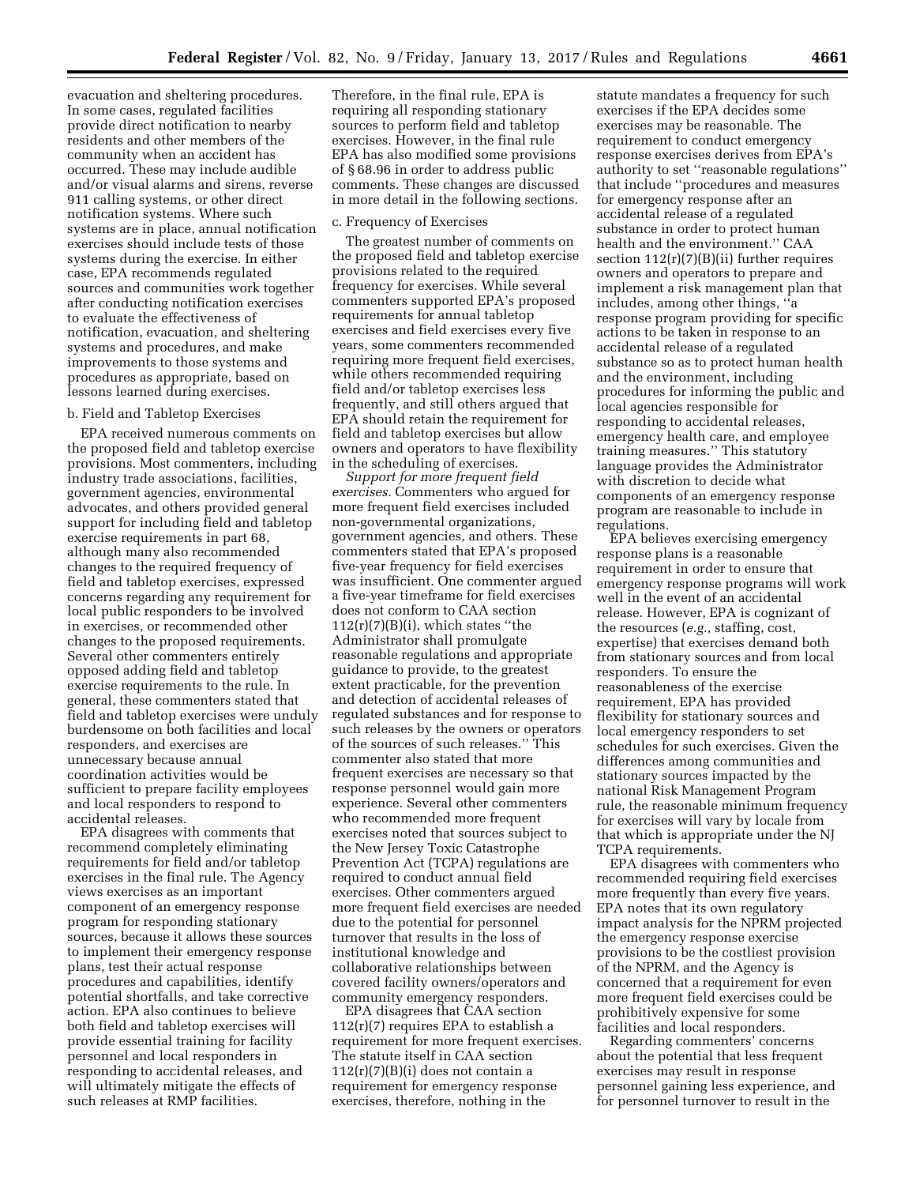evacuation and sheltering procedures. In some cases, regulated facilities provide direct notification to nearby residents and other members of the community when an accident has occurred. These may include audible and/or visual alarms and sirens, reverse 911 calling systems, or other direct notification systems. Where such systems are in place, annual notification exercises should include tests of those systems during the exercise. In either case, EPA recommends regulated sources and communities work together after conducting notification exercises to evaluate the effectiveness of notification, evacuation, and sheltering systems and procedures, and make improvements to those systems and procedures as appropriate, based on lessons learned during exercises.

b. Field and Tabletop Exercises

EPA received numerous comments on the proposed field and tabletop exercise provisions. Most commenters, including industry trade associations, facilities, government agencies, environmental advocates, and others provided general support for including field and tabletop exercise requirements in part 68, although many also recommended changes to the required frequency of field and tabletop exercises, expressed concerns regarding any requirement for local public responders to be involved in exercises, or recommended other changes to the proposed requirements. Several other commenters entirely opposed adding field and tabletop exercise requirements to the rule. In general, these commenters stated that field and tabletop exercises were unduly burdensome on both facilities and local responders, and exercises are unnecessary because annual coordination activities would be sufficient to prepare facility employees and local responders to respond to accidental releases.

EPA disagrees with comments that recommend completely eliminating requirements for field and/or tabletop exercises in the final rule. The Agency views exercises as an important component of an emergency response program for responding stationary sources, because it allows these sources to implement their emergency response plans, test their actual response procedures and capabilities, identify potential shortfalls, and take corrective action. EPA also continues to believe both field and tabletop exercises will provide essential training for facility personnel and local responders in responding to accidental releases, and will ultimately mitigate the effects of such releases at RMP facilities.

Therefore, in the final rule, EPA is requiring all responding stationary sources to perform field and tabletop exercises. However, in the final rule EPA has also modified some provisions of § 68.96 in order to address public comments. These changes are discussed in more detail in the following sections.

c. Frequency of Exercises

The greatest number of comments on the proposed field and tabletop exercise provisions related to the required frequency for exercises. While several commenters supported EPA's proposed requirements for annual tabletop exercises and field exercises every five years, some commenters recommended requiring more frequent field exercises, while others recommended requiring field and/or tabletop exercises less frequently, and still others argued that EPA should retain the requirement for field and tabletop exercises but allow owners and operators to have flexibility in the scheduling of exercises.

*Support for more frequent field exercises.* Commenters who argued for more frequent field exercises included non-governmental organizations, government agencies, and others. These commenters stated that EPA's proposed five-year frequency for field exercises was insufficient. One commenter argued a five-year timeframe for field exercises does not conform to CAA section 112(r)(7)(B)(i), which states ''the Administrator shall promulgate reasonable regulations and appropriate guidance to provide, to the greatest extent practicable, for the prevention and detection of accidental releases of regulated substances and for response to such releases by the owners or operators of the sources of such releases.'' This commenter also stated that more frequent exercises are necessary so that response personnel would gain more experience. Several other commenters who recommended more frequent exercises noted that sources subject to the New Jersey Toxic Catastrophe Prevention Act (TCPA) regulations are required to conduct annual field exercises. Other commenters argued more frequent field exercises are needed due to the potential for personnel turnover that results in the loss of institutional knowledge and collaborative relationships between covered facility owners/operators and community emergency responders.

EPA disagrees that CAA section 112(r)(7) requires EPA to establish a requirement for more frequent exercises. The statute itself in CAA section 112(r)(7)(B)(i) does not contain a requirement for emergency response exercises, therefore, nothing in the statute mandates a frequency for such exercises if the EPA decides some exercises may be reasonable. The requirement to conduct emergency response exercises derives from EPA's authority to set ''reasonable regulations'' that include ''procedures and measures for emergency response after an accidental release of a regulated substance in order to protect human health and the environment.'' CAA section 112(r)(7)(B)(ii) further requires owners and operators to prepare and implement a risk management plan that includes, among other things, ''a response program providing for specific actions to be taken in response to an accidental release of a regulated substance so as to protect human health and the environment, including procedures for informing the public and local agencies responsible for responding to accidental releases, emergency health care, and employee training measures.'' This statutory language provides the Administrator with discretion to decide what components of an emergency response program are reasonable to include in regulations.

EPA believes exercising emergency response plans is a reasonable requirement in order to ensure that emergency response programs will work well in the event of an accidental release. However, EPA is cognizant of the resources (*e.g.,* staffing, cost, expertise) that exercises demand both from stationary sources and from local responders. To ensure the reasonableness of the exercise requirement, EPA has provided flexibility for stationary sources and local emergency responders to set schedules for such exercises. Given the differences among communities and stationary sources impacted by the national Risk Management Program rule, the reasonable minimum frequency for exercises will vary by locale from that which is appropriate under the NJ TCPA requirements.

EPA disagrees with commenters who recommended requiring field exercises more frequently than every five years. EPA notes that its own regulatory impact analysis for the NPRM projected the emergency response exercise provisions to be the costliest provision of the NPRM, and the Agency is concerned that a requirement for even more frequent field exercises could be prohibitively expensive for some facilities and local responders.

Regarding commenters' concerns about the potential that less frequent exercises may result in response personnel gaining less experience, and for personnel turnover to result in the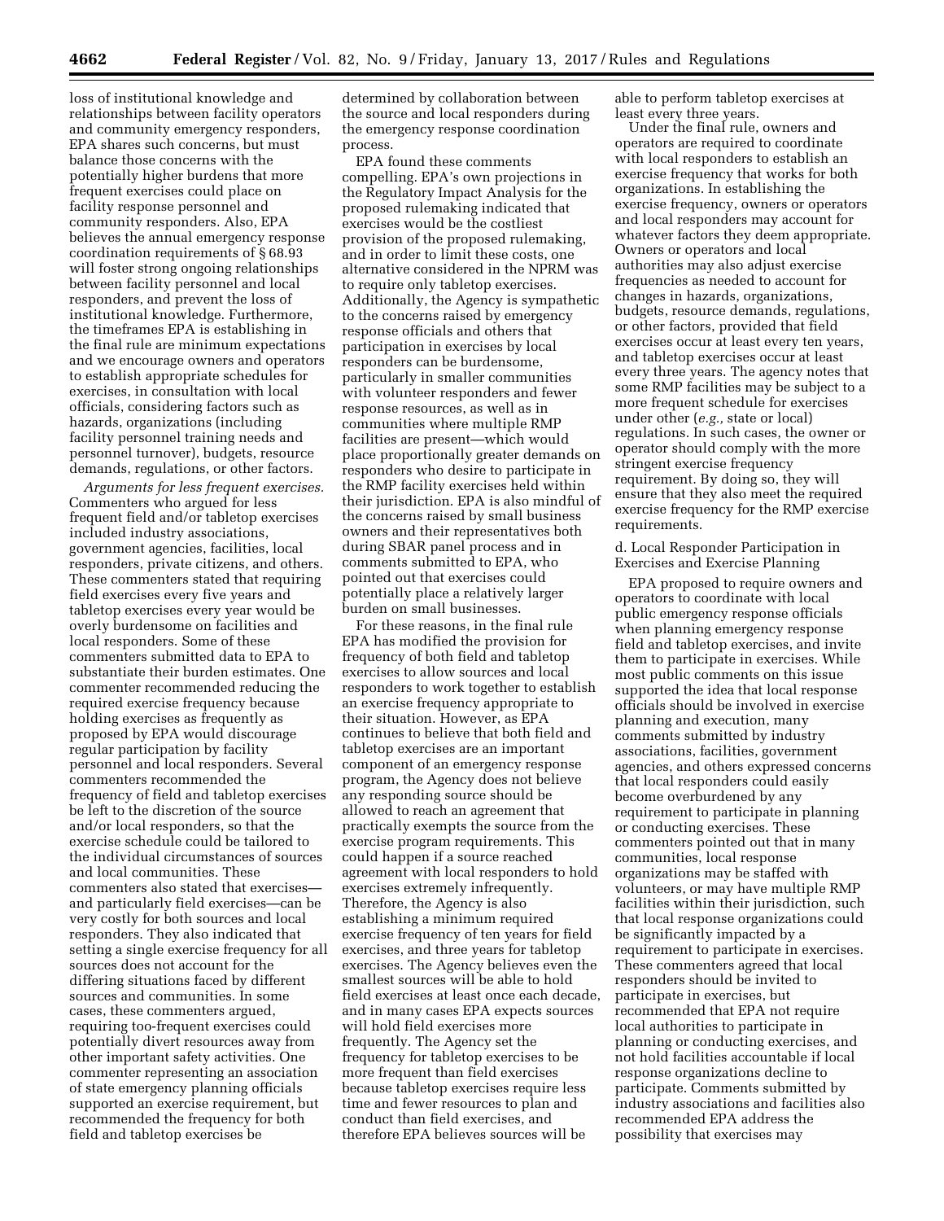loss of institutional knowledge and relationships between facility operators and community emergency responders, EPA shares such concerns, but must balance those concerns with the potentially higher burdens that more frequent exercises could place on facility response personnel and community responders. Also, EPA believes the annual emergency response coordination requirements of § 68.93 will foster strong ongoing relationships between facility personnel and local responders, and prevent the loss of institutional knowledge. Furthermore, the timeframes EPA is establishing in the final rule are minimum expectations and we encourage owners and operators to establish appropriate schedules for exercises, in consultation with local officials, considering factors such as hazards, organizations (including facility personnel training needs and personnel turnover), budgets, resource demands, regulations, or other factors.

*Arguments for less frequent exercises.* Commenters who argued for less frequent field and/or tabletop exercises included industry associations, government agencies, facilities, local responders, private citizens, and others. These commenters stated that requiring field exercises every five years and tabletop exercises every year would be overly burdensome on facilities and local responders. Some of these commenters submitted data to EPA to substantiate their burden estimates. One commenter recommended reducing the required exercise frequency because holding exercises as frequently as proposed by EPA would discourage regular participation by facility personnel and local responders. Several commenters recommended the frequency of field and tabletop exercises be left to the discretion of the source and/or local responders, so that the exercise schedule could be tailored to the individual circumstances of sources and local communities. These commenters also stated that exercises—and particularly field exercises—can be very costly for both sources and local responders. They also indicated that setting a single exercise frequency for all sources does not account for the differing situations faced by different sources and communities. In some cases, these commenters argued, requiring too-frequent exercises could potentially divert resources away from other important safety activities. One commenter representing an association of state emergency planning officials supported an exercise requirement, but recommended the frequency for both field and tabletop exercises be determined by collaboration between the source and local responders during the emergency response coordination process.

EPA found these comments compelling. EPA's own projections in the Regulatory Impact Analysis for the proposed rulemaking indicated that exercises would be the costliest provision of the proposed rulemaking, and in order to limit these costs, one alternative considered in the NPRM was to require only tabletop exercises. Additionally, the Agency is sympathetic to the concerns raised by emergency response officials and others that participation in exercises by local responders can be burdensome, particularly in smaller communities with volunteer responders and fewer response resources, as well as in communities where multiple RMP facilities are present—which would place proportionally greater demands on responders who desire to participate in the RMP facility exercises held within their jurisdiction. EPA is also mindful of the concerns raised by small business owners and their representatives both during SBAR panel process and in comments submitted to EPA, who pointed out that exercises could potentially place a relatively larger burden on small businesses.

For these reasons, in the final rule EPA has modified the provision for frequency of both field and tabletop exercises to allow sources and local responders to work together to establish an exercise frequency appropriate to their situation. However, as EPA continues to believe that both field and tabletop exercises are an important component of an emergency response program, the Agency does not believe any responding source should be allowed to reach an agreement that practically exempts the source from the exercise program requirements. This could happen if a source reached agreement with local responders to hold exercises extremely infrequently. Therefore, the Agency is also establishing a minimum required exercise frequency of ten years for field exercises, and three years for tabletop exercises. The Agency believes even the smallest sources will be able to hold field exercises at least once each decade, and in many cases EPA expects sources will hold field exercises more frequently. The Agency set the frequency for tabletop exercises to be more frequent than field exercises because tabletop exercises require less time and fewer resources to plan and conduct than field exercises, and therefore EPA believes sources will be able to perform tabletop exercises at least every three years.

Under the final rule, owners and operators are required to coordinate with local responders to establish an exercise frequency that works for both organizations. In establishing the exercise frequency, owners or operators and local responders may account for whatever factors they deem appropriate. Owners or operators and local authorities may also adjust exercise frequencies as needed to account for changes in hazards, organizations, budgets, resource demands, regulations, or other factors, provided that field exercises occur at least every ten years, and tabletop exercises occur at least every three years. The agency notes that some RMP facilities may be subject to a more frequent schedule for exercises under other (*e.g.,* state or local) regulations. In such cases, the owner or operator should comply with the more stringent exercise frequency requirement. By doing so, they will ensure that they also meet the required exercise frequency for the RMP exercise requirements.

d. Local Responder Participation in Exercises and Exercise Planning

EPA proposed to require owners and operators to coordinate with local public emergency response officials when planning emergency response field and tabletop exercises, and invite them to participate in exercises. While most public comments on this issue supported the idea that local response officials should be involved in exercise planning and execution, many comments submitted by industry associations, facilities, government agencies, and others expressed concerns that local responders could easily become overburdened by any requirement to participate in planning or conducting exercises. These commenters pointed out that in many communities, local response organizations may be staffed with volunteers, or may have multiple RMP facilities within their jurisdiction, such that local response organizations could be significantly impacted by a requirement to participate in exercises. These commenters agreed that local responders should be invited to participate in exercises, but recommended that EPA not require local authorities to participate in planning or conducting exercises, and not hold facilities accountable if local response organizations decline to participate. Comments submitted by industry associations and facilities also recommended EPA address the possibility that exercises may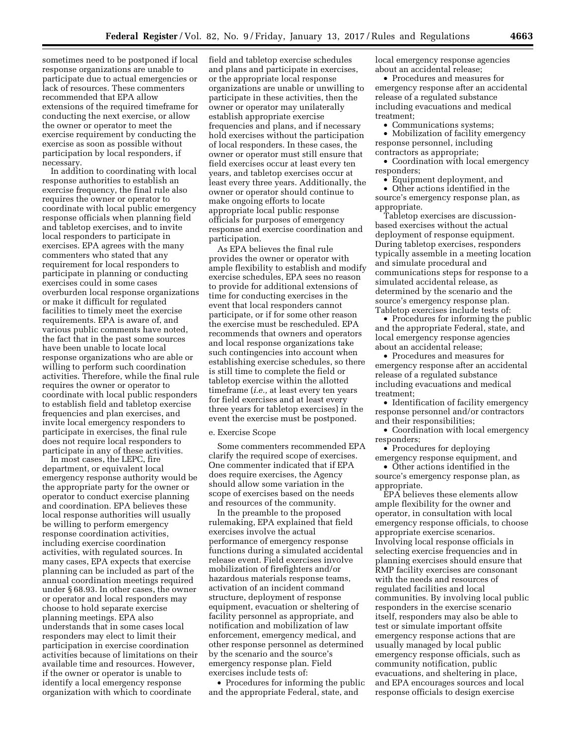sometimes need to be postponed if local response organizations are unable to participate due to actual emergencies or lack of resources. These commenters recommended that EPA allow extensions of the required timeframe for conducting the next exercise, or allow the owner or operator to meet the exercise requirement by conducting the exercise as soon as possible without participation by local responders, if necessary.

In addition to coordinating with local response authorities to establish an exercise frequency, the final rule also requires the owner or operator to coordinate with local public emergency response officials when planning field and tabletop exercises, and to invite local responders to participate in exercises. EPA agrees with the many commenters who stated that any requirement for local responders to participate in planning or conducting exercises could in some cases overburden local response organizations or make it difficult for regulated facilities to timely meet the exercise requirements. EPA is aware of, and various public comments have noted, the fact that in the past some sources have been unable to locate local response organizations who are able or willing to perform such coordination activities. Therefore, while the final rule requires the owner or operator to coordinate with local public responders to establish field and tabletop exercise frequencies and plan exercises, and invite local emergency responders to participate in exercises, the final rule does not require local responders to participate in any of these activities.

In most cases, the LEPC, fire department, or equivalent local emergency response authority would be the appropriate party for the owner or operator to conduct exercise planning and coordination. EPA believes these local response authorities will usually be willing to perform emergency response coordination activities, including exercise coordination activities, with regulated sources. In many cases, EPA expects that exercise planning can be included as part of the annual coordination meetings required under § 68.93. In other cases, the owner or operator and local responders may choose to hold separate exercise planning meetings. EPA also understands that in some cases local responders may elect to limit their participation in exercise coordination activities because of limitations on their available time and resources. However, if the owner or operator is unable to identify a local emergency response organization with which to coordinate field and tabletop exercise schedules and plans and participate in exercises, or the appropriate local response organizations are unable or unwilling to participate in these activities, then the owner or operator may unilaterally establish appropriate exercise frequencies and plans, and if necessary hold exercises without the participation of local responders. In these cases, the owner or operator must still ensure that field exercises occur at least every ten years, and tabletop exercises occur at least every three years. Additionally, the owner or operator should continue to make ongoing efforts to locate appropriate local public response officials for purposes of emergency response and exercise coordination and participation.

As EPA believes the final rule provides the owner or operator with ample flexibility to establish and modify exercise schedules, EPA sees no reason to provide for additional extensions of time for conducting exercises in the event that local responders cannot participate, or if for some other reason the exercise must be rescheduled. EPA recommends that owners and operators and local response organizations take such contingencies into account when establishing exercise schedules, so there is still time to complete the field or tabletop exercise within the allotted timeframe (*i.e.,* at least every ten years for field exercises and at least every three years for tabletop exercises) in the event the exercise must be postponed.

e. Exercise Scope

Some commenters recommended EPA clarify the required scope of exercises. One commenter indicated that if EPA does require exercises, the Agency should allow some variation in the scope of exercises based on the needs and resources of the community.

In the preamble to the proposed rulemaking, EPA explained that field exercises involve the actual performance of emergency response functions during a simulated accidental release event. Field exercises involve mobilization of firefighters and/or hazardous materials response teams, activation of an incident command structure, deployment of response equipment, evacuation or sheltering of facility personnel as appropriate, and notification and mobilization of law enforcement, emergency medical, and other response personnel as determined by the scenario and the source's emergency response plan. Field exercises include tests of:

- Procedures for informing the public and the appropriate Federal, state, and local emergency response agencies about an accidental release;
- Procedures and measures for emergency response after an accidental release of a regulated substance including evacuations and medical treatment;
- Communications systems;
- Mobilization of facility emergency response personnel, including contractors as appropriate;
- Coordination with local emergency responders;
- Equipment deployment, and
- Other actions identified in the source's emergency response plan, as appropriate.

Tabletop exercises are discussion-based exercises without the actual deployment of response equipment. During tabletop exercises, responders typically assemble in a meeting location and simulate procedural and communications steps for response to a simulated accidental release, as determined by the scenario and the source's emergency response plan. Tabletop exercises include tests of:

- Procedures for informing the public and the appropriate Federal, state, and local emergency response agencies about an accidental release;
- Procedures and measures for emergency response after an accidental release of a regulated substance including evacuations and medical treatment;
- Identification of facility emergency response personnel and/or contractors and their responsibilities;
- Coordination with local emergency responders;
- Procedures for deploying emergency response equipment, and
- Other actions identified in the source's emergency response plan, as appropriate.

EPA believes these elements allow ample flexibility for the owner and operator, in consultation with local emergency response officials, to choose appropriate exercise scenarios. Involving local response officials in selecting exercise frequencies and in planning exercises should ensure that RMP facility exercises are consonant with the needs and resources of regulated facilities and local communities. By involving local public responders in the exercise scenario itself, responders may also be able to test or simulate important offsite emergency response actions that are usually managed by local public emergency response officials, such as community notification, public evacuations, and sheltering in place, and EPA encourages sources and local response officials to design exercise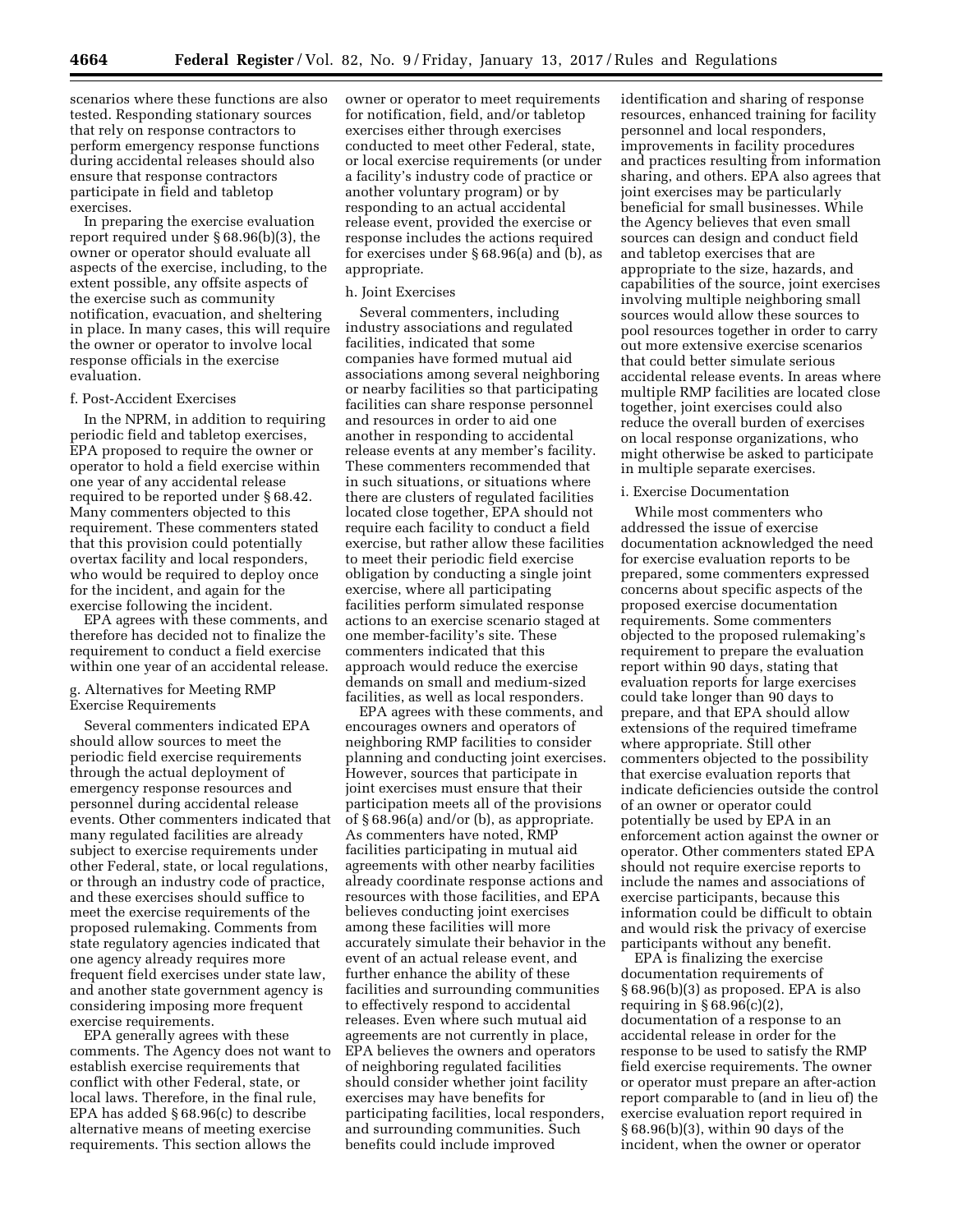scenarios where these functions are also tested. Responding stationary sources that rely on response contractors to perform emergency response functions during accidental releases should also ensure that response contractors participate in field and tabletop exercises.

In preparing the exercise evaluation report required under § 68.96(b)(3), the owner or operator should evaluate all aspects of the exercise, including, to the extent possible, any offsite aspects of the exercise such as community notification, evacuation, and sheltering in place. In many cases, this will require the owner or operator to involve local response officials in the exercise evaluation.

f. Post-Accident Exercises

In the NPRM, in addition to requiring periodic field and tabletop exercises, EPA proposed to require the owner or operator to hold a field exercise within one year of any accidental release required to be reported under § 68.42. Many commenters objected to this requirement. These commenters stated that this provision could potentially overtax facility and local responders, who would be required to deploy once for the incident, and again for the exercise following the incident.

EPA agrees with these comments, and therefore has decided not to finalize the requirement to conduct a field exercise within one year of an accidental release.

g. Alternatives for Meeting RMP Exercise Requirements

Several commenters indicated EPA should allow sources to meet the periodic field exercise requirements through the actual deployment of emergency response resources and personnel during accidental release events. Other commenters indicated that many regulated facilities are already subject to exercise requirements under other Federal, state, or local regulations, or through an industry code of practice, and these exercises should suffice to meet the exercise requirements of the proposed rulemaking. Comments from state regulatory agencies indicated that one agency already requires more frequent field exercises under state law, and another state government agency is considering imposing more frequent exercise requirements.

EPA generally agrees with these comments. The Agency does not want to establish exercise requirements that conflict with other Federal, state, or local laws. Therefore, in the final rule, EPA has added § 68.96(c) to describe alternative means of meeting exercise requirements. This section allows the owner or operator to meet requirements for notification, field, and/or tabletop exercises either through exercises conducted to meet other Federal, state, or local exercise requirements (or under a facility's industry code of practice or another voluntary program) or by responding to an actual accidental release event, provided the exercise or response includes the actions required for exercises under § 68.96(a) and (b), as appropriate.

h. Joint Exercises

Several commenters, including industry associations and regulated facilities, indicated that some companies have formed mutual aid associations among several neighboring or nearby facilities so that participating facilities can share response personnel and resources in order to aid one another in responding to accidental release events at any member's facility. These commenters recommended that in such situations, or situations where there are clusters of regulated facilities located close together, EPA should not require each facility to conduct a field exercise, but rather allow these facilities to meet their periodic field exercise obligation by conducting a single joint exercise, where all participating facilities perform simulated response actions to an exercise scenario staged at one member-facility's site. These commenters indicated that this approach would reduce the exercise demands on small and medium-sized facilities, as well as local responders.

EPA agrees with these comments, and encourages owners and operators of neighboring RMP facilities to consider planning and conducting joint exercises. However, sources that participate in joint exercises must ensure that their participation meets all of the provisions of § 68.96(a) and/or (b), as appropriate. As commenters have noted, RMP facilities participating in mutual aid agreements with other nearby facilities already coordinate response actions and resources with those facilities, and EPA believes conducting joint exercises among these facilities will more accurately simulate their behavior in the event of an actual release event, and further enhance the ability of these facilities and surrounding communities to effectively respond to accidental releases. Even where such mutual aid agreements are not currently in place, EPA believes the owners and operators of neighboring regulated facilities should consider whether joint facility exercises may have benefits for participating facilities, local responders, and surrounding communities. Such benefits could include improved identification and sharing of response resources, enhanced training for facility personnel and local responders, improvements in facility procedures and practices resulting from information sharing, and others. EPA also agrees that joint exercises may be particularly beneficial for small businesses. While the Agency believes that even small sources can design and conduct field and tabletop exercises that are appropriate to the size, hazards, and capabilities of the source, joint exercises involving multiple neighboring small sources would allow these sources to pool resources together in order to carry out more extensive exercise scenarios that could better simulate serious accidental release events. In areas where multiple RMP facilities are located close together, joint exercises could also reduce the overall burden of exercises on local response organizations, who might otherwise be asked to participate in multiple separate exercises.

i. Exercise Documentation

While most commenters who addressed the issue of exercise documentation acknowledged the need for exercise evaluation reports to be prepared, some commenters expressed concerns about specific aspects of the proposed exercise documentation requirements. Some commenters objected to the proposed rulemaking's requirement to prepare the evaluation report within 90 days, stating that evaluation reports for large exercises could take longer than 90 days to prepare, and that EPA should allow extensions of the required timeframe where appropriate. Still other commenters objected to the possibility that exercise evaluation reports that indicate deficiencies outside the control of an owner or operator could potentially be used by EPA in an enforcement action against the owner or operator. Other commenters stated EPA should not require exercise reports to include the names and associations of exercise participants, because this information could be difficult to obtain and would risk the privacy of exercise participants without any benefit.

EPA is finalizing the exercise documentation requirements of § 68.96(b)(3) as proposed. EPA is also requiring in § 68.96(c)(2), documentation of a response to an accidental release in order for the response to be used to satisfy the RMP field exercise requirements. The owner or operator must prepare an after-action report comparable to (and in lieu of) the exercise evaluation report required in § 68.96(b)(3), within 90 days of the incident, when the owner or operator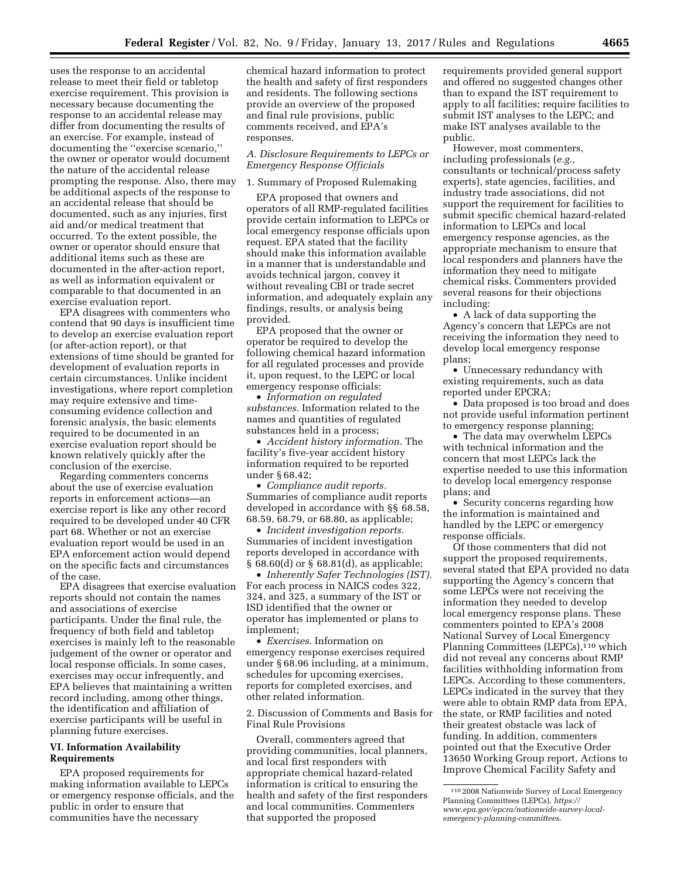uses the response to an accidental release to meet their field or tabletop exercise requirement. This provision is necessary because documenting the response to an accidental release may differ from documenting the results of an exercise. For example, instead of documenting the ''exercise scenario,'' the owner or operator would document the nature of the accidental release prompting the response. Also, there may be additional aspects of the response to an accidental release that should be documented, such as any injuries, first aid and/or medical treatment that occurred. To the extent possible, the owner or operator should ensure that additional items such as these are documented in the after-action report, as well as information equivalent or comparable to that documented in an exercise evaluation report.

EPA disagrees with commenters who contend that 90 days is insufficient time to develop an exercise evaluation report (or after-action report), or that extensions of time should be granted for development of evaluation reports in certain circumstances. Unlike incident investigations, where report completion may require extensive and time-consuming evidence collection and forensic analysis, the basic elements required to be documented in an exercise evaluation report should be known relatively quickly after the conclusion of the exercise.

Regarding commenters concerns about the use of exercise evaluation reports in enforcement actions—an exercise report is like any other record required to be developed under 40 CFR part 68. Whether or not an exercise evaluation report would be used in an EPA enforcement action would depend on the specific facts and circumstances of the case.

EPA disagrees that exercise evaluation reports should not contain the names and associations of exercise participants. Under the final rule, the frequency of both field and tabletop exercises is mainly left to the reasonable judgement of the owner or operator and local response officials. In some cases, exercises may occur infrequently, and EPA believes that maintaining a written record including, among other things, the identification and affiliation of exercise participants will be useful in planning future exercises.

## VI. Information Availability Requirements

EPA proposed requirements for making information available to LEPCs or emergency response officials, and the public in order to ensure that communities have the necessary chemical hazard information to protect the health and safety of first responders and residents. The following sections provide an overview of the proposed and final rule provisions, public comments received, and EPA's responses.

### A. Disclosure Requirements to LEPCs or Emergency Response Officials

1. Summary of Proposed Rulemaking

EPA proposed that owners and operators of all RMP-regulated facilities provide certain information to LEPCs or local emergency response officials upon request. EPA stated that the facility should make this information available in a manner that is understandable and avoids technical jargon, convey it without revealing CBI or trade secret information, and adequately explain any findings, results, or analysis being provided.

EPA proposed that the owner or operator be required to develop the following chemical hazard information for all regulated processes and provide it, upon request, to the LEPC or local emergency response officials:

- *Information on regulated substances.* Information related to the names and quantities of regulated substances held in a process;
- *Accident history information.* The facility's five-year accident history information required to be reported under § 68.42;
- *Compliance audit reports.* Summaries of compliance audit reports developed in accordance with §§ 68.58, 68.59, 68.79, or 68.80, as applicable;
- *Incident investigation reports.* Summaries of incident investigation reports developed in accordance with § 68.60(d) or § 68.81(d), as applicable;
- *Inherently Safer Technologies (IST).* For each process in NAICS codes 322, 324, and 325, a summary of the IST or ISD identified that the owner or operator has implemented or plans to implement;
- *Exercises.* Information on emergency response exercises required under § 68.96 including, at a minimum, schedules for upcoming exercises, reports for completed exercises, and other related information.

2. Discussion of Comments and Basis for Final Rule Provisions

Overall, commenters agreed that providing communities, local planners, and local first responders with appropriate chemical hazard-related information is critical to ensuring the health and safety of the first responders and local communities. Commenters that supported the proposed requirements provided general support and offered no suggested changes other than to expand the IST requirement to apply to all facilities; require facilities to submit IST analyses to the LEPC; and make IST analyses available to the public.

However, most commenters, including professionals (*e.g.,* consultants or technical/process safety experts), state agencies, facilities, and industry trade associations, did not support the requirement for facilities to submit specific chemical hazard-related information to LEPCs and local emergency response agencies, as the appropriate mechanism to ensure that local responders and planners have the information they need to mitigate chemical risks. Commenters provided several reasons for their objections including:

- A lack of data supporting the Agency's concern that LEPCs are not receiving the information they need to develop local emergency response plans;
- Unnecessary redundancy with existing requirements, such as data reported under EPCRA;
- Data proposed is too broad and does not provide useful information pertinent to emergency response planning;
- The data may overwhelm LEPCs with technical information and the concern that most LEPCs lack the expertise needed to use this information to develop local emergency response plans; and
- Security concerns regarding how the information is maintained and handled by the LEPC or emergency response officials.

Of those commenters that did not support the proposed requirements, several stated that EPA provided no data supporting the Agency's concern that some LEPCs were not receiving the information they needed to develop local emergency response plans. These commenters pointed to EPA's 2008 National Survey of Local Emergency Planning Committees (LEPCs),[110] which did not reveal any concerns about RMP facilities withholding information from LEPCs. According to these commenters, LEPCs indicated in the survey that they were able to obtain RMP data from EPA, the state, or RMP facilities and noted their greatest obstacle was lack of funding. In addition, commenters pointed out that the Executive Order 13650 Working Group report, Actions to Improve Chemical Facility Safety and

[110] 2008 Nationwide Survey of Local Emergency Planning Committees (LEPCs). *https://www.epa.gov/epcra/nationwide-survey-local-emergency-planning-committees.*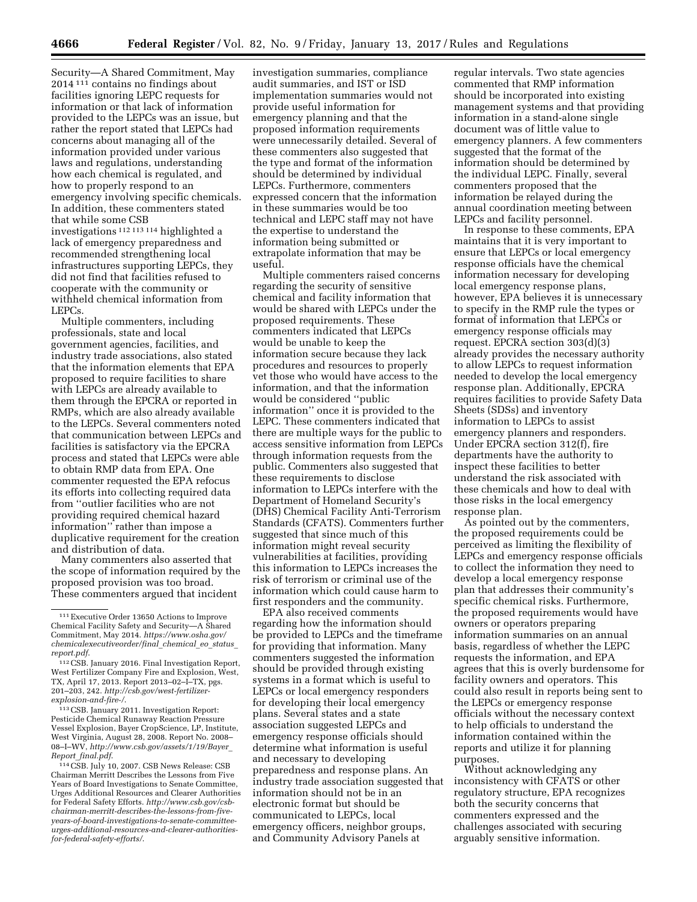Security—A Shared Commitment, May 2014 [111] contains no findings about facilities ignoring LEPC requests for information or that lack of information provided to the LEPCs was an issue, but rather the report stated that LEPCs had concerns about managing all of the information provided under various laws and regulations, understanding how each chemical is regulated, and how to properly respond to an emergency involving specific chemicals. In addition, these commenters stated that while some CSB investigations [112] [113] [114] highlighted a lack of emergency preparedness and recommended strengthening local infrastructures supporting LEPCs, they did not find that facilities refused to cooperate with the community or withheld chemical information from LEPCs.

Multiple commenters, including professionals, state and local government agencies, facilities, and industry trade associations, also stated that the information elements that EPA proposed to require facilities to share with LEPCs are already available to them through the EPCRA or reported in RMPs, which are also already available to the LEPCs. Several commenters noted that communication between LEPCs and facilities is satisfactory via the EPCRA process and stated that LEPCs were able to obtain RMP data from EPA. One commenter requested the EPA refocus its efforts into collecting required data from ''outlier facilities who are not providing required chemical hazard information'' rather than impose a duplicative requirement for the creation and distribution of data.

Many commenters also asserted that the scope of information required by the proposed provision was too broad. These commenters argued that incident investigation summaries, compliance audit summaries, and IST or ISD implementation summaries would not provide useful information for emergency planning and that the proposed information requirements were unnecessarily detailed. Several of these commenters also suggested that the type and format of the information should be determined by individual LEPCs. Furthermore, commenters expressed concern that the information in these summaries would be too technical and LEPC staff may not have the expertise to understand the information being submitted or extrapolate information that may be useful.

Multiple commenters raised concerns regarding the security of sensitive chemical and facility information that would be shared with LEPCs under the proposed requirements. These commenters indicated that LEPCs would be unable to keep the information secure because they lack procedures and resources to properly vet those who would have access to the information, and that the information would be considered ''public information'' once it is provided to the LEPC. These commenters indicated that there are multiple ways for the public to access sensitive information from LEPCs through information requests from the public. Commenters also suggested that these requirements to disclose information to LEPCs interfere with the Department of Homeland Security's (DHS) Chemical Facility Anti-Terrorism Standards (CFATS). Commenters further suggested that since much of this information might reveal security vulnerabilities at facilities, providing this information to LEPCs increases the risk of terrorism or criminal use of the information which could cause harm to first responders and the community.

EPA also received comments regarding how the information should be provided to LEPCs and the timeframe for providing that information. Many commenters suggested the information should be provided through existing systems in a format which is useful to LEPCs or local emergency responders for developing their local emergency plans. Several states and a state association suggested LEPCs and emergency response officials should determine what information is useful and necessary to developing preparedness and response plans. An industry trade association suggested that information should not be in an electronic format but should be communicated to LEPCs, local emergency officers, neighbor groups, and Community Advisory Panels at regular intervals. Two state agencies commented that RMP information should be incorporated into existing management systems and that providing information in a stand-alone single document was of little value to emergency planners. A few commenters suggested that the format of the information should be determined by the individual LEPC. Finally, several commenters proposed that the information be relayed during the annual coordination meeting between LEPCs and facility personnel.

In response to these comments, EPA maintains that it is very important to ensure that LEPCs or local emergency response officials have the chemical information necessary for developing local emergency response plans, however, EPA believes it is unnecessary to specify in the RMP rule the types or format of information that LEPCs or emergency response officials may request. EPCRA section 303(d)(3) already provides the necessary authority to allow LEPCs to request information needed to develop the local emergency response plan. Additionally, EPCRA requires facilities to provide Safety Data Sheets (SDSs) and inventory information to LEPCs to assist emergency planners and responders. Under EPCRA section 312(f), fire departments have the authority to inspect these facilities to better understand the risk associated with these chemicals and how to deal with those risks in the local emergency response plan.

As pointed out by the commenters, the proposed requirements could be perceived as limiting the flexibility of LEPCs and emergency response officials to collect the information they need to develop a local emergency response plan that addresses their community's specific chemical risks. Furthermore, the proposed requirements would have owners or operators preparing information summaries on an annual basis, regardless of whether the LEPC requests the information, and EPA agrees that this is overly burdensome for facility owners and operators. This could also result in reports being sent to the LEPCs or emergency response officials without the necessary context to help officials to understand the information contained within the reports and utilize it for planning purposes.

Without acknowledging any inconsistency with CFATS or other regulatory structure, EPA recognizes both the security concerns that commenters expressed and the challenges associated with securing arguably sensitive information.

---

[111] Executive Order 13650 Actions to Improve Chemical Facility Safety and Security—A Shared Commitment, May 2014. *https://www.osha.gov/chemicalexecutiveorder/final_chemical_eo_status_report.pdf*.

[112] CSB. January 2016. Final Investigation Report, West Fertilizer Company Fire and Explosion, West, TX, April 17, 2013. Report 2013–02–I–TX, pgs. 201–203, 242. *http://csb.gov/west-fertilizer-explosion-and-fire-/*.

[113] CSB. January 2011. Investigation Report: Pesticide Chemical Runaway Reaction Pressure Vessel Explosion, Bayer CropScience, LP, Institute, West Virginia, August 28, 2008. Report No. 2008–08–I–WV, *http://www.csb.gov/assets/1/19/Bayer_Report_final.pdf*.

[114] CSB. July 10, 2007. CSB News Release: CSB Chairman Merritt Describes the Lessons from Five Years of Board Investigations to Senate Committee, Urges Additional Resources and Clearer Authorities for Federal Safety Efforts. *http://www.csb.gov/csb-chairman-merritt-describes-the-lessons-from-five-years-of-board-investigations-to-senate-committee-urges-additional-resources-and-clearer-authorities-for-federal-safety-efforts/*.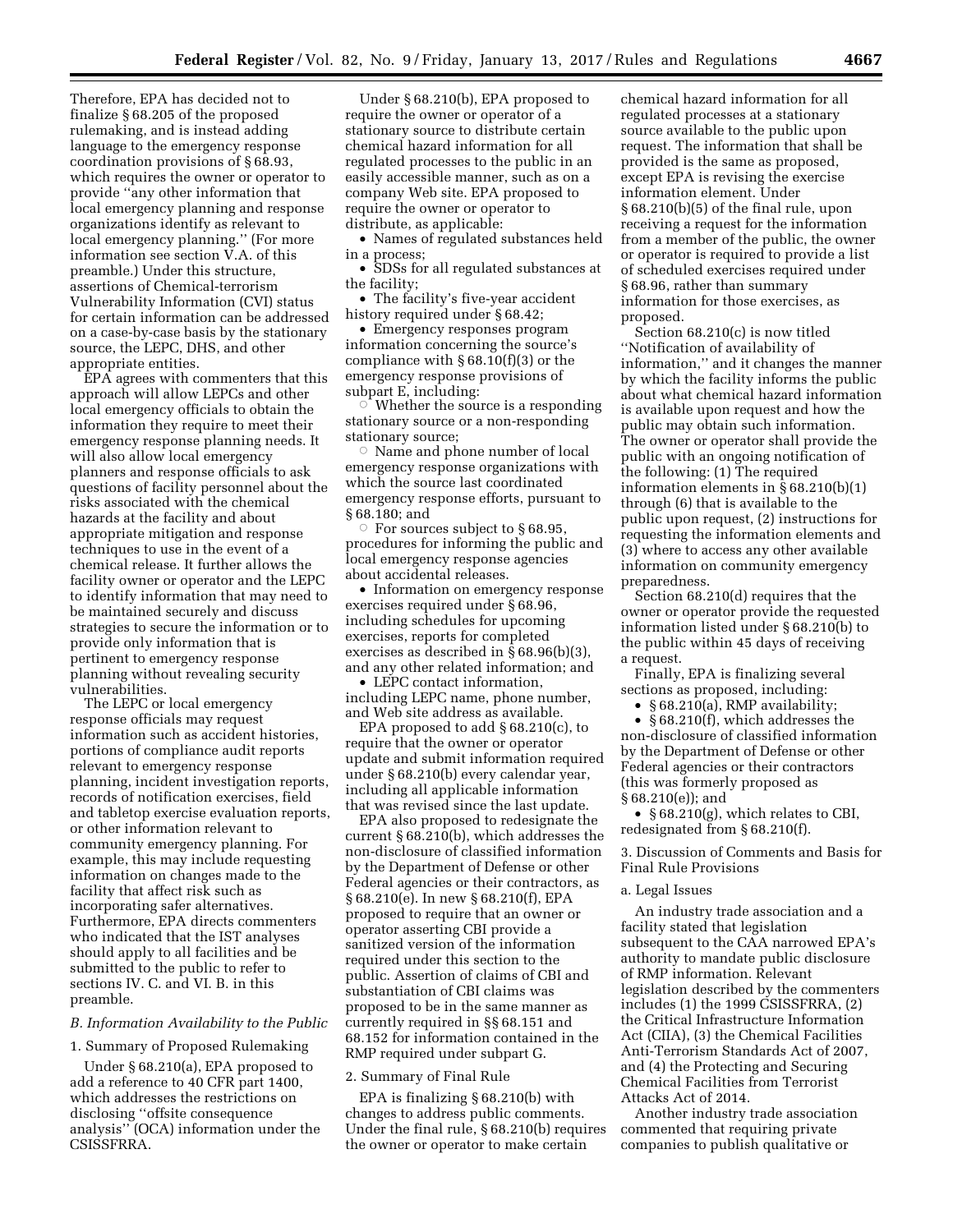Therefore, EPA has decided not to finalize § 68.205 of the proposed rulemaking, and is instead adding language to the emergency response coordination provisions of § 68.93, which requires the owner or operator to provide ''any other information that local emergency planning and response organizations identify as relevant to local emergency planning.'' (For more information see section V.A. of this preamble.) Under this structure, assertions of Chemical-terrorism Vulnerability Information (CVI) status for certain information can be addressed on a case-by-case basis by the stationary source, the LEPC, DHS, and other appropriate entities.

EPA agrees with commenters that this approach will allow LEPCs and other local emergency officials to obtain the information they require to meet their emergency response planning needs. It will also allow local emergency planners and response officials to ask questions of facility personnel about the risks associated with the chemical hazards at the facility and about appropriate mitigation and response techniques to use in the event of a chemical release. It further allows the facility owner or operator and the LEPC to identify information that may need to be maintained securely and discuss strategies to secure the information or to provide only information that is pertinent to emergency response planning without revealing security vulnerabilities.

The LEPC or local emergency response officials may request information such as accident histories, portions of compliance audit reports relevant to emergency response planning, incident investigation reports, records of notification exercises, field and tabletop exercise evaluation reports, or other information relevant to community emergency planning. For example, this may include requesting information on changes made to the facility that affect risk such as incorporating safer alternatives. Furthermore, EPA directs commenters who indicated that the IST analyses should apply to all facilities and be submitted to the public to refer to sections IV. C. and VI. B. in this preamble.

### *B. Information Availability to the Public*

1. Summary of Proposed Rulemaking

Under § 68.210(a), EPA proposed to add a reference to 40 CFR part 1400, which addresses the restrictions on disclosing ''offsite consequence analysis'' (OCA) information under the CSISSFRRA.

Under § 68.210(b), EPA proposed to require the owner or operator of a stationary source to distribute certain chemical hazard information for all regulated processes to the public in an easily accessible manner, such as on a company Web site. EPA proposed to require the owner or operator to distribute, as applicable:

- Names of regulated substances held in a process;
- SDSs for all regulated substances at the facility;
- The facility's five-year accident history required under § 68.42;
- Emergency responses program information concerning the source's compliance with § 68.10(f)(3) or the emergency response provisions of subpart E, including:
  - Whether the source is a responding stationary source or a non-responding stationary source;
  - Name and phone number of local emergency response organizations with which the source last coordinated emergency response efforts, pursuant to § 68.180; and
  - For sources subject to § 68.95, procedures for informing the public and local emergency response agencies about accidental releases.
- Information on emergency response exercises required under § 68.96, including schedules for upcoming exercises, reports for completed exercises as described in § 68.96(b)(3), and any other related information; and
- LEPC contact information, including LEPC name, phone number, and Web site address as available.

EPA proposed to add § 68.210(c), to require that the owner or operator update and submit information required under § 68.210(b) every calendar year, including all applicable information that was revised since the last update.

EPA also proposed to redesignate the current § 68.210(b), which addresses the non-disclosure of classified information by the Department of Defense or other Federal agencies or their contractors, as § 68.210(e). In new § 68.210(f), EPA proposed to require that an owner or operator asserting CBI provide a sanitized version of the information required under this section to the public. Assertion of claims of CBI and substantiation of CBI claims was proposed to be in the same manner as currently required in §§ 68.151 and 68.152 for information contained in the RMP required under subpart G.

2. Summary of Final Rule

EPA is finalizing § 68.210(b) with changes to address public comments. Under the final rule, § 68.210(b) requires the owner or operator to make certain chemical hazard information for all regulated processes at a stationary source available to the public upon request. The information that shall be provided is the same as proposed, except EPA is revising the exercise information element. Under § 68.210(b)(5) of the final rule, upon receiving a request for the information from a member of the public, the owner or operator is required to provide a list of scheduled exercises required under § 68.96, rather than summary information for those exercises, as proposed.

Section 68.210(c) is now titled ''Notification of availability of information,'' and it changes the manner by which the facility informs the public about what chemical hazard information is available upon request and how the public may obtain such information. The owner or operator shall provide the public with an ongoing notification of the following: (1) The required information elements in § 68.210(b)(1) through (6) that is available to the public upon request, (2) instructions for requesting the information elements and (3) where to access any other available information on community emergency preparedness.

Section 68.210(d) requires that the owner or operator provide the requested information listed under § 68.210(b) to the public within 45 days of receiving a request.

Finally, EPA is finalizing several sections as proposed, including:

- § 68.210(a), RMP availability;
- § 68.210(f), which addresses the non-disclosure of classified information by the Department of Defense or other Federal agencies or their contractors (this was formerly proposed as § 68.210(e)); and
- § 68.210(g), which relates to CBI, redesignated from § 68.210(f).

3. Discussion of Comments and Basis for Final Rule Provisions

a. Legal Issues

An industry trade association and a facility stated that legislation subsequent to the CAA narrowed EPA's authority to mandate public disclosure of RMP information. Relevant legislation described by the commenters includes (1) the 1999 CSISSFRRA, (2) the Critical Infrastructure Information Act (CIIA), (3) the Chemical Facilities Anti-Terrorism Standards Act of 2007, and (4) the Protecting and Securing Chemical Facilities from Terrorist Attacks Act of 2014.

Another industry trade association commented that requiring private companies to publish qualitative or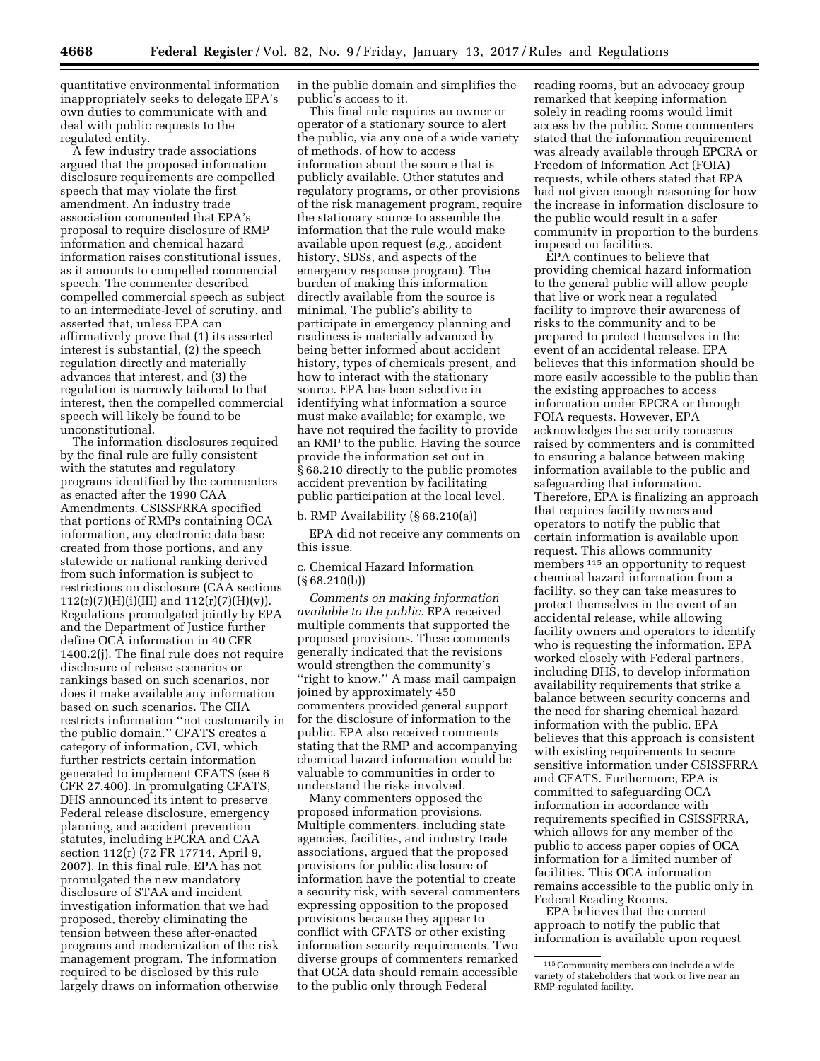quantitative environmental information inappropriately seeks to delegate EPA's own duties to communicate with and deal with public requests to the regulated entity.

A few industry trade associations argued that the proposed information disclosure requirements are compelled speech that may violate the first amendment. An industry trade association commented that EPA's proposal to require disclosure of RMP information and chemical hazard information raises constitutional issues, as it amounts to compelled commercial speech. The commenter described compelled commercial speech as subject to an intermediate-level of scrutiny, and asserted that, unless EPA can affirmatively prove that (1) its asserted interest is substantial, (2) the speech regulation directly and materially advances that interest, and (3) the regulation is narrowly tailored to that interest, then the compelled commercial speech will likely be found to be unconstitutional.

The information disclosures required by the final rule are fully consistent with the statutes and regulatory programs identified by the commenters as enacted after the 1990 CAA Amendments. CSISSFRRA specified that portions of RMPs containing OCA information, any electronic data base created from those portions, and any statewide or national ranking derived from such information is subject to restrictions on disclosure (CAA sections 112(r)(7)(H)(i)(III) and 112(r)(7)(H)(v)). Regulations promulgated jointly by EPA and the Department of Justice further define OCA information in 40 CFR 1400.2(j). The final rule does not require disclosure of release scenarios or rankings based on such scenarios, nor does it make available any information based on such scenarios. The CIIA restricts information ''not customarily in the public domain.'' CFATS creates a category of information, CVI, which further restricts certain information generated to implement CFATS (see 6 CFR 27.400). In promulgating CFATS, DHS announced its intent to preserve Federal release disclosure, emergency planning, and accident prevention statutes, including EPCRA and CAA section 112(r) (72 FR 17714, April 9, 2007). In this final rule, EPA has not promulgated the new mandatory disclosure of STAA and incident investigation information that we had proposed, thereby eliminating the tension between these after-enacted programs and modernization of the risk management program. The information required to be disclosed by this rule largely draws on information otherwise in the public domain and simplifies the public's access to it.

This final rule requires an owner or operator of a stationary source to alert the public, via any one of a wide variety of methods, of how to access information about the source that is publicly available. Other statutes and regulatory programs, or other provisions of the risk management program, require the stationary source to assemble the information that the rule would make available upon request (*e.g.,* accident history, SDSs, and aspects of the emergency response program). The burden of making this information directly available from the source is minimal. The public's ability to participate in emergency planning and readiness is materially advanced by being better informed about accident history, types of chemicals present, and how to interact with the stationary source. EPA has been selective in identifying what information a source must make available; for example, we have not required the facility to provide an RMP to the public. Having the source provide the information set out in § 68.210 directly to the public promotes accident prevention by facilitating public participation at the local level.

b. RMP Availability (§ 68.210(a))

EPA did not receive any comments on this issue.

c. Chemical Hazard Information (§ 68.210(b))

*Comments on making information available to the public.* EPA received multiple comments that supported the proposed provisions. These comments generally indicated that the revisions would strengthen the community's ''right to know.'' A mass mail campaign joined by approximately 450 commenters provided general support for the disclosure of information to the public. EPA also received comments stating that the RMP and accompanying chemical hazard information would be valuable to communities in order to understand the risks involved.

Many commenters opposed the proposed information provisions. Multiple commenters, including state agencies, facilities, and industry trade associations, argued that the proposed provisions for public disclosure of information have the potential to create a security risk, with several commenters expressing opposition to the proposed provisions because they appear to conflict with CFATS or other existing information security requirements. Two diverse groups of commenters remarked that OCA data should remain accessible to the public only through Federal reading rooms, but an advocacy group remarked that keeping information solely in reading rooms would limit access by the public. Some commenters stated that the information requirement was already available through EPCRA or Freedom of Information Act (FOIA) requests, while others stated that EPA had not given enough reasoning for how the increase in information disclosure to the public would result in a safer community in proportion to the burdens imposed on facilities.

EPA continues to believe that providing chemical hazard information to the general public will allow people that live or work near a regulated facility to improve their awareness of risks to the community and to be prepared to protect themselves in the event of an accidental release. EPA believes that this information should be more easily accessible to the public than the existing approaches to access information under EPCRA or through FOIA requests. However, EPA acknowledges the security concerns raised by commenters and is committed to ensuring a balance between making information available to the public and safeguarding that information. Therefore, EPA is finalizing an approach that requires facility owners and operators to notify the public that certain information is available upon request. This allows community members [115] an opportunity to request chemical hazard information from a facility, so they can take measures to protect themselves in the event of an accidental release, while allowing facility owners and operators to identify who is requesting the information. EPA worked closely with Federal partners, including DHS, to develop information availability requirements that strike a balance between security concerns and the need for sharing chemical hazard information with the public. EPA believes that this approach is consistent with existing requirements to secure sensitive information under CSISSFRRA and CFATS. Furthermore, EPA is committed to safeguarding OCA information in accordance with requirements specified in CSISSFRRA, which allows for any member of the public to access paper copies of OCA information for a limited number of facilities. This OCA information remains accessible to the public only in Federal Reading Rooms.

EPA believes that the current approach to notify the public that information is available upon request

[115] Community members can include a wide variety of stakeholders that work or live near an RMP-regulated facility.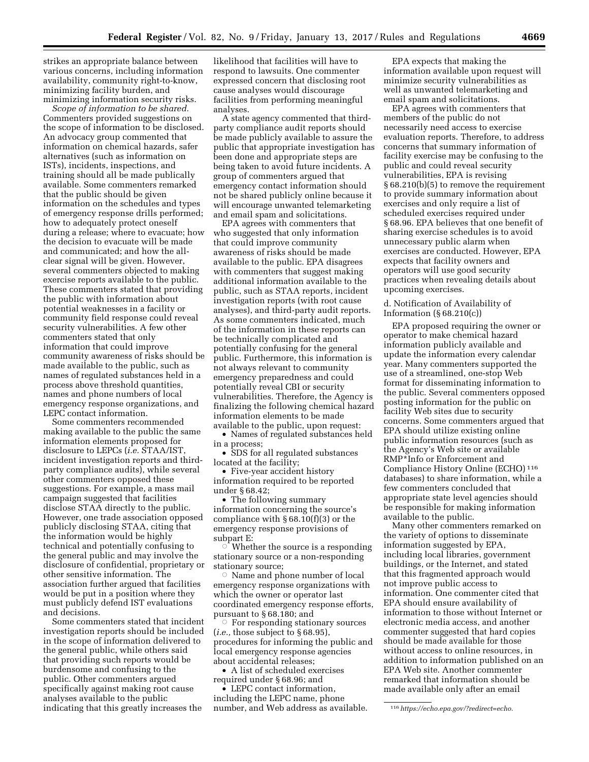strikes an appropriate balance between various concerns, including information availability, community right-to-know, minimizing facility burden, and minimizing information security risks.

*Scope of information to be shared.* Commenters provided suggestions on the scope of information to be disclosed. An advocacy group commented that information on chemical hazards, safer alternatives (such as information on ISTs), incidents, inspections, and training should all be made publically available. Some commenters remarked that the public should be given information on the schedules and types of emergency response drills performed; how to adequately protect oneself during a release; where to evacuate; how the decision to evacuate will be made and communicated; and how the all-clear signal will be given. However, several commenters objected to making exercise reports available to the public. These commenters stated that providing the public with information about potential weaknesses in a facility or community field response could reveal security vulnerabilities. A few other commenters stated that only information that could improve community awareness of risks should be made available to the public, such as names of regulated substances held in a process above threshold quantities, names and phone numbers of local emergency response organizations, and LEPC contact information.

Some commenters recommended making available to the public the same information elements proposed for disclosure to LEPCs (*i.e.* STAA/IST, incident investigation reports and third-party compliance audits), while several other commenters opposed these suggestions. For example, a mass mail campaign suggested that facilities disclose STAA directly to the public. However, one trade association opposed publicly disclosing STAA, citing that the information would be highly technical and potentially confusing to the general public and may involve the disclosure of confidential, proprietary or other sensitive information. The association further argued that facilities would be put in a position where they must publicly defend IST evaluations and decisions.

Some commenters stated that incident investigation reports should be included in the scope of information delivered to the general public, while others said that providing such reports would be burdensome and confusing to the public. Other commenters argued specifically against making root cause analyses available to the public indicating that this greatly increases the likelihood that facilities will have to respond to lawsuits. One commenter expressed concern that disclosing root cause analyses would discourage facilities from performing meaningful analyses.

A state agency commented that third-party compliance audit reports should be made publicly available to assure the public that appropriate investigation has been done and appropriate steps are being taken to avoid future incidents. A group of commenters argued that emergency contact information should not be shared publicly online because it will encourage unwanted telemarketing and email spam and solicitations.

EPA agrees with commenters that who suggested that only information that could improve community awareness of risks should be made available to the public. EPA disagrees with commenters that suggest making additional information available to the public, such as STAA reports, incident investigation reports (with root cause analyses), and third-party audit reports. As some commenters indicated, much of the information in these reports can be technically complicated and potentially confusing for the general public. Furthermore, this information is not always relevant to community emergency preparedness and could potentially reveal CBI or security vulnerabilities. Therefore, the Agency is finalizing the following chemical hazard information elements to be made available to the public, upon request:

- Names of regulated substances held in a process;
- SDS for all regulated substances located at the facility;
- Five-year accident history information required to be reported under § 68.42;
- The following summary information concerning the source's compliance with § 68.10(f)(3) or the emergency response provisions of subpart E:
  - Whether the source is a responding stationary source or a non-responding stationary source;
  - Name and phone number of local emergency response organizations with which the owner or operator last coordinated emergency response efforts, pursuant to § 68.180; and
  - For responding stationary sources (*i.e.,* those subject to § 68.95), procedures for informing the public and local emergency response agencies about accidental releases;
- A list of scheduled exercises required under § 68.96; and
- LEPC contact information, including the LEPC name, phone number, and Web address as available.

EPA expects that making the information available upon request will minimize security vulnerabilities as well as unwanted telemarketing and email spam and solicitations.

EPA agrees with commenters that members of the public do not necessarily need access to exercise evaluation reports. Therefore, to address concerns that summary information of facility exercise may be confusing to the public and could reveal security vulnerabilities, EPA is revising § 68.210(b)(5) to remove the requirement to provide summary information about exercises and only require a list of scheduled exercises required under § 68.96. EPA believes that one benefit of sharing exercise schedules is to avoid unnecessary public alarm when exercises are conducted. However, EPA expects that facility owners and operators will use good security practices when revealing details about upcoming exercises.

d. Notification of Availability of Information (§ 68.210(c))

EPA proposed requiring the owner or operator to make chemical hazard information publicly available and update the information every calendar year. Many commenters supported the use of a streamlined, one-stop Web format for disseminating information to the public. Several commenters opposed posting information for the public on facility Web sites due to security concerns. Some commenters argued that EPA should utilize existing online public information resources (such as the Agency's Web site or available RMP*Info or Enforcement and Compliance History Online (ECHO)[116] databases) to share information, while a few commenters concluded that appropriate state level agencies should be responsible for making information available to the public.

Many other commenters remarked on the variety of options to disseminate information suggested by EPA, including local libraries, government buildings, or the Internet, and stated that this fragmented approach would not improve public access to information. One commenter cited that EPA should ensure availability of information to those without Internet or electronic media access, and another commenter suggested that hard copies should be made available for those without access to online resources, in addition to information published on an EPA Web site. Another commenter remarked that information should be made available only after an email

[116] *https://echo.epa.gov/?redirect=echo.*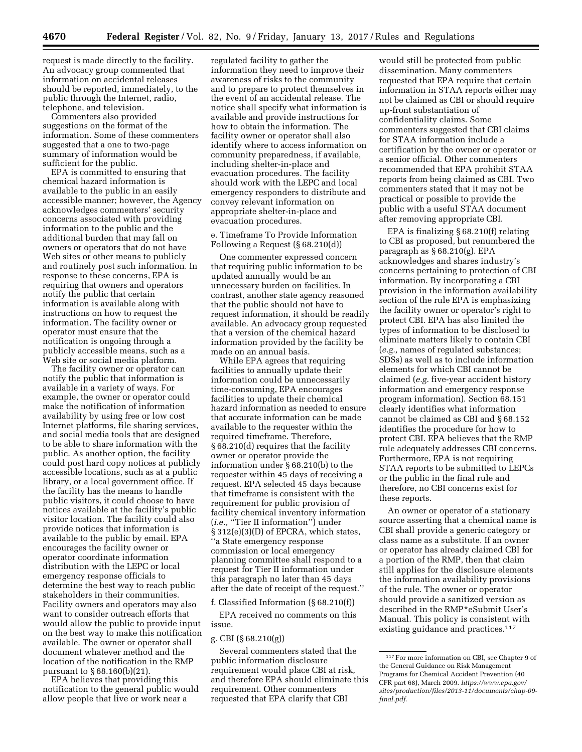request is made directly to the facility. An advocacy group commented that information on accidental releases should be reported, immediately, to the public through the Internet, radio, telephone, and television.

Commenters also provided suggestions on the format of the information. Some of these commenters suggested that a one to two-page summary of information would be sufficient for the public.

EPA is committed to ensuring that chemical hazard information is available to the public in an easily accessible manner; however, the Agency acknowledges commenters' security concerns associated with providing information to the public and the additional burden that may fall on owners or operators that do not have Web sites or other means to publicly and routinely post such information. In response to these concerns, EPA is requiring that owners and operators notify the public that certain information is available along with instructions on how to request the information. The facility owner or operator must ensure that the notification is ongoing through a publicly accessible means, such as a Web site or social media platform.

The facility owner or operator can notify the public that information is available in a variety of ways. For example, the owner or operator could make the notification of information availability by using free or low cost Internet platforms, file sharing services, and social media tools that are designed to be able to share information with the public. As another option, the facility could post hard copy notices at publicly accessible locations, such as at a public library, or a local government office. If the facility has the means to handle public visitors, it could choose to have notices available at the facility's public visitor location. The facility could also provide notices that information is available to the public by email. EPA encourages the facility owner or operator coordinate information distribution with the LEPC or local emergency response officials to determine the best way to reach public stakeholders in their communities. Facility owners and operators may also want to consider outreach efforts that would allow the public to provide input on the best way to make this notification available. The owner or operator shall document whatever method and the location of the notification in the RMP pursuant to § 68.160(b)(21).

EPA believes that providing this notification to the general public would allow people that live or work near a regulated facility to gather the information they need to improve their awareness of risks to the community and to prepare to protect themselves in the event of an accidental release. The notice shall specify what information is available and provide instructions for how to obtain the information. The facility owner or operator shall also identify where to access information on community preparedness, if available, including shelter-in-place and evacuation procedures. The facility should work with the LEPC and local emergency responders to distribute and convey relevant information on appropriate shelter-in-place and evacuation procedures.

e. Timeframe To Provide Information Following a Request (§ 68.210(d))

One commenter expressed concern that requiring public information to be updated annually would be an unnecessary burden on facilities. In contrast, another state agency reasoned that the public should not have to request information, it should be readily available. An advocacy group requested that a version of the chemical hazard information provided by the facility be made on an annual basis.

While EPA agrees that requiring facilities to annually update their information could be unnecessarily time-consuming, EPA encourages facilities to update their chemical hazard information as needed to ensure that accurate information can be made available to the requester within the required timeframe. Therefore, § 68.210(d) requires that the facility owner or operator provide the information under § 68.210(b) to the requester within 45 days of receiving a request. EPA selected 45 days because that timeframe is consistent with the requirement for public provision of facility chemical inventory information (*i.e.,* "Tier II information") under § 312(e)(3)(D) of EPCRA, which states, "a State emergency response commission or local emergency planning committee shall respond to a request for Tier II information under this paragraph no later than 45 days after the date of receipt of the request."

f. Classified Information (§ 68.210(f))

EPA received no comments on this issue.

g. CBI (§ 68.210(g))

Several commenters stated that the public information disclosure requirement would place CBI at risk, and therefore EPA should eliminate this requirement. Other commenters requested that EPA clarify that CBI would still be protected from public dissemination. Many commenters requested that EPA require that certain information in STAA reports either may not be claimed as CBI or should require up-front substantiation of confidentiality claims. Some commenters suggested that CBI claims for STAA information include a certification by the owner or operator or a senior official. Other commenters recommended that EPA prohibit STAA reports from being claimed as CBI. Two commenters stated that it may not be practical or possible to provide the public with a useful STAA document after removing appropriate CBI.

EPA is finalizing § 68.210(f) relating to CBI as proposed, but renumbered the paragraph as § 68.210(g). EPA acknowledges and shares industry's concerns pertaining to protection of CBI information. By incorporating a CBI provision in the information availability section of the rule EPA is emphasizing the facility owner or operator's right to protect CBI. EPA has also limited the types of information to be disclosed to eliminate matters likely to contain CBI (*e.g.,* names of regulated substances; SDSs) as well as to include information elements for which CBI cannot be claimed (*e.g.* five-year accident history information and emergency response program information). Section 68.151 clearly identifies what information cannot be claimed as CBI and § 68.152 identifies the procedure for how to protect CBI. EPA believes that the RMP rule adequately addresses CBI concerns. Furthermore, EPA is not requiring STAA reports to be submitted to LEPCs or the public in the final rule and therefore, no CBI concerns exist for these reports.

An owner or operator of a stationary source asserting that a chemical name is CBI shall provide a generic category or class name as a substitute. If an owner or operator has already claimed CBI for a portion of the RMP, then that claim still applies for the disclosure elements the information availability provisions of the rule. The owner or operator should provide a sanitized version as described in the RMP*eSubmit User's Manual. This policy is consistent with existing guidance and practices.[117]

[117] For more information on CBI, see Chapter 9 of the General Guidance on Risk Management Programs for Chemical Accident Prevention (40 CFR part 68), March 2009. *https://www.epa.gov/sites/production/files/2013-11/documents/chap-09-final.pdf.*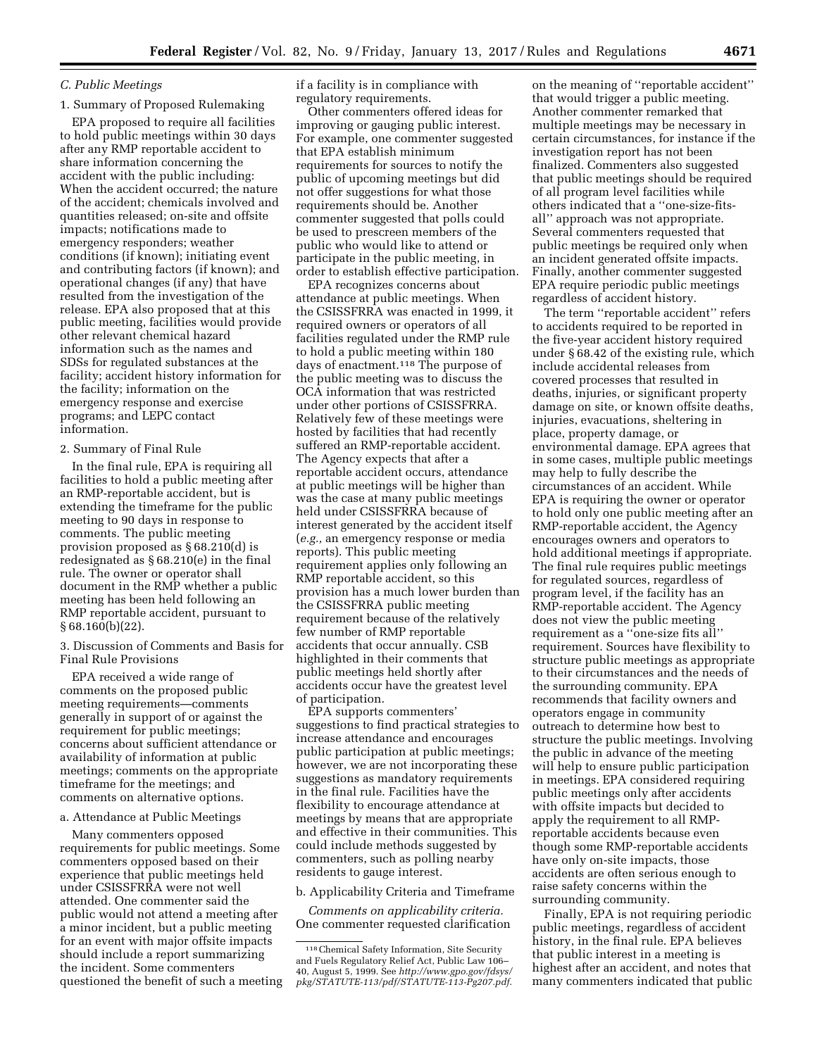### C. Public Meetings

#### 1. Summary of Proposed Rulemaking

EPA proposed to require all facilities to hold public meetings within 30 days after any RMP reportable accident to share information concerning the accident with the public including: When the accident occurred; the nature of the accident; chemicals involved and quantities released; on-site and offsite impacts; notifications made to emergency responders; weather conditions (if known); initiating event and contributing factors (if known); and operational changes (if any) that have resulted from the investigation of the release. EPA also proposed that at this public meeting, facilities would provide other relevant chemical hazard information such as the names and SDSs for regulated substances at the facility; accident history information for the facility; information on the emergency response and exercise programs; and LEPC contact information.

#### 2. Summary of Final Rule

In the final rule, EPA is requiring all facilities to hold a public meeting after an RMP-reportable accident, but is extending the timeframe for the public meeting to 90 days in response to comments. The public meeting provision proposed as § 68.210(d) is redesignated as § 68.210(e) in the final rule. The owner or operator shall document in the RMP whether a public meeting has been held following an RMP reportable accident, pursuant to § 68.160(b)(22).

#### 3. Discussion of Comments and Basis for Final Rule Provisions

EPA received a wide range of comments on the proposed public meeting requirements—comments generally in support of or against the requirement for public meetings; concerns about sufficient attendance or availability of information at public meetings; comments on the appropriate timeframe for the meetings; and comments on alternative options.

##### a. Attendance at Public Meetings

Many commenters opposed requirements for public meetings. Some commenters opposed based on their experience that public meetings held under CSISSFRRA were not well attended. One commenter said the public would not attend a meeting after a minor incident, but a public meeting for an event with major offsite impacts should include a report summarizing the incident. Some commenters questioned the benefit of such a meeting if a facility is in compliance with regulatory requirements.

Other commenters offered ideas for improving or gauging public interest. For example, one commenter suggested that EPA establish minimum requirements for sources to notify the public of upcoming meetings but did not offer suggestions for what those requirements should be. Another commenter suggested that polls could be used to prescreen members of the public who would like to attend or participate in the public meeting, in order to establish effective participation.

EPA recognizes concerns about attendance at public meetings. When the CSISSFRRA was enacted in 1999, it required owners or operators of all facilities regulated under the RMP rule to hold a public meeting within 180 days of enactment.[118] The purpose of the public meeting was to discuss the OCA information that was restricted under other portions of CSISSFRRA. Relatively few of these meetings were hosted by facilities that had recently suffered an RMP-reportable accident. The Agency expects that after a reportable accident occurs, attendance at public meetings will be higher than was the case at many public meetings held under CSISSFRRA because of interest generated by the accident itself (*e.g.,* an emergency response or media reports). This public meeting requirement applies only following an RMP reportable accident, so this provision has a much lower burden than the CSISSFRRA public meeting requirement because of the relatively few number of RMP reportable accidents that occur annually. CSB highlighted in their comments that public meetings held shortly after accidents occur have the greatest level of participation.

EPA supports commenters' suggestions to find practical strategies to increase attendance and encourages public participation at public meetings; however, we are not incorporating these suggestions as mandatory requirements in the final rule. Facilities have the flexibility to encourage attendance at meetings by means that are appropriate and effective in their communities. This could include methods suggested by commenters, such as polling nearby residents to gauge interest.

##### b. Applicability Criteria and Timeframe

*Comments on applicability criteria.* One commenter requested clarification on the meaning of ''reportable accident'' that would trigger a public meeting. Another commenter remarked that multiple meetings may be necessary in certain circumstances, for instance if the investigation report has not been finalized. Commenters also suggested that public meetings should be required of all program level facilities while others indicated that a ''one-size-fits-all'' approach was not appropriate. Several commenters requested that public meetings be required only when an incident generated offsite impacts. Finally, another commenter suggested EPA require periodic public meetings regardless of accident history.

The term ''reportable accident'' refers to accidents required to be reported in the five-year accident history required under § 68.42 of the existing rule, which include accidental releases from covered processes that resulted in deaths, injuries, or significant property damage on site, or known offsite deaths, injuries, evacuations, sheltering in place, property damage, or environmental damage. EPA agrees that in some cases, multiple public meetings may help to fully describe the circumstances of an accident. While EPA is requiring the owner or operator to hold only one public meeting after an RMP-reportable accident, the Agency encourages owners and operators to hold additional meetings if appropriate. The final rule requires public meetings for regulated sources, regardless of program level, if the facility has an RMP-reportable accident. The Agency does not view the public meeting requirement as a ''one-size fits all'' requirement. Sources have flexibility to structure public meetings as appropriate to their circumstances and the needs of the surrounding community. EPA recommends that facility owners and operators engage in community outreach to determine how best to structure the public meetings. Involving the public in advance of the meeting will help to ensure public participation in meetings. EPA considered requiring public meetings only after accidents with offsite impacts but decided to apply the requirement to all RMP-reportable accidents because even though some RMP-reportable accidents have only on-site impacts, those accidents are often serious enough to raise safety concerns within the surrounding community.

Finally, EPA is not requiring periodic public meetings, regardless of accident history, in the final rule. EPA believes that public interest in a meeting is highest after an accident, and notes that many commenters indicated that public

---

[118] Chemical Safety Information, Site Security and Fuels Regulatory Relief Act, Public Law 106–40, August 5, 1999. See *http://www.gpo.gov/fdsys/pkg/STATUTE-113/pdf/STATUTE-113-Pg207.pdf.*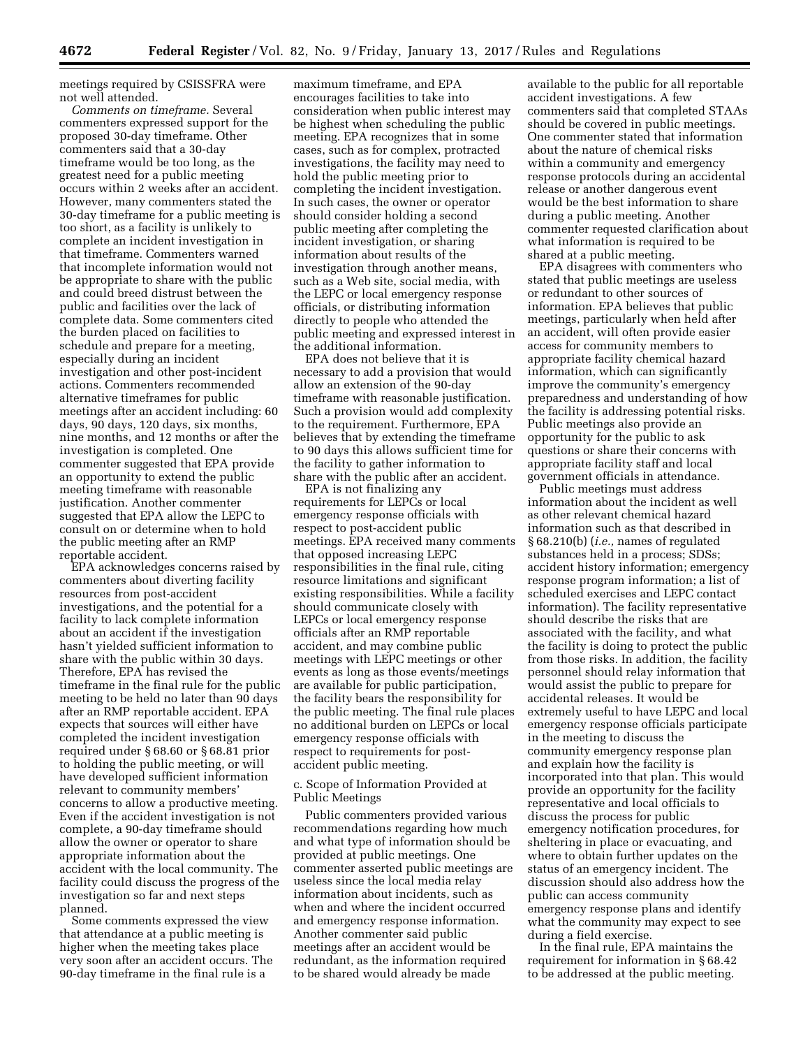meetings required by CSISSFRA were not well attended.

*Comments on timeframe.* Several commenters expressed support for the proposed 30-day timeframe. Other commenters said that a 30-day timeframe would be too long, as the greatest need for a public meeting occurs within 2 weeks after an accident. However, many commenters stated the 30-day timeframe for a public meeting is too short, as a facility is unlikely to complete an incident investigation in that timeframe. Commenters warned that incomplete information would not be appropriate to share with the public and could breed distrust between the public and facilities over the lack of complete data. Some commenters cited the burden placed on facilities to schedule and prepare for a meeting, especially during an incident investigation and other post-incident actions. Commenters recommended alternative timeframes for public meetings after an accident including: 60 days, 90 days, 120 days, six months, nine months, and 12 months or after the investigation is completed. One commenter suggested that EPA provide an opportunity to extend the public meeting timeframe with reasonable justification. Another commenter suggested that EPA allow the LEPC to consult on or determine when to hold the public meeting after an RMP reportable accident.

EPA acknowledges concerns raised by commenters about diverting facility resources from post-accident investigations, and the potential for a facility to lack complete information about an accident if the investigation hasn't yielded sufficient information to share with the public within 30 days. Therefore, EPA has revised the timeframe in the final rule for the public meeting to be held no later than 90 days after an RMP reportable accident. EPA expects that sources will either have completed the incident investigation required under § 68.60 or § 68.81 prior to holding the public meeting, or will have developed sufficient information relevant to community members' concerns to allow a productive meeting. Even if the accident investigation is not complete, a 90-day timeframe should allow the owner or operator to share appropriate information about the accident with the local community. The facility could discuss the progress of the investigation so far and next steps planned.

Some comments expressed the view that attendance at a public meeting is higher when the meeting takes place very soon after an accident occurs. The 90-day timeframe in the final rule is a maximum timeframe, and EPA encourages facilities to take into consideration when public interest may be highest when scheduling the public meeting. EPA recognizes that in some cases, such as for complex, protracted investigations, the facility may need to hold the public meeting prior to completing the incident investigation. In such cases, the owner or operator should consider holding a second public meeting after completing the incident investigation, or sharing information about results of the investigation through another means, such as a Web site, social media, with the LEPC or local emergency response officials, or distributing information directly to people who attended the public meeting and expressed interest in the additional information.

EPA does not believe that it is necessary to add a provision that would allow an extension of the 90-day timeframe with reasonable justification. Such a provision would add complexity to the requirement. Furthermore, EPA believes that by extending the timeframe to 90 days this allows sufficient time for the facility to gather information to share with the public after an accident.

EPA is not finalizing any requirements for LEPCs or local emergency response officials with respect to post-accident public meetings. EPA received many comments that opposed increasing LEPC responsibilities in the final rule, citing resource limitations and significant existing responsibilities. While a facility should communicate closely with LEPCs or local emergency response officials after an RMP reportable accident, and may combine public meetings with LEPC meetings or other events as long as those events/meetings are available for public participation, the facility bears the responsibility for the public meeting. The final rule places no additional burden on LEPCs or local emergency response officials with respect to requirements for post-accident public meeting.

c. Scope of Information Provided at Public Meetings

Public commenters provided various recommendations regarding how much and what type of information should be provided at public meetings. One commenter asserted public meetings are useless since the local media relay information about incidents, such as when and where the incident occurred and emergency response information. Another commenter said public meetings after an accident would be redundant, as the information required to be shared would already be made available to the public for all reportable accident investigations. A few commenters said that completed STAAs should be covered in public meetings. One commenter stated that information about the nature of chemical risks within a community and emergency response protocols during an accidental release or another dangerous event would be the best information to share during a public meeting. Another commenter requested clarification about what information is required to be shared at a public meeting.

EPA disagrees with commenters who stated that public meetings are useless or redundant to other sources of information. EPA believes that public meetings, particularly when held after an accident, will often provide easier access for community members to appropriate facility chemical hazard information, which can significantly improve the community's emergency preparedness and understanding of how the facility is addressing potential risks. Public meetings also provide an opportunity for the public to ask questions or share their concerns with appropriate facility staff and local government officials in attendance.

Public meetings must address information about the incident as well as other relevant chemical hazard information such as that described in § 68.210(b) (*i.e.,* names of regulated substances held in a process; SDSs; accident history information; emergency response program information; a list of scheduled exercises and LEPC contact information). The facility representative should describe the risks that are associated with the facility, and what the facility is doing to protect the public from those risks. In addition, the facility personnel should relay information that would assist the public to prepare for accidental releases. It would be extremely useful to have LEPC and local emergency response officials participate in the meeting to discuss the community emergency response plan and explain how the facility is incorporated into that plan. This would provide an opportunity for the facility representative and local officials to discuss the process for public emergency notification procedures, for sheltering in place or evacuating, and where to obtain further updates on the status of an emergency incident. The discussion should also address how the public can access community emergency response plans and identify what the community may expect to see during a field exercise.

In the final rule, EPA maintains the requirement for information in § 68.42 to be addressed at the public meeting.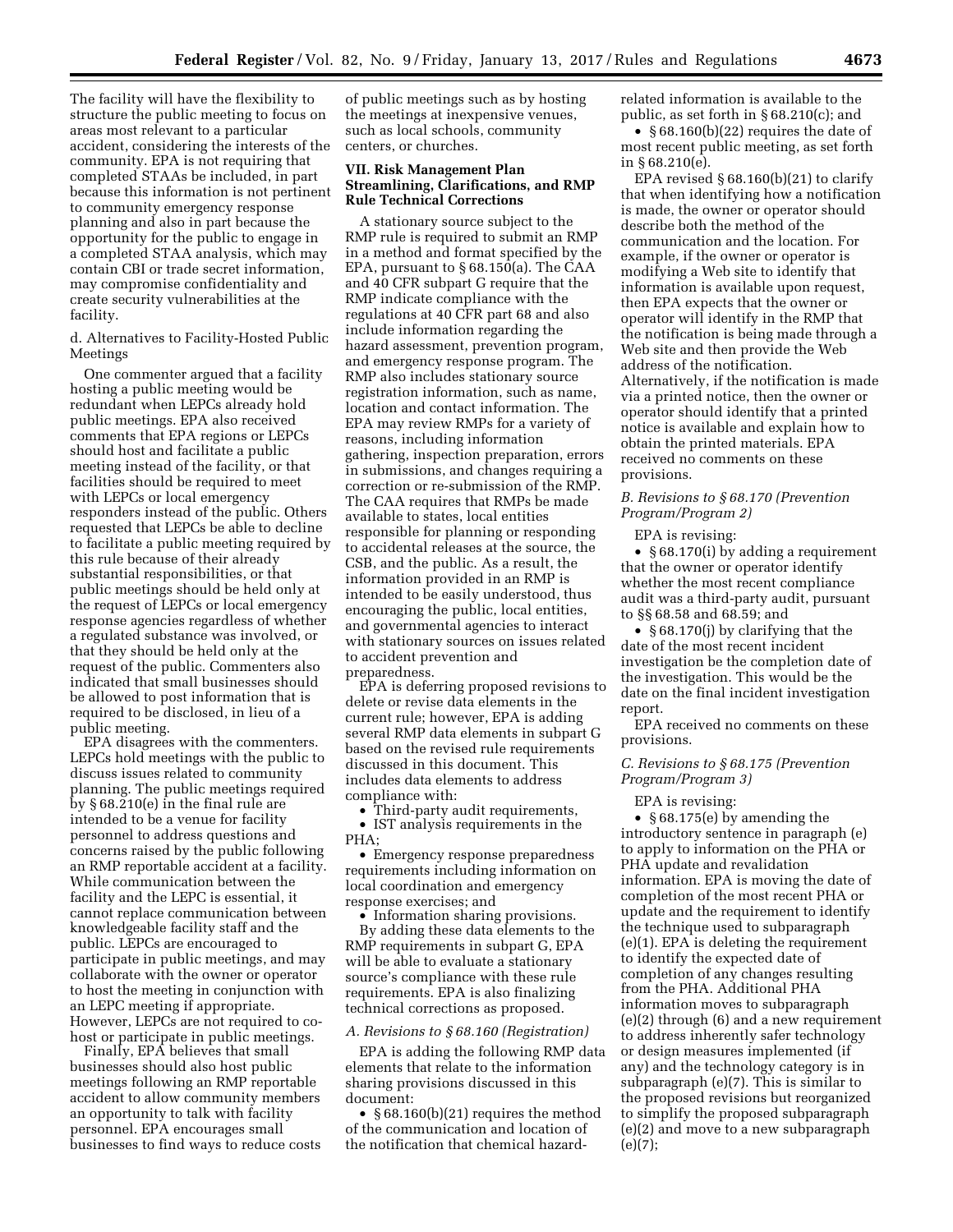The facility will have the flexibility to structure the public meeting to focus on areas most relevant to a particular accident, considering the interests of the community. EPA is not requiring that completed STAAs be included, in part because this information is not pertinent to community emergency response planning and also in part because the opportunity for the public to engage in a completed STAA analysis, which may contain CBI or trade secret information, may compromise confidentiality and create security vulnerabilities at the facility.

d. Alternatives to Facility-Hosted Public Meetings

One commenter argued that a facility hosting a public meeting would be redundant when LEPCs already hold public meetings. EPA also received comments that EPA regions or LEPCs should host and facilitate a public meeting instead of the facility, or that facilities should be required to meet with LEPCs or local emergency responders instead of the public. Others requested that LEPCs be able to decline to facilitate a public meeting required by this rule because of their already substantial responsibilities, or that public meetings should be held only at the request of LEPCs or local emergency response agencies regardless of whether a regulated substance was involved, or that they should be held only at the request of the public. Commenters also indicated that small businesses should be allowed to post information that is required to be disclosed, in lieu of a public meeting.

EPA disagrees with the commenters. LEPCs hold meetings with the public to discuss issues related to community planning. The public meetings required by § 68.210(e) in the final rule are intended to be a venue for facility personnel to address questions and concerns raised by the public following an RMP reportable accident at a facility. While communication between the facility and the LEPC is essential, it cannot replace communication between knowledgeable facility staff and the public. LEPCs are encouraged to participate in public meetings, and may collaborate with the owner or operator to host the meeting in conjunction with an LEPC meeting if appropriate. However, LEPCs are not required to co-host or participate in public meetings.

Finally, EPA believes that small businesses should also host public meetings following an RMP reportable accident to allow community members an opportunity to talk with facility personnel. EPA encourages small businesses to find ways to reduce costs of public meetings such as by hosting the meetings at inexpensive venues, such as local schools, community centers, or churches.

## VII. Risk Management Plan Streamlining, Clarifications, and RMP Rule Technical Corrections

A stationary source subject to the RMP rule is required to submit an RMP in a method and format specified by the EPA, pursuant to § 68.150(a). The CAA and 40 CFR subpart G require that the RMP indicate compliance with the regulations at 40 CFR part 68 and also include information regarding the hazard assessment, prevention program, and emergency response program. The RMP also includes stationary source registration information, such as name, location and contact information. The EPA may review RMPs for a variety of reasons, including information gathering, inspection preparation, errors in submissions, and changes requiring a correction or re-submission of the RMP. The CAA requires that RMPs be made available to states, local entities responsible for planning or responding to accidental releases at the source, the CSB, and the public. As a result, the information provided in an RMP is intended to be easily understood, thus encouraging the public, local entities, and governmental agencies to interact with stationary sources on issues related to accident prevention and preparedness.

EPA is deferring proposed revisions to delete or revise data elements in the current rule; however, EPA is adding several RMP data elements in subpart G based on the revised rule requirements discussed in this document. This includes data elements to address compliance with:

- Third-party audit requirements,
- IST analysis requirements in the PHA;
- Emergency response preparedness requirements including information on local coordination and emergency response exercises; and
- Information sharing provisions.

By adding these data elements to the RMP requirements in subpart G, EPA will be able to evaluate a stationary source's compliance with these rule requirements. EPA is also finalizing technical corrections as proposed.

### *A. Revisions to § 68.160 (Registration)*

EPA is adding the following RMP data elements that relate to the information sharing provisions discussed in this document:

- § 68.160(b)(21) requires the method of the communication and location of the notification that chemical hazard-related information is available to the public, as set forth in § 68.210(c); and
- § 68.160(b)(22) requires the date of most recent public meeting, as set forth in § 68.210(e).

EPA revised § 68.160(b)(21) to clarify that when identifying how a notification is made, the owner or operator should describe both the method of the communication and the location. For example, if the owner or operator is modifying a Web site to identify that information is available upon request, then EPA expects that the owner or operator will identify in the RMP that the notification is being made through a Web site and then provide the Web address of the notification. Alternatively, if the notification is made via a printed notice, then the owner or operator should identify that a printed notice is available and explain how to obtain the printed materials. EPA received no comments on these provisions.

### *B. Revisions to § 68.170 (Prevention Program/Program 2)*

EPA is revising:

- § 68.170(i) by adding a requirement that the owner or operator identify whether the most recent compliance audit was a third-party audit, pursuant to §§ 68.58 and 68.59; and
- § 68.170(j) by clarifying that the date of the most recent incident investigation be the completion date of the investigation. This would be the date on the final incident investigation report.

EPA received no comments on these provisions.

### *C. Revisions to § 68.175 (Prevention Program/Program 3)*

EPA is revising:

- § 68.175(e) by amending the introductory sentence in paragraph (e) to apply to information on the PHA or PHA update and revalidation information. EPA is moving the date of completion of the most recent PHA or update and the requirement to identify the technique used to subparagraph (e)(1). EPA is deleting the requirement to identify the expected date of completion of any changes resulting from the PHA. Additional PHA information moves to subparagraph (e)(2) through (6) and a new requirement to address inherently safer technology or design measures implemented (if any) and the technology category is in subparagraph (e)(7). This is similar to the proposed revisions but reorganized to simplify the proposed subparagraph (e)(2) and move to a new subparagraph (e)(7);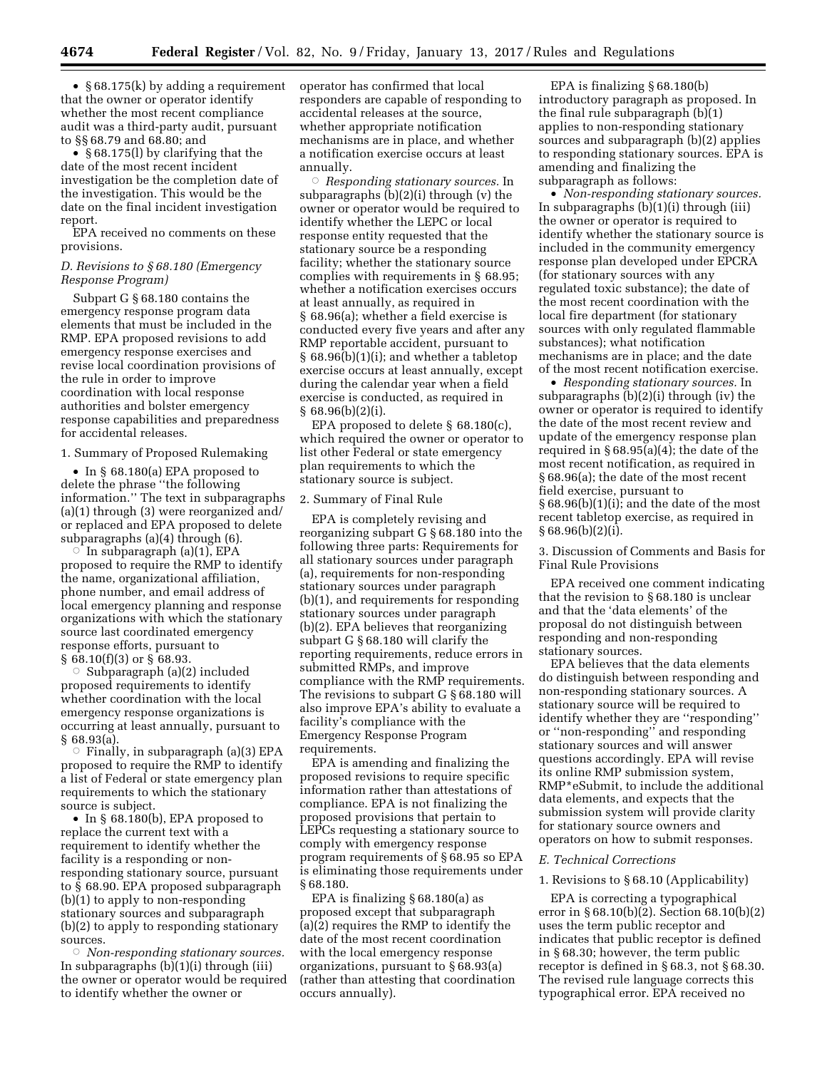- § 68.175(k) by adding a requirement that the owner or operator identify whether the most recent compliance audit was a third-party audit, pursuant to §§ 68.79 and 68.80; and
- § 68.175(l) by clarifying that the date of the most recent incident investigation be the completion date of the investigation. This would be the date on the final incident investigation report.

EPA received no comments on these provisions.

### *D. Revisions to § 68.180 (Emergency Response Program)*

Subpart G § 68.180 contains the emergency response program data elements that must be included in the RMP. EPA proposed revisions to add emergency response exercises and revise local coordination provisions of the rule in order to improve coordination with local response authorities and bolster emergency response capabilities and preparedness for accidental releases.

#### 1. Summary of Proposed Rulemaking

- In § 68.180(a) EPA proposed to delete the phrase "the following information." The text in subparagraphs (a)(1) through (3) were reorganized and/or replaced and EPA proposed to delete subparagraphs (a)(4) through (6).
  - In subparagraph (a)(1), EPA proposed to require the RMP to identify the name, organizational affiliation, phone number, and email address of local emergency planning and response organizations with which the stationary source last coordinated emergency response efforts, pursuant to § 68.10(f)(3) or § 68.93.
  - Subparagraph (a)(2) included proposed requirements to identify whether coordination with the local emergency response organizations is occurring at least annually, pursuant to § 68.93(a).
  - Finally, in subparagraph (a)(3) EPA proposed to require the RMP to identify a list of Federal or state emergency plan requirements to which the stationary source is subject.
- In § 68.180(b), EPA proposed to replace the current text with a requirement to identify whether the facility is a responding or non-responding stationary source, pursuant to § 68.90. EPA proposed subparagraph (b)(1) to apply to non-responding stationary sources and subparagraph (b)(2) to apply to responding stationary sources.
  - *Non-responding stationary sources.* In subparagraphs (b)(1)(i) through (iii) the owner or operator would be required to identify whether the owner or operator has confirmed that local responders are capable of responding to accidental releases at the source, whether appropriate notification mechanisms are in place, and whether a notification exercise occurs at least annually.
  - *Responding stationary sources.* In subparagraphs (b)(2)(i) through (v) the owner or operator would be required to identify whether the LEPC or local response entity requested that the stationary source be a responding facility; whether the stationary source complies with requirements in § 68.95; whether a notification exercises occurs at least annually, as required in § 68.96(a); whether a field exercise is conducted every five years and after any RMP reportable accident, pursuant to § 68.96(b)(1)(i); and whether a tabletop exercise occurs at least annually, except during the calendar year when a field exercise is conducted, as required in § 68.96(b)(2)(i).

EPA proposed to delete § 68.180(c), which required the owner or operator to list other Federal or state emergency plan requirements to which the stationary source is subject.

#### 2. Summary of Final Rule

EPA is completely revising and reorganizing subpart G § 68.180 into the following three parts: Requirements for all stationary sources under paragraph (a), requirements for non-responding stationary sources under paragraph (b)(1), and requirements for responding stationary sources under paragraph (b)(2). EPA believes that reorganizing subpart G § 68.180 will clarify the reporting requirements, reduce errors in submitted RMPs, and improve compliance with the RMP requirements. The revisions to subpart G § 68.180 will also improve EPA's ability to evaluate a facility's compliance with the Emergency Response Program requirements.

EPA is amending and finalizing the proposed revisions to require specific information rather than attestations of compliance. EPA is not finalizing the proposed provisions that pertain to LEPCs requesting a stationary source to comply with emergency response program requirements of § 68.95 so EPA is eliminating those requirements under § 68.180.

EPA is finalizing § 68.180(a) as proposed except that subparagraph (a)(2) requires the RMP to identify the date of the most recent coordination with the local emergency response organizations, pursuant to § 68.93(a) (rather than attesting that coordination occurs annually).

EPA is finalizing § 68.180(b) introductory paragraph as proposed. In the final rule subparagraph (b)(1) applies to non-responding stationary sources and subparagraph (b)(2) applies to responding stationary sources. EPA is amending and finalizing the subparagraph as follows:

- *Non-responding stationary sources.* In subparagraphs (b)(1)(i) through (iii) the owner or operator is required to identify whether the stationary source is included in the community emergency response plan developed under EPCRA (for stationary sources with any regulated toxic substance); the date of the most recent coordination with the local fire department (for stationary sources with only regulated flammable substances); what notification mechanisms are in place; and the date of the most recent notification exercise.
- *Responding stationary sources.* In subparagraphs (b)(2)(i) through (iv) the owner or operator is required to identify the date of the most recent review and update of the emergency response plan required in § 68.95(a)(4); the date of the most recent notification, as required in § 68.96(a); the date of the most recent field exercise, pursuant to § 68.96(b)(1)(i); and the date of the most recent tabletop exercise, as required in § 68.96(b)(2)(i).

#### 3. Discussion of Comments and Basis for Final Rule Provisions

EPA received one comment indicating that the revision to § 68.180 is unclear and that the 'data elements' of the proposal do not distinguish between responding and non-responding stationary sources.

EPA believes that the data elements do distinguish between responding and non-responding stationary sources. A stationary source will be required to identify whether they are "responding" or "non-responding" and responding stationary sources and will answer questions accordingly. EPA will revise its online RMP submission system, RMP*eSubmit, to include the additional data elements, and expects that the submission system will provide clarity for stationary source owners and operators on how to submit responses.

### *E. Technical Corrections*

#### 1. Revisions to § 68.10 (Applicability)

EPA is correcting a typographical error in § 68.10(b)(2). Section 68.10(b)(2) uses the term public receptor and indicates that public receptor is defined in § 68.30; however, the term public receptor is defined in § 68.3, not § 68.30. The revised rule language corrects this typographical error. EPA received no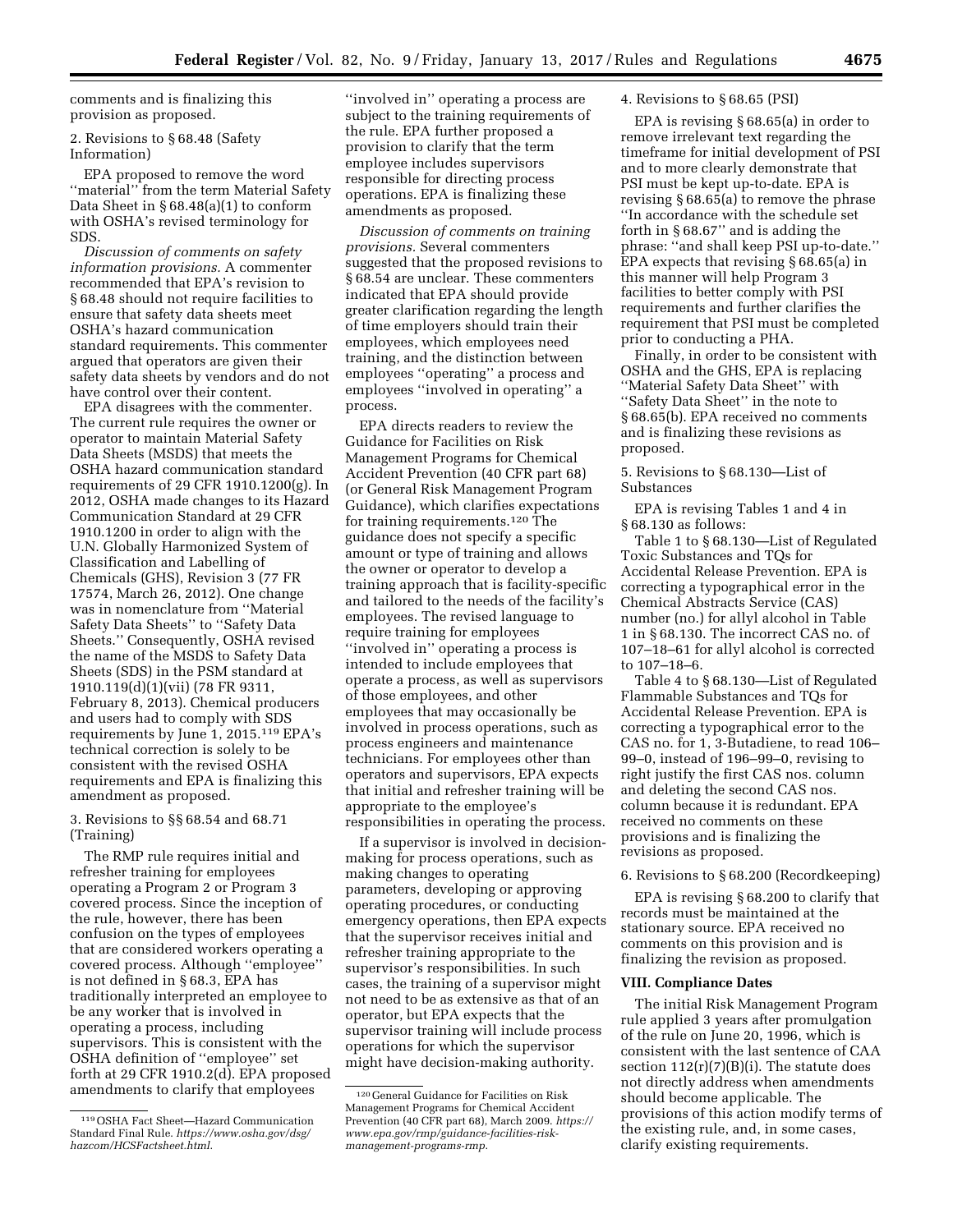comments and is finalizing this provision as proposed.

2. Revisions to § 68.48 (Safety Information)

EPA proposed to remove the word ''material'' from the term Material Safety Data Sheet in § 68.48(a)(1) to conform with OSHA's revised terminology for SDS.

*Discussion of comments on safety information provisions.* A commenter recommended that EPA's revision to § 68.48 should not require facilities to ensure that safety data sheets meet OSHA's hazard communication standard requirements. This commenter argued that operators are given their safety data sheets by vendors and do not have control over their content.

EPA disagrees with the commenter. The current rule requires the owner or operator to maintain Material Safety Data Sheets (MSDS) that meets the OSHA hazard communication standard requirements of 29 CFR 1910.1200(g). In 2012, OSHA made changes to its Hazard Communication Standard at 29 CFR 1910.1200 in order to align with the U.N. Globally Harmonized System of Classification and Labelling of Chemicals (GHS), Revision 3 (77 FR 17574, March 26, 2012). One change was in nomenclature from ''Material Safety Data Sheets'' to ''Safety Data Sheets.'' Consequently, OSHA revised the name of the MSDS to Safety Data Sheets (SDS) in the PSM standard at 1910.119(d)(1)(vii) (78 FR 9311, February 8, 2013). Chemical producers and users had to comply with SDS requirements by June 1, 2015.[119] EPA's technical correction is solely to be consistent with the revised OSHA requirements and EPA is finalizing this amendment as proposed.

3. Revisions to §§ 68.54 and 68.71 (Training)

The RMP rule requires initial and refresher training for employees operating a Program 2 or Program 3 covered process. Since the inception of the rule, however, there has been confusion on the types of employees that are considered workers operating a covered process. Although ''employee'' is not defined in § 68.3, EPA has traditionally interpreted an employee to be any worker that is involved in operating a process, including supervisors. This is consistent with the OSHA definition of ''employee'' set forth at 29 CFR 1910.2(d). EPA proposed amendments to clarify that employees ''involved in'' operating a process are subject to the training requirements of the rule. EPA further proposed a provision to clarify that the term employee includes supervisors responsible for directing process operations. EPA is finalizing these amendments as proposed.

*Discussion of comments on training provisions.* Several commenters suggested that the proposed revisions to § 68.54 are unclear. These commenters indicated that EPA should provide greater clarification regarding the length of time employers should train their employees, which employees need training, and the distinction between employees ''operating'' a process and employees ''involved in operating'' a process.

EPA directs readers to review the Guidance for Facilities on Risk Management Programs for Chemical Accident Prevention (40 CFR part 68) (or General Risk Management Program Guidance), which clarifies expectations for training requirements.[120] The guidance does not specify a specific amount or type of training and allows the owner or operator to develop a training approach that is facility-specific and tailored to the needs of the facility's employees. The revised language to require training for employees ''involved in'' operating a process is intended to include employees that operate a process, as well as supervisors of those employees, and other employees that may occasionally be involved in process operations, such as process engineers and maintenance technicians. For employees other than operators and supervisors, EPA expects that initial and refresher training will be appropriate to the employee's responsibilities in operating the process.

If a supervisor is involved in decision-making for process operations, such as making changes to operating parameters, developing or approving operating procedures, or conducting emergency operations, then EPA expects that the supervisor receives initial and refresher training appropriate to the supervisor's responsibilities. In such cases, the training of a supervisor might not need to be as extensive as that of an operator, but EPA expects that the supervisor training will include process operations for which the supervisor might have decision-making authority.

4. Revisions to § 68.65 (PSI)

EPA is revising § 68.65(a) in order to remove irrelevant text regarding the timeframe for initial development of PSI and to more clearly demonstrate that PSI must be kept up-to-date. EPA is revising § 68.65(a) to remove the phrase ''In accordance with the schedule set forth in § 68.67'' and is adding the phrase: ''and shall keep PSI up-to-date.'' EPA expects that revising § 68.65(a) in this manner will help Program 3 facilities to better comply with PSI requirements and further clarifies the requirement that PSI must be completed prior to conducting a PHA.

Finally, in order to be consistent with OSHA and the GHS, EPA is replacing ''Material Safety Data Sheet'' with ''Safety Data Sheet'' in the note to § 68.65(b). EPA received no comments and is finalizing these revisions as proposed.

5. Revisions to § 68.130—List of Substances

EPA is revising Tables 1 and 4 in § 68.130 as follows:

Table 1 to § 68.130—List of Regulated Toxic Substances and TQs for Accidental Release Prevention. EPA is correcting a typographical error in the Chemical Abstracts Service (CAS) number (no.) for allyl alcohol in Table 1 in § 68.130. The incorrect CAS no. of 107–18–61 for allyl alcohol is corrected to 107–18–6.

Table 4 to § 68.130—List of Regulated Flammable Substances and TQs for Accidental Release Prevention. EPA is correcting a typographical error to the CAS no. for 1, 3-Butadiene, to read 106–99–0, instead of 196–99–0, revising to right justify the first CAS nos. column and deleting the second CAS nos. column because it is redundant. EPA received no comments on these provisions and is finalizing the revisions as proposed.

6. Revisions to § 68.200 (Recordkeeping)

EPA is revising § 68.200 to clarify that records must be maintained at the stationary source. EPA received no comments on this provision and is finalizing the revision as proposed.

## VIII. Compliance Dates

The initial Risk Management Program rule applied 3 years after promulgation of the rule on June 20, 1996, which is consistent with the last sentence of CAA section 112(r)(7)(B)(i). The statute does not directly address when amendments should become applicable. The provisions of this action modify terms of the existing rule, and, in some cases, clarify existing requirements.

---

[119] OSHA Fact Sheet—Hazard Communication Standard Final Rule. *https://www.osha.gov/dsg/hazcom/HCSFactsheet.html.*

[120] General Guidance for Facilities on Risk Management Programs for Chemical Accident Prevention (40 CFR part 68), March 2009. *https://www.epa.gov/rmp/guidance-facilities-risk-management-programs-rmp.*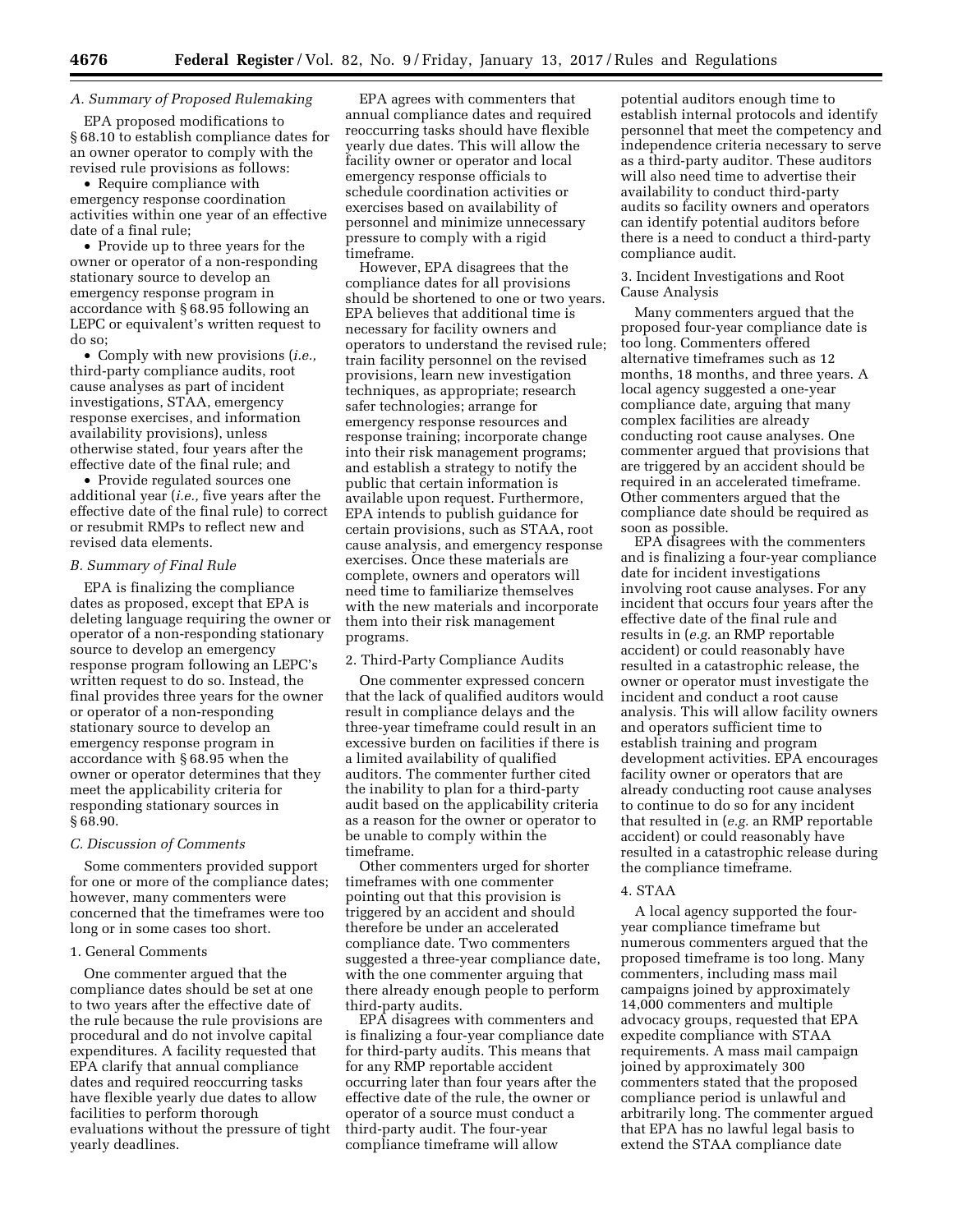### A. Summary of Proposed Rulemaking

EPA proposed modifications to § 68.10 to establish compliance dates for an owner operator to comply with the revised rule provisions as follows:

- Require compliance with emergency response coordination activities within one year of an effective date of a final rule;
- Provide up to three years for the owner or operator of a non-responding stationary source to develop an emergency response program in accordance with § 68.95 following an LEPC or equivalent's written request to do so;
- Comply with new provisions (*i.e.,* third-party compliance audits, root cause analyses as part of incident investigations, STAA, emergency response exercises, and information availability provisions), unless otherwise stated, four years after the effective date of the final rule; and
- Provide regulated sources one additional year (*i.e.,* five years after the effective date of the final rule) to correct or resubmit RMPs to reflect new and revised data elements.

### B. Summary of Final Rule

EPA is finalizing the compliance dates as proposed, except that EPA is deleting language requiring the owner or operator of a non-responding stationary source to develop an emergency response program following an LEPC's written request to do so. Instead, the final provides three years for the owner or operator of a non-responding stationary source to develop an emergency response program in accordance with § 68.95 when the owner or operator determines that they meet the applicability criteria for responding stationary sources in § 68.90.

### C. Discussion of Comments

Some commenters provided support for one or more of the compliance dates; however, many commenters were concerned that the timeframes were too long or in some cases too short.

#### 1. General Comments

One commenter argued that the compliance dates should be set at one to two years after the effective date of the rule because the rule provisions are procedural and do not involve capital expenditures. A facility requested that EPA clarify that annual compliance dates and required reoccurring tasks have flexible yearly due dates to allow facilities to perform thorough evaluations without the pressure of tight yearly deadlines.

EPA agrees with commenters that annual compliance dates and required reoccurring tasks should have flexible yearly due dates. This will allow the facility owner or operator and local emergency response officials to schedule coordination activities or exercises based on availability of personnel and minimize unnecessary pressure to comply with a rigid timeframe.

However, EPA disagrees that the compliance dates for all provisions should be shortened to one or two years. EPA believes that additional time is necessary for facility owners and operators to understand the revised rule; train facility personnel on the revised provisions, learn new investigation techniques, as appropriate; research safer technologies; arrange for emergency response resources and response training; incorporate change into their risk management programs; and establish a strategy to notify the public that certain information is available upon request. Furthermore, EPA intends to publish guidance for certain provisions, such as STAA, root cause analysis, and emergency response exercises. Once these materials are complete, owners and operators will need time to familiarize themselves with the new materials and incorporate them into their risk management programs.

#### 2. Third-Party Compliance Audits

One commenter expressed concern that the lack of qualified auditors would result in compliance delays and the three-year timeframe could result in an excessive burden on facilities if there is a limited availability of qualified auditors. The commenter further cited the inability to plan for a third-party audit based on the applicability criteria as a reason for the owner or operator to be unable to comply within the timeframe.

Other commenters urged for shorter timeframes with one commenter pointing out that this provision is triggered by an accident and should therefore be under an accelerated compliance date. Two commenters suggested a three-year compliance date, with the one commenter arguing that there already enough people to perform third-party audits.

EPA disagrees with commenters and is finalizing a four-year compliance date for third-party audits. This means that for any RMP reportable accident occurring later than four years after the effective date of the rule, the owner or operator of a source must conduct a third-party audit. The four-year compliance timeframe will allow potential auditors enough time to establish internal protocols and identify personnel that meet the competency and independence criteria necessary to serve as a third-party auditor. These auditors will also need time to advertise their availability to conduct third-party audits so facility owners and operators can identify potential auditors before there is a need to conduct a third-party compliance audit.

#### 3. Incident Investigations and Root Cause Analysis

Many commenters argued that the proposed four-year compliance date is too long. Commenters offered alternative timeframes such as 12 months, 18 months, and three years. A local agency suggested a one-year compliance date, arguing that many complex facilities are already conducting root cause analyses. One commenter argued that provisions that are triggered by an accident should be required in an accelerated timeframe. Other commenters argued that the compliance date should be required as soon as possible.

EPA disagrees with the commenters and is finalizing a four-year compliance date for incident investigations involving root cause analyses. For any incident that occurs four years after the effective date of the final rule and results in (*e.g.* an RMP reportable accident) or could reasonably have resulted in a catastrophic release, the owner or operator must investigate the incident and conduct a root cause analysis. This will allow facility owners and operators sufficient time to establish training and program development activities. EPA encourages facility owner or operators that are already conducting root cause analyses to continue to do so for any incident that resulted in (*e.g.* an RMP reportable accident) or could reasonably have resulted in a catastrophic release during the compliance timeframe.

#### 4. STAA

A local agency supported the four-year compliance timeframe but numerous commenters argued that the proposed timeframe is too long. Many commenters, including mass mail campaigns joined by approximately 14,000 commenters and multiple advocacy groups, requested that EPA expedite compliance with STAA requirements. A mass mail campaign joined by approximately 300 commenters stated that the proposed compliance period is unlawful and arbitrarily long. The commenter argued that EPA has no lawful legal basis to extend the STAA compliance date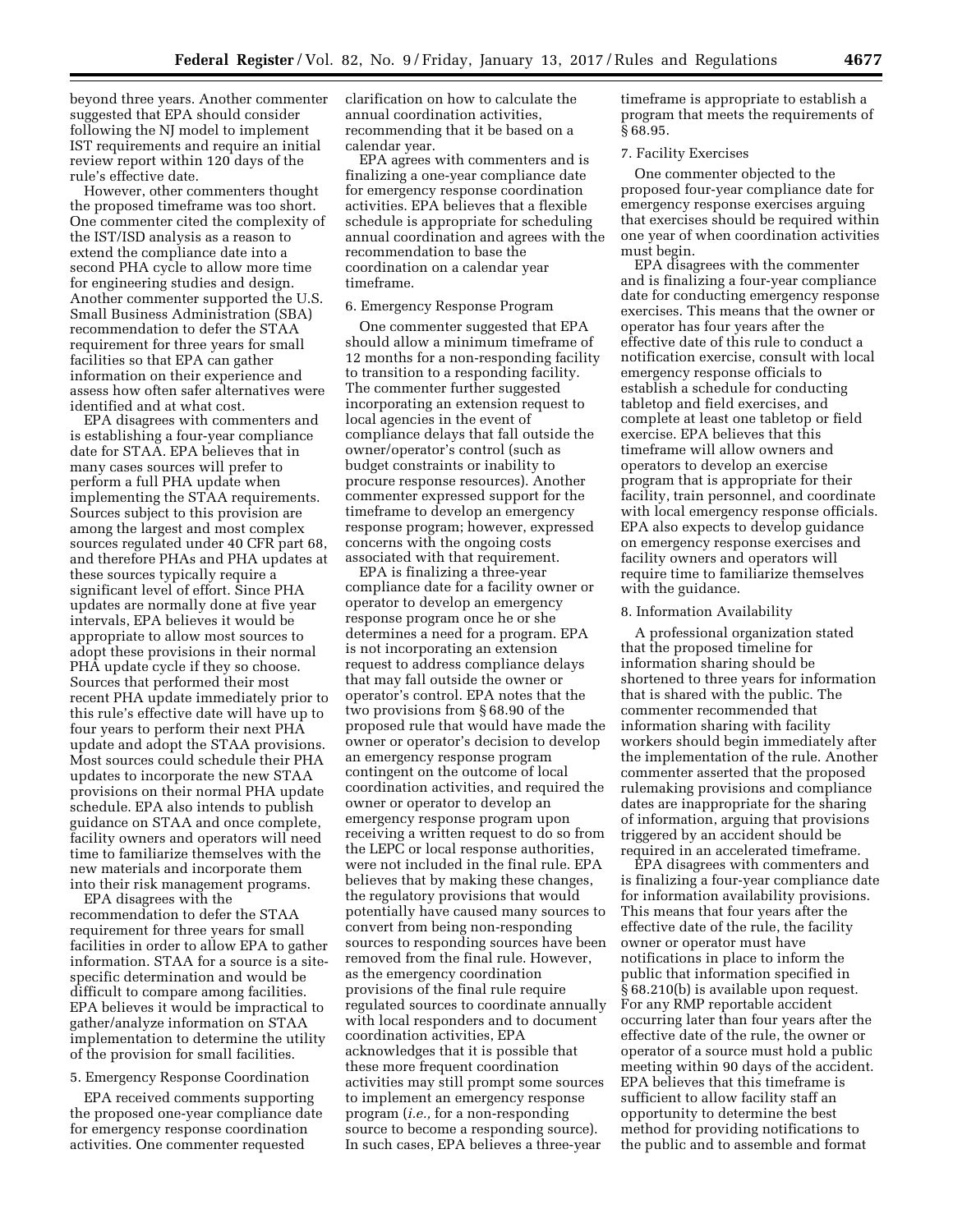beyond three years. Another commenter suggested that EPA should consider following the NJ model to implement IST requirements and require an initial review report within 120 days of the rule's effective date.

However, other commenters thought the proposed timeframe was too short. One commenter cited the complexity of the IST/ISD analysis as a reason to extend the compliance date into a second PHA cycle to allow more time for engineering studies and design. Another commenter supported the U.S. Small Business Administration (SBA) recommendation to defer the STAA requirement for three years for small facilities so that EPA can gather information on their experience and assess how often safer alternatives were identified and at what cost.

EPA disagrees with commenters and is establishing a four-year compliance date for STAA. EPA believes that in many cases sources will prefer to perform a full PHA update when implementing the STAA requirements. Sources subject to this provision are among the largest and most complex sources regulated under 40 CFR part 68, and therefore PHAs and PHA updates at these sources typically require a significant level of effort. Since PHA updates are normally done at five year intervals, EPA believes it would be appropriate to allow most sources to adopt these provisions in their normal PHA update cycle if they so choose. Sources that performed their most recent PHA update immediately prior to this rule's effective date will have up to four years to perform their next PHA update and adopt the STAA provisions. Most sources could schedule their PHA updates to incorporate the new STAA provisions on their normal PHA update schedule. EPA also intends to publish guidance on STAA and once complete, facility owners and operators will need time to familiarize themselves with the new materials and incorporate them into their risk management programs.

EPA disagrees with the recommendation to defer the STAA requirement for three years for small facilities in order to allow EPA to gather information. STAA for a source is a site-specific determination and would be difficult to compare among facilities. EPA believes it would be impractical to gather/analyze information on STAA implementation to determine the utility of the provision for small facilities.

5. Emergency Response Coordination

EPA received comments supporting the proposed one-year compliance date for emergency response coordination activities. One commenter requested clarification on how to calculate the annual coordination activities, recommending that it be based on a calendar year.

EPA agrees with commenters and is finalizing a one-year compliance date for emergency response coordination activities. EPA believes that a flexible schedule is appropriate for scheduling annual coordination and agrees with the recommendation to base the coordination on a calendar year timeframe.

6. Emergency Response Program

One commenter suggested that EPA should allow a minimum timeframe of 12 months for a non-responding facility to transition to a responding facility. The commenter further suggested incorporating an extension request to local agencies in the event of compliance delays that fall outside the owner/operator's control (such as budget constraints or inability to procure response resources). Another commenter expressed support for the timeframe to develop an emergency response program; however, expressed concerns with the ongoing costs associated with that requirement.

EPA is finalizing a three-year compliance date for a facility owner or operator to develop an emergency response program once he or she determines a need for a program. EPA is not incorporating an extension request to address compliance delays that may fall outside the owner or operator's control. EPA notes that the two provisions from § 68.90 of the proposed rule that would have made the owner or operator's decision to develop an emergency response program contingent on the outcome of local coordination activities, and required the owner or operator to develop an emergency response program upon receiving a written request to do so from the LEPC or local response authorities, were not included in the final rule. EPA believes that by making these changes, the regulatory provisions that would potentially have caused many sources to convert from being non-responding sources to responding sources have been removed from the final rule. However, as the emergency coordination provisions of the final rule require regulated sources to coordinate annually with local responders and to document coordination activities, EPA acknowledges that it is possible that these more frequent coordination activities may still prompt some sources to implement an emergency response program (*i.e.,* for a non-responding source to become a responding source). In such cases, EPA believes a three-year timeframe is appropriate to establish a program that meets the requirements of § 68.95.

7. Facility Exercises

One commenter objected to the proposed four-year compliance date for emergency response exercises arguing that exercises should be required within one year of when coordination activities must begin.

EPA disagrees with the commenter and is finalizing a four-year compliance date for conducting emergency response exercises. This means that the owner or operator has four years after the effective date of this rule to conduct a notification exercise, consult with local emergency response officials to establish a schedule for conducting tabletop and field exercises, and complete at least one tabletop or field exercise. EPA believes that this timeframe will allow owners and operators to develop an exercise program that is appropriate for their facility, train personnel, and coordinate with local emergency response officials. EPA also expects to develop guidance on emergency response exercises and facility owners and operators will require time to familiarize themselves with the guidance.

8. Information Availability

A professional organization stated that the proposed timeline for information sharing should be shortened to three years for information that is shared with the public. The commenter recommended that information sharing with facility workers should begin immediately after the implementation of the rule. Another commenter asserted that the proposed rulemaking provisions and compliance dates are inappropriate for the sharing of information, arguing that provisions triggered by an accident should be required in an accelerated timeframe.

EPA disagrees with commenters and is finalizing a four-year compliance date for information availability provisions. This means that four years after the effective date of the rule, the facility owner or operator must have notifications in place to inform the public that information specified in § 68.210(b) is available upon request. For any RMP reportable accident occurring later than four years after the effective date of the rule, the owner or operator of a source must hold a public meeting within 90 days of the accident. EPA believes that this timeframe is sufficient to allow facility staff an opportunity to determine the best method for providing notifications to the public and to assemble and format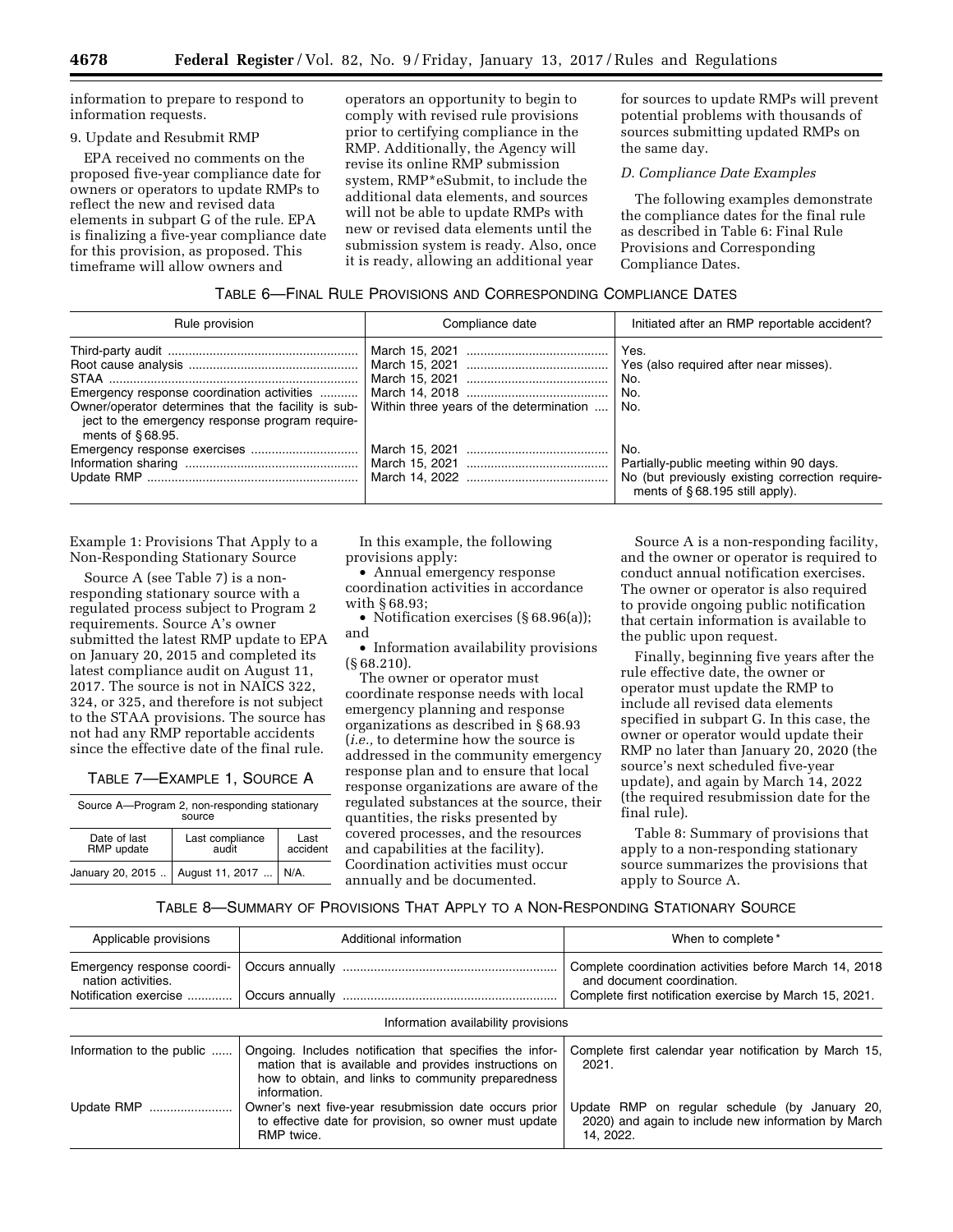information to prepare to respond to information requests.

9. Update and Resubmit RMP

EPA received no comments on the proposed five-year compliance date for owners or operators to update RMPs to reflect the new and revised data elements in subpart G of the rule. EPA is finalizing a five-year compliance date for this provision, as proposed. This timeframe will allow owners and operators an opportunity to begin to comply with revised rule provisions prior to certifying compliance in the RMP. Additionally, the Agency will revise its online RMP submission system, RMP*eSubmit, to include the additional data elements, and sources will not be able to update RMPs with new or revised data elements until the submission system is ready. Also, once it is ready, allowing an additional year for sources to update RMPs will prevent potential problems with thousands of sources submitting updated RMPs on the same day.

### D. Compliance Date Examples

The following examples demonstrate the compliance dates for the final rule as described in Table 6: Final Rule Provisions and Corresponding Compliance Dates.

TABLE 6—FINAL RULE PROVISIONS AND CORRESPONDING COMPLIANCE DATES

| Rule provision | Compliance date | Initiated after an RMP reportable accident? |
|---|---|---|
| Third-party audit | March 15, 2021 | Yes. |
| Root cause analysis | March 15, 2021 | Yes (also required after near misses). |
| STAA | March 15, 2021 | No. |
| Emergency response coordination activities | March 14, 2018 | No. |
| Owner/operator determines that the facility is subject to the emergency response program requirements of § 68.95. | Within three years of the determination | No. |
| Emergency response exercises | March 15, 2021 | No. |
| Information sharing | March 15, 2021 | Partially-public meeting within 90 days. |
| Update RMP | March 14, 2022 | No (but previously existing correction requirements of § 68.195 still apply). |

Example 1: Provisions That Apply to a Non-Responding Stationary Source

Source A (see Table 7) is a non-responding stationary source with a regulated process subject to Program 2 requirements. Source A's owner submitted the latest RMP update to EPA on January 20, 2015 and completed its latest compliance audit on August 11, 2017. The source is not in NAICS 322, 324, or 325, and therefore is not subject to the STAA provisions. The source has not had any RMP reportable accidents since the effective date of the final rule.

TABLE 7—EXAMPLE 1, SOURCE A

| Source A—Program 2, non-responding stationary source | | |
|---|---|---|
| Date of last RMP update | Last compliance audit | Last accident |
| January 20, 2015 | August 11, 2017 | N/A. |

In this example, the following provisions apply:

- Annual emergency response coordination activities in accordance with § 68.93;
- Notification exercises (§ 68.96(a)); and
- Information availability provisions (§ 68.210).

The owner or operator must coordinate response needs with local emergency planning and response organizations as described in § 68.93 (*i.e.,* to determine how the source is addressed in the community emergency response plan and to ensure that local response organizations are aware of the regulated substances at the source, their quantities, the risks presented by covered processes, and the resources and capabilities at the facility). Coordination activities must occur annually and be documented.

Source A is a non-responding facility, and the owner or operator is required to conduct annual notification exercises. The owner or operator is also required to provide ongoing public notification that certain information is available to the public upon request.

Finally, beginning five years after the rule effective date, the owner or operator must update the RMP to include all revised data elements specified in subpart G. In this case, the owner or operator would update their RMP no later than January 20, 2020 (the source's next scheduled five-year update), and again by March 14, 2022 (the required resubmission date for the final rule).

Table 8: Summary of provisions that apply to a non-responding stationary source summarizes the provisions that apply to Source A.

TABLE 8—SUMMARY OF PROVISIONS THAT APPLY TO A NON-RESPONDING STATIONARY SOURCE

| Applicable provisions | Additional information | When to complete * |
|---|---|---|
| Emergency response coordination activities. | Occurs annually | Complete coordination activities before March 14, 2018 and document coordination. |
| Notification exercise | Occurs annually | Complete first notification exercise by March 15, 2021. |
| Information availability provisions | | |
| Information to the public | Ongoing. Includes notification that specifies the information that is available and provides instructions on how to obtain, and links to community preparedness information. | Complete first calendar year notification by March 15, 2021. |
| Update RMP | Owner's next five-year resubmission date occurs prior to effective date for provision, so owner must update RMP twice. | Update RMP on regular schedule (by January 20, 2020) and again to include new information by March 14, 2022. |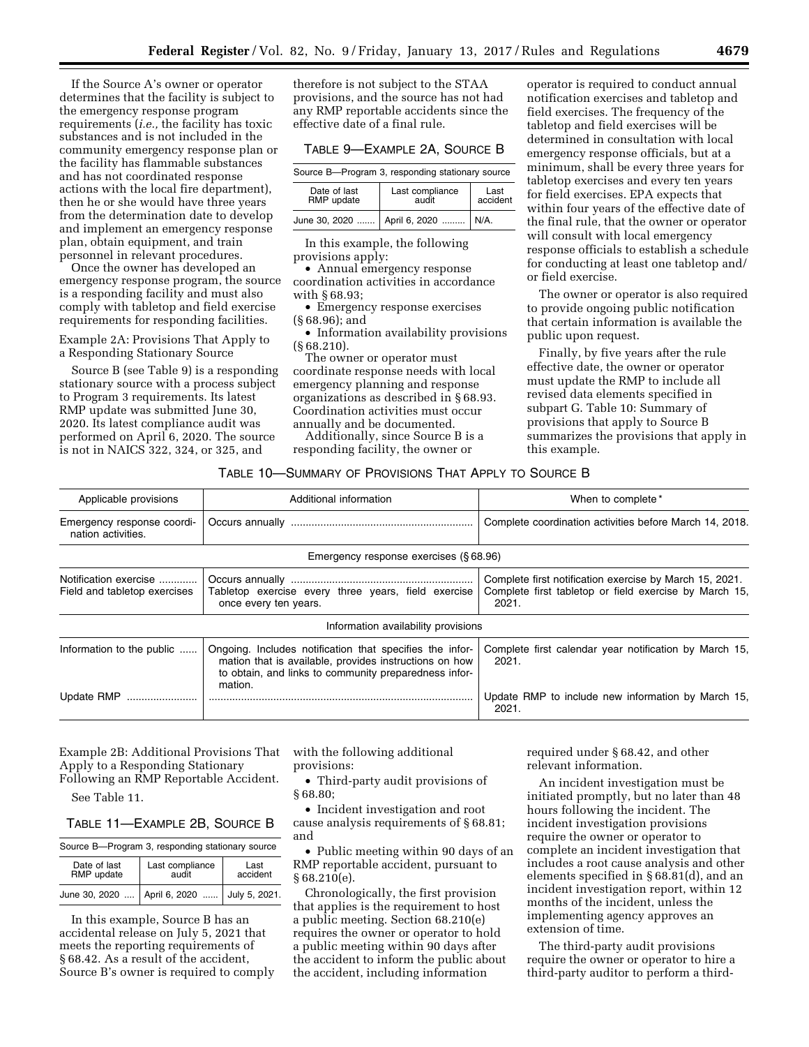If the Source A's owner or operator determines that the facility is subject to the emergency response program requirements (*i.e.,* the facility has toxic substances and is not included in the community emergency response plan or the facility has flammable substances and has not coordinated response actions with the local fire department), then he or she would have three years from the determination date to develop and implement an emergency response plan, obtain equipment, and train personnel in relevant procedures.

Once the owner has developed an emergency response program, the source is a responding facility and must also comply with tabletop and field exercise requirements for responding facilities.

Example 2A: Provisions That Apply to a Responding Stationary Source

Source B (see Table 9) is a responding stationary source with a process subject to Program 3 requirements. Its latest RMP update was submitted June 30, 2020. Its latest compliance audit was performed on April 6, 2020. The source is not in NAICS 322, 324, or 325, and therefore is not subject to the STAA provisions, and the source has not had any RMP reportable accidents since the effective date of a final rule.

TABLE 9—EXAMPLE 2A, SOURCE B

| Source B—Program 3, responding stationary source | | |
|---|---|---|
| Date of last RMP update | Last compliance audit | Last accident |
| June 30, 2020 | April 6, 2020 | N/A. |

In this example, the following provisions apply:

- Annual emergency response coordination activities in accordance with § 68.93;
- Emergency response exercises (§ 68.96); and
- Information availability provisions (§ 68.210).

The owner or operator must coordinate response needs with local emergency planning and response organizations as described in § 68.93. Coordination activities must occur annually and be documented.

Additionally, since Source B is a responding facility, the owner or operator is required to conduct annual notification exercises and tabletop and field exercises. The frequency of the tabletop and field exercises will be determined in consultation with local emergency response officials, but at a minimum, shall be every three years for tabletop exercises and every ten years for field exercises. EPA expects that within four years of the effective date of the final rule, that the owner or operator will consult with local emergency response officials to establish a schedule for conducting at least one tabletop and/or field exercise.

The owner or operator is also required to provide ongoing public notification that certain information is available the public upon request.

Finally, by five years after the rule effective date, the owner or operator must update the RMP to include all revised data elements specified in subpart G. Table 10: Summary of provisions that apply to Source B summarizes the provisions that apply in this example.

TABLE 10—SUMMARY OF PROVISIONS THAT APPLY TO SOURCE B

| Applicable provisions | Additional information | When to complete * |
|---|---|---|
| Emergency response coordination activities. | Occurs annually | Complete coordination activities before March 14, 2018. |
| Emergency response exercises (§ 68.96) | | |
| Notification exercise | Occurs annually | Complete first notification exercise by March 15, 2021. |
| Field and tabletop exercises | Tabletop exercise every three years, field exercise once every ten years. | Complete first tabletop or field exercise by March 15, 2021. |
| Information availability provisions | | |
| Information to the public | Ongoing. Includes notification that specifies the information that is available, provides instructions on how to obtain, and links to community preparedness information. | Complete first calendar year notification by March 15, 2021. |
| Update RMP | | Update RMP to include new information by March 15, 2021. |

Example 2B: Additional Provisions That Apply to a Responding Stationary Source Following an RMP Reportable Accident.

See Table 11.

TABLE 11—EXAMPLE 2B, SOURCE B

| Source B—Program 3, responding stationary source | | |
|---|---|---|
| Date of last RMP update | Last compliance audit | Last accident |
| June 30, 2020 | April 6, 2020 | July 5, 2021. |

In this example, Source B has an accidental release on July 5, 2021 that meets the reporting requirements of § 68.42. As a result of the accident, Source B's owner is required to comply with the following additional provisions:

- Third-party audit provisions of § 68.80;
- Incident investigation and root cause analysis requirements of § 68.81; and
- Public meeting within 90 days of an RMP reportable accident, pursuant to § 68.210(e).

Chronologically, the first provision that applies is the requirement to host a public meeting. Section 68.210(e) requires the owner or operator to hold a public meeting within 90 days after the accident to inform the public about the accident, including information required under § 68.42, and other relevant information.

An incident investigation must be initiated promptly, but no later than 48 hours following the incident. The incident investigation provisions require the owner or operator to complete an incident investigation that includes a root cause analysis and other elements specified in § 68.81(d), and an incident investigation report, within 12 months of the incident, unless the implementing agency approves an extension of time.

The third-party audit provisions require the owner or operator to hire a third-party auditor to perform a third-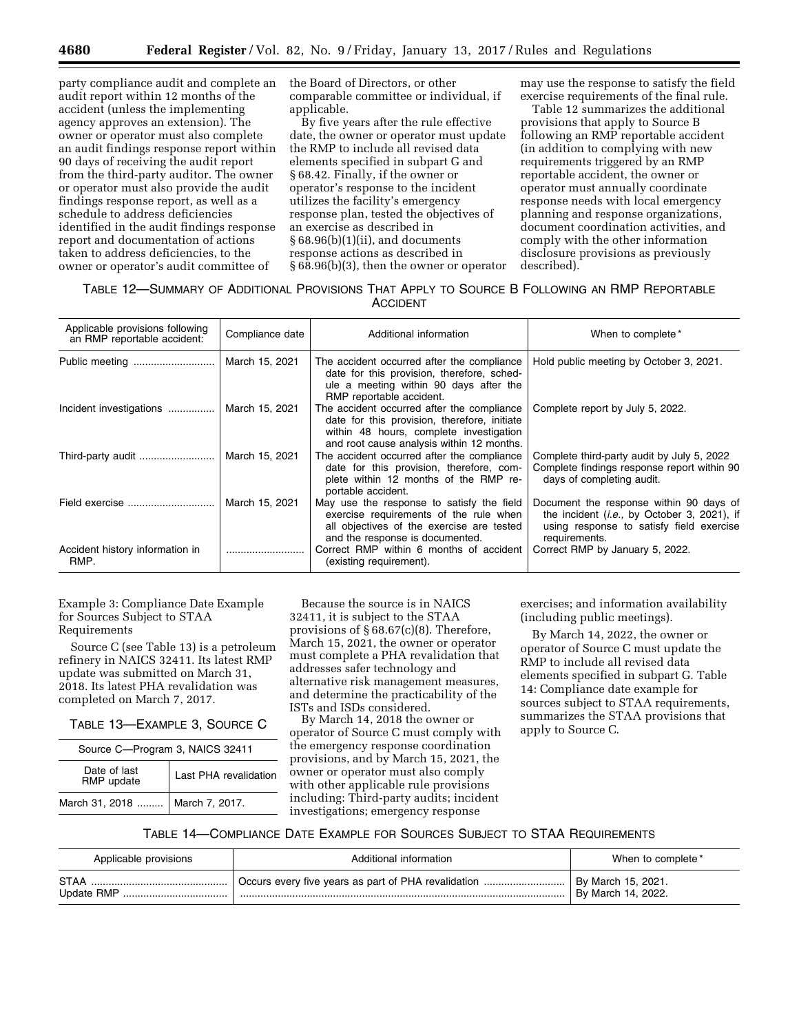party compliance audit and complete an audit report within 12 months of the accident (unless the implementing agency approves an extension). The owner or operator must also complete an audit findings response report within 90 days of receiving the audit report from the third-party auditor. The owner or operator must also provide the audit findings response report, as well as a schedule to address deficiencies identified in the audit findings response report and documentation of actions taken to address deficiencies, to the owner or operator's audit committee of the Board of Directors, or other comparable committee or individual, if applicable.

By five years after the rule effective date, the owner or operator must update the RMP to include all revised data elements specified in subpart G and § 68.42. Finally, if the owner or operator's response to the incident utilizes the facility's emergency response plan, tested the objectives of an exercise as described in § 68.96(b)(1)(ii), and documents response actions as described in § 68.96(b)(3), then the owner or operator may use the response to satisfy the field exercise requirements of the final rule.

Table 12 summarizes the additional provisions that apply to Source B following an RMP reportable accident (in addition to complying with new requirements triggered by an RMP reportable accident, the owner or operator must annually coordinate response needs with local emergency planning and response organizations, document coordination activities, and comply with the other information disclosure provisions as previously described).

TABLE 12—SUMMARY OF ADDITIONAL PROVISIONS THAT APPLY TO SOURCE B FOLLOWING AN RMP REPORTABLE ACCIDENT

| Applicable provisions following an RMP reportable accident: | Compliance date | Additional information | When to complete * |
|---|---|---|---|
| Public meeting | March 15, 2021 | The accident occurred after the compliance date for this provision, therefore, schedule a meeting within 90 days after the RMP reportable accident. | Hold public meeting by October 3, 2021. |
| Incident investigations | March 15, 2021 | The accident occurred after the compliance date for this provision, therefore, initiate within 48 hours, complete investigation and root cause analysis within 12 months. | Complete report by July 5, 2022. |
| Third-party audit | March 15, 2021 | The accident occurred after the compliance date for this provision, therefore, complete within 12 months of the RMP reportable accident. | Complete third-party audit by July 5, 2022 Complete findings response report within 90 days of completing audit. |
| Field exercise | March 15, 2021 | May use the response to satisfy the field exercise requirements of the rule when all objectives of the exercise are tested and the response is documented. | Document the response within 90 days of the incident (*i.e.,* by October 3, 2021), if using response to satisfy field exercise requirements. |
| Accident history information in RMP. | | Correct RMP within 6 months of accident (existing requirement). | Correct RMP by January 5, 2022. |

Example 3: Compliance Date Example for Sources Subject to STAA Requirements

Source C (see Table 13) is a petroleum refinery in NAICS 32411. Its latest RMP update was submitted on March 31, 2018. Its latest PHA revalidation was completed on March 7, 2017.

TABLE 13—EXAMPLE 3, SOURCE C

| Source C—Program 3, NAICS 32411 | |
|---|---|
| Date of last RMP update | Last PHA revalidation |
| March 31, 2018 | March 7, 2017. |

Because the source is in NAICS 32411, it is subject to the STAA provisions of § 68.67(c)(8). Therefore, March 15, 2021, the owner or operator must complete a PHA revalidation that addresses safer technology and alternative risk management measures, and determine the practicability of the ISTs and ISDs considered.

By March 14, 2018 the owner or operator of Source C must comply with the emergency response coordination provisions, and by March 15, 2021, the owner or operator must also comply with other applicable rule provisions including: Third-party audits; incident investigations; emergency response exercises; and information availability (including public meetings).

By March 14, 2022, the owner or operator of Source C must update the RMP to include all revised data elements specified in subpart G. Table 14: Compliance date example for sources subject to STAA requirements, summarizes the STAA provisions that apply to Source C.

TABLE 14—COMPLIANCE DATE EXAMPLE FOR SOURCES SUBJECT TO STAA REQUIREMENTS

| Applicable provisions | Additional information | When to complete * |
|---|---|---|
| STAA | Occurs every five years as part of PHA revalidation | By March 15, 2021. |
| Update RMP | | By March 14, 2022. |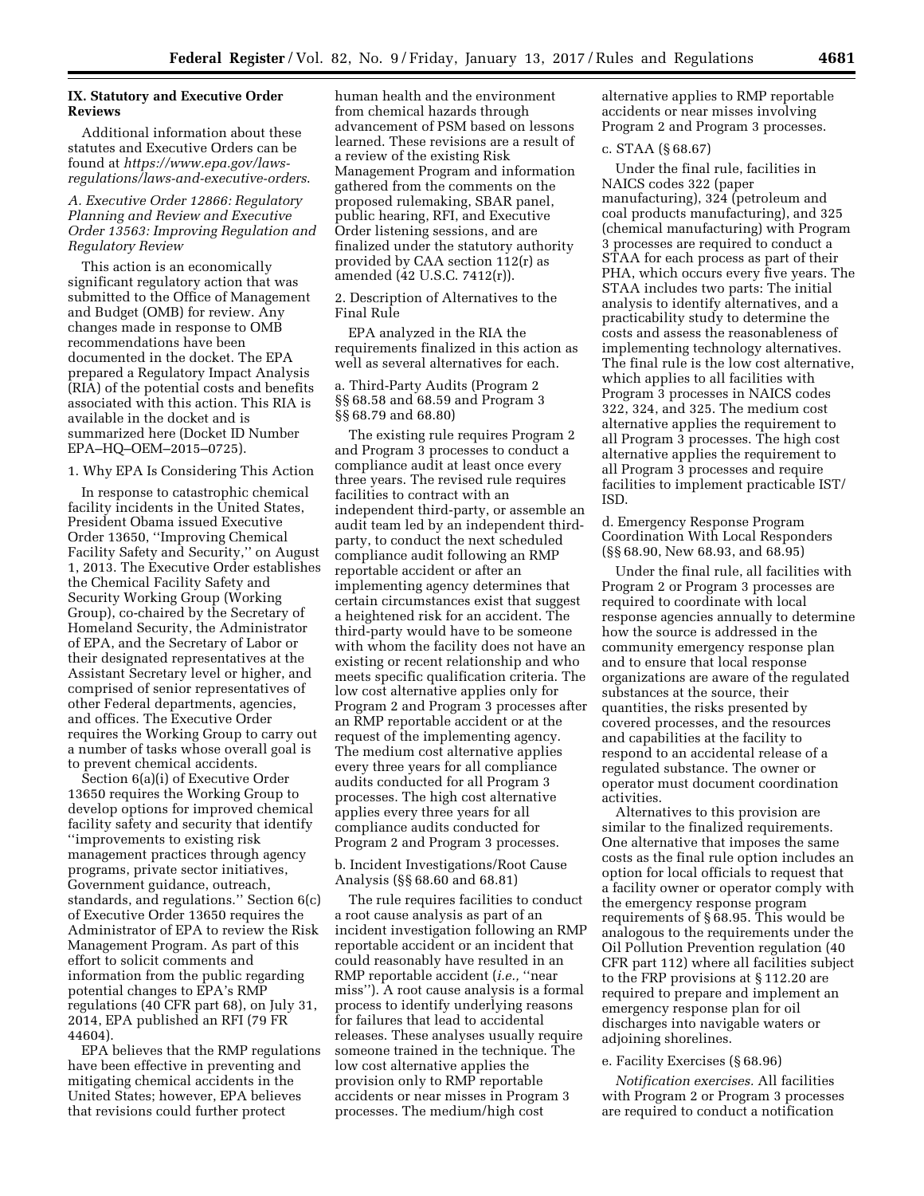## IX. Statutory and Executive Order Reviews

Additional information about these statutes and Executive Orders can be found at *https://www.epa.gov/laws-regulations/laws-and-executive-orders*.

### A. Executive Order 12866: Regulatory Planning and Review and Executive Order 13563: Improving Regulation and Regulatory Review

This action is an economically significant regulatory action that was submitted to the Office of Management and Budget (OMB) for review. Any changes made in response to OMB recommendations have been documented in the docket. The EPA prepared a Regulatory Impact Analysis (RIA) of the potential costs and benefits associated with this action. This RIA is available in the docket and is summarized here (Docket ID Number EPA–HQ–OEM–2015–0725).

#### 1. Why EPA Is Considering This Action

In response to catastrophic chemical facility incidents in the United States, President Obama issued Executive Order 13650, ''Improving Chemical Facility Safety and Security,'' on August 1, 2013. The Executive Order establishes the Chemical Facility Safety and Security Working Group (Working Group), co-chaired by the Secretary of Homeland Security, the Administrator of EPA, and the Secretary of Labor or their designated representatives at the Assistant Secretary level or higher, and comprised of senior representatives of other Federal departments, agencies, and offices. The Executive Order requires the Working Group to carry out a number of tasks whose overall goal is to prevent chemical accidents.

Section 6(a)(i) of Executive Order 13650 requires the Working Group to develop options for improved chemical facility safety and security that identify ''improvements to existing risk management practices through agency programs, private sector initiatives, Government guidance, outreach, standards, and regulations.'' Section 6(c) of Executive Order 13650 requires the Administrator of EPA to review the Risk Management Program. As part of this effort to solicit comments and information from the public regarding potential changes to EPA's RMP regulations (40 CFR part 68), on July 31, 2014, EPA published an RFI (79 FR 44604).

EPA believes that the RMP regulations have been effective in preventing and mitigating chemical accidents in the United States; however, EPA believes that revisions could further protect human health and the environment from chemical hazards through advancement of PSM based on lessons learned. These revisions are a result of a review of the existing Risk Management Program and information gathered from the comments on the proposed rulemaking, SBAR panel, public hearing, RFI, and Executive Order listening sessions, and are finalized under the statutory authority provided by CAA section 112(r) as amended (42 U.S.C. 7412(r)).

#### 2. Description of Alternatives to the Final Rule

EPA analyzed in the RIA the requirements finalized in this action as well as several alternatives for each.

##### a. Third-Party Audits (Program 2 §§ 68.58 and 68.59 and Program 3 §§ 68.79 and 68.80)

The existing rule requires Program 2 and Program 3 processes to conduct a compliance audit at least once every three years. The revised rule requires facilities to contract with an independent third-party, or assemble an audit team led by an independent third-party, to conduct the next scheduled compliance audit following an RMP reportable accident or after an implementing agency determines that certain circumstances exist that suggest a heightened risk for an accident. The third-party would have to be someone with whom the facility does not have an existing or recent relationship and who meets specific qualification criteria. The low cost alternative applies only for Program 2 and Program 3 processes after an RMP reportable accident or at the request of the implementing agency. The medium cost alternative applies every three years for all compliance audits conducted for all Program 3 processes. The high cost alternative applies every three years for all compliance audits conducted for Program 2 and Program 3 processes.

##### b. Incident Investigations/Root Cause Analysis (§§ 68.60 and 68.81)

The rule requires facilities to conduct a root cause analysis as part of an incident investigation following an RMP reportable accident or an incident that could reasonably have resulted in an RMP reportable accident (*i.e.,* ''near miss''). A root cause analysis is a formal process to identify underlying reasons for failures that lead to accidental releases. These analyses usually require someone trained in the technique. The low cost alternative applies the provision only to RMP reportable accidents or near misses in Program 3 processes. The medium/high cost alternative applies to RMP reportable accidents or near misses involving Program 2 and Program 3 processes.

##### c. STAA (§ 68.67)

Under the final rule, facilities in NAICS codes 322 (paper manufacturing), 324 (petroleum and coal products manufacturing), and 325 (chemical manufacturing) with Program 3 processes are required to conduct a STAA for each process as part of their PHA, which occurs every five years. The STAA includes two parts: The initial analysis to identify alternatives, and a practicability study to determine the costs and assess the reasonableness of implementing technology alternatives. The final rule is the low cost alternative, which applies to all facilities with Program 3 processes in NAICS codes 322, 324, and 325. The medium cost alternative applies the requirement to all Program 3 processes. The high cost alternative applies the requirement to all Program 3 processes and require facilities to implement practicable IST/ISD.

##### d. Emergency Response Program Coordination With Local Responders (§§ 68.90, New 68.93, and 68.95)

Under the final rule, all facilities with Program 2 or Program 3 processes are required to coordinate with local response agencies annually to determine how the source is addressed in the community emergency response plan and to ensure that local response organizations are aware of the regulated substances at the source, their quantities, the risks presented by covered processes, and the resources and capabilities at the facility to respond to an accidental release of a regulated substance. The owner or operator must document coordination activities.

Alternatives to this provision are similar to the finalized requirements. One alternative that imposes the same costs as the final rule option includes an option for local officials to request that a facility owner or operator comply with the emergency response program requirements of § 68.95. This would be analogous to the requirements under the Oil Pollution Prevention regulation (40 CFR part 112) where all facilities subject to the FRP provisions at § 112.20 are required to prepare and implement an emergency response plan for oil discharges into navigable waters or adjoining shorelines.

##### e. Facility Exercises (§ 68.96)

*Notification exercises.* All facilities with Program 2 or Program 3 processes are required to conduct a notification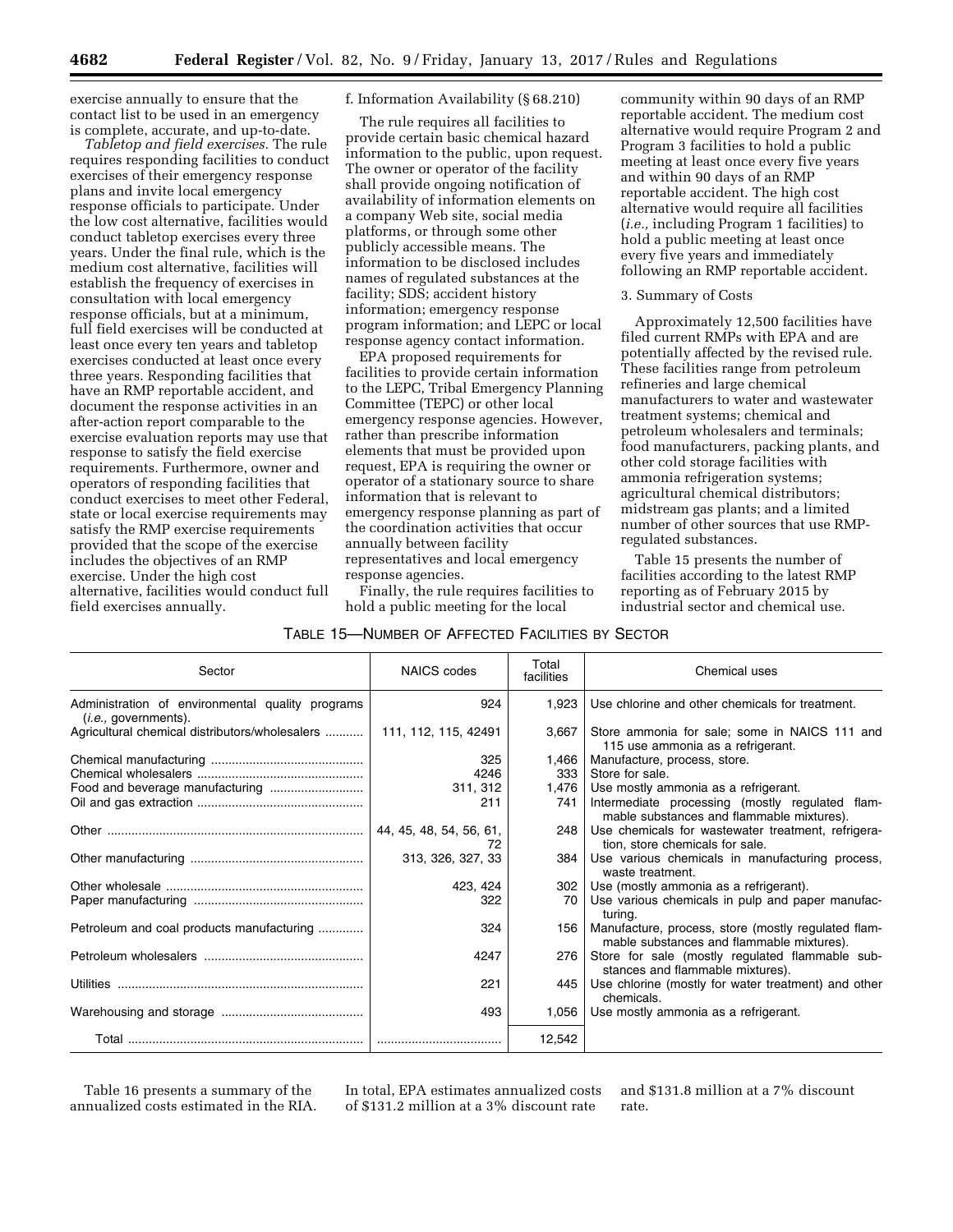exercise annually to ensure that the contact list to be used in an emergency is complete, accurate, and up-to-date.

*Tabletop and field exercises.* The rule requires responding facilities to conduct exercises of their emergency response plans and invite local emergency response officials to participate. Under the low cost alternative, facilities would conduct tabletop exercises every three years. Under the final rule, which is the medium cost alternative, facilities will establish the frequency of exercises in consultation with local emergency response officials, but at a minimum, full field exercises will be conducted at least once every ten years and tabletop exercises conducted at least once every three years. Responding facilities that have an RMP reportable accident, and document the response activities in an after-action report comparable to the exercise evaluation reports may use that response to satisfy the field exercise requirements. Furthermore, owner and operators of responding facilities that conduct exercises to meet other Federal, state or local exercise requirements may satisfy the RMP exercise requirements provided that the scope of the exercise includes the objectives of an RMP exercise. Under the high cost alternative, facilities would conduct full field exercises annually.

f. Information Availability (§ 68.210)

The rule requires all facilities to provide certain basic chemical hazard information to the public, upon request. The owner or operator of the facility shall provide ongoing notification of availability of information elements on a company Web site, social media platforms, or through some other publicly accessible means. The information to be disclosed includes names of regulated substances at the facility; SDS; accident history information; emergency response program information; and LEPC or local response agency contact information.

EPA proposed requirements for facilities to provide certain information to the LEPC, Tribal Emergency Planning Committee (TEPC) or other local emergency response agencies. However, rather than prescribe information elements that must be provided upon request, EPA is requiring the owner or operator of a stationary source to share information that is relevant to emergency response planning as part of the coordination activities that occur annually between facility representatives and local emergency response agencies.

Finally, the rule requires facilities to hold a public meeting for the local community within 90 days of an RMP reportable accident. The medium cost alternative would require Program 2 and Program 3 facilities to hold a public meeting at least once every five years and within 90 days of an RMP reportable accident. The high cost alternative would require all facilities (*i.e.,* including Program 1 facilities) to hold a public meeting at least once every five years and immediately following an RMP reportable accident.

3. Summary of Costs

Approximately 12,500 facilities have filed current RMPs with EPA and are potentially affected by the revised rule. These facilities range from petroleum refineries and large chemical manufacturers to water and wastewater treatment systems; chemical and petroleum wholesalers and terminals; food manufacturers, packing plants, and other cold storage facilities with ammonia refrigeration systems; agricultural chemical distributors; midstream gas plants; and a limited number of other sources that use RMP-regulated substances.

Table 15 presents the number of facilities according to the latest RMP reporting as of February 2015 by industrial sector and chemical use.

TABLE 15—NUMBER OF AFFECTED FACILITIES BY SECTOR

| Sector | NAICS codes | Total facilities | Chemical uses |
|---|---|---|---|
| Administration of environmental quality programs (*i.e.,* governments). | 924 | 1,923 | Use chlorine and other chemicals for treatment. |
| Agricultural chemical distributors/wholesalers | 111, 112, 115, 42491 | 3,667 | Store ammonia for sale; some in NAICS 111 and 115 use ammonia as a refrigerant. |
| Chemical manufacturing | 325 | 1,466 | Manufacture, process, store. |
| Chemical wholesalers | 4246 | 333 | Store for sale. |
| Food and beverage manufacturing | 311, 312 | 1,476 | Use mostly ammonia as a refrigerant. |
| Oil and gas extraction | 211 | 741 | Intermediate processing (mostly regulated flammable substances and flammable mixtures). |
| Other | 44, 45, 48, 54, 56, 61, 72 | 248 | Use chemicals for wastewater treatment, refrigeration, store chemicals for sale. |
| Other manufacturing | 313, 326, 327, 33 | 384 | Use various chemicals in manufacturing process, waste treatment. |
| Other wholesale | 423, 424 | 302 | Use (mostly ammonia as a refrigerant). |
| Paper manufacturing | 322 | 70 | Use various chemicals in pulp and paper manufacturing. |
| Petroleum and coal products manufacturing | 324 | 156 | Manufacture, process, store (mostly regulated flammable substances and flammable mixtures). |
| Petroleum wholesalers | 4247 | 276 | Store for sale (mostly regulated flammable substances and flammable mixtures). |
| Utilities | 221 | 445 | Use chlorine (mostly for water treatment) and other chemicals. |
| Warehousing and storage | 493 | 1,056 | Use mostly ammonia as a refrigerant. |
| Total | | 12,542 | |

Table 16 presents a summary of the annualized costs estimated in the RIA. In total, EPA estimates annualized costs of $131.2 million at a 3% discount rate and $131.8 million at a 7% discount rate.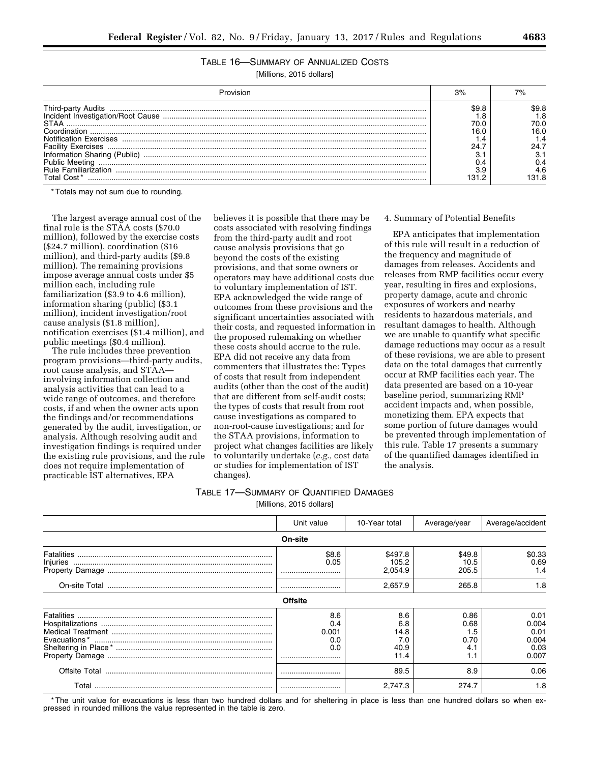TABLE 16—SUMMARY OF ANNUALIZED COSTS

[Millions, 2015 dollars]

| Provision | 3% | 7% |
|---|---|---|
| Third-party Audits | $9.8 | $9.8 |
| Incident Investigation/Root Cause | 1.8 | 1.8 |
| STAA | 70.0 | 70.0 |
| Coordination | 16.0 | 16.0 |
| Notification Exercises | 1.4 | 1.4 |
| Facility Exercises | 24.7 | 24.7 |
| Information Sharing (Public) | 3.1 | 3.1 |
| Public Meeting | 0.4 | 0.4 |
| Rule Familiarization | 3.9 | 4.6 |
| Total Cost* | 131.2 | 131.8 |

* Totals may not sum due to rounding.

The largest average annual cost of the final rule is the STAA costs ($70.0 million), followed by the exercise costs ($24.7 million), coordination ($16 million), and third-party audits ($9.8 million). The remaining provisions impose average annual costs under $5 million each, including rule familiarization ($3.9 to 4.6 million), information sharing (public) ($3.1 million), incident investigation/root cause analysis ($1.8 million), notification exercises ($1.4 million), and public meetings ($0.4 million).

The rule includes three prevention program provisions—third-party audits, root cause analysis, and STAA—involving information collection and analysis activities that can lead to a wide range of outcomes, and therefore costs, if and when the owner acts upon the findings and/or recommendations generated by the audit, investigation, or analysis. Although resolving audit and investigation findings is required under the existing rule provisions, and the rule does not require implementation of practicable IST alternatives, EPA believes it is possible that there may be costs associated with resolving findings from the third-party audit and root cause analysis provisions that go beyond the costs of the existing provisions, and that some owners or operators may have additional costs due to voluntary implementation of IST. EPA acknowledged the wide range of outcomes from these provisions and the significant uncertainties associated with their costs, and requested information in the proposed rulemaking on whether these costs should accrue to the rule. EPA did not receive any data from commenters that illustrates the: Types of costs that result from independent audits (other than the cost of the audit) that are different from self-audit costs; the types of costs that result from root cause investigations as compared to non-root-cause investigations; and for the STAA provisions, information to project what changes facilities are likely to voluntarily undertake (*e.g.,* cost data or studies for implementation of IST changes).

4. Summary of Potential Benefits

EPA anticipates that implementation of this rule will result in a reduction of the frequency and magnitude of damages from releases. Accidents and releases from RMP facilities occur every year, resulting in fires and explosions, property damage, acute and chronic exposures of workers and nearby residents to hazardous materials, and resultant damages to health. Although we are unable to quantify what specific damage reductions may occur as a result of these revisions, we are able to present data on the total damages that currently occur at RMP facilities each year. The data presented are based on a 10-year baseline period, summarizing RMP accident impacts and, when possible, monetizing them. EPA expects that some portion of future damages would be prevented through implementation of this rule. Table 17 presents a summary of the quantified damages identified in the analysis.

TABLE 17—SUMMARY OF QUANTIFIED DAMAGES

[Millions, 2015 dollars]

| | Unit value | 10-Year total | Average/year | Average/accident |
|---|---|---|---|---|
| **On-site** | | | | |
| Fatalities | $8.6 | $497.8 | $49.8 | $0.33 |
| Injuries | 0.05 | 105.2 | 10.5 | 0.69 |
| Property Damage | | 2,054.9 | 205.5 | 1.4 |
| On-site Total | | 2,657.9 | 265.8 | 1.8 |
| **Offsite** | | | | |
| Fatalities | 8.6 | 8.6 | 0.86 | 0.01 |
| Hospitalizations | 0.4 | 6.8 | 0.68 | 0.004 |
| Medical Treatment | 0.001 | 14.8 | 1.5 | 0.01 |
| Evacuations* | 0.0 | 7.0 | 0.70 | 0.004 |
| Sheltering in Place* | 0.0 | 40.9 | 4.1 | 0.03 |
| Property Damage | | 11.4 | 1.1 | 0.007 |
| Offsite Total | | 89.5 | 8.9 | 0.06 |
| Total | | 2,747.3 | 274.7 | 1.8 |

* The unit value for evacuations is less than two hundred dollars and for sheltering in place is less than one hundred dollars so when expressed in rounded millions the value represented in the table is zero.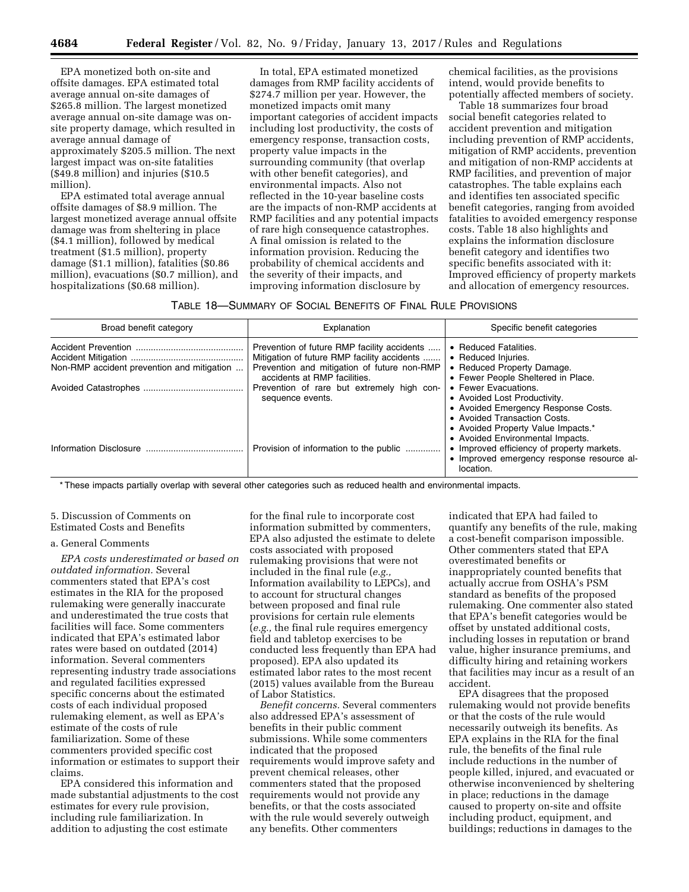EPA monetized both on-site and offsite damages. EPA estimated total average annual on-site damages of $265.8 million. The largest monetized average annual on-site damage was on-site property damage, which resulted in average annual damage of approximately $205.5 million. The next largest impact was on-site fatalities ($49.8 million) and injuries ($10.5 million).

EPA estimated total average annual offsite damages of $8.9 million. The largest monetized average annual offsite damage was from sheltering in place ($4.1 million), followed by medical treatment ($1.5 million), property damage ($1.1 million), fatalities ($0.86 million), evacuations ($0.7 million), and hospitalizations ($0.68 million).

In total, EPA estimated monetized damages from RMP facility accidents of $274.7 million per year. However, the monetized impacts omit many important categories of accident impacts including lost productivity, the costs of emergency response, transaction costs, property value impacts in the surrounding community (that overlap with other benefit categories), and environmental impacts. Also not reflected in the 10-year baseline costs are the impacts of non-RMP accidents at RMP facilities and any potential impacts of rare high consequence catastrophes. A final omission is related to the information provision. Reducing the probability of chemical accidents and the severity of their impacts, and improving information disclosure by chemical facilities, as the provisions intend, would provide benefits to potentially affected members of society.

Table 18 summarizes four broad social benefit categories related to accident prevention and mitigation including prevention of RMP accidents, mitigation of RMP accidents, prevention and mitigation of non-RMP accidents at RMP facilities, and prevention of major catastrophes. The table explains each and identifies ten associated specific benefit categories, ranging from avoided fatalities to avoided emergency response costs. Table 18 also highlights and explains the information disclosure benefit category and identifies two specific benefits associated with it: Improved efficiency of property markets and allocation of emergency resources.

TABLE 18—SUMMARY OF SOCIAL BENEFITS OF FINAL RULE PROVISIONS

| Broad benefit category | Explanation | Specific benefit categories |
|---|---|---|
| Accident Prevention | Prevention of future RMP facility accidents | • Reduced Fatalities. |
| Accident Mitigation | Mitigation of future RMP facility accidents | • Reduced Injuries. |
| Non-RMP accident prevention and mitigation | Prevention and mitigation of future non-RMP accidents at RMP facilities. | • Reduced Property Damage.<br>• Fewer People Sheltered in Place. |
| Avoided Catastrophes | Prevention of rare but extremely high consequence events. | • Fewer Evacuations.<br>• Avoided Lost Productivity.<br>• Avoided Emergency Response Costs.<br>• Avoided Transaction Costs.<br>• Avoided Property Value Impacts.*<br>• Avoided Environmental Impacts. |
| Information Disclosure | Provision of information to the public | • Improved efficiency of property markets.<br>• Improved emergency response resource allocation. |

* These impacts partially overlap with several other categories such as reduced health and environmental impacts.

5. Discussion of Comments on Estimated Costs and Benefits

a. General Comments

*EPA costs underestimated or based on outdated information.* Several commenters stated that EPA's cost estimates in the RIA for the proposed rulemaking were generally inaccurate and underestimated the true costs that facilities will face. Some commenters indicated that EPA's estimated labor rates were based on outdated (2014) information. Several commenters representing industry trade associations and regulated facilities expressed specific concerns about the estimated costs of each individual proposed rulemaking element, as well as EPA's estimate of the costs of rule familiarization. Some of these commenters provided specific cost information or estimates to support their claims.

EPA considered this information and made substantial adjustments to the cost estimates for every rule provision, including rule familiarization. In addition to adjusting the cost estimate for the final rule to incorporate cost information submitted by commenters, EPA also adjusted the estimate to delete costs associated with proposed rulemaking provisions that were not included in the final rule (*e.g.,* Information availability to LEPCs), and to account for structural changes between proposed and final rule provisions for certain rule elements (*e.g.,* the final rule requires emergency field and tabletop exercises to be conducted less frequently than EPA had proposed). EPA also updated its estimated labor rates to the most recent (2015) values available from the Bureau of Labor Statistics.

*Benefit concerns.* Several commenters also addressed EPA's assessment of benefits in their public comment submissions. While some commenters indicated that the proposed requirements would improve safety and prevent chemical releases, other commenters stated that the proposed requirements would not provide any benefits, or that the costs associated with the rule would severely outweigh any benefits. Other commenters indicated that EPA had failed to quantify any benefits of the rule, making a cost-benefit comparison impossible. Other commenters stated that EPA overestimated benefits or inappropriately counted benefits that actually accrue from OSHA's PSM standard as benefits of the proposed rulemaking. One commenter also stated that EPA's benefit categories would be offset by unstated additional costs, including losses in reputation or brand value, higher insurance premiums, and difficulty hiring and retaining workers that facilities may incur as a result of an accident.

EPA disagrees that the proposed rulemaking would not provide benefits or that the costs of the rule would necessarily outweigh its benefits. As EPA explains in the RIA for the final rule, the benefits of the final rule include reductions in the number of people killed, injured, and evacuated or otherwise inconvenienced by sheltering in place; reductions in the damage caused to property on-site and offsite including product, equipment, and buildings; reductions in damages to the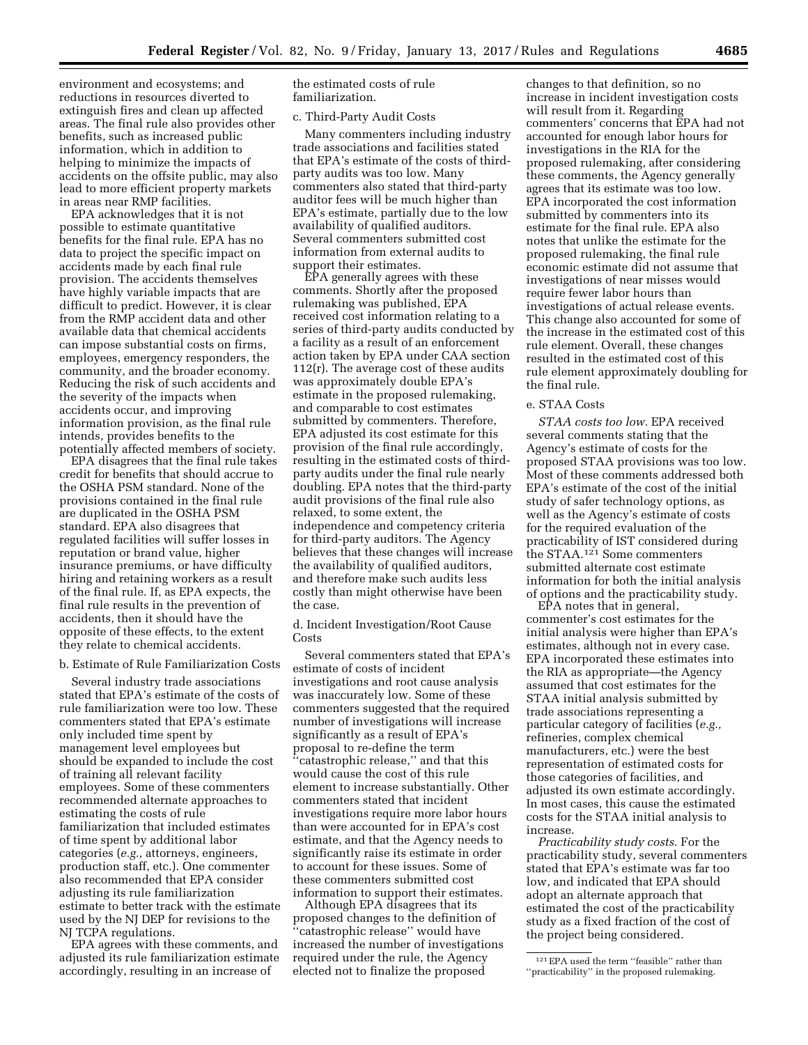environment and ecosystems; and reductions in resources diverted to extinguish fires and clean up affected areas. The final rule also provides other benefits, such as increased public information, which in addition to helping to minimize the impacts of accidents on the offsite public, may also lead to more efficient property markets in areas near RMP facilities.

EPA acknowledges that it is not possible to estimate quantitative benefits for the final rule. EPA has no data to project the specific impact on accidents made by each final rule provision. The accidents themselves have highly variable impacts that are difficult to predict. However, it is clear from the RMP accident data and other available data that chemical accidents can impose substantial costs on firms, employees, emergency responders, the community, and the broader economy. Reducing the risk of such accidents and the severity of the impacts when accidents occur, and improving information provision, as the final rule intends, provides benefits to the potentially affected members of society.

EPA disagrees that the final rule takes credit for benefits that should accrue to the OSHA PSM standard. None of the provisions contained in the final rule are duplicated in the OSHA PSM standard. EPA also disagrees that regulated facilities will suffer losses in reputation or brand value, higher insurance premiums, or have difficulty hiring and retaining workers as a result of the final rule. If, as EPA expects, the final rule results in the prevention of accidents, then it should have the opposite of these effects, to the extent they relate to chemical accidents.

b. Estimate of Rule Familiarization Costs

Several industry trade associations stated that EPA's estimate of the costs of rule familiarization were too low. These commenters stated that EPA's estimate only included time spent by management level employees but should be expanded to include the cost of training all relevant facility employees. Some of these commenters recommended alternate approaches to estimating the costs of rule familiarization that included estimates of time spent by additional labor categories (*e.g.,* attorneys, engineers, production staff, etc.). One commenter also recommended that EPA consider adjusting its rule familiarization estimate to better track with the estimate used by the NJ DEP for revisions to the NJ TCPA regulations.

EPA agrees with these comments, and adjusted its rule familiarization estimate accordingly, resulting in an increase of the estimated costs of rule familiarization.

c. Third-Party Audit Costs

Many commenters including industry trade associations and facilities stated that EPA's estimate of the costs of third-party audits was too low. Many commenters also stated that third-party auditor fees will be much higher than EPA's estimate, partially due to the low availability of qualified auditors. Several commenters submitted cost information from external audits to support their estimates.

EPA generally agrees with these comments. Shortly after the proposed rulemaking was published, EPA received cost information relating to a series of third-party audits conducted by a facility as a result of an enforcement action taken by EPA under CAA section 112(r). The average cost of these audits was approximately double EPA's estimate in the proposed rulemaking, and comparable to cost estimates submitted by commenters. Therefore, EPA adjusted its cost estimate for this provision of the final rule accordingly, resulting in the estimated costs of third-party audits under the final rule nearly doubling. EPA notes that the third-party audit provisions of the final rule also relaxed, to some extent, the independence and competency criteria for third-party auditors. The Agency believes that these changes will increase the availability of qualified auditors, and therefore make such audits less costly than might otherwise have been the case.

d. Incident Investigation/Root Cause Costs

Several commenters stated that EPA's estimate of costs of incident investigations and root cause analysis was inaccurately low. Some of these commenters suggested that the required number of investigations will increase significantly as a result of EPA's proposal to re-define the term "catastrophic release," and that this would cause the cost of this rule element to increase substantially. Other commenters stated that incident investigations require more labor hours than were accounted for in EPA's cost estimate, and that the Agency needs to significantly raise its estimate in order to account for these issues. Some of these commenters submitted cost information to support their estimates.

Although EPA disagrees that its proposed changes to the definition of "catastrophic release" would have increased the number of investigations required under the rule, the Agency elected not to finalize the proposed changes to that definition, so no increase in incident investigation costs will result from it. Regarding commenters' concerns that EPA had not accounted for enough labor hours for investigations in the RIA for the proposed rulemaking, after considering these comments, the Agency generally agrees that its estimate was too low. EPA incorporated the cost information submitted by commenters into its estimate for the final rule. EPA also notes that unlike the estimate for the proposed rulemaking, the final rule economic estimate did not assume that investigations of near misses would require fewer labor hours than investigations of actual release events. This change also accounted for some of the increase in the estimated cost of this rule element. Overall, these changes resulted in the estimated cost of this rule element approximately doubling for the final rule.

e. STAA Costs

*STAA costs too low.* EPA received several comments stating that the Agency's estimate of costs for the proposed STAA provisions was too low. Most of these comments addressed both EPA's estimate of the cost of the initial study of safer technology options, as well as the Agency's estimate of costs for the required evaluation of the practicability of IST considered during the STAA.[121] Some commenters submitted alternate cost estimate information for both the initial analysis of options and the practicability study.

EPA notes that in general, commenter's cost estimates for the initial analysis were higher than EPA's estimates, although not in every case. EPA incorporated these estimates into the RIA as appropriate—the Agency assumed that cost estimates for the STAA initial analysis submitted by trade associations representing a particular category of facilities (*e.g.,* refineries, complex chemical manufacturers, etc.) were the best representation of estimated costs for those categories of facilities, and adjusted its own estimate accordingly. In most cases, this cause the estimated costs for the STAA initial analysis to increase.

*Practicability study costs.* For the practicability study, several commenters stated that EPA's estimate was far too low, and indicated that EPA should adopt an alternate approach that estimated the cost of the practicability study as a fixed fraction of the cost of the project being considered.

[121] EPA used the term "feasible" rather than "practicability" in the proposed rulemaking.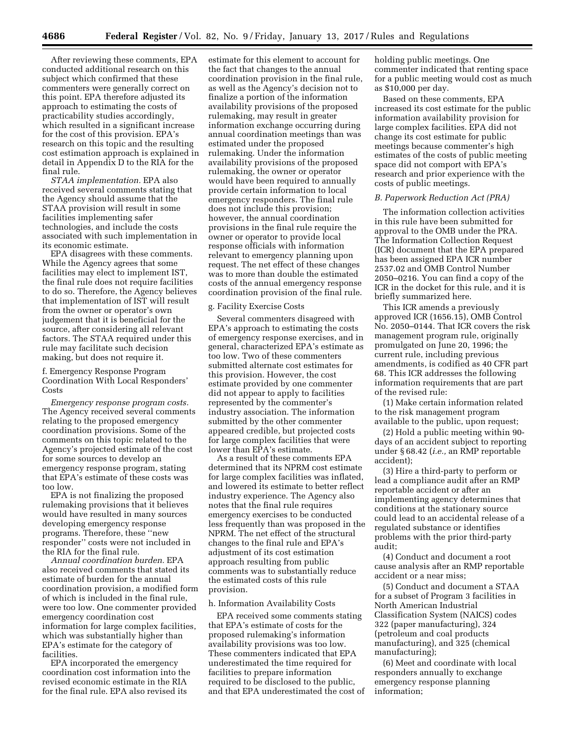After reviewing these comments, EPA conducted additional research on this subject which confirmed that these commenters were generally correct on this point. EPA therefore adjusted its approach to estimating the costs of practicability studies accordingly, which resulted in a significant increase for the cost of this provision. EPA's research on this topic and the resulting cost estimation approach is explained in detail in Appendix D to the RIA for the final rule.

*STAA implementation.* EPA also received several comments stating that the Agency should assume that the STAA provision will result in some facilities implementing safer technologies, and include the costs associated with such implementation in its economic estimate.

EPA disagrees with these comments. While the Agency agrees that some facilities may elect to implement IST, the final rule does not require facilities to do so. Therefore, the Agency believes that implementation of IST will result from the owner or operator's own judgement that it is beneficial for the source, after considering all relevant factors. The STAA required under this rule may facilitate such decision making, but does not require it.

f. Emergency Response Program Coordination With Local Responders' Costs

*Emergency response program costs.* The Agency received several comments relating to the proposed emergency coordination provisions. Some of the comments on this topic related to the Agency's projected estimate of the cost for some sources to develop an emergency response program, stating that EPA's estimate of these costs was too low.

EPA is not finalizing the proposed rulemaking provisions that it believes would have resulted in many sources developing emergency response programs. Therefore, these "new responder" costs were not included in the RIA for the final rule.

*Annual coordination burden.* EPA also received comments that stated its estimate of burden for the annual coordination provision, a modified form of which is included in the final rule, were too low. One commenter provided emergency coordination cost information for large complex facilities, which was substantially higher than EPA's estimate for the category of facilities.

EPA incorporated the emergency coordination cost information into the revised economic estimate in the RIA for the final rule. EPA also revised its estimate for this element to account for the fact that changes to the annual coordination provision in the final rule, as well as the Agency's decision not to finalize a portion of the information availability provisions of the proposed rulemaking, may result in greater information exchange occurring during annual coordination meetings than was estimated under the proposed rulemaking. Under the information availability provisions of the proposed rulemaking, the owner or operator would have been required to annually provide certain information to local emergency responders. The final rule does not include this provision; however, the annual coordination provisions in the final rule require the owner or operator to provide local response officials with information relevant to emergency planning upon request. The net effect of these changes was to more than double the estimated costs of the annual emergency response coordination provision of the final rule.

g. Facility Exercise Costs

Several commenters disagreed with EPA's approach to estimating the costs of emergency response exercises, and in general, characterized EPA's estimate as too low. Two of these commenters submitted alternate cost estimates for this provision. However, the cost estimate provided by one commenter did not appear to apply to facilities represented by the commenter's industry association. The information submitted by the other commenter appeared credible, but projected costs for large complex facilities that were lower than EPA's estimate.

As a result of these comments EPA determined that its NPRM cost estimate for large complex facilities was inflated, and lowered its estimate to better reflect industry experience. The Agency also notes that the final rule requires emergency exercises to be conducted less frequently than was proposed in the NPRM. The net effect of the structural changes to the final rule and EPA's adjustment of its cost estimation approach resulting from public comments was to substantially reduce the estimated costs of this rule provision.

h. Information Availability Costs

EPA received some comments stating that EPA's estimate of costs for the proposed rulemaking's information availability provisions was too low. These commenters indicated that EPA underestimated the time required for facilities to prepare information required to be disclosed to the public, and that EPA underestimated the cost of holding public meetings. One commenter indicated that renting space for a public meeting would cost as much as $10,000 per day.

Based on these comments, EPA increased its cost estimate for the public information availability provision for large complex facilities. EPA did not change its cost estimate for public meetings because commenter's high estimates of the costs of public meeting space did not comport with EPA's research and prior experience with the costs of public meetings.

### B. Paperwork Reduction Act (PRA)

The information collection activities in this rule have been submitted for approval to the OMB under the PRA. The Information Collection Request (ICR) document that the EPA prepared has been assigned EPA ICR number 2537.02 and OMB Control Number 2050–0216. You can find a copy of the ICR in the docket for this rule, and it is briefly summarized here.

This ICR amends a previously approved ICR (1656.15), OMB Control No. 2050–0144. That ICR covers the risk management program rule, originally promulgated on June 20, 1996; the current rule, including previous amendments, is codified as 40 CFR part 68. This ICR addresses the following information requirements that are part of the revised rule:

(1) Make certain information related to the risk management program available to the public, upon request;

(2) Hold a public meeting within 90-days of an accident subject to reporting under § 68.42 (*i.e.,* an RMP reportable accident);

(3) Hire a third-party to perform or lead a compliance audit after an RMP reportable accident or after an implementing agency determines that conditions at the stationary source could lead to an accidental release of a regulated substance or identifies problems with the prior third-party audit;

(4) Conduct and document a root cause analysis after an RMP reportable accident or a near miss;

(5) Conduct and document a STAA for a subset of Program 3 facilities in North American Industrial Classification System (NAICS) codes 322 (paper manufacturing), 324 (petroleum and coal products manufacturing), and 325 (chemical manufacturing);

(6) Meet and coordinate with local responders annually to exchange emergency response planning information;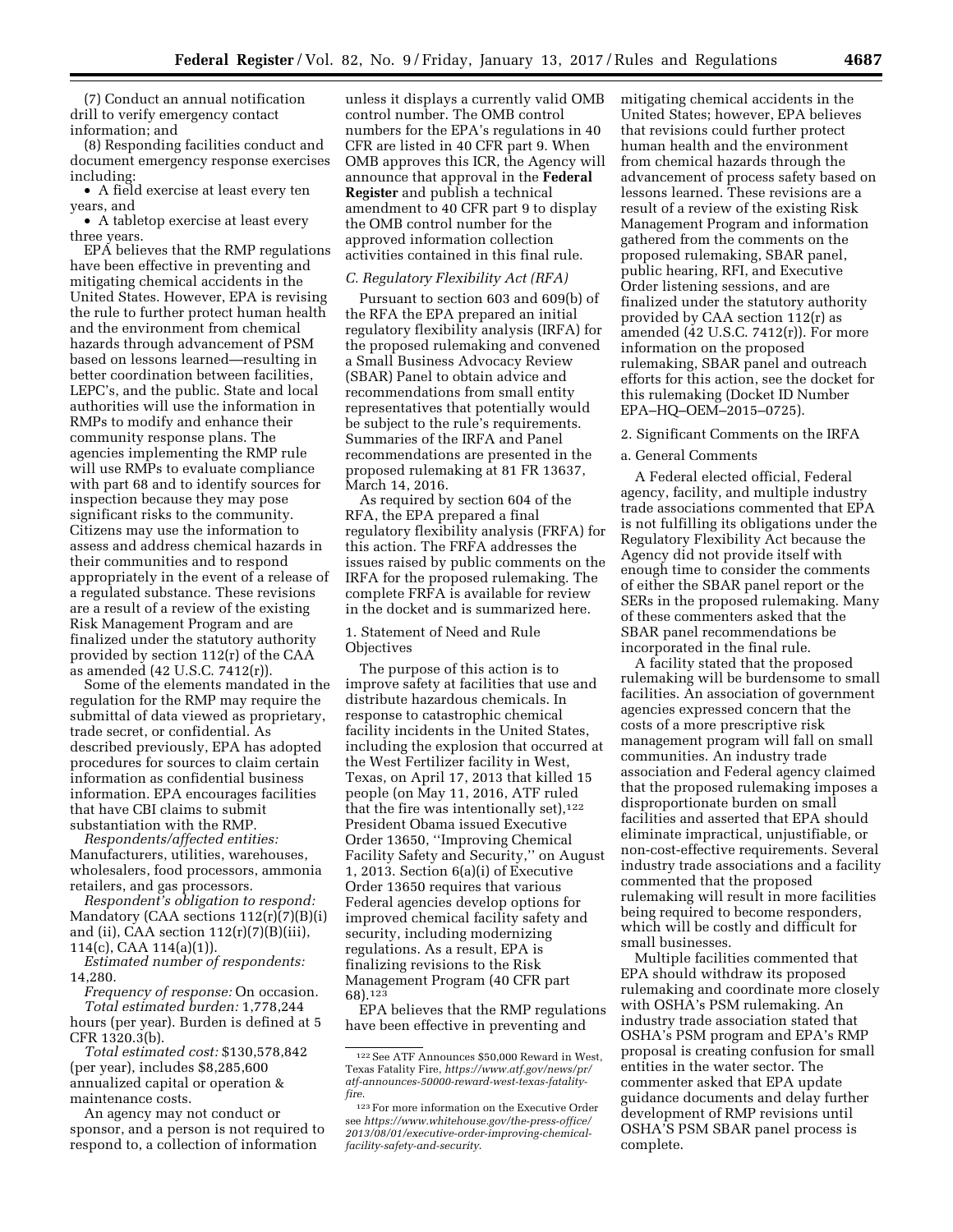(7) Conduct an annual notification drill to verify emergency contact information; and

(8) Responding facilities conduct and document emergency response exercises including:

- A field exercise at least every ten years, and
- A tabletop exercise at least every three years.

EPA believes that the RMP regulations have been effective in preventing and mitigating chemical accidents in the United States. However, EPA is revising the rule to further protect human health and the environment from chemical hazards through advancement of PSM based on lessons learned—resulting in better coordination between facilities, LEPC's, and the public. State and local authorities will use the information in RMPs to modify and enhance their community response plans. The agencies implementing the RMP rule will use RMPs to evaluate compliance with part 68 and to identify sources for inspection because they may pose significant risks to the community. Citizens may use the information to assess and address chemical hazards in their communities and to respond appropriately in the event of a release of a regulated substance. These revisions are a result of a review of the existing Risk Management Program and are finalized under the statutory authority provided by section 112(r) of the CAA as amended (42 U.S.C. 7412(r)).

Some of the elements mandated in the regulation for the RMP may require the submittal of data viewed as proprietary, trade secret, or confidential. As described previously, EPA has adopted procedures for sources to claim certain information as confidential business information. EPA encourages facilities that have CBI claims to submit substantiation with the RMP.

*Respondents/affected entities:* Manufacturers, utilities, warehouses, wholesalers, food processors, ammonia retailers, and gas processors.

*Respondent's obligation to respond:* Mandatory (CAA sections 112(r)(7)(B)(i) and (ii), CAA section 112(r)(7)(B)(iii), 114(c), CAA 114(a)(1)).

*Estimated number of respondents:* 14,280.

*Frequency of response:* On occasion.

*Total estimated burden:* 1,778,244 hours (per year). Burden is defined at 5 CFR 1320.3(b).

*Total estimated cost:* $130,578,842 (per year), includes $8,285,600 annualized capital or operation & maintenance costs.

An agency may not conduct or sponsor, and a person is not required to respond to, a collection of information unless it displays a currently valid OMB control number. The OMB control numbers for the EPA's regulations in 40 CFR are listed in 40 CFR part 9. When OMB approves this ICR, the Agency will announce that approval in the **Federal Register** and publish a technical amendment to 40 CFR part 9 to display the OMB control number for the approved information collection activities contained in this final rule.

### *C. Regulatory Flexibility Act (RFA)*

Pursuant to section 603 and 609(b) of the RFA the EPA prepared an initial regulatory flexibility analysis (IRFA) for the proposed rulemaking and convened a Small Business Advocacy Review (SBAR) Panel to obtain advice and recommendations from small entity representatives that potentially would be subject to the rule's requirements. Summaries of the IRFA and Panel recommendations are presented in the proposed rulemaking at 81 FR 13637, March 14, 2016.

As required by section 604 of the RFA, the EPA prepared a final regulatory flexibility analysis (FRFA) for this action. The FRFA addresses the issues raised by public comments on the IRFA for the proposed rulemaking. The complete FRFA is available for review in the docket and is summarized here.

1. Statement of Need and Rule Objectives

The purpose of this action is to improve safety at facilities that use and distribute hazardous chemicals. In response to catastrophic chemical facility incidents in the United States, including the explosion that occurred at the West Fertilizer facility in West, Texas, on April 17, 2013 that killed 15 people (on May 11, 2016, ATF ruled that the fire was intentionally set),[122] President Obama issued Executive Order 13650, "Improving Chemical Facility Safety and Security," on August 1, 2013. Section 6(a)(i) of Executive Order 13650 requires that various Federal agencies develop options for improved chemical facility safety and security, including modernizing regulations. As a result, EPA is finalizing revisions to the Risk Management Program (40 CFR part 68).[123]

EPA believes that the RMP regulations have been effective in preventing and mitigating chemical accidents in the United States; however, EPA believes that revisions could further protect human health and the environment from chemical hazards through the advancement of process safety based on lessons learned. These revisions are a result of a review of the existing Risk Management Program and information gathered from the comments on the proposed rulemaking, SBAR panel, public hearing, RFI, and Executive Order listening sessions, and are finalized under the statutory authority provided by CAA section 112(r) as amended (42 U.S.C. 7412(r)). For more information on the proposed rulemaking, SBAR panel and outreach efforts for this action, see the docket for this rulemaking (Docket ID Number EPA–HQ–OEM–2015–0725).

2. Significant Comments on the IRFA

a. General Comments

A Federal elected official, Federal agency, facility, and multiple industry trade associations commented that EPA is not fulfilling its obligations under the Regulatory Flexibility Act because the Agency did not provide itself with enough time to consider the comments of either the SBAR panel report or the SERs in the proposed rulemaking. Many of these commenters asked that the SBAR panel recommendations be incorporated in the final rule.

A facility stated that the proposed rulemaking will be burdensome to small facilities. An association of government agencies expressed concern that the costs of a more prescriptive risk management program will fall on small communities. An industry trade association and Federal agency claimed that the proposed rulemaking imposes a disproportionate burden on small facilities and asserted that EPA should eliminate impractical, unjustifiable, or non-cost-effective requirements. Several industry trade associations and a facility commented that the proposed rulemaking will result in more facilities being required to become responders, which will be costly and difficult for small businesses.

Multiple facilities commented that EPA should withdraw its proposed rulemaking and coordinate more closely with OSHA's PSM rulemaking. An industry trade association stated that OSHA's PSM program and EPA's RMP proposal is creating confusion for small entities in the water sector. The commenter asked that EPA update guidance documents and delay further development of RMP revisions until OSHA'S PSM SBAR panel process is complete.

[122] See ATF Announces $50,000 Reward in West, Texas Fatality Fire, *https://www.atf.gov/news/pr/atf-announces-50000-reward-west-texas-fatality-fire.*

[123] For more information on the Executive Order see *https://www.whitehouse.gov/the-press-office/2013/08/01/executive-order-improving-chemical-facility-safety-and-security.*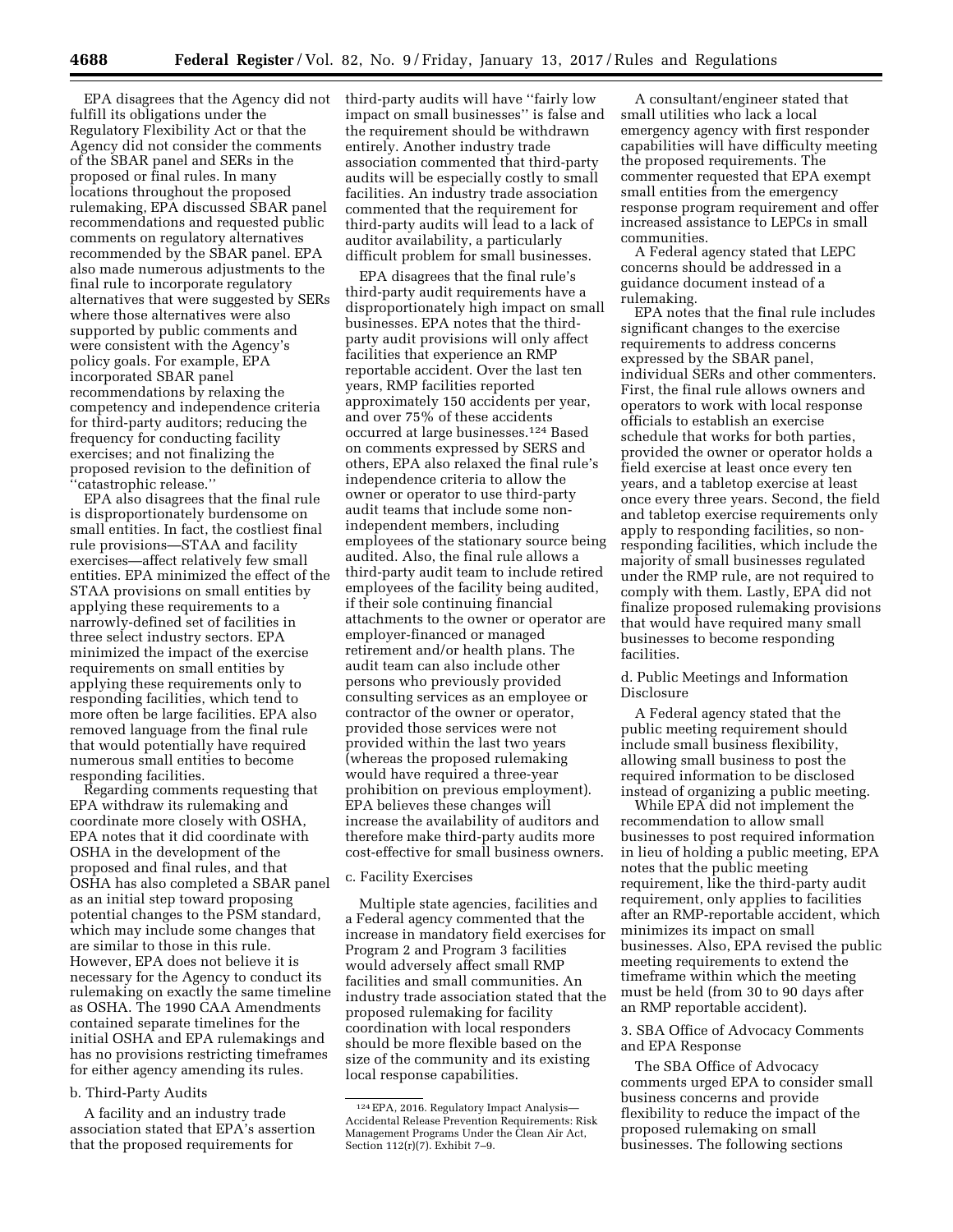EPA disagrees that the Agency did not fulfill its obligations under the Regulatory Flexibility Act or that the Agency did not consider the comments of the SBAR panel and SERs in the proposed or final rules. In many locations throughout the proposed rulemaking, EPA discussed SBAR panel recommendations and requested public comments on regulatory alternatives recommended by the SBAR panel. EPA also made numerous adjustments to the final rule to incorporate regulatory alternatives that were suggested by SERs where those alternatives were also supported by public comments and were consistent with the Agency's policy goals. For example, EPA incorporated SBAR panel recommendations by relaxing the competency and independence criteria for third-party auditors; reducing the frequency for conducting facility exercises; and not finalizing the proposed revision to the definition of ''catastrophic release.''

EPA also disagrees that the final rule is disproportionately burdensome on small entities. In fact, the costliest final rule provisions—STAA and facility exercises—affect relatively few small entities. EPA minimized the effect of the STAA provisions on small entities by applying these requirements to a narrowly-defined set of facilities in three select industry sectors. EPA minimized the impact of the exercise requirements on small entities by applying these requirements only to responding facilities, which tend to more often be large facilities. EPA also removed language from the final rule that would potentially have required numerous small entities to become responding facilities.

Regarding comments requesting that EPA withdraw its rulemaking and coordinate more closely with OSHA, EPA notes that it did coordinate with OSHA in the development of the proposed and final rules, and that OSHA has also completed a SBAR panel as an initial step toward proposing potential changes to the PSM standard, which may include some changes that are similar to those in this rule. However, EPA does not believe it is necessary for the Agency to conduct its rulemaking on exactly the same timeline as OSHA. The 1990 CAA Amendments contained separate timelines for the initial OSHA and EPA rulemakings and has no provisions restricting timeframes for either agency amending its rules.

b. Third-Party Audits

A facility and an industry trade association stated that EPA's assertion that the proposed requirements for third-party audits will have ''fairly low impact on small businesses'' is false and the requirement should be withdrawn entirely. Another industry trade association commented that third-party audits will be especially costly to small facilities. An industry trade association commented that the requirement for third-party audits will lead to a lack of auditor availability, a particularly difficult problem for small businesses.

EPA disagrees that the final rule's third-party audit requirements have a disproportionately high impact on small businesses. EPA notes that the third-party audit provisions will only affect facilities that experience an RMP reportable accident. Over the last ten years, RMP facilities reported approximately 150 accidents per year, and over 75% of these accidents occurred at large businesses.[124] Based on comments expressed by SERS and others, EPA also relaxed the final rule's independence criteria to allow the owner or operator to use third-party audit teams that include some non-independent members, including employees of the stationary source being audited. Also, the final rule allows a third-party audit team to include retired employees of the facility being audited, if their sole continuing financial attachments to the owner or operator are employer-financed or managed retirement and/or health plans. The audit team can also include other persons who previously provided consulting services as an employee or contractor of the owner or operator, provided those services were not provided within the last two years (whereas the proposed rulemaking would have required a three-year prohibition on previous employment). EPA believes these changes will increase the availability of auditors and therefore make third-party audits more cost-effective for small business owners.

c. Facility Exercises

Multiple state agencies, facilities and a Federal agency commented that the increase in mandatory field exercises for Program 2 and Program 3 facilities would adversely affect small RMP facilities and small communities. An industry trade association stated that the proposed rulemaking for facility coordination with local responders should be more flexible based on the size of the community and its existing local response capabilities.

A consultant/engineer stated that small utilities who lack a local emergency agency with first responder capabilities will have difficulty meeting the proposed requirements. The commenter requested that EPA exempt small entities from the emergency response program requirement and offer increased assistance to LEPCs in small communities.

A Federal agency stated that LEPC concerns should be addressed in a guidance document instead of a rulemaking.

EPA notes that the final rule includes significant changes to the exercise requirements to address concerns expressed by the SBAR panel, individual SERs and other commenters. First, the final rule allows owners and operators to work with local response officials to establish an exercise schedule that works for both parties, provided the owner or operator holds a field exercise at least once every ten years, and a tabletop exercise at least once every three years. Second, the field and tabletop exercise requirements only apply to responding facilities, so non-responding facilities, which include the majority of small businesses regulated under the RMP rule, are not required to comply with them. Lastly, EPA did not finalize proposed rulemaking provisions that would have required many small businesses to become responding facilities.

d. Public Meetings and Information Disclosure

A Federal agency stated that the public meeting requirement should include small business flexibility, allowing small business to post the required information to be disclosed instead of organizing a public meeting.

While EPA did not implement the recommendation to allow small businesses to post required information in lieu of holding a public meeting, EPA notes that the public meeting requirement, like the third-party audit requirement, only applies to facilities after an RMP-reportable accident, which minimizes its impact on small businesses. Also, EPA revised the public meeting requirements to extend the timeframe within which the meeting must be held (from 30 to 90 days after an RMP reportable accident).

3. SBA Office of Advocacy Comments and EPA Response

The SBA Office of Advocacy comments urged EPA to consider small business concerns and provide flexibility to reduce the impact of the proposed rulemaking on small businesses. The following sections

[124] EPA, 2016. Regulatory Impact Analysis—Accidental Release Prevention Requirements: Risk Management Programs Under the Clean Air Act, Section 112(r)(7). Exhibit 7–9.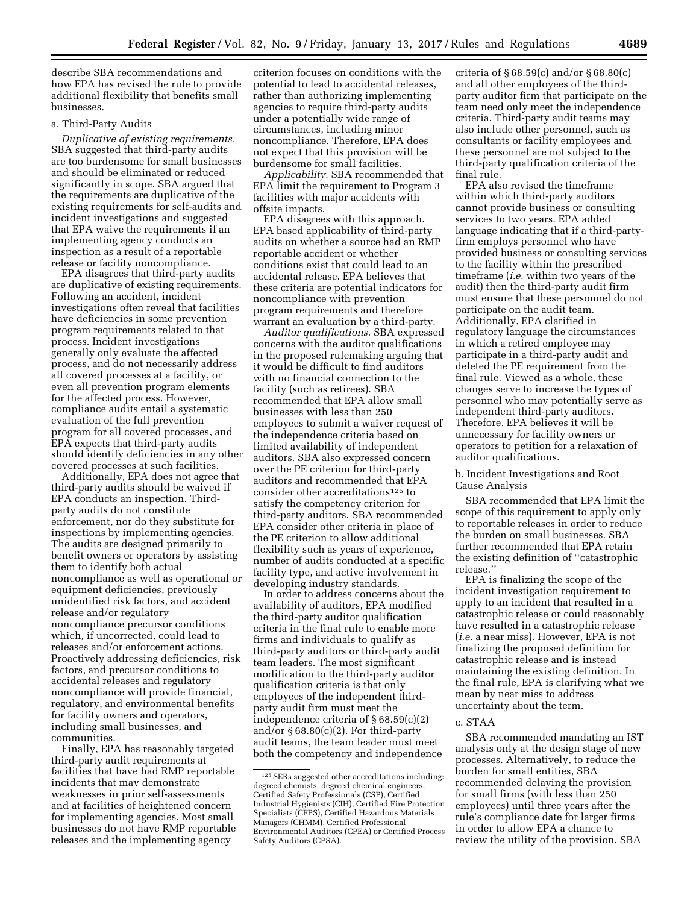describe SBA recommendations and how EPA has revised the rule to provide additional flexibility that benefits small businesses.

a. Third-Party Audits

*Duplicative of existing requirements.* SBA suggested that third-party audits are too burdensome for small businesses and should be eliminated or reduced significantly in scope. SBA argued that the requirements are duplicative of the existing requirements for self-audits and incident investigations and suggested that EPA waive the requirements if an implementing agency conducts an inspection as a result of a reportable release or facility noncompliance.

EPA disagrees that third-party audits are duplicative of existing requirements. Following an accident, incident investigations often reveal that facilities have deficiencies in some prevention program requirements related to that process. Incident investigations generally only evaluate the affected process, and do not necessarily address all covered processes at a facility, or even all prevention program elements for the affected process. However, compliance audits entail a systematic evaluation of the full prevention program for all covered processes, and EPA expects that third-party audits should identify deficiencies in any other covered processes at such facilities.

Additionally, EPA does not agree that third-party audits should be waived if EPA conducts an inspection. Third-party audits do not constitute enforcement, nor do they substitute for inspections by implementing agencies. The audits are designed primarily to benefit owners or operators by assisting them to identify both actual noncompliance as well as operational or equipment deficiencies, previously unidentified risk factors, and accident release and/or regulatory noncompliance precursor conditions which, if uncorrected, could lead to releases and/or enforcement actions. Proactively addressing deficiencies, risk factors, and precursor conditions to accidental releases and regulatory noncompliance will provide financial, regulatory, and environmental benefits for facility owners and operators, including small businesses, and communities.

Finally, EPA has reasonably targeted third-party audit requirements at facilities that have had RMP reportable incidents that may demonstrate weaknesses in prior self-assessments and at facilities of heightened concern for implementing agencies. Most small businesses do not have RMP reportable releases and the implementing agency criterion focuses on conditions with the potential to lead to accidental releases, rather than authorizing implementing agencies to require third-party audits under a potentially wide range of circumstances, including minor noncompliance. Therefore, EPA does not expect that this provision will be burdensome for small facilities.

*Applicability.* SBA recommended that EPA limit the requirement to Program 3 facilities with major accidents with offsite impacts.

EPA disagrees with this approach. EPA based applicability of third-party audits on whether a source had an RMP reportable accident or whether conditions exist that could lead to an accidental release. EPA believes that these criteria are potential indicators for noncompliance with prevention program requirements and therefore warrant an evaluation by a third-party.

*Auditor qualifications.* SBA expressed concerns with the auditor qualifications in the proposed rulemaking arguing that it would be difficult to find auditors with no financial connection to the facility (such as retirees). SBA recommended that EPA allow small businesses with less than 250 employees to submit a waiver request of the independence criteria based on limited availability of independent auditors. SBA also expressed concern over the PE criterion for third-party auditors and recommended that EPA consider other accreditations[125] to satisfy the competency criterion for third-party auditors. SBA recommended EPA consider other criteria in place of the PE criterion to allow additional flexibility such as years of experience, number of audits conducted at a specific facility type, and active involvement in developing industry standards.

In order to address concerns about the availability of auditors, EPA modified the third-party auditor qualification criteria in the final rule to enable more firms and individuals to qualify as third-party auditors or third-party audit team leaders. The most significant modification to the third-party auditor qualification criteria is that only employees of the independent third-party audit firm must meet the independence criteria of § 68.59(c)(2) and/or § 68.80(c)(2). For third-party audit teams, the team leader must meet both the competency and independence criteria of § 68.59(c) and/or § 68.80(c) and all other employees of the third-party auditor firm that participate on the team need only meet the independence criteria. Third-party audit teams may also include other personnel, such as consultants or facility employees and these personnel are not subject to the third-party qualification criteria of the final rule.

EPA also revised the timeframe within which third-party auditors cannot provide business or consulting services to two years. EPA added language indicating that if a third-party-firm employs personnel who have provided business or consulting services to the facility within the prescribed timeframe (*i.e.* within two years of the audit) then the third-party audit firm must ensure that these personnel do not participate on the audit team. Additionally, EPA clarified in regulatory language the circumstances in which a retired employee may participate in a third-party audit and deleted the PE requirement from the final rule. Viewed as a whole, these changes serve to increase the types of personnel who may potentially serve as independent third-party auditors. Therefore, EPA believes it will be unnecessary for facility owners or operators to petition for a relaxation of auditor qualifications.

b. Incident Investigations and Root Cause Analysis

SBA recommended that EPA limit the scope of this requirement to apply only to reportable releases in order to reduce the burden on small businesses. SBA further recommended that EPA retain the existing definition of "catastrophic release."

EPA is finalizing the scope of the incident investigation requirement to apply to an incident that resulted in a catastrophic release or could reasonably have resulted in a catastrophic release (*i.e.* a near miss). However, EPA is not finalizing the proposed definition for catastrophic release and is instead maintaining the existing definition. In the final rule, EPA is clarifying what we mean by near miss to address uncertainty about the term.

c. STAA

SBA recommended mandating an IST analysis only at the design stage of new processes. Alternatively, to reduce the burden for small entities, SBA recommended delaying the provision for small firms (with less than 250 employees) until three years after the rule's compliance date for larger firms in order to allow EPA a chance to review the utility of the provision. SBA

[125] SERs suggested other accreditations including: degreed chemists, degreed chemical engineers, Certified Safety Professionals (CSP), Certified Industrial Hygienists (CIH), Certified Fire Protection Specialists (CFPS), Certified Hazardous Materials Managers (CHMM), Certified Professional Environmental Auditors (CPEA) or Certified Process Safety Auditors (CPSA).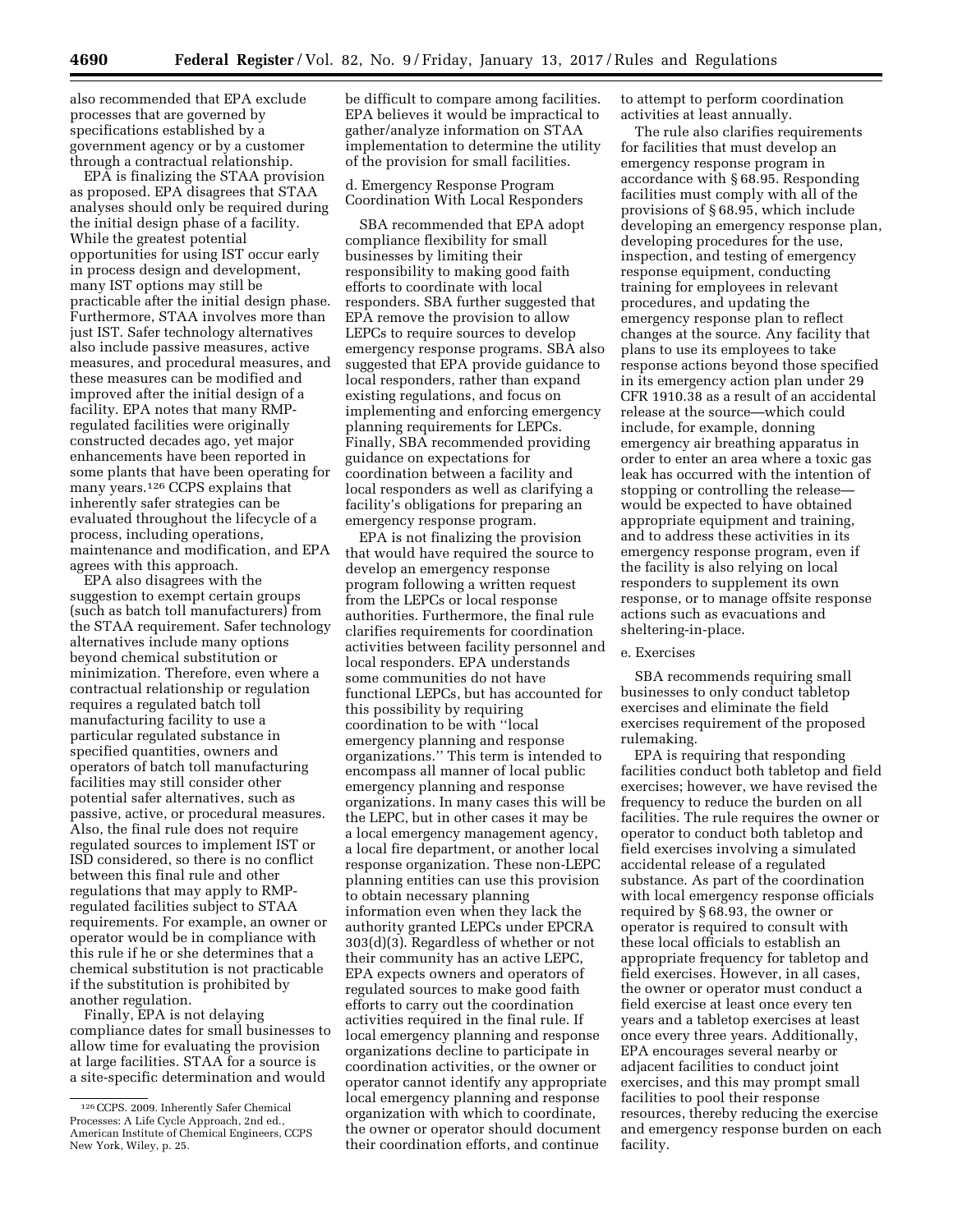also recommended that EPA exclude processes that are governed by specifications established by a government agency or by a customer through a contractual relationship.

EPA is finalizing the STAA provision as proposed. EPA disagrees that STAA analyses should only be required during the initial design phase of a facility. While the greatest potential opportunities for using IST occur early in process design and development, many IST options may still be practicable after the initial design phase. Furthermore, STAA involves more than just IST. Safer technology alternatives also include passive measures, active measures, and procedural measures, and these measures can be modified and improved after the initial design of a facility. EPA notes that many RMP-regulated facilities were originally constructed decades ago, yet major enhancements have been reported in some plants that have been operating for many years.[126] CCPS explains that inherently safer strategies can be evaluated throughout the lifecycle of a process, including operations, maintenance and modification, and EPA agrees with this approach.

EPA also disagrees with the suggestion to exempt certain groups (such as batch toll manufacturers) from the STAA requirement. Safer technology alternatives include many options beyond chemical substitution or minimization. Therefore, even where a contractual relationship or regulation requires a regulated batch toll manufacturing facility to use a particular regulated substance in specified quantities, owners and operators of batch toll manufacturing facilities may still consider other potential safer alternatives, such as passive, active, or procedural measures. Also, the final rule does not require regulated sources to implement IST or ISD considered, so there is no conflict between this final rule and other regulations that may apply to RMP-regulated facilities subject to STAA requirements. For example, an owner or operator would be in compliance with this rule if he or she determines that a chemical substitution is not practicable if the substitution is prohibited by another regulation.

Finally, EPA is not delaying compliance dates for small businesses to allow time for evaluating the provision at large facilities. STAA for a source is a site-specific determination and would be difficult to compare among facilities. EPA believes it would be impractical to gather/analyze information on STAA implementation to determine the utility of the provision for small facilities.

d. Emergency Response Program Coordination With Local Responders

SBA recommended that EPA adopt compliance flexibility for small businesses by limiting their responsibility to making good faith efforts to coordinate with local responders. SBA further suggested that EPA remove the provision to allow LEPCs to require sources to develop emergency response programs. SBA also suggested that EPA provide guidance to local responders, rather than expand existing regulations, and focus on implementing and enforcing emergency planning requirements for LEPCs. Finally, SBA recommended providing guidance on expectations for coordination between a facility and local responders as well as clarifying a facility's obligations for preparing an emergency response program.

EPA is not finalizing the provision that would have required the source to develop an emergency response program following a written request from the LEPCs or local response authorities. Furthermore, the final rule clarifies requirements for coordination activities between facility personnel and local responders. EPA understands some communities do not have functional LEPCs, but has accounted for this possibility by requiring coordination to be with "local emergency planning and response organizations." This term is intended to encompass all manner of local public emergency planning and response organizations. In many cases this will be the LEPC, but in other cases it may be a local emergency management agency, a local fire department, or another local response organization. These non-LEPC planning entities can use this provision to obtain necessary planning information even when they lack the authority granted LEPCs under EPCRA 303(d)(3). Regardless of whether or not their community has an active LEPC, EPA expects owners and operators of regulated sources to make good faith efforts to carry out the coordination activities required in the final rule. If local emergency planning and response organizations decline to participate in coordination activities, or the owner or operator cannot identify any appropriate local emergency planning and response organization with which to coordinate, the owner or operator should document their coordination efforts, and continue to attempt to perform coordination activities at least annually.

The rule also clarifies requirements for facilities that must develop an emergency response program in accordance with § 68.95. Responding facilities must comply with all of the provisions of § 68.95, which include developing an emergency response plan, developing procedures for the use, inspection, and testing of emergency response equipment, conducting training for employees in relevant procedures, and updating the emergency response plan to reflect changes at the source. Any facility that plans to use its employees to take response actions beyond those specified in its emergency action plan under 29 CFR 1910.38 as a result of an accidental release at the source—which could include, for example, donning emergency air breathing apparatus in order to enter an area where a toxic gas leak has occurred with the intention of stopping or controlling the release—would be expected to have obtained appropriate equipment and training, and to address these activities in its emergency response program, even if the facility is also relying on local responders to supplement its own response, or to manage offsite response actions such as evacuations and sheltering-in-place.

e. Exercises

SBA recommends requiring small businesses to only conduct tabletop exercises and eliminate the field exercises requirement of the proposed rulemaking.

EPA is requiring that responding facilities conduct both tabletop and field exercises; however, we have revised the frequency to reduce the burden on all facilities. The rule requires the owner or operator to conduct both tabletop and field exercises involving a simulated accidental release of a regulated substance. As part of the coordination with local emergency response officials required by § 68.93, the owner or operator is required to consult with these local officials to establish an appropriate frequency for tabletop and field exercises. However, in all cases, the owner or operator must conduct a field exercise at least once every ten years and a tabletop exercises at least once every three years. Additionally, EPA encourages several nearby or adjacent facilities to conduct joint exercises, and this may prompt small facilities to pool their response resources, thereby reducing the exercise and emergency response burden on each facility.

[126] CCPS. 2009. Inherently Safer Chemical Processes: A Life Cycle Approach, 2nd ed., American Institute of Chemical Engineers, CCPS New York, Wiley, p. 25.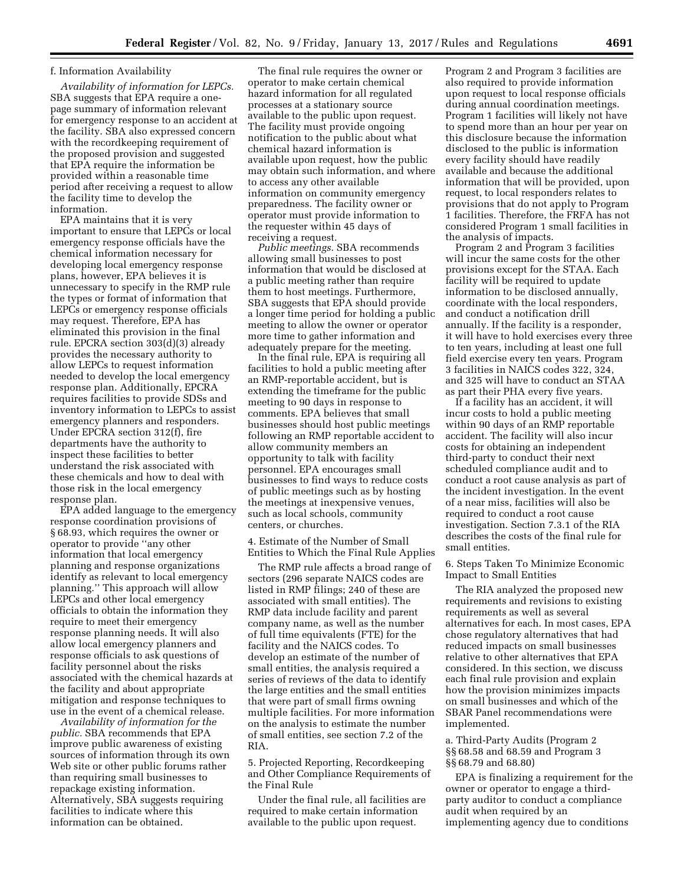f. Information Availability

*Availability of information for LEPCs.* SBA suggests that EPA require a one-page summary of information relevant for emergency response to an accident at the facility. SBA also expressed concern with the recordkeeping requirement of the proposed provision and suggested that EPA require the information be provided within a reasonable time period after receiving a request to allow the facility time to develop the information.

EPA maintains that it is very important to ensure that LEPCs or local emergency response officials have the chemical information necessary for developing local emergency response plans, however, EPA believes it is unnecessary to specify in the RMP rule the types or format of information that LEPCs or emergency response officials may request. Therefore, EPA has eliminated this provision in the final rule. EPCRA section 303(d)(3) already provides the necessary authority to allow LEPCs to request information needed to develop the local emergency response plan. Additionally, EPCRA requires facilities to provide SDSs and inventory information to LEPCs to assist emergency planners and responders. Under EPCRA section 312(f), fire departments have the authority to inspect these facilities to better understand the risk associated with these chemicals and how to deal with those risk in the local emergency response plan.

EPA added language to the emergency response coordination provisions of § 68.93, which requires the owner or operator to provide ''any other information that local emergency planning and response organizations identify as relevant to local emergency planning.'' This approach will allow LEPCs and other local emergency officials to obtain the information they require to meet their emergency response planning needs. It will also allow local emergency planners and response officials to ask questions of facility personnel about the risks associated with the chemical hazards at the facility and about appropriate mitigation and response techniques to use in the event of a chemical release.

*Availability of information for the public.* SBA recommends that EPA improve public awareness of existing sources of information through its own Web site or other public forums rather than requiring small businesses to repackage existing information. Alternatively, SBA suggests requiring facilities to indicate where this information can be obtained.

The final rule requires the owner or operator to make certain chemical hazard information for all regulated processes at a stationary source available to the public upon request. The facility must provide ongoing notification to the public about what chemical hazard information is available upon request, how the public may obtain such information, and where to access any other available information on community emergency preparedness. The facility owner or operator must provide information to the requester within 45 days of receiving a request.

*Public meetings.* SBA recommends allowing small businesses to post information that would be disclosed at a public meeting rather than require them to host meetings. Furthermore, SBA suggests that EPA should provide a longer time period for holding a public meeting to allow the owner or operator more time to gather information and adequately prepare for the meeting.

In the final rule, EPA is requiring all facilities to hold a public meeting after an RMP-reportable accident, but is extending the timeframe for the public meeting to 90 days in response to comments. EPA believes that small businesses should host public meetings following an RMP reportable accident to allow community members an opportunity to talk with facility personnel. EPA encourages small businesses to find ways to reduce costs of public meetings such as by hosting the meetings at inexpensive venues, such as local schools, community centers, or churches.

4. Estimate of the Number of Small Entities to Which the Final Rule Applies

The RMP rule affects a broad range of sectors (296 separate NAICS codes are listed in RMP filings; 240 of these are associated with small entities). The RMP data include facility and parent company name, as well as the number of full time equivalents (FTE) for the facility and the NAICS codes. To develop an estimate of the number of small entities, the analysis required a series of reviews of the data to identify the large entities and the small entities that were part of small firms owning multiple facilities. For more information on the analysis to estimate the number of small entities, see section 7.2 of the RIA.

5. Projected Reporting, Recordkeeping and Other Compliance Requirements of the Final Rule

Under the final rule, all facilities are required to make certain information available to the public upon request. Program 2 and Program 3 facilities are also required to provide information upon request to local response officials during annual coordination meetings. Program 1 facilities will likely not have to spend more than an hour per year on this disclosure because the information disclosed to the public is information every facility should have readily available and because the additional information that will be provided, upon request, to local responders relates to provisions that do not apply to Program 1 facilities. Therefore, the FRFA has not considered Program 1 small facilities in the analysis of impacts.

Program 2 and Program 3 facilities will incur the same costs for the other provisions except for the STAA. Each facility will be required to update information to be disclosed annually, coordinate with the local responders, and conduct a notification drill annually. If the facility is a responder, it will have to hold exercises every three to ten years, including at least one full field exercise every ten years. Program 3 facilities in NAICS codes 322, 324, and 325 will have to conduct an STAA as part their PHA every five years.

If a facility has an accident, it will incur costs to hold a public meeting within 90 days of an RMP reportable accident. The facility will also incur costs for obtaining an independent third-party to conduct their next scheduled compliance audit and to conduct a root cause analysis as part of the incident investigation. In the event of a near miss, facilities will also be required to conduct a root cause investigation. Section 7.3.1 of the RIA describes the costs of the final rule for small entities.

6. Steps Taken To Minimize Economic Impact to Small Entities

The RIA analyzed the proposed new requirements and revisions to existing requirements as well as several alternatives for each. In most cases, EPA chose regulatory alternatives that had reduced impacts on small businesses relative to other alternatives that EPA considered. In this section, we discuss each final rule provision and explain how the provision minimizes impacts on small businesses and which of the SBAR Panel recommendations were implemented.

a. Third-Party Audits (Program 2 §§ 68.58 and 68.59 and Program 3 §§ 68.79 and 68.80)

EPA is finalizing a requirement for the owner or operator to engage a third-party auditor to conduct a compliance audit when required by an implementing agency due to conditions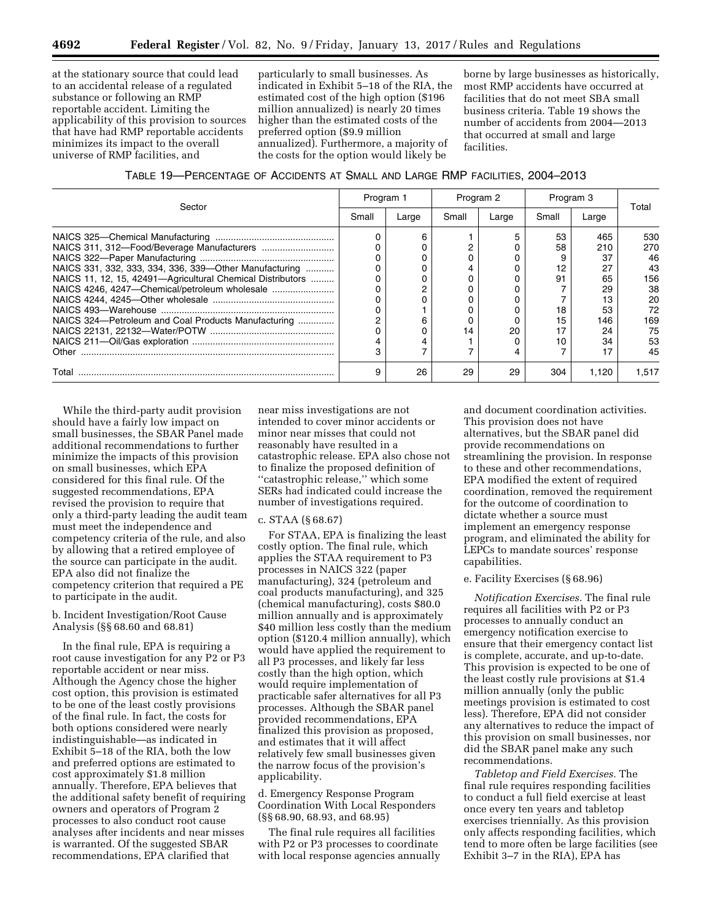at the stationary source that could lead to an accidental release of a regulated substance or following an RMP reportable accident. Limiting the applicability of this provision to sources that have had RMP reportable accidents minimizes its impact to the overall universe of RMP facilities, and particularly to small businesses. As indicated in Exhibit 5–18 of the RIA, the estimated cost of the high option ($196 million annualized) is nearly 20 times higher than the estimated costs of the preferred option ($9.9 million annualized). Furthermore, a majority of the costs for the option would likely be borne by large businesses as historically, most RMP accidents have occurred at facilities that do not meet SBA small business criteria. Table 19 shows the number of accidents from 2004—2013 that occurred at small and large facilities.

TABLE 19—PERCENTAGE OF ACCIDENTS AT SMALL AND LARGE RMP FACILITIES, 2004–2013

| Sector | Program 1 | | Program 2 | | Program 3 | | Total |
|---|---|---|---|---|---|---|---|
| | Small | Large | Small | Large | Small | Large | |
| NAICS 325—Chemical Manufacturing | 0 | 6 | 1 | 5 | 53 | 465 | 530 |
| NAICS 311, 312—Food/Beverage Manufacturers | 0 | 0 | 2 | 0 | 58 | 210 | 270 |
| NAICS 322—Paper Manufacturing | 0 | 0 | 0 | 0 | 9 | 37 | 46 |
| NAICS 331, 332, 333, 334, 336, 339—Other Manufacturing | 0 | 0 | 4 | 0 | 12 | 27 | 43 |
| NAICS 11, 12, 15, 42491—Agricultural Chemical Distributors | 0 | 0 | 0 | 0 | 91 | 65 | 156 |
| NAICS 4246, 4247—Chemical/petroleum wholesale | 0 | 2 | 0 | 0 | 7 | 29 | 38 |
| NAICS 4244, 4245—Other wholesale | 0 | 0 | 0 | 0 | 7 | 13 | 20 |
| NAICS 493—Warehouse | 0 | 1 | 0 | 0 | 18 | 53 | 72 |
| NAICS 324—Petroleum and Coal Products Manufacturing | 2 | 6 | 0 | 0 | 15 | 146 | 169 |
| NAICS 22131, 22132—Water/POTW | 0 | 0 | 14 | 20 | 17 | 24 | 75 |
| NAICS 211—Oil/Gas exploration | 4 | 4 | 1 | 0 | 10 | 34 | 53 |
| Other | 3 | 7 | 7 | 4 | 7 | 17 | 45 |
| Total | 9 | 26 | 29 | 29 | 304 | 1,120 | 1,517 |

While the third-party audit provision should have a fairly low impact on small businesses, the SBAR Panel made additional recommendations to further minimize the impacts of this provision on small businesses, which EPA considered for this final rule. Of the suggested recommendations, EPA revised the provision to require that only a third-party leading the audit team must meet the independence and competency criteria of the rule, and also by allowing that a retired employee of the source can participate in the audit. EPA also did not finalize the competency criterion that required a PE to participate in the audit.

b. Incident Investigation/Root Cause Analysis (§§ 68.60 and 68.81)

In the final rule, EPA is requiring a root cause investigation for any P2 or P3 reportable accident or near miss. Although the Agency chose the higher cost option, this provision is estimated to be one of the least costly provisions of the final rule. In fact, the costs for both options considered were nearly indistinguishable—as indicated in Exhibit 5–18 of the RIA, both the low and preferred options are estimated to cost approximately $1.8 million annually. Therefore, EPA believes that the additional safety benefit of requiring owners and operators of Program 2 processes to also conduct root cause analyses after incidents and near misses is warranted. Of the suggested SBAR recommendations, EPA clarified that near miss investigations are not intended to cover minor accidents or minor near misses that could not reasonably have resulted in a catastrophic release. EPA also chose not to finalize the proposed definition of ''catastrophic release,'' which some SERs had indicated could increase the number of investigations required.

c. STAA (§ 68.67)

For STAA, EPA is finalizing the least costly option. The final rule, which applies the STAA requirement to P3 processes in NAICS 322 (paper manufacturing), 324 (petroleum and coal products manufacturing), and 325 (chemical manufacturing), costs $80.0 million annually and is approximately $40 million less costly than the medium option ($120.4 million annually), which would have applied the requirement to all P3 processes, and likely far less costly than the high option, which would require implementation of practicable safer alternatives for all P3 processes. Although the SBAR panel provided recommendations, EPA finalized this provision as proposed, and estimates that it will affect relatively few small businesses given the narrow focus of the provision's applicability.

d. Emergency Response Program Coordination With Local Responders (§§ 68.90, 68.93, and 68.95)

The final rule requires all facilities with P2 or P3 processes to coordinate with local response agencies annually and document coordination activities. This provision does not have alternatives, but the SBAR panel did provide recommendations on streamlining the provision. In response to these and other recommendations, EPA modified the extent of required coordination, removed the requirement for the outcome of coordination to dictate whether a source must implement an emergency response program, and eliminated the ability for LEPCs to mandate sources' response capabilities.

e. Facility Exercises (§ 68.96)

*Notification Exercises.* The final rule requires all facilities with P2 or P3 processes to annually conduct an emergency notification exercise to ensure that their emergency contact list is complete, accurate, and up-to-date. This provision is expected to be one of the least costly rule provisions at $1.4 million annually (only the public meetings provision is estimated to cost less). Therefore, EPA did not consider any alternatives to reduce the impact of this provision on small businesses, nor did the SBAR panel make any such recommendations.

*Tabletop and Field Exercises.* The final rule requires responding facilities to conduct a full field exercise at least once every ten years and tabletop exercises triennially. As this provision only affects responding facilities, which tend to more often be large facilities (see Exhibit 3–7 in the RIA), EPA has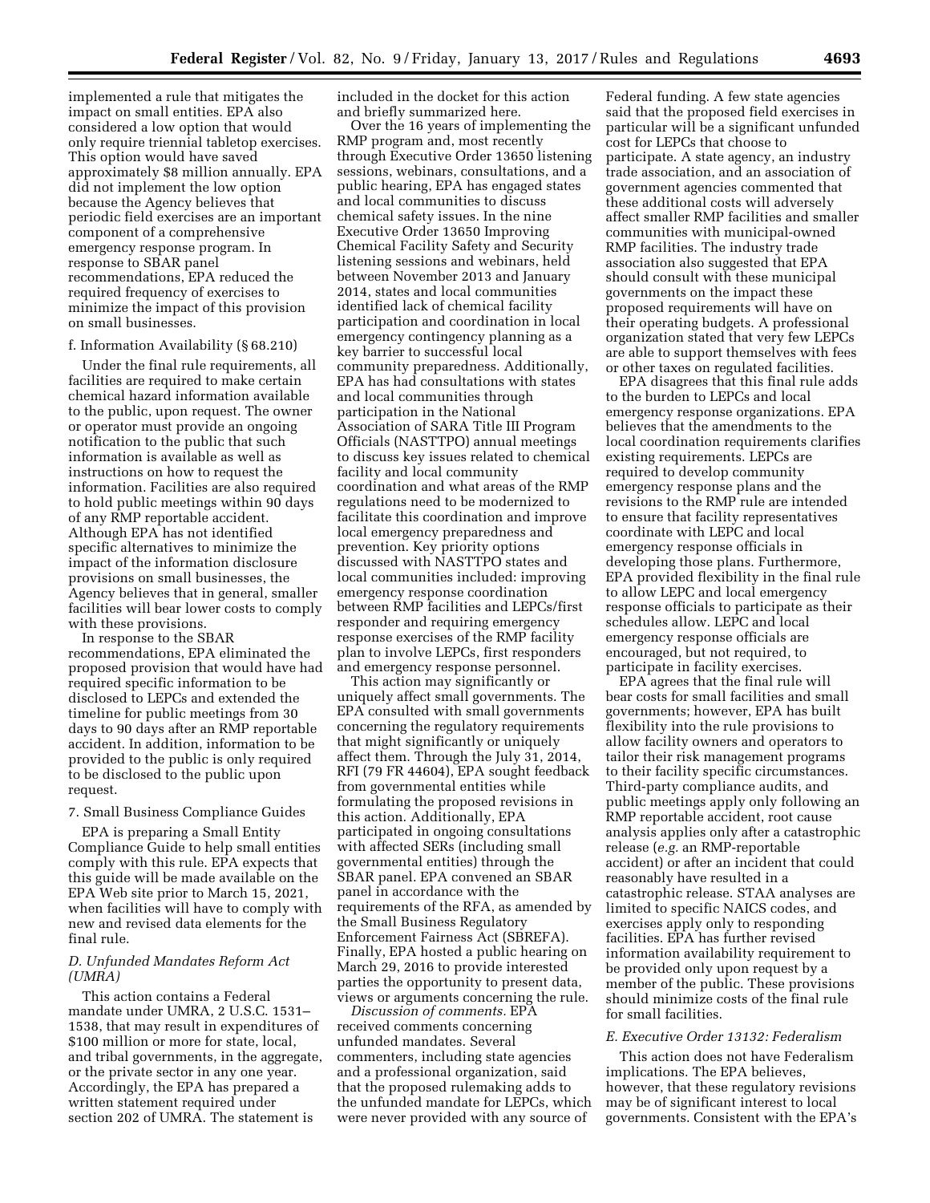implemented a rule that mitigates the impact on small entities. EPA also considered a low option that would only require triennial tabletop exercises. This option would have saved approximately $8 million annually. EPA did not implement the low option because the Agency believes that periodic field exercises are an important component of a comprehensive emergency response program. In response to SBAR panel recommendations, EPA reduced the required frequency of exercises to minimize the impact of this provision on small businesses.

f. Information Availability (§ 68.210)

Under the final rule requirements, all facilities are required to make certain chemical hazard information available to the public, upon request. The owner or operator must provide an ongoing notification to the public that such information is available as well as instructions on how to request the information. Facilities are also required to hold public meetings within 90 days of any RMP reportable accident. Although EPA has not identified specific alternatives to minimize the impact of the information disclosure provisions on small businesses, the Agency believes that in general, smaller facilities will bear lower costs to comply with these provisions.

In response to the SBAR recommendations, EPA eliminated the proposed provision that would have had required specific information to be disclosed to LEPCs and extended the timeline for public meetings from 30 days to 90 days after an RMP reportable accident. In addition, information to be provided to the public is only required to be disclosed to the public upon request.

7. Small Business Compliance Guides

EPA is preparing a Small Entity Compliance Guide to help small entities comply with this rule. EPA expects that this guide will be made available on the EPA Web site prior to March 15, 2021, when facilities will have to comply with new and revised data elements for the final rule.

### *D. Unfunded Mandates Reform Act (UMRA)*

This action contains a Federal mandate under UMRA, 2 U.S.C. 1531–1538, that may result in expenditures of $100 million or more for state, local, and tribal governments, in the aggregate, or the private sector in any one year. Accordingly, the EPA has prepared a written statement required under section 202 of UMRA. The statement is included in the docket for this action and briefly summarized here.

Over the 16 years of implementing the RMP program and, most recently through Executive Order 13650 listening sessions, webinars, consultations, and a public hearing, EPA has engaged states and local communities to discuss chemical safety issues. In the nine Executive Order 13650 Improving Chemical Facility Safety and Security listening sessions and webinars, held between November 2013 and January 2014, states and local communities identified lack of chemical facility participation and coordination in local emergency contingency planning as a key barrier to successful local community preparedness. Additionally, EPA has had consultations with states and local communities through participation in the National Association of SARA Title III Program Officials (NASTTPO) annual meetings to discuss key issues related to chemical facility and local community coordination and what areas of the RMP regulations need to be modernized to facilitate this coordination and improve local emergency preparedness and prevention. Key priority options discussed with NASTTPO states and local communities included: improving emergency response coordination between RMP facilities and LEPCs/first responder and requiring emergency response exercises of the RMP facility plan to involve LEPCs, first responders and emergency response personnel.

This action may significantly or uniquely affect small governments. The EPA consulted with small governments concerning the regulatory requirements that might significantly or uniquely affect them. Through the July 31, 2014, RFI (79 FR 44604), EPA sought feedback from governmental entities while formulating the proposed revisions in this action. Additionally, EPA participated in ongoing consultations with affected SERs (including small governmental entities) through the SBAR panel. EPA convened an SBAR panel in accordance with the requirements of the RFA, as amended by the Small Business Regulatory Enforcement Fairness Act (SBREFA). Finally, EPA hosted a public hearing on March 29, 2016 to provide interested parties the opportunity to present data, views or arguments concerning the rule.

*Discussion of comments.* EPA received comments concerning unfunded mandates. Several commenters, including state agencies and a professional organization, said that the proposed rulemaking adds to the unfunded mandate for LEPCs, which were never provided with any source of Federal funding. A few state agencies said that the proposed field exercises in particular will be a significant unfunded cost for LEPCs that choose to participate. A state agency, an industry trade association, and an association of government agencies commented that these additional costs will adversely affect smaller RMP facilities and smaller communities with municipal-owned RMP facilities. The industry trade association also suggested that EPA should consult with these municipal governments on the impact these proposed requirements will have on their operating budgets. A professional organization stated that very few LEPCs are able to support themselves with fees or other taxes on regulated facilities.

EPA disagrees that this final rule adds to the burden to LEPCs and local emergency response organizations. EPA believes that the amendments to the local coordination requirements clarifies existing requirements. LEPCs are required to develop community emergency response plans and the revisions to the RMP rule are intended to ensure that facility representatives coordinate with LEPC and local emergency response officials in developing those plans. Furthermore, EPA provided flexibility in the final rule to allow LEPC and local emergency response officials to participate as their schedules allow. LEPC and local emergency response officials are encouraged, but not required, to participate in facility exercises.

EPA agrees that the final rule will bear costs for small facilities and small governments; however, EPA has built flexibility into the rule provisions to allow facility owners and operators to tailor their risk management programs to their facility specific circumstances. Third-party compliance audits, and public meetings apply only following an RMP reportable accident, root cause analysis applies only after a catastrophic release (*e.g.* an RMP-reportable accident) or after an incident that could reasonably have resulted in a catastrophic release. STAA analyses are limited to specific NAICS codes, and exercises apply only to responding facilities. EPA has further revised information availability requirement to be provided only upon request by a member of the public. These provisions should minimize costs of the final rule for small facilities.

### *E. Executive Order 13132: Federalism*

This action does not have Federalism implications. The EPA believes, however, that these regulatory revisions may be of significant interest to local governments. Consistent with the EPA's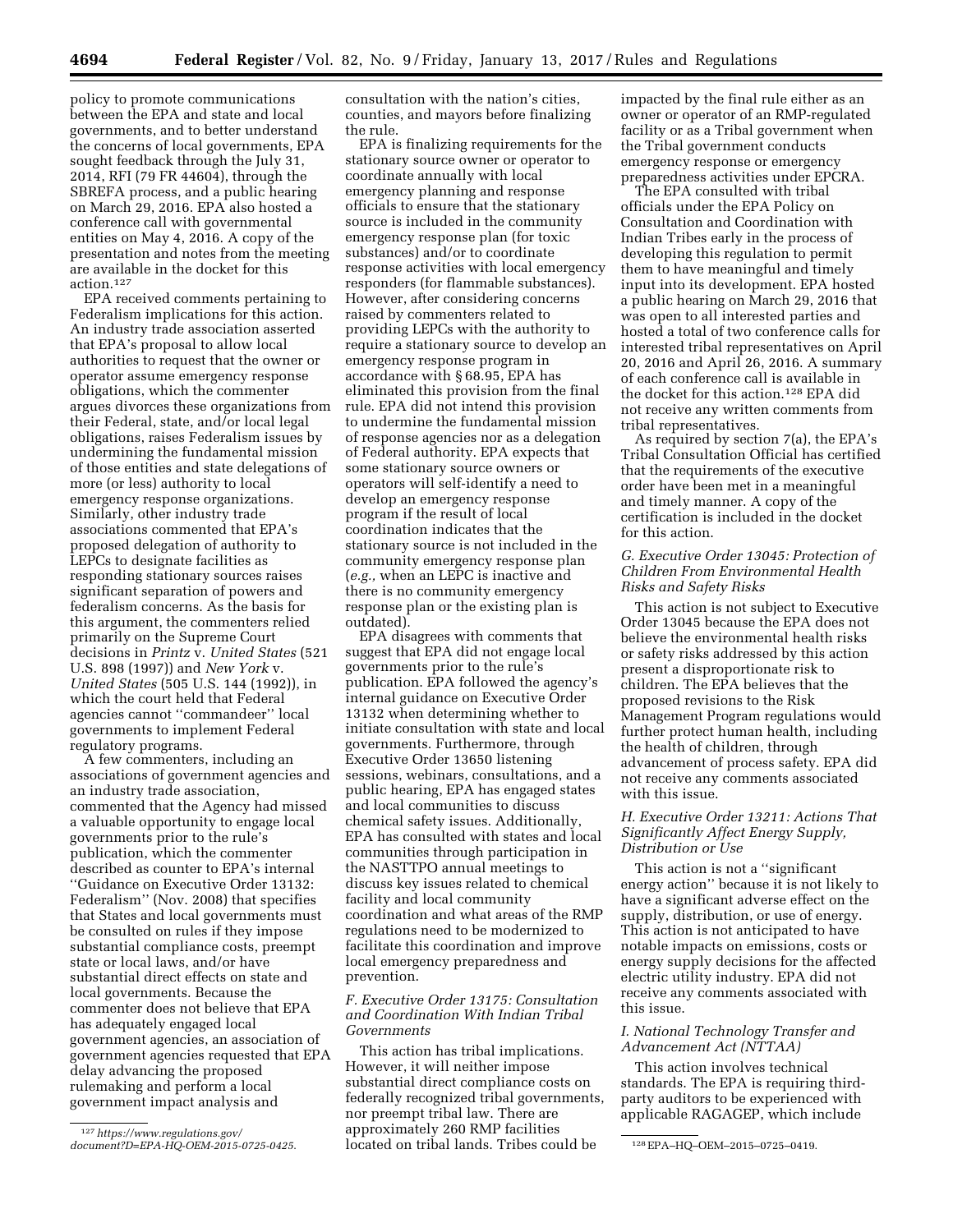policy to promote communications between the EPA and state and local governments, and to better understand the concerns of local governments, EPA sought feedback through the July 31, 2014, RFI (79 FR 44604), through the SBREFA process, and a public hearing on March 29, 2016. EPA also hosted a conference call with governmental entities on May 4, 2016. A copy of the presentation and notes from the meeting are available in the docket for this action.[127]

EPA received comments pertaining to Federalism implications for this action. An industry trade association asserted that EPA's proposal to allow local authorities to request that the owner or operator assume emergency response obligations, which the commenter argues divorces these organizations from their Federal, state, and/or local legal obligations, raises Federalism issues by undermining the fundamental mission of those entities and state delegations of more (or less) authority to local emergency response organizations. Similarly, other industry trade associations commented that EPA's proposed delegation of authority to LEPCs to designate facilities as responding stationary sources raises significant separation of powers and federalism concerns. As the basis for this argument, the commenters relied primarily on the Supreme Court decisions in *Printz* v. *United States* (521 U.S. 898 (1997)) and *New York* v. *United States* (505 U.S. 144 (1992)), in which the court held that Federal agencies cannot "commandeer" local governments to implement Federal regulatory programs.

A few commenters, including an associations of government agencies and an industry trade association, commented that the Agency had missed a valuable opportunity to engage local governments prior to the rule's publication, which the commenter described as counter to EPA's internal "Guidance on Executive Order 13132: Federalism" (Nov. 2008) that specifies that States and local governments must be consulted on rules if they impose substantial compliance costs, preempt state or local laws, and/or have substantial direct effects on state and local governments. Because the commenter does not believe that EPA has adequately engaged local government agencies, an association of government agencies requested that EPA delay advancing the proposed rulemaking and perform a local government impact analysis and consultation with the nation's cities, counties, and mayors before finalizing the rule.

EPA is finalizing requirements for the stationary source owner or operator to coordinate annually with local emergency planning and response officials to ensure that the stationary source is included in the community emergency response plan (for toxic substances) and/or to coordinate response activities with local emergency responders (for flammable substances). However, after considering concerns raised by commenters related to providing LEPCs with the authority to require a stationary source to develop an emergency response program in accordance with § 68.95, EPA has eliminated this provision from the final rule. EPA did not intend this provision to undermine the fundamental mission of response agencies nor as a delegation of Federal authority. EPA expects that some stationary source owners or operators will self-identify a need to develop an emergency response program if the result of local coordination indicates that the stationary source is not included in the community emergency response plan (*e.g.,* when an LEPC is inactive and there is no community emergency response plan or the existing plan is outdated).

EPA disagrees with comments that suggest that EPA did not engage local governments prior to the rule's publication. EPA followed the agency's internal guidance on Executive Order 13132 when determining whether to initiate consultation with state and local governments. Furthermore, through Executive Order 13650 listening sessions, webinars, consultations, and a public hearing, EPA has engaged states and local communities to discuss chemical safety issues. Additionally, EPA has consulted with states and local communities through participation in the NASTTPO annual meetings to discuss key issues related to chemical facility and local community coordination and what areas of the RMP regulations need to be modernized to facilitate this coordination and improve local emergency preparedness and prevention.

### *F. Executive Order 13175: Consultation and Coordination With Indian Tribal Governments*

This action has tribal implications. However, it will neither impose substantial direct compliance costs on federally recognized tribal governments, nor preempt tribal law. There are approximately 260 RMP facilities located on tribal lands. Tribes could be impacted by the final rule either as an owner or operator of an RMP-regulated facility or as a Tribal government when the Tribal government conducts emergency response or emergency preparedness activities under EPCRA.

The EPA consulted with tribal officials under the EPA Policy on Consultation and Coordination with Indian Tribes early in the process of developing this regulation to permit them to have meaningful and timely input into its development. EPA hosted a public hearing on March 29, 2016 that was open to all interested parties and hosted a total of two conference calls for interested tribal representatives on April 20, 2016 and April 26, 2016. A summary of each conference call is available in the docket for this action.[128] EPA did not receive any written comments from tribal representatives.

As required by section 7(a), the EPA's Tribal Consultation Official has certified that the requirements of the executive order have been met in a meaningful and timely manner. A copy of the certification is included in the docket for this action.

### *G. Executive Order 13045: Protection of Children From Environmental Health Risks and Safety Risks*

This action is not subject to Executive Order 13045 because the EPA does not believe the environmental health risks or safety risks addressed by this action present a disproportionate risk to children. The EPA believes that the proposed revisions to the Risk Management Program regulations would further protect human health, including the health of children, through advancement of process safety. EPA did not receive any comments associated with this issue.

### *H. Executive Order 13211: Actions That Significantly Affect Energy Supply, Distribution or Use*

This action is not a "significant energy action" because it is not likely to have a significant adverse effect on the supply, distribution, or use of energy. This action is not anticipated to have notable impacts on emissions, costs or energy supply decisions for the affected electric utility industry. EPA did not receive any comments associated with this issue.

### *I. National Technology Transfer and Advancement Act (NTTAA)*

This action involves technical standards. The EPA is requiring third-party auditors to be experienced with applicable RAGAGEP, which include

---

[127] *https://www.regulations.gov/document?D=EPA-HQ-OEM-2015-0725-0425.*

[128] EPA–HQ–OEM–2015–0725–0419.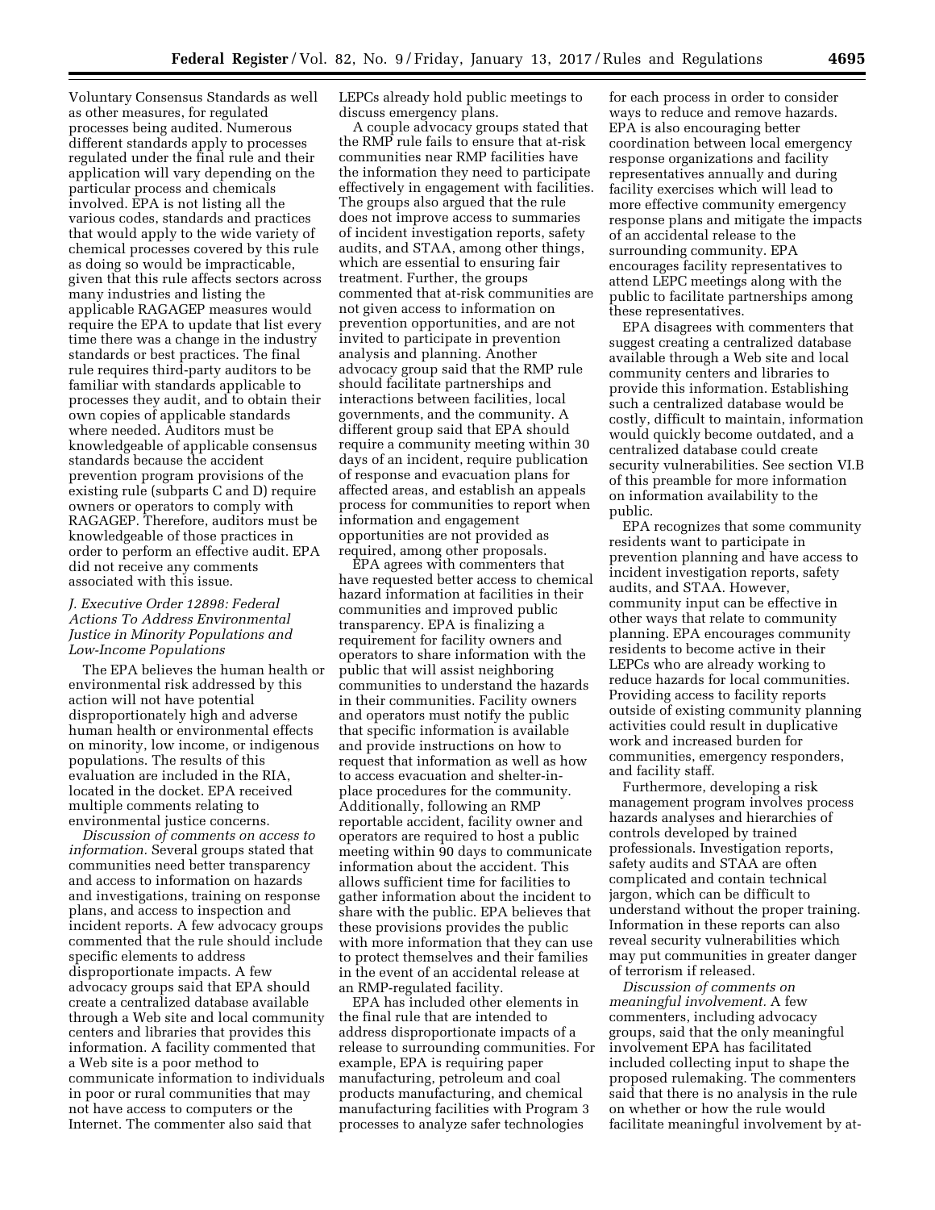Voluntary Consensus Standards as well as other measures, for regulated processes being audited. Numerous different standards apply to processes regulated under the final rule and their application will vary depending on the particular process and chemicals involved. EPA is not listing all the various codes, standards and practices that would apply to the wide variety of chemical processes covered by this rule as doing so would be impracticable, given that this rule affects sectors across many industries and listing the applicable RAGAGEP measures would require the EPA to update that list every time there was a change in the industry standards or best practices. The final rule requires third-party auditors to be familiar with standards applicable to processes they audit, and to obtain their own copies of applicable standards where needed. Auditors must be knowledgeable of applicable consensus standards because the accident prevention program provisions of the existing rule (subparts C and D) require owners or operators to comply with RAGAGEP. Therefore, auditors must be knowledgeable of those practices in order to perform an effective audit. EPA did not receive any comments associated with this issue.

### *J. Executive Order 12898: Federal Actions To Address Environmental Justice in Minority Populations and Low-Income Populations*

The EPA believes the human health or environmental risk addressed by this action will not have potential disproportionately high and adverse human health or environmental effects on minority, low income, or indigenous populations. The results of this evaluation are included in the RIA, located in the docket. EPA received multiple comments relating to environmental justice concerns.

*Discussion of comments on access to information.* Several groups stated that communities need better transparency and access to information on hazards and investigations, training on response plans, and access to inspection and incident reports. A few advocacy groups commented that the rule should include specific elements to address disproportionate impacts. A few advocacy groups said that EPA should create a centralized database available through a Web site and local community centers and libraries that provides this information. A facility commented that a Web site is a poor method to communicate information to individuals in poor or rural communities that may not have access to computers or the Internet. The commenter also said that LEPCs already hold public meetings to discuss emergency plans.

A couple advocacy groups stated that the RMP rule fails to ensure that at-risk communities near RMP facilities have the information they need to participate effectively in engagement with facilities. The groups also argued that the rule does not improve access to summaries of incident investigation reports, safety audits, and STAA, among other things, which are essential to ensuring fair treatment. Further, the groups commented that at-risk communities are not given access to information on prevention opportunities, and are not invited to participate in prevention analysis and planning. Another advocacy group said that the RMP rule should facilitate partnerships and interactions between facilities, local governments, and the community. A different group said that EPA should require a community meeting within 30 days of an incident, require publication of response and evacuation plans for affected areas, and establish an appeals process for communities to report when information and engagement opportunities are not provided as required, among other proposals.

EPA agrees with commenters that have requested better access to chemical hazard information at facilities in their communities and improved public transparency. EPA is finalizing a requirement for facility owners and operators to share information with the public that will assist neighboring communities to understand the hazards in their communities. Facility owners and operators must notify the public that specific information is available and provide instructions on how to request that information as well as how to access evacuation and shelter-in-place procedures for the community. Additionally, following an RMP reportable accident, facility owner and operators are required to host a public meeting within 90 days to communicate information about the accident. This allows sufficient time for facilities to gather information about the incident to share with the public. EPA believes that these provisions provides the public with more information that they can use to protect themselves and their families in the event of an accidental release at an RMP-regulated facility.

EPA has included other elements in the final rule that are intended to address disproportionate impacts of a release to surrounding communities. For example, EPA is requiring paper manufacturing, petroleum and coal products manufacturing, and chemical manufacturing facilities with Program 3 processes to analyze safer technologies for each process in order to consider ways to reduce and remove hazards. EPA is also encouraging better coordination between local emergency response organizations and facility representatives annually and during facility exercises which will lead to more effective community emergency response plans and mitigate the impacts of an accidental release to the surrounding community. EPA encourages facility representatives to attend LEPC meetings along with the public to facilitate partnerships among these representatives.

EPA disagrees with commenters that suggest creating a centralized database available through a Web site and local community centers and libraries to provide this information. Establishing such a centralized database would be costly, difficult to maintain, information would quickly become outdated, and a centralized database could create security vulnerabilities. See section VI.B of this preamble for more information on information availability to the public.

EPA recognizes that some community residents want to participate in prevention planning and have access to incident investigation reports, safety audits, and STAA. However, community input can be effective in other ways that relate to community planning. EPA encourages community residents to become active in their LEPCs who are already working to reduce hazards for local communities. Providing access to facility reports outside of existing community planning activities could result in duplicative work and increased burden for communities, emergency responders, and facility staff.

Furthermore, developing a risk management program involves process hazards analyses and hierarchies of controls developed by trained professionals. Investigation reports, safety audits and STAA are often complicated and contain technical jargon, which can be difficult to understand without the proper training. Information in these reports can also reveal security vulnerabilities which may put communities in greater danger of terrorism if released.

*Discussion of comments on meaningful involvement.* A few commenters, including advocacy groups, said that the only meaningful involvement EPA has facilitated included collecting input to shape the proposed rulemaking. The commenters said that there is no analysis in the rule on whether or how the rule would facilitate meaningful involvement by at-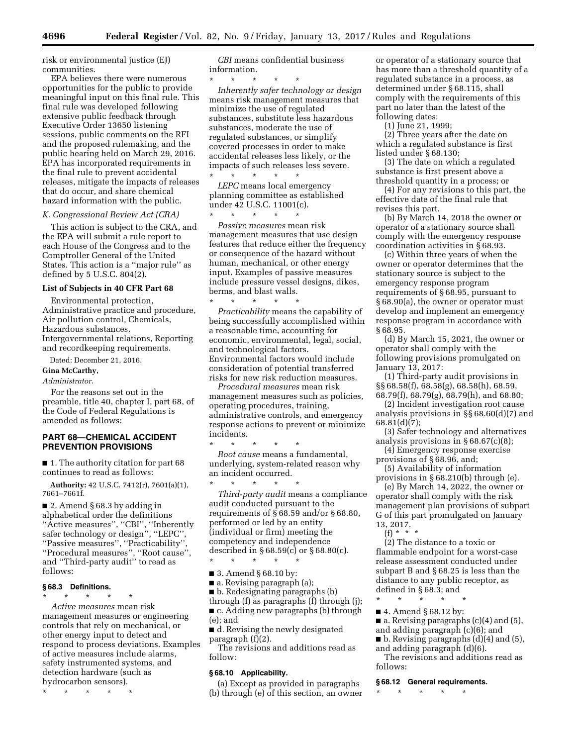risk or environmental justice (EJ) communities.

EPA believes there were numerous opportunities for the public to provide meaningful input on this final rule. This final rule was developed following extensive public feedback through Executive Order 13650 listening sessions, public comments on the RFI and the proposed rulemaking, and the public hearing held on March 29, 2016. EPA has incorporated requirements in the final rule to prevent accidental releases, mitigate the impacts of releases that do occur, and share chemical hazard information with the public.

*K. Congressional Review Act (CRA)*

This action is subject to the CRA, and the EPA will submit a rule report to each House of the Congress and to the Comptroller General of the United States. This action is a ''major rule'' as defined by 5 U.S.C. 804(2).

**List of Subjects in 40 CFR Part 68**

Environmental protection, Administrative practice and procedure, Air pollution control, Chemicals, Hazardous substances, Intergovernmental relations, Reporting and recordkeeping requirements.

Dated: December 21, 2016.

**Gina McCarthy,**

*Administrator.*

For the reasons set out in the preamble, title 40, chapter I, part 68, of the Code of Federal Regulations is amended as follows:

## PART 68—CHEMICAL ACCIDENT PREVENTION PROVISIONS

■ 1. The authority citation for part 68 continues to read as follows:

**Authority:** 42 U.S.C. 7412(r), 7601(a)(1), 7661–7661f.

■ 2. Amend § 68.3 by adding in alphabetical order the definitions ''Active measures'', ''CBI'', ''Inherently safer technology or design'', ''LEPC'', ''Passive measures'', ''Practicability'', ''Procedural measures'', ''Root cause'', and ''Third-party audit'' to read as follows:

### § 68.3 Definitions.

\* \* \* \* \*

*Active measures* mean risk management measures or engineering controls that rely on mechanical, or other energy input to detect and respond to process deviations. Examples of active measures include alarms, safety instrumented systems, and detection hardware (such as hydrocarbon sensors).

\* \* \* \* \*

*CBI* means confidential business information.

\* \* \* \* \*

*Inherently safer technology or design* means risk management measures that minimize the use of regulated substances, substitute less hazardous substances, moderate the use of regulated substances, or simplify covered processes in order to make accidental releases less likely, or the impacts of such releases less severe.

\* \* \* \* \*

*LEPC* means local emergency planning committee as established under 42 U.S.C. 11001(c).

\* \* \* \* \*

*Passive measures* mean risk management measures that use design features that reduce either the frequency or consequence of the hazard without human, mechanical, or other energy input. Examples of passive measures include pressure vessel designs, dikes, berms, and blast walls.

\* \* \* \* \*

*Practicability* means the capability of being successfully accomplished within a reasonable time, accounting for economic, environmental, legal, social, and technological factors. Environmental factors would include consideration of potential transferred risks for new risk reduction measures.

*Procedural measures* mean risk management measures such as policies, operating procedures, training, administrative controls, and emergency response actions to prevent or minimize incidents.

\* \* \* \* \*

*Root cause* means a fundamental, underlying, system-related reason why an incident occurred.

\* \* \* \* \*

*Third-party audit* means a compliance audit conducted pursuant to the requirements of § 68.59 and/or § 68.80, performed or led by an entity (individual or firm) meeting the competency and independence described in § 68.59(c) or § 68.80(c).

\* \* \* \* \*

■ 3. Amend § 68.10 by:

■ a. Revising paragraph (a);

■ b. Redesignating paragraphs (b) through (f) as paragraphs (f) through (j);

■ c. Adding new paragraphs (b) through (e); and

■ d. Revising the newly designated paragraph (f)(2).

The revisions and additions read as follow:

### § 68.10 Applicability.

(a) Except as provided in paragraphs (b) through (e) of this section, an owner or operator of a stationary source that has more than a threshold quantity of a regulated substance in a process, as determined under § 68.115, shall comply with the requirements of this part no later than the latest of the following dates:

(1) June 21, 1999;

(2) Three years after the date on which a regulated substance is first listed under § 68.130;

(3) The date on which a regulated substance is first present above a threshold quantity in a process; or

(4) For any revisions to this part, the effective date of the final rule that revises this part.

(b) By March 14, 2018 the owner or operator of a stationary source shall comply with the emergency response coordination activities in § 68.93.

(c) Within three years of when the owner or operator determines that the stationary source is subject to the emergency response program requirements of § 68.95, pursuant to § 68.90(a), the owner or operator must develop and implement an emergency response program in accordance with § 68.95.

(d) By March 15, 2021, the owner or operator shall comply with the following provisions promulgated on January 13, 2017:

(1) Third-party audit provisions in §§ 68.58(f), 68.58(g), 68.58(h), 68.59, 68.79(f), 68.79(g), 68.79(h), and 68.80;

(2) Incident investigation root cause analysis provisions in §§ 68.60(d)(7) and 68.81(d)(7);

(3) Safer technology and alternatives analysis provisions in § 68.67(c)(8);

(4) Emergency response exercise provisions of § 68.96, and;

(5) Availability of information provisions in § 68.210(b) through (e).

(e) By March 14, 2022, the owner or operator shall comply with the risk management plan provisions of subpart G of this part promulgated on January 13, 2017.

(f) \* \* \*

(2) The distance to a toxic or flammable endpoint for a worst-case release assessment conducted under subpart B and § 68.25 is less than the distance to any public receptor, as defined in § 68.3; and

\* \* \* \* \*

■ 4. Amend § 68.12 by:

■ a. Revising paragraphs (c)(4) and (5), and adding paragraph (c)(6); and

■ b. Revising paragraphs (d)(4) and (5), and adding paragraph (d)(6).

The revisions and additions read as follows:

### § 68.12 General requirements.

\* \* \* \* \*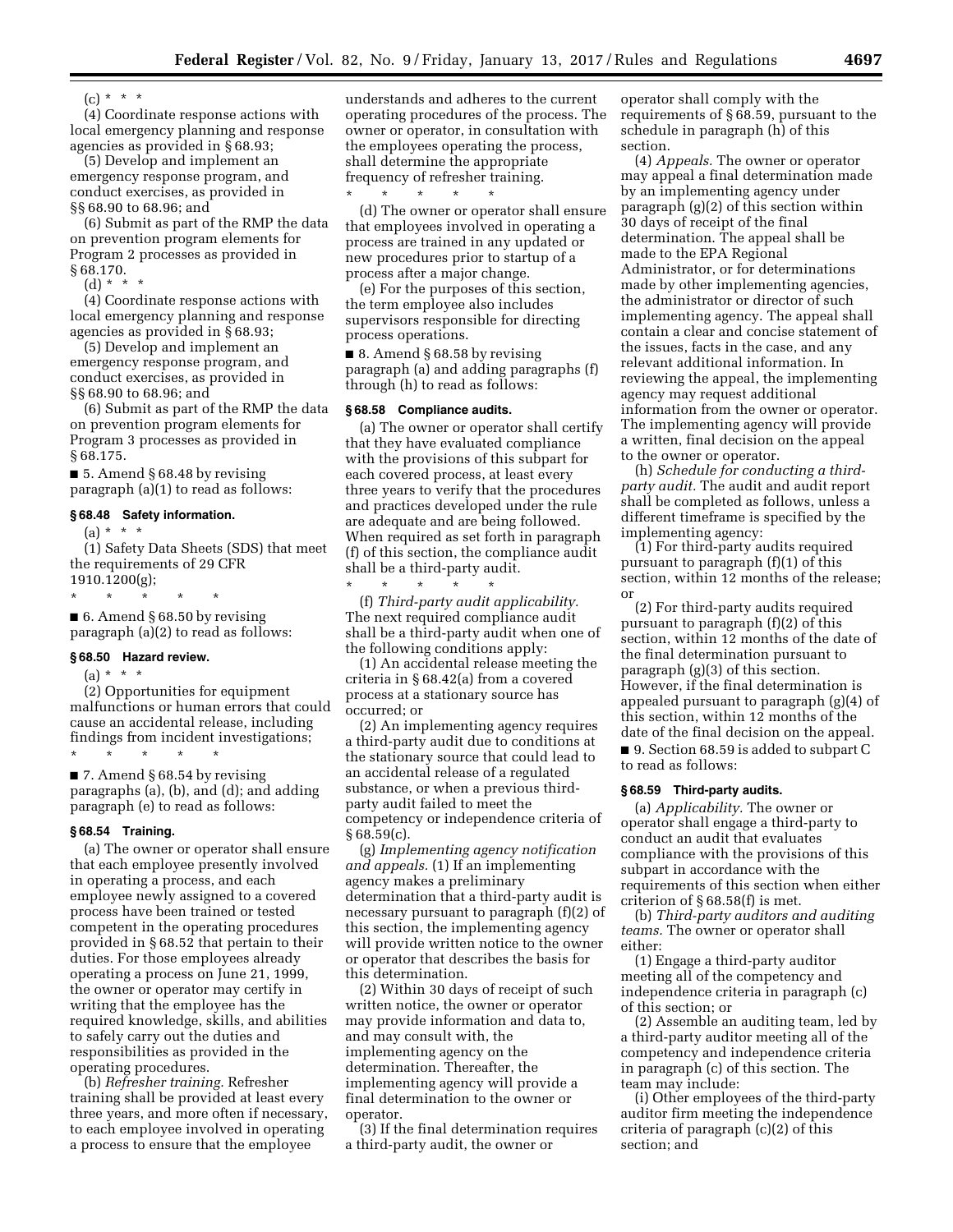(c) * * *

(4) Coordinate response actions with local emergency planning and response agencies as provided in § 68.93;

(5) Develop and implement an emergency response program, and conduct exercises, as provided in §§ 68.90 to 68.96; and

(6) Submit as part of the RMP the data on prevention program elements for Program 2 processes as provided in § 68.170.

(d) * * *

(4) Coordinate response actions with local emergency planning and response agencies as provided in § 68.93;

(5) Develop and implement an emergency response program, and conduct exercises, as provided in §§ 68.90 to 68.96; and

(6) Submit as part of the RMP the data on prevention program elements for Program 3 processes as provided in § 68.175.

■ 5. Amend § 68.48 by revising paragraph (a)(1) to read as follows:

### § 68.48 Safety information.

(a) * * *

(1) Safety Data Sheets (SDS) that meet the requirements of 29 CFR 1910.1200(g);

\* \* \* \* \*

■ 6. Amend § 68.50 by revising paragraph (a)(2) to read as follows:

### § 68.50 Hazard review.

(a) * * *

(2) Opportunities for equipment malfunctions or human errors that could cause an accidental release, including findings from incident investigations;

\* \* \* \* \*

■ 7. Amend § 68.54 by revising paragraphs (a), (b), and (d); and adding paragraph (e) to read as follows:

### § 68.54 Training.

(a) The owner or operator shall ensure that each employee presently involved in operating a process, and each employee newly assigned to a covered process have been trained or tested competent in the operating procedures provided in § 68.52 that pertain to their duties. For those employees already operating a process on June 21, 1999, the owner or operator may certify in writing that the employee has the required knowledge, skills, and abilities to safely carry out the duties and responsibilities as provided in the operating procedures.

(b) *Refresher training.* Refresher training shall be provided at least every three years, and more often if necessary, to each employee involved in operating a process to ensure that the employee understands and adheres to the current operating procedures of the process. The owner or operator, in consultation with the employees operating the process, shall determine the appropriate frequency of refresher training.

\* \* \* \* \*

(d) The owner or operator shall ensure that employees involved in operating a process are trained in any updated or new procedures prior to startup of a process after a major change.

(e) For the purposes of this section, the term employee also includes supervisors responsible for directing process operations.

■ 8. Amend § 68.58 by revising paragraph (a) and adding paragraphs (f) through (h) to read as follows:

### § 68.58 Compliance audits.

(a) The owner or operator shall certify that they have evaluated compliance with the provisions of this subpart for each covered process, at least every three years to verify that the procedures and practices developed under the rule are adequate and are being followed. When required as set forth in paragraph (f) of this section, the compliance audit shall be a third-party audit.

\* \* \* \* \*

(f) *Third-party audit applicability.* The next required compliance audit shall be a third-party audit when one of the following conditions apply:

(1) An accidental release meeting the criteria in § 68.42(a) from a covered process at a stationary source has occurred; or

(2) An implementing agency requires a third-party audit due to conditions at the stationary source that could lead to an accidental release of a regulated substance, or when a previous third-party audit failed to meet the competency or independence criteria of § 68.59(c).

(g) *Implementing agency notification and appeals.* (1) If an implementing agency makes a preliminary determination that a third-party audit is necessary pursuant to paragraph (f)(2) of this section, the implementing agency will provide written notice to the owner or operator that describes the basis for this determination.

(2) Within 30 days of receipt of such written notice, the owner or operator may provide information and data to, and may consult with, the implementing agency on the determination. Thereafter, the implementing agency will provide a final determination to the owner or operator.

(3) If the final determination requires a third-party audit, the owner or operator shall comply with the requirements of § 68.59, pursuant to the schedule in paragraph (h) of this section.

(4) *Appeals.* The owner or operator may appeal a final determination made by an implementing agency under paragraph (g)(2) of this section within 30 days of receipt of the final determination. The appeal shall be made to the EPA Regional Administrator, or for determinations made by other implementing agencies, the administrator or director of such implementing agency. The appeal shall contain a clear and concise statement of the issues, facts in the case, and any relevant additional information. In reviewing the appeal, the implementing agency may request additional information from the owner or operator. The implementing agency will provide a written, final decision on the appeal to the owner or operator.

(h) *Schedule for conducting a third-party audit.* The audit and audit report shall be completed as follows, unless a different timeframe is specified by the implementing agency:

(1) For third-party audits required pursuant to paragraph (f)(1) of this section, within 12 months of the release; or

(2) For third-party audits required pursuant to paragraph (f)(2) of this section, within 12 months of the date of the final determination pursuant to paragraph (g)(3) of this section. However, if the final determination is appealed pursuant to paragraph (g)(4) of this section, within 12 months of the date of the final decision on the appeal.

■ 9. Section 68.59 is added to subpart C to read as follows:

### § 68.59 Third-party audits.

(a) *Applicability.* The owner or operator shall engage a third-party to conduct an audit that evaluates compliance with the provisions of this subpart in accordance with the requirements of this section when either criterion of § 68.58(f) is met.

(b) *Third-party auditors and auditing teams.* The owner or operator shall either:

(1) Engage a third-party auditor meeting all of the competency and independence criteria in paragraph (c) of this section; or

(2) Assemble an auditing team, led by a third-party auditor meeting all of the competency and independence criteria in paragraph (c) of this section. The team may include:

(i) Other employees of the third-party auditor firm meeting the independence criteria of paragraph (c)(2) of this section; and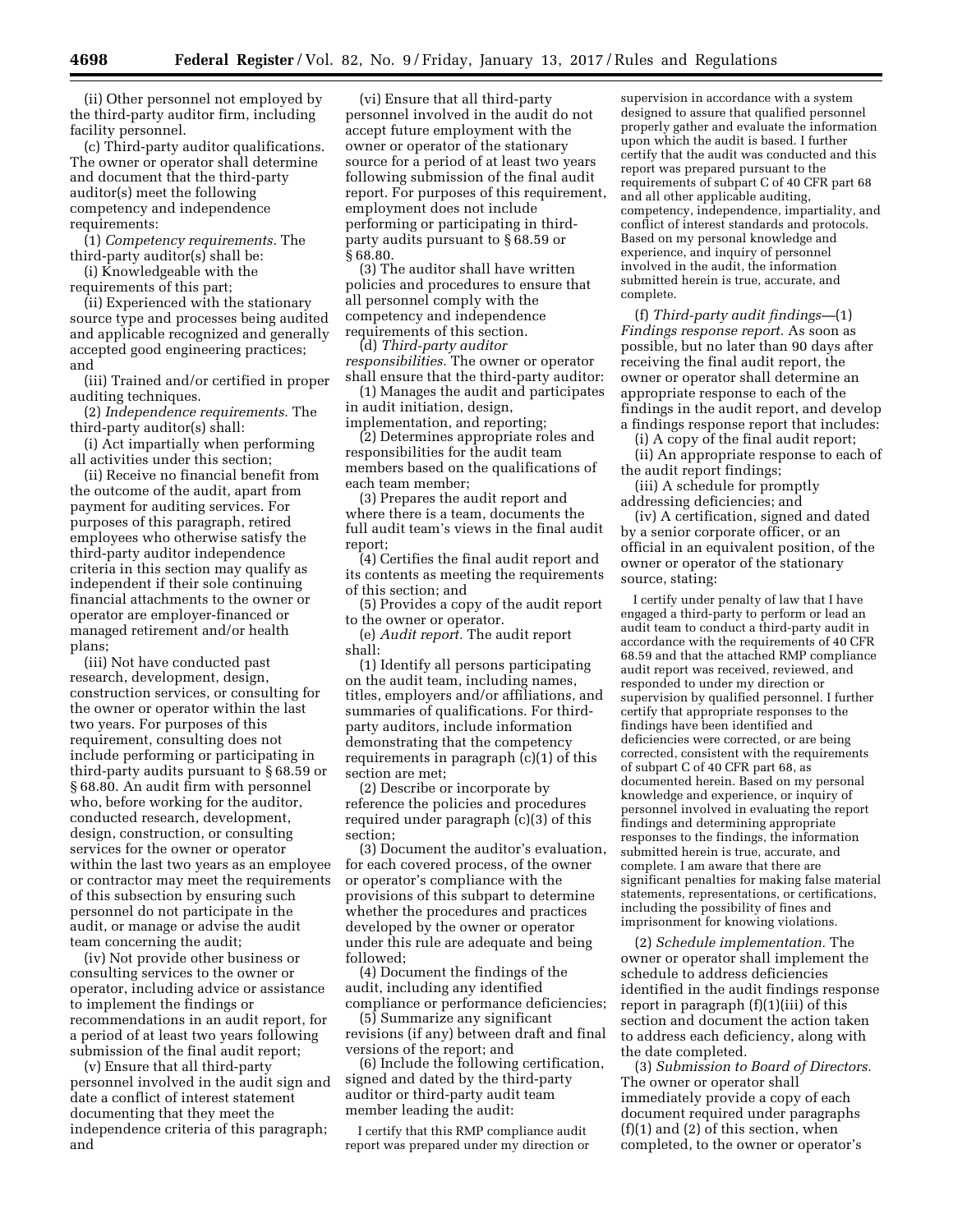(ii) Other personnel not employed by the third-party auditor firm, including facility personnel.

(c) Third-party auditor qualifications. The owner or operator shall determine and document that the third-party auditor(s) meet the following competency and independence requirements:

(1) *Competency requirements.* The third-party auditor(s) shall be:

(i) Knowledgeable with the requirements of this part;

(ii) Experienced with the stationary source type and processes being audited and applicable recognized and generally accepted good engineering practices; and

(iii) Trained and/or certified in proper auditing techniques.

(2) *Independence requirements.* The third-party auditor(s) shall:

(i) Act impartially when performing all activities under this section;

(ii) Receive no financial benefit from the outcome of the audit, apart from payment for auditing services. For purposes of this paragraph, retired employees who otherwise satisfy the third-party auditor independence criteria in this section may qualify as independent if their sole continuing financial attachments to the owner or operator are employer-financed or managed retirement and/or health plans;

(iii) Not have conducted past research, development, design, construction services, or consulting for the owner or operator within the last two years. For purposes of this requirement, consulting does not include performing or participating in third-party audits pursuant to § 68.59 or § 68.80. An audit firm with personnel who, before working for the auditor, conducted research, development, design, construction, or consulting services for the owner or operator within the last two years as an employee or contractor may meet the requirements of this subsection by ensuring such personnel do not participate in the audit, or manage or advise the audit team concerning the audit;

(iv) Not provide other business or consulting services to the owner or operator, including advice or assistance to implement the findings or recommendations in an audit report, for a period of at least two years following submission of the final audit report;

(v) Ensure that all third-party personnel involved in the audit sign and date a conflict of interest statement documenting that they meet the independence criteria of this paragraph; and

(vi) Ensure that all third-party personnel involved in the audit do not accept future employment with the owner or operator of the stationary source for a period of at least two years following submission of the final audit report. For purposes of this requirement, employment does not include performing or participating in third-party audits pursuant to § 68.59 or § 68.80.

(3) The auditor shall have written policies and procedures to ensure that all personnel comply with the competency and independence requirements of this section.

(d) *Third-party auditor responsibilities.* The owner or operator shall ensure that the third-party auditor:

(1) Manages the audit and participates in audit initiation, design, implementation, and reporting;

(2) Determines appropriate roles and responsibilities for the audit team members based on the qualifications of each team member;

(3) Prepares the audit report and where there is a team, documents the full audit team's views in the final audit report;

(4) Certifies the final audit report and its contents as meeting the requirements of this section; and

(5) Provides a copy of the audit report to the owner or operator.

(e) *Audit report.* The audit report shall:

(1) Identify all persons participating on the audit team, including names, titles, employers and/or affiliations, and summaries of qualifications. For third-party auditors, include information demonstrating that the competency requirements in paragraph (c)(1) of this section are met;

(2) Describe or incorporate by reference the policies and procedures required under paragraph (c)(3) of this section;

(3) Document the auditor's evaluation, for each covered process, of the owner or operator's compliance with the provisions of this subpart to determine whether the procedures and practices developed by the owner or operator under this rule are adequate and being followed;

(4) Document the findings of the audit, including any identified compliance or performance deficiencies;

(5) Summarize any significant revisions (if any) between draft and final versions of the report; and

(6) Include the following certification, signed and dated by the third-party auditor or third-party audit team member leading the audit:

> I certify that this RMP compliance audit report was prepared under my direction or supervision in accordance with a system designed to assure that qualified personnel properly gather and evaluate the information upon which the audit is based. I further certify that the audit was conducted and this report was prepared pursuant to the requirements of subpart C of 40 CFR part 68 and all other applicable auditing, competency, independence, impartiality, and conflict of interest standards and protocols. Based on my personal knowledge and experience, and inquiry of personnel involved in the audit, the information submitted herein is true, accurate, and complete.

(f) *Third-party audit findings*—(1) *Findings response report.* As soon as possible, but no later than 90 days after receiving the final audit report, the owner or operator shall determine an appropriate response to each of the findings in the audit report, and develop a findings response report that includes:

(i) A copy of the final audit report;

(ii) An appropriate response to each of the audit report findings;

(iii) A schedule for promptly addressing deficiencies; and

(iv) A certification, signed and dated by a senior corporate officer, or an official in an equivalent position, of the owner or operator of the stationary source, stating:

> I certify under penalty of law that I have engaged a third-party to perform or lead an audit team to conduct a third-party audit in accordance with the requirements of 40 CFR 68.59 and that the attached RMP compliance audit report was received, reviewed, and responded to under my direction or supervision by qualified personnel. I further certify that appropriate responses to the findings have been identified and deficiencies were corrected, or are being corrected, consistent with the requirements of subpart C of 40 CFR part 68, as documented herein. Based on my personal knowledge and experience, or inquiry of personnel involved in evaluating the report findings and determining appropriate responses to the findings, the information submitted herein is true, accurate, and complete. I am aware that there are significant penalties for making false material statements, representations, or certifications, including the possibility of fines and imprisonment for knowing violations.

(2) *Schedule implementation.* The owner or operator shall implement the schedule to address deficiencies identified in the audit findings response report in paragraph (f)(1)(iii) of this section and document the action taken to address each deficiency, along with the date completed.

(3) *Submission to Board of Directors.* The owner or operator shall immediately provide a copy of each document required under paragraphs (f)(1) and (2) of this section, when completed, to the owner or operator's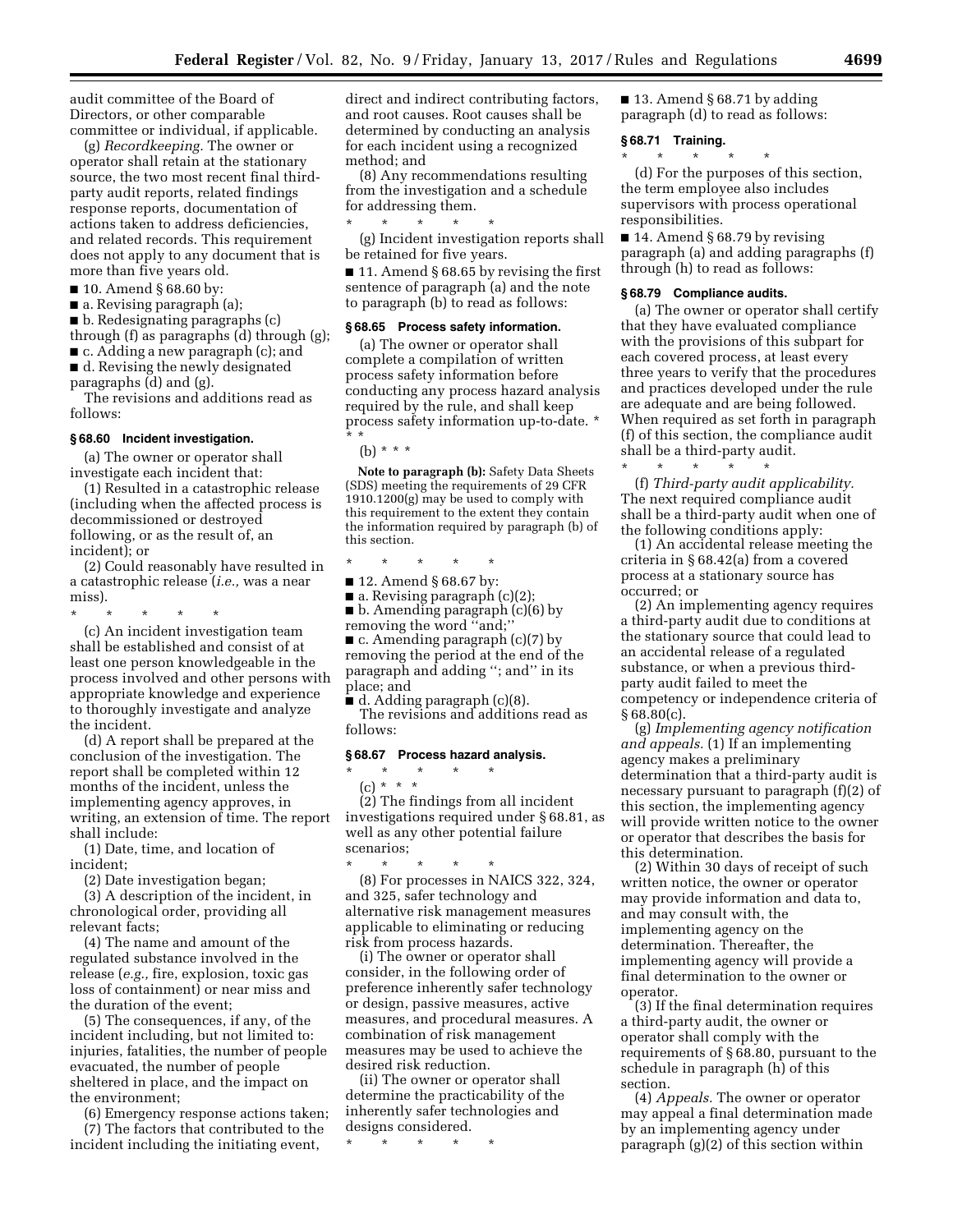audit committee of the Board of Directors, or other comparable committee or individual, if applicable.

(g) *Recordkeeping.* The owner or operator shall retain at the stationary source, the two most recent final third-party audit reports, related findings response reports, documentation of actions taken to address deficiencies, and related records. This requirement does not apply to any document that is more than five years old.

■ 10. Amend § 68.60 by:

■ a. Revising paragraph (a);

■ b. Redesignating paragraphs (c) through (f) as paragraphs (d) through (g);

■ c. Adding a new paragraph (c); and

■ d. Revising the newly designated paragraphs (d) and (g).

The revisions and additions read as follows:

### § 68.60 Incident investigation.

(a) The owner or operator shall investigate each incident that:

(1) Resulted in a catastrophic release (including when the affected process is decommissioned or destroyed following, or as the result of, an incident); or

(2) Could reasonably have resulted in a catastrophic release (*i.e.,* was a near miss).

\* \* \* \* \*

(c) An incident investigation team shall be established and consist of at least one person knowledgeable in the process involved and other persons with appropriate knowledge and experience to thoroughly investigate and analyze the incident.

(d) A report shall be prepared at the conclusion of the investigation. The report shall be completed within 12 months of the incident, unless the implementing agency approves, in writing, an extension of time. The report shall include:

(1) Date, time, and location of incident;

(2) Date investigation began;

(3) A description of the incident, in chronological order, providing all relevant facts;

(4) The name and amount of the regulated substance involved in the release (*e.g.,* fire, explosion, toxic gas loss of containment) or near miss and the duration of the event;

(5) The consequences, if any, of the incident including, but not limited to: injuries, fatalities, the number of people evacuated, the number of people sheltered in place, and the impact on the environment;

(6) Emergency response actions taken;

(7) The factors that contributed to the incident including the initiating event, direct and indirect contributing factors, and root causes. Root causes shall be determined by conducting an analysis for each incident using a recognized method; and

(8) Any recommendations resulting from the investigation and a schedule for addressing them.

\* \* \* \* \*

(g) Incident investigation reports shall be retained for five years.

■ 11. Amend § 68.65 by revising the first sentence of paragraph (a) and the note to paragraph (b) to read as follows:

### § 68.65 Process safety information.

(a) The owner or operator shall complete a compilation of written process safety information before conducting any process hazard analysis required by the rule, and shall keep process safety information up-to-date. \* \* \*

(b) \* \* \*

**Note to paragraph (b):** Safety Data Sheets (SDS) meeting the requirements of 29 CFR 1910.1200(g) may be used to comply with this requirement to the extent they contain the information required by paragraph (b) of this section.

\* \* \* \* \*

■ 12. Amend § 68.67 by:

■ a. Revising paragraph (c)(2);

■ b. Amending paragraph (c)(6) by removing the word "and;"

■ c. Amending paragraph (c)(7) by removing the period at the end of the paragraph and adding "; and" in its place; and

■ d. Adding paragraph (c)(8).

The revisions and additions read as follows:

### § 68.67 Process hazard analysis.

\* \* \* \* \*

(c) \* \* \*

(2) The findings from all incident investigations required under § 68.81, as well as any other potential failure scenarios;

\* \* \* \* \*

(8) For processes in NAICS 322, 324, and 325, safer technology and alternative risk management measures applicable to eliminating or reducing risk from process hazards.

(i) The owner or operator shall consider, in the following order of preference inherently safer technology or design, passive measures, active measures, and procedural measures. A combination of risk management measures may be used to achieve the desired risk reduction.

(ii) The owner or operator shall determine the practicability of the inherently safer technologies and designs considered.

\* \* \* \* \*

■ 13. Amend § 68.71 by adding paragraph (d) to read as follows:

### § 68.71 Training.

\* \* \* \* \*

(d) For the purposes of this section, the term employee also includes supervisors with process operational responsibilities.

■ 14. Amend § 68.79 by revising paragraph (a) and adding paragraphs (f) through (h) to read as follows:

### § 68.79 Compliance audits.

(a) The owner or operator shall certify that they have evaluated compliance with the provisions of this subpart for each covered process, at least every three years to verify that the procedures and practices developed under the rule are adequate and are being followed. When required as set forth in paragraph (f) of this section, the compliance audit shall be a third-party audit.

\* \* \* \* \*

(f) *Third-party audit applicability.* The next required compliance audit shall be a third-party audit when one of the following conditions apply:

(1) An accidental release meeting the criteria in § 68.42(a) from a covered process at a stationary source has occurred; or

(2) An implementing agency requires a third-party audit due to conditions at the stationary source that could lead to an accidental release of a regulated substance, or when a previous third-party audit failed to meet the competency or independence criteria of § 68.80(c).

(g) *Implementing agency notification and appeals.* (1) If an implementing agency makes a preliminary determination that a third-party audit is necessary pursuant to paragraph (f)(2) of this section, the implementing agency will provide written notice to the owner or operator that describes the basis for this determination.

(2) Within 30 days of receipt of such written notice, the owner or operator may provide information and data to, and may consult with, the implementing agency on the determination. Thereafter, the implementing agency will provide a final determination to the owner or operator.

(3) If the final determination requires a third-party audit, the owner or operator shall comply with the requirements of § 68.80, pursuant to the schedule in paragraph (h) of this section.

(4) *Appeals.* The owner or operator may appeal a final determination made by an implementing agency under paragraph (g)(2) of this section within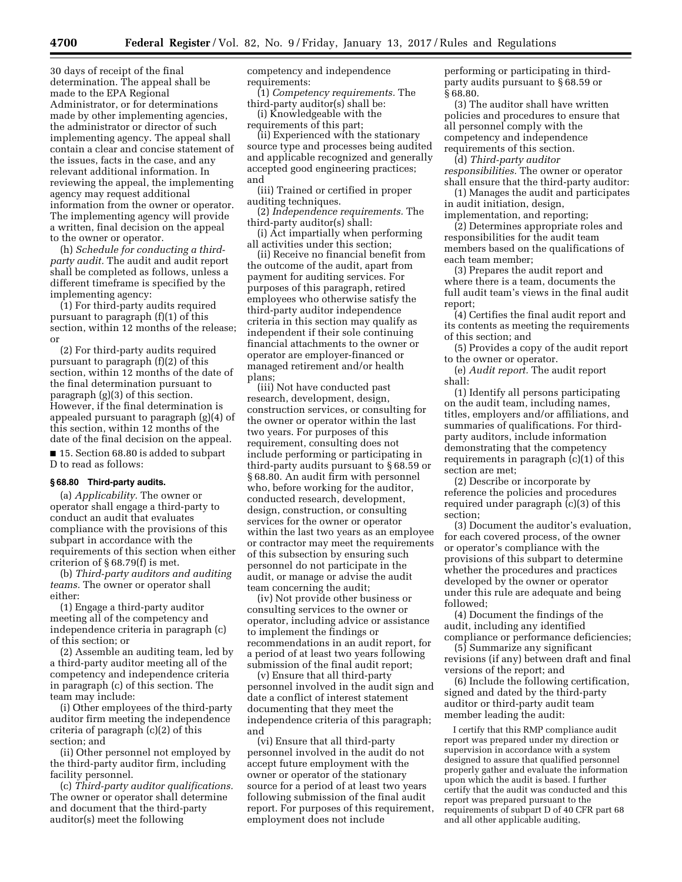30 days of receipt of the final determination. The appeal shall be made to the EPA Regional Administrator, or for determinations made by other implementing agencies, the administrator or director of such implementing agency. The appeal shall contain a clear and concise statement of the issues, facts in the case, and any relevant additional information. In reviewing the appeal, the implementing agency may request additional information from the owner or operator. The implementing agency will provide a written, final decision on the appeal to the owner or operator.

(h) *Schedule for conducting a third-party audit.* The audit and audit report shall be completed as follows, unless a different timeframe is specified by the implementing agency:

(1) For third-party audits required pursuant to paragraph (f)(1) of this section, within 12 months of the release; or

(2) For third-party audits required pursuant to paragraph (f)(2) of this section, within 12 months of the date of the final determination pursuant to paragraph (g)(3) of this section. However, if the final determination is appealed pursuant to paragraph (g)(4) of this section, within 12 months of the date of the final decision on the appeal.

■ 15. Section 68.80 is added to subpart D to read as follows:

**§ 68.80 Third-party audits.**

(a) *Applicability.* The owner or operator shall engage a third-party to conduct an audit that evaluates compliance with the provisions of this subpart in accordance with the requirements of this section when either criterion of § 68.79(f) is met.

(b) *Third-party auditors and auditing teams.* The owner or operator shall either:

(1) Engage a third-party auditor meeting all of the competency and independence criteria in paragraph (c) of this section; or

(2) Assemble an auditing team, led by a third-party auditor meeting all of the competency and independence criteria in paragraph (c) of this section. The team may include:

(i) Other employees of the third-party auditor firm meeting the independence criteria of paragraph (c)(2) of this section; and

(ii) Other personnel not employed by the third-party auditor firm, including facility personnel.

(c) *Third-party auditor qualifications.* The owner or operator shall determine and document that the third-party auditor(s) meet the following competency and independence requirements:

(1) *Competency requirements.* The third-party auditor(s) shall be:

(i) Knowledgeable with the requirements of this part;

(ii) Experienced with the stationary source type and processes being audited and applicable recognized and generally accepted good engineering practices; and

(iii) Trained or certified in proper auditing techniques.

(2) *Independence requirements.* The third-party auditor(s) shall:

(i) Act impartially when performing all activities under this section;

(ii) Receive no financial benefit from the outcome of the audit, apart from payment for auditing services. For purposes of this paragraph, retired employees who otherwise satisfy the third-party auditor independence criteria in this section may qualify as independent if their sole continuing financial attachments to the owner or operator are employer-financed or managed retirement and/or health plans;

(iii) Not have conducted past research, development, design, construction services, or consulting for the owner or operator within the last two years. For purposes of this requirement, consulting does not include performing or participating in third-party audits pursuant to § 68.59 or § 68.80. An audit firm with personnel who, before working for the auditor, conducted research, development, design, construction, or consulting services for the owner or operator within the last two years as an employee or contractor may meet the requirements of this subsection by ensuring such personnel do not participate in the audit, or manage or advise the audit team concerning the audit;

(iv) Not provide other business or consulting services to the owner or operator, including advice or assistance to implement the findings or recommendations in an audit report, for a period of at least two years following submission of the final audit report;

(v) Ensure that all third-party personnel involved in the audit sign and date a conflict of interest statement documenting that they meet the independence criteria of this paragraph; and

(vi) Ensure that all third-party personnel involved in the audit do not accept future employment with the owner or operator of the stationary source for a period of at least two years following submission of the final audit report. For purposes of this requirement, employment does not include performing or participating in third-party audits pursuant to § 68.59 or § 68.80.

(3) The auditor shall have written policies and procedures to ensure that all personnel comply with the competency and independence requirements of this section.

(d) *Third-party auditor responsibilities.* The owner or operator shall ensure that the third-party auditor:

(1) Manages the audit and participates in audit initiation, design, implementation, and reporting;

(2) Determines appropriate roles and responsibilities for the audit team members based on the qualifications of each team member;

(3) Prepares the audit report and where there is a team, documents the full audit team's views in the final audit report;

(4) Certifies the final audit report and its contents as meeting the requirements of this section; and

(5) Provides a copy of the audit report to the owner or operator.

(e) *Audit report.* The audit report shall:

(1) Identify all persons participating on the audit team, including names, titles, employers and/or affiliations, and summaries of qualifications. For third-party auditors, include information demonstrating that the competency requirements in paragraph (c)(1) of this section are met;

(2) Describe or incorporate by reference the policies and procedures required under paragraph (c)(3) of this section;

(3) Document the auditor's evaluation, for each covered process, of the owner or operator's compliance with the provisions of this subpart to determine whether the procedures and practices developed by the owner or operator under this rule are adequate and being followed;

(4) Document the findings of the audit, including any identified compliance or performance deficiencies;

(5) Summarize any significant revisions (if any) between draft and final versions of the report; and

(6) Include the following certification, signed and dated by the third-party auditor or third-party audit team member leading the audit:

I certify that this RMP compliance audit report was prepared under my direction or supervision in accordance with a system designed to assure that qualified personnel properly gather and evaluate the information upon which the audit is based. I further certify that the audit was conducted and this report was prepared pursuant to the requirements of subpart D of 40 CFR part 68 and all other applicable auditing,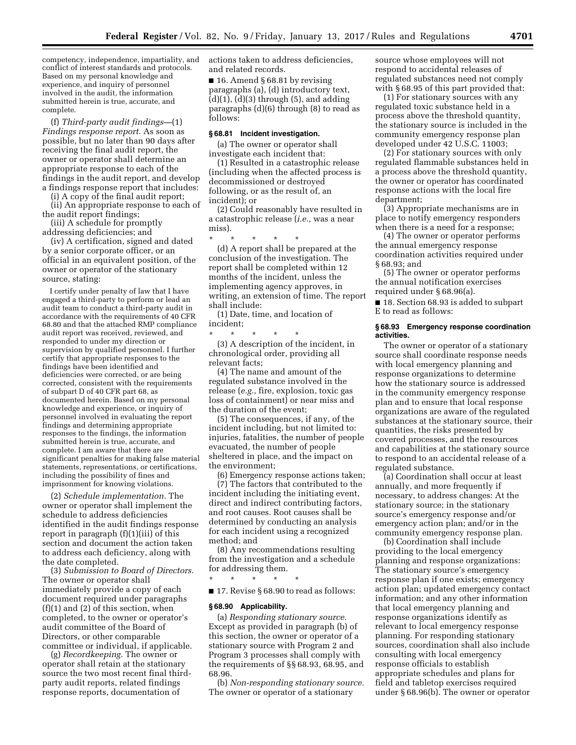competency, independence, impartiality, and conflict of interest standards and protocols. Based on my personal knowledge and experience, and inquiry of personnel involved in the audit, the information submitted herein is true, accurate, and complete.

(f) *Third-party audit findings*—(1) *Findings response report.* As soon as possible, but no later than 90 days after receiving the final audit report, the owner or operator shall determine an appropriate response to each of the findings in the audit report, and develop a findings response report that includes:

(i) A copy of the final audit report;

(ii) An appropriate response to each of the audit report findings;

(iii) A schedule for promptly addressing deficiencies; and

(iv) A certification, signed and dated by a senior corporate officer, or an official in an equivalent position, of the owner or operator of the stationary source, stating:

I certify under penalty of law that I have engaged a third-party to perform or lead an audit team to conduct a third-party audit in accordance with the requirements of 40 CFR 68.80 and that the attached RMP compliance audit report was received, reviewed, and responded to under my direction or supervision by qualified personnel. I further certify that appropriate responses to the findings have been identified and deficiencies were corrected, or are being corrected, consistent with the requirements of subpart D of 40 CFR part 68, as documented herein. Based on my personal knowledge and experience, or inquiry of personnel involved in evaluating the report findings and determining appropriate responses to the findings, the information submitted herein is true, accurate, and complete. I am aware that there are significant penalties for making false material statements, representations, or certifications, including the possibility of fines and imprisonment for knowing violations.

(2) *Schedule implementation.* The owner or operator shall implement the schedule to address deficiencies identified in the audit findings response report in paragraph (f)(1)(iii) of this section and document the action taken to address each deficiency, along with the date completed.

(3) *Submission to Board of Directors.* The owner or operator shall immediately provide a copy of each document required under paragraphs (f)(1) and (2) of this section, when completed, to the owner or operator's audit committee of the Board of Directors, or other comparable committee or individual, if applicable.

(g) *Recordkeeping.* The owner or operator shall retain at the stationary source the two most recent final third-party audit reports, related findings response reports, documentation of actions taken to address deficiencies, and related records.

■ 16. Amend § 68.81 by revising paragraphs (a), (d) introductory text, (d)(1), (d)(3) through (5), and adding paragraphs (d)(6) through (8) to read as follows:

### § 68.81 Incident investigation.

(a) The owner or operator shall investigate each incident that:

(1) Resulted in a catastrophic release (including when the affected process is decommissioned or destroyed following, or as the result of, an incident); or

(2) Could reasonably have resulted in a catastrophic release (*i.e.,* was a near miss).

\* \* \* \* \*

(d) A report shall be prepared at the conclusion of the investigation. The report shall be completed within 12 months of the incident, unless the implementing agency approves, in writing, an extension of time. The report shall include:

(1) Date, time, and location of incident;

\* \* \* \* \*

(3) A description of the incident, in chronological order, providing all relevant facts;

(4) The name and amount of the regulated substance involved in the release (*e.g.,* fire, explosion, toxic gas loss of containment) or near miss and the duration of the event;

(5) The consequences, if any, of the incident including, but not limited to: injuries, fatalities, the number of people evacuated, the number of people sheltered in place, and the impact on the environment;

(6) Emergency response actions taken;

(7) The factors that contributed to the incident including the initiating event, direct and indirect contributing factors, and root causes. Root causes shall be determined by conducting an analysis for each incident using a recognized method; and

(8) Any recommendations resulting from the investigation and a schedule for addressing them.

\* \* \* \* \*

■ 17. Revise § 68.90 to read as follows:

### § 68.90 Applicability.

(a) *Responding stationary source.* Except as provided in paragraph (b) of this section, the owner or operator of a stationary source with Program 2 and Program 3 processes shall comply with the requirements of §§ 68.93, 68.95, and 68.96.

(b) *Non-responding stationary source.* The owner or operator of a stationary source whose employees will not respond to accidental releases of regulated substances need not comply with § 68.95 of this part provided that:

(1) For stationary sources with any regulated toxic substance held in a process above the threshold quantity, the stationary source is included in the community emergency response plan developed under 42 U.S.C. 11003;

(2) For stationary sources with only regulated flammable substances held in a process above the threshold quantity, the owner or operator has coordinated response actions with the local fire department;

(3) Appropriate mechanisms are in place to notify emergency responders when there is a need for a response;

(4) The owner or operator performs the annual emergency response coordination activities required under § 68.93; and

(5) The owner or operator performs the annual notification exercises required under § 68.96(a).

■ 18. Section 68.93 is added to subpart E to read as follows:

### § 68.93 Emergency response coordination activities.

The owner or operator of a stationary source shall coordinate response needs with local emergency planning and response organizations to determine how the stationary source is addressed in the community emergency response plan and to ensure that local response organizations are aware of the regulated substances at the stationary source, their quantities, the risks presented by covered processes, and the resources and capabilities at the stationary source to respond to an accidental release of a regulated substance.

(a) Coordination shall occur at least annually, and more frequently if necessary, to address changes: At the stationary source; in the stationary source's emergency response and/or emergency action plan; and/or in the community emergency response plan.

(b) Coordination shall include providing to the local emergency planning and response organizations: The stationary source's emergency response plan if one exists; emergency action plan; updated emergency contact information; and any other information that local emergency planning and response organizations identify as relevant to local emergency response planning. For responding stationary sources, coordination shall also include consulting with local emergency response officials to establish appropriate schedules and plans for field and tabletop exercises required under § 68.96(b). The owner or operator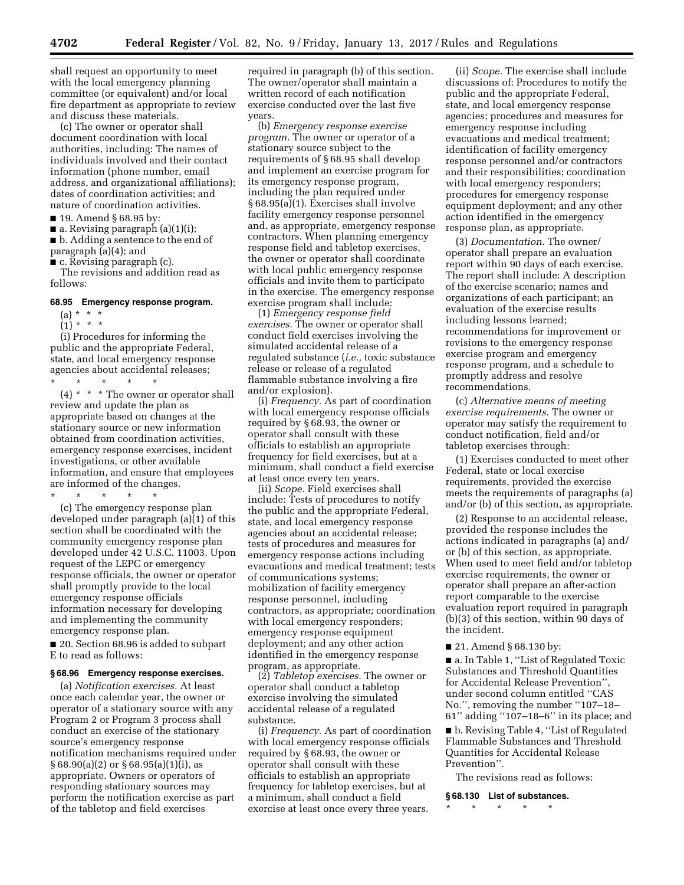shall request an opportunity to meet with the local emergency planning committee (or equivalent) and/or local fire department as appropriate to review and discuss these materials.

(c) The owner or operator shall document coordination with local authorities, including: The names of individuals involved and their contact information (phone number, email address, and organizational affiliations); dates of coordination activities; and nature of coordination activities.

■ 19. Amend § 68.95 by:

■ a. Revising paragraph (a)(1)(i);

■ b. Adding a sentence to the end of paragraph (a)(4); and

■ c. Revising paragraph (c).

The revisions and addition read as follows:

**68.95 Emergency response program.**

(a) * * *

(1) * * *

(i) Procedures for informing the public and the appropriate Federal, state, and local emergency response agencies about accidental releases;

\* \* \* \* \*

(4) * * * The owner or operator shall review and update the plan as appropriate based on changes at the stationary source or new information obtained from coordination activities, emergency response exercises, incident investigations, or other available information, and ensure that employees are informed of the changes.

\* \* \* \* \*

(c) The emergency response plan developed under paragraph (a)(1) of this section shall be coordinated with the community emergency response plan developed under 42 U.S.C. 11003. Upon request of the LEPC or emergency response officials, the owner or operator shall promptly provide to the local emergency response officials information necessary for developing and implementing the community emergency response plan.

■ 20. Section 68.96 is added to subpart E to read as follows:

**§ 68.96 Emergency response exercises.**

(a) *Notification exercises.* At least once each calendar year, the owner or operator of a stationary source with any Program 2 or Program 3 process shall conduct an exercise of the stationary source's emergency response notification mechanisms required under § 68.90(a)(2) or § 68.95(a)(1)(i), as appropriate. Owners or operators of responding stationary sources may perform the notification exercise as part of the tabletop and field exercises required in paragraph (b) of this section. The owner/operator shall maintain a written record of each notification exercise conducted over the last five years.

(b) *Emergency response exercise program.* The owner or operator of a stationary source subject to the requirements of § 68.95 shall develop and implement an exercise program for its emergency response program, including the plan required under § 68.95(a)(1). Exercises shall involve facility emergency response personnel and, as appropriate, emergency response contractors. When planning emergency response field and tabletop exercises, the owner or operator shall coordinate with local public emergency response officials and invite them to participate in the exercise. The emergency response exercise program shall include:

(1) *Emergency response field exercises.* The owner or operator shall conduct field exercises involving the simulated accidental release of a regulated substance (*i.e.,* toxic substance release or release of a regulated flammable substance involving a fire and/or explosion).

(i) *Frequency.* As part of coordination with local emergency response officials required by § 68.93, the owner or operator shall consult with these officials to establish an appropriate frequency for field exercises, but at a minimum, shall conduct a field exercise at least once every ten years.

(ii) *Scope.* Field exercises shall include: Tests of procedures to notify the public and the appropriate Federal, state, and local emergency response agencies about an accidental release; tests of procedures and measures for emergency response actions including evacuations and medical treatment; tests of communications systems; mobilization of facility emergency response personnel, including contractors, as appropriate; coordination with local emergency responders; emergency response equipment deployment; and any other action identified in the emergency response program, as appropriate.

(2) *Tabletop exercises.* The owner or operator shall conduct a tabletop exercise involving the simulated accidental release of a regulated substance.

(i) *Frequency.* As part of coordination with local emergency response officials required by § 68.93, the owner or operator shall consult with these officials to establish an appropriate frequency for tabletop exercises, but at a minimum, shall conduct a field exercise at least once every three years.

(ii) *Scope.* The exercise shall include discussions of: Procedures to notify the public and the appropriate Federal, state, and local emergency response agencies; procedures and measures for emergency response including evacuations and medical treatment; identification of facility emergency response personnel and/or contractors and their responsibilities; coordination with local emergency responders; procedures for emergency response equipment deployment; and any other action identified in the emergency response plan, as appropriate.

(3) *Documentation.* The owner/operator shall prepare an evaluation report within 90 days of each exercise. The report shall include: A description of the exercise scenario; names and organizations of each participant; an evaluation of the exercise results including lessons learned; recommendations for improvement or revisions to the emergency response exercise program and emergency response program, and a schedule to promptly address and resolve recommendations.

(c) *Alternative means of meeting exercise requirements.* The owner or operator may satisfy the requirement to conduct notification, field and/or tabletop exercises through:

(1) Exercises conducted to meet other Federal, state or local exercise requirements, provided the exercise meets the requirements of paragraphs (a) and/or (b) of this section, as appropriate.

(2) Response to an accidental release, provided the response includes the actions indicated in paragraphs (a) and/or (b) of this section, as appropriate. When used to meet field and/or tabletop exercise requirements, the owner or operator shall prepare an after-action report comparable to the exercise evaluation report required in paragraph (b)(3) of this section, within 90 days of the incident.

■ 21. Amend § 68.130 by:

■ a. In Table 1, ''List of Regulated Toxic Substances and Threshold Quantities for Accidental Release Prevention'', under second column entitled ''CAS No.'', removing the number ''107–18–61'' adding ''107–18–6'' in its place; and

■ b. Revising Table 4, ''List of Regulated Flammable Substances and Threshold Quantities for Accidental Release Prevention''.

The revisions read as follows:

**§ 68.130 List of substances.**

\* \* \* \* \*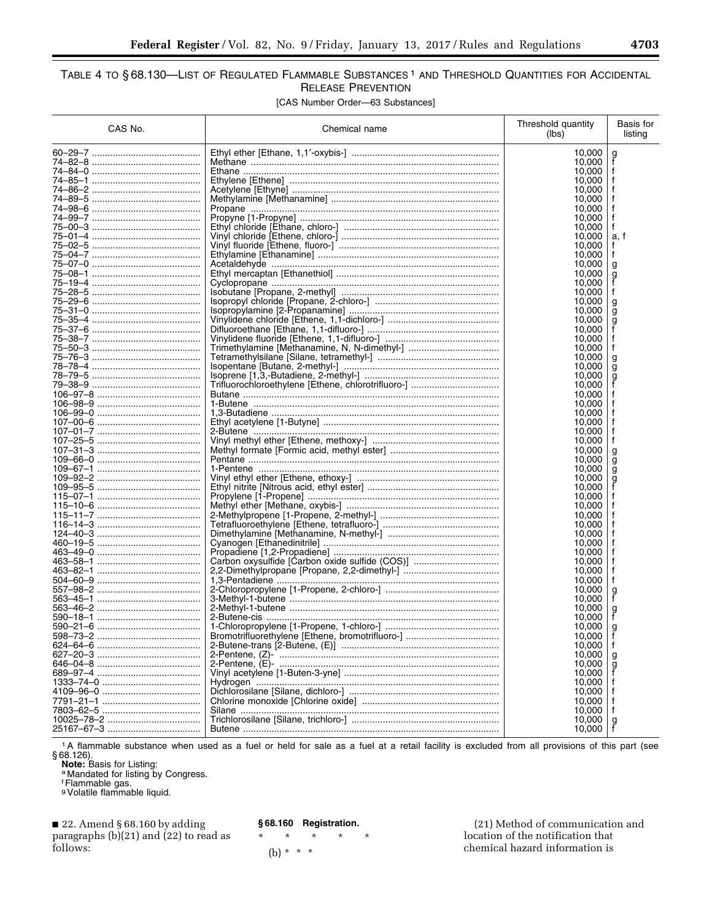## TABLE 4 TO § 68.130—LIST OF REGULATED FLAMMABLE SUBSTANCES[1] AND THRESHOLD QUANTITIES FOR ACCIDENTAL RELEASE PREVENTION

[CAS Number Order—63 Substances]

| CAS No. | Chemical name | Threshold quantity (lbs) | Basis for listing |
|---|---|---|---|
| 60–29–7 | Ethyl ether [Ethane, 1,1′-oxybis-] | 10,000 | g |
| 74–82–8 | Methane | 10,000 | f |
| 74–84–0 | Ethane | 10,000 | f |
| 74–85–1 | Ethylene [Ethene] | 10,000 | f |
| 74–86–2 | Acetylene [Ethyne] | 10,000 | f |
| 74–89–5 | Methylamine [Methanamine] | 10,000 | f |
| 74–98–6 | Propane | 10,000 | f |
| 74–99–7 | Propyne [1-Propyne] | 10,000 | f |
| 75–00–3 | Ethyl chloride [Ethane, chloro-] | 10,000 | f |
| 75–01–4 | Vinyl chloride [Ethene, chloro-] | 10,000 | a, f |
| 75–02–5 | Vinyl fluoride [Ethene, fluoro-] | 10,000 | f |
| 75–04–7 | Ethylamine [Ethanamine] | 10,000 | f |
| 75–07–0 | Acetaldehyde | 10,000 | g |
| 75–08–1 | Ethyl mercaptan [Ethanethiol] | 10,000 | g |
| 75–19–4 | Cyclopropane | 10,000 | f |
| 75–28–5 | Isobutane [Propane, 2-methyl] | 10,000 | f |
| 75–29–6 | Isopropyl chloride [Propane, 2-chloro-] | 10,000 | g |
| 75–31–0 | Isopropylamine [2-Propanamine] | 10,000 | g |
| 75–35–4 | Vinylidene chloride [Ethene, 1,1-dichloro-] | 10,000 | g |
| 75–37–6 | Difluoroethane [Ethane, 1,1-difluoro-] | 10,000 | f |
| 75–38–7 | Vinylidene fluoride [Ethene, 1,1-difluoro-] | 10,000 | f |
| 75–50–3 | Trimethylamine [Methanamine, N, N-dimethyl-] | 10,000 | f |
| 75–76–3 | Tetramethylsilane [Silane, tetramethyl-] | 10,000 | g |
| 78–78–4 | Isopentane [Butane, 2-methyl-] | 10,000 | g |
| 78–79–5 | Isoprene [1,3,-Butadiene, 2-methyl-] | 10,000 | g |
| 79–38–9 | Trifluorochloroethylene [Ethene, chlorotrifluoro-] | 10,000 | f |
| 106–97–8 | Butane | 10,000 | f |
| 106–98–9 | 1-Butene | 10,000 | f |
| 106–99–0 | 1,3-Butadiene | 10,000 | f |
| 107–00–6 | Ethyl acetylene [1-Butyne] | 10,000 | f |
| 107–01–7 | 2-Butene | 10,000 | f |
| 107–25–5 | Vinyl methyl ether [Ethene, methoxy-] | 10,000 | f |
| 107–31–3 | Methyl formate [Formic acid, methyl ester] | 10,000 | g |
| 109–66–0 | Pentane | 10,000 | g |
| 109–67–1 | 1-Pentene | 10,000 | g |
| 109–92–2 | Vinyl ethyl ether [Ethene, ethoxy-] | 10,000 | g |
| 109–95–5 | Ethyl nitrite [Nitrous acid, ethyl ester] | 10,000 | f |
| 115–07–1 | Propylene [1-Propene] | 10,000 | f |
| 115–10–6 | Methyl ether [Methane, oxybis-] | 10,000 | f |
| 115–11–7 | 2-Methylpropene [1-Propene, 2-methyl-] | 10,000 | f |
| 116–14–3 | Tetrafluoroethylene [Ethene, tetrafluoro-] | 10,000 | f |
| 124–40–3 | Dimethylamine [Methanamine, N-methyl-] | 10,000 | f |
| 460–19–5 | Cyanogen [Ethanedinitrile] | 10,000 | f |
| 463–49–0 | Propadiene [1,2-Propadiene] | 10,000 | f |
| 463–58–1 | Carbon oxysulfide [Carbon oxide sulfide (COS)] | 10,000 | f |
| 463–82–1 | 2,2-Dimethylpropane [Propane, 2,2-dimethyl-] | 10,000 | f |
| 504–60–9 | 1,3-Pentadiene | 10,000 | f |
| 557–98–2 | 2-Chloropropylene [1-Propene, 2-chloro-] | 10,000 | g |
| 563–45–1 | 3-Methyl-1-butene | 10,000 | f |
| 563–46–2 | 2-Methyl-1-butene | 10,000 | g |
| 590–18–1 | 2-Butene-cis | 10,000 | f |
| 590–21–6 | 1-Chloropropylene [1-Propene, 1-chloro-] | 10,000 | g |
| 598–73–2 | Bromotrifluorethylene [Ethene, bromotrifluoro-] | 10,000 | f |
| 624–64–6 | 2-Butene-trans [2-Butene, (E)] | 10,000 | f |
| 627–20–3 | 2-Pentene, (Z)- | 10,000 | g |
| 646–04–8 | 2-Pentene, (E)- | 10,000 | g |
| 689–97–4 | Vinyl acetylene [1-Buten-3-yne] | 10,000 | f |
| 1333–74–0 | Hydrogen | 10,000 | f |
| 4109–96–0 | Dichlorosilane [Silane, dichloro-] | 10,000 | f |
| 7791–21–1 | Chlorine monoxide [Chlorine oxide] | 10,000 | f |
| 7803–62–5 | Silane | 10,000 | f |
| 10025–78–2 | Trichlorosilane [Silane, trichloro-] | 10,000 | g |
| 25167–67–3 | Butene | 10,000 | f |

[1] A flammable substance when used as a fuel or held for sale as a fuel at a retail facility is excluded from all provisions of this part (see § 68.126).

**Note:** Basis for Listing:

[a] Mandated for listing by Congress.

[f] Flammable gas.

[g] Volatile flammable liquid.

■ 22. Amend § 68.160 by adding paragraphs (b)(21) and (22) to read as follows:

**§ 68.160 Registration.**

\* \* \* \* \*

(b) \* \* \*

(21) Method of communication and location of the notification that chemical hazard information is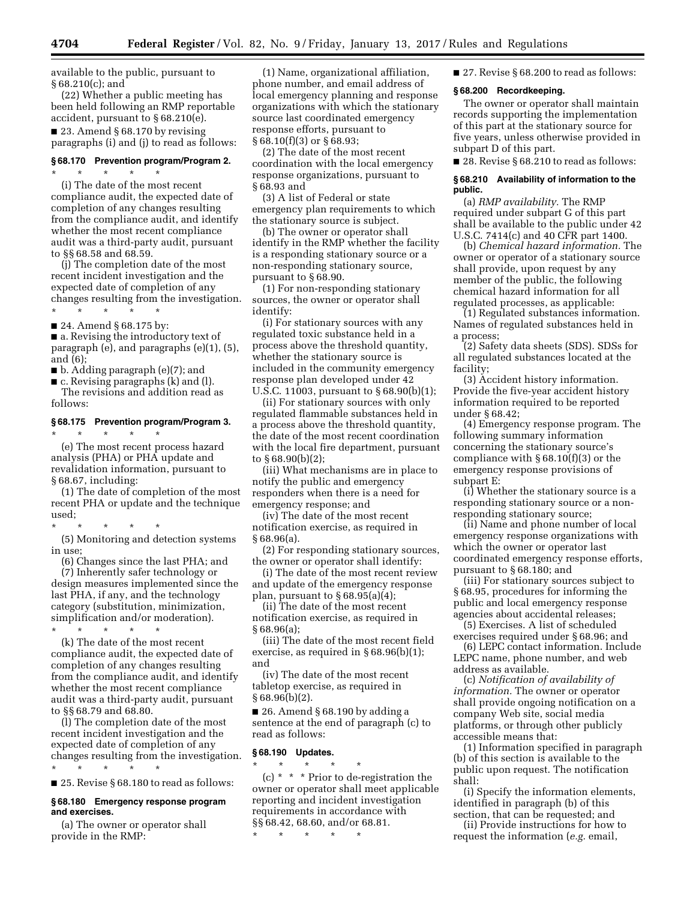available to the public, pursuant to § 68.210(c); and

(22) Whether a public meeting has been held following an RMP reportable accident, pursuant to § 68.210(e).

■ 23. Amend § 68.170 by revising paragraphs (i) and (j) to read as follows:

### § 68.170 Prevention program/Program 2.

\* \* \* \* \*

(i) The date of the most recent compliance audit, the expected date of completion of any changes resulting from the compliance audit, and identify whether the most recent compliance audit was a third-party audit, pursuant to §§ 68.58 and 68.59.

(j) The completion date of the most recent incident investigation and the expected date of completion of any changes resulting from the investigation.

\* \* \* \* \*

■ 24. Amend § 68.175 by:

■ a. Revising the introductory text of paragraph (e), and paragraphs (e)(1), (5), and (6);

■ b. Adding paragraph (e)(7); and

■ c. Revising paragraphs (k) and (l).

The revisions and addition read as follows:

### § 68.175 Prevention program/Program 3.

\* \* \* \* \*

(e) The most recent process hazard analysis (PHA) or PHA update and revalidation information, pursuant to § 68.67, including:

(1) The date of completion of the most recent PHA or update and the technique used;

\* \* \* \* \*

(5) Monitoring and detection systems in use;

(6) Changes since the last PHA; and

(7) Inherently safer technology or design measures implemented since the last PHA, if any, and the technology category (substitution, minimization, simplification and/or moderation).

\* \* \* \* \*

(k) The date of the most recent compliance audit, the expected date of completion of any changes resulting from the compliance audit, and identify whether the most recent compliance audit was a third-party audit, pursuant to §§ 68.79 and 68.80.

(l) The completion date of the most recent incident investigation and the expected date of completion of any changes resulting from the investigation.

\* \* \* \* \*

■ 25. Revise § 68.180 to read as follows:

### § 68.180 Emergency response program and exercises.

(a) The owner or operator shall provide in the RMP:

(1) Name, organizational affiliation, phone number, and email address of local emergency planning and response organizations with which the stationary source last coordinated emergency response efforts, pursuant to § 68.10(f)(3) or § 68.93;

(2) The date of the most recent coordination with the local emergency response organizations, pursuant to § 68.93 and

(3) A list of Federal or state emergency plan requirements to which the stationary source is subject.

(b) The owner or operator shall identify in the RMP whether the facility is a responding stationary source or a non-responding stationary source, pursuant to § 68.90.

(1) For non-responding stationary sources, the owner or operator shall identify:

(i) For stationary sources with any regulated toxic substance held in a process above the threshold quantity, whether the stationary source is included in the community emergency response plan developed under 42 U.S.C. 11003, pursuant to § 68.90(b)(1);

(ii) For stationary sources with only regulated flammable substances held in a process above the threshold quantity, the date of the most recent coordination with the local fire department, pursuant to § 68.90(b)(2);

(iii) What mechanisms are in place to notify the public and emergency responders when there is a need for emergency response; and

(iv) The date of the most recent notification exercise, as required in § 68.96(a).

(2) For responding stationary sources, the owner or operator shall identify:

(i) The date of the most recent review and update of the emergency response plan, pursuant to § 68.95(a)(4);

(ii) The date of the most recent notification exercise, as required in § 68.96(a);

(iii) The date of the most recent field exercise, as required in § 68.96(b)(1); and

(iv) The date of the most recent tabletop exercise, as required in § 68.96(b)(2).

■ 26. Amend § 68.190 by adding a sentence at the end of paragraph (c) to read as follows:

### § 68.190 Updates.

\* \* \* \* \*

(c) \* \* \* Prior to de-registration the owner or operator shall meet applicable reporting and incident investigation requirements in accordance with §§ 68.42, 68.60, and/or 68.81.

\* \* \* \* \*

■ 27. Revise § 68.200 to read as follows:

### § 68.200 Recordkeeping.

The owner or operator shall maintain records supporting the implementation of this part at the stationary source for five years, unless otherwise provided in subpart D of this part.

■ 28. Revise § 68.210 to read as follows:

### § 68.210 Availability of information to the public.

(a) *RMP availability.* The RMP required under subpart G of this part shall be available to the public under 42 U.S.C. 7414(c) and 40 CFR part 1400.

(b) *Chemical hazard information.* The owner or operator of a stationary source shall provide, upon request by any member of the public, the following chemical hazard information for all regulated processes, as applicable:

(1) Regulated substances information. Names of regulated substances held in a process;

(2) Safety data sheets (SDS). SDSs for all regulated substances located at the facility;

(3) Accident history information. Provide the five-year accident history information required to be reported under § 68.42;

(4) Emergency response program. The following summary information concerning the stationary source's compliance with § 68.10(f)(3) or the emergency response provisions of subpart E:

(i) Whether the stationary source is a responding stationary source or a non-responding stationary source;

(ii) Name and phone number of local emergency response organizations with which the owner or operator last coordinated emergency response efforts, pursuant to § 68.180; and

(iii) For stationary sources subject to § 68.95, procedures for informing the public and local emergency response agencies about accidental releases;

(5) Exercises. A list of scheduled exercises required under § 68.96; and

(6) LEPC contact information. Include LEPC name, phone number, and web address as available.

(c) *Notification of availability of information.* The owner or operator shall provide ongoing notification on a company Web site, social media platforms, or through other publicly accessible means that:

(1) Information specified in paragraph (b) of this section is available to the public upon request. The notification shall:

(i) Specify the information elements, identified in paragraph (b) of this section, that can be requested; and

(ii) Provide instructions for how to request the information (*e.g.* email,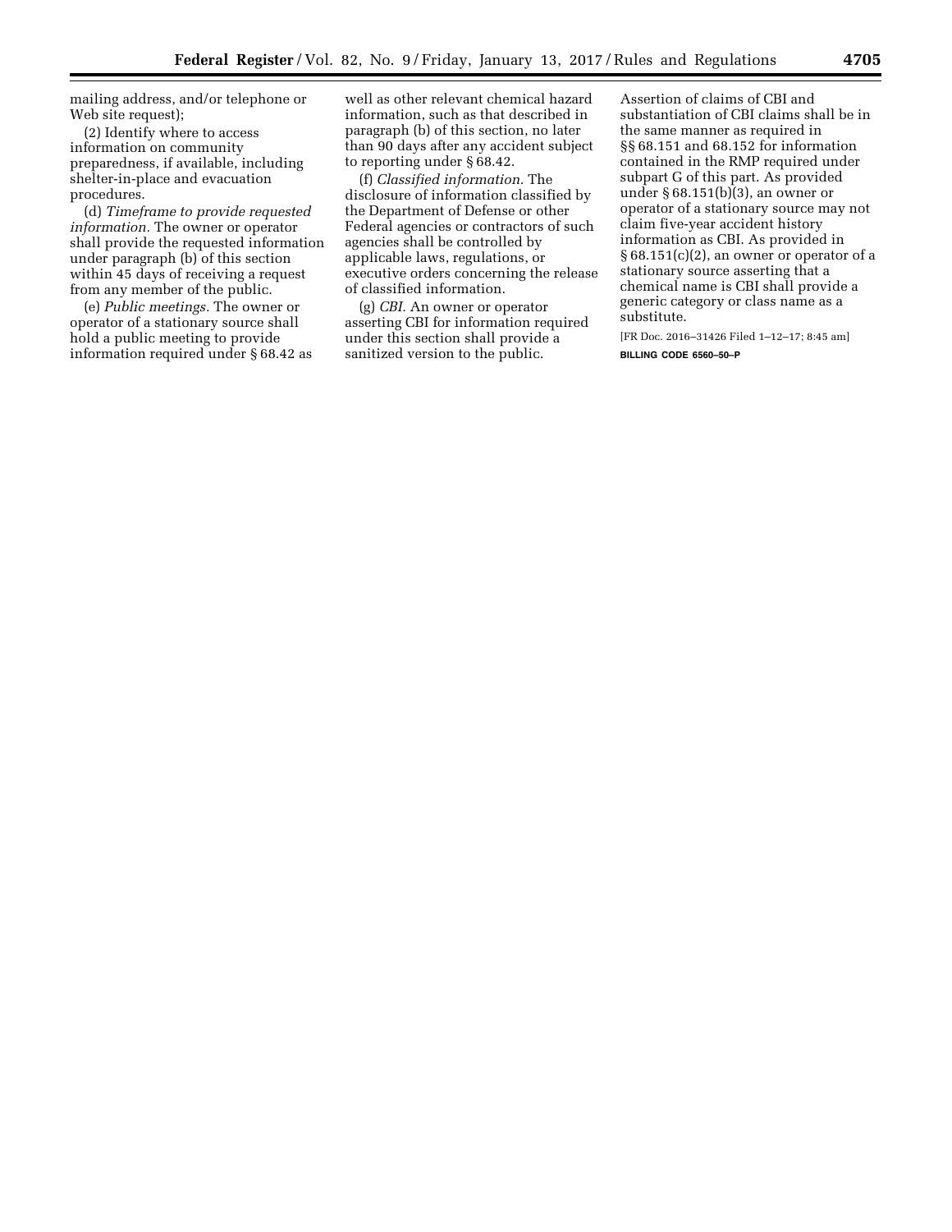mailing address, and/or telephone or Web site request);

(2) Identify where to access information on community preparedness, if available, including shelter-in-place and evacuation procedures.

(d) *Timeframe to provide requested information.* The owner or operator shall provide the requested information under paragraph (b) of this section within 45 days of receiving a request from any member of the public.

(e) *Public meetings.* The owner or operator of a stationary source shall hold a public meeting to provide information required under § 68.42 as well as other relevant chemical hazard information, such as that described in paragraph (b) of this section, no later than 90 days after any accident subject to reporting under § 68.42.

(f) *Classified information.* The disclosure of information classified by the Department of Defense or other Federal agencies or contractors of such agencies shall be controlled by applicable laws, regulations, or executive orders concerning the release of classified information.

(g) *CBI.* An owner or operator asserting CBI for information required under this section shall provide a sanitized version to the public. Assertion of claims of CBI and substantiation of CBI claims shall be in the same manner as required in §§ 68.151 and 68.152 for information contained in the RMP required under subpart G of this part. As provided under § 68.151(b)(3), an owner or operator of a stationary source may not claim five-year accident history information as CBI. As provided in § 68.151(c)(2), an owner or operator of a stationary source asserting that a chemical name is CBI shall provide a generic category or class name as a substitute.

[FR Doc. 2016–31426 Filed 1–12–17; 8:45 am]

**BILLING CODE 6560–50–P**